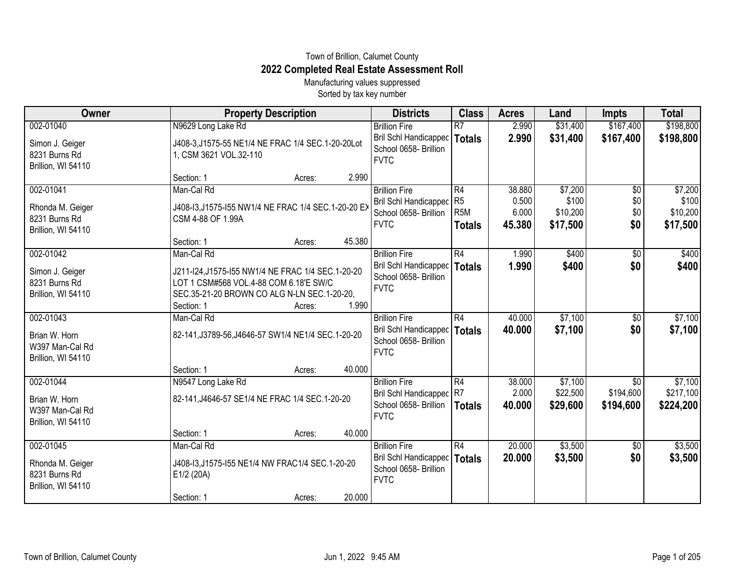Town of Brillion, Calumet County

# 2022 Completed Real Estate Assessment Roll

Manufacturing values suppressed

Sorted by tax key number

| Owner | Property Description | Districts | Class | Acres | Land | Impts | Total |
|---|---|---|---|---|---|---|---|
| 002-01040<br>Simon J. Geiger<br>8231 Burns Rd<br>Brillion, WI 54110 | N9629 Long Lake Rd<br>J408-3,J1575-55 NE1/4 NE FRAC 1/4 SEC.1-20-20Lot 1, CSM 3621 VOL.32-110<br>Section: 1 Acres: 2.990 | Brillion Fire<br>Bril Schl Handicapped<br>School 0658- Brillion<br>FVTC | R7<br>**Totals** | 2.990<br>**2.990** | $31,400<br>**$31,400** | $167,400<br>**$167,400** | $198,800<br>**$198,800** |
| 002-01041<br>Rhonda M. Geiger<br>8231 Burns Rd<br>Brillion, WI 54110 | Man-Cal Rd<br>J408-I3,J1575-I55 NW1/4 NE FRAC 1/4 SEC.1-20-20 EX CSM 4-88 OF 1.99A<br>Section: 1 Acres: 45.380 | Brillion Fire<br>Bril Schl Handicapped<br>School 0658- Brillion<br>FVTC | R4<br>R5<br>R5M<br>**Totals** | 38.880<br>0.500<br>6.000<br>**45.380** | $7,200<br>$100<br>$10,200<br>**$17,500** | $0<br>$0<br>$0<br>**$0** | $7,200<br>$100<br>$10,200<br>**$17,500** |
| 002-01042<br>Simon J. Geiger<br>8231 Burns Rd<br>Brillion, WI 54110 | Man-Cal Rd<br>J211-I24,J1575-I55 NW1/4 NE FRAC 1/4 SEC.1-20-20 LOT 1 CSM#568 VOL.4-88 COM 6.18'E SW/C SEC.35-21-20 BROWN CO ALG N-LN SEC.1-20-20,<br>Section: 1 Acres: 1.990 | Brillion Fire<br>Bril Schl Handicapped<br>School 0658- Brillion<br>FVTC | R4<br>**Totals** | 1.990<br>**1.990** | $400<br>**$400** | $0<br>**$0** | $400<br>**$400** |
| 002-01043<br>Brian W. Horn<br>W397 Man-Cal Rd<br>Brillion, WI 54110 | Man-Cal Rd<br>82-141,J3789-56,J4646-57 SW1/4 NE1/4 SEC.1-20-20<br>Section: 1 Acres: 40.000 | Brillion Fire<br>Bril Schl Handicapped<br>School 0658- Brillion<br>FVTC | R4<br>**Totals** | 40.000<br>**40.000** | $7,100<br>**$7,100** | $0<br>**$0** | $7,100<br>**$7,100** |
| 002-01044<br>Brian W. Horn<br>W397 Man-Cal Rd<br>Brillion, WI 54110 | N9547 Long Lake Rd<br>82-141,J4646-57 SE1/4 NE FRAC 1/4 SEC.1-20-20<br>Section: 1 Acres: 40.000 | Brillion Fire<br>Bril Schl Handicapped<br>School 0658- Brillion<br>FVTC | R4<br>R7<br>**Totals** | 38.000<br>2.000<br>**40.000** | $7,100<br>$22,500<br>**$29,600** | $0<br>$194,600<br>**$194,600** | $7,100<br>$217,100<br>**$224,200** |
| 002-01045<br>Rhonda M. Geiger<br>8231 Burns Rd<br>Brillion, WI 54110 | Man-Cal Rd<br>J408-I3,J1575-I55 NE1/4 NW FRAC1/4 SEC.1-20-20 E1/2 (20A)<br>Section: 1 Acres: 20.000 | Brillion Fire<br>Bril Schl Handicapped<br>School 0658- Brillion<br>FVTC | R4<br>**Totals** | 20.000<br>**20.000** | $3,500<br>**$3,500** | $0<br>**$0** | $3,500<br>**$3,500** |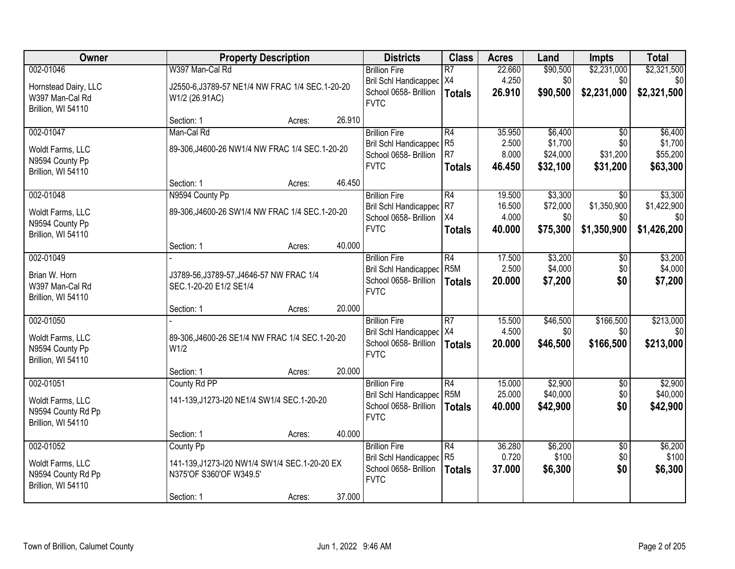| Owner | Property Description | Districts | Class | Acres | Land | Impts | Total |
|---|---|---|---|---|---|---|---|
| 002-01046<br>Hornstead Dairy, LLC<br>W397 Man-Cal Rd<br>Brillion, WI 54110 | W397 Man-Cal Rd<br>J2550-6,J3789-57 NE1/4 NW FRAC 1/4 SEC.1-20-20 W1/2 (26.91AC)<br>Section: 1 Acres: 26.910 | Brillion Fire<br>Bril Schl Handicapped<br>School 0658- Brillion<br>FVTC | R7<br>X4<br>**Totals** | 22.660<br>4.250<br>**26.910** | $90,500<br>$0<br>**$90,500** | $2,231,000<br>$0<br>**$2,231,000** | $2,321,500<br>$0<br>**$2,321,500** |
| 002-01047<br>Woldt Farms, LLC<br>N9594 County Pp<br>Brillion, WI 54110 | Man-Cal Rd<br>89-306,J4600-26 NW1/4 NW FRAC 1/4 SEC.1-20-20<br>Section: 1 Acres: 46.450 | Brillion Fire<br>Bril Schl Handicapped<br>School 0658- Brillion<br>FVTC | R4<br>R5<br>R7<br>**Totals** | 35.950<br>2.500<br>8.000<br>**46.450** | $6,400<br>$1,700<br>$24,000<br>**$32,100** | $0<br>$0<br>$31,200<br>**$31,200** | $6,400<br>$1,700<br>$55,200<br>**$63,300** |
| 002-01048<br>Woldt Farms, LLC<br>N9594 County Pp<br>Brillion, WI 54110 | N9594 County Pp<br>89-306,J4600-26 SW1/4 NW FRAC 1/4 SEC.1-20-20<br>Section: 1 Acres: 40.000 | Brillion Fire<br>Bril Schl Handicapped<br>School 0658- Brillion<br>FVTC | R4<br>R7<br>X4<br>**Totals** | 19.500<br>16.500<br>4.000<br>**40.000** | $3,300<br>$72,000<br>$0<br>**$75,300** | $0<br>$1,350,900<br>$0<br>**$1,350,900** | $3,300<br>$1,422,900<br>$0<br>**$1,426,200** |
| 002-01049<br>Brian W. Horn<br>W397 Man-Cal Rd<br>Brillion, WI 54110 | -<br>J3789-56,J3789-57,J4646-57 NW FRAC 1/4 SEC.1-20-20 E1/2 SE1/4<br>Section: 1 Acres: 20.000 | Brillion Fire<br>Bril Schl Handicapped<br>School 0658- Brillion<br>FVTC | R4<br>R5M<br>**Totals** | 17.500<br>2.500<br>**20.000** | $3,200<br>$4,000<br>**$7,200** | $0<br>$0<br>**$0** | $3,200<br>$4,000<br>**$7,200** |
| 002-01050<br>Woldt Farms, LLC<br>N9594 County Pp<br>Brillion, WI 54110 | -<br>89-306,J4600-26 SE1/4 NW FRAC 1/4 SEC.1-20-20 W1/2<br>Section: 1 Acres: 20.000 | Brillion Fire<br>Bril Schl Handicapped<br>School 0658- Brillion<br>FVTC | R7<br>X4<br>**Totals** | 15.500<br>4.500<br>**20.000** | $46,500<br>$0<br>**$46,500** | $166,500<br>$0<br>**$166,500** | $213,000<br>$0<br>**$213,000** |
| 002-01051<br>Woldt Farms, LLC<br>N9594 County Rd Pp<br>Brillion, WI 54110 | County Rd PP<br>141-139,J1273-I20 NE1/4 SW1/4 SEC.1-20-20<br>Section: 1 Acres: 40.000 | Brillion Fire<br>Bril Schl Handicapped<br>School 0658- Brillion<br>FVTC | R4<br>R5M<br>**Totals** | 15.000<br>25.000<br>**40.000** | $2,900<br>$40,000<br>**$42,900** | $0<br>$0<br>**$0** | $2,900<br>$40,000<br>**$42,900** |
| 002-01052<br>Woldt Farms, LLC<br>N9594 County Rd Pp<br>Brillion, WI 54110 | County Pp<br>141-139,J1273-I20 NW1/4 SW1/4 SEC.1-20-20 EX N375'OF S360'OF W349.5'<br>Section: 1 Acres: 37.000 | Brillion Fire<br>Bril Schl Handicapped<br>School 0658- Brillion<br>FVTC | R4<br>R5<br>**Totals** | 36.280<br>0.720<br>**37.000** | $6,200<br>$100<br>**$6,300** | $0<br>$0<br>**$0** | $6,200<br>$100<br>**$6,300** |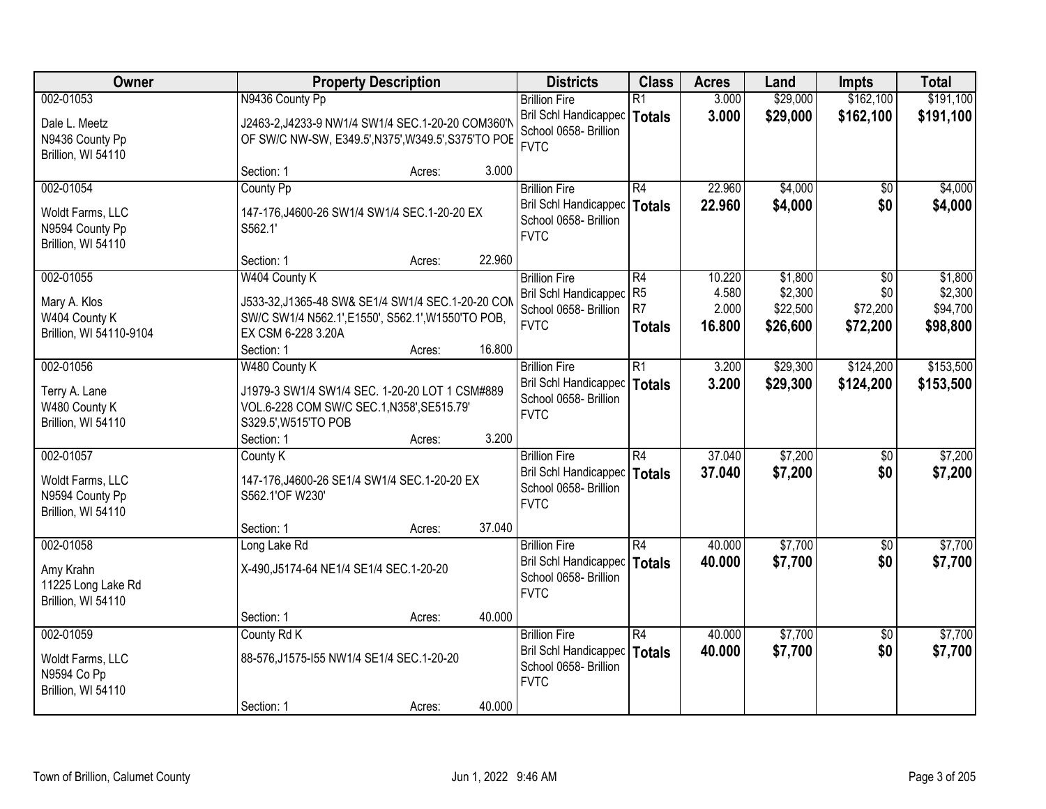| Owner | Property Description | Districts | Class | Acres | Land | Impts | Total |
|---|---|---|---|---|---|---|---|
| 002-01053<br>Dale L. Meetz<br>N9436 County Pp<br>Brillion, WI 54110 | N9436 County Pp<br>J2463-2,J4233-9 NW1/4 SW1/4 SEC.1-20-20 COM360'N OF SW/C NW-SW, E349.5',N375',W349.5',S375'TO POE<br>Section: 1 Acres: 3.000 | Brillion Fire<br>Bril Schl Handicapped<br>School 0658- Brillion<br>FVTC | R1<br>**Totals** | 3.000<br>**3.000** | $29,000<br>**$29,000** | $162,100<br>**$162,100** | $191,100<br>**$191,100** |
| 002-01054<br>Woldt Farms, LLC<br>N9594 County Pp<br>Brillion, WI 54110 | County Pp<br>147-176,J4600-26 SW1/4 SW1/4 SEC.1-20-20 EX S562.1'<br>Section: 1 Acres: 22.960 | Brillion Fire<br>Bril Schl Handicapped<br>School 0658- Brillion<br>FVTC | R4<br>**Totals** | 22.960<br>**22.960** | $4,000<br>**$4,000** | $0<br>**$0** | $4,000<br>**$4,000** |
| 002-01055<br>Mary A. Klos<br>W404 County K<br>Brillion, WI 54110-9104 | W404 County K<br>J533-32,J1365-48 SW& SE1/4 SW1/4 SEC.1-20-20 COM SW/C SW1/4 N562.1',E1550', S562.1',W1550'TO POB, EX CSM 6-228 3.20A<br>Section: 1 Acres: 16.800 | Brillion Fire<br>Bril Schl Handicapped<br>School 0658- Brillion<br>FVTC | R4<br>R5<br>R7<br>**Totals** | 10.220<br>4.580<br>2.000<br>**16.800** | $1,800<br>$2,300<br>$22,500<br>**$26,600** | $0<br>$0<br>$72,200<br>**$72,200** | $1,800<br>$2,300<br>$94,700<br>**$98,800** |
| 002-01056<br>Terry A. Lane<br>W480 County K<br>Brillion, WI 54110 | W480 County K<br>J1979-3 SW1/4 SW1/4 SEC. 1-20-20 LOT 1 CSM#889 VOL.6-228 COM SW/C SEC.1,N358',SE515.79' S329.5',W515'TO POB<br>Section: 1 Acres: 3.200 | Brillion Fire<br>Bril Schl Handicapped<br>School 0658- Brillion<br>FVTC | R1<br>**Totals** | 3.200<br>**3.200** | $29,300<br>**$29,300** | $124,200<br>**$124,200** | $153,500<br>**$153,500** |
| 002-01057<br>Woldt Farms, LLC<br>N9594 County Pp<br>Brillion, WI 54110 | County K<br>147-176,J4600-26 SE1/4 SW1/4 SEC.1-20-20 EX S562.1'OF W230'<br>Section: 1 Acres: 37.040 | Brillion Fire<br>Bril Schl Handicapped<br>School 0658- Brillion<br>FVTC | R4<br>**Totals** | 37.040<br>**37.040** | $7,200<br>**$7,200** | $0<br>**$0** | $7,200<br>**$7,200** |
| 002-01058<br>Amy Krahn<br>11225 Long Lake Rd<br>Brillion, WI 54110 | Long Lake Rd<br>X-490,J5174-64 NE1/4 SE1/4 SEC.1-20-20<br>Section: 1 Acres: 40.000 | Brillion Fire<br>Bril Schl Handicapped<br>School 0658- Brillion<br>FVTC | R4<br>**Totals** | 40.000<br>**40.000** | $7,700<br>**$7,700** | $0<br>**$0** | $7,700<br>**$7,700** |
| 002-01059<br>Woldt Farms, LLC<br>N9594 Co Pp<br>Brillion, WI 54110 | County Rd K<br>88-576,J1575-I55 NW1/4 SE1/4 SEC.1-20-20<br>Section: 1 Acres: 40.000 | Brillion Fire<br>Bril Schl Handicapped<br>School 0658- Brillion<br>FVTC | R4<br>**Totals** | 40.000<br>**40.000** | $7,700<br>**$7,700** | $0<br>**$0** | $7,700<br>**$7,700** |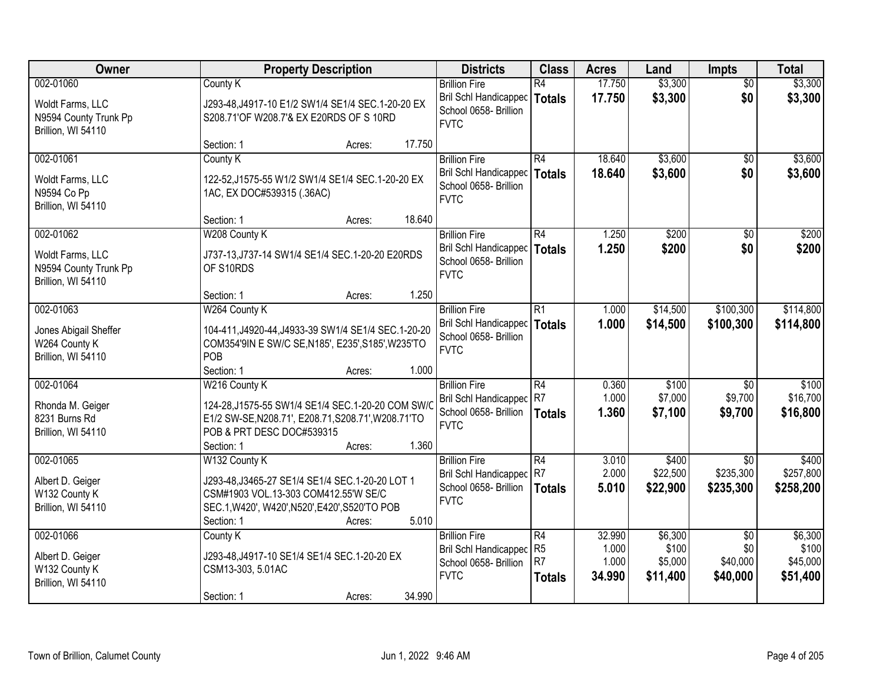| Owner | Property Description | Districts | Class | Acres | Land | Impts | Total |
|---|---|---|---|---|---|---|---|
| 002-01060<br>Woldt Farms, LLC<br>N9594 County Trunk Pp<br>Brillion, WI 54110 | County K<br>J293-48,J4917-10 E1/2 SW1/4 SE1/4 SEC.1-20-20 EX S208.71'OF W208.7'& EX E20RDS OF S 10RD<br>Section: 1 Acres: 17.750 | Brillion Fire<br>Bril Schl Handicapped<br>School 0658- Brillion<br>FVTC | R4<br>**Totals** | 17.750<br>**17.750** | $3,300<br>**$3,300** | $0<br>**$0** | $3,300<br>**$3,300** |
| 002-01061<br>Woldt Farms, LLC<br>N9594 Co Pp<br>Brillion, WI 54110 | County K<br>122-52,J1575-55 W1/2 SW1/4 SE1/4 SEC.1-20-20 EX 1AC, EX DOC#539315 (.36AC)<br>Section: 1 Acres: 18.640 | Brillion Fire<br>Bril Schl Handicapped<br>School 0658- Brillion<br>FVTC | R4<br>**Totals** | 18.640<br>**18.640** | $3,600<br>**$3,600** | $0<br>**$0** | $3,600<br>**$3,600** |
| 002-01062<br>Woldt Farms, LLC<br>N9594 County Trunk Pp<br>Brillion, WI 54110 | W208 County K<br>J737-13,J737-14 SW1/4 SE1/4 SEC.1-20-20 E20RDS OF S10RDS<br>Section: 1 Acres: 1.250 | Brillion Fire<br>Bril Schl Handicapped<br>School 0658- Brillion<br>FVTC | R4<br>**Totals** | 1.250<br>**1.250** | $200<br>**$200** | $0<br>**$0** | $200<br>**$200** |
| 002-01063<br>Jones Abigail Sheffer<br>W264 County K<br>Brillion, WI 54110 | W264 County K<br>104-411,J4920-44,J4933-39 SW1/4 SE1/4 SEC.1-20-20 COM354'9IN E SW/C SE,N185', E235',S185',W235'TO POB<br>Section: 1 Acres: 1.000 | Brillion Fire<br>Bril Schl Handicapped<br>School 0658- Brillion<br>FVTC | R1<br>**Totals** | 1.000<br>**1.000** | $14,500<br>**$14,500** | $100,300<br>**$100,300** | $114,800<br>**$114,800** |
| 002-01064<br>Rhonda M. Geiger<br>8231 Burns Rd<br>Brillion, WI 54110 | W216 County K<br>124-28,J1575-55 SW1/4 SE1/4 SEC.1-20-20 COM SW/C E1/2 SW-SE,N208.71', E208.71,S208.71',W208.71'TO POB & PRT DESC DOC#539315<br>Section: 1 Acres: 1.360 | Brillion Fire<br>Bril Schl Handicapped<br>School 0658- Brillion<br>FVTC | R4<br>R7<br>**Totals** | 0.360<br>1.000<br>**1.360** | $100<br>$7,000<br>**$7,100** | $0<br>$9,700<br>**$9,700** | $100<br>$16,700<br>**$16,800** |
| 002-01065<br>Albert D. Geiger<br>W132 County K<br>Brillion, WI 54110 | W132 County K<br>J293-48,J3465-27 SE1/4 SE1/4 SEC.1-20-20 LOT 1 CSM#1903 VOL.13-303 COM412.55'W SE/C SEC.1,W420', W420',N520',E420',S520'TO POB<br>Section: 1 Acres: 5.010 | Brillion Fire<br>Bril Schl Handicapped<br>School 0658- Brillion<br>FVTC | R4<br>R7<br>**Totals** | 3.010<br>2.000<br>**5.010** | $400<br>$22,500<br>**$22,900** | $0<br>$235,300<br>**$235,300** | $400<br>$257,800<br>**$258,200** |
| 002-01066<br>Albert D. Geiger<br>W132 County K<br>Brillion, WI 54110 | County K<br>J293-48,J4917-10 SE1/4 SE1/4 SEC.1-20-20 EX CSM13-303, 5.01AC<br>Section: 1 Acres: 34.990 | Brillion Fire<br>Bril Schl Handicapped<br>School 0658- Brillion<br>FVTC | R4<br>R5<br>R7<br>**Totals** | 32.990<br>1.000<br>1.000<br>**34.990** | $6,300<br>$100<br>$5,000<br>**$11,400** | $0<br>$0<br>$40,000<br>**$40,000** | $6,300<br>$100<br>$45,000<br>**$51,400** |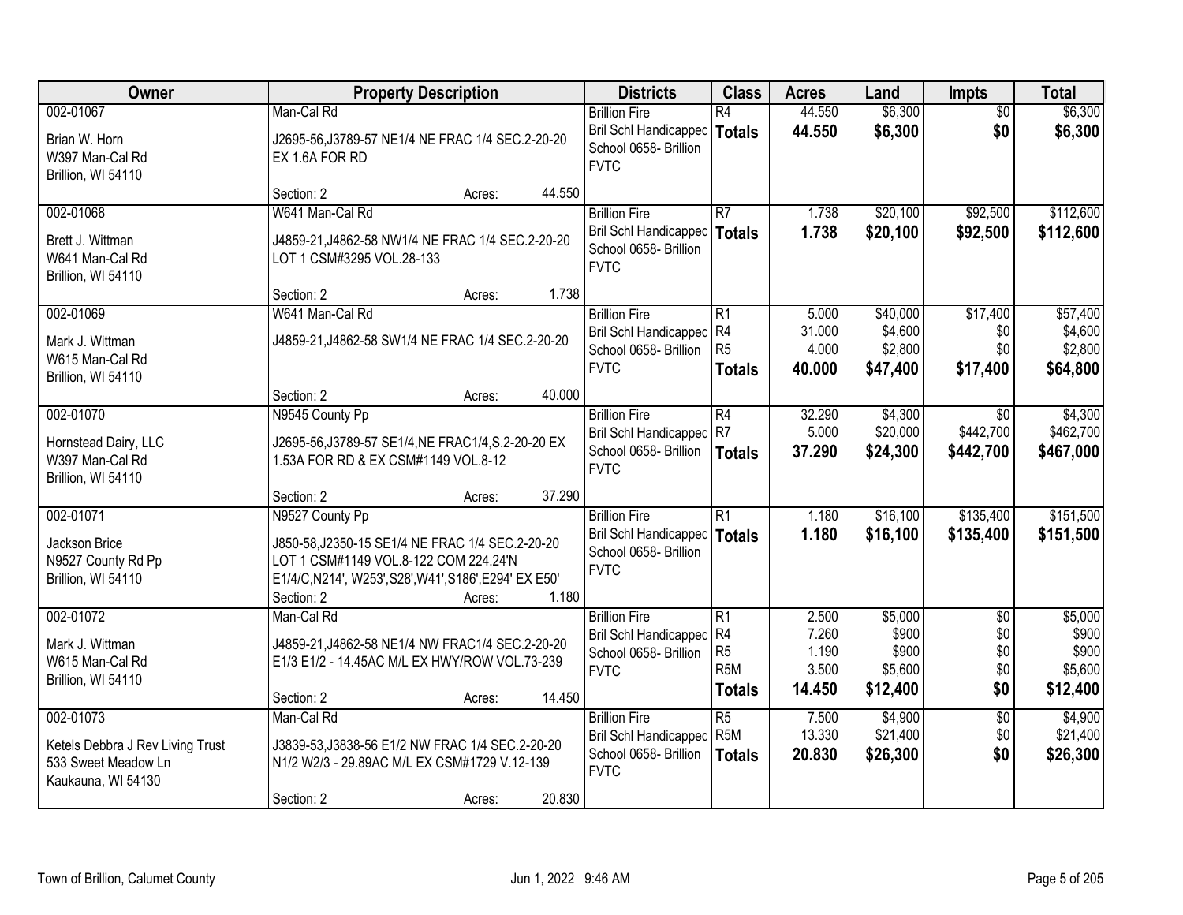| Owner | Property Description | Districts | Class | Acres | Land | Impts | Total |
|---|---|---|---|---|---|---|---|
| 002-01067<br>Brian W. Horn<br>W397 Man-Cal Rd<br>Brillion, WI 54110 | Man-Cal Rd<br>J2695-56,J3789-57 NE1/4 NE FRAC 1/4 SEC.2-20-20 EX 1.6A FOR RD<br>Section: 2 Acres: 44.550 | Brillion Fire<br>Bril Schl Handicappec<br>School 0658- Brillion<br>FVTC | R4<br>**Totals** | 44.550<br>**44.550** | $6,300<br>**$6,300** | $0<br>**$0** | $6,300<br>**$6,300** |
| 002-01068<br>Brett J. Wittman<br>W641 Man-Cal Rd<br>Brillion, WI 54110 | W641 Man-Cal Rd<br>J4859-21,J4862-58 NW1/4 NE FRAC 1/4 SEC.2-20-20 LOT 1 CSM#3295 VOL.28-133<br>Section: 2 Acres: 1.738 | Brillion Fire<br>Bril Schl Handicappec<br>School 0658- Brillion<br>FVTC | R7<br>**Totals** | 1.738<br>**1.738** | $20,100<br>**$20,100** | $92,500<br>**$92,500** | $112,600<br>**$112,600** |
| 002-01069<br>Mark J. Wittman<br>W615 Man-Cal Rd<br>Brillion, WI 54110 | W641 Man-Cal Rd<br>J4859-21,J4862-58 SW1/4 NE FRAC 1/4 SEC.2-20-20<br>Section: 2 Acres: 40.000 | Brillion Fire<br>Bril Schl Handicappec<br>School 0658- Brillion<br>FVTC | R1<br>R4<br>R5<br>**Totals** | 5.000<br>31.000<br>4.000<br>**40.000** | $40,000<br>$4,600<br>$2,800<br>**$47,400** | $17,400<br>$0<br>$0<br>**$17,400** | $57,400<br>$4,600<br>$2,800<br>**$64,800** |
| 002-01070<br>Hornstead Dairy, LLC<br>W397 Man-Cal Rd<br>Brillion, WI 54110 | N9545 County Pp<br>J2695-56,J3789-57 SE1/4,NE FRAC1/4,S.2-20-20 EX 1.53A FOR RD & EX CSM#1149 VOL.8-12<br>Section: 2 Acres: 37.290 | Brillion Fire<br>Bril Schl Handicappec<br>School 0658- Brillion<br>FVTC | R4<br>R7<br>**Totals** | 32.290<br>5.000<br>**37.290** | $4,300<br>$20,000<br>**$24,300** | $0<br>$442,700<br>**$442,700** | $4,300<br>$462,700<br>**$467,000** |
| 002-01071<br>Jackson Brice<br>N9527 County Rd Pp<br>Brillion, WI 54110 | N9527 County Pp<br>J850-58,J2350-15 SE1/4 NE FRAC 1/4 SEC.2-20-20 LOT 1 CSM#1149 VOL.8-122 COM 224.24'N E1/4/C,N214', W253',S28',W41',S186',E294' EX E50'<br>Section: 2 Acres: 1.180 | Brillion Fire<br>Bril Schl Handicappec<br>School 0658- Brillion<br>FVTC | R1<br>**Totals** | 1.180<br>**1.180** | $16,100<br>**$16,100** | $135,400<br>**$135,400** | $151,500<br>**$151,500** |
| 002-01072<br>Mark J. Wittman<br>W615 Man-Cal Rd<br>Brillion, WI 54110 | Man-Cal Rd<br>J4859-21,J4862-58 NE1/4 NW FRAC1/4 SEC.2-20-20 E1/3 E1/2 - 14.45AC M/L EX HWY/ROW VOL.73-239<br>Section: 2 Acres: 14.450 | Brillion Fire<br>Bril Schl Handicappec<br>School 0658- Brillion<br>FVTC | R1<br>R4<br>R5<br>R5M<br>**Totals** | 2.500<br>7.260<br>1.190<br>3.500<br>**14.450** | $5,000<br>$900<br>$900<br>$5,600<br>**$12,400** | $0<br>$0<br>$0<br>$0<br>**$0** | $5,000<br>$900<br>$900<br>$5,600<br>**$12,400** |
| 002-01073<br>Ketels Debbra J Rev Living Trust<br>533 Sweet Meadow Ln<br>Kaukauna, WI 54130 | Man-Cal Rd<br>J3839-53,J3838-56 E1/2 NW FRAC 1/4 SEC.2-20-20 N1/2 W2/3 - 29.89AC M/L EX CSM#1729 V.12-139<br>Section: 2 Acres: 20.830 | Brillion Fire<br>Bril Schl Handicappec<br>School 0658- Brillion<br>FVTC | R5<br>R5M<br>**Totals** | 7.500<br>13.330<br>**20.830** | $4,900<br>$21,400<br>**$26,300** | $0<br>$0<br>**$0** | $4,900<br>$21,400<br>**$26,300** |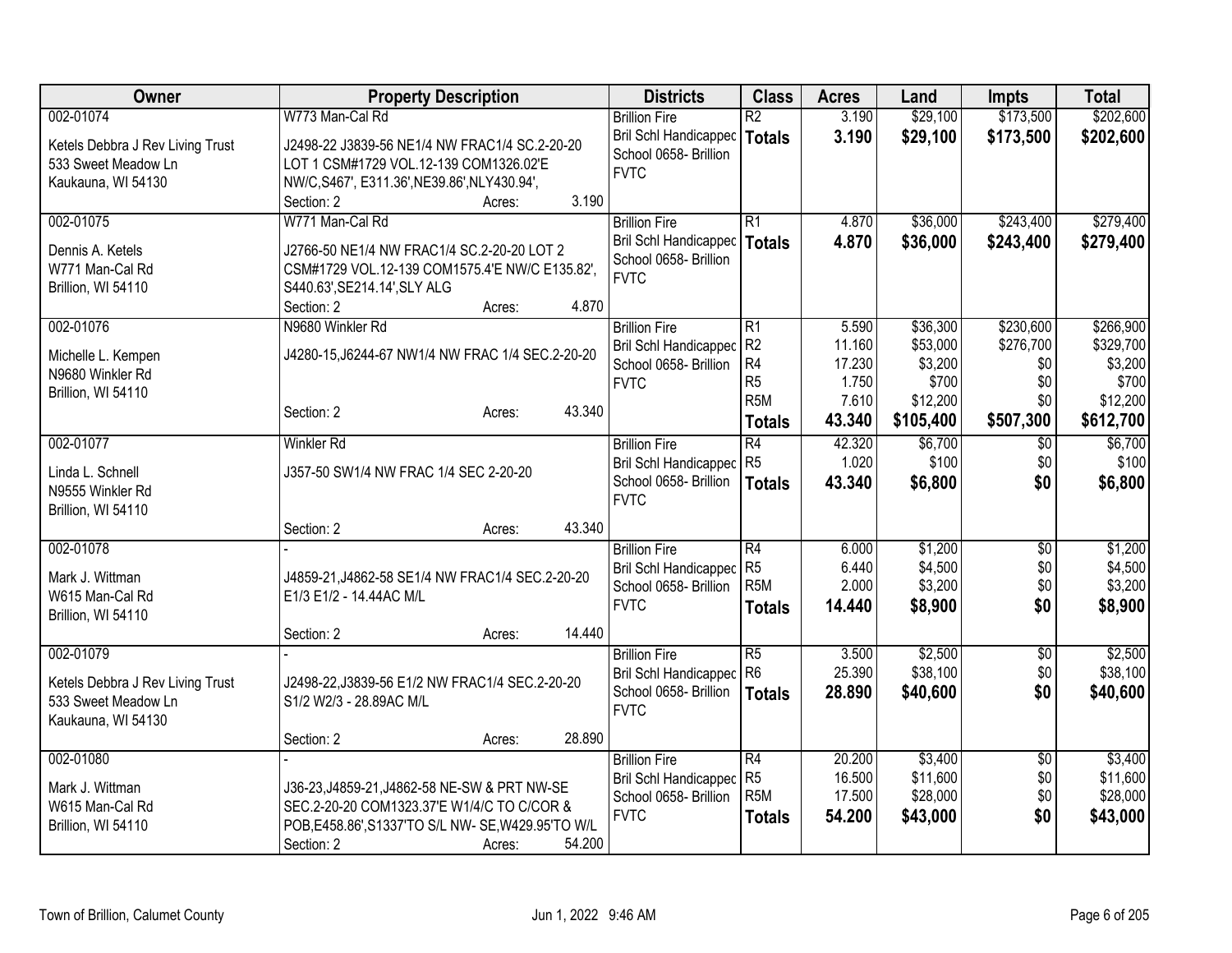| Owner | Property Description | Districts | Class | Acres | Land | Impts | Total |
|---|---|---|---|---|---|---|---|
| 002-01074<br>Ketels Debbra J Rev Living Trust<br>533 Sweet Meadow Ln<br>Kaukauna, WI 54130 | W773 Man-Cal Rd<br>J2498-22 J3839-56 NE1/4 NW FRAC1/4 SC.2-20-20 LOT 1 CSM#1729 VOL.12-139 COM1326.02'E NW/C,S467', E311.36',NE39.86',NLY430.94',<br>Section: 2 Acres: 3.190 | Brillion Fire<br>Bril Schl Handicapped<br>School 0658- Brillion<br>FVTC | R2<br>**Totals** | 3.190<br>**3.190** | $29,100<br>**$29,100** | $173,500<br>**$173,500** | $202,600<br>**$202,600** |
| 002-01075<br>Dennis A. Ketels<br>W771 Man-Cal Rd<br>Brillion, WI 54110 | W771 Man-Cal Rd<br>J2766-50 NE1/4 NW FRAC1/4 SC.2-20-20 LOT 2 CSM#1729 VOL.12-139 COM1575.4'E NW/C E135.82', S440.63',SE214.14',SLY ALG<br>Section: 2 Acres: 4.870 | Brillion Fire<br>Bril Schl Handicapped<br>School 0658- Brillion<br>FVTC | R1<br>**Totals** | 4.870<br>**4.870** | $36,000<br>**$36,000** | $243,400<br>**$243,400** | $279,400<br>**$279,400** |
| 002-01076<br>Michelle L. Kempen<br>N9680 Winkler Rd<br>Brillion, WI 54110 | N9680 Winkler Rd<br>J4280-15,J6244-67 NW1/4 NW FRAC 1/4 SEC.2-20-20<br>Section: 2 Acres: 43.340 | Brillion Fire<br>Bril Schl Handicapped<br>School 0658- Brillion<br>FVTC | R1<br>R2<br>R4<br>R5<br>R5M<br>**Totals** | 5.590<br>11.160<br>17.230<br>1.750<br>7.610<br>**43.340** | $36,300<br>$53,000<br>$3,200<br>$700<br>$12,200<br>**$105,400** | $230,600<br>$276,700<br>$0<br>$0<br>$0<br>**$507,300** | $266,900<br>$329,700<br>$3,200<br>$700<br>$12,200<br>**$612,700** |
| 002-01077<br>Linda L. Schnell<br>N9555 Winkler Rd<br>Brillion, WI 54110 | Winkler Rd<br>J357-50 SW1/4 NW FRAC 1/4 SEC 2-20-20<br>Section: 2 Acres: 43.340 | Brillion Fire<br>Bril Schl Handicapped<br>School 0658- Brillion<br>FVTC | R4<br>R5<br>**Totals** | 42.320<br>1.020<br>**43.340** | $6,700<br>$100<br>**$6,800** | $0<br>$0<br>**$0** | $6,700<br>$100<br>**$6,800** |
| 002-01078<br>Mark J. Wittman<br>W615 Man-Cal Rd<br>Brillion, WI 54110 | -<br>J4859-21,J4862-58 SE1/4 NW FRAC1/4 SEC.2-20-20 E1/3 E1/2 - 14.44AC M/L<br>Section: 2 Acres: 14.440 | Brillion Fire<br>Bril Schl Handicapped<br>School 0658- Brillion<br>FVTC | R4<br>R5<br>R5M<br>**Totals** | 6.000<br>6.440<br>2.000<br>**14.440** | $1,200<br>$4,500<br>$3,200<br>**$8,900** | $0<br>$0<br>$0<br>**$0** | $1,200<br>$4,500<br>$3,200<br>**$8,900** |
| 002-01079<br>Ketels Debbra J Rev Living Trust<br>533 Sweet Meadow Ln<br>Kaukauna, WI 54130 | -<br>J2498-22,J3839-56 E1/2 NW FRAC1/4 SEC.2-20-20 S1/2 W2/3 - 28.89AC M/L<br>Section: 2 Acres: 28.890 | Brillion Fire<br>Bril Schl Handicapped<br>School 0658- Brillion<br>FVTC | R5<br>R6<br>**Totals** | 3.500<br>25.390<br>**28.890** | $2,500<br>$38,100<br>**$40,600** | $0<br>$0<br>**$0** | $2,500<br>$38,100<br>**$40,600** |
| 002-01080<br>Mark J. Wittman<br>W615 Man-Cal Rd<br>Brillion, WI 54110 | -<br>J36-23,J4859-21,J4862-58 NE-SW & PRT NW-SE SEC.2-20-20 COM1323.37'E W1/4/C TO C/COR & POB,E458.86',S1337'TO S/L NW- SE,W429.95'TO W/L<br>Section: 2 Acres: 54.200 | Brillion Fire<br>Bril Schl Handicapped<br>School 0658- Brillion<br>FVTC | R4<br>R5<br>R5M<br>**Totals** | 20.200<br>16.500<br>17.500<br>**54.200** | $3,400<br>$11,600<br>$28,000<br>**$43,000** | $0<br>$0<br>$0<br>**$0** | $3,400<br>$11,600<br>$28,000<br>**$43,000** |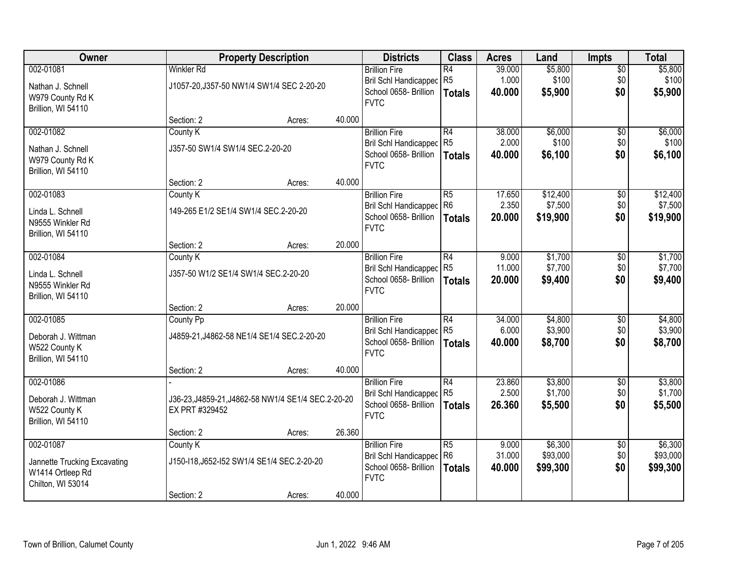| Owner | Property Description | | | Districts | Class | Acres | Land | Impts | Total |
|---|---|---|---|---|---|---|---|---|---|
| 002-01081 | Winkler Rd | | | Brillion Fire | R4 | 39.000 | $5,800 | $0 | $5,800 |
| Nathan J. Schnell<br>W979 County Rd K<br>Brillion, WI 54110 | J1057-20,J357-50 NW1/4 SW1/4 SEC 2-20-20 | | | Bril Schl Handicapped<br>School 0658- Brillion<br>FVTC | R5 | 1.000 | $100 | $0 | $100 |
| | | | | | **Totals** | **40.000** | **$5,900** | **$0** | **$5,900** |
| | Section: 2 | Acres: | 40.000 | | | | | | |
| 002-01082 | County K | | | Brillion Fire | R4 | 38.000 | $6,000 | $0 | $6,000 |
| Nathan J. Schnell<br>W979 County Rd K<br>Brillion, WI 54110 | J357-50 SW1/4 SW1/4 SEC.2-20-20 | | | Bril Schl Handicapped<br>School 0658- Brillion<br>FVTC | R5 | 2.000 | $100 | $0 | $100 |
| | | | | | **Totals** | **40.000** | **$6,100** | **$0** | **$6,100** |
| | Section: 2 | Acres: | 40.000 | | | | | | |
| 002-01083 | County K | | | Brillion Fire | R5 | 17.650 | $12,400 | $0 | $12,400 |
| Linda L. Schnell<br>N9555 Winkler Rd<br>Brillion, WI 54110 | 149-265 E1/2 SE1/4 SW1/4 SEC.2-20-20 | | | Bril Schl Handicapped<br>School 0658- Brillion<br>FVTC | R6 | 2.350 | $7,500 | $0 | $7,500 |
| | | | | | **Totals** | **20.000** | **$19,900** | **$0** | **$19,900** |
| | Section: 2 | Acres: | 20.000 | | | | | | |
| 002-01084 | County K | | | Brillion Fire | R4 | 9.000 | $1,700 | $0 | $1,700 |
| Linda L. Schnell<br>N9555 Winkler Rd<br>Brillion, WI 54110 | J357-50 W1/2 SE1/4 SW1/4 SEC.2-20-20 | | | Bril Schl Handicapped<br>School 0658- Brillion<br>FVTC | R5 | 11.000 | $7,700 | $0 | $7,700 |
| | | | | | **Totals** | **20.000** | **$9,400** | **$0** | **$9,400** |
| | Section: 2 | Acres: | 20.000 | | | | | | |
| 002-01085 | County Pp | | | Brillion Fire | R4 | 34.000 | $4,800 | $0 | $4,800 |
| Deborah J. Wittman<br>W522 County K<br>Brillion, WI 54110 | J4859-21,J4862-58 NE1/4 SE1/4 SEC.2-20-20 | | | Bril Schl Handicapped<br>School 0658- Brillion<br>FVTC | R5 | 6.000 | $3,900 | $0 | $3,900 |
| | | | | | **Totals** | **40.000** | **$8,700** | **$0** | **$8,700** |
| | Section: 2 | Acres: | 40.000 | | | | | | |
| 002-01086 | - | | | Brillion Fire | R4 | 23.860 | $3,800 | $0 | $3,800 |
| Deborah J. Wittman<br>W522 County K<br>Brillion, WI 54110 | J36-23,J4859-21,J4862-58 NW1/4 SE1/4 SEC.2-20-20 EX PRT #329452 | | | Bril Schl Handicapped<br>School 0658- Brillion<br>FVTC | R5 | 2.500 | $1,700 | $0 | $1,700 |
| | | | | | **Totals** | **26.360** | **$5,500** | **$0** | **$5,500** |
| | Section: 2 | Acres: | 26.360 | | | | | | |
| 002-01087 | County K | | | Brillion Fire | R5 | 9.000 | $6,300 | $0 | $6,300 |
| Jannette Trucking Excavating<br>W1414 Ortleep Rd<br>Chilton, WI 53014 | J150-I18,J652-I52 SW1/4 SE1/4 SEC.2-20-20 | | | Bril Schl Handicapped<br>School 0658- Brillion<br>FVTC | R6 | 31.000 | $93,000 | $0 | $93,000 |
| | | | | | **Totals** | **40.000** | **$99,300** | **$0** | **$99,300** |
| | Section: 2 | Acres: | 40.000 | | | | | | |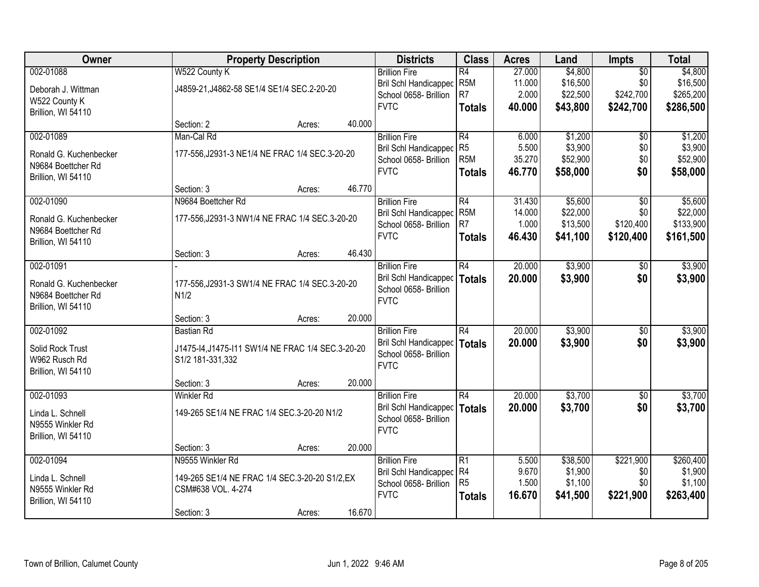| Owner | Property Description | Districts | Class | Acres | Land | Impts | Total |
|---|---|---|---|---|---|---|---|
| 002-01088<br>Deborah J. Wittman<br>W522 County K<br>Brillion, WI 54110 | W522 County K<br>J4859-21,J4862-58 SE1/4 SE1/4 SEC.2-20-20<br>Section: 2 Acres: 40.000 | Brillion Fire<br>Bril Schl Handicapped<br>School 0658- Brillion<br>FVTC | R4<br>R5M<br>R7<br>**Totals** | 27.000<br>11.000<br>2.000<br>**40.000** | $4,800<br>$16,500<br>$22,500<br>**$43,800** | $0<br>$0<br>$242,700<br>**$242,700** | $4,800<br>$16,500<br>$265,200<br>**$286,500** |
| 002-01089<br>Ronald G. Kuchenbecker<br>N9684 Boettcher Rd<br>Brillion, WI 54110 | Man-Cal Rd<br>177-556,J2931-3 NE1/4 NE FRAC 1/4 SEC.3-20-20<br>Section: 3 Acres: 46.770 | Brillion Fire<br>Bril Schl Handicapped<br>School 0658- Brillion<br>FVTC | R4<br>R5<br>R5M<br>**Totals** | 6.000<br>5.500<br>35.270<br>**46.770** | $1,200<br>$3,900<br>$52,900<br>**$58,000** | $0<br>$0<br>$0<br>**$0** | $1,200<br>$3,900<br>$52,900<br>**$58,000** |
| 002-01090<br>Ronald G. Kuchenbecker<br>N9684 Boettcher Rd<br>Brillion, WI 54110 | N9684 Boettcher Rd<br>177-556,J2931-3 NW1/4 NE FRAC 1/4 SEC.3-20-20<br>Section: 3 Acres: 46.430 | Brillion Fire<br>Bril Schl Handicapped<br>School 0658- Brillion<br>FVTC | R4<br>R5M<br>R7<br>**Totals** | 31.430<br>14.000<br>1.000<br>**46.430** | $5,600<br>$22,000<br>$13,500<br>**$41,100** | $0<br>$0<br>$120,400<br>**$120,400** | $5,600<br>$22,000<br>$133,900<br>**$161,500** |
| 002-01091<br>Ronald G. Kuchenbecker<br>N9684 Boettcher Rd<br>Brillion, WI 54110 | -<br>177-556,J2931-3 SW1/4 NE FRAC 1/4 SEC.3-20-20 N1/2<br>Section: 3 Acres: 20.000 | Brillion Fire<br>Bril Schl Handicapped<br>School 0658- Brillion<br>FVTC | R4<br>**Totals** | 20.000<br>**20.000** | $3,900<br>**$3,900** | $0<br>**$0** | $3,900<br>**$3,900** |
| 002-01092<br>Solid Rock Trust<br>W962 Rusch Rd<br>Brillion, WI 54110 | Bastian Rd<br>J1475-I4,J1475-I11 SW1/4 NE FRAC 1/4 SEC.3-20-20 S1/2 181-331,332<br>Section: 3 Acres: 20.000 | Brillion Fire<br>Bril Schl Handicapped<br>School 0658- Brillion<br>FVTC | R4<br>**Totals** | 20.000<br>**20.000** | $3,900<br>**$3,900** | $0<br>**$0** | $3,900<br>**$3,900** |
| 002-01093<br>Linda L. Schnell<br>N9555 Winkler Rd<br>Brillion, WI 54110 | Winkler Rd<br>149-265 SE1/4 NE FRAC 1/4 SEC.3-20-20 N1/2<br>Section: 3 Acres: 20.000 | Brillion Fire<br>Bril Schl Handicapped<br>School 0658- Brillion<br>FVTC | R4<br>**Totals** | 20.000<br>**20.000** | $3,700<br>**$3,700** | $0<br>**$0** | $3,700<br>**$3,700** |
| 002-01094<br>Linda L. Schnell<br>N9555 Winkler Rd<br>Brillion, WI 54110 | N9555 Winkler Rd<br>149-265 SE1/4 NE FRAC 1/4 SEC.3-20-20 S1/2,EX CSM#638 VOL. 4-274<br>Section: 3 Acres: 16.670 | Brillion Fire<br>Bril Schl Handicapped<br>School 0658- Brillion<br>FVTC | R1<br>R4<br>R5<br>**Totals** | 5.500<br>9.670<br>1.500<br>**16.670** | $38,500<br>$1,900<br>$1,100<br>**$41,500** | $221,900<br>$0<br>$0<br>**$221,900** | $260,400<br>$1,900<br>$1,100<br>**$263,400** |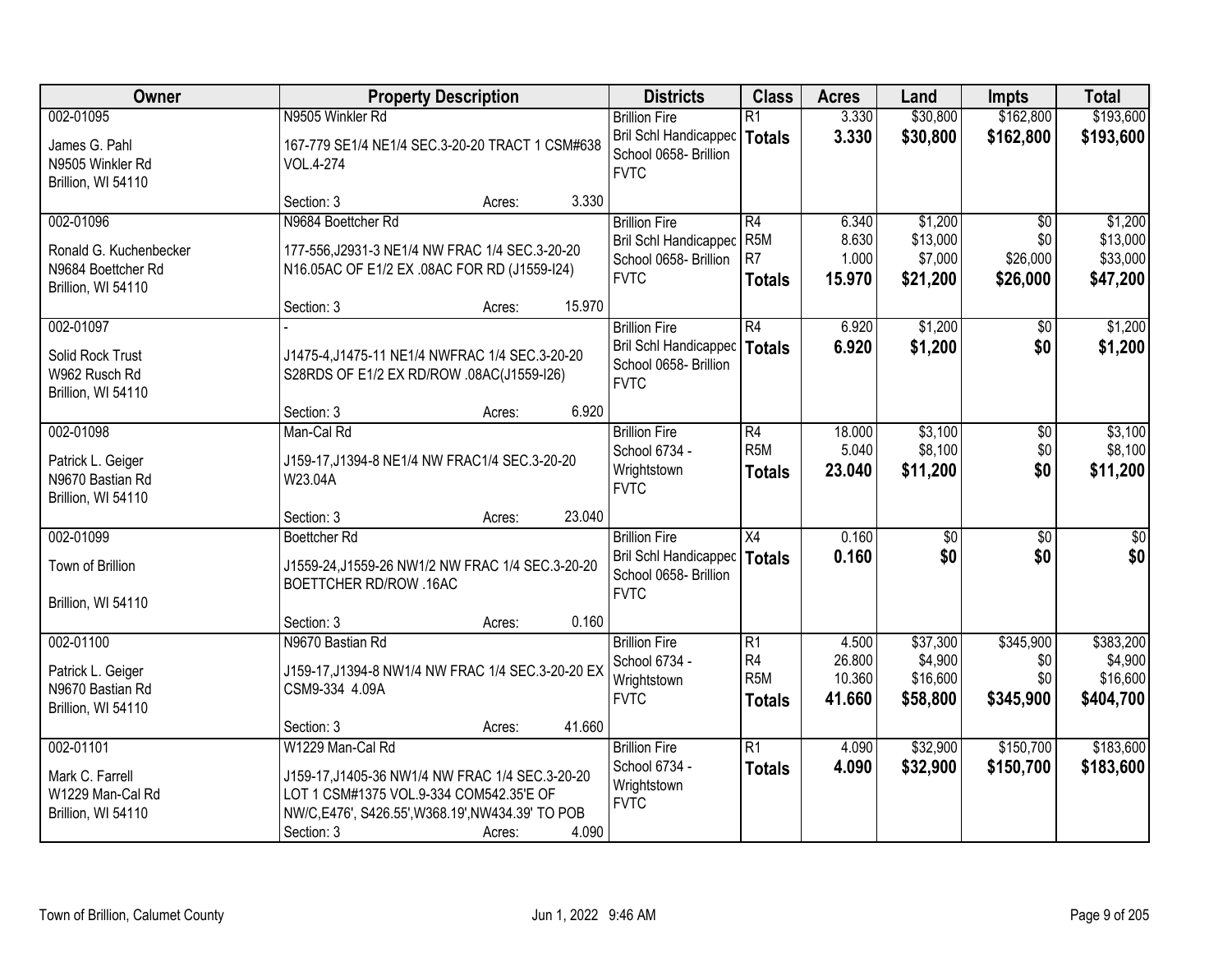| Owner | Property Description | Districts | Class | Acres | Land | Impts | Total |
|---|---|---|---|---|---|---|---|
| 002-01095<br>James G. Pahl<br>N9505 Winkler Rd<br>Brillion, WI 54110 | N9505 Winkler Rd<br>167-779 SE1/4 NE1/4 SEC.3-20-20 TRACT 1 CSM#638 VOL.4-274<br>Section: 3 Acres: 3.330 | Brillion Fire<br>Bril Schl Handicapped<br>School 0658- Brillion<br>FVTC | R1<br>**Totals** | 3.330<br>**3.330** | $30,800<br>**$30,800** | $162,800<br>**$162,800** | $193,600<br>**$193,600** |
| 002-01096<br>Ronald G. Kuchenbecker<br>N9684 Boettcher Rd<br>Brillion, WI 54110 | N9684 Boettcher Rd<br>177-556,J2931-3 NE1/4 NW FRAC 1/4 SEC.3-20-20 N16.05AC OF E1/2 EX .08AC FOR RD (J1559-I24)<br>Section: 3 Acres: 15.970 | Brillion Fire<br>Bril Schl Handicapped<br>School 0658- Brillion<br>FVTC | R4<br>R5M<br>R7<br>**Totals** | 6.340<br>8.630<br>1.000<br>**15.970** | $1,200<br>$13,000<br>$7,000<br>**$21,200** | $0<br>$0<br>$26,000<br>**$26,000** | $1,200<br>$13,000<br>$33,000<br>**$47,200** |
| 002-01097<br>Solid Rock Trust<br>W962 Rusch Rd<br>Brillion, WI 54110 | -<br>J1475-4,J1475-11 NE1/4 NWFRAC 1/4 SEC.3-20-20 S28RDS OF E1/2 EX RD/ROW .08AC(J1559-I26)<br>Section: 3 Acres: 6.920 | Brillion Fire<br>Bril Schl Handicapped<br>School 0658- Brillion<br>FVTC | R4<br>**Totals** | 6.920<br>**6.920** | $1,200<br>**$1,200** | $0<br>**$0** | $1,200<br>**$1,200** |
| 002-01098<br>Patrick L. Geiger<br>N9670 Bastian Rd<br>Brillion, WI 54110 | Man-Cal Rd<br>J159-17,J1394-8 NE1/4 NW FRAC1/4 SEC.3-20-20 W23.04A<br>Section: 3 Acres: 23.040 | Brillion Fire<br>School 6734 - Wrightstown<br>FVTC | R4<br>R5M<br>**Totals** | 18.000<br>5.040<br>**23.040** | $3,100<br>$8,100<br>**$11,200** | $0<br>$0<br>**$0** | $3,100<br>$8,100<br>**$11,200** |
| 002-01099<br>Town of Brillion<br><br>Brillion, WI 54110 | Boettcher Rd<br>J1559-24,J1559-26 NW1/2 NW FRAC 1/4 SEC.3-20-20 BOETTCHER RD/ROW .16AC<br>Section: 3 Acres: 0.160 | Brillion Fire<br>Bril Schl Handicapped<br>School 0658- Brillion<br>FVTC | X4<br>**Totals** | 0.160<br>**0.160** | $0<br>**$0** | $0<br>**$0** | $0<br>**$0** |
| 002-01100<br>Patrick L. Geiger<br>N9670 Bastian Rd<br>Brillion, WI 54110 | N9670 Bastian Rd<br>J159-17,J1394-8 NW1/4 NW FRAC 1/4 SEC.3-20-20 EX CSM9-334 4.09A<br>Section: 3 Acres: 41.660 | Brillion Fire<br>School 6734 - Wrightstown<br>FVTC | R1<br>R4<br>R5M<br>**Totals** | 4.500<br>26.800<br>10.360<br>**41.660** | $37,300<br>$4,900<br>$16,600<br>**$58,800** | $345,900<br>$0<br>$0<br>**$345,900** | $383,200<br>$4,900<br>$16,600<br>**$404,700** |
| 002-01101<br>Mark C. Farrell<br>W1229 Man-Cal Rd<br>Brillion, WI 54110 | W1229 Man-Cal Rd<br>J159-17,J1405-36 NW1/4 NW FRAC 1/4 SEC.3-20-20 LOT 1 CSM#1375 VOL.9-334 COM542.35'E OF NW/C,E476', S426.55',W368.19',NW434.39' TO POB<br>Section: 3 Acres: 4.090 | Brillion Fire<br>School 6734 - Wrightstown<br>FVTC | R1<br>**Totals** | 4.090<br>**4.090** | $32,900<br>**$32,900** | $150,700<br>**$150,700** | $183,600<br>**$183,600** |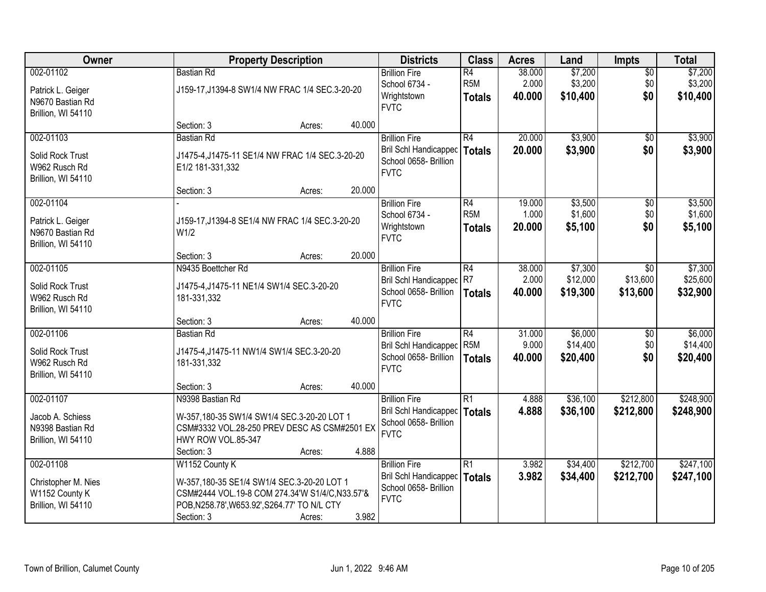| Owner | Property Description | Districts | Class | Acres | Land | Impts | Total |
|---|---|---|---|---|---|---|---|
| 002-01102<br><br>Patrick L. Geiger<br>N9670 Bastian Rd<br>Brillion, WI 54110 | Bastian Rd<br><br>J159-17,J1394-8 SW1/4 NW FRAC 1/4 SEC.3-20-20<br><br>Section: 3 Acres: 40.000 | Brillion Fire<br>School 6734 - Wrightstown<br>FVTC | R4<br>R5M<br>**Totals** | 38.000<br>2.000<br>**40.000** | $7,200<br>$3,200<br>**$10,400** | $0<br>$0<br>**$0** | $7,200<br>$3,200<br>**$10,400** |
| 002-01103<br><br>Solid Rock Trust<br>W962 Rusch Rd<br>Brillion, WI 54110 | Bastian Rd<br><br>J1475-4,J1475-11 SE1/4 NW FRAC 1/4 SEC.3-20-20 E1/2 181-331,332<br><br>Section: 3 Acres: 20.000 | Brillion Fire<br>Bril Schl Handicapped<br>School 0658- Brillion<br>FVTC | R4<br>**Totals** | 20.000<br>**20.000** | $3,900<br>**$3,900** | $0<br>**$0** | $3,900<br>**$3,900** |
| 002-01104<br><br>Patrick L. Geiger<br>N9670 Bastian Rd<br>Brillion, WI 54110 | -<br><br>J159-17,J1394-8 SE1/4 NW FRAC 1/4 SEC.3-20-20 W1/2<br><br>Section: 3 Acres: 20.000 | Brillion Fire<br>School 6734 - Wrightstown<br>FVTC | R4<br>R5M<br>**Totals** | 19.000<br>1.000<br>**20.000** | $3,500<br>$1,600<br>**$5,100** | $0<br>$0<br>**$0** | $3,500<br>$1,600<br>**$5,100** |
| 002-01105<br><br>Solid Rock Trust<br>W962 Rusch Rd<br>Brillion, WI 54110 | N9435 Boettcher Rd<br><br>J1475-4,J1475-11 NE1/4 SW1/4 SEC.3-20-20 181-331,332<br><br>Section: 3 Acres: 40.000 | Brillion Fire<br>Bril Schl Handicapped<br>School 0658- Brillion<br>FVTC | R4<br>R7<br>**Totals** | 38.000<br>2.000<br>**40.000** | $7,300<br>$12,000<br>**$19,300** | $0<br>$13,600<br>**$13,600** | $7,300<br>$25,600<br>**$32,900** |
| 002-01106<br><br>Solid Rock Trust<br>W962 Rusch Rd<br>Brillion, WI 54110 | Bastian Rd<br><br>J1475-4,J1475-11 NW1/4 SW1/4 SEC.3-20-20 181-331,332<br><br>Section: 3 Acres: 40.000 | Brillion Fire<br>Bril Schl Handicapped<br>School 0658- Brillion<br>FVTC | R4<br>R5M<br>**Totals** | 31.000<br>9.000<br>**40.000** | $6,000<br>$14,400<br>**$20,400** | $0<br>$0<br>**$0** | $6,000<br>$14,400<br>**$20,400** |
| 002-01107<br><br>Jacob A. Schiess<br>N9398 Bastian Rd<br>Brillion, WI 54110 | N9398 Bastian Rd<br><br>W-357,180-35 SW1/4 SW1/4 SEC.3-20-20 LOT 1 CSM#3332 VOL.28-250 PREV DESC AS CSM#2501 EX HWY ROW VOL.85-347<br>Section: 3 Acres: 4.888 | Brillion Fire<br>Bril Schl Handicapped<br>School 0658- Brillion<br>FVTC | R1<br>**Totals** | 4.888<br>**4.888** | $36,100<br>**$36,100** | $212,800<br>**$212,800** | $248,900<br>**$248,900** |
| 002-01108<br><br>Christopher M. Nies<br>W1152 County K<br>Brillion, WI 54110 | W1152 County K<br><br>W-357,180-35 SE1/4 SW1/4 SEC.3-20-20 LOT 1 CSM#2444 VOL.19-8 COM 274.34'W S1/4/C,N33.57'& POB,N258.78',W653.92',S264.77' TO N/L CTY<br>Section: 3 Acres: 3.982 | Brillion Fire<br>Bril Schl Handicapped<br>School 0658- Brillion<br>FVTC | R1<br>**Totals** | 3.982<br>**3.982** | $34,400<br>**$34,400** | $212,700<br>**$212,700** | $247,100<br>**$247,100** |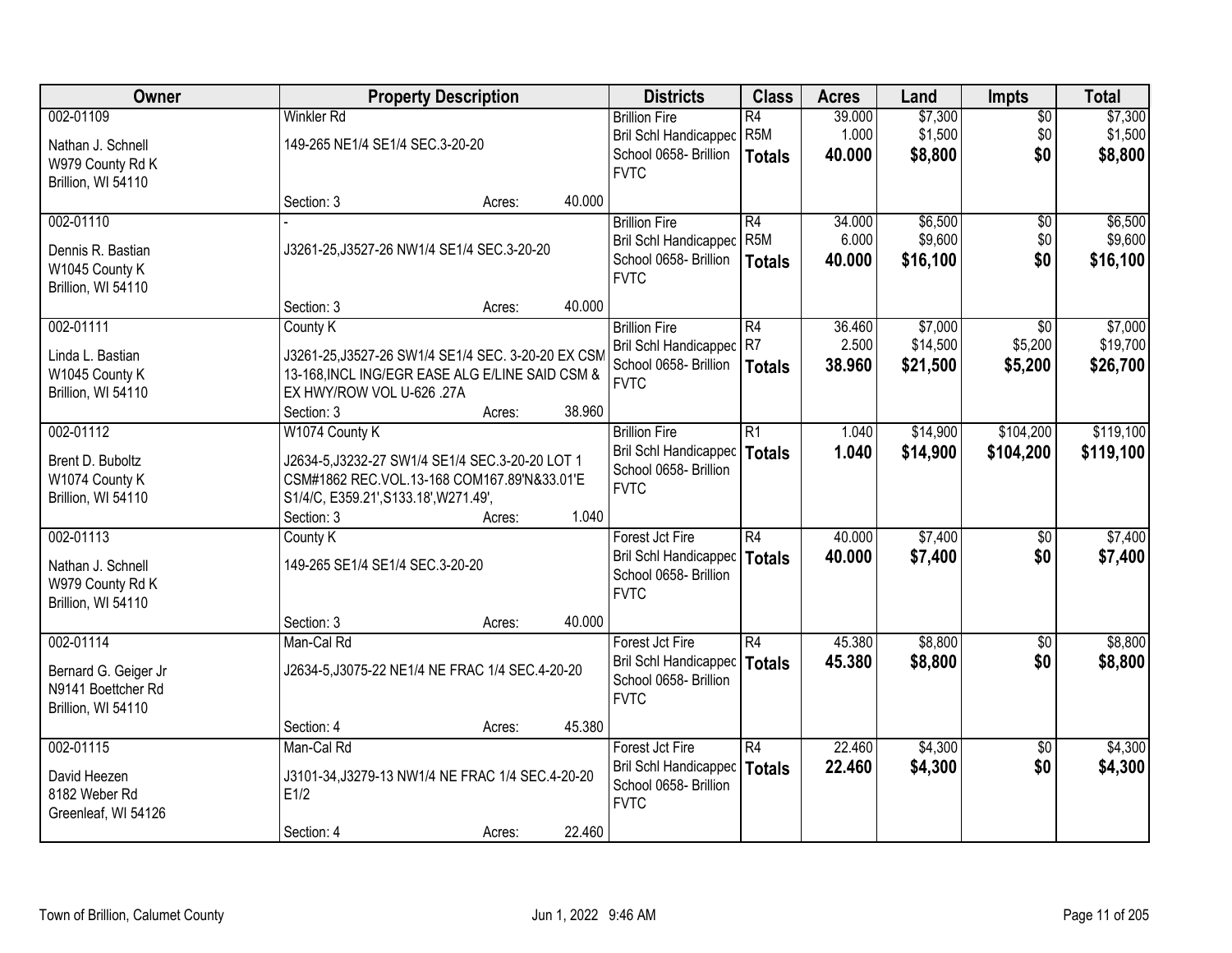| Owner | Property Description | Districts | Class | Acres | Land | Impts | Total |
|---|---|---|---|---|---|---|---|
| 002-01109<br>Nathan J. Schnell<br>W979 County Rd K<br>Brillion, WI 54110 | Winkler Rd<br>149-265 NE1/4 SE1/4 SEC.3-20-20<br>Section: 3 Acres: 40.000 | Brillion Fire<br>Bril Schl Handicapped<br>School 0658- Brillion<br>FVTC | R4<br>R5M<br>**Totals** | 39.000<br>1.000<br>**40.000** | $7,300<br>$1,500<br>**$8,800** | $0<br>$0<br>**$0** | $7,300<br>$1,500<br>**$8,800** |
| 002-01110<br>Dennis R. Bastian<br>W1045 County K<br>Brillion, WI 54110 | -<br>J3261-25,J3527-26 NW1/4 SE1/4 SEC.3-20-20<br>Section: 3 Acres: 40.000 | Brillion Fire<br>Bril Schl Handicapped<br>School 0658- Brillion<br>FVTC | R4<br>R5M<br>**Totals** | 34.000<br>6.000<br>**40.000** | $6,500<br>$9,600<br>**$16,100** | $0<br>$0<br>**$0** | $6,500<br>$9,600<br>**$16,100** |
| 002-01111<br>Linda L. Bastian<br>W1045 County K<br>Brillion, WI 54110 | County K<br>J3261-25,J3527-26 SW1/4 SE1/4 SEC. 3-20-20 EX CSM 13-168,INCL ING/EGR EASE ALG E/LINE SAID CSM & EX HWY/ROW VOL U-626 .27A<br>Section: 3 Acres: 38.960 | Brillion Fire<br>Bril Schl Handicapped<br>School 0658- Brillion<br>FVTC | R4<br>R7<br>**Totals** | 36.460<br>2.500<br>**38.960** | $7,000<br>$14,500<br>**$21,500** | $0<br>$5,200<br>**$5,200** | $7,000<br>$19,700<br>**$26,700** |
| 002-01112<br>Brent D. Buboltz<br>W1074 County K<br>Brillion, WI 54110 | W1074 County K<br>J2634-5,J3232-27 SW1/4 SE1/4 SEC.3-20-20 LOT 1 CSM#1862 REC.VOL.13-168 COM167.89'N&33.01'E S1/4/C, E359.21',S133.18',W271.49',<br>Section: 3 Acres: 1.040 | Brillion Fire<br>Bril Schl Handicapped<br>School 0658- Brillion<br>FVTC | R1<br>**Totals** | 1.040<br>**1.040** | $14,900<br>**$14,900** | $104,200<br>**$104,200** | $119,100<br>**$119,100** |
| 002-01113<br>Nathan J. Schnell<br>W979 County Rd K<br>Brillion, WI 54110 | County K<br>149-265 SE1/4 SE1/4 SEC.3-20-20<br>Section: 3 Acres: 40.000 | Forest Jct Fire<br>Bril Schl Handicapped<br>School 0658- Brillion<br>FVTC | R4<br>**Totals** | 40.000<br>**40.000** | $7,400<br>**$7,400** | $0<br>**$0** | $7,400<br>**$7,400** |
| 002-01114<br>Bernard G. Geiger Jr<br>N9141 Boettcher Rd<br>Brillion, WI 54110 | Man-Cal Rd<br>J2634-5,J3075-22 NE1/4 NE FRAC 1/4 SEC.4-20-20<br>Section: 4 Acres: 45.380 | Forest Jct Fire<br>Bril Schl Handicapped<br>School 0658- Brillion<br>FVTC | R4<br>**Totals** | 45.380<br>**45.380** | $8,800<br>**$8,800** | $0<br>**$0** | $8,800<br>**$8,800** |
| 002-01115<br>David Heezen<br>8182 Weber Rd<br>Greenleaf, WI 54126 | Man-Cal Rd<br>J3101-34,J3279-13 NW1/4 NE FRAC 1/4 SEC.4-20-20 E1/2<br>Section: 4 Acres: 22.460 | Forest Jct Fire<br>Bril Schl Handicapped<br>School 0658- Brillion<br>FVTC | R4<br>**Totals** | 22.460<br>**22.460** | $4,300<br>**$4,300** | $0<br>**$0** | $4,300<br>**$4,300** |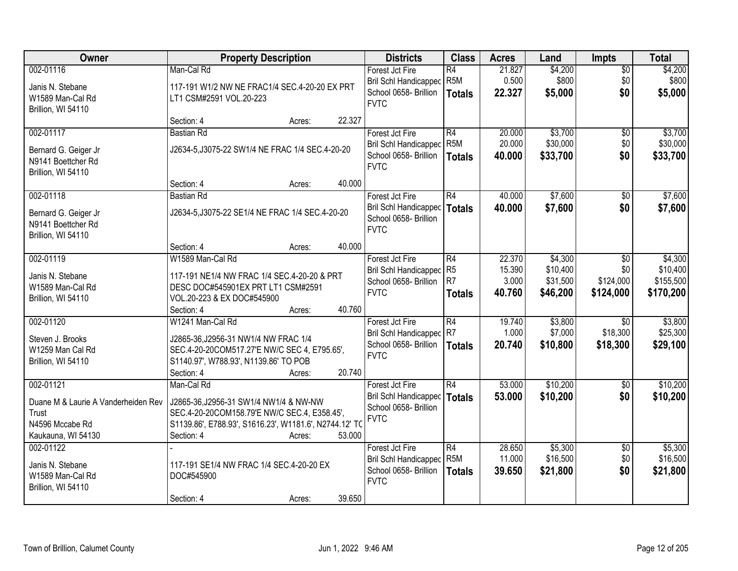| Owner | Property Description | Districts | Class | Acres | Land | Impts | Total |
|---|---|---|---|---|---|---|---|
| 002-01116<br>Janis N. Stebane<br>W1589 Man-Cal Rd<br>Brillion, WI 54110 | Man-Cal Rd<br>117-191 W1/2 NW NE FRAC1/4 SEC.4-20-20 EX PRT LT1 CSM#2591 VOL.20-223<br>Section: 4 Acres: 22.327 | Forest Jct Fire<br>Bril Schl Handicapped<br>School 0658- Brillion<br>FVTC | R4<br>R5M<br>**Totals** | 21.827<br>0.500<br>**22.327** | $4,200<br>$800<br>**$5,000** | $0<br>$0<br>**$0** | $4,200<br>$800<br>**$5,000** |
| 002-01117<br>Bernard G. Geiger Jr<br>N9141 Boettcher Rd<br>Brillion, WI 54110 | Bastian Rd<br>J2634-5,J3075-22 SW1/4 NE FRAC 1/4 SEC.4-20-20<br>Section: 4 Acres: 40.000 | Forest Jct Fire<br>Bril Schl Handicapped<br>School 0658- Brillion<br>FVTC | R4<br>R5M<br>**Totals** | 20.000<br>20.000<br>**40.000** | $3,700<br>$30,000<br>**$33,700** | $0<br>$0<br>**$0** | $3,700<br>$30,000<br>**$33,700** |
| 002-01118<br>Bernard G. Geiger Jr<br>N9141 Boettcher Rd<br>Brillion, WI 54110 | Bastian Rd<br>J2634-5,J3075-22 SE1/4 NE FRAC 1/4 SEC.4-20-20<br>Section: 4 Acres: 40.000 | Forest Jct Fire<br>Bril Schl Handicapped<br>School 0658- Brillion<br>FVTC | R4<br>**Totals** | 40.000<br>**40.000** | $7,600<br>**$7,600** | $0<br>**$0** | $7,600<br>**$7,600** |
| 002-01119<br>Janis N. Stebane<br>W1589 Man-Cal Rd<br>Brillion, WI 54110 | W1589 Man-Cal Rd<br>117-191 NE1/4 NW FRAC 1/4 SEC.4-20-20 & PRT DESC DOC#545901EX PRT LT1 CSM#2591 VOL.20-223 & EX DOC#545900<br>Section: 4 Acres: 40.760 | Forest Jct Fire<br>Bril Schl Handicapped<br>School 0658- Brillion<br>FVTC | R4<br>R5<br>R7<br>**Totals** | 22.370<br>15.390<br>3.000<br>**40.760** | $4,300<br>$10,400<br>$31,500<br>**$46,200** | $0<br>$0<br>$124,000<br>**$124,000** | $4,300<br>$10,400<br>$155,500<br>**$170,200** |
| 002-01120<br>Steven J. Brooks<br>W1259 Man Cal Rd<br>Brillion, WI 54110 | W1241 Man-Cal Rd<br>J2865-36,J2956-31 NW1/4 NW FRAC 1/4 SEC.4-20-20COM517.27'E NW/C SEC 4, E795.65', S1140.97', W788.93', N1139.86' TO POB<br>Section: 4 Acres: 20.740 | Forest Jct Fire<br>Bril Schl Handicapped<br>School 0658- Brillion<br>FVTC | R4<br>R7<br>**Totals** | 19.740<br>1.000<br>**20.740** | $3,800<br>$7,000<br>**$10,800** | $0<br>$18,300<br>**$18,300** | $3,800<br>$25,300<br>**$29,100** |
| 002-01121<br>Duane M & Laurie A Vanderheiden Rev Trust<br>N4596 Mccabe Rd<br>Kaukauna, WI 54130 | Man-Cal Rd<br>J2865-36,J2956-31 SW1/4 NW1/4 & NW-NW SEC.4-20-20COM158.79'E NW/C SEC.4, E358.45', S1139.86', E788.93', S1616.23', W1181.6', N2744.12' TC<br>Section: 4 Acres: 53.000 | Forest Jct Fire<br>Bril Schl Handicapped<br>School 0658- Brillion<br>FVTC | R4<br>**Totals** | 53.000<br>**53.000** | $10,200<br>**$10,200** | $0<br>**$0** | $10,200<br>**$10,200** |
| 002-01122<br>Janis N. Stebane<br>W1589 Man-Cal Rd<br>Brillion, WI 54110 | -<br>117-191 SE1/4 NW FRAC 1/4 SEC.4-20-20 EX DOC#545900<br>Section: 4 Acres: 39.650 | Forest Jct Fire<br>Bril Schl Handicapped<br>School 0658- Brillion<br>FVTC | R4<br>R5M<br>**Totals** | 28.650<br>11.000<br>**39.650** | $5,300<br>$16,500<br>**$21,800** | $0<br>$0<br>**$0** | $5,300<br>$16,500<br>**$21,800** |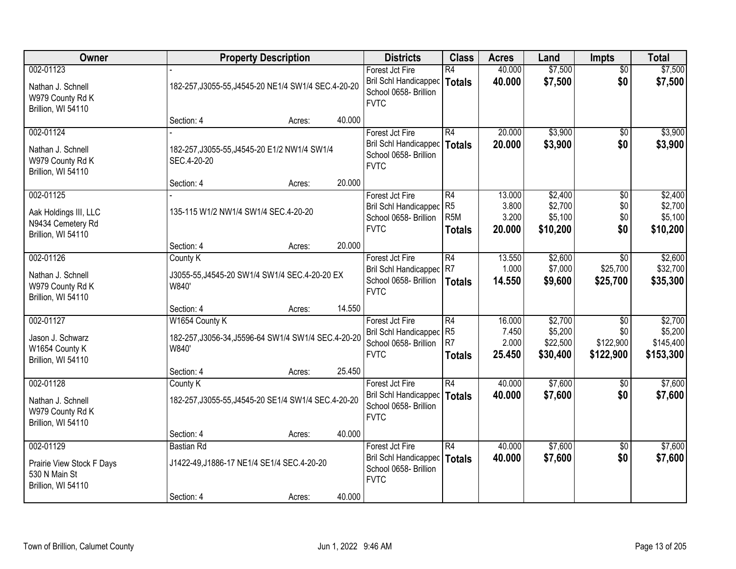| Owner | Property Description | Districts | Class | Acres | Land | Impts | Total |
|---|---|---|---|---|---|---|---|
| 002-01123<br><br>Nathan J. Schnell<br>W979 County Rd K<br>Brillion, WI 54110 | -<br>182-257,J3055-55,J4545-20 NE1/4 SW1/4 SEC.4-20-20<br><br>Section: 4 Acres: 40.000 | Forest Jct Fire<br>Bril Schl Handicapped<br>School 0658- Brillion<br>FVTC | R4<br>**Totals** | 40.000<br>**40.000** | $7,500<br>**$7,500** | $0<br>**$0** | $7,500<br>**$7,500** |
| 002-01124<br><br>Nathan J. Schnell<br>W979 County Rd K<br>Brillion, WI 54110 | -<br>182-257,J3055-55,J4545-20 E1/2 NW1/4 SW1/4 SEC.4-20-20<br><br>Section: 4 Acres: 20.000 | Forest Jct Fire<br>Bril Schl Handicapped<br>School 0658- Brillion<br>FVTC | R4<br>**Totals** | 20.000<br>**20.000** | $3,900<br>**$3,900** | $0<br>**$0** | $3,900<br>**$3,900** |
| 002-01125<br><br>Aak Holdings III, LLC<br>N9434 Cemetery Rd<br>Brillion, WI 54110 | -<br>135-115 W1/2 NW1/4 SW1/4 SEC.4-20-20<br><br>Section: 4 Acres: 20.000 | Forest Jct Fire<br>Bril Schl Handicapped<br>School 0658- Brillion<br>FVTC | R4<br>R5<br>R5M<br>**Totals** | 13.000<br>3.800<br>3.200<br>**20.000** | $2,400<br>$2,700<br>$5,100<br>**$10,200** | $0<br>$0<br>$0<br>**$0** | $2,400<br>$2,700<br>$5,100<br>**$10,200** |
| 002-01126<br><br>Nathan J. Schnell<br>W979 County Rd K<br>Brillion, WI 54110 | County K<br>J3055-55,J4545-20 SW1/4 SW1/4 SEC.4-20-20 EX W840'<br><br>Section: 4 Acres: 14.550 | Forest Jct Fire<br>Bril Schl Handicapped<br>School 0658- Brillion<br>FVTC | R4<br>R7<br>**Totals** | 13.550<br>1.000<br>**14.550** | $2,600<br>$7,000<br>**$9,600** | $0<br>$25,700<br>**$25,700** | $2,600<br>$32,700<br>**$35,300** |
| 002-01127<br><br>Jason J. Schwarz<br>W1654 County K<br>Brillion, WI 54110 | W1654 County K<br>182-257,J3056-34,J5596-64 SW1/4 SW1/4 SEC.4-20-20 W840'<br><br>Section: 4 Acres: 25.450 | Forest Jct Fire<br>Bril Schl Handicapped<br>School 0658- Brillion<br>FVTC | R4<br>R5<br>R7<br>**Totals** | 16.000<br>7.450<br>2.000<br>**25.450** | $2,700<br>$5,200<br>$22,500<br>**$30,400** | $0<br>$0<br>$122,900<br>**$122,900** | $2,700<br>$5,200<br>$145,400<br>**$153,300** |
| 002-01128<br><br>Nathan J. Schnell<br>W979 County Rd K<br>Brillion, WI 54110 | County K<br>182-257,J3055-55,J4545-20 SE1/4 SW1/4 SEC.4-20-20<br><br>Section: 4 Acres: 40.000 | Forest Jct Fire<br>Bril Schl Handicapped<br>School 0658- Brillion<br>FVTC | R4<br>**Totals** | 40.000<br>**40.000** | $7,600<br>**$7,600** | $0<br>**$0** | $7,600<br>**$7,600** |
| 002-01129<br><br>Prairie View Stock F Days<br>530 N Main St<br>Brillion, WI 54110 | Bastian Rd<br>J1422-49,J1886-17 NE1/4 SE1/4 SEC.4-20-20<br><br>Section: 4 Acres: 40.000 | Forest Jct Fire<br>Bril Schl Handicapped<br>School 0658- Brillion<br>FVTC | R4<br>**Totals** | 40.000<br>**40.000** | $7,600<br>**$7,600** | $0<br>**$0** | $7,600<br>**$7,600** |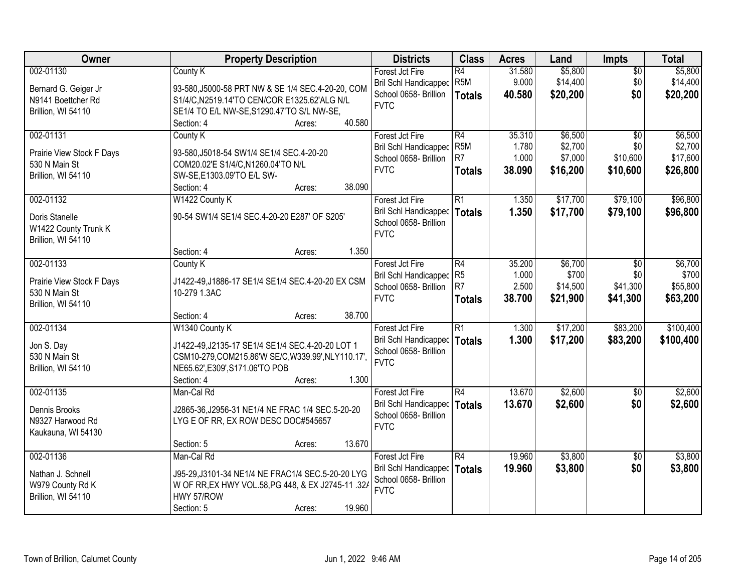| Owner | Property Description | Districts | Class | Acres | Land | Impts | Total |
|---|---|---|---|---|---|---|---|
| 002-01130<br>Bernard G. Geiger Jr<br>N9141 Boettcher Rd<br>Brillion, WI 54110 | County K<br>93-580,J5000-58 PRT NW & SE 1/4 SEC.4-20-20, COM S1/4/C,N2519.14'TO CEN/COR E1325.62'ALG N/L SE1/4 TO E/L NW-SE,S1290.47'TO S/L NW-SE,<br>Section: 4 Acres: 40.580 | Forest Jct Fire<br>Bril Schl Handicapped<br>School 0658- Brillion<br>FVTC | R4<br>R5M<br>**Totals** | 31.580<br>9.000<br>**40.580** | $5,800<br>$14,400<br>**$20,200** | $0<br>$0<br>**$0** | $5,800<br>$14,400<br>**$20,200** |
| 002-01131<br>Prairie View Stock F Days<br>530 N Main St<br>Brillion, WI 54110 | County K<br>93-580,J5018-54 SW1/4 SE1/4 SEC.4-20-20 COM20.02'E S1/4/C,N1260.04'TO N/L SW-SE,E1303.09'TO E/L SW-<br>Section: 4 Acres: 38.090 | Forest Jct Fire<br>Bril Schl Handicapped<br>School 0658- Brillion<br>FVTC | R4<br>R5M<br>R7<br>**Totals** | 35.310<br>1.780<br>1.000<br>**38.090** | $6,500<br>$2,700<br>$7,000<br>**$16,200** | $0<br>$0<br>$10,600<br>**$10,600** | $6,500<br>$2,700<br>$17,600<br>**$26,800** |
| 002-01132<br>Doris Stanelle<br>W1422 County Trunk K<br>Brillion, WI 54110 | W1422 County K<br>90-54 SW1/4 SE1/4 SEC.4-20-20 E287' OF S205'<br>Section: 4 Acres: 1.350 | Forest Jct Fire<br>Bril Schl Handicapped<br>School 0658- Brillion<br>FVTC | R1<br>**Totals** | 1.350<br>**1.350** | $17,700<br>**$17,700** | $79,100<br>**$79,100** | $96,800<br>**$96,800** |
| 002-01133<br>Prairie View Stock F Days<br>530 N Main St<br>Brillion, WI 54110 | County K<br>J1422-49,J1886-17 SE1/4 SE1/4 SEC.4-20-20 EX CSM 10-279 1.3AC<br>Section: 4 Acres: 38.700 | Forest Jct Fire<br>Bril Schl Handicapped<br>School 0658- Brillion<br>FVTC | R4<br>R5<br>R7<br>**Totals** | 35.200<br>1.000<br>2.500<br>**38.700** | $6,700<br>$700<br>$14,500<br>**$21,900** | $0<br>$0<br>$41,300<br>**$41,300** | $6,700<br>$700<br>$55,800<br>**$63,200** |
| 002-01134<br>Jon S. Day<br>530 N Main St<br>Brillion, WI 54110 | W1340 County K<br>J1422-49,J2135-17 SE1/4 SE1/4 SEC.4-20-20 LOT 1 CSM10-279,COM215.86'W SE/C,W339.99',NLY110.17', NE65.62',E309',S171.06'TO POB<br>Section: 4 Acres: 1.300 | Forest Jct Fire<br>Bril Schl Handicapped<br>School 0658- Brillion<br>FVTC | R1<br>**Totals** | 1.300<br>**1.300** | $17,200<br>**$17,200** | $83,200<br>**$83,200** | $100,400<br>**$100,400** |
| 002-01135<br>Dennis Brooks<br>N9327 Harwood Rd<br>Kaukauna, WI 54130 | Man-Cal Rd<br>J2865-36,J2956-31 NE1/4 NE FRAC 1/4 SEC.5-20-20 LYG E OF RR, EX ROW DESC DOC#545657<br>Section: 5 Acres: 13.670 | Forest Jct Fire<br>Bril Schl Handicapped<br>School 0658- Brillion<br>FVTC | R4<br>**Totals** | 13.670<br>**13.670** | $2,600<br>**$2,600** | $0<br>**$0** | $2,600<br>**$2,600** |
| 002-01136<br>Nathan J. Schnell<br>W979 County Rd K<br>Brillion, WI 54110 | Man-Cal Rd<br>J95-29,J3101-34 NE1/4 NE FRAC1/4 SEC.5-20-20 LYG W OF RR,EX HWY VOL.58,PG 448, & EX J2745-11 .32A HWY 57/ROW<br>Section: 5 Acres: 19.960 | Forest Jct Fire<br>Bril Schl Handicapped<br>School 0658- Brillion<br>FVTC | R4<br>**Totals** | 19.960<br>**19.960** | $3,800<br>**$3,800** | $0<br>**$0** | $3,800<br>**$3,800** |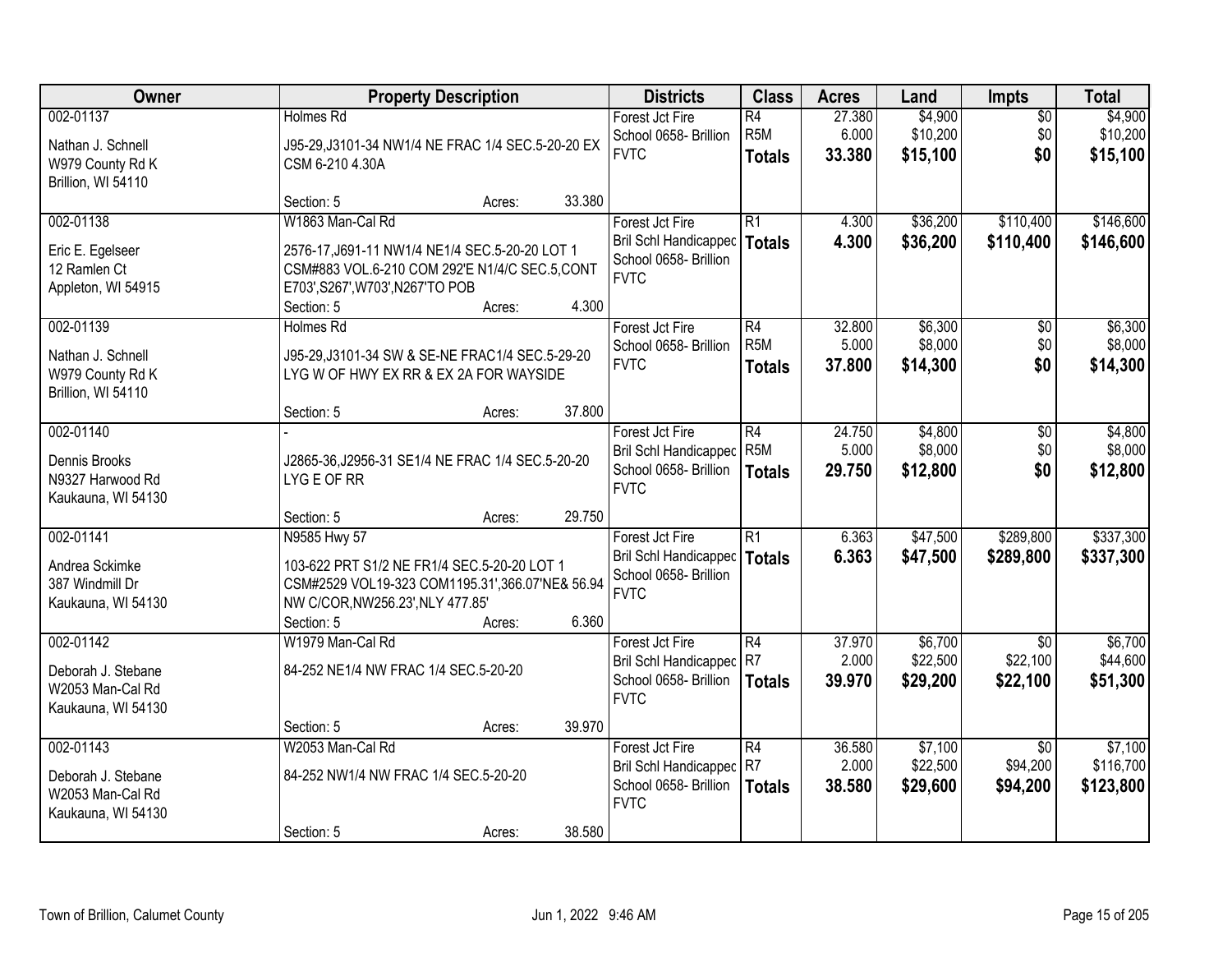| Owner | Property Description | Districts | Class | Acres | Land | Impts | Total |
|---|---|---|---|---|---|---|---|
| 002-01137<br>Nathan J. Schnell<br>W979 County Rd K<br>Brillion, WI 54110 | Holmes Rd<br>J95-29,J3101-34 NW1/4 NE FRAC 1/4 SEC.5-20-20 EX CSM 6-210 4.30A<br>Section: 5 Acres: 33.380 | Forest Jct Fire<br>School 0658- Brillion<br>FVTC | R4<br>R5M<br>**Totals** | 27.380<br>6.000<br>**33.380** | $4,900<br>$10,200<br>**$15,100** | $0<br>$0<br>**$0** | $4,900<br>$10,200<br>**$15,100** |
| 002-01138<br>Eric E. Egelseer<br>12 Ramlen Ct<br>Appleton, WI 54915 | W1863 Man-Cal Rd<br>2576-17,J691-11 NW1/4 NE1/4 SEC.5-20-20 LOT 1 CSM#883 VOL.6-210 COM 292'E N1/4/C SEC.5,CONT E703',S267',W703',N267'TO POB<br>Section: 5 Acres: 4.300 | Forest Jct Fire<br>Bril Schl Handicapped<br>School 0658- Brillion<br>FVTC | R1<br>**Totals** | 4.300<br>**4.300** | $36,200<br>**$36,200** | $110,400<br>**$110,400** | $146,600<br>**$146,600** |
| 002-01139<br>Nathan J. Schnell<br>W979 County Rd K<br>Brillion, WI 54110 | Holmes Rd<br>J95-29,J3101-34 SW & SE-NE FRAC1/4 SEC.5-29-20 LYG W OF HWY EX RR & EX 2A FOR WAYSIDE<br>Section: 5 Acres: 37.800 | Forest Jct Fire<br>School 0658- Brillion<br>FVTC | R4<br>R5M<br>**Totals** | 32.800<br>5.000<br>**37.800** | $6,300<br>$8,000<br>**$14,300** | $0<br>$0<br>**$0** | $6,300<br>$8,000<br>**$14,300** |
| 002-01140<br>Dennis Brooks<br>N9327 Harwood Rd<br>Kaukauna, WI 54130 | -<br>J2865-36,J2956-31 SE1/4 NE FRAC 1/4 SEC.5-20-20 LYG E OF RR<br>Section: 5 Acres: 29.750 | Forest Jct Fire<br>Bril Schl Handicapped<br>School 0658- Brillion<br>FVTC | R4<br>R5M<br>**Totals** | 24.750<br>5.000<br>**29.750** | $4,800<br>$8,000<br>**$12,800** | $0<br>$0<br>**$0** | $4,800<br>$8,000<br>**$12,800** |
| 002-01141<br>Andrea Sckimke<br>387 Windmill Dr<br>Kaukauna, WI 54130 | N9585 Hwy 57<br>103-622 PRT S1/2 NE FR1/4 SEC.5-20-20 LOT 1 CSM#2529 VOL19-323 COM1195.31',366.07'NE& 56.94 NW C/COR,NW256.23',NLY 477.85'<br>Section: 5 Acres: 6.360 | Forest Jct Fire<br>Bril Schl Handicapped<br>School 0658- Brillion<br>FVTC | R1<br>**Totals** | 6.363<br>**6.363** | $47,500<br>**$47,500** | $289,800<br>**$289,800** | $337,300<br>**$337,300** |
| 002-01142<br>Deborah J. Stebane<br>W2053 Man-Cal Rd<br>Kaukauna, WI 54130 | W1979 Man-Cal Rd<br>84-252 NE1/4 NW FRAC 1/4 SEC.5-20-20<br>Section: 5 Acres: 39.970 | Forest Jct Fire<br>Bril Schl Handicapped<br>School 0658- Brillion<br>FVTC | R4<br>R7<br>**Totals** | 37.970<br>2.000<br>**39.970** | $6,700<br>$22,500<br>**$29,200** | $0<br>$22,100<br>**$22,100** | $6,700<br>$44,600<br>**$51,300** |
| 002-01143<br>Deborah J. Stebane<br>W2053 Man-Cal Rd<br>Kaukauna, WI 54130 | W2053 Man-Cal Rd<br>84-252 NW1/4 NW FRAC 1/4 SEC.5-20-20<br>Section: 5 Acres: 38.580 | Forest Jct Fire<br>Bril Schl Handicapped<br>School 0658- Brillion<br>FVTC | R4<br>R7<br>**Totals** | 36.580<br>2.000<br>**38.580** | $7,100<br>$22,500<br>**$29,600** | $0<br>$94,200<br>**$94,200** | $7,100<br>$116,700<br>**$123,800** |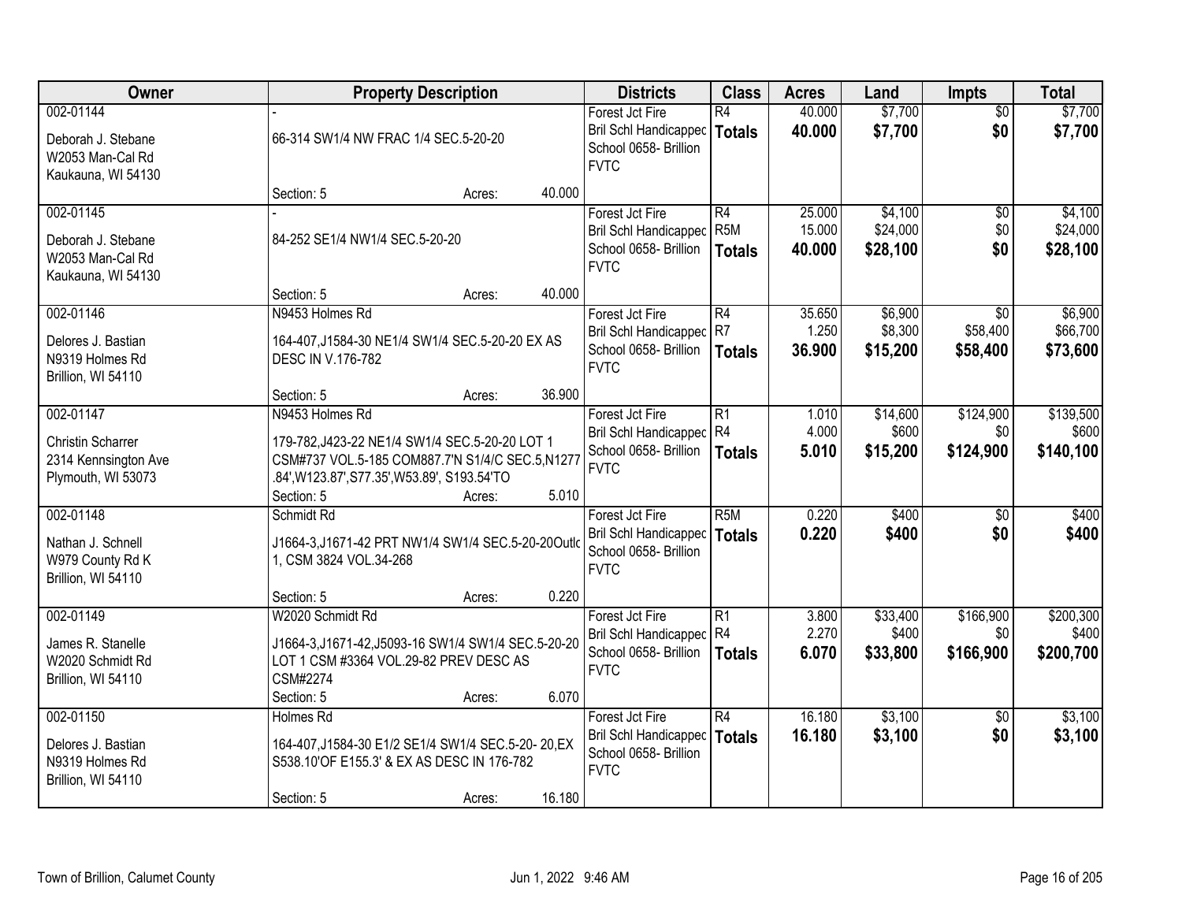| Owner | Property Description | Districts | Class | Acres | Land | Impts | Total |
|---|---|---|---|---|---|---|---|
| 002-01144<br>Deborah J. Stebane<br>W2053 Man-Cal Rd<br>Kaukauna, WI 54130 | -<br>66-314 SW1/4 NW FRAC 1/4 SEC.5-20-20<br>Section: 5 Acres: 40.000 | Forest Jct Fire<br>Bril Schl Handicapped<br>School 0658- Brillion<br>FVTC | R4<br>**Totals** | 40.000<br>**40.000** | $7,700<br>**$7,700** | $0<br>**$0** | $7,700<br>**$7,700** |
| 002-01145<br>Deborah J. Stebane<br>W2053 Man-Cal Rd<br>Kaukauna, WI 54130 | -<br>84-252 SE1/4 NW1/4 SEC.5-20-20<br>Section: 5 Acres: 40.000 | Forest Jct Fire<br>Bril Schl Handicapped<br>School 0658- Brillion<br>FVTC | R4<br>R5M<br>**Totals** | 25.000<br>15.000<br>**40.000** | $4,100<br>$24,000<br>**$28,100** | $0<br>$0<br>**$0** | $4,100<br>$24,000<br>**$28,100** |
| 002-01146<br>Delores J. Bastian<br>N9319 Holmes Rd<br>Brillion, WI 54110 | N9453 Holmes Rd<br>164-407,J1584-30 NE1/4 SW1/4 SEC.5-20-20 EX AS DESC IN V.176-782<br>Section: 5 Acres: 36.900 | Forest Jct Fire<br>Bril Schl Handicapped<br>School 0658- Brillion<br>FVTC | R4<br>R7<br>**Totals** | 35.650<br>1.250<br>**36.900** | $6,900<br>$8,300<br>**$15,200** | $0<br>$58,400<br>**$58,400** | $6,900<br>$66,700<br>**$73,600** |
| 002-01147<br>Christin Scharrer<br>2314 Kennsington Ave<br>Plymouth, WI 53073 | N9453 Holmes Rd<br>179-782,J423-22 NE1/4 SW1/4 SEC.5-20-20 LOT 1 CSM#737 VOL.5-185 COM887.7'N S1/4/C SEC.5,N1277 .84',W123.87',S77.35',W53.89', S193.54'TO<br>Section: 5 Acres: 5.010 | Forest Jct Fire<br>Bril Schl Handicapped<br>School 0658- Brillion<br>FVTC | R1<br>R4<br>**Totals** | 1.010<br>4.000<br>**5.010** | $14,600<br>$600<br>**$15,200** | $124,900<br>$0<br>**$124,900** | $139,500<br>$600<br>**$140,100** |
| 002-01148<br>Nathan J. Schnell<br>W979 County Rd K<br>Brillion, WI 54110 | Schmidt Rd<br>J1664-3,J1671-42 PRT NW1/4 SW1/4 SEC.5-20-20Outlo 1, CSM 3824 VOL.34-268<br>Section: 5 Acres: 0.220 | Forest Jct Fire<br>Bril Schl Handicapped<br>School 0658- Brillion<br>FVTC | R5M<br>**Totals** | 0.220<br>**0.220** | $400<br>**$400** | $0<br>**$0** | $400<br>**$400** |
| 002-01149<br>James R. Stanelle<br>W2020 Schmidt Rd<br>Brillion, WI 54110 | W2020 Schmidt Rd<br>J1664-3,J1671-42,J5093-16 SW1/4 SW1/4 SEC.5-20-20 LOT 1 CSM #3364 VOL.29-82 PREV DESC AS CSM#2274<br>Section: 5 Acres: 6.070 | Forest Jct Fire<br>Bril Schl Handicapped<br>School 0658- Brillion<br>FVTC | R1<br>R4<br>**Totals** | 3.800<br>2.270<br>**6.070** | $33,400<br>$400<br>**$33,800** | $166,900<br>$0<br>**$166,900** | $200,300<br>$400<br>**$200,700** |
| 002-01150<br>Delores J. Bastian<br>N9319 Holmes Rd<br>Brillion, WI 54110 | Holmes Rd<br>164-407,J1584-30 E1/2 SE1/4 SW1/4 SEC.5-20- 20,EX S538.10'OF E155.3' & EX AS DESC IN 176-782<br>Section: 5 Acres: 16.180 | Forest Jct Fire<br>Bril Schl Handicapped<br>School 0658- Brillion<br>FVTC | R4<br>**Totals** | 16.180<br>**16.180** | $3,100<br>**$3,100** | $0<br>**$0** | $3,100<br>**$3,100** |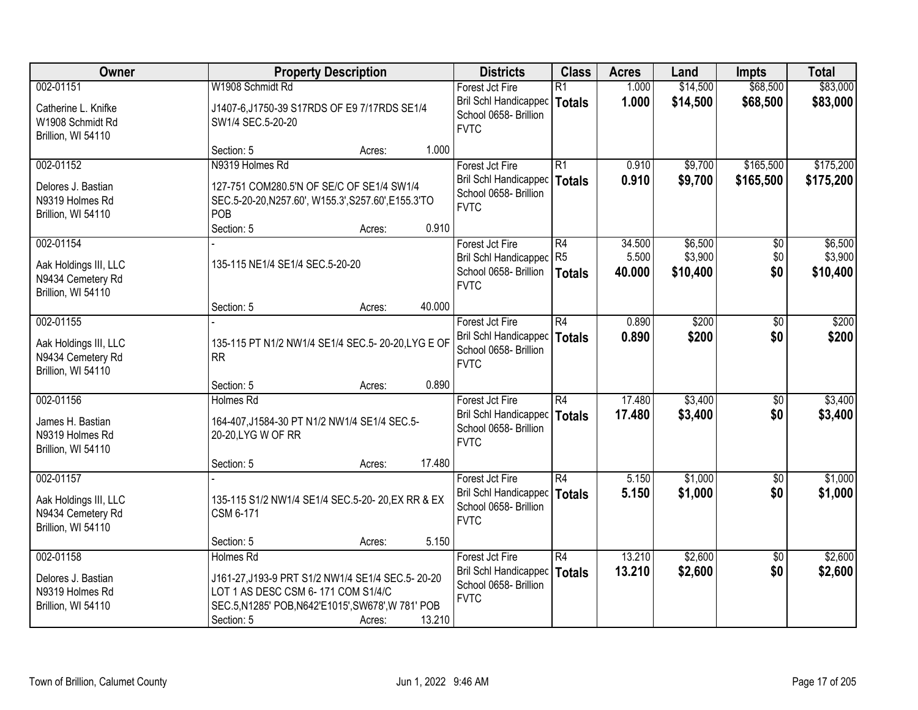| Owner | Property Description | Districts | Class | Acres | Land | Impts | Total |
|---|---|---|---|---|---|---|---|
| 002-01151<br><br>Catherine L. Knifke<br>W1908 Schmidt Rd<br>Brillion, WI 54110 | W1908 Schmidt Rd<br><br>J1407-6,J1750-39 S17RDS OF E9 7/17RDS SE1/4 SW1/4 SEC.5-20-20<br><br>Section: 5 Acres: 1.000 | Forest Jct Fire<br>Bril Schl Handicapped<br>School 0658- Brillion<br>FVTC | R1<br>**Totals** | 1.000<br>**1.000** | $14,500<br>**$14,500** | $68,500<br>**$68,500** | $83,000<br>**$83,000** |
| 002-01152<br><br>Delores J. Bastian<br>N9319 Holmes Rd<br>Brillion, WI 54110 | N9319 Holmes Rd<br><br>127-751 COM280.5'N OF SE/C OF SE1/4 SW1/4 SEC.5-20-20,N257.60', W155.3',S257.60',E155.3'TO POB<br><br>Section: 5 Acres: 0.910 | Forest Jct Fire<br>Bril Schl Handicapped<br>School 0658- Brillion<br>FVTC | R1<br>**Totals** | 0.910<br>**0.910** | $9,700<br>**$9,700** | $165,500<br>**$165,500** | $175,200<br>**$175,200** |
| 002-01154<br><br>Aak Holdings III, LLC<br>N9434 Cemetery Rd<br>Brillion, WI 54110 | -<br><br>135-115 NE1/4 SE1/4 SEC.5-20-20<br><br>Section: 5 Acres: 40.000 | Forest Jct Fire<br>Bril Schl Handicapped<br>School 0658- Brillion<br>FVTC | R4<br>R5<br>**Totals** | 34.500<br>5.500<br>**40.000** | $6,500<br>$3,900<br>**$10,400** | $0<br>$0<br>**$0** | $6,500<br>$3,900<br>**$10,400** |
| 002-01155<br><br>Aak Holdings III, LLC<br>N9434 Cemetery Rd<br>Brillion, WI 54110 | -<br><br>135-115 PT N1/2 NW1/4 SE1/4 SEC.5- 20-20,LYG E OF RR<br><br>Section: 5 Acres: 0.890 | Forest Jct Fire<br>Bril Schl Handicapped<br>School 0658- Brillion<br>FVTC | R4<br>**Totals** | 0.890<br>**0.890** | $200<br>**$200** | $0<br>**$0** | $200<br>**$200** |
| 002-01156<br><br>James H. Bastian<br>N9319 Holmes Rd<br>Brillion, WI 54110 | Holmes Rd<br><br>164-407,J1584-30 PT N1/2 NW1/4 SE1/4 SEC.5-20-20,LYG W OF RR<br><br>Section: 5 Acres: 17.480 | Forest Jct Fire<br>Bril Schl Handicapped<br>School 0658- Brillion<br>FVTC | R4<br>**Totals** | 17.480<br>**17.480** | $3,400<br>**$3,400** | $0<br>**$0** | $3,400<br>**$3,400** |
| 002-01157<br><br>Aak Holdings III, LLC<br>N9434 Cemetery Rd<br>Brillion, WI 54110 | -<br><br>135-115 S1/2 NW1/4 SE1/4 SEC.5-20- 20,EX RR & EX CSM 6-171<br><br>Section: 5 Acres: 5.150 | Forest Jct Fire<br>Bril Schl Handicapped<br>School 0658- Brillion<br>FVTC | R4<br>**Totals** | 5.150<br>**5.150** | $1,000<br>**$1,000** | $0<br>**$0** | $1,000<br>**$1,000** |
| 002-01158<br><br>Delores J. Bastian<br>N9319 Holmes Rd<br>Brillion, WI 54110 | Holmes Rd<br><br>J161-27,J193-9 PRT S1/2 NW1/4 SE1/4 SEC.5- 20-20 LOT 1 AS DESC CSM 6- 171 COM S1/4/C SEC.5,N1285' POB,N642'E1015',SW678',W 781' POB<br><br>Section: 5 Acres: 13.210 | Forest Jct Fire<br>Bril Schl Handicapped<br>School 0658- Brillion<br>FVTC | R4<br>**Totals** | 13.210<br>**13.210** | $2,600<br>**$2,600** | $0<br>**$0** | $2,600<br>**$2,600** |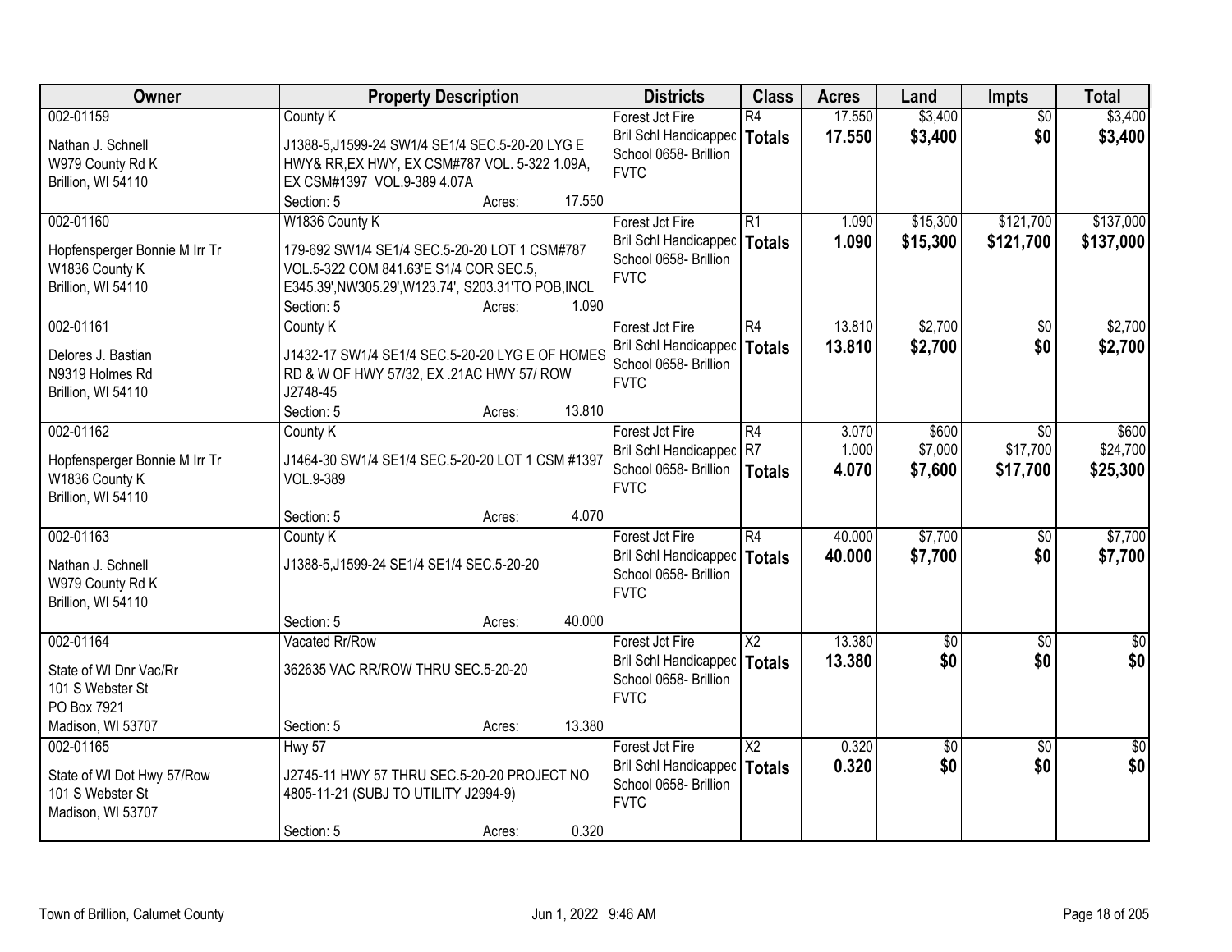| Owner | Property Description | Districts | Class | Acres | Land | Impts | Total |
|---|---|---|---|---|---|---|---|
| 002-01159<br>Nathan J. Schnell<br>W979 County Rd K<br>Brillion, WI 54110 | County K<br>J1388-5,J1599-24 SW1/4 SE1/4 SEC.5-20-20 LYG E HWY& RR,EX HWY, EX CSM#787 VOL. 5-322 1.09A, EX CSM#1397 VOL.9-389 4.07A<br>Section: 5 Acres: 17.550 | Forest Jct Fire<br>Bril Schl Handicapped<br>School 0658- Brillion<br>FVTC | R4<br>**Totals** | 17.550<br>**17.550** | $3,400<br>**$3,400** | $0<br>**$0** | $3,400<br>**$3,400** |
| 002-01160<br>Hopfensperger Bonnie M Irr Tr<br>W1836 County K<br>Brillion, WI 54110 | W1836 County K<br>179-692 SW1/4 SE1/4 SEC.5-20-20 LOT 1 CSM#787 VOL.5-322 COM 841.63'E S1/4 COR SEC.5, E345.39',NW305.29',W123.74', S203.31'TO POB,INCL<br>Section: 5 Acres: 1.090 | Forest Jct Fire<br>Bril Schl Handicapped<br>School 0658- Brillion<br>FVTC | R1<br>**Totals** | 1.090<br>**1.090** | $15,300<br>**$15,300** | $121,700<br>**$121,700** | $137,000<br>**$137,000** |
| 002-01161<br>Delores J. Bastian<br>N9319 Holmes Rd<br>Brillion, WI 54110 | County K<br>J1432-17 SW1/4 SE1/4 SEC.5-20-20 LYG E OF HOMES RD & W OF HWY 57/32, EX .21AC HWY 57/ ROW J2748-45<br>Section: 5 Acres: 13.810 | Forest Jct Fire<br>Bril Schl Handicapped<br>School 0658- Brillion<br>FVTC | R4<br>**Totals** | 13.810<br>**13.810** | $2,700<br>**$2,700** | $0<br>**$0** | $2,700<br>**$2,700** |
| 002-01162<br>Hopfensperger Bonnie M Irr Tr<br>W1836 County K<br>Brillion, WI 54110 | County K<br>J1464-30 SW1/4 SE1/4 SEC.5-20-20 LOT 1 CSM #1397 VOL.9-389<br>Section: 5 Acres: 4.070 | Forest Jct Fire<br>Bril Schl Handicapped<br>School 0658- Brillion<br>FVTC | R4<br>R7<br>**Totals** | 3.070<br>1.000<br>**4.070** | $600<br>$7,000<br>**$7,600** | $0<br>$17,700<br>**$17,700** | $600<br>$24,700<br>**$25,300** |
| 002-01163<br>Nathan J. Schnell<br>W979 County Rd K<br>Brillion, WI 54110 | County K<br>J1388-5,J1599-24 SE1/4 SE1/4 SEC.5-20-20<br>Section: 5 Acres: 40.000 | Forest Jct Fire<br>Bril Schl Handicapped<br>School 0658- Brillion<br>FVTC | R4<br>**Totals** | 40.000<br>**40.000** | $7,700<br>**$7,700** | $0<br>**$0** | $7,700<br>**$7,700** |
| 002-01164<br>State of WI Dnr Vac/Rr<br>101 S Webster St<br>PO Box 7921<br>Madison, WI 53707 | Vacated Rr/Row<br>362635 VAC RR/ROW THRU SEC.5-20-20<br>Section: 5 Acres: 13.380 | Forest Jct Fire<br>Bril Schl Handicapped<br>School 0658- Brillion<br>FVTC | X2<br>**Totals** | 13.380<br>**13.380** | $0<br>**$0** | $0<br>**$0** | $0<br>**$0** |
| 002-01165<br>State of WI Dot Hwy 57/Row<br>101 S Webster St<br>Madison, WI 53707 | Hwy 57<br>J2745-11 HWY 57 THRU SEC.5-20-20 PROJECT NO 4805-11-21 (SUBJ TO UTILITY J2994-9)<br>Section: 5 Acres: 0.320 | Forest Jct Fire<br>Bril Schl Handicapped<br>School 0658- Brillion<br>FVTC | X2<br>**Totals** | 0.320<br>**0.320** | $0<br>**$0** | $0<br>**$0** | $0<br>**$0** |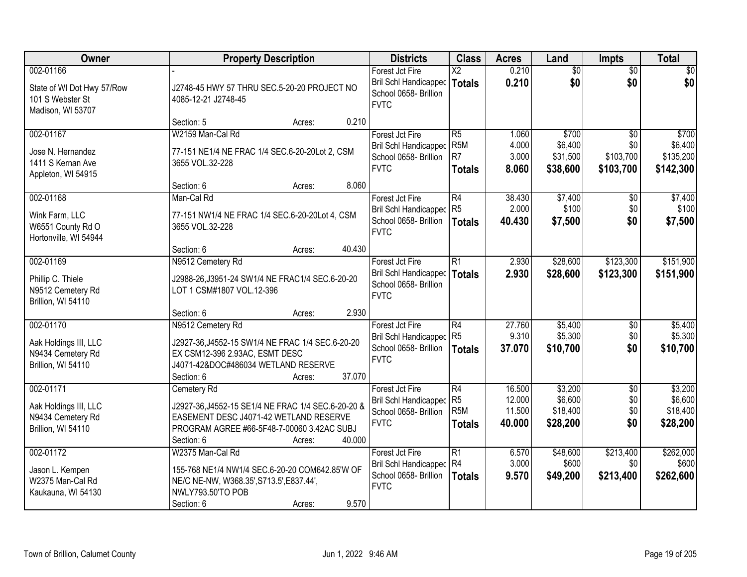| Owner | Property Description | Districts | Class | Acres | Land | Impts | Total |
|---|---|---|---|---|---|---|---|
| 002-01166<br>State of WI Dot Hwy 57/Row<br>101 S Webster St<br>Madison, WI 53707 | -<br>J2748-45 HWY 57 THRU SEC.5-20-20 PROJECT NO 4085-12-21 J2748-45<br>Section: 5 Acres: 0.210 | Forest Jct Fire<br>Bril Schl Handicapped<br>School 0658- Brillion<br>FVTC | X2<br>**Totals** | 0.210<br>**0.210** | $0<br>**$0** | $0<br>**$0** | $0<br>**$0** |
| 002-01167<br>Jose N. Hernandez<br>1411 S Kernan Ave<br>Appleton, WI 54915 | W2159 Man-Cal Rd<br>77-151 NE1/4 NE FRAC 1/4 SEC.6-20-20Lot 2, CSM 3655 VOL.32-228<br>Section: 6 Acres: 8.060 | Forest Jct Fire<br>Bril Schl Handicapped<br>School 0658- Brillion<br>FVTC | R5<br>R5M<br>R7<br>**Totals** | 1.060<br>4.000<br>3.000<br>**8.060** | $700<br>$6,400<br>$31,500<br>**$38,600** | $0<br>$0<br>$103,700<br>**$103,700** | $700<br>$6,400<br>$135,200<br>**$142,300** |
| 002-01168<br>Wink Farm, LLC<br>W6551 County Rd O<br>Hortonville, WI 54944 | Man-Cal Rd<br>77-151 NW1/4 NE FRAC 1/4 SEC.6-20-20Lot 4, CSM 3655 VOL.32-228<br>Section: 6 Acres: 40.430 | Forest Jct Fire<br>Bril Schl Handicapped<br>School 0658- Brillion<br>FVTC | R4<br>R5<br>**Totals** | 38.430<br>2.000<br>**40.430** | $7,400<br>$100<br>**$7,500** | $0<br>$0<br>**$0** | $7,400<br>$100<br>**$7,500** |
| 002-01169<br>Phillip C. Thiele<br>N9512 Cemetery Rd<br>Brillion, WI 54110 | N9512 Cemetery Rd<br>J2988-26,J3951-24 SW1/4 NE FRAC1/4 SEC.6-20-20 LOT 1 CSM#1807 VOL.12-396<br>Section: 6 Acres: 2.930 | Forest Jct Fire<br>Bril Schl Handicapped<br>School 0658- Brillion<br>FVTC | R1<br>**Totals** | 2.930<br>**2.930** | $28,600<br>**$28,600** | $123,300<br>**$123,300** | $151,900<br>**$151,900** |
| 002-01170<br>Aak Holdings III, LLC<br>N9434 Cemetery Rd<br>Brillion, WI 54110 | N9512 Cemetery Rd<br>J2927-36,J4552-15 SW1/4 NE FRAC 1/4 SEC.6-20-20 EX CSM12-396 2.93AC, ESMT DESC J4071-42&DOC#486034 WETLAND RESERVE<br>Section: 6 Acres: 37.070 | Forest Jct Fire<br>Bril Schl Handicapped<br>School 0658- Brillion<br>FVTC | R4<br>R5<br>**Totals** | 27.760<br>9.310<br>**37.070** | $5,400<br>$5,300<br>**$10,700** | $0<br>$0<br>**$0** | $5,400<br>$5,300<br>**$10,700** |
| 002-01171<br>Aak Holdings III, LLC<br>N9434 Cemetery Rd<br>Brillion, WI 54110 | Cemetery Rd<br>J2927-36,J4552-15 SE1/4 NE FRAC 1/4 SEC.6-20-20 & EASEMENT DESC J4071-42 WETLAND RESERVE PROGRAM AGREE #66-5F48-7-00060 3.42AC SUBJ<br>Section: 6 Acres: 40.000 | Forest Jct Fire<br>Bril Schl Handicapped<br>School 0658- Brillion<br>FVTC | R4<br>R5<br>R5M<br>**Totals** | 16.500<br>12.000<br>11.500<br>**40.000** | $3,200<br>$6,600<br>$18,400<br>**$28,200** | $0<br>$0<br>$0<br>**$0** | $3,200<br>$6,600<br>$18,400<br>**$28,200** |
| 002-01172<br>Jason L. Kempen<br>W2375 Man-Cal Rd<br>Kaukauna, WI 54130 | W2375 Man-Cal Rd<br>155-768 NE1/4 NW1/4 SEC.6-20-20 COM642.85'W OF NE/C NE-NW, W368.35',S713.5',E837.44', NWLY793.50'TO POB<br>Section: 6 Acres: 9.570 | Forest Jct Fire<br>Bril Schl Handicapped<br>School 0658- Brillion<br>FVTC | R1<br>R4<br>**Totals** | 6.570<br>3.000<br>**9.570** | $48,600<br>$600<br>**$49,200** | $213,400<br>$0<br>**$213,400** | $262,000<br>$600<br>**$262,600** |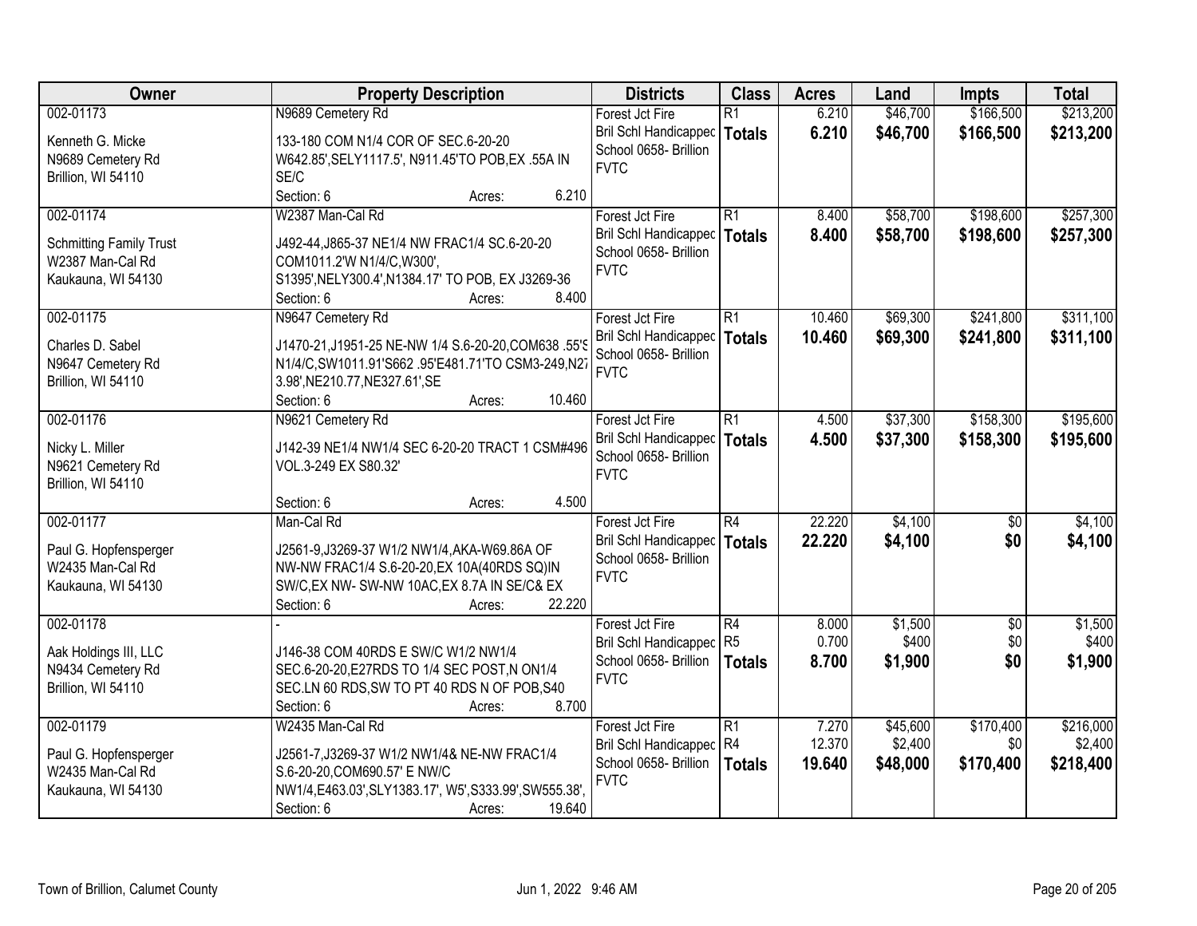| Owner | Property Description | Districts | Class | Acres | Land | Impts | Total |
|---|---|---|---|---|---|---|---|
| 002-01173<br>Kenneth G. Micke<br>N9689 Cemetery Rd<br>Brillion, WI 54110 | N9689 Cemetery Rd<br>133-180 COM N1/4 COR OF SEC.6-20-20 W642.85',SELY1117.5', N911.45'TO POB,EX .55A IN SE/C<br>Section: 6 Acres: 6.210 | Forest Jct Fire<br>Bril Schl Handicapped<br>School 0658- Brillion<br>FVTC | R1<br>**Totals** | 6.210<br>**6.210** | $46,700<br>**$46,700** | $166,500<br>**$166,500** | $213,200<br>**$213,200** |
| 002-01174<br>Schmitting Family Trust<br>W2387 Man-Cal Rd<br>Kaukauna, WI 54130 | W2387 Man-Cal Rd<br>J492-44,J865-37 NE1/4 NW FRAC1/4 SC.6-20-20 COM1011.2'W N1/4/C,W300', S1395',NELY300.4',N1384.17' TO POB, EX J3269-36<br>Section: 6 Acres: 8.400 | Forest Jct Fire<br>Bril Schl Handicapped<br>School 0658- Brillion<br>FVTC | R1<br>**Totals** | 8.400<br>**8.400** | $58,700<br>**$58,700** | $198,600<br>**$198,600** | $257,300<br>**$257,300** |
| 002-01175<br>Charles D. Sabel<br>N9647 Cemetery Rd<br>Brillion, WI 54110 | N9647 Cemetery Rd<br>J1470-21,J1951-25 NE-NW 1/4 S.6-20-20,COM638 .55'S N1/4/C,SW1011.91'S662 .95'E481.71'TO CSM3-249,N27 3.98',NE210.77,NE327.61',SE<br>Section: 6 Acres: 10.460 | Forest Jct Fire<br>Bril Schl Handicapped<br>School 0658- Brillion<br>FVTC | R1<br>**Totals** | 10.460<br>**10.460** | $69,300<br>**$69,300** | $241,800<br>**$241,800** | $311,100<br>**$311,100** |
| 002-01176<br>Nicky L. Miller<br>N9621 Cemetery Rd<br>Brillion, WI 54110 | N9621 Cemetery Rd<br>J142-39 NE1/4 NW1/4 SEC 6-20-20 TRACT 1 CSM#496 VOL.3-249 EX S80.32'<br>Section: 6 Acres: 4.500 | Forest Jct Fire<br>Bril Schl Handicapped<br>School 0658- Brillion<br>FVTC | R1<br>**Totals** | 4.500<br>**4.500** | $37,300<br>**$37,300** | $158,300<br>**$158,300** | $195,600<br>**$195,600** |
| 002-01177<br>Paul G. Hopfensperger<br>W2435 Man-Cal Rd<br>Kaukauna, WI 54130 | Man-Cal Rd<br>J2561-9,J3269-37 W1/2 NW1/4,AKA-W69.86A OF NW-NW FRAC1/4 S.6-20-20,EX 10A(40RDS SQ)IN SW/C,EX NW- SW-NW 10AC,EX 8.7A IN SE/C& EX<br>Section: 6 Acres: 22.220 | Forest Jct Fire<br>Bril Schl Handicapped<br>School 0658- Brillion<br>FVTC | R4<br>**Totals** | 22.220<br>**22.220** | $4,100<br>**$4,100** | $0<br>**$0** | $4,100<br>**$4,100** |
| 002-01178<br>Aak Holdings III, LLC<br>N9434 Cemetery Rd<br>Brillion, WI 54110 | -<br>J146-38 COM 40RDS E SW/C W1/2 NW1/4 SEC.6-20-20,E27RDS TO 1/4 SEC POST,N ON1/4 SEC.LN 60 RDS,SW TO PT 40 RDS N OF POB,S40<br>Section: 6 Acres: 8.700 | Forest Jct Fire<br>Bril Schl Handicapped<br>School 0658- Brillion<br>FVTC | R4<br>R5<br>**Totals** | 8.000<br>0.700<br>**8.700** | $1,500<br>$400<br>**$1,900** | $0<br>$0<br>**$0** | $1,500<br>$400<br>**$1,900** |
| 002-01179<br>Paul G. Hopfensperger<br>W2435 Man-Cal Rd<br>Kaukauna, WI 54130 | W2435 Man-Cal Rd<br>J2561-7,J3269-37 W1/2 NW1/4& NE-NW FRAC1/4 S.6-20-20,COM690.57' E NW/C NW1/4,E463.03',SLY1383.17', W5',S333.99',SW555.38',<br>Section: 6 Acres: 19.640 | Forest Jct Fire<br>Bril Schl Handicapped<br>School 0658- Brillion<br>FVTC | R1<br>R4<br>**Totals** | 7.270<br>12.370<br>**19.640** | $45,600<br>$2,400<br>**$48,000** | $170,400<br>$0<br>**$170,400** | $216,000<br>$2,400<br>**$218,400** |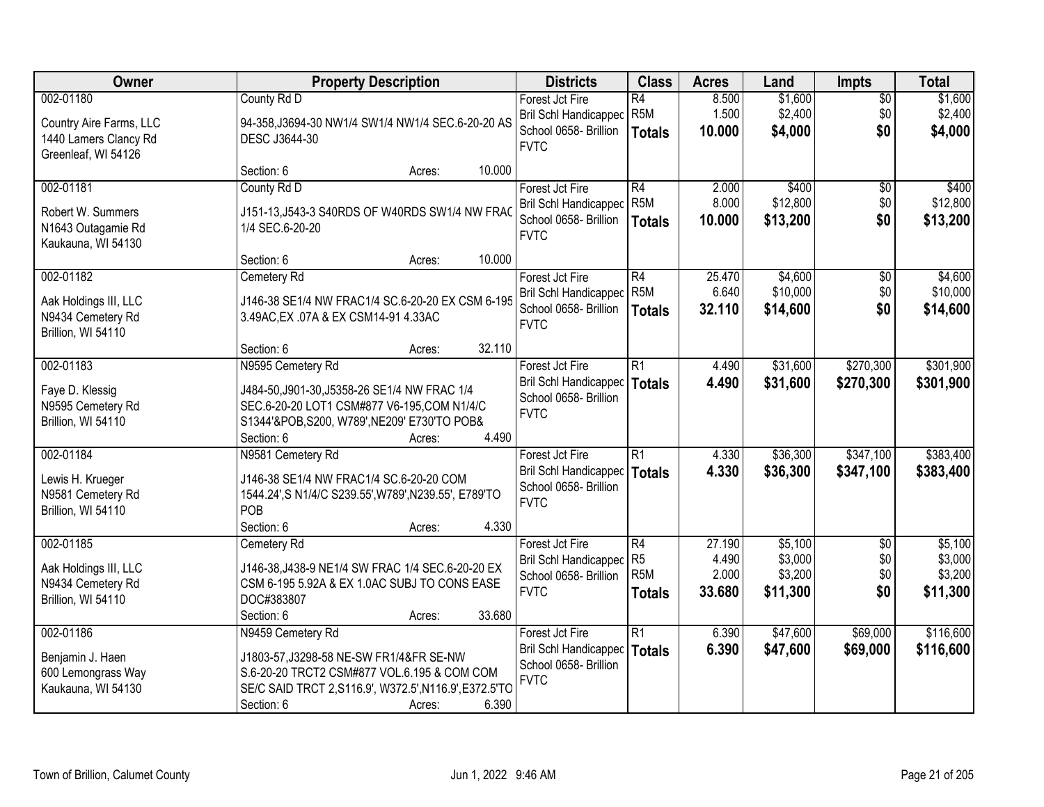| Owner | Property Description | Districts | Class | Acres | Land | Impts | Total |
|---|---|---|---|---|---|---|---|
| 002-01180<br><br>Country Aire Farms, LLC<br>1440 Lamers Clancy Rd<br>Greenleaf, WI 54126 | County Rd D<br><br>94-358,J3694-30 NW1/4 SW1/4 NW1/4 SEC.6-20-20 AS DESC J3644-30<br><br>Section: 6 Acres: 10.000 | Forest Jct Fire<br>Bril Schl Handicapped<br>School 0658- Brillion<br>FVTC | R4<br>R5M<br>**Totals** | 8.500<br>1.500<br>**10.000** | $1,600<br>$2,400<br>**$4,000** | $0<br>$0<br>**$0** | $1,600<br>$2,400<br>**$4,000** |
| 002-01181<br><br>Robert W. Summers<br>N1643 Outagamie Rd<br>Kaukauna, WI 54130 | County Rd D<br><br>J151-13,J543-3 S40RDS OF W40RDS SW1/4 NW FRAC 1/4 SEC.6-20-20<br><br>Section: 6 Acres: 10.000 | Forest Jct Fire<br>Bril Schl Handicapped<br>School 0658- Brillion<br>FVTC | R4<br>R5M<br>**Totals** | 2.000<br>8.000<br>**10.000** | $400<br>$12,800<br>**$13,200** | $0<br>$0<br>**$0** | $400<br>$12,800<br>**$13,200** |
| 002-01182<br><br>Aak Holdings III, LLC<br>N9434 Cemetery Rd<br>Brillion, WI 54110 | Cemetery Rd<br><br>J146-38 SE1/4 NW FRAC1/4 SC.6-20-20 EX CSM 6-195 3.49AC,EX .07A & EX CSM14-91 4.33AC<br><br>Section: 6 Acres: 32.110 | Forest Jct Fire<br>Bril Schl Handicapped<br>School 0658- Brillion<br>FVTC | R4<br>R5M<br>**Totals** | 25.470<br>6.640<br>**32.110** | $4,600<br>$10,000<br>**$14,600** | $0<br>$0<br>**$0** | $4,600<br>$10,000<br>**$14,600** |
| 002-01183<br><br>Faye D. Klessig<br>N9595 Cemetery Rd<br>Brillion, WI 54110 | N9595 Cemetery Rd<br><br>J484-50,J901-30,J5358-26 SE1/4 NW FRAC 1/4 SEC.6-20-20 LOT1 CSM#877 V6-195,COM N1/4/C S1344'&POB,S200, W789',NE209' E730'TO POB&<br>Section: 6 Acres: 4.490 | Forest Jct Fire<br>Bril Schl Handicapped<br>School 0658- Brillion<br>FVTC | R1<br>**Totals** | 4.490<br>**4.490** | $31,600<br>**$31,600** | $270,300<br>**$270,300** | $301,900<br>**$301,900** |
| 002-01184<br><br>Lewis H. Krueger<br>N9581 Cemetery Rd<br>Brillion, WI 54110 | N9581 Cemetery Rd<br><br>J146-38 SE1/4 NW FRAC1/4 SC.6-20-20 COM 1544.24',S N1/4/C S239.55',W789',N239.55', E789'TO POB<br>Section: 6 Acres: 4.330 | Forest Jct Fire<br>Bril Schl Handicapped<br>School 0658- Brillion<br>FVTC | R1<br>**Totals** | 4.330<br>**4.330** | $36,300<br>**$36,300** | $347,100<br>**$347,100** | $383,400<br>**$383,400** |
| 002-01185<br><br>Aak Holdings III, LLC<br>N9434 Cemetery Rd<br>Brillion, WI 54110 | Cemetery Rd<br><br>J146-38,J438-9 NE1/4 SW FRAC 1/4 SEC.6-20-20 EX CSM 6-195 5.92A & EX 1.0AC SUBJ TO CONS EASE DOC#383807<br>Section: 6 Acres: 33.680 | Forest Jct Fire<br>Bril Schl Handicapped<br>School 0658- Brillion<br>FVTC | R4<br>R5<br>R5M<br>**Totals** | 27.190<br>4.490<br>2.000<br>**33.680** | $5,100<br>$3,000<br>$3,200<br>**$11,300** | $0<br>$0<br>$0<br>**$0** | $5,100<br>$3,000<br>$3,200<br>**$11,300** |
| 002-01186<br><br>Benjamin J. Haen<br>600 Lemongrass Way<br>Kaukauna, WI 54130 | N9459 Cemetery Rd<br><br>J1803-57,J3298-58 NE-SW FR1/4&FR SE-NW S.6-20-20 TRCT2 CSM#877 VOL.6.195 & COM COM SE/C SAID TRCT 2,S116.9', W372.5',N116.9',E372.5'TO<br>Section: 6 Acres: 6.390 | Forest Jct Fire<br>Bril Schl Handicapped<br>School 0658- Brillion<br>FVTC | R1<br>**Totals** | 6.390<br>**6.390** | $47,600<br>**$47,600** | $69,000<br>**$69,000** | $116,600<br>**$116,600** |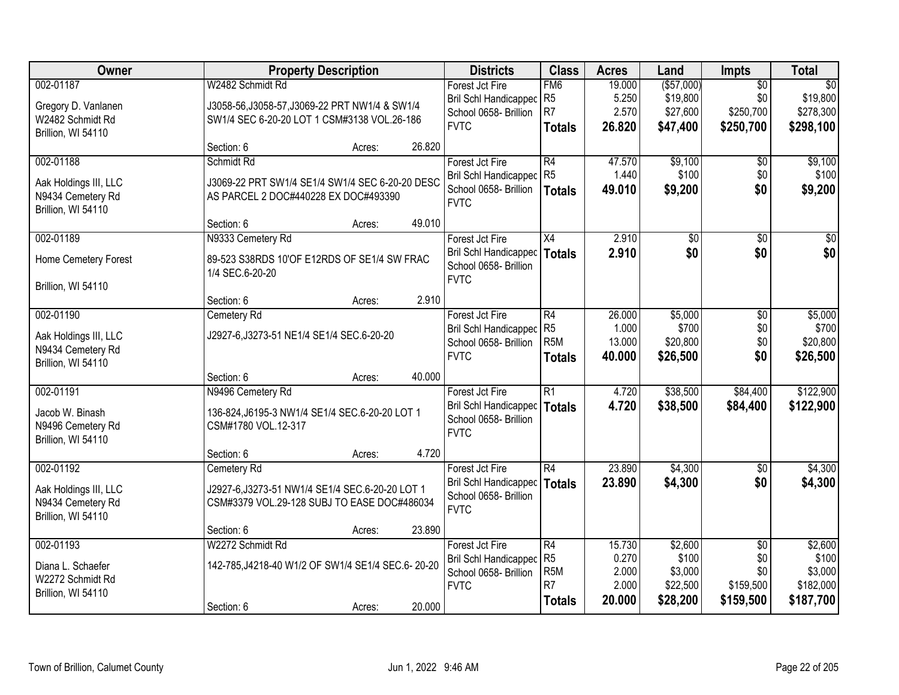| Owner | Property Description | Districts | Class | Acres | Land | Impts | Total |
|---|---|---|---|---|---|---|---|
| 002-01187<br>Gregory D. Vanlanen<br>W2482 Schmidt Rd<br>Brillion, WI 54110 | W2482 Schmidt Rd<br>J3058-56,J3058-57,J3069-22 PRT NW1/4 & SW1/4 SW1/4 SEC 6-20-20 LOT 1 CSM#3138 VOL.26-186<br>Section: 6 Acres: 26.820 | Forest Jct Fire<br>Bril Schl Handicapped<br>School 0658- Brillion<br>FVTC | FM6<br>R5<br>R7<br>**Totals** | 19.000<br>5.250<br>2.570<br>**26.820** | ($57,000)<br>$19,800<br>$27,600<br>**$47,400** | $0<br>$0<br>$250,700<br>**$250,700** | $0<br>$19,800<br>$278,300<br>**$298,100** |
| 002-01188<br>Aak Holdings III, LLC<br>N9434 Cemetery Rd<br>Brillion, WI 54110 | Schmidt Rd<br>J3069-22 PRT SW1/4 SE1/4 SW1/4 SEC 6-20-20 DESC AS PARCEL 2 DOC#440228 EX DOC#493390<br>Section: 6 Acres: 49.010 | Forest Jct Fire<br>Bril Schl Handicapped<br>School 0658- Brillion<br>FVTC | R4<br>R5<br>**Totals** | 47.570<br>1.440<br>**49.010** | $9,100<br>$100<br>**$9,200** | $0<br>$0<br>**$0** | $9,100<br>$100<br>**$9,200** |
| 002-01189<br>Home Cemetery Forest<br><br>Brillion, WI 54110 | N9333 Cemetery Rd<br>89-523 S38RDS 10'OF E12RDS OF SE1/4 SW FRAC 1/4 SEC.6-20-20<br>Section: 6 Acres: 2.910 | Forest Jct Fire<br>Bril Schl Handicapped<br>School 0658- Brillion<br>FVTC | X4<br>**Totals** | 2.910<br>**2.910** | $0<br>**$0** | $0<br>**$0** | $0<br>**$0** |
| 002-01190<br>Aak Holdings III, LLC<br>N9434 Cemetery Rd<br>Brillion, WI 54110 | Cemetery Rd<br>J2927-6,J3273-51 NE1/4 SE1/4 SEC.6-20-20<br>Section: 6 Acres: 40.000 | Forest Jct Fire<br>Bril Schl Handicapped<br>School 0658- Brillion<br>FVTC | R4<br>R5<br>R5M<br>**Totals** | 26.000<br>1.000<br>13.000<br>**40.000** | $5,000<br>$700<br>$20,800<br>**$26,500** | $0<br>$0<br>$0<br>**$0** | $5,000<br>$700<br>$20,800<br>**$26,500** |
| 002-01191<br>Jacob W. Binash<br>N9496 Cemetery Rd<br>Brillion, WI 54110 | N9496 Cemetery Rd<br>136-824,J6195-3 NW1/4 SE1/4 SEC.6-20-20 LOT 1 CSM#1780 VOL.12-317<br>Section: 6 Acres: 4.720 | Forest Jct Fire<br>Bril Schl Handicapped<br>School 0658- Brillion<br>FVTC | R1<br>**Totals** | 4.720<br>**4.720** | $38,500<br>**$38,500** | $84,400<br>**$84,400** | $122,900<br>**$122,900** |
| 002-01192<br>Aak Holdings III, LLC<br>N9434 Cemetery Rd<br>Brillion, WI 54110 | Cemetery Rd<br>J2927-6,J3273-51 NW1/4 SE1/4 SEC.6-20-20 LOT 1 CSM#3379 VOL.29-128 SUBJ TO EASE DOC#486034<br>Section: 6 Acres: 23.890 | Forest Jct Fire<br>Bril Schl Handicapped<br>School 0658- Brillion<br>FVTC | R4<br>**Totals** | 23.890<br>**23.890** | $4,300<br>**$4,300** | $0<br>**$0** | $4,300<br>**$4,300** |
| 002-01193<br>Diana L. Schaefer<br>W2272 Schmidt Rd<br>Brillion, WI 54110 | W2272 Schmidt Rd<br>142-785,J4218-40 W1/2 OF SW1/4 SE1/4 SEC.6- 20-20<br>Section: 6 Acres: 20.000 | Forest Jct Fire<br>Bril Schl Handicapped<br>School 0658- Brillion<br>FVTC | R4<br>R5<br>R5M<br>R7<br>**Totals** | 15.730<br>0.270<br>2.000<br>2.000<br>**20.000** | $2,600<br>$100<br>$3,000<br>$22,500<br>**$28,200** | $0<br>$0<br>$0<br>$159,500<br>**$159,500** | $2,600<br>$100<br>$3,000<br>$182,000<br>**$187,700** |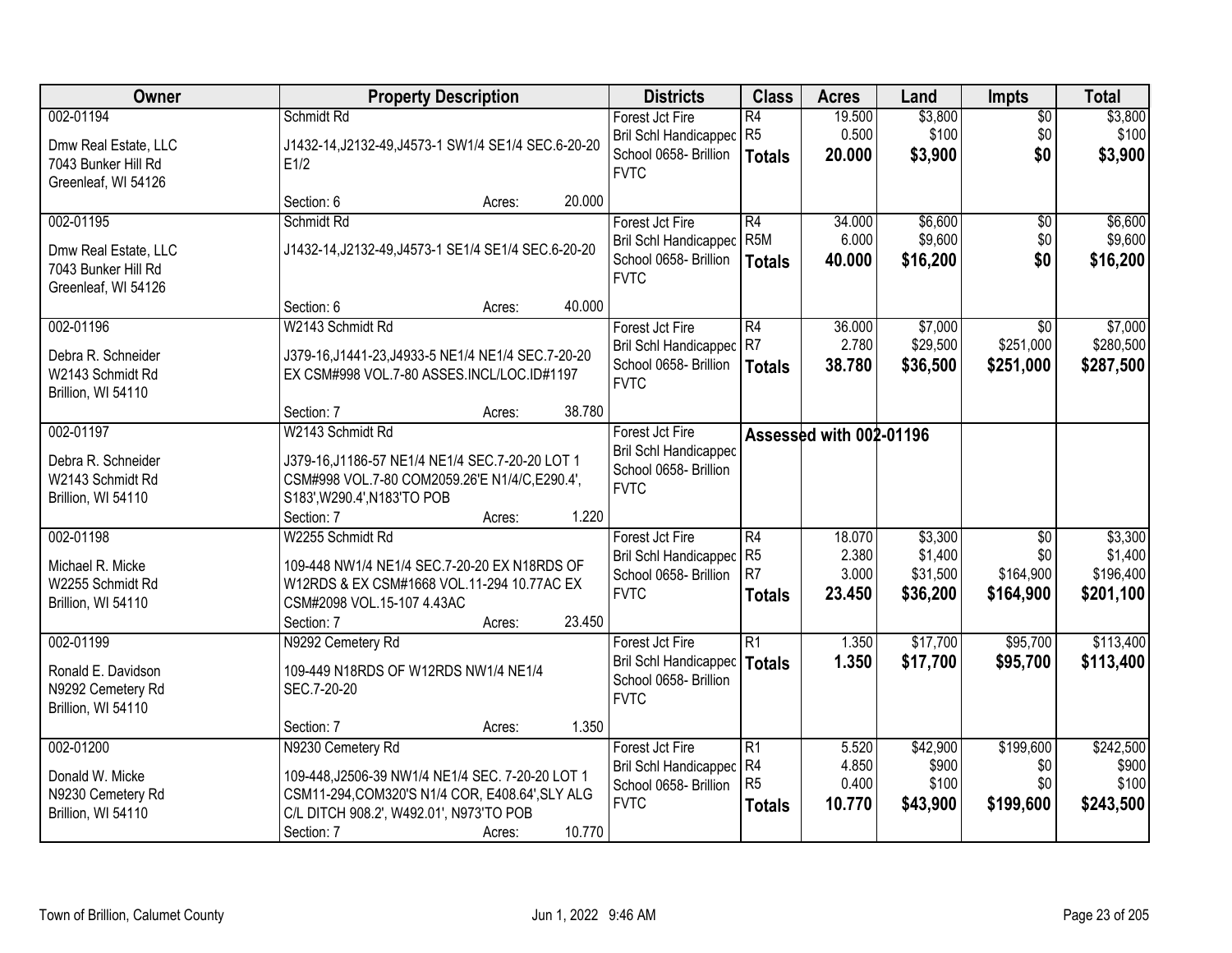| Owner | Property Description | Districts | Class | Acres | Land | Impts | Total |
|---|---|---|---|---|---|---|---|
| 002-01194<br>Dmw Real Estate, LLC<br>7043 Bunker Hill Rd<br>Greenleaf, WI 54126 | Schmidt Rd<br>J1432-14,J2132-49,J4573-1 SW1/4 SE1/4 SEC.6-20-20 E1/2<br>Section: 6 Acres: 20.000 | Forest Jct Fire<br>Bril Schl Handicapped<br>School 0658- Brillion<br>FVTC | R4<br>R5<br>**Totals** | 19.500<br>0.500<br>**20.000** | $3,800<br>$100<br>**$3,900** | $0<br>$0<br>**$0** | $3,800<br>$100<br>**$3,900** |
| 002-01195<br>Dmw Real Estate, LLC<br>7043 Bunker Hill Rd<br>Greenleaf, WI 54126 | Schmidt Rd<br>J1432-14,J2132-49,J4573-1 SE1/4 SE1/4 SEC.6-20-20<br>Section: 6 Acres: 40.000 | Forest Jct Fire<br>Bril Schl Handicapped<br>School 0658- Brillion<br>FVTC | R4<br>R5M<br>**Totals** | 34.000<br>6.000<br>**40.000** | $6,600<br>$9,600<br>**$16,200** | $0<br>$0<br>**$0** | $6,600<br>$9,600<br>**$16,200** |
| 002-01196<br>Debra R. Schneider<br>W2143 Schmidt Rd<br>Brillion, WI 54110 | W2143 Schmidt Rd<br>J379-16,J1441-23,J4933-5 NE1/4 NE1/4 SEC.7-20-20 EX CSM#998 VOL.7-80 ASSES.INCL/LOC.ID#1197<br>Section: 7 Acres: 38.780 | Forest Jct Fire<br>Bril Schl Handicapped<br>School 0658- Brillion<br>FVTC | R4<br>R7<br>**Totals** | 36.000<br>2.780<br>**38.780** | $7,000<br>$29,500<br>**$36,500** | $0<br>$251,000<br>**$251,000** | $7,000<br>$280,500<br>**$287,500** |
| 002-01197<br>Debra R. Schneider<br>W2143 Schmidt Rd<br>Brillion, WI 54110 | W2143 Schmidt Rd<br>J379-16,J1186-57 NE1/4 NE1/4 SEC.7-20-20 LOT 1 CSM#998 VOL.7-80 COM2059.26'E N1/4/C,E290.4', S183',W290.4',N183'TO POB<br>Section: 7 Acres: 1.220 | Forest Jct Fire<br>Bril Schl Handicapped<br>School 0658- Brillion<br>FVTC | Assessed with 002-01196 | | | | |
| 002-01198<br>Michael R. Micke<br>W2255 Schmidt Rd<br>Brillion, WI 54110 | W2255 Schmidt Rd<br>109-448 NW1/4 NE1/4 SEC.7-20-20 EX N18RDS OF W12RDS & EX CSM#1668 VOL.11-294 10.77AC EX CSM#2098 VOL.15-107 4.43AC<br>Section: 7 Acres: 23.450 | Forest Jct Fire<br>Bril Schl Handicapped<br>School 0658- Brillion<br>FVTC | R4<br>R5<br>R7<br>**Totals** | 18.070<br>2.380<br>3.000<br>**23.450** | $3,300<br>$1,400<br>$31,500<br>**$36,200** | $0<br>$0<br>$164,900<br>**$164,900** | $3,300<br>$1,400<br>$196,400<br>**$201,100** |
| 002-01199<br>Ronald E. Davidson<br>N9292 Cemetery Rd<br>Brillion, WI 54110 | N9292 Cemetery Rd<br>109-449 N18RDS OF W12RDS NW1/4 NE1/4 SEC.7-20-20<br>Section: 7 Acres: 1.350 | Forest Jct Fire<br>Bril Schl Handicapped<br>School 0658- Brillion<br>FVTC | R1<br>**Totals** | 1.350<br>**1.350** | $17,700<br>**$17,700** | $95,700<br>**$95,700** | $113,400<br>**$113,400** |
| 002-01200<br>Donald W. Micke<br>N9230 Cemetery Rd<br>Brillion, WI 54110 | N9230 Cemetery Rd<br>109-448,J2506-39 NW1/4 NE1/4 SEC. 7-20-20 LOT 1 CSM11-294,COM320'S N1/4 COR, E408.64',SLY ALG C/L DITCH 908.2', W492.01', N973'TO POB<br>Section: 7 Acres: 10.770 | Forest Jct Fire<br>Bril Schl Handicapped<br>School 0658- Brillion<br>FVTC | R1<br>R4<br>R5<br>**Totals** | 5.520<br>4.850<br>0.400<br>**10.770** | $42,900<br>$900<br>$100<br>**$43,900** | $199,600<br>$0<br>$0<br>**$199,600** | $242,500<br>$900<br>$100<br>**$243,500** |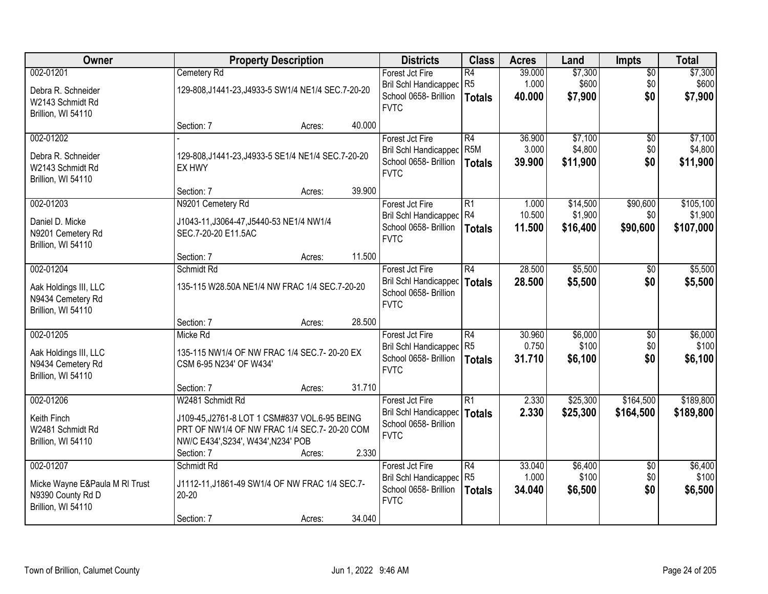| Owner | Property Description | Districts | Class | Acres | Land | Impts | Total |
|---|---|---|---|---|---|---|---|
| 002-01201<br>Debra R. Schneider<br>W2143 Schmidt Rd<br>Brillion, WI 54110 | Cemetery Rd<br>129-808,J1441-23,J4933-5 SW1/4 NE1/4 SEC.7-20-20<br>Section: 7 Acres: 40.000 | Forest Jct Fire<br>Bril Schl Handicapped<br>School 0658- Brillion<br>FVTC | R4<br>R5<br>**Totals** | 39.000<br>1.000<br>**40.000** | $7,300<br>$600<br>**$7,900** | $0<br>$0<br>**$0** | $7,300<br>$600<br>**$7,900** |
| 002-01202<br>Debra R. Schneider<br>W2143 Schmidt Rd<br>Brillion, WI 54110 | -<br>129-808,J1441-23,J4933-5 SE1/4 NE1/4 SEC.7-20-20 EX HWY<br>Section: 7 Acres: 39.900 | Forest Jct Fire<br>Bril Schl Handicapped<br>School 0658- Brillion<br>FVTC | R4<br>R5M<br>**Totals** | 36.900<br>3.000<br>**39.900** | $7,100<br>$4,800<br>**$11,900** | $0<br>$0<br>**$0** | $7,100<br>$4,800<br>**$11,900** |
| 002-01203<br>Daniel D. Micke<br>N9201 Cemetery Rd<br>Brillion, WI 54110 | N9201 Cemetery Rd<br>J1043-11,J3064-47,J5440-53 NE1/4 NW1/4 SEC.7-20-20 E11.5AC<br>Section: 7 Acres: 11.500 | Forest Jct Fire<br>Bril Schl Handicapped<br>School 0658- Brillion<br>FVTC | R1<br>R4<br>**Totals** | 1.000<br>10.500<br>**11.500** | $14,500<br>$1,900<br>**$16,400** | $90,600<br>$0<br>**$90,600** | $105,100<br>$1,900<br>**$107,000** |
| 002-01204<br>Aak Holdings III, LLC<br>N9434 Cemetery Rd<br>Brillion, WI 54110 | Schmidt Rd<br>135-115 W28.50A NE1/4 NW FRAC 1/4 SEC.7-20-20<br>Section: 7 Acres: 28.500 | Forest Jct Fire<br>Bril Schl Handicapped<br>School 0658- Brillion<br>FVTC | R4<br>**Totals** | 28.500<br>**28.500** | $5,500<br>**$5,500** | $0<br>**$0** | $5,500<br>**$5,500** |
| 002-01205<br>Aak Holdings III, LLC<br>N9434 Cemetery Rd<br>Brillion, WI 54110 | Micke Rd<br>135-115 NW1/4 OF NW FRAC 1/4 SEC.7- 20-20 EX CSM 6-95 N234' OF W434'<br>Section: 7 Acres: 31.710 | Forest Jct Fire<br>Bril Schl Handicapped<br>School 0658- Brillion<br>FVTC | R4<br>R5<br>**Totals** | 30.960<br>0.750<br>**31.710** | $6,000<br>$100<br>**$6,100** | $0<br>$0<br>**$0** | $6,000<br>$100<br>**$6,100** |
| 002-01206<br>Keith Finch<br>W2481 Schmidt Rd<br>Brillion, WI 54110 | W2481 Schmidt Rd<br>J109-45,J2761-8 LOT 1 CSM#837 VOL.6-95 BEING PRT OF NW1/4 OF NW FRAC 1/4 SEC.7- 20-20 COM NW/C E434',S234', W434',N234' POB<br>Section: 7 Acres: 2.330 | Forest Jct Fire<br>Bril Schl Handicapped<br>School 0658- Brillion<br>FVTC | R1<br>**Totals** | 2.330<br>**2.330** | $25,300<br>**$25,300** | $164,500<br>**$164,500** | $189,800<br>**$189,800** |
| 002-01207<br>Micke Wayne E&Paula M Rl Trust<br>N9390 County Rd D<br>Brillion, WI 54110 | Schmidt Rd<br>J1112-11,J1861-49 SW1/4 OF NW FRAC 1/4 SEC.7-20-20<br>Section: 7 Acres: 34.040 | Forest Jct Fire<br>Bril Schl Handicapped<br>School 0658- Brillion<br>FVTC | R4<br>R5<br>**Totals** | 33.040<br>1.000<br>**34.040** | $6,400<br>$100<br>**$6,500** | $0<br>$0<br>**$0** | $6,400<br>$100<br>**$6,500** |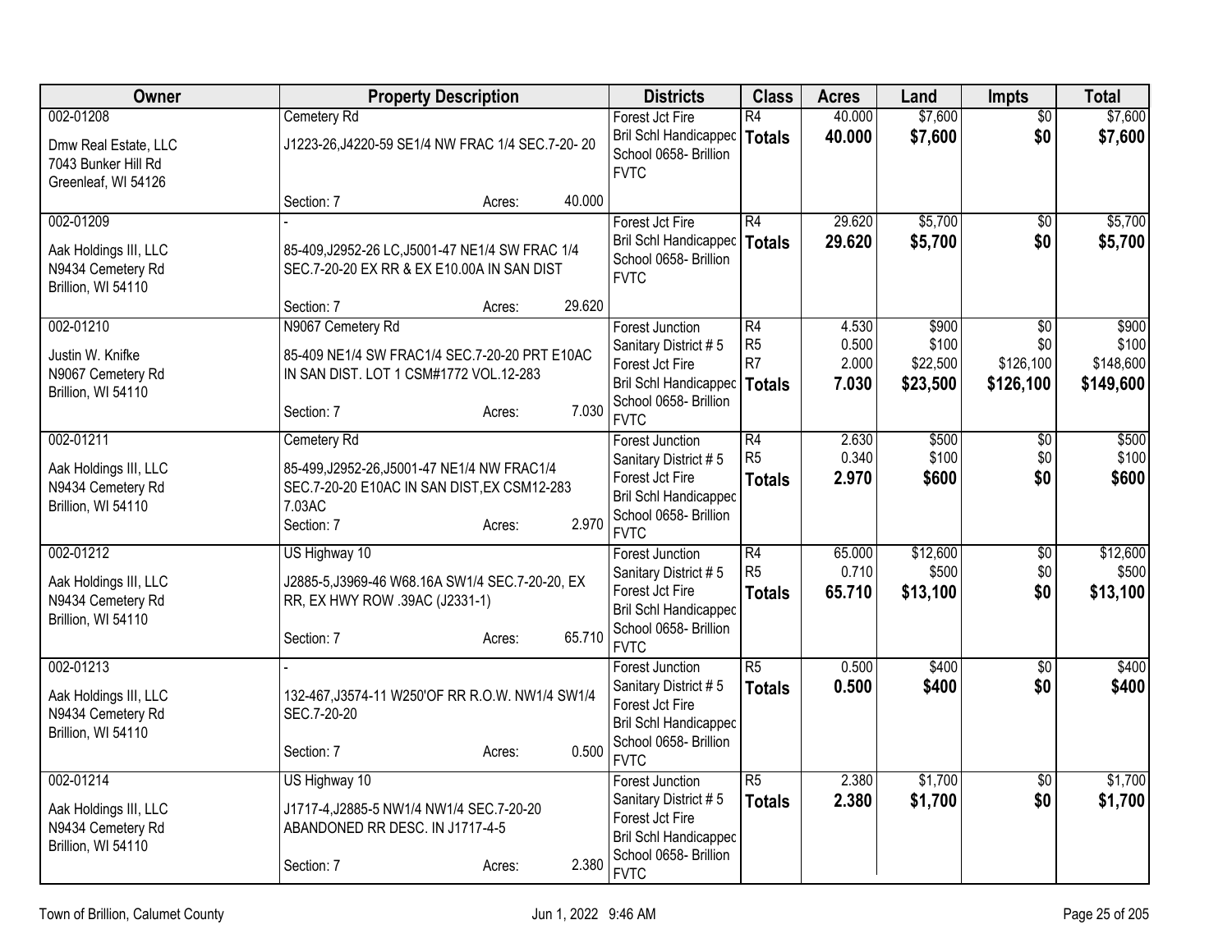| Owner | Property Description | Districts | Class | Acres | Land | Impts | Total |
|---|---|---|---|---|---|---|---|
| 002-01208<br>Dmw Real Estate, LLC<br>7043 Bunker Hill Rd<br>Greenleaf, WI 54126 | Cemetery Rd<br>J1223-26,J4220-59 SE1/4 NW FRAC 1/4 SEC.7-20- 20<br>Section: 7 Acres: 40.000 | Forest Jct Fire<br>Bril Schl Handicapped<br>School 0658- Brillion<br>FVTC | R4<br>**Totals** | 40.000<br>**40.000** | $7,600<br>**$7,600** | $0<br>**$0** | $7,600<br>**$7,600** |
| 002-01209<br>Aak Holdings III, LLC<br>N9434 Cemetery Rd<br>Brillion, WI 54110 | -<br>85-409,J2952-26 LC,J5001-47 NE1/4 SW FRAC 1/4 SEC.7-20-20 EX RR & EX E10.00A IN SAN DIST<br>Section: 7 Acres: 29.620 | Forest Jct Fire<br>Bril Schl Handicapped<br>School 0658- Brillion<br>FVTC | R4<br>**Totals** | 29.620<br>**29.620** | $5,700<br>**$5,700** | $0<br>**$0** | $5,700<br>**$5,700** |
| 002-01210<br>Justin W. Knifke<br>N9067 Cemetery Rd<br>Brillion, WI 54110 | N9067 Cemetery Rd<br>85-409 NE1/4 SW FRAC1/4 SEC.7-20-20 PRT E10AC IN SAN DIST. LOT 1 CSM#1772 VOL.12-283<br>Section: 7 Acres: 7.030 | Forest Junction<br>Sanitary District # 5<br>Forest Jct Fire<br>Bril Schl Handicapped<br>School 0658- Brillion<br>FVTC | R4<br>R5<br>R7<br>**Totals** | 4.530<br>0.500<br>2.000<br>**7.030** | $900<br>$100<br>$22,500<br>**$23,500** | $0<br>$0<br>$126,100<br>**$126,100** | $900<br>$100<br>$148,600<br>**$149,600** |
| 002-01211<br>Aak Holdings III, LLC<br>N9434 Cemetery Rd<br>Brillion, WI 54110 | Cemetery Rd<br>85-499,J2952-26,J5001-47 NE1/4 NW FRAC1/4 SEC.7-20-20 E10AC IN SAN DIST,EX CSM12-283 7.03AC<br>Section: 7 Acres: 2.970 | Forest Junction<br>Sanitary District # 5<br>Forest Jct Fire<br>Bril Schl Handicapped<br>School 0658- Brillion<br>FVTC | R4<br>R5<br>**Totals** | 2.630<br>0.340<br>**2.970** | $500<br>$100<br>**$600** | $0<br>$0<br>**$0** | $500<br>$100<br>**$600** |
| 002-01212<br>Aak Holdings III, LLC<br>N9434 Cemetery Rd<br>Brillion, WI 54110 | US Highway 10<br>J2885-5,J3969-46 W68.16A SW1/4 SEC.7-20-20, EX RR, EX HWY ROW .39AC (J2331-1)<br>Section: 7 Acres: 65.710 | Forest Junction<br>Sanitary District # 5<br>Forest Jct Fire<br>Bril Schl Handicapped<br>School 0658- Brillion<br>FVTC | R4<br>R5<br>**Totals** | 65.000<br>0.710<br>**65.710** | $12,600<br>$500<br>**$13,100** | $0<br>$0<br>**$0** | $12,600<br>$500<br>**$13,100** |
| 002-01213<br>Aak Holdings III, LLC<br>N9434 Cemetery Rd<br>Brillion, WI 54110 | -<br>132-467,J3574-11 W250'OF RR R.O.W. NW1/4 SW1/4 SEC.7-20-20<br>Section: 7 Acres: 0.500 | Forest Junction<br>Sanitary District # 5<br>Forest Jct Fire<br>Bril Schl Handicapped<br>School 0658- Brillion<br>FVTC | R5<br>**Totals** | 0.500<br>**0.500** | $400<br>**$400** | $0<br>**$0** | $400<br>**$400** |
| 002-01214<br>Aak Holdings III, LLC<br>N9434 Cemetery Rd<br>Brillion, WI 54110 | US Highway 10<br>J1717-4,J2885-5 NW1/4 NW1/4 SEC.7-20-20 ABANDONED RR DESC. IN J1717-4-5<br>Section: 7 Acres: 2.380 | Forest Junction<br>Sanitary District # 5<br>Forest Jct Fire<br>Bril Schl Handicapped<br>School 0658- Brillion<br>FVTC | R5<br>**Totals** | 2.380<br>**2.380** | $1,700<br>**$1,700** | $0<br>**$0** | $1,700<br>**$1,700** |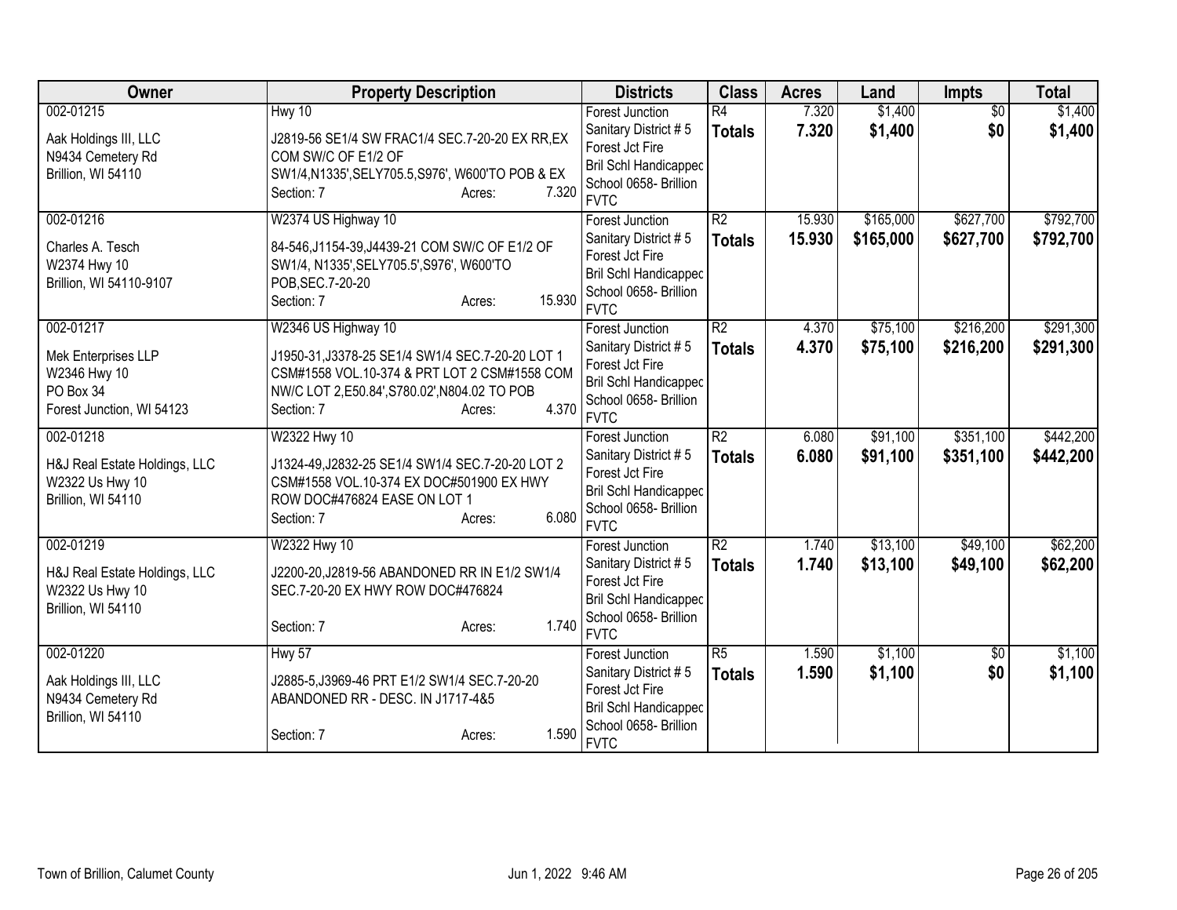| Owner | Property Description | Districts | Class | Acres | Land | Impts | Total |
|---|---|---|---|---|---|---|---|
| 002-01215<br><br>Aak Holdings III, LLC<br>N9434 Cemetery Rd<br>Brillion, WI 54110 | Hwy 10<br><br>J2819-56 SE1/4 SW FRAC1/4 SEC.7-20-20 EX RR,EX COM SW/C OF E1/2 OF SW1/4,N1335',SELY705.5,S976', W600'TO POB & EX<br>Section: 7 Acres: 7.320 | Forest Junction<br>Sanitary District # 5<br>Forest Jct Fire<br>Bril Schl Handicapped<br>School 0658- Brillion<br>FVTC | R4<br>**Totals** | 7.320<br>**7.320** | $1,400<br>**$1,400** | $0<br>**$0** | $1,400<br>**$1,400** |
| 002-01216<br><br>Charles A. Tesch<br>W2374 Hwy 10<br>Brillion, WI 54110-9107 | W2374 US Highway 10<br><br>84-546,J1154-39,J4439-21 COM SW/C OF E1/2 OF SW1/4, N1335',SELY705.5',S976', W600'TO POB,SEC.7-20-20<br>Section: 7 Acres: 15.930 | Forest Junction<br>Sanitary District # 5<br>Forest Jct Fire<br>Bril Schl Handicapped<br>School 0658- Brillion<br>FVTC | R2<br>**Totals** | 15.930<br>**15.930** | $165,000<br>**$165,000** | $627,700<br>**$627,700** | $792,700<br>**$792,700** |
| 002-01217<br><br>Mek Enterprises LLP<br>W2346 Hwy 10<br>PO Box 34<br>Forest Junction, WI 54123 | W2346 US Highway 10<br><br>J1950-31,J3378-25 SE1/4 SW1/4 SEC.7-20-20 LOT 1 CSM#1558 VOL.10-374 & PRT LOT 2 CSM#1558 COM NW/C LOT 2,E50.84',S780.02',N804.02 TO POB<br>Section: 7 Acres: 4.370 | Forest Junction<br>Sanitary District # 5<br>Forest Jct Fire<br>Bril Schl Handicapped<br>School 0658- Brillion<br>FVTC | R2<br>**Totals** | 4.370<br>**4.370** | $75,100<br>**$75,100** | $216,200<br>**$216,200** | $291,300<br>**$291,300** |
| 002-01218<br><br>H&J Real Estate Holdings, LLC<br>W2322 Us Hwy 10<br>Brillion, WI 54110 | W2322 Hwy 10<br><br>J1324-49,J2832-25 SE1/4 SW1/4 SEC.7-20-20 LOT 2 CSM#1558 VOL.10-374 EX DOC#501900 EX HWY ROW DOC#476824 EASE ON LOT 1<br>Section: 7 Acres: 6.080 | Forest Junction<br>Sanitary District # 5<br>Forest Jct Fire<br>Bril Schl Handicapped<br>School 0658- Brillion<br>FVTC | R2<br>**Totals** | 6.080<br>**6.080** | $91,100<br>**$91,100** | $351,100<br>**$351,100** | $442,200<br>**$442,200** |
| 002-01219<br><br>H&J Real Estate Holdings, LLC<br>W2322 Us Hwy 10<br>Brillion, WI 54110 | W2322 Hwy 10<br><br>J2200-20,J2819-56 ABANDONED RR IN E1/2 SW1/4 SEC.7-20-20 EX HWY ROW DOC#476824<br>Section: 7 Acres: 1.740 | Forest Junction<br>Sanitary District # 5<br>Forest Jct Fire<br>Bril Schl Handicapped<br>School 0658- Brillion<br>FVTC | R2<br>**Totals** | 1.740<br>**1.740** | $13,100<br>**$13,100** | $49,100<br>**$49,100** | $62,200<br>**$62,200** |
| 002-01220<br><br>Aak Holdings III, LLC<br>N9434 Cemetery Rd<br>Brillion, WI 54110 | Hwy 57<br><br>J2885-5,J3969-46 PRT E1/2 SW1/4 SEC.7-20-20 ABANDONED RR - DESC. IN J1717-4&5<br>Section: 7 Acres: 1.590 | Forest Junction<br>Sanitary District # 5<br>Forest Jct Fire<br>Bril Schl Handicapped<br>School 0658- Brillion<br>FVTC | R5<br>**Totals** | 1.590<br>**1.590** | $1,100<br>**$1,100** | $0<br>**$0** | $1,100<br>**$1,100** |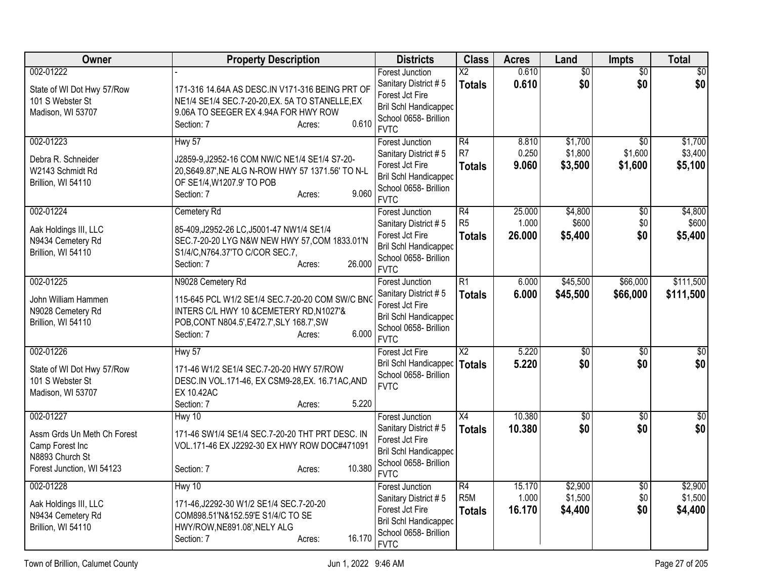| Owner | Property Description | Districts | Class | Acres | Land | Impts | Total |
|---|---|---|---|---|---|---|---|
| 002-01222<br><br>State of WI Dot Hwy 57/Row<br>101 S Webster St<br>Madison, WI 53707 | -<br><br>171-316 14.64A AS DESC.IN V171-316 BEING PRT OF NE1/4 SE1/4 SEC.7-20-20,EX. 5A TO STANELLE,EX 9.06A TO SEEGER EX 4.94A FOR HWY ROW<br>Section: 7 Acres: 0.610 | Forest Junction<br>Sanitary District # 5<br>Forest Jct Fire<br>Bril Schl Handicapped<br>School 0658- Brillion<br>FVTC | X2<br>**Totals** | 0.610<br>**0.610** | $0<br>**$0** | $0<br>**$0** | $0<br>**$0** |
| 002-01223<br><br>Debra R. Schneider<br>W2143 Schmidt Rd<br>Brillion, WI 54110 | Hwy 57<br><br>J2859-9,J2952-16 COM NW/C NE1/4 SE1/4 S7-20-20,S649.87',NE ALG N-ROW HWY 57 1371.56' TO N-L OF SE1/4,W1207.9' TO POB<br>Section: 7 Acres: 9.060 | Forest Junction<br>Sanitary District # 5<br>Forest Jct Fire<br>Bril Schl Handicapped<br>School 0658- Brillion<br>FVTC | R4<br>R7<br>**Totals** | 8.810<br>0.250<br>**9.060** | $1,700<br>$1,800<br>**$3,500** | $0<br>$1,600<br>**$1,600** | $1,700<br>$3,400<br>**$5,100** |
| 002-01224<br><br>Aak Holdings III, LLC<br>N9434 Cemetery Rd<br>Brillion, WI 54110 | Cemetery Rd<br><br>85-409,J2952-26 LC,J5001-47 NW1/4 SE1/4 SEC.7-20-20 LYG N&W NEW HWY 57,COM 1833.01'N S1/4/C,N764.37'TO C/COR SEC.7,<br>Section: 7 Acres: 26.000 | Forest Junction<br>Sanitary District # 5<br>Forest Jct Fire<br>Bril Schl Handicapped<br>School 0658- Brillion<br>FVTC | R4<br>R5<br>**Totals** | 25.000<br>1.000<br>**26.000** | $4,800<br>$600<br>**$5,400** | $0<br>$0<br>**$0** | $4,800<br>$600<br>**$5,400** |
| 002-01225<br><br>John William Hammen<br>N9028 Cemetery Rd<br>Brillion, WI 54110 | N9028 Cemetery Rd<br><br>115-645 PCL W1/2 SE1/4 SEC.7-20-20 COM SW/C BNG INTERS C/L HWY 10 &CEMETERY RD,N1027'& POB,CONT N804.5',E472.7',SLY 168.7',SW<br>Section: 7 Acres: 6.000 | Forest Junction<br>Sanitary District # 5<br>Forest Jct Fire<br>Bril Schl Handicapped<br>School 0658- Brillion<br>FVTC | R1<br>**Totals** | 6.000<br>**6.000** | $45,500<br>**$45,500** | $66,000<br>**$66,000** | $111,500<br>**$111,500** |
| 002-01226<br><br>State of WI Dot Hwy 57/Row<br>101 S Webster St<br>Madison, WI 53707 | Hwy 57<br><br>171-46 W1/2 SE1/4 SEC.7-20-20 HWY 57/ROW DESC.IN VOL.171-46, EX CSM9-28,EX. 16.71AC,AND EX 10.42AC<br>Section: 7 Acres: 5.220 | Forest Jct Fire<br>Bril Schl Handicapped<br>School 0658- Brillion<br>FVTC | X2<br>**Totals** | 5.220<br>**5.220** | $0<br>**$0** | $0<br>**$0** | $0<br>**$0** |
| 002-01227<br><br>Assm Grds Un Meth Ch Forest<br>Camp Forest Inc<br>N8893 Church St<br>Forest Junction, WI 54123 | Hwy 10<br><br>171-46 SW1/4 SE1/4 SEC.7-20-20 THT PRT DESC. IN VOL.171-46 EX J2292-30 EX HWY ROW DOC#471091<br>Section: 7 Acres: 10.380 | Forest Junction<br>Sanitary District # 5<br>Forest Jct Fire<br>Bril Schl Handicapped<br>School 0658- Brillion<br>FVTC | X4<br>**Totals** | 10.380<br>**10.380** | $0<br>**$0** | $0<br>**$0** | $0<br>**$0** |
| 002-01228<br><br>Aak Holdings III, LLC<br>N9434 Cemetery Rd<br>Brillion, WI 54110 | Hwy 10<br><br>171-46,J2292-30 W1/2 SE1/4 SEC.7-20-20 COM898.51'N&152.59'E S1/4/C TO SE HWY/ROW,NE891.08',NELY ALG<br>Section: 7 Acres: 16.170 | Forest Junction<br>Sanitary District # 5<br>Forest Jct Fire<br>Bril Schl Handicapped<br>School 0658- Brillion<br>FVTC | R4<br>R5M<br>**Totals** | 15.170<br>1.000<br>**16.170** | $2,900<br>$1,500<br>**$4,400** | $0<br>$0<br>**$0** | $2,900<br>$1,500<br>**$4,400** |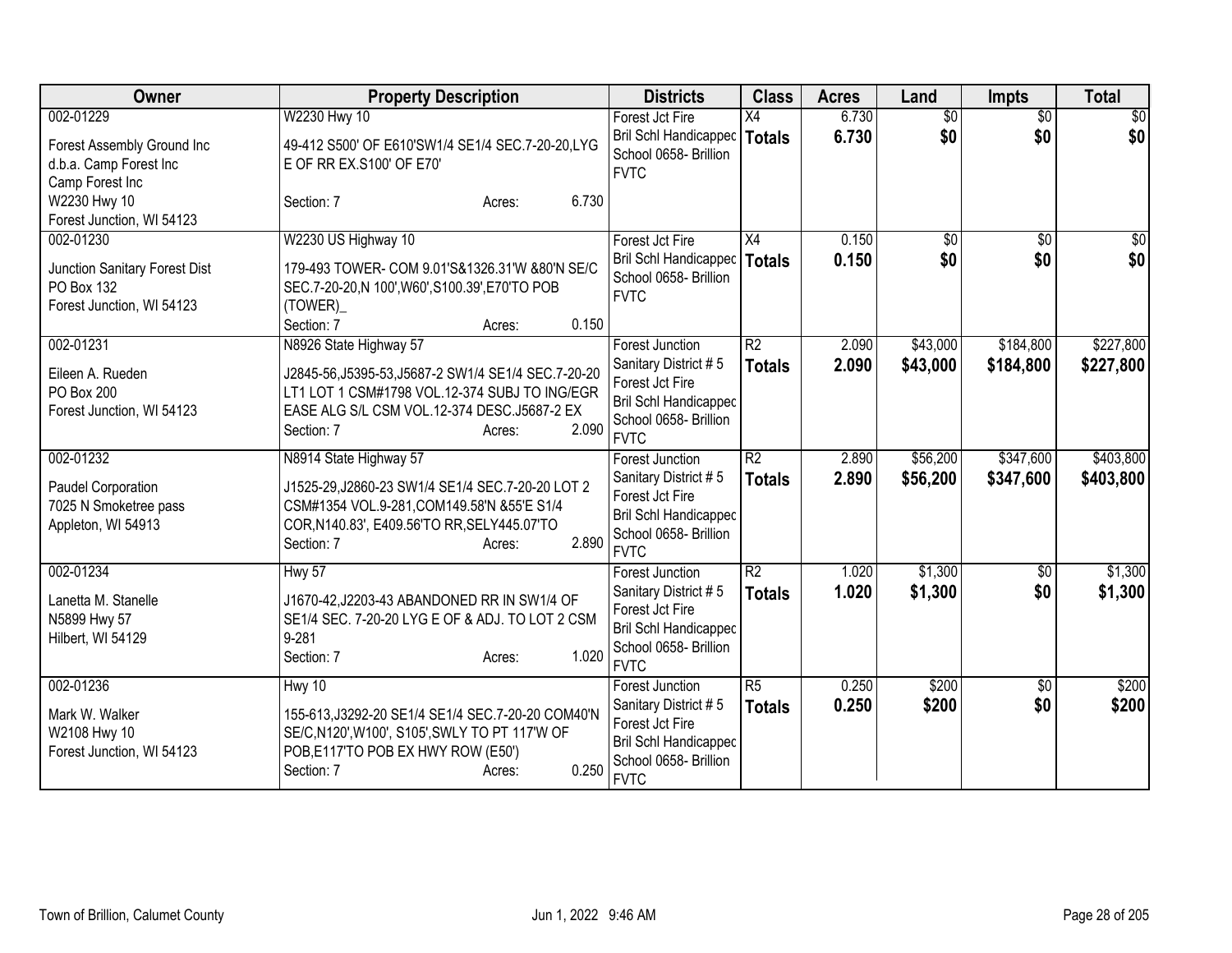| Owner | Property Description | Districts | Class | Acres | Land | Impts | Total |
|---|---|---|---|---|---|---|---|
| 002-01229<br>Forest Assembly Ground Inc<br>d.b.a. Camp Forest Inc<br>Camp Forest Inc<br>W2230 Hwy 10<br>Forest Junction, WI 54123 | W2230 Hwy 10<br>49-412 S500' OF E610'SW1/4 SE1/4 SEC.7-20-20,LYG E OF RR EX.S100' OF E70'<br>Section: 7 Acres: 6.730 | Forest Jct Fire<br>Bril Schl Handicapped<br>School 0658- Brillion<br>FVTC | X4<br>**Totals** | 6.730<br>**6.730** | $0<br>**$0** | $0<br>**$0** | $0<br>**$0** |
| 002-01230<br>Junction Sanitary Forest Dist<br>PO Box 132<br>Forest Junction, WI 54123 | W2230 US Highway 10<br>179-493 TOWER- COM 9.01'S&1326.31'W &80'N SE/C SEC.7-20-20,N 100',W60',S100.39',E70'TO POB (TOWER)_<br>Section: 7 Acres: 0.150 | Forest Jct Fire<br>Bril Schl Handicapped<br>School 0658- Brillion<br>FVTC | X4<br>**Totals** | 0.150<br>**0.150** | $0<br>**$0** | $0<br>**$0** | $0<br>**$0** |
| 002-01231<br>Eileen A. Rueden<br>PO Box 200<br>Forest Junction, WI 54123 | N8926 State Highway 57<br>J2845-56,J5395-53,J5687-2 SW1/4 SE1/4 SEC.7-20-20 LT1 LOT 1 CSM#1798 VOL.12-374 SUBJ TO ING/EGR EASE ALG S/L CSM VOL.12-374 DESC.J5687-2 EX<br>Section: 7 Acres: 2.090 | Forest Junction<br>Sanitary District # 5<br>Forest Jct Fire<br>Bril Schl Handicapped<br>School 0658- Brillion<br>FVTC | R2<br>**Totals** | 2.090<br>**2.090** | $43,000<br>**$43,000** | $184,800<br>**$184,800** | $227,800<br>**$227,800** |
| 002-01232<br>Paudel Corporation<br>7025 N Smoketree pass<br>Appleton, WI 54913 | N8914 State Highway 57<br>J1525-29,J2860-23 SW1/4 SE1/4 SEC.7-20-20 LOT 2 CSM#1354 VOL.9-281,COM149.58'N &55'E S1/4 COR,N140.83', E409.56'TO RR,SELY445.07'TO<br>Section: 7 Acres: 2.890 | Forest Junction<br>Sanitary District # 5<br>Forest Jct Fire<br>Bril Schl Handicapped<br>School 0658- Brillion<br>FVTC | R2<br>**Totals** | 2.890<br>**2.890** | $56,200<br>**$56,200** | $347,600<br>**$347,600** | $403,800<br>**$403,800** |
| 002-01234<br>Lanetta M. Stanelle<br>N5899 Hwy 57<br>Hilbert, WI 54129 | Hwy 57<br>J1670-42,J2203-43 ABANDONED RR IN SW1/4 OF SE1/4 SEC. 7-20-20 LYG E OF & ADJ. TO LOT 2 CSM 9-281<br>Section: 7 Acres: 1.020 | Forest Junction<br>Sanitary District # 5<br>Forest Jct Fire<br>Bril Schl Handicapped<br>School 0658- Brillion<br>FVTC | R2<br>**Totals** | 1.020<br>**1.020** | $1,300<br>**$1,300** | $0<br>**$0** | $1,300<br>**$1,300** |
| 002-01236<br>Mark W. Walker<br>W2108 Hwy 10<br>Forest Junction, WI 54123 | Hwy 10<br>155-613,J3292-20 SE1/4 SE1/4 SEC.7-20-20 COM40'N SE/C,N120',W100', S105',SWLY TO PT 117'W OF POB,E117'TO POB EX HWY ROW (E50')<br>Section: 7 Acres: 0.250 | Forest Junction<br>Sanitary District # 5<br>Forest Jct Fire<br>Bril Schl Handicapped<br>School 0658- Brillion<br>FVTC | R5<br>**Totals** | 0.250<br>**0.250** | $200<br>**$200** | $0<br>**$0** | $200<br>**$200** |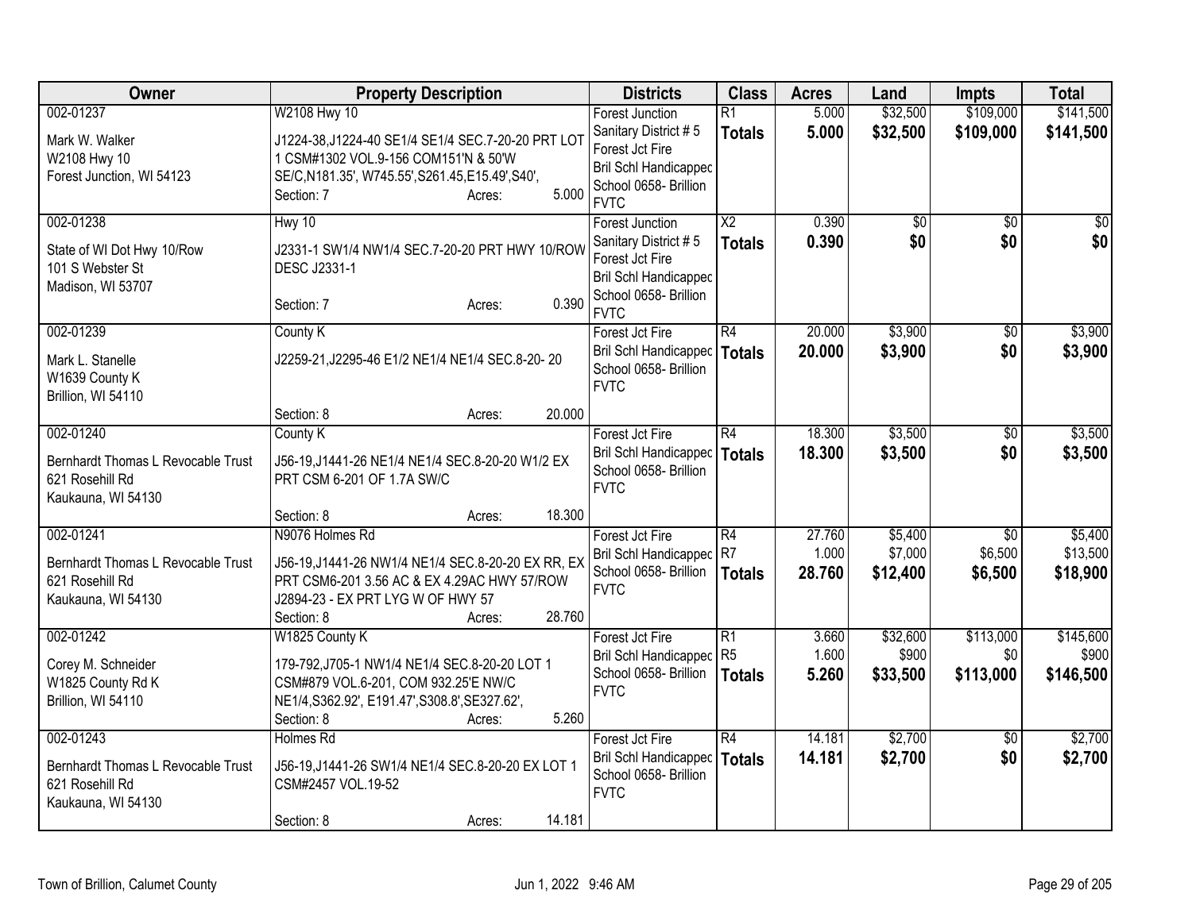| Owner | Property Description | Districts | Class | Acres | Land | Impts | Total |
|---|---|---|---|---|---|---|---|
| 002-01237<br>Mark W. Walker<br>W2108 Hwy 10<br>Forest Junction, WI 54123 | W2108 Hwy 10<br>J1224-38,J1224-40 SE1/4 SE1/4 SEC.7-20-20 PRT LOT 1 CSM#1302 VOL.9-156 COM151'N & 50'W SE/C,N181.35', W745.55',S261.45,E15.49',S40',<br>Section: 7 Acres: 5.000 | Forest Junction<br>Sanitary District # 5<br>Forest Jct Fire<br>Bril Schl Handicapped<br>School 0658- Brillion<br>FVTC | R1<br>**Totals** | 5.000<br>**5.000** | \$32,500<br>**\$32,500** | \$109,000<br>**\$109,000** | \$141,500<br>**\$141,500** |
| 002-01238<br>State of WI Dot Hwy 10/Row<br>101 S Webster St<br>Madison, WI 53707 | Hwy 10<br>J2331-1 SW1/4 NW1/4 SEC.7-20-20 PRT HWY 10/ROW DESC J2331-1<br>Section: 7 Acres: 0.390 | Forest Junction<br>Sanitary District # 5<br>Forest Jct Fire<br>Bril Schl Handicapped<br>School 0658- Brillion<br>FVTC | X2<br>**Totals** | 0.390<br>**0.390** | \$0<br>**\$0** | \$0<br>**\$0** | \$0<br>**\$0** |
| 002-01239<br>Mark L. Stanelle<br>W1639 County K<br>Brillion, WI 54110 | County K<br>J2259-21,J2295-46 E1/2 NE1/4 NE1/4 SEC.8-20- 20<br>Section: 8 Acres: 20.000 | Forest Jct Fire<br>Bril Schl Handicapped<br>School 0658- Brillion<br>FVTC | R4<br>**Totals** | 20.000<br>**20.000** | \$3,900<br>**\$3,900** | \$0<br>**\$0** | \$3,900<br>**\$3,900** |
| 002-01240<br>Bernhardt Thomas L Revocable Trust<br>621 Rosehill Rd<br>Kaukauna, WI 54130 | County K<br>J56-19,J1441-26 NE1/4 NE1/4 SEC.8-20-20 W1/2 EX PRT CSM 6-201 OF 1.7A SW/C<br>Section: 8 Acres: 18.300 | Forest Jct Fire<br>Bril Schl Handicapped<br>School 0658- Brillion<br>FVTC | R4<br>**Totals** | 18.300<br>**18.300** | \$3,500<br>**\$3,500** | \$0<br>**\$0** | \$3,500<br>**\$3,500** |
| 002-01241<br>Bernhardt Thomas L Revocable Trust<br>621 Rosehill Rd<br>Kaukauna, WI 54130 | N9076 Holmes Rd<br>J56-19,J1441-26 NW1/4 NE1/4 SEC.8-20-20 EX RR, EX PRT CSM6-201 3.56 AC & EX 4.29AC HWY 57/ROW J2894-23 - EX PRT LYG W OF HWY 57<br>Section: 8 Acres: 28.760 | Forest Jct Fire<br>Bril Schl Handicapped<br>School 0658- Brillion<br>FVTC | R4<br>R7<br>**Totals** | 27.760<br>1.000<br>**28.760** | \$5,400<br>\$7,000<br>**\$12,400** | \$0<br>\$6,500<br>**\$6,500** | \$5,400<br>\$13,500<br>**\$18,900** |
| 002-01242<br>Corey M. Schneider<br>W1825 County Rd K<br>Brillion, WI 54110 | W1825 County K<br>179-792,J705-1 NW1/4 NE1/4 SEC.8-20-20 LOT 1 CSM#879 VOL.6-201, COM 932.25'E NW/C NE1/4,S362.92', E191.47',S308.8',SE327.62',<br>Section: 8 Acres: 5.260 | Forest Jct Fire<br>Bril Schl Handicapped<br>School 0658- Brillion<br>FVTC | R1<br>R5<br>**Totals** | 3.660<br>1.600<br>**5.260** | \$32,600<br>\$900<br>**\$33,500** | \$113,000<br>\$0<br>**\$113,000** | \$145,600<br>\$900<br>**\$146,500** |
| 002-01243<br>Bernhardt Thomas L Revocable Trust<br>621 Rosehill Rd<br>Kaukauna, WI 54130 | Holmes Rd<br>J56-19,J1441-26 SW1/4 NE1/4 SEC.8-20-20 EX LOT 1 CSM#2457 VOL.19-52<br>Section: 8 Acres: 14.181 | Forest Jct Fire<br>Bril Schl Handicapped<br>School 0658- Brillion<br>FVTC | R4<br>**Totals** | 14.181<br>**14.181** | \$2,700<br>**\$2,700** | \$0<br>**\$0** | \$2,700<br>**\$2,700** |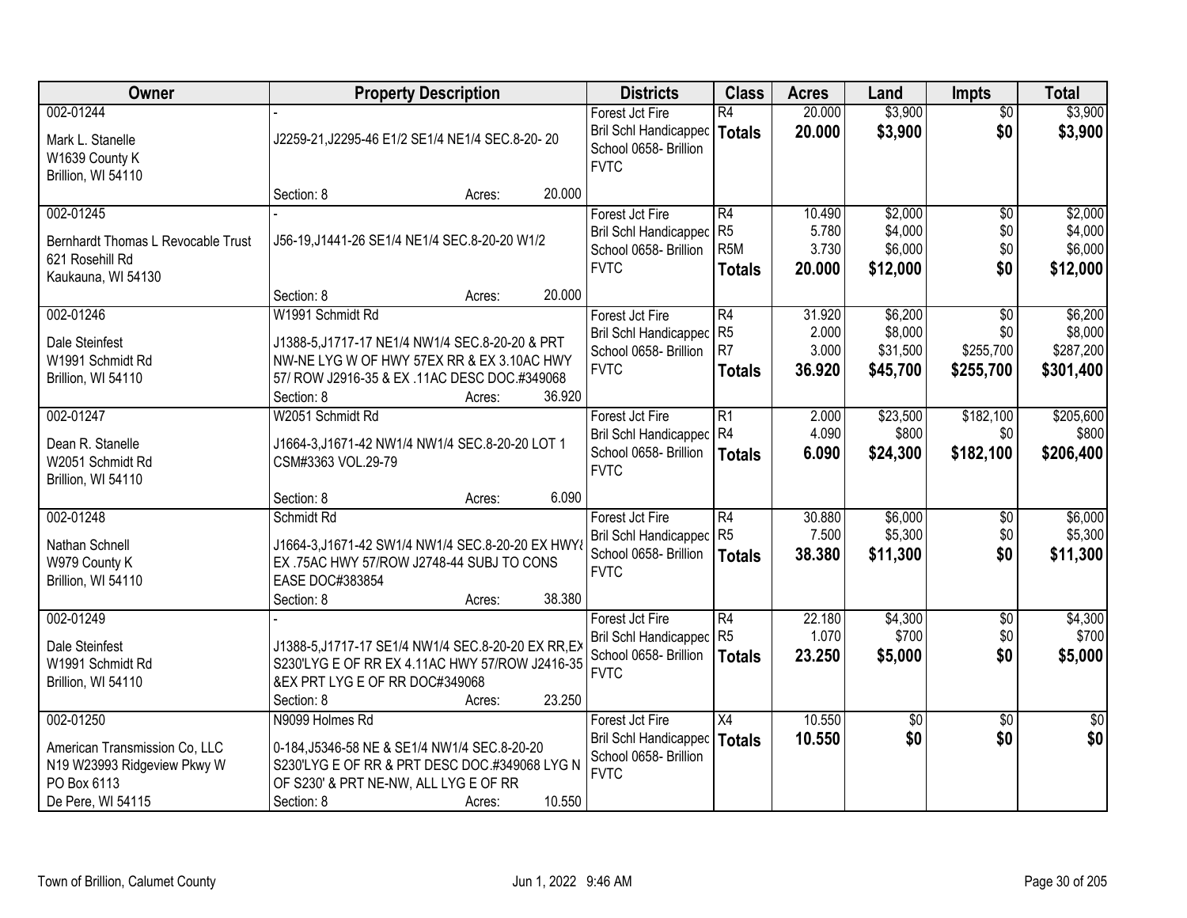| Owner | Property Description | Districts | Class | Acres | Land | Impts | Total |
|---|---|---|---|---|---|---|---|
| 002-01244<br>Mark L. Stanelle<br>W1639 County K<br>Brillion, WI 54110 | -<br>J2259-21,J2295-46 E1/2 SE1/4 NE1/4 SEC.8-20- 20<br>Section: 8 Acres: 20.000 | Forest Jct Fire<br>Bril Schl Handicapped<br>School 0658- Brillion<br>FVTC | R4<br>**Totals** | 20.000<br>**20.000** | $3,900<br>**$3,900** | $0<br>**$0** | $3,900<br>**$3,900** |
| 002-01245<br>Bernhardt Thomas L Revocable Trust<br>621 Rosehill Rd<br>Kaukauna, WI 54130 | -<br>J56-19,J1441-26 SE1/4 NE1/4 SEC.8-20-20 W1/2<br>Section: 8 Acres: 20.000 | Forest Jct Fire<br>Bril Schl Handicapped<br>School 0658- Brillion<br>FVTC | R4<br>R5<br>R5M<br>**Totals** | 10.490<br>5.780<br>3.730<br>**20.000** | $2,000<br>$4,000<br>$6,000<br>**$12,000** | $0<br>$0<br>$0<br>**$0** | $2,000<br>$4,000<br>$6,000<br>**$12,000** |
| 002-01246<br>Dale Steinfest<br>W1991 Schmidt Rd<br>Brillion, WI 54110 | W1991 Schmidt Rd<br>J1388-5,J1717-17 NE1/4 NW1/4 SEC.8-20-20 & PRT NW-NE LYG W OF HWY 57EX RR & EX 3.10AC HWY 57/ ROW J2916-35 & EX .11AC DESC DOC.#349068<br>Section: 8 Acres: 36.920 | Forest Jct Fire<br>Bril Schl Handicapped<br>School 0658- Brillion<br>FVTC | R4<br>R5<br>R7<br>**Totals** | 31.920<br>2.000<br>3.000<br>**36.920** | $6,200<br>$8,000<br>$31,500<br>**$45,700** | $0<br>$0<br>$255,700<br>**$255,700** | $6,200<br>$8,000<br>$287,200<br>**$301,400** |
| 002-01247<br>Dean R. Stanelle<br>W2051 Schmidt Rd<br>Brillion, WI 54110 | W2051 Schmidt Rd<br>J1664-3,J1671-42 NW1/4 NW1/4 SEC.8-20-20 LOT 1 CSM#3363 VOL.29-79<br>Section: 8 Acres: 6.090 | Forest Jct Fire<br>Bril Schl Handicapped<br>School 0658- Brillion<br>FVTC | R1<br>R4<br>**Totals** | 2.000<br>4.090<br>**6.090** | $23,500<br>$800<br>**$24,300** | $182,100<br>$0<br>**$182,100** | $205,600<br>$800<br>**$206,400** |
| 002-01248<br>Nathan Schnell<br>W979 County K<br>Brillion, WI 54110 | Schmidt Rd<br>J1664-3,J1671-42 SW1/4 NW1/4 SEC.8-20-20 EX HWY& EX .75AC HWY 57/ROW J2748-44 SUBJ TO CONS EASE DOC#383854<br>Section: 8 Acres: 38.380 | Forest Jct Fire<br>Bril Schl Handicapped<br>School 0658- Brillion<br>FVTC | R4<br>R5<br>**Totals** | 30.880<br>7.500<br>**38.380** | $6,000<br>$5,300<br>**$11,300** | $0<br>$0<br>**$0** | $6,000<br>$5,300<br>**$11,300** |
| 002-01249<br>Dale Steinfest<br>W1991 Schmidt Rd<br>Brillion, WI 54110 | -<br>J1388-5,J1717-17 SE1/4 NW1/4 SEC.8-20-20 EX RR,EX S230'LYG E OF RR EX 4.11AC HWY 57/ROW J2416-35 &EX PRT LYG E OF RR DOC#349068<br>Section: 8 Acres: 23.250 | Forest Jct Fire<br>Bril Schl Handicapped<br>School 0658- Brillion<br>FVTC | R4<br>R5<br>**Totals** | 22.180<br>1.070<br>**23.250** | $4,300<br>$700<br>**$5,000** | $0<br>$0<br>**$0** | $4,300<br>$700<br>**$5,000** |
| 002-01250<br>American Transmission Co, LLC<br>N19 W23993 Ridgeview Pkwy W<br>PO Box 6113<br>De Pere, WI 54115 | N9099 Holmes Rd<br>0-184,J5346-58 NE & SE1/4 NW1/4 SEC.8-20-20 S230'LYG E OF RR & PRT DESC DOC.#349068 LYG N OF S230' & PRT NE-NW, ALL LYG E OF RR<br>Section: 8 Acres: 10.550 | Forest Jct Fire<br>Bril Schl Handicapped<br>School 0658- Brillion<br>FVTC | X4<br>**Totals** | 10.550<br>**10.550** | $0<br>**$0** | $0<br>**$0** | $0<br>**$0** |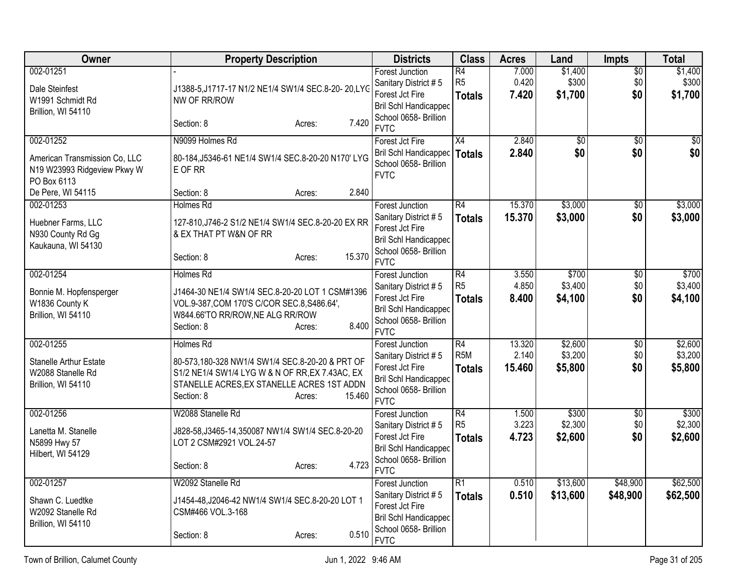| Owner | Property Description | Districts | Class | Acres | Land | Impts | Total |
|---|---|---|---|---|---|---|---|
| 002-01251<br>Dale Steinfest<br>W1991 Schmidt Rd<br>Brillion, WI 54110 | -<br>J1388-5,J1717-17 N1/2 NE1/4 SW1/4 SEC.8-20- 20,LYG NW OF RR/ROW<br>Section: 8 Acres: 7.420 | Forest Junction<br>Sanitary District # 5<br>Forest Jct Fire<br>Bril Schl Handicapped<br>School 0658- Brillion<br>FVTC | R4<br>R5<br>**Totals** | 7.000<br>0.420<br>**7.420** | $1,400<br>$300<br>**$1,700** | $0<br>$0<br>**$0** | $1,400<br>$300<br>**$1,700** |
| 002-01252<br>American Transmission Co, LLC<br>N19 W23993 Ridgeview Pkwy W<br>PO Box 6113<br>De Pere, WI 54115 | N9099 Holmes Rd<br>80-184,J5346-61 NE1/4 SW1/4 SEC.8-20-20 N170' LYG E OF RR<br>Section: 8 Acres: 2.840 | Forest Jct Fire<br>Bril Schl Handicapped<br>School 0658- Brillion<br>FVTC | X4<br>**Totals** | 2.840<br>**2.840** | $0<br>**$0** | $0<br>**$0** | $0<br>**$0** |
| 002-01253<br>Huebner Farms, LLC<br>N930 County Rd Gg<br>Kaukauna, WI 54130 | Holmes Rd<br>127-810,J746-2 S1/2 NE1/4 SW1/4 SEC.8-20-20 EX RR & EX THAT PT W&N OF RR<br>Section: 8 Acres: 15.370 | Forest Junction<br>Sanitary District # 5<br>Forest Jct Fire<br>Bril Schl Handicapped<br>School 0658- Brillion<br>FVTC | R4<br>**Totals** | 15.370<br>**15.370** | $3,000<br>**$3,000** | $0<br>**$0** | $3,000<br>**$3,000** |
| 002-01254<br>Bonnie M. Hopfensperger<br>W1836 County K<br>Brillion, WI 54110 | Holmes Rd<br>J1464-30 NE1/4 SW1/4 SEC.8-20-20 LOT 1 CSM#1396 VOL.9-387,COM 170'S C/COR SEC.8,S486.64', W844.66'TO RR/ROW,NE ALG RR/ROW<br>Section: 8 Acres: 8.400 | Forest Junction<br>Sanitary District # 5<br>Forest Jct Fire<br>Bril Schl Handicapped<br>School 0658- Brillion<br>FVTC | R4<br>R5<br>**Totals** | 3.550<br>4.850<br>**8.400** | $700<br>$3,400<br>**$4,100** | $0<br>$0<br>**$0** | $700<br>$3,400<br>**$4,100** |
| 002-01255<br>Stanelle Arthur Estate<br>W2088 Stanelle Rd<br>Brillion, WI 54110 | Holmes Rd<br>80-573,180-328 NW1/4 SW1/4 SEC.8-20-20 & PRT OF S1/2 NE1/4 SW1/4 LYG W & N OF RR,EX 7.43AC, EX STANELLE ACRES,EX STANELLE ACRES 1ST ADDN<br>Section: 8 Acres: 15.460 | Forest Junction<br>Sanitary District # 5<br>Forest Jct Fire<br>Bril Schl Handicapped<br>School 0658- Brillion<br>FVTC | R4<br>R5M<br>**Totals** | 13.320<br>2.140<br>**15.460** | $2,600<br>$3,200<br>**$5,800** | $0<br>$0<br>**$0** | $2,600<br>$3,200<br>**$5,800** |
| 002-01256<br>Lanetta M. Stanelle<br>N5899 Hwy 57<br>Hilbert, WI 54129 | W2088 Stanelle Rd<br>J828-58,J3465-14,350087 NW1/4 SW1/4 SEC.8-20-20 LOT 2 CSM#2921 VOL.24-57<br>Section: 8 Acres: 4.723 | Forest Junction<br>Sanitary District # 5<br>Forest Jct Fire<br>Bril Schl Handicapped<br>School 0658- Brillion<br>FVTC | R4<br>R5<br>**Totals** | 1.500<br>3.223<br>**4.723** | $300<br>$2,300<br>**$2,600** | $0<br>$0<br>**$0** | $300<br>$2,300<br>**$2,600** |
| 002-01257<br>Shawn C. Luedtke<br>W2092 Stanelle Rd<br>Brillion, WI 54110 | W2092 Stanelle Rd<br>J1454-48,J2046-42 NW1/4 SW1/4 SEC.8-20-20 LOT 1 CSM#466 VOL.3-168<br>Section: 8 Acres: 0.510 | Forest Junction<br>Sanitary District # 5<br>Forest Jct Fire<br>Bril Schl Handicapped<br>School 0658- Brillion<br>FVTC | R1<br>**Totals** | 0.510<br>**0.510** | $13,600<br>**$13,600** | $48,900<br>**$48,900** | $62,500<br>**$62,500** |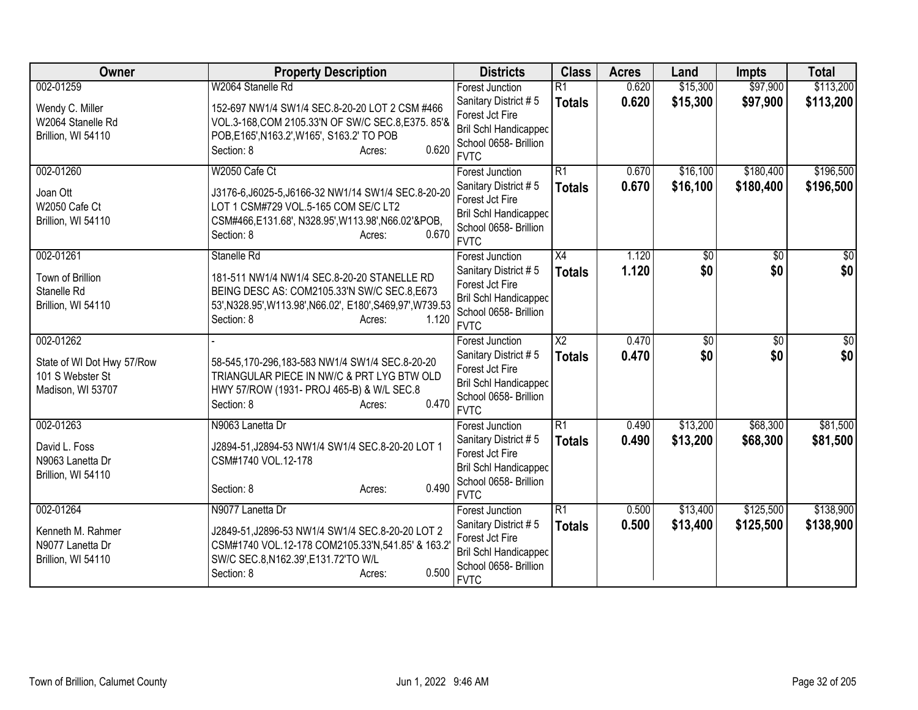| Owner | Property Description | Districts | Class | Acres | Land | Impts | Total |
|---|---|---|---|---|---|---|---|
| 002-01259<br>Wendy C. Miller<br>W2064 Stanelle Rd<br>Brillion, WI 54110 | W2064 Stanelle Rd<br>152-697 NW1/4 SW1/4 SEC.8-20-20 LOT 2 CSM #466 VOL.3-168,COM 2105.33'N OF SW/C SEC.8,E375. 85'& POB,E165',N163.2',W165', S163.2' TO POB<br>Section: 8 Acres: 0.620 | Forest Junction<br>Sanitary District # 5<br>Forest Jct Fire<br>Bril Schl Handicapped<br>School 0658- Brillion<br>FVTC | R1<br>**Totals** | 0.620<br>**0.620** | $15,300<br>**$15,300** | $97,900<br>**$97,900** | $113,200<br>**$113,200** |
| 002-01260<br>Joan Ott<br>W2050 Cafe Ct<br>Brillion, WI 54110 | W2050 Cafe Ct<br>J3176-6,J6025-5,J6166-32 NW1/14 SW1/4 SEC.8-20-20 LOT 1 CSM#729 VOL.5-165 COM SE/C LT2 CSM#466,E131.68', N328.95',W113.98',N66.02'&POB,<br>Section: 8 Acres: 0.670 | Forest Junction<br>Sanitary District # 5<br>Forest Jct Fire<br>Bril Schl Handicapped<br>School 0658- Brillion<br>FVTC | R1<br>**Totals** | 0.670<br>**0.670** | $16,100<br>**$16,100** | $180,400<br>**$180,400** | $196,500<br>**$196,500** |
| 002-01261<br>Town of Brillion<br>Stanelle Rd<br>Brillion, WI 54110 | Stanelle Rd<br>181-511 NW1/4 NW1/4 SEC.8-20-20 STANELLE RD BEING DESC AS: COM2105.33'N SW/C SEC.8,E673 53',N328.95',W113.98',N66.02', E180',S469,97',W739.53<br>Section: 8 Acres: 1.120 | Forest Junction<br>Sanitary District # 5<br>Forest Jct Fire<br>Bril Schl Handicapped<br>School 0658- Brillion<br>FVTC | X4<br>**Totals** | 1.120<br>**1.120** | $0<br>**$0** | $0<br>**$0** | $0<br>**$0** |
| 002-01262<br>State of WI Dot Hwy 57/Row<br>101 S Webster St<br>Madison, WI 53707 | -<br>58-545,170-296,183-583 NW1/4 SW1/4 SEC.8-20-20 TRIANGULAR PIECE IN NW/C & PRT LYG BTW OLD HWY 57/ROW (1931- PROJ 465-B) & W/L SEC.8<br>Section: 8 Acres: 0.470 | Forest Junction<br>Sanitary District # 5<br>Forest Jct Fire<br>Bril Schl Handicapped<br>School 0658- Brillion<br>FVTC | X2<br>**Totals** | 0.470<br>**0.470** | $0<br>**$0** | $0<br>**$0** | $0<br>**$0** |
| 002-01263<br>David L. Foss<br>N9063 Lanetta Dr<br>Brillion, WI 54110 | N9063 Lanetta Dr<br>J2894-51,J2894-53 NW1/4 SW1/4 SEC.8-20-20 LOT 1 CSM#1740 VOL.12-178<br>Section: 8 Acres: 0.490 | Forest Junction<br>Sanitary District # 5<br>Forest Jct Fire<br>Bril Schl Handicapped<br>School 0658- Brillion<br>FVTC | R1<br>**Totals** | 0.490<br>**0.490** | $13,200<br>**$13,200** | $68,300<br>**$68,300** | $81,500<br>**$81,500** |
| 002-01264<br>Kenneth M. Rahmer<br>N9077 Lanetta Dr<br>Brillion, WI 54110 | N9077 Lanetta Dr<br>J2849-51,J2896-53 NW1/4 SW1/4 SEC.8-20-20 LOT 2 CSM#1740 VOL.12-178 COM2105.33'N,541.85' & 163.2' SW/C SEC.8,N162.39',E131.72'TO W/L<br>Section: 8 Acres: 0.500 | Forest Junction<br>Sanitary District # 5<br>Forest Jct Fire<br>Bril Schl Handicapped<br>School 0658- Brillion<br>FVTC | R1<br>**Totals** | 0.500<br>**0.500** | $13,400<br>**$13,400** | $125,500<br>**$125,500** | $138,900<br>**$138,900** |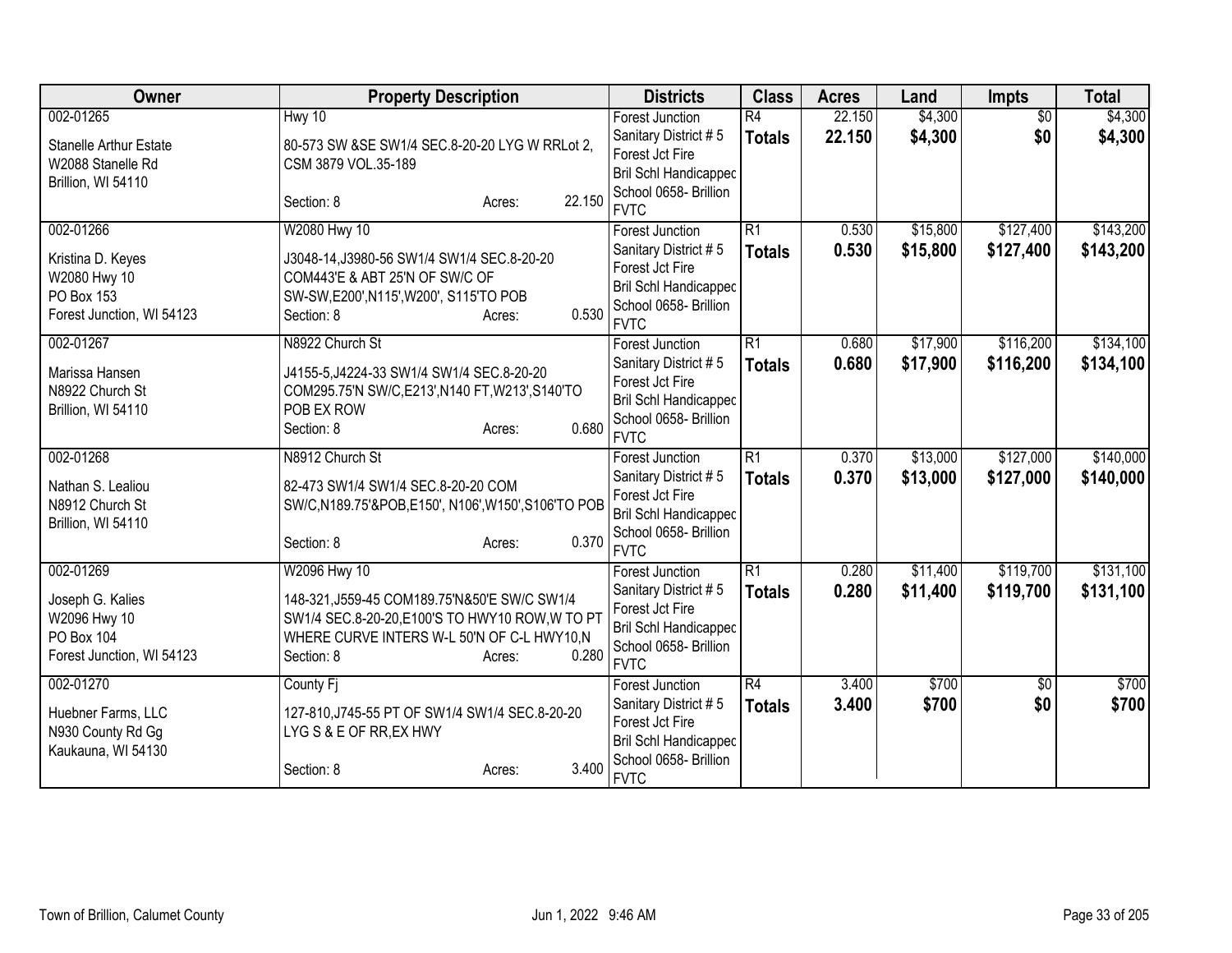| Owner | Property Description | Districts | Class | Acres | Land | Impts | Total |
|---|---|---|---|---|---|---|---|
| 002-01265<br>Stanelle Arthur Estate<br>W2088 Stanelle Rd<br>Brillion, WI 54110 | Hwy 10<br>80-573 SW &SE SW1/4 SEC.8-20-20 LYG W RRLot 2, CSM 3879 VOL.35-189<br>Section: 8 Acres: 22.150 | Forest Junction<br>Sanitary District # 5<br>Forest Jct Fire<br>Bril Schl Handicapped<br>School 0658- Brillion<br>FVTC | R4<br>**Totals** | 22.150<br>**22.150** | $4,300<br>**$4,300** | $0<br>**$0** | $4,300<br>**$4,300** |
| 002-01266<br>Kristina D. Keyes<br>W2080 Hwy 10<br>PO Box 153<br>Forest Junction, WI 54123 | W2080 Hwy 10<br>J3048-14,J3980-56 SW1/4 SW1/4 SEC.8-20-20 COM443'E & ABT 25'N OF SW/C OF SW-SW,E200',N115',W200', S115'TO POB<br>Section: 8 Acres: 0.530 | Forest Junction<br>Sanitary District # 5<br>Forest Jct Fire<br>Bril Schl Handicapped<br>School 0658- Brillion<br>FVTC | R1<br>**Totals** | 0.530<br>**0.530** | $15,800<br>**$15,800** | $127,400<br>**$127,400** | $143,200<br>**$143,200** |
| 002-01267<br>Marissa Hansen<br>N8922 Church St<br>Brillion, WI 54110 | N8922 Church St<br>J4155-5,J4224-33 SW1/4 SW1/4 SEC.8-20-20 COM295.75'N SW/C,E213',N140 FT,W213',S140'TO POB EX ROW<br>Section: 8 Acres: 0.680 | Forest Junction<br>Sanitary District # 5<br>Forest Jct Fire<br>Bril Schl Handicapped<br>School 0658- Brillion<br>FVTC | R1<br>**Totals** | 0.680<br>**0.680** | $17,900<br>**$17,900** | $116,200<br>**$116,200** | $134,100<br>**$134,100** |
| 002-01268<br>Nathan S. Lealiou<br>N8912 Church St<br>Brillion, WI 54110 | N8912 Church St<br>82-473 SW1/4 SW1/4 SEC.8-20-20 COM SW/C,N189.75'&POB,E150', N106',W150',S106'TO POB<br>Section: 8 Acres: 0.370 | Forest Junction<br>Sanitary District # 5<br>Forest Jct Fire<br>Bril Schl Handicapped<br>School 0658- Brillion<br>FVTC | R1<br>**Totals** | 0.370<br>**0.370** | $13,000<br>**$13,000** | $127,000<br>**$127,000** | $140,000<br>**$140,000** |
| 002-01269<br>Joseph G. Kalies<br>W2096 Hwy 10<br>PO Box 104<br>Forest Junction, WI 54123 | W2096 Hwy 10<br>148-321,J559-45 COM189.75'N&50'E SW/C SW1/4 SW1/4 SEC.8-20-20,E100'S TO HWY10 ROW,W TO PT WHERE CURVE INTERS W-L 50'N OF C-L HWY10,N<br>Section: 8 Acres: 0.280 | Forest Junction<br>Sanitary District # 5<br>Forest Jct Fire<br>Bril Schl Handicapped<br>School 0658- Brillion<br>FVTC | R1<br>**Totals** | 0.280<br>**0.280** | $11,400<br>**$11,400** | $119,700<br>**$119,700** | $131,100<br>**$131,100** |
| 002-01270<br>Huebner Farms, LLC<br>N930 County Rd Gg<br>Kaukauna, WI 54130 | County Fj<br>127-810,J745-55 PT OF SW1/4 SW1/4 SEC.8-20-20 LYG S & E OF RR,EX HWY<br>Section: 8 Acres: 3.400 | Forest Junction<br>Sanitary District # 5<br>Forest Jct Fire<br>Bril Schl Handicapped<br>School 0658- Brillion<br>FVTC | R4<br>**Totals** | 3.400<br>**3.400** | $700<br>**$700** | $0<br>**$0** | $700<br>**$700** |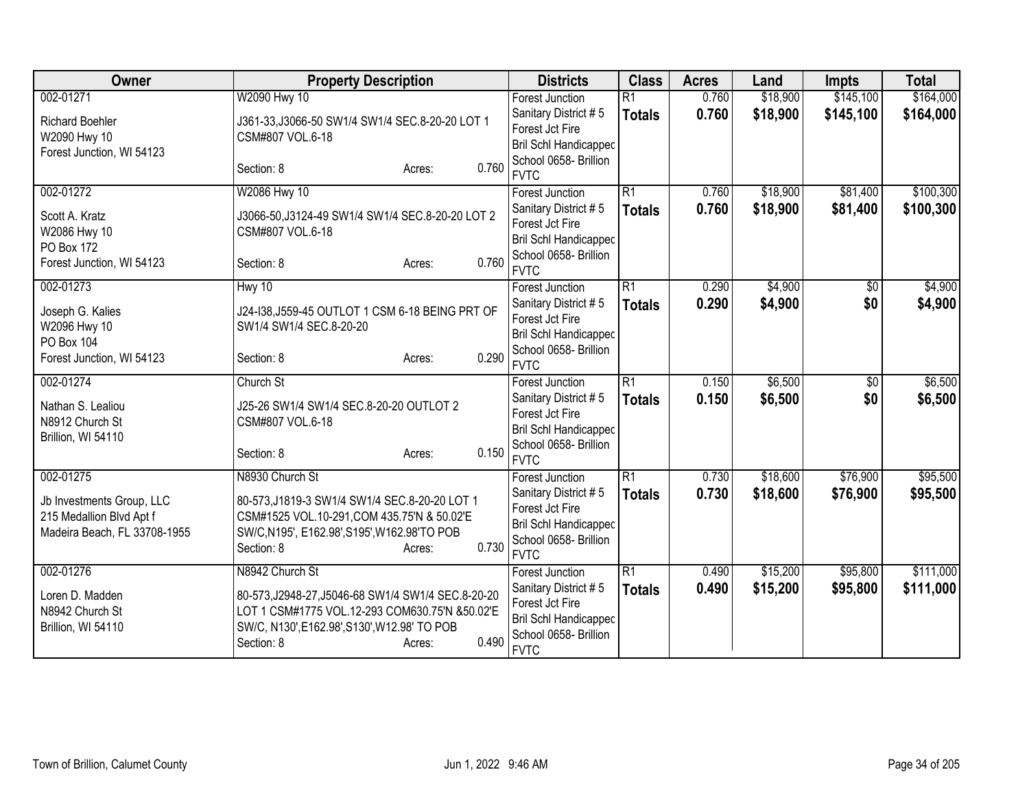| Owner | Property Description | Districts | Class | Acres | Land | Impts | Total |
|---|---|---|---|---|---|---|---|
| 002-01271<br>Richard Boehler<br>W2090 Hwy 10<br>Forest Junction, WI 54123 | W2090 Hwy 10<br>J361-33,J3066-50 SW1/4 SW1/4 SEC.8-20-20 LOT 1 CSM#807 VOL.6-18<br>Section: 8 Acres: 0.760 | Forest Junction<br>Sanitary District # 5<br>Forest Jct Fire<br>Bril Schl Handicapped<br>School 0658- Brillion<br>FVTC | R1<br>**Totals** | 0.760<br>**0.760** | $18,900<br>**$18,900** | $145,100<br>**$145,100** | $164,000<br>**$164,000** |
| 002-01272<br>Scott A. Kratz<br>W2086 Hwy 10<br>PO Box 172<br>Forest Junction, WI 54123 | W2086 Hwy 10<br>J3066-50,J3124-49 SW1/4 SW1/4 SEC.8-20-20 LOT 2 CSM#807 VOL.6-18<br>Section: 8 Acres: 0.760 | Forest Junction<br>Sanitary District # 5<br>Forest Jct Fire<br>Bril Schl Handicapped<br>School 0658- Brillion<br>FVTC | R1<br>**Totals** | 0.760<br>**0.760** | $18,900<br>**$18,900** | $81,400<br>**$81,400** | $100,300<br>**$100,300** |
| 002-01273<br>Joseph G. Kalies<br>W2096 Hwy 10<br>PO Box 104<br>Forest Junction, WI 54123 | Hwy 10<br>J24-I38,J559-45 OUTLOT 1 CSM 6-18 BEING PRT OF SW1/4 SW1/4 SEC.8-20-20<br>Section: 8 Acres: 0.290 | Forest Junction<br>Sanitary District # 5<br>Forest Jct Fire<br>Bril Schl Handicapped<br>School 0658- Brillion<br>FVTC | R1<br>**Totals** | 0.290<br>**0.290** | $4,900<br>**$4,900** | $0<br>**$0** | $4,900<br>**$4,900** |
| 002-01274<br>Nathan S. Lealiou<br>N8912 Church St<br>Brillion, WI 54110 | Church St<br>J25-26 SW1/4 SW1/4 SEC.8-20-20 OUTLOT 2 CSM#807 VOL.6-18<br>Section: 8 Acres: 0.150 | Forest Junction<br>Sanitary District # 5<br>Forest Jct Fire<br>Bril Schl Handicapped<br>School 0658- Brillion<br>FVTC | R1<br>**Totals** | 0.150<br>**0.150** | $6,500<br>**$6,500** | $0<br>**$0** | $6,500<br>**$6,500** |
| 002-01275<br>Jb Investments Group, LLC<br>215 Medallion Blvd Apt f<br>Madeira Beach, FL 33708-1955 | N8930 Church St<br>80-573,J1819-3 SW1/4 SW1/4 SEC.8-20-20 LOT 1 CSM#1525 VOL.10-291,COM 435.75'N & 50.02'E SW/C,N195', E162.98',S195',W162.98'TO POB<br>Section: 8 Acres: 0.730 | Forest Junction<br>Sanitary District # 5<br>Forest Jct Fire<br>Bril Schl Handicapped<br>School 0658- Brillion<br>FVTC | R1<br>**Totals** | 0.730<br>**0.730** | $18,600<br>**$18,600** | $76,900<br>**$76,900** | $95,500<br>**$95,500** |
| 002-01276<br>Loren D. Madden<br>N8942 Church St<br>Brillion, WI 54110 | N8942 Church St<br>80-573,J2948-27,J5046-68 SW1/4 SW1/4 SEC.8-20-20 LOT 1 CSM#1775 VOL.12-293 COM630.75'N &50.02'E SW/C, N130',E162.98',S130',W12.98' TO POB<br>Section: 8 Acres: 0.490 | Forest Junction<br>Sanitary District # 5<br>Forest Jct Fire<br>Bril Schl Handicapped<br>School 0658- Brillion<br>FVTC | R1<br>**Totals** | 0.490<br>**0.490** | $15,200<br>**$15,200** | $95,800<br>**$95,800** | $111,000<br>**$111,000** |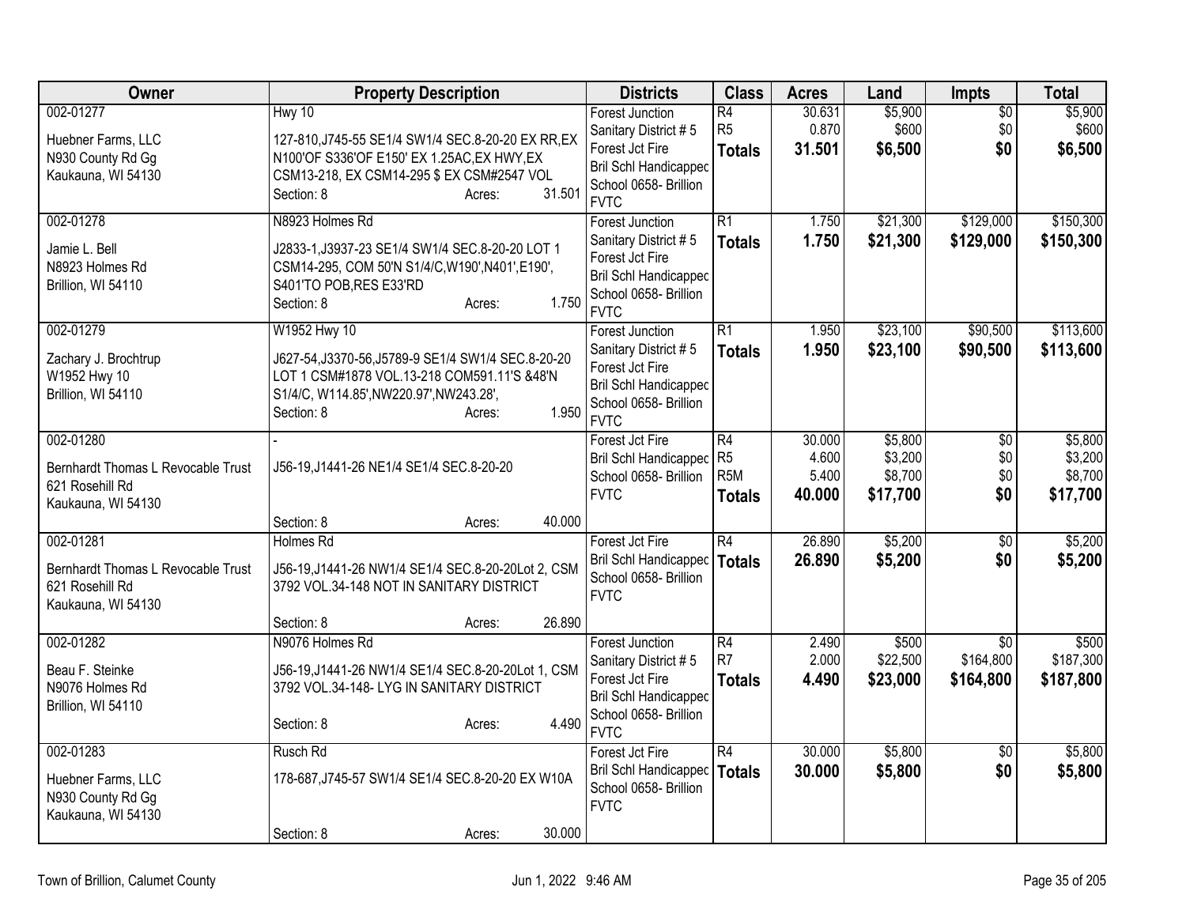| Owner | Property Description | Districts | Class | Acres | Land | Impts | Total |
|---|---|---|---|---|---|---|---|
| 002-01277<br>Huebner Farms, LLC<br>N930 County Rd Gg<br>Kaukauna, WI 54130 | Hwy 10<br>127-810,J745-55 SE1/4 SW1/4 SEC.8-20-20 EX RR,EX N100'OF S336'OF E150' EX 1.25AC,EX HWY,EX CSM13-218, EX CSM14-295 $ EX CSM#2547 VOL<br>Section: 8 Acres: 31.501 | Forest Junction<br>Sanitary District # 5<br>Forest Jct Fire<br>Bril Schl Handicapped<br>School 0658- Brillion<br>FVTC | R4<br>R5<br>**Totals** | 30.631<br>0.870<br>**31.501** | $5,900<br>$600<br>**$6,500** | $0<br>$0<br>**$0** | $5,900<br>$600<br>**$6,500** |
| 002-01278<br>Jamie L. Bell<br>N8923 Holmes Rd<br>Brillion, WI 54110 | N8923 Holmes Rd<br>J2833-1,J3937-23 SE1/4 SW1/4 SEC.8-20-20 LOT 1 CSM14-295, COM 50'N S1/4/C,W190',N401',E190', S401'TO POB,RES E33'RD<br>Section: 8 Acres: 1.750 | Forest Junction<br>Sanitary District # 5<br>Forest Jct Fire<br>Bril Schl Handicapped<br>School 0658- Brillion<br>FVTC | R1<br>**Totals** | 1.750<br>**1.750** | $21,300<br>**$21,300** | $129,000<br>**$129,000** | $150,300<br>**$150,300** |
| 002-01279<br>Zachary J. Brochtrup<br>W1952 Hwy 10<br>Brillion, WI 54110 | W1952 Hwy 10<br>J627-54,J3370-56,J5789-9 SE1/4 SW1/4 SEC.8-20-20 LOT 1 CSM#1878 VOL.13-218 COM591.11'S &48'N S1/4/C, W114.85',NW220.97',NW243.28',<br>Section: 8 Acres: 1.950 | Forest Junction<br>Sanitary District # 5<br>Forest Jct Fire<br>Bril Schl Handicapped<br>School 0658- Brillion<br>FVTC | R1<br>**Totals** | 1.950<br>**1.950** | $23,100<br>**$23,100** | $90,500<br>**$90,500** | $113,600<br>**$113,600** |
| 002-01280<br>Bernhardt Thomas L Revocable Trust<br>621 Rosehill Rd<br>Kaukauna, WI 54130 | -<br>J56-19,J1441-26 NE1/4 SE1/4 SEC.8-20-20<br>Section: 8 Acres: 40.000 | Forest Jct Fire<br>Bril Schl Handicapped<br>School 0658- Brillion<br>FVTC | R4<br>R5<br>R5M<br>**Totals** | 30.000<br>4.600<br>5.400<br>**40.000** | $5,800<br>$3,200<br>$8,700<br>**$17,700** | $0<br>$0<br>$0<br>**$0** | $5,800<br>$3,200<br>$8,700<br>**$17,700** |
| 002-01281<br>Bernhardt Thomas L Revocable Trust<br>621 Rosehill Rd<br>Kaukauna, WI 54130 | Holmes Rd<br>J56-19,J1441-26 NW1/4 SE1/4 SEC.8-20-20Lot 2, CSM 3792 VOL.34-148 NOT IN SANITARY DISTRICT<br>Section: 8 Acres: 26.890 | Forest Jct Fire<br>Bril Schl Handicapped<br>School 0658- Brillion<br>FVTC | R4<br>**Totals** | 26.890<br>**26.890** | $5,200<br>**$5,200** | $0<br>**$0** | $5,200<br>**$5,200** |
| 002-01282<br>Beau F. Steinke<br>N9076 Holmes Rd<br>Brillion, WI 54110 | N9076 Holmes Rd<br>J56-19,J1441-26 NW1/4 SE1/4 SEC.8-20-20Lot 1, CSM 3792 VOL.34-148- LYG IN SANITARY DISTRICT<br>Section: 8 Acres: 4.490 | Forest Junction<br>Sanitary District # 5<br>Forest Jct Fire<br>Bril Schl Handicapped<br>School 0658- Brillion<br>FVTC | R4<br>R7<br>**Totals** | 2.490<br>2.000<br>**4.490** | $500<br>$22,500<br>**$23,000** | $0<br>$164,800<br>**$164,800** | $500<br>$187,300<br>**$187,800** |
| 002-01283<br>Huebner Farms, LLC<br>N930 County Rd Gg<br>Kaukauna, WI 54130 | Rusch Rd<br>178-687,J745-57 SW1/4 SE1/4 SEC.8-20-20 EX W10A<br>Section: 8 Acres: 30.000 | Forest Jct Fire<br>Bril Schl Handicapped<br>School 0658- Brillion<br>FVTC | R4<br>**Totals** | 30.000<br>**30.000** | $5,800<br>**$5,800** | $0<br>**$0** | $5,800<br>**$5,800** |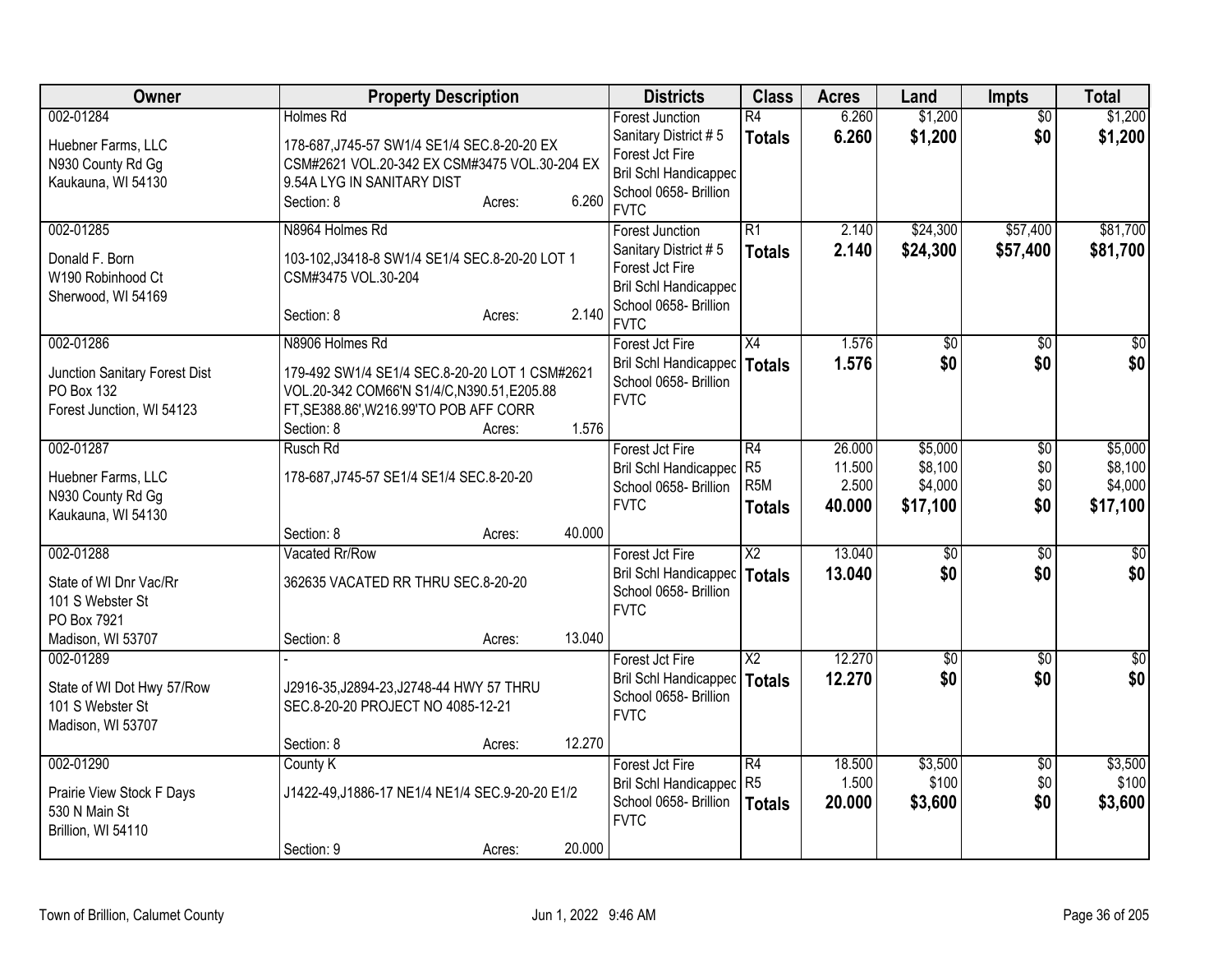| Owner | Property Description | Districts | Class | Acres | Land | Impts | Total |
|---|---|---|---|---|---|---|---|
| 002-01284<br>Huebner Farms, LLC<br>N930 County Rd Gg<br>Kaukauna, WI 54130 | Holmes Rd<br>178-687,J745-57 SW1/4 SE1/4 SEC.8-20-20 EX CSM#2621 VOL.20-342 EX CSM#3475 VOL.30-204 EX 9.54A LYG IN SANITARY DIST<br>Section: 8 Acres: 6.260 | Forest Junction Sanitary District # 5<br>Forest Jct Fire<br>Bril Schl Handicapped<br>School 0658- Brillion<br>FVTC | R4<br>**Totals** | 6.260<br>**6.260** | $1,200<br>**$1,200** | $0<br>**$0** | $1,200<br>**$1,200** |
| 002-01285<br>Donald F. Born<br>W190 Robinhood Ct<br>Sherwood, WI 54169 | N8964 Holmes Rd<br>103-102,J3418-8 SW1/4 SE1/4 SEC.8-20-20 LOT 1 CSM#3475 VOL.30-204<br>Section: 8 Acres: 2.140 | Forest Junction Sanitary District # 5<br>Forest Jct Fire<br>Bril Schl Handicapped<br>School 0658- Brillion<br>FVTC | R1<br>**Totals** | 2.140<br>**2.140** | $24,300<br>**$24,300** | $57,400<br>**$57,400** | $81,700<br>**$81,700** |
| 002-01286<br>Junction Sanitary Forest Dist<br>PO Box 132<br>Forest Junction, WI 54123 | N8906 Holmes Rd<br>179-492 SW1/4 SE1/4 SEC.8-20-20 LOT 1 CSM#2621 VOL.20-342 COM66'N S1/4/C,N390.51,E205.88 FT,SE388.86',W216.99'TO POB AFF CORR<br>Section: 8 Acres: 1.576 | Forest Jct Fire<br>Bril Schl Handicapped<br>School 0658- Brillion<br>FVTC | X4<br>**Totals** | 1.576<br>**1.576** | $0<br>**$0** | $0<br>**$0** | $0<br>**$0** |
| 002-01287<br>Huebner Farms, LLC<br>N930 County Rd Gg<br>Kaukauna, WI 54130 | Rusch Rd<br>178-687,J745-57 SE1/4 SE1/4 SEC.8-20-20<br>Section: 8 Acres: 40.000 | Forest Jct Fire<br>Bril Schl Handicapped<br>School 0658- Brillion<br>FVTC | R4<br>R5<br>R5M<br>**Totals** | 26.000<br>11.500<br>2.500<br>**40.000** | $5,000<br>$8,100<br>$4,000<br>**$17,100** | $0<br>$0<br>$0<br>**$0** | $5,000<br>$8,100<br>$4,000<br>**$17,100** |
| 002-01288<br>State of WI Dnr Vac/Rr<br>101 S Webster St<br>PO Box 7921<br>Madison, WI 53707 | Vacated Rr/Row<br>362635 VACATED RR THRU SEC.8-20-20<br>Section: 8 Acres: 13.040 | Forest Jct Fire<br>Bril Schl Handicapped<br>School 0658- Brillion<br>FVTC | X2<br>**Totals** | 13.040<br>**13.040** | $0<br>**$0** | $0<br>**$0** | $0<br>**$0** |
| 002-01289<br>State of WI Dot Hwy 57/Row<br>101 S Webster St<br>Madison, WI 53707 | -<br>J2916-35,J2894-23,J2748-44 HWY 57 THRU SEC.8-20-20 PROJECT NO 4085-12-21<br>Section: 8 Acres: 12.270 | Forest Jct Fire<br>Bril Schl Handicapped<br>School 0658- Brillion<br>FVTC | X2<br>**Totals** | 12.270<br>**12.270** | $0<br>**$0** | $0<br>**$0** | $0<br>**$0** |
| 002-01290<br>Prairie View Stock F Days<br>530 N Main St<br>Brillion, WI 54110 | County K<br>J1422-49,J1886-17 NE1/4 NE1/4 SEC.9-20-20 E1/2<br>Section: 9 Acres: 20.000 | Forest Jct Fire<br>Bril Schl Handicapped<br>School 0658- Brillion<br>FVTC | R4<br>R5<br>**Totals** | 18.500<br>1.500<br>**20.000** | $3,500<br>$100<br>**$3,600** | $0<br>$0<br>**$0** | $3,500<br>$100<br>**$3,600** |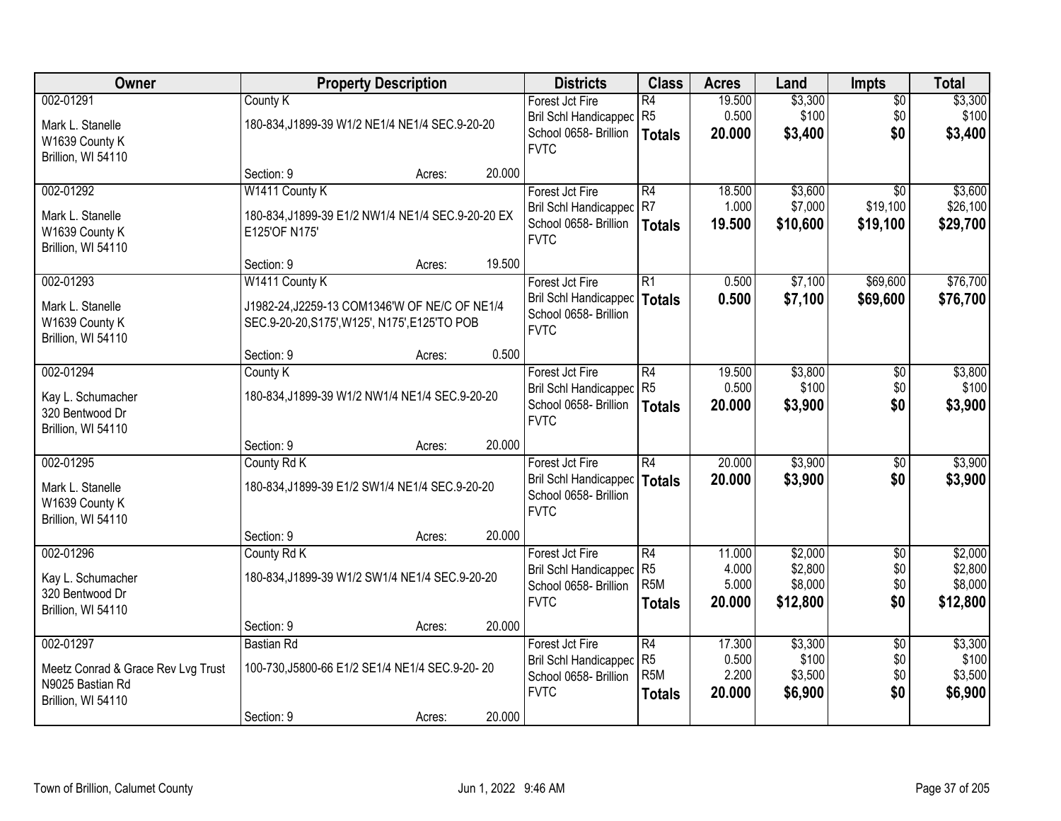| Owner | Property Description | | | Districts | Class | Acres | Land | Impts | Total |
|---|---|---|---|---|---|---|---|---|---|
| 002-01291<br>Mark L. Stanelle<br>W1639 County K<br>Brillion, WI 54110 | County K<br>180-834,J1899-39 W1/2 NE1/4 NE1/4 SEC.9-20-20<br>Section: 9 | Acres: | 20.000 | Forest Jct Fire<br>Bril Schl Handicapped<br>School 0658- Brillion<br>FVTC | R4<br>R5<br>**Totals** | 19.500<br>0.500<br>**20.000** | $3,300<br>$100<br>**$3,400** | $0<br>$0<br>**$0** | $3,300<br>$100<br>**$3,400** |
| 002-01292<br>Mark L. Stanelle<br>W1639 County K<br>Brillion, WI 54110 | W1411 County K<br>180-834,J1899-39 E1/2 NW1/4 NE1/4 SEC.9-20-20 EX E125'OF N175'<br>Section: 9 | Acres: | 19.500 | Forest Jct Fire<br>Bril Schl Handicapped<br>School 0658- Brillion<br>FVTC | R4<br>R7<br>**Totals** | 18.500<br>1.000<br>**19.500** | $3,600<br>$7,000<br>**$10,600** | $0<br>$19,100<br>**$19,100** | $3,600<br>$26,100<br>**$29,700** |
| 002-01293<br>Mark L. Stanelle<br>W1639 County K<br>Brillion, WI 54110 | W1411 County K<br>J1982-24,J2259-13 COM1346'W OF NE/C OF NE1/4 SEC.9-20-20,S175',W125', N175',E125'TO POB<br>Section: 9 | Acres: | 0.500 | Forest Jct Fire<br>Bril Schl Handicapped<br>School 0658- Brillion<br>FVTC | R1<br>**Totals** | 0.500<br>**0.500** | $7,100<br>**$7,100** | $69,600<br>**$69,600** | $76,700<br>**$76,700** |
| 002-01294<br>Kay L. Schumacher<br>320 Bentwood Dr<br>Brillion, WI 54110 | County K<br>180-834,J1899-39 W1/2 NW1/4 NE1/4 SEC.9-20-20<br>Section: 9 | Acres: | 20.000 | Forest Jct Fire<br>Bril Schl Handicapped<br>School 0658- Brillion<br>FVTC | R4<br>R5<br>**Totals** | 19.500<br>0.500<br>**20.000** | $3,800<br>$100<br>**$3,900** | $0<br>$0<br>**$0** | $3,800<br>$100<br>**$3,900** |
| 002-01295<br>Mark L. Stanelle<br>W1639 County K<br>Brillion, WI 54110 | County Rd K<br>180-834,J1899-39 E1/2 SW1/4 NE1/4 SEC.9-20-20<br>Section: 9 | Acres: | 20.000 | Forest Jct Fire<br>Bril Schl Handicapped<br>School 0658- Brillion<br>FVTC | R4<br>**Totals** | 20.000<br>**20.000** | $3,900<br>**$3,900** | $0<br>**$0** | $3,900<br>**$3,900** |
| 002-01296<br>Kay L. Schumacher<br>320 Bentwood Dr<br>Brillion, WI 54110 | County Rd K<br>180-834,J1899-39 W1/2 SW1/4 NE1/4 SEC.9-20-20<br>Section: 9 | Acres: | 20.000 | Forest Jct Fire<br>Bril Schl Handicapped<br>School 0658- Brillion<br>FVTC | R4<br>R5<br>R5M<br>**Totals** | 11.000<br>4.000<br>5.000<br>**20.000** | $2,000<br>$2,800<br>$8,000<br>**$12,800** | $0<br>$0<br>$0<br>**$0** | $2,000<br>$2,800<br>$8,000<br>**$12,800** |
| 002-01297<br>Meetz Conrad & Grace Rev Lvg Trust<br>N9025 Bastian Rd<br>Brillion, WI 54110 | Bastian Rd<br>100-730,J5800-66 E1/2 SE1/4 NE1/4 SEC.9-20- 20<br>Section: 9 | Acres: | 20.000 | Forest Jct Fire<br>Bril Schl Handicapped<br>School 0658- Brillion<br>FVTC | R4<br>R5<br>R5M<br>**Totals** | 17.300<br>0.500<br>2.200<br>**20.000** | $3,300<br>$100<br>$3,500<br>**$6,900** | $0<br>$0<br>$0<br>**$0** | $3,300<br>$100<br>$3,500<br>**$6,900** |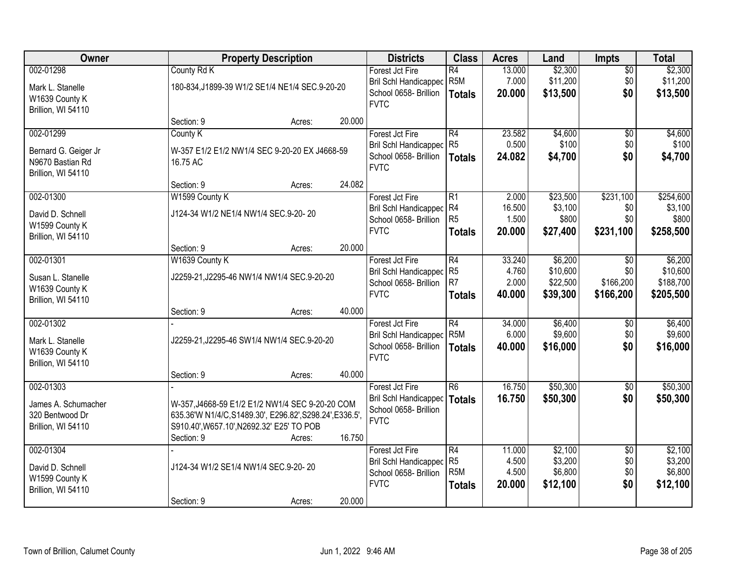| Owner | Property Description | | | Districts | Class | Acres | Land | Impts | Total |
|---|---|---|---|---|---|---|---|---|---|
| 002-01298 | County Rd K | | | Forest Jct Fire | R4 | 13.000 | $2,300 | $0 | $2,300 |
| Mark L. Stanelle<br>W1639 County K<br>Brillion, WI 54110 | 180-834,J1899-39 W1/2 SE1/4 NE1/4 SEC.9-20-20 | | | Bril Schl Handicapped<br>School 0658- Brillion<br>FVTC | R5M | 7.000 | $11,200 | $0 | $11,200 |
| | | | | | **Totals** | **20.000** | **$13,500** | **$0** | **$13,500** |
| | Section: 9 | Acres: | 20.000 | | | | | | |
| 002-01299 | County K | | | Forest Jct Fire | R4 | 23.582 | $4,600 | $0 | $4,600 |
| Bernard G. Geiger Jr<br>N9670 Bastian Rd<br>Brillion, WI 54110 | W-357 E1/2 E1/2 NW1/4 SEC 9-20-20 EX J4668-59 16.75 AC | | | Bril Schl Handicapped<br>School 0658- Brillion<br>FVTC | R5 | 0.500 | $100 | $0 | $100 |
| | | | | | **Totals** | **24.082** | **$4,700** | **$0** | **$4,700** |
| | Section: 9 | Acres: | 24.082 | | | | | | |
| 002-01300 | W1599 County K | | | Forest Jct Fire | R1 | 2.000 | $23,500 | $231,100 | $254,600 |
| David D. Schnell<br>W1599 County K<br>Brillion, WI 54110 | J124-34 W1/2 NE1/4 NW1/4 SEC.9-20- 20 | | | Bril Schl Handicapped<br>School 0658- Brillion<br>FVTC | R4 | 16.500 | $3,100 | $0 | $3,100 |
| | | | | | R5 | 1.500 | $800 | $0 | $800 |
| | | | | | **Totals** | **20.000** | **$27,400** | **$231,100** | **$258,500** |
| | Section: 9 | Acres: | 20.000 | | | | | | |
| 002-01301 | W1639 County K | | | Forest Jct Fire | R4 | 33.240 | $6,200 | $0 | $6,200 |
| Susan L. Stanelle<br>W1639 County K<br>Brillion, WI 54110 | J2259-21,J2295-46 NW1/4 NW1/4 SEC.9-20-20 | | | Bril Schl Handicapped<br>School 0658- Brillion<br>FVTC | R5 | 4.760 | $10,600 | $0 | $10,600 |
| | | | | | R7 | 2.000 | $22,500 | $166,200 | $188,700 |
| | | | | | **Totals** | **40.000** | **$39,300** | **$166,200** | **$205,500** |
| | Section: 9 | Acres: | 40.000 | | | | | | |
| 002-01302 | - | | | Forest Jct Fire | R4 | 34.000 | $6,400 | $0 | $6,400 |
| Mark L. Stanelle<br>W1639 County K<br>Brillion, WI 54110 | J2259-21,J2295-46 SW1/4 NW1/4 SEC.9-20-20 | | | Bril Schl Handicapped<br>School 0658- Brillion<br>FVTC | R5M | 6.000 | $9,600 | $0 | $9,600 |
| | | | | | **Totals** | **40.000** | **$16,000** | **$0** | **$16,000** |
| | Section: 9 | Acres: | 40.000 | | | | | | |
| 002-01303 | - | | | Forest Jct Fire | R6 | 16.750 | $50,300 | $0 | $50,300 |
| James A. Schumacher<br>320 Bentwood Dr<br>Brillion, WI 54110 | W-357,J4668-59 E1/2 E1/2 NW1/4 SEC 9-20-20 COM 635.36'W N1/4/C,S1489.30', E296.82',S298.24',E336.5', S910.40',W657.10',N2692.32' E25' TO POB | | | Bril Schl Handicapped<br>School 0658- Brillion<br>FVTC | **Totals** | **16.750** | **$50,300** | **$0** | **$50,300** |
| | Section: 9 | Acres: | 16.750 | | | | | | |
| 002-01304 | - | | | Forest Jct Fire | R4 | 11.000 | $2,100 | $0 | $2,100 |
| David D. Schnell<br>W1599 County K<br>Brillion, WI 54110 | J124-34 W1/2 SE1/4 NW1/4 SEC.9-20- 20 | | | Bril Schl Handicapped<br>School 0658- Brillion<br>FVTC | R5 | 4.500 | $3,200 | $0 | $3,200 |
| | | | | | R5M | 4.500 | $6,800 | $0 | $6,800 |
| | | | | | **Totals** | **20.000** | **$12,100** | **$0** | **$12,100** |
| | Section: 9 | Acres: | 20.000 | | | | | | |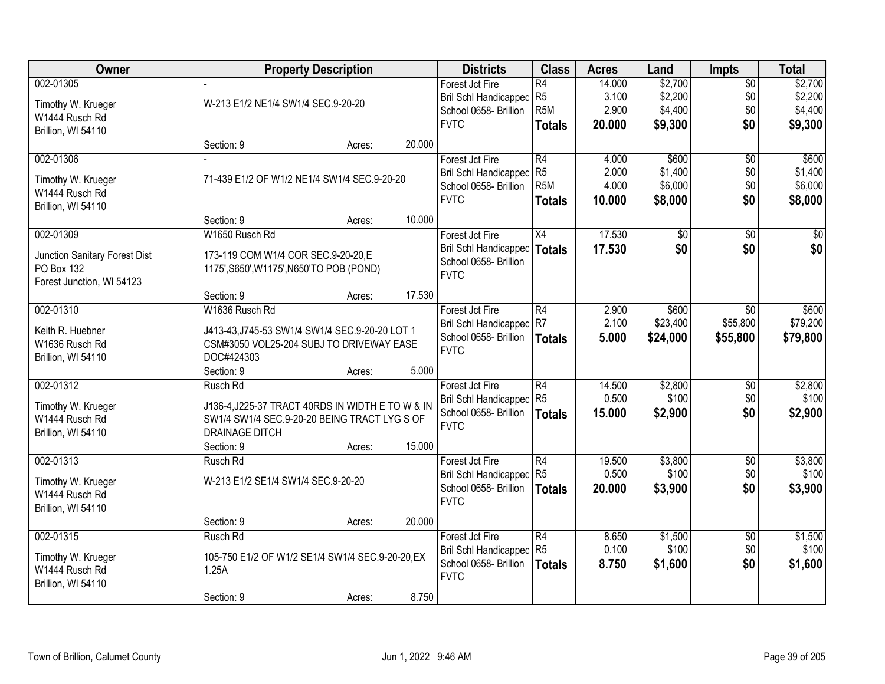| Owner | Property Description | Districts | Class | Acres | Land | Impts | Total |
|---|---|---|---|---|---|---|---|
| 002-01305<br>Timothy W. Krueger<br>W1444 Rusch Rd<br>Brillion, WI 54110 | -<br>W-213 E1/2 NE1/4 SW1/4 SEC.9-20-20<br>Section: 9 Acres: 20.000 | Forest Jct Fire<br>Bril Schl Handicapped<br>School 0658- Brillion<br>FVTC | R4<br>R5<br>R5M<br>**Totals** | 14.000<br>3.100<br>2.900<br>**20.000** | $2,700<br>$2,200<br>$4,400<br>**$9,300** | $0<br>$0<br>$0<br>**$0** | $2,700<br>$2,200<br>$4,400<br>**$9,300** |
| 002-01306<br>Timothy W. Krueger<br>W1444 Rusch Rd<br>Brillion, WI 54110 | -<br>71-439 E1/2 OF W1/2 NE1/4 SW1/4 SEC.9-20-20<br>Section: 9 Acres: 10.000 | Forest Jct Fire<br>Bril Schl Handicapped<br>School 0658- Brillion<br>FVTC | R4<br>R5<br>R5M<br>**Totals** | 4.000<br>2.000<br>4.000<br>**10.000** | $600<br>$1,400<br>$6,000<br>**$8,000** | $0<br>$0<br>$0<br>**$0** | $600<br>$1,400<br>$6,000<br>**$8,000** |
| 002-01309<br>Junction Sanitary Forest Dist<br>PO Box 132<br>Forest Junction, WI 54123 | W1650 Rusch Rd<br>173-119 COM W1/4 COR SEC.9-20-20,E 1175',S650',W1175',N650'TO POB (POND)<br>Section: 9 Acres: 17.530 | Forest Jct Fire<br>Bril Schl Handicapped<br>School 0658- Brillion<br>FVTC | X4<br>**Totals** | 17.530<br>**17.530** | $0<br>**$0** | $0<br>**$0** | $0<br>**$0** |
| 002-01310<br>Keith R. Huebner<br>W1636 Rusch Rd<br>Brillion, WI 54110 | W1636 Rusch Rd<br>J413-43,J745-53 SW1/4 SW1/4 SEC.9-20-20 LOT 1 CSM#3050 VOL25-204 SUBJ TO DRIVEWAY EASE DOC#424303<br>Section: 9 Acres: 5.000 | Forest Jct Fire<br>Bril Schl Handicapped<br>School 0658- Brillion<br>FVTC | R4<br>R7<br>**Totals** | 2.900<br>2.100<br>**5.000** | $600<br>$23,400<br>**$24,000** | $0<br>$55,800<br>**$55,800** | $600<br>$79,200<br>**$79,800** |
| 002-01312<br>Timothy W. Krueger<br>W1444 Rusch Rd<br>Brillion, WI 54110 | Rusch Rd<br>J136-4,J225-37 TRACT 40RDS IN WIDTH E TO W & IN SW1/4 SW1/4 SEC.9-20-20 BEING TRACT LYG S OF DRAINAGE DITCH<br>Section: 9 Acres: 15.000 | Forest Jct Fire<br>Bril Schl Handicapped<br>School 0658- Brillion<br>FVTC | R4<br>R5<br>**Totals** | 14.500<br>0.500<br>**15.000** | $2,800<br>$100<br>**$2,900** | $0<br>$0<br>**$0** | $2,800<br>$100<br>**$2,900** |
| 002-01313<br>Timothy W. Krueger<br>W1444 Rusch Rd<br>Brillion, WI 54110 | Rusch Rd<br>W-213 E1/2 SE1/4 SW1/4 SEC.9-20-20<br>Section: 9 Acres: 20.000 | Forest Jct Fire<br>Bril Schl Handicapped<br>School 0658- Brillion<br>FVTC | R4<br>R5<br>**Totals** | 19.500<br>0.500<br>**20.000** | $3,800<br>$100<br>**$3,900** | $0<br>$0<br>**$0** | $3,800<br>$100<br>**$3,900** |
| 002-01315<br>Timothy W. Krueger<br>W1444 Rusch Rd<br>Brillion, WI 54110 | Rusch Rd<br>105-750 E1/2 OF W1/2 SE1/4 SW1/4 SEC.9-20-20,EX 1.25A<br>Section: 9 Acres: 8.750 | Forest Jct Fire<br>Bril Schl Handicapped<br>School 0658- Brillion<br>FVTC | R4<br>R5<br>**Totals** | 8.650<br>0.100<br>**8.750** | $1,500<br>$100<br>**$1,600** | $0<br>$0<br>**$0** | $1,500<br>$100<br>**$1,600** |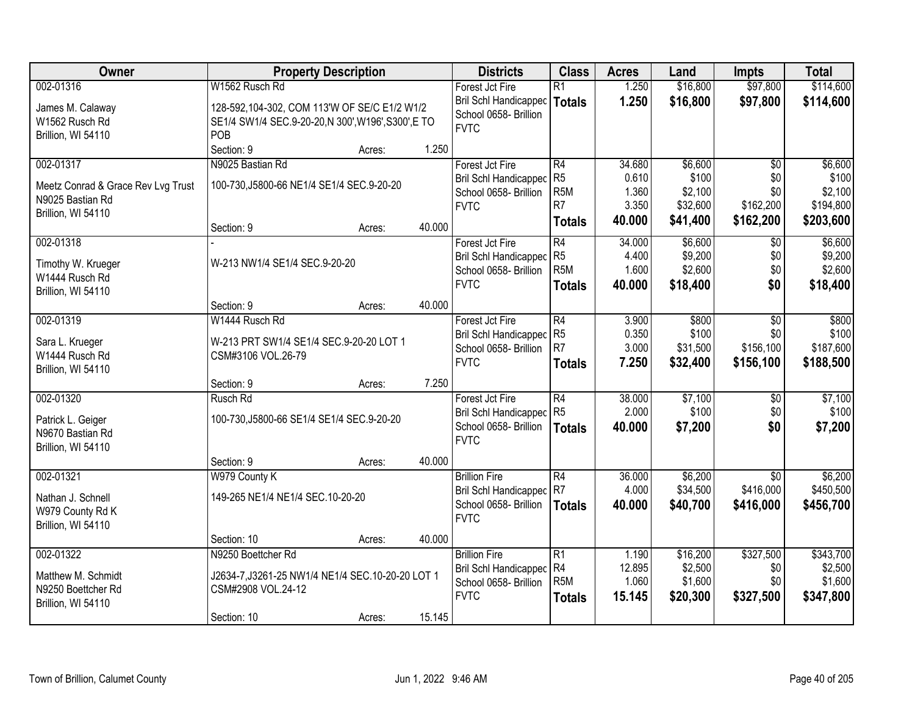| Owner | Property Description | | | Districts | Class | Acres | Land | Impts | Total |
|---|---|---|---|---|---|---|---|---|---|
| 002-01316<br>James M. Calaway<br>W1562 Rusch Rd<br>Brillion, WI 54110 | W1562 Rusch Rd<br>128-592,104-302, COM 113'W OF SE/C E1/2 W1/2 SE1/4 SW1/4 SEC.9-20-20,N 300',W196',S300',E TO POB<br>Section: 9 | Acres: | 1.250 | Forest Jct Fire<br>Bril Schl Handicappec<br>School 0658- Brillion<br>FVTC | R1<br>**Totals** | 1.250<br>**1.250** | $16,800<br>**$16,800** | $97,800<br>**$97,800** | $114,600<br>**$114,600** |
| 002-01317<br>Meetz Conrad & Grace Rev Lvg Trust<br>N9025 Bastian Rd<br>Brillion, WI 54110 | N9025 Bastian Rd<br>100-730,J5800-66 NE1/4 SE1/4 SEC.9-20-20<br>Section: 9 | Acres: | 40.000 | Forest Jct Fire<br>Bril Schl Handicappec<br>School 0658- Brillion<br>FVTC | R4<br>R5<br>R5M<br>R7<br>**Totals** | 34.680<br>0.610<br>1.360<br>3.350<br>**40.000** | $6,600<br>$100<br>$2,100<br>$32,600<br>**$41,400** | $0<br>$0<br>$0<br>$162,200<br>**$162,200** | $6,600<br>$100<br>$2,100<br>$194,800<br>**$203,600** |
| 002-01318<br>Timothy W. Krueger<br>W1444 Rusch Rd<br>Brillion, WI 54110 | -<br>W-213 NW1/4 SE1/4 SEC.9-20-20<br>Section: 9 | Acres: | 40.000 | Forest Jct Fire<br>Bril Schl Handicappec<br>School 0658- Brillion<br>FVTC | R4<br>R5<br>R5M<br>**Totals** | 34.000<br>4.400<br>1.600<br>**40.000** | $6,600<br>$9,200<br>$2,600<br>**$18,400** | $0<br>$0<br>$0<br>**$0** | $6,600<br>$9,200<br>$2,600<br>**$18,400** |
| 002-01319<br>Sara L. Krueger<br>W1444 Rusch Rd<br>Brillion, WI 54110 | W1444 Rusch Rd<br>W-213 PRT SW1/4 SE1/4 SEC.9-20-20 LOT 1 CSM#3106 VOL.26-79<br>Section: 9 | Acres: | 7.250 | Forest Jct Fire<br>Bril Schl Handicappec<br>School 0658- Brillion<br>FVTC | R4<br>R5<br>R7<br>**Totals** | 3.900<br>0.350<br>3.000<br>**7.250** | $800<br>$100<br>$31,500<br>**$32,400** | $0<br>$0<br>$156,100<br>**$156,100** | $800<br>$100<br>$187,600<br>**$188,500** |
| 002-01320<br>Patrick L. Geiger<br>N9670 Bastian Rd<br>Brillion, WI 54110 | Rusch Rd<br>100-730,J5800-66 SE1/4 SE1/4 SEC.9-20-20<br>Section: 9 | Acres: | 40.000 | Forest Jct Fire<br>Bril Schl Handicappec<br>School 0658- Brillion<br>FVTC | R4<br>R5<br>**Totals** | 38.000<br>2.000<br>**40.000** | $7,100<br>$100<br>**$7,200** | $0<br>$0<br>**$0** | $7,100<br>$100<br>**$7,200** |
| 002-01321<br>Nathan J. Schnell<br>W979 County Rd K<br>Brillion, WI 54110 | W979 County K<br>149-265 NE1/4 NE1/4 SEC.10-20-20<br>Section: 10 | Acres: | 40.000 | Brillion Fire<br>Bril Schl Handicappec<br>School 0658- Brillion<br>FVTC | R4<br>R7<br>**Totals** | 36.000<br>4.000<br>**40.000** | $6,200<br>$34,500<br>**$40,700** | $0<br>$416,000<br>**$416,000** | $6,200<br>$450,500<br>**$456,700** |
| 002-01322<br>Matthew M. Schmidt<br>N9250 Boettcher Rd<br>Brillion, WI 54110 | N9250 Boettcher Rd<br>J2634-7,J3261-25 NW1/4 NE1/4 SEC.10-20-20 LOT 1 CSM#2908 VOL.24-12<br>Section: 10 | Acres: | 15.145 | Brillion Fire<br>Bril Schl Handicappec<br>School 0658- Brillion<br>FVTC | R1<br>R4<br>R5M<br>**Totals** | 1.190<br>12.895<br>1.060<br>**15.145** | $16,200<br>$2,500<br>$1,600<br>**$20,300** | $327,500<br>$0<br>$0<br>**$327,500** | $343,700<br>$2,500<br>$1,600<br>**$347,800** |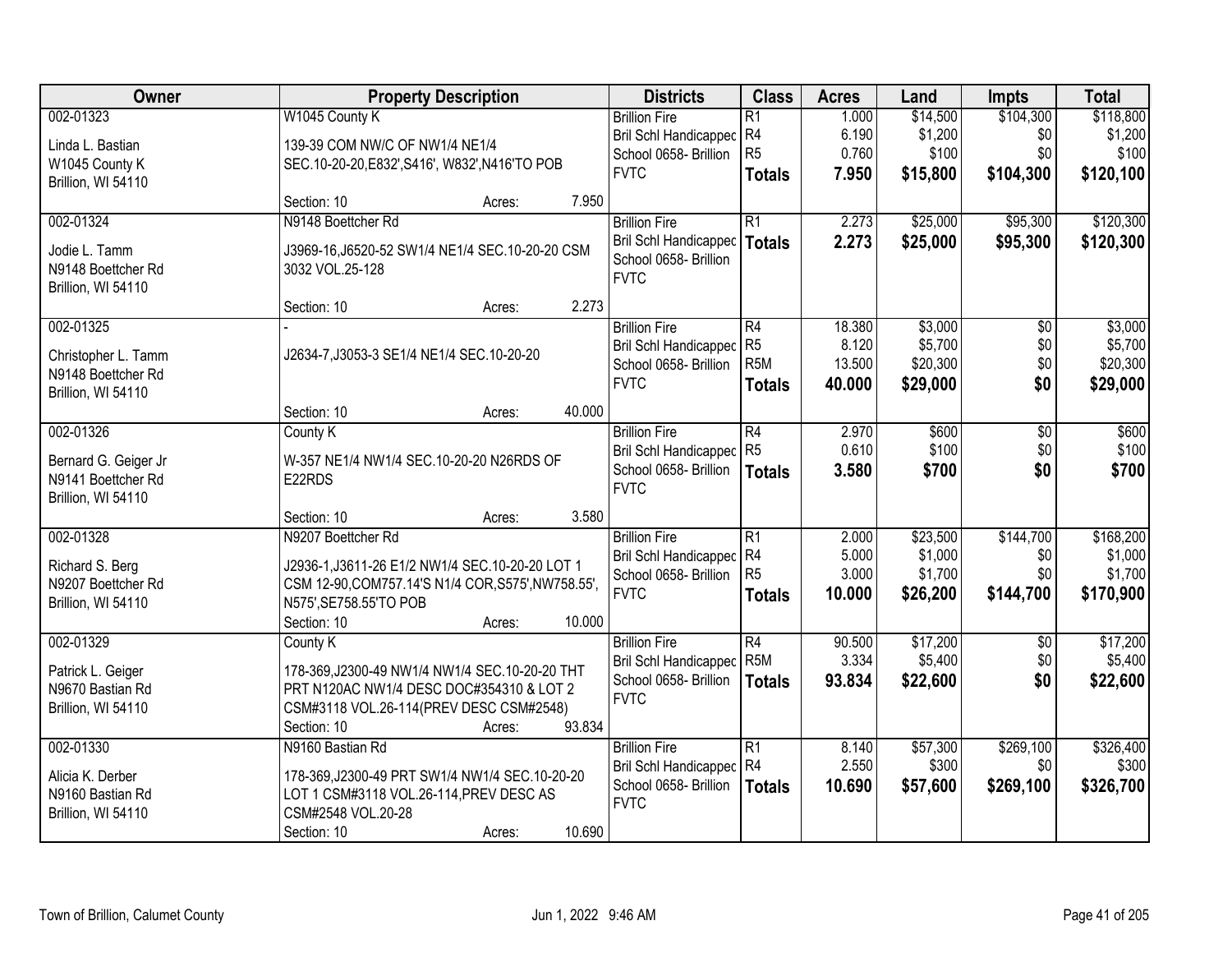| Owner | Property Description | Districts | Class | Acres | Land | Impts | Total |
|---|---|---|---|---|---|---|---|
| 002-01323<br>Linda L. Bastian<br>W1045 County K<br>Brillion, WI 54110 | W1045 County K<br>139-39 COM NW/C OF NW1/4 NE1/4 SEC.10-20-20,E832',S416', W832',N416'TO POB<br>Section: 10 Acres: 7.950 | Brillion Fire<br>Bril Schl Handicapped<br>School 0658- Brillion<br>FVTC | R1<br>R4<br>R5<br>**Totals** | 1.000<br>6.190<br>0.760<br>**7.950** | $14,500<br>$1,200<br>$100<br>**$15,800** | $104,300<br>$0<br>$0<br>**$104,300** | $118,800<br>$1,200<br>$100<br>**$120,100** |
| 002-01324<br>Jodie L. Tamm<br>N9148 Boettcher Rd<br>Brillion, WI 54110 | N9148 Boettcher Rd<br>J3969-16,J6520-52 SW1/4 NE1/4 SEC.10-20-20 CSM 3032 VOL.25-128<br>Section: 10 Acres: 2.273 | Brillion Fire<br>Bril Schl Handicapped<br>School 0658- Brillion<br>FVTC | R1<br>**Totals** | 2.273<br>**2.273** | $25,000<br>**$25,000** | $95,300<br>**$95,300** | $120,300<br>**$120,300** |
| 002-01325<br>Christopher L. Tamm<br>N9148 Boettcher Rd<br>Brillion, WI 54110 | -<br>J2634-7,J3053-3 SE1/4 NE1/4 SEC.10-20-20<br>Section: 10 Acres: 40.000 | Brillion Fire<br>Bril Schl Handicapped<br>School 0658- Brillion<br>FVTC | R4<br>R5<br>R5M<br>**Totals** | 18.380<br>8.120<br>13.500<br>**40.000** | $3,000<br>$5,700<br>$20,300<br>**$29,000** | $0<br>$0<br>$0<br>**$0** | $3,000<br>$5,700<br>$20,300<br>**$29,000** |
| 002-01326<br>Bernard G. Geiger Jr<br>N9141 Boettcher Rd<br>Brillion, WI 54110 | County K<br>W-357 NE1/4 NW1/4 SEC.10-20-20 N26RDS OF E22RDS<br>Section: 10 Acres: 3.580 | Brillion Fire<br>Bril Schl Handicapped<br>School 0658- Brillion<br>FVTC | R4<br>R5<br>**Totals** | 2.970<br>0.610<br>**3.580** | $600<br>$100<br>**$700** | $0<br>$0<br>**$0** | $600<br>$100<br>**$700** |
| 002-01328<br>Richard S. Berg<br>N9207 Boettcher Rd<br>Brillion, WI 54110 | N9207 Boettcher Rd<br>J2936-1,J3611-26 E1/2 NW1/4 SEC.10-20-20 LOT 1 CSM 12-90,COM757.14'S N1/4 COR,S575',NW758.55', N575',SE758.55'TO POB<br>Section: 10 Acres: 10.000 | Brillion Fire<br>Bril Schl Handicapped<br>School 0658- Brillion<br>FVTC | R1<br>R4<br>R5<br>**Totals** | 2.000<br>5.000<br>3.000<br>**10.000** | $23,500<br>$1,000<br>$1,700<br>**$26,200** | $144,700<br>$0<br>$0<br>**$144,700** | $168,200<br>$1,000<br>$1,700<br>**$170,900** |
| 002-01329<br>Patrick L. Geiger<br>N9670 Bastian Rd<br>Brillion, WI 54110 | County K<br>178-369,J2300-49 NW1/4 NW1/4 SEC.10-20-20 THT PRT N120AC NW1/4 DESC DOC#354310 & LOT 2 CSM#3118 VOL.26-114(PREV DESC CSM#2548)<br>Section: 10 Acres: 93.834 | Brillion Fire<br>Bril Schl Handicapped<br>School 0658- Brillion<br>FVTC | R4<br>R5M<br>**Totals** | 90.500<br>3.334<br>**93.834** | $17,200<br>$5,400<br>**$22,600** | $0<br>$0<br>**$0** | $17,200<br>$5,400<br>**$22,600** |
| 002-01330<br>Alicia K. Derber<br>N9160 Bastian Rd<br>Brillion, WI 54110 | N9160 Bastian Rd<br>178-369,J2300-49 PRT SW1/4 NW1/4 SEC.10-20-20 LOT 1 CSM#3118 VOL.26-114,PREV DESC AS CSM#2548 VOL.20-28<br>Section: 10 Acres: 10.690 | Brillion Fire<br>Bril Schl Handicapped<br>School 0658- Brillion<br>FVTC | R1<br>R4<br>**Totals** | 8.140<br>2.550<br>**10.690** | $57,300<br>$300<br>**$57,600** | $269,100<br>$0<br>**$269,100** | $326,400<br>$300<br>**$326,700** |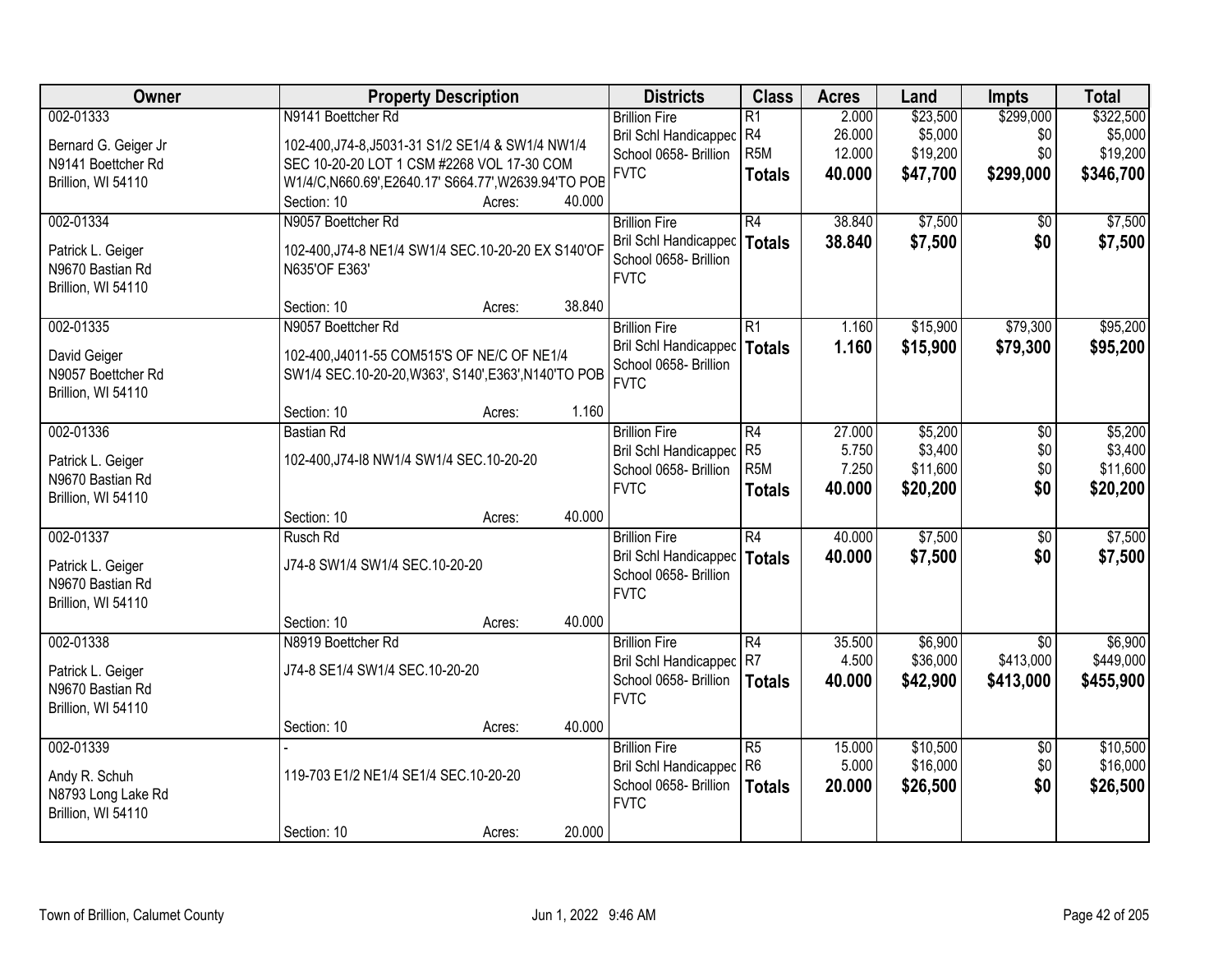| Owner | Property Description | Districts | Class | Acres | Land | Impts | Total |
|---|---|---|---|---|---|---|---|
| 002-01333<br>Bernard G. Geiger Jr<br>N9141 Boettcher Rd<br>Brillion, WI 54110 | N9141 Boettcher Rd<br>102-400,J74-8,J5031-31 S1/2 SE1/4 & SW1/4 NW1/4 SEC 10-20-20 LOT 1 CSM #2268 VOL 17-30 COM W1/4/C,N660.69',E2640.17' S664.77',W2639.94'TO POB<br>Section: 10 Acres: 40.000 | Brillion Fire<br>Bril Schl Handicapped<br>School 0658- Brillion<br>FVTC | R1<br>R4<br>R5M<br>**Totals** | 2.000<br>26.000<br>12.000<br>**40.000** | $23,500<br>$5,000<br>$19,200<br>**$47,700** | $299,000<br>$0<br>$0<br>**$299,000** | $322,500<br>$5,000<br>$19,200<br>**$346,700** |
| 002-01334<br>Patrick L. Geiger<br>N9670 Bastian Rd<br>Brillion, WI 54110 | N9057 Boettcher Rd<br>102-400,J74-8 NE1/4 SW1/4 SEC.10-20-20 EX S140'OF N635'OF E363'<br>Section: 10 Acres: 38.840 | Brillion Fire<br>Bril Schl Handicapped<br>School 0658- Brillion<br>FVTC | R4<br>**Totals** | 38.840<br>**38.840** | $7,500<br>**$7,500** | $0<br>**$0** | $7,500<br>**$7,500** |
| 002-01335<br>David Geiger<br>N9057 Boettcher Rd<br>Brillion, WI 54110 | N9057 Boettcher Rd<br>102-400,J4011-55 COM515'S OF NE/C OF NE1/4 SW1/4 SEC.10-20-20,W363', S140',E363',N140'TO POB<br>Section: 10 Acres: 1.160 | Brillion Fire<br>Bril Schl Handicapped<br>School 0658- Brillion<br>FVTC | R1<br>**Totals** | 1.160<br>**1.160** | $15,900<br>**$15,900** | $79,300<br>**$79,300** | $95,200<br>**$95,200** |
| 002-01336<br>Patrick L. Geiger<br>N9670 Bastian Rd<br>Brillion, WI 54110 | Bastian Rd<br>102-400,J74-I8 NW1/4 SW1/4 SEC.10-20-20<br>Section: 10 Acres: 40.000 | Brillion Fire<br>Bril Schl Handicapped<br>School 0658- Brillion<br>FVTC | R4<br>R5<br>R5M<br>**Totals** | 27.000<br>5.750<br>7.250<br>**40.000** | $5,200<br>$3,400<br>$11,600<br>**$20,200** | $0<br>$0<br>$0<br>**$0** | $5,200<br>$3,400<br>$11,600<br>**$20,200** |
| 002-01337<br>Patrick L. Geiger<br>N9670 Bastian Rd<br>Brillion, WI 54110 | Rusch Rd<br>J74-8 SW1/4 SW1/4 SEC.10-20-20<br>Section: 10 Acres: 40.000 | Brillion Fire<br>Bril Schl Handicapped<br>School 0658- Brillion<br>FVTC | R4<br>**Totals** | 40.000<br>**40.000** | $7,500<br>**$7,500** | $0<br>**$0** | $7,500<br>**$7,500** |
| 002-01338<br>Patrick L. Geiger<br>N9670 Bastian Rd<br>Brillion, WI 54110 | N8919 Boettcher Rd<br>J74-8 SE1/4 SW1/4 SEC.10-20-20<br>Section: 10 Acres: 40.000 | Brillion Fire<br>Bril Schl Handicapped<br>School 0658- Brillion<br>FVTC | R4<br>R7<br>**Totals** | 35.500<br>4.500<br>**40.000** | $6,900<br>$36,000<br>**$42,900** | $0<br>$413,000<br>**$413,000** | $6,900<br>$449,000<br>**$455,900** |
| 002-01339<br>Andy R. Schuh<br>N8793 Long Lake Rd<br>Brillion, WI 54110 | -<br>119-703 E1/2 NE1/4 SE1/4 SEC.10-20-20<br>Section: 10 Acres: 20.000 | Brillion Fire<br>Bril Schl Handicapped<br>School 0658- Brillion<br>FVTC | R5<br>R6<br>**Totals** | 15.000<br>5.000<br>**20.000** | $10,500<br>$16,000<br>**$26,500** | $0<br>$0<br>**$0** | $10,500<br>$16,000<br>**$26,500** |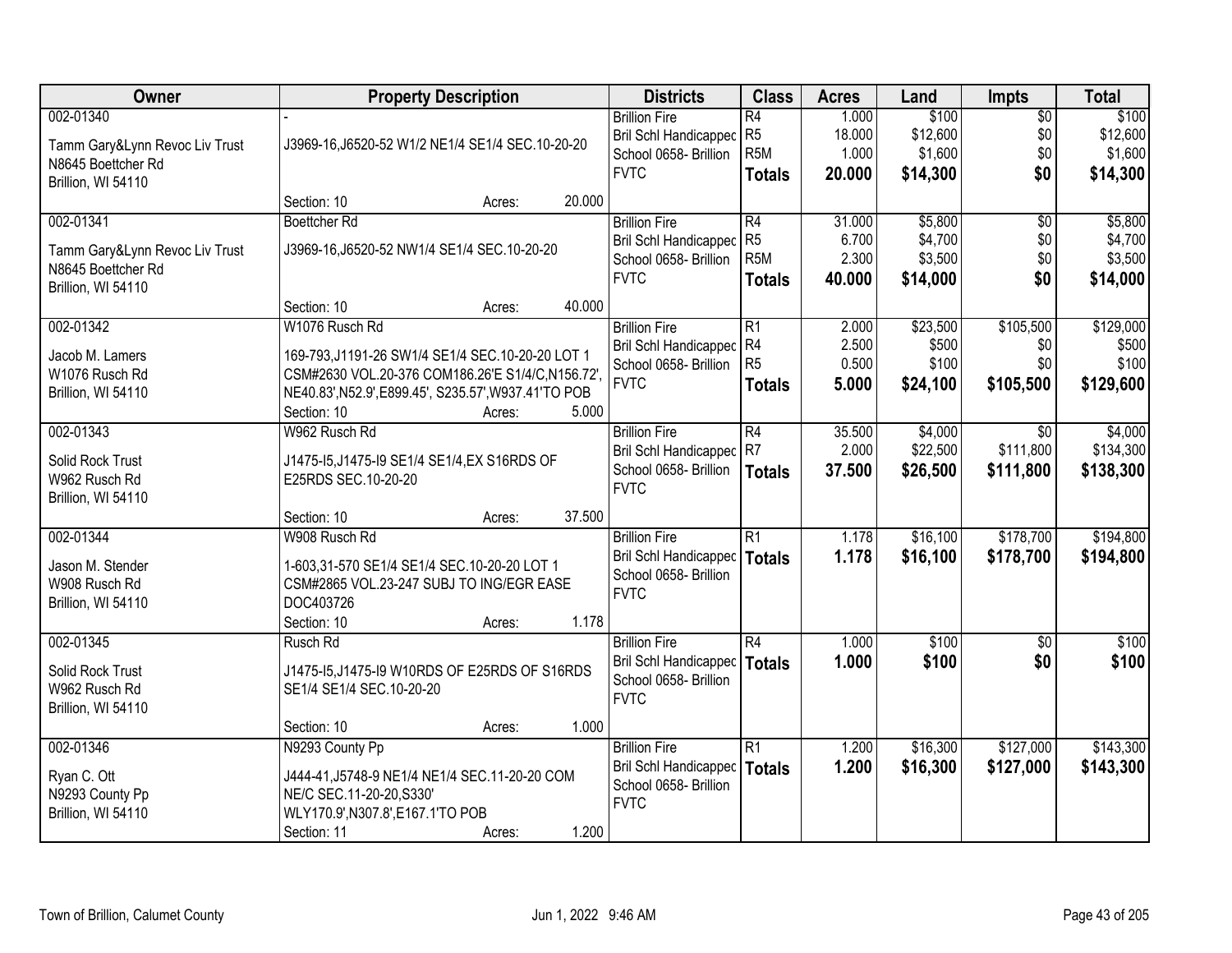| Owner | Property Description | Districts | Class | Acres | Land | Impts | Total |
|---|---|---|---|---|---|---|---|
| 002-01340<br>Tamm Gary&Lynn Revoc Liv Trust<br>N8645 Boettcher Rd<br>Brillion, WI 54110 | -<br>J3969-16,J6520-52 W1/2 NE1/4 SE1/4 SEC.10-20-20<br>Section: 10 Acres: 20.000 | Brillion Fire<br>Bril Schl Handicappec<br>School 0658- Brillion<br>FVTC | R4<br>R5<br>R5M<br>**Totals** | 1.000<br>18.000<br>1.000<br>**20.000** | $100<br>$12,600<br>$1,600<br>**$14,300** | $0<br>$0<br>$0<br>**$0** | $100<br>$12,600<br>$1,600<br>**$14,300** |
| 002-01341<br>Tamm Gary&Lynn Revoc Liv Trust<br>N8645 Boettcher Rd<br>Brillion, WI 54110 | Boettcher Rd<br>J3969-16,J6520-52 NW1/4 SE1/4 SEC.10-20-20<br>Section: 10 Acres: 40.000 | Brillion Fire<br>Bril Schl Handicappec<br>School 0658- Brillion<br>FVTC | R4<br>R5<br>R5M<br>**Totals** | 31.000<br>6.700<br>2.300<br>**40.000** | $5,800<br>$4,700<br>$3,500<br>**$14,000** | $0<br>$0<br>$0<br>**$0** | $5,800<br>$4,700<br>$3,500<br>**$14,000** |
| 002-01342<br>Jacob M. Lamers<br>W1076 Rusch Rd<br>Brillion, WI 54110 | W1076 Rusch Rd<br>169-793,J1191-26 SW1/4 SE1/4 SEC.10-20-20 LOT 1 CSM#2630 VOL.20-376 COM186.26'E S1/4/C,N156.72', NE40.83',N52.9',E899.45', S235.57',W937.41'TO POB<br>Section: 10 Acres: 5.000 | Brillion Fire<br>Bril Schl Handicappec<br>School 0658- Brillion<br>FVTC | R1<br>R4<br>R5<br>**Totals** | 2.000<br>2.500<br>0.500<br>**5.000** | $23,500<br>$500<br>$100<br>**$24,100** | $105,500<br>$0<br>$0<br>**$105,500** | $129,000<br>$500<br>$100<br>**$129,600** |
| 002-01343<br>Solid Rock Trust<br>W962 Rusch Rd<br>Brillion, WI 54110 | W962 Rusch Rd<br>J1475-I5,J1475-I9 SE1/4 SE1/4,EX S16RDS OF E25RDS SEC.10-20-20<br>Section: 10 Acres: 37.500 | Brillion Fire<br>Bril Schl Handicappec<br>School 0658- Brillion<br>FVTC | R4<br>R7<br>**Totals** | 35.500<br>2.000<br>**37.500** | $4,000<br>$22,500<br>**$26,500** | $0<br>$111,800<br>**$111,800** | $4,000<br>$134,300<br>**$138,300** |
| 002-01344<br>Jason M. Stender<br>W908 Rusch Rd<br>Brillion, WI 54110 | W908 Rusch Rd<br>1-603,31-570 SE1/4 SE1/4 SEC.10-20-20 LOT 1 CSM#2865 VOL.23-247 SUBJ TO ING/EGR EASE DOC403726<br>Section: 10 Acres: 1.178 | Brillion Fire<br>Bril Schl Handicappec<br>School 0658- Brillion<br>FVTC | R1<br>**Totals** | 1.178<br>**1.178** | $16,100<br>**$16,100** | $178,700<br>**$178,700** | $194,800<br>**$194,800** |
| 002-01345<br>Solid Rock Trust<br>W962 Rusch Rd<br>Brillion, WI 54110 | Rusch Rd<br>J1475-I5,J1475-I9 W10RDS OF E25RDS OF S16RDS SE1/4 SE1/4 SEC.10-20-20<br>Section: 10 Acres: 1.000 | Brillion Fire<br>Bril Schl Handicappec<br>School 0658- Brillion<br>FVTC | R4<br>**Totals** | 1.000<br>**1.000** | $100<br>**$100** | $0<br>**$0** | $100<br>**$100** |
| 002-01346<br>Ryan C. Ott<br>N9293 County Pp<br>Brillion, WI 54110 | N9293 County Pp<br>J444-41,J5748-9 NE1/4 NE1/4 SEC.11-20-20 COM NE/C SEC.11-20-20,S330' WLY170.9',N307.8',E167.1'TO POB<br>Section: 11 Acres: 1.200 | Brillion Fire<br>Bril Schl Handicappec<br>School 0658- Brillion<br>FVTC | R1<br>**Totals** | 1.200<br>**1.200** | $16,300<br>**$16,300** | $127,000<br>**$127,000** | $143,300<br>**$143,300** |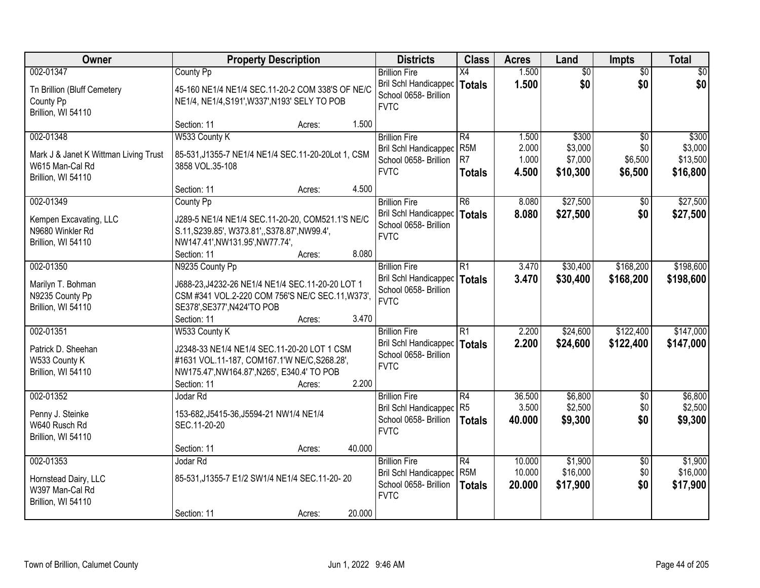| Owner | Property Description | Districts | Class | Acres | Land | Impts | Total |
|---|---|---|---|---|---|---|---|
| 002-01347<br>Tn Brillion (Bluff Cemetery<br>County Pp<br>Brillion, WI 54110 | County Pp<br>45-160 NE1/4 NE1/4 SEC.11-20-2 COM 338'S OF NE/C NE1/4, NE1/4,S191',W337',N193' SELY TO POB<br>Section: 11 Acres: 1.500 | Brillion Fire<br>Bril Schl Handicapped<br>School 0658- Brillion<br>FVTC | X4<br>**Totals** | 1.500<br>**1.500** | $0<br>**$0** | $0<br>**$0** | $0<br>**$0** |
| 002-01348<br>Mark J & Janet K Wittman Living Trust<br>W615 Man-Cal Rd<br>Brillion, WI 54110 | W533 County K<br>85-531,J1355-7 NE1/4 NE1/4 SEC.11-20-20Lot 1, CSM 3858 VOL.35-108<br>Section: 11 Acres: 4.500 | Brillion Fire<br>Bril Schl Handicapped<br>School 0658- Brillion<br>FVTC | R4<br>R5M<br>R7<br>**Totals** | 1.500<br>2.000<br>1.000<br>**4.500** | $300<br>$3,000<br>$7,000<br>**$10,300** | $0<br>$0<br>$6,500<br>**$6,500** | $300<br>$3,000<br>$13,500<br>**$16,800** |
| 002-01349<br>Kempen Excavating, LLC<br>N9680 Winkler Rd<br>Brillion, WI 54110 | County Pp<br>J289-5 NE1/4 NE1/4 SEC.11-20-20, COM521.1'S NE/C S.11,S239.85', W373.81',,S378.87',NW99.4', NW147.41',NW131.95',NW77.74',<br>Section: 11 Acres: 8.080 | Brillion Fire<br>Bril Schl Handicapped<br>School 0658- Brillion<br>FVTC | R6<br>**Totals** | 8.080<br>**8.080** | $27,500<br>**$27,500** | $0<br>**$0** | $27,500<br>**$27,500** |
| 002-01350<br>Marilyn T. Bohman<br>N9235 County Pp<br>Brillion, WI 54110 | N9235 County Pp<br>J688-23,J4232-26 NE1/4 NE1/4 SEC.11-20-20 LOT 1 CSM #341 VOL.2-220 COM 756'S NE/C SEC.11,W373', SE378',SE377',N424'TO POB<br>Section: 11 Acres: 3.470 | Brillion Fire<br>Bril Schl Handicapped<br>School 0658- Brillion<br>FVTC | R1<br>**Totals** | 3.470<br>**3.470** | $30,400<br>**$30,400** | $168,200<br>**$168,200** | $198,600<br>**$198,600** |
| 002-01351<br>Patrick D. Sheehan<br>W533 County K<br>Brillion, WI 54110 | W533 County K<br>J2348-33 NE1/4 NE1/4 SEC.11-20-20 LOT 1 CSM #1631 VOL.11-187, COM167.1'W NE/C,S268.28', NW175.47',NW164.87',N265', E340.4' TO POB<br>Section: 11 Acres: 2.200 | Brillion Fire<br>Bril Schl Handicapped<br>School 0658- Brillion<br>FVTC | R1<br>**Totals** | 2.200<br>**2.200** | $24,600<br>**$24,600** | $122,400<br>**$122,400** | $147,000<br>**$147,000** |
| 002-01352<br>Penny J. Steinke<br>W640 Rusch Rd<br>Brillion, WI 54110 | Jodar Rd<br>153-682,J5415-36,J5594-21 NW1/4 NE1/4 SEC.11-20-20<br>Section: 11 Acres: 40.000 | Brillion Fire<br>Bril Schl Handicapped<br>School 0658- Brillion<br>FVTC | R4<br>R5<br>**Totals** | 36.500<br>3.500<br>**40.000** | $6,800<br>$2,500<br>**$9,300** | $0<br>$0<br>**$0** | $6,800<br>$2,500<br>**$9,300** |
| 002-01353<br>Hornstead Dairy, LLC<br>W397 Man-Cal Rd<br>Brillion, WI 54110 | Jodar Rd<br>85-531,J1355-7 E1/2 SW1/4 NE1/4 SEC.11-20- 20<br>Section: 11 Acres: 20.000 | Brillion Fire<br>Bril Schl Handicapped<br>School 0658- Brillion<br>FVTC | R4<br>R5M<br>**Totals** | 10.000<br>10.000<br>**20.000** | $1,900<br>$16,000<br>**$17,900** | $0<br>$0<br>**$0** | $1,900<br>$16,000<br>**$17,900** |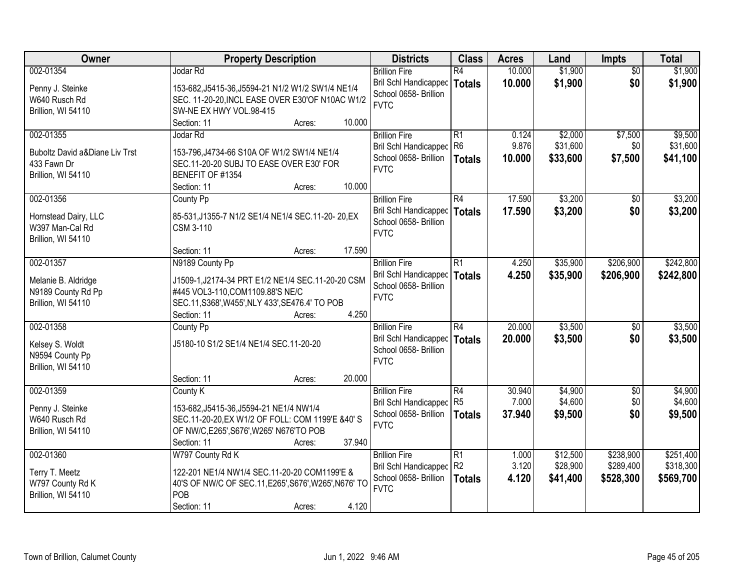| Owner | Property Description | Districts | Class | Acres | Land | Impts | Total |
|---|---|---|---|---|---|---|---|
| 002-01354<br>Penny J. Steinke<br>W640 Rusch Rd<br>Brillion, WI 54110 | Jodar Rd<br>153-682,J5415-36,J5594-21 N1/2 W1/2 SW1/4 NE1/4 SEC. 11-20-20,INCL EASE OVER E30'OF N10AC W1/2 SW-NE EX HWY VOL.98-415<br>Section: 11 Acres: 10.000 | Brillion Fire<br>Bril Schl Handicapped<br>School 0658- Brillion<br>FVTC | R4<br>**Totals** | 10.000<br>**10.000** | $1,900<br>**$1,900** | $0<br>**$0** | $1,900<br>**$1,900** |
| 002-01355<br>Buboltz David a&Diane Liv Trst<br>433 Fawn Dr<br>Brillion, WI 54110 | Jodar Rd<br>153-796,J4734-66 S10A OF W1/2 SW1/4 NE1/4 SEC.11-20-20 SUBJ TO EASE OVER E30' FOR BENEFIT OF #1354<br>Section: 11 Acres: 10.000 | Brillion Fire<br>Bril Schl Handicapped<br>School 0658- Brillion<br>FVTC | R1<br>R6<br>**Totals** | 0.124<br>9.876<br>**10.000** | $2,000<br>$31,600<br>**$33,600** | $7,500<br>$0<br>**$7,500** | $9,500<br>$31,600<br>**$41,100** |
| 002-01356<br>Hornstead Dairy, LLC<br>W397 Man-Cal Rd<br>Brillion, WI 54110 | County Pp<br>85-531,J1355-7 N1/2 SE1/4 NE1/4 SEC.11-20- 20,EX CSM 3-110<br>Section: 11 Acres: 17.590 | Brillion Fire<br>Bril Schl Handicapped<br>School 0658- Brillion<br>FVTC | R4<br>**Totals** | 17.590<br>**17.590** | $3,200<br>**$3,200** | $0<br>**$0** | $3,200<br>**$3,200** |
| 002-01357<br>Melanie B. Aldridge<br>N9189 County Rd Pp<br>Brillion, WI 54110 | N9189 County Pp<br>J1509-1,J2174-34 PRT E1/2 NE1/4 SEC.11-20-20 CSM #445 VOL3-110,COM1109.88'S NE/C SEC.11,S368',W455',NLY 433',SE476.4' TO POB<br>Section: 11 Acres: 4.250 | Brillion Fire<br>Bril Schl Handicapped<br>School 0658- Brillion<br>FVTC | R1<br>**Totals** | 4.250<br>**4.250** | $35,900<br>**$35,900** | $206,900<br>**$206,900** | $242,800<br>**$242,800** |
| 002-01358<br>Kelsey S. Woldt<br>N9594 County Pp<br>Brillion, WI 54110 | County Pp<br>J5180-10 S1/2 SE1/4 NE1/4 SEC.11-20-20<br>Section: 11 Acres: 20.000 | Brillion Fire<br>Bril Schl Handicapped<br>School 0658- Brillion<br>FVTC | R4<br>**Totals** | 20.000<br>**20.000** | $3,500<br>**$3,500** | $0<br>**$0** | $3,500<br>**$3,500** |
| 002-01359<br>Penny J. Steinke<br>W640 Rusch Rd<br>Brillion, WI 54110 | County K<br>153-682,J5415-36,J5594-21 NE1/4 NW1/4 SEC.11-20-20,EX W1/2 OF FOLL: COM 1199'E &40' S OF NW/C,E265',S676',W265' N676'TO POB<br>Section: 11 Acres: 37.940 | Brillion Fire<br>Bril Schl Handicapped<br>School 0658- Brillion<br>FVTC | R4<br>R5<br>**Totals** | 30.940<br>7.000<br>**37.940** | $4,900<br>$4,600<br>**$9,500** | $0<br>$0<br>**$0** | $4,900<br>$4,600<br>**$9,500** |
| 002-01360<br>Terry T. Meetz<br>W797 County Rd K<br>Brillion, WI 54110 | W797 County Rd K<br>122-201 NE1/4 NW1/4 SEC.11-20-20 COM1199'E & 40'S OF NW/C OF SEC.11,E265',S676',W265',N676' TO POB<br>Section: 11 Acres: 4.120 | Brillion Fire<br>Bril Schl Handicapped<br>School 0658- Brillion<br>FVTC | R1<br>R2<br>**Totals** | 1.000<br>3.120<br>**4.120** | $12,500<br>$28,900<br>**$41,400** | $238,900<br>$289,400<br>**$528,300** | $251,400<br>$318,300<br>**$569,700** |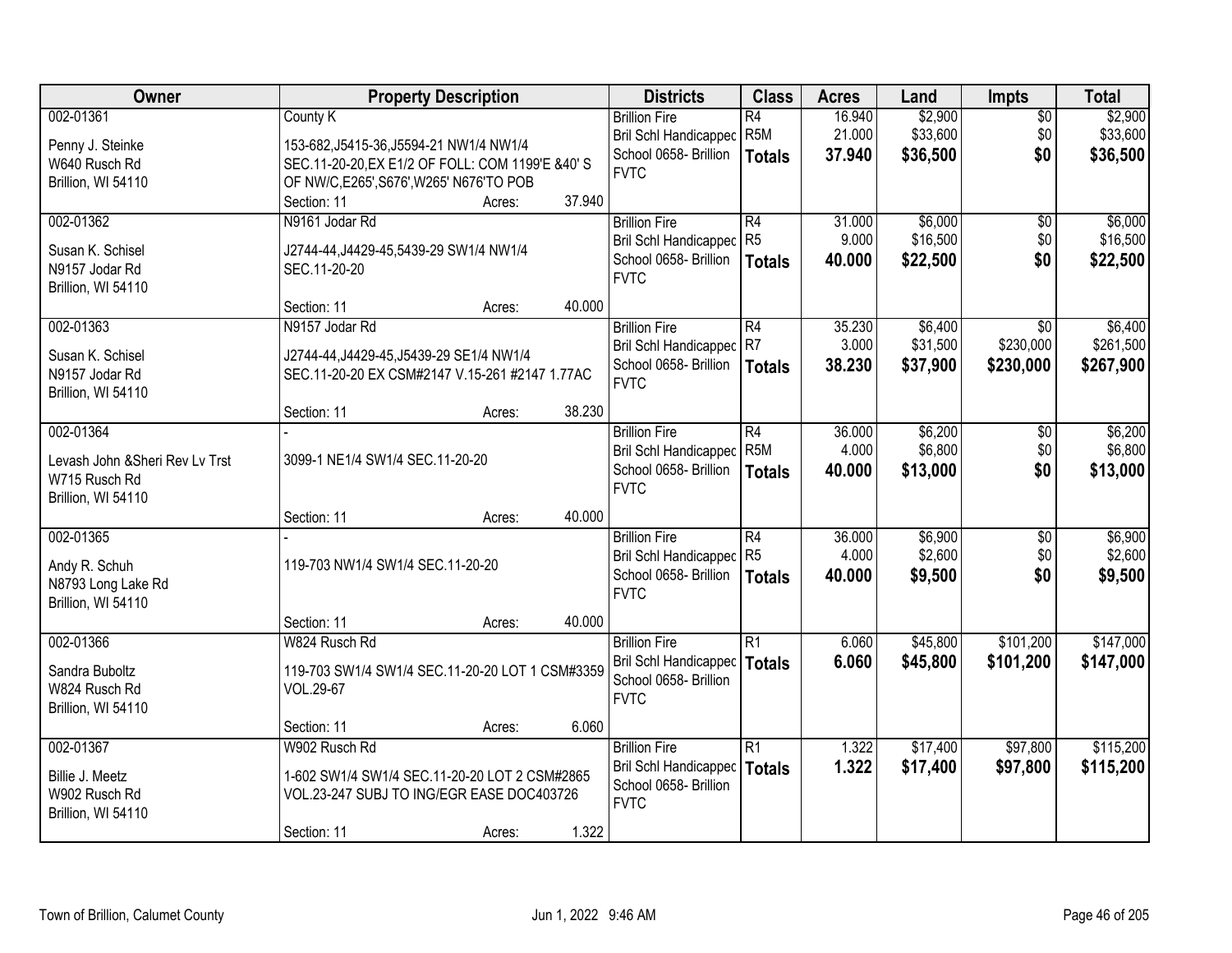| Owner | Property Description | Districts | Class | Acres | Land | Impts | Total |
|---|---|---|---|---|---|---|---|
| 002-01361<br>Penny J. Steinke<br>W640 Rusch Rd<br>Brillion, WI 54110 | County K<br>153-682,J5415-36,J5594-21 NW1/4 NW1/4 SEC.11-20-20,EX E1/2 OF FOLL: COM 1199'E &40' S OF NW/C,E265',S676',W265' N676'TO POB<br>Section: 11 Acres: 37.940 | Brillion Fire<br>Bril Schl Handicappec<br>School 0658- Brillion<br>FVTC | R4<br>R5M<br>**Totals** | 16.940<br>21.000<br>**37.940** | $2,900<br>$33,600<br>**$36,500** | $0<br>$0<br>**$0** | $2,900<br>$33,600<br>**$36,500** |
| 002-01362<br>Susan K. Schisel<br>N9157 Jodar Rd<br>Brillion, WI 54110 | N9161 Jodar Rd<br>J2744-44,J4429-45,5439-29 SW1/4 NW1/4 SEC.11-20-20<br>Section: 11 Acres: 40.000 | Brillion Fire<br>Bril Schl Handicappec<br>School 0658- Brillion<br>FVTC | R4<br>R5<br>**Totals** | 31.000<br>9.000<br>**40.000** | $6,000<br>$16,500<br>**$22,500** | $0<br>$0<br>**$0** | $6,000<br>$16,500<br>**$22,500** |
| 002-01363<br>Susan K. Schisel<br>N9157 Jodar Rd<br>Brillion, WI 54110 | N9157 Jodar Rd<br>J2744-44,J4429-45,J5439-29 SE1/4 NW1/4 SEC.11-20-20 EX CSM#2147 V.15-261 #2147 1.77AC<br>Section: 11 Acres: 38.230 | Brillion Fire<br>Bril Schl Handicappec<br>School 0658- Brillion<br>FVTC | R4<br>R7<br>**Totals** | 35.230<br>3.000<br>**38.230** | $6,400<br>$31,500<br>**$37,900** | $0<br>$230,000<br>**$230,000** | $6,400<br>$261,500<br>**$267,900** |
| 002-01364<br>Levash John &Sheri Rev Lv Trst<br>W715 Rusch Rd<br>Brillion, WI 54110 | -<br>3099-1 NE1/4 SW1/4 SEC.11-20-20<br>Section: 11 Acres: 40.000 | Brillion Fire<br>Bril Schl Handicappec<br>School 0658- Brillion<br>FVTC | R4<br>R5M<br>**Totals** | 36.000<br>4.000<br>**40.000** | $6,200<br>$6,800<br>**$13,000** | $0<br>$0<br>**$0** | $6,200<br>$6,800<br>**$13,000** |
| 002-01365<br>Andy R. Schuh<br>N8793 Long Lake Rd<br>Brillion, WI 54110 | -<br>119-703 NW1/4 SW1/4 SEC.11-20-20<br>Section: 11 Acres: 40.000 | Brillion Fire<br>Bril Schl Handicappec<br>School 0658- Brillion<br>FVTC | R4<br>R5<br>**Totals** | 36.000<br>4.000<br>**40.000** | $6,900<br>$2,600<br>**$9,500** | $0<br>$0<br>**$0** | $6,900<br>$2,600<br>**$9,500** |
| 002-01366<br>Sandra Buboltz<br>W824 Rusch Rd<br>Brillion, WI 54110 | W824 Rusch Rd<br>119-703 SW1/4 SW1/4 SEC.11-20-20 LOT 1 CSM#3359 VOL.29-67<br>Section: 11 Acres: 6.060 | Brillion Fire<br>Bril Schl Handicappec<br>School 0658- Brillion<br>FVTC | R1<br>**Totals** | 6.060<br>**6.060** | $45,800<br>**$45,800** | $101,200<br>**$101,200** | $147,000<br>**$147,000** |
| 002-01367<br>Billie J. Meetz<br>W902 Rusch Rd<br>Brillion, WI 54110 | W902 Rusch Rd<br>1-602 SW1/4 SW1/4 SEC.11-20-20 LOT 2 CSM#2865 VOL.23-247 SUBJ TO ING/EGR EASE DOC403726<br>Section: 11 Acres: 1.322 | Brillion Fire<br>Bril Schl Handicappec<br>School 0658- Brillion<br>FVTC | R1<br>**Totals** | 1.322<br>**1.322** | $17,400<br>**$17,400** | $97,800<br>**$97,800** | $115,200<br>**$115,200** |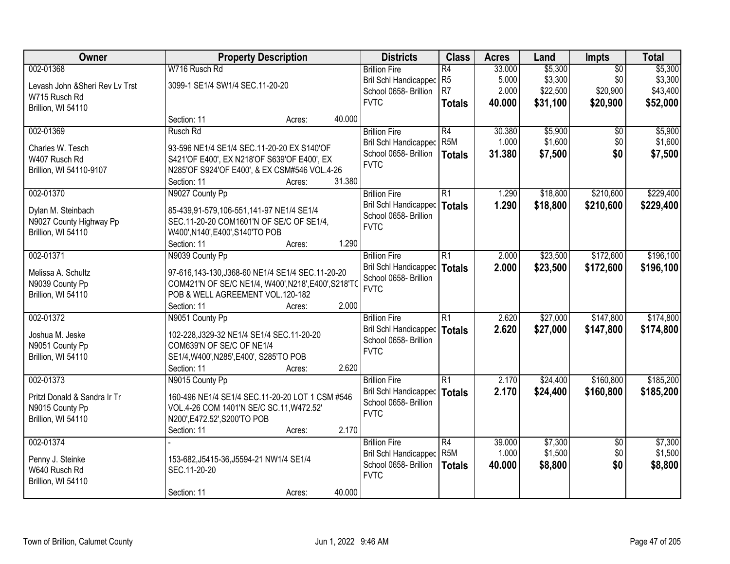| Owner | Property Description | Districts | Class | Acres | Land | Impts | Total |
|---|---|---|---|---|---|---|---|
| 002-01368<br>Levash John &Sheri Rev Lv Trst<br>W715 Rusch Rd<br>Brillion, WI 54110 | W716 Rusch Rd<br>3099-1 SE1/4 SW1/4 SEC.11-20-20<br>Section: 11 Acres: 40.000 | Brillion Fire<br>Bril Schl Handicapped<br>School 0658- Brillion<br>FVTC | R4<br>R5<br>R7<br>**Totals** | 33.000<br>5.000<br>2.000<br>**40.000** | $5,300<br>$3,300<br>$22,500<br>**$31,100** | $0<br>$0<br>$20,900<br>**$20,900** | $5,300<br>$3,300<br>$43,400<br>**$52,000** |
| 002-01369<br>Charles W. Tesch<br>W407 Rusch Rd<br>Brillion, WI 54110-9107 | Rusch Rd<br>93-596 NE1/4 SE1/4 SEC.11-20-20 EX S140'OF S421'OF E400', EX N218'OF S639'OF E400', EX N285'OF S924'OF E400', & EX CSM#546 VOL.4-26<br>Section: 11 Acres: 31.380 | Brillion Fire<br>Bril Schl Handicapped<br>School 0658- Brillion<br>FVTC | R4<br>R5M<br>**Totals** | 30.380<br>1.000<br>**31.380** | $5,900<br>$1,600<br>**$7,500** | $0<br>$0<br>**$0** | $5,900<br>$1,600<br>**$7,500** |
| 002-01370<br>Dylan M. Steinbach<br>N9027 County Highway Pp<br>Brillion, WI 54110 | N9027 County Pp<br>85-439,91-579,106-551,141-97 NE1/4 SE1/4 SEC.11-20-20 COM1601'N OF SE/C OF SE1/4, W400',N140',E400',S140'TO POB<br>Section: 11 Acres: 1.290 | Brillion Fire<br>Bril Schl Handicapped<br>School 0658- Brillion<br>FVTC | R1<br>**Totals** | 1.290<br>**1.290** | $18,800<br>**$18,800** | $210,600<br>**$210,600** | $229,400<br>**$229,400** |
| 002-01371<br>Melissa A. Schultz<br>N9039 County Pp<br>Brillion, WI 54110 | N9039 County Pp<br>97-616,143-130,J368-60 NE1/4 SE1/4 SEC.11-20-20 COM421'N OF SE/C NE1/4, W400',N218',E400',S218'TO POB & WELL AGREEMENT VOL.120-182<br>Section: 11 Acres: 2.000 | Brillion Fire<br>Bril Schl Handicapped<br>School 0658- Brillion<br>FVTC | R1<br>**Totals** | 2.000<br>**2.000** | $23,500<br>**$23,500** | $172,600<br>**$172,600** | $196,100<br>**$196,100** |
| 002-01372<br>Joshua M. Jeske<br>N9051 County Pp<br>Brillion, WI 54110 | N9051 County Pp<br>102-228,J329-32 NE1/4 SE1/4 SEC.11-20-20 COM639'N OF SE/C OF NE1/4 SE1/4,W400',N285',E400', S285'TO POB<br>Section: 11 Acres: 2.620 | Brillion Fire<br>Bril Schl Handicapped<br>School 0658- Brillion<br>FVTC | R1<br>**Totals** | 2.620<br>**2.620** | $27,000<br>**$27,000** | $147,800<br>**$147,800** | $174,800<br>**$174,800** |
| 002-01373<br>Pritzl Donald & Sandra Ir Tr<br>N9015 County Pp<br>Brillion, WI 54110 | N9015 County Pp<br>160-496 NE1/4 SE1/4 SEC.11-20-20 LOT 1 CSM #546 VOL.4-26 COM 1401'N SE/C SC.11,W472.52' N200',E472.52',S200'TO POB<br>Section: 11 Acres: 2.170 | Brillion Fire<br>Bril Schl Handicapped<br>School 0658- Brillion<br>FVTC | R1<br>**Totals** | 2.170<br>**2.170** | $24,400<br>**$24,400** | $160,800<br>**$160,800** | $185,200<br>**$185,200** |
| 002-01374<br>Penny J. Steinke<br>W640 Rusch Rd<br>Brillion, WI 54110 | -<br>153-682,J5415-36,J5594-21 NW1/4 SE1/4 SEC.11-20-20<br>Section: 11 Acres: 40.000 | Brillion Fire<br>Bril Schl Handicapped<br>School 0658- Brillion<br>FVTC | R4<br>R5M<br>**Totals** | 39.000<br>1.000<br>**40.000** | $7,300<br>$1,500<br>**$8,800** | $0<br>$0<br>**$0** | $7,300<br>$1,500<br>**$8,800** |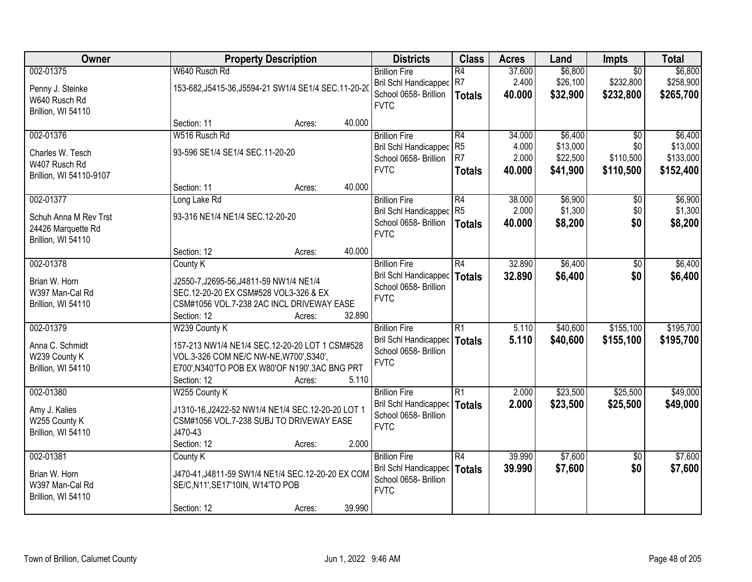| Owner | Property Description | Districts | Class | Acres | Land | Impts | Total |
|---|---|---|---|---|---|---|---|
| 002-01375<br>Penny J. Steinke<br>W640 Rusch Rd<br>Brillion, WI 54110 | W640 Rusch Rd<br>153-682,J5415-36,J5594-21 SW1/4 SE1/4 SEC.11-20-20<br>Section: 11 Acres: 40.000 | Brillion Fire<br>Bril Schl Handicapped<br>School 0658- Brillion<br>FVTC | R4<br>R7<br>**Totals** | 37.600<br>2.400<br>**40.000** | $6,800<br>$26,100<br>**$32,900** | $0<br>$232,800<br>**$232,800** | $6,800<br>$258,900<br>**$265,700** |
| 002-01376<br>Charles W. Tesch<br>W407 Rusch Rd<br>Brillion, WI 54110-9107 | W516 Rusch Rd<br>93-596 SE1/4 SE1/4 SEC.11-20-20<br>Section: 11 Acres: 40.000 | Brillion Fire<br>Bril Schl Handicapped<br>School 0658- Brillion<br>FVTC | R4<br>R5<br>R7<br>**Totals** | 34.000<br>4.000<br>2.000<br>**40.000** | $6,400<br>$13,000<br>$22,500<br>**$41,900** | $0<br>$0<br>$110,500<br>**$110,500** | $6,400<br>$13,000<br>$133,000<br>**$152,400** |
| 002-01377<br>Schuh Anna M Rev Trst<br>24426 Marquette Rd<br>Brillion, WI 54110 | Long Lake Rd<br>93-316 NE1/4 NE1/4 SEC.12-20-20<br>Section: 12 Acres: 40.000 | Brillion Fire<br>Bril Schl Handicapped<br>School 0658- Brillion<br>FVTC | R4<br>R5<br>**Totals** | 38.000<br>2.000<br>**40.000** | $6,900<br>$1,300<br>**$8,200** | $0<br>$0<br>**$0** | $6,900<br>$1,300<br>**$8,200** |
| 002-01378<br>Brian W. Horn<br>W397 Man-Cal Rd<br>Brillion, WI 54110 | County K<br>J2550-7,J2695-56,J4811-59 NW1/4 NE1/4 SEC.12-20-20 EX CSM#528 VOL3-326 & EX CSM#1056 VOL.7-238 2AC INCL DRIVEWAY EASE<br>Section: 12 Acres: 32.890 | Brillion Fire<br>Bril Schl Handicapped<br>School 0658- Brillion<br>FVTC | R4<br>**Totals** | 32.890<br>**32.890** | $6,400<br>**$6,400** | $0<br>**$0** | $6,400<br>**$6,400** |
| 002-01379<br>Anna C. Schmidt<br>W239 County K<br>Brillion, WI 54110 | W239 County K<br>157-213 NW1/4 NE1/4 SEC.12-20-20 LOT 1 CSM#528 VOL.3-326 COM NE/C NW-NE,W700',S340', E700',N340'TO POB EX W80'OF N190'.3AC BNG PRT<br>Section: 12 Acres: 5.110 | Brillion Fire<br>Bril Schl Handicapped<br>School 0658- Brillion<br>FVTC | R1<br>**Totals** | 5.110<br>**5.110** | $40,600<br>**$40,600** | $155,100<br>**$155,100** | $195,700<br>**$195,700** |
| 002-01380<br>Amy J. Kalies<br>W255 County K<br>Brillion, WI 54110 | W255 County K<br>J1310-16,J2422-52 NW1/4 NE1/4 SEC.12-20-20 LOT 1 CSM#1056 VOL.7-238 SUBJ TO DRIVEWAY EASE J470-43<br>Section: 12 Acres: 2.000 | Brillion Fire<br>Bril Schl Handicapped<br>School 0658- Brillion<br>FVTC | R1<br>**Totals** | 2.000<br>**2.000** | $23,500<br>**$23,500** | $25,500<br>**$25,500** | $49,000<br>**$49,000** |
| 002-01381<br>Brian W. Horn<br>W397 Man-Cal Rd<br>Brillion, WI 54110 | County K<br>J470-41,J4811-59 SW1/4 NE1/4 SEC.12-20-20 EX COM SE/C,N11',SE17'10IN, W14'TO POB<br>Section: 12 Acres: 39.990 | Brillion Fire<br>Bril Schl Handicapped<br>School 0658- Brillion<br>FVTC | R4<br>**Totals** | 39.990<br>**39.990** | $7,600<br>**$7,600** | $0<br>**$0** | $7,600<br>**$7,600** |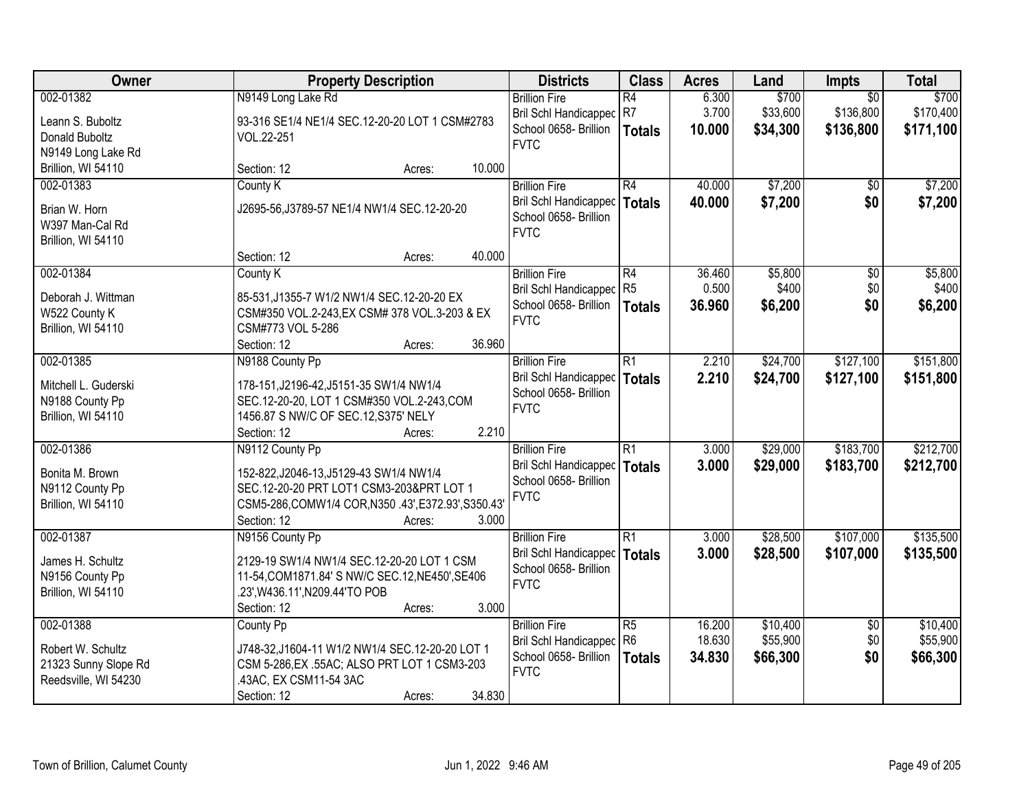| Owner | Property Description | Districts | Class | Acres | Land | Impts | Total |
|---|---|---|---|---|---|---|---|
| 002-01382<br>Leann S. Buboltz<br>Donald Buboltz<br>N9149 Long Lake Rd<br>Brillion, WI 54110 | N9149 Long Lake Rd<br>93-316 SE1/4 NE1/4 SEC.12-20-20 LOT 1 CSM#2783 VOL.22-251<br>Section: 12 Acres: 10.000 | Brillion Fire<br>Bril Schl Handicapped<br>School 0658- Brillion<br>FVTC | R4<br>R7<br>**Totals** | 6.300<br>3.700<br>**10.000** | $700<br>$33,600<br>**$34,300** | $0<br>$136,800<br>**$136,800** | $700<br>$170,400<br>**$171,100** |
| 002-01383<br>Brian W. Horn<br>W397 Man-Cal Rd<br>Brillion, WI 54110 | County K<br>J2695-56,J3789-57 NE1/4 NW1/4 SEC.12-20-20<br>Section: 12 Acres: 40.000 | Brillion Fire<br>Bril Schl Handicapped<br>School 0658- Brillion<br>FVTC | R4<br>**Totals** | 40.000<br>**40.000** | $7,200<br>**$7,200** | $0<br>**$0** | $7,200<br>**$7,200** |
| 002-01384<br>Deborah J. Wittman<br>W522 County K<br>Brillion, WI 54110 | County K<br>85-531,J1355-7 W1/2 NW1/4 SEC.12-20-20 EX CSM#350 VOL.2-243,EX CSM# 378 VOL.3-203 & EX CSM#773 VOL 5-286<br>Section: 12 Acres: 36.960 | Brillion Fire<br>Bril Schl Handicapped<br>School 0658- Brillion<br>FVTC | R4<br>R5<br>**Totals** | 36.460<br>0.500<br>**36.960** | $5,800<br>$400<br>**$6,200** | $0<br>$0<br>**$0** | $5,800<br>$400<br>**$6,200** |
| 002-01385<br>Mitchell L. Guderski<br>N9188 County Pp<br>Brillion, WI 54110 | N9188 County Pp<br>178-151,J2196-42,J5151-35 SW1/4 NW1/4 SEC.12-20-20, LOT 1 CSM#350 VOL.2-243,COM 1456.87 S NW/C OF SEC.12,S375' NELY<br>Section: 12 Acres: 2.210 | Brillion Fire<br>Bril Schl Handicapped<br>School 0658- Brillion<br>FVTC | R1<br>**Totals** | 2.210<br>**2.210** | $24,700<br>**$24,700** | $127,100<br>**$127,100** | $151,800<br>**$151,800** |
| 002-01386<br>Bonita M. Brown<br>N9112 County Pp<br>Brillion, WI 54110 | N9112 County Pp<br>152-822,J2046-13,J5129-43 SW1/4 NW1/4 SEC.12-20-20 PRT LOT1 CSM3-203&PRT LOT 1 CSM5-286,COMW1/4 COR,N350 .43',E372.93',S350.43'<br>Section: 12 Acres: 3.000 | Brillion Fire<br>Bril Schl Handicapped<br>School 0658- Brillion<br>FVTC | R1<br>**Totals** | 3.000<br>**3.000** | $29,000<br>**$29,000** | $183,700<br>**$183,700** | $212,700<br>**$212,700** |
| 002-01387<br>James H. Schultz<br>N9156 County Pp<br>Brillion, WI 54110 | N9156 County Pp<br>2129-19 SW1/4 NW1/4 SEC.12-20-20 LOT 1 CSM 11-54,COM1871.84' S NW/C SEC.12,NE450',SE406 .23',W436.11',N209.44'TO POB<br>Section: 12 Acres: 3.000 | Brillion Fire<br>Bril Schl Handicapped<br>School 0658- Brillion<br>FVTC | R1<br>**Totals** | 3.000<br>**3.000** | $28,500<br>**$28,500** | $107,000<br>**$107,000** | $135,500<br>**$135,500** |
| 002-01388<br>Robert W. Schultz<br>21323 Sunny Slope Rd<br>Reedsville, WI 54230 | County Pp<br>J748-32,J1604-11 W1/2 NW1/4 SEC.12-20-20 LOT 1 CSM 5-286,EX .55AC; ALSO PRT LOT 1 CSM3-203 .43AC, EX CSM11-54 3AC<br>Section: 12 Acres: 34.830 | Brillion Fire<br>Bril Schl Handicapped<br>School 0658- Brillion<br>FVTC | R5<br>R6<br>**Totals** | 16.200<br>18.630<br>**34.830** | $10,400<br>$55,900<br>**$66,300** | $0<br>$0<br>**$0** | $10,400<br>$55,900<br>**$66,300** |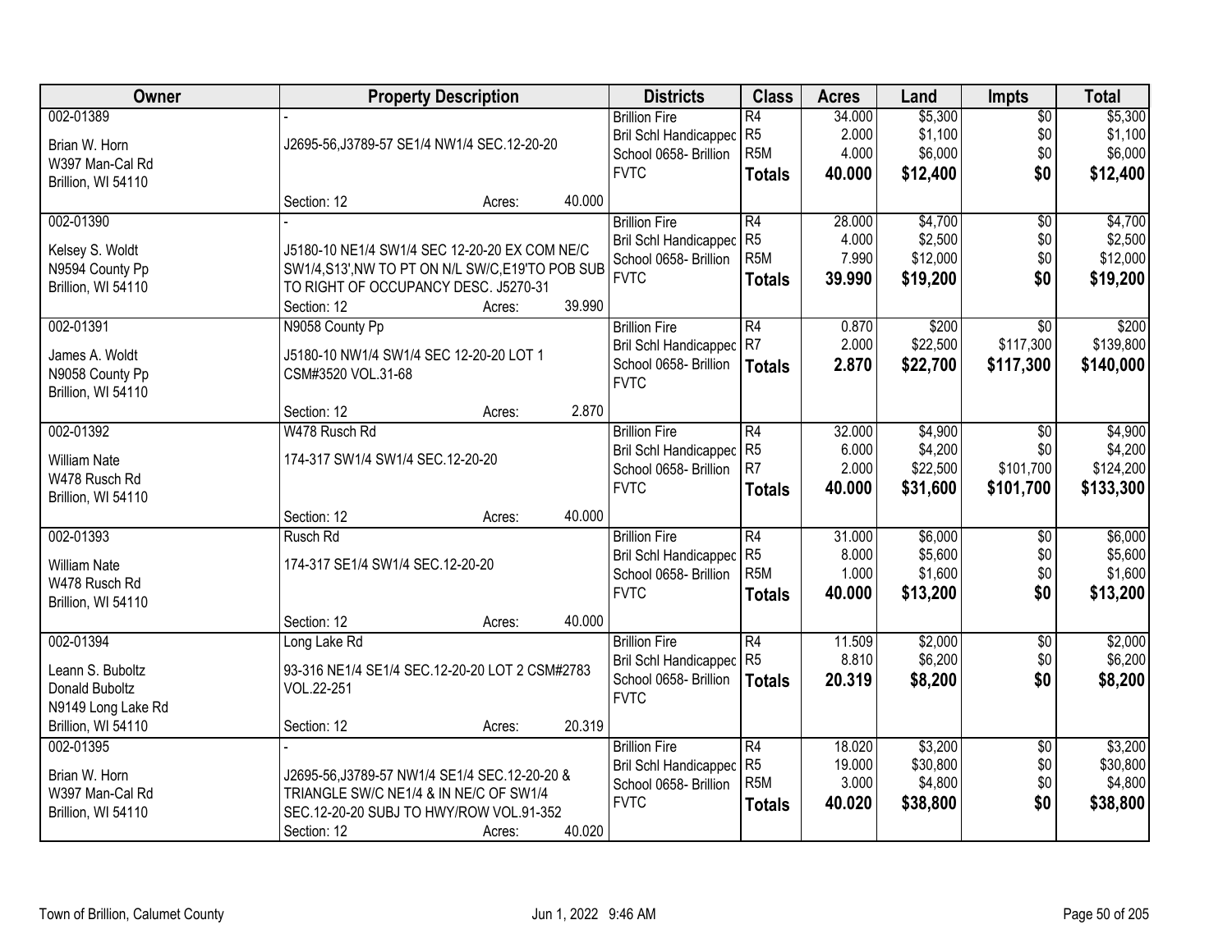| Owner | Property Description | | | Districts | Class | Acres | Land | Impts | Total |
|---|---|---|---|---|---|---|---|---|---|
| 002-01389 | - | | | Brillion Fire | R4 | 34.000 | $5,300 | $0 | $5,300 |
| Brian W. Horn | J2695-56,J3789-57 SE1/4 NW1/4 SEC.12-20-20 | | | Bril Schl Handicapped | R5 | 2.000 | $1,100 | $0 | $1,100 |
| W397 Man-Cal Rd | | | | School 0658- Brillion | R5M | 4.000 | $6,000 | $0 | $6,000 |
| Brillion, WI 54110 | | | | FVTC | **Totals** | **40.000** | **$12,400** | **$0** | **$12,400** |
| | Section: 12 | Acres: | 40.000 | | | | | | |
| 002-01390 | - | | | Brillion Fire | R4 | 28.000 | $4,700 | $0 | $4,700 |
| Kelsey S. Woldt | J5180-10 NE1/4 SW1/4 SEC 12-20-20 EX COM NE/C | | | Bril Schl Handicapped | R5 | 4.000 | $2,500 | $0 | $2,500 |
| N9594 County Pp | SW1/4,S13',NW TO PT ON N/L SW/C,E19'TO POB SUB | | | School 0658- Brillion | R5M | 7.990 | $12,000 | $0 | $12,000 |
| Brillion, WI 54110 | TO RIGHT OF OCCUPANCY DESC. J5270-31 | | | FVTC | **Totals** | **39.990** | **$19,200** | **$0** | **$19,200** |
| | Section: 12 | Acres: | 39.990 | | | | | | |
| 002-01391 | N9058 County Pp | | | Brillion Fire | R4 | 0.870 | $200 | $0 | $200 |
| James A. Woldt | J5180-10 NW1/4 SW1/4 SEC 12-20-20 LOT 1 | | | Bril Schl Handicapped | R7 | 2.000 | $22,500 | $117,300 | $139,800 |
| N9058 County Pp | CSM#3520 VOL.31-68 | | | School 0658- Brillion | **Totals** | **2.870** | **$22,700** | **$117,300** | **$140,000** |
| Brillion, WI 54110 | | | | FVTC | | | | | |
| | Section: 12 | Acres: | 2.870 | | | | | | |
| 002-01392 | W478 Rusch Rd | | | Brillion Fire | R4 | 32.000 | $4,900 | $0 | $4,900 |
| William Nate | 174-317 SW1/4 SW1/4 SEC.12-20-20 | | | Bril Schl Handicapped | R5 | 6.000 | $4,200 | $0 | $4,200 |
| W478 Rusch Rd | | | | School 0658- Brillion | R7 | 2.000 | $22,500 | $101,700 | $124,200 |
| Brillion, WI 54110 | | | | FVTC | **Totals** | **40.000** | **$31,600** | **$101,700** | **$133,300** |
| | Section: 12 | Acres: | 40.000 | | | | | | |
| 002-01393 | Rusch Rd | | | Brillion Fire | R4 | 31.000 | $6,000 | $0 | $6,000 |
| William Nate | 174-317 SE1/4 SW1/4 SEC.12-20-20 | | | Bril Schl Handicapped | R5 | 8.000 | $5,600 | $0 | $5,600 |
| W478 Rusch Rd | | | | School 0658- Brillion | R5M | 1.000 | $1,600 | $0 | $1,600 |
| Brillion, WI 54110 | | | | FVTC | **Totals** | **40.000** | **$13,200** | **$0** | **$13,200** |
| | Section: 12 | Acres: | 40.000 | | | | | | |
| 002-01394 | Long Lake Rd | | | Brillion Fire | R4 | 11.509 | $2,000 | $0 | $2,000 |
| Leann S. Buboltz | 93-316 NE1/4 SE1/4 SEC.12-20-20 LOT 2 CSM#2783 | | | Bril Schl Handicapped | R5 | 8.810 | $6,200 | $0 | $6,200 |
| Donald Buboltz | VOL.22-251 | | | School 0658- Brillion | **Totals** | **20.319** | **$8,200** | **$0** | **$8,200** |
| N9149 Long Lake Rd | | | | FVTC | | | | | |
| Brillion, WI 54110 | Section: 12 | Acres: | 20.319 | | | | | | |
| 002-01395 | - | | | Brillion Fire | R4 | 18.020 | $3,200 | $0 | $3,200 |
| Brian W. Horn | J2695-56,J3789-57 NW1/4 SE1/4 SEC.12-20-20 & | | | Bril Schl Handicapped | R5 | 19.000 | $30,800 | $0 | $30,800 |
| W397 Man-Cal Rd | TRIANGLE SW/C NE1/4 & IN NE/C OF SW1/4 | | | School 0658- Brillion | R5M | 3.000 | $4,800 | $0 | $4,800 |
| Brillion, WI 54110 | SEC.12-20-20 SUBJ TO HWY/ROW VOL.91-352 | | | FVTC | **Totals** | **40.020** | **$38,800** | **$0** | **$38,800** |
| | Section: 12 | Acres: | 40.020 | | | | | | |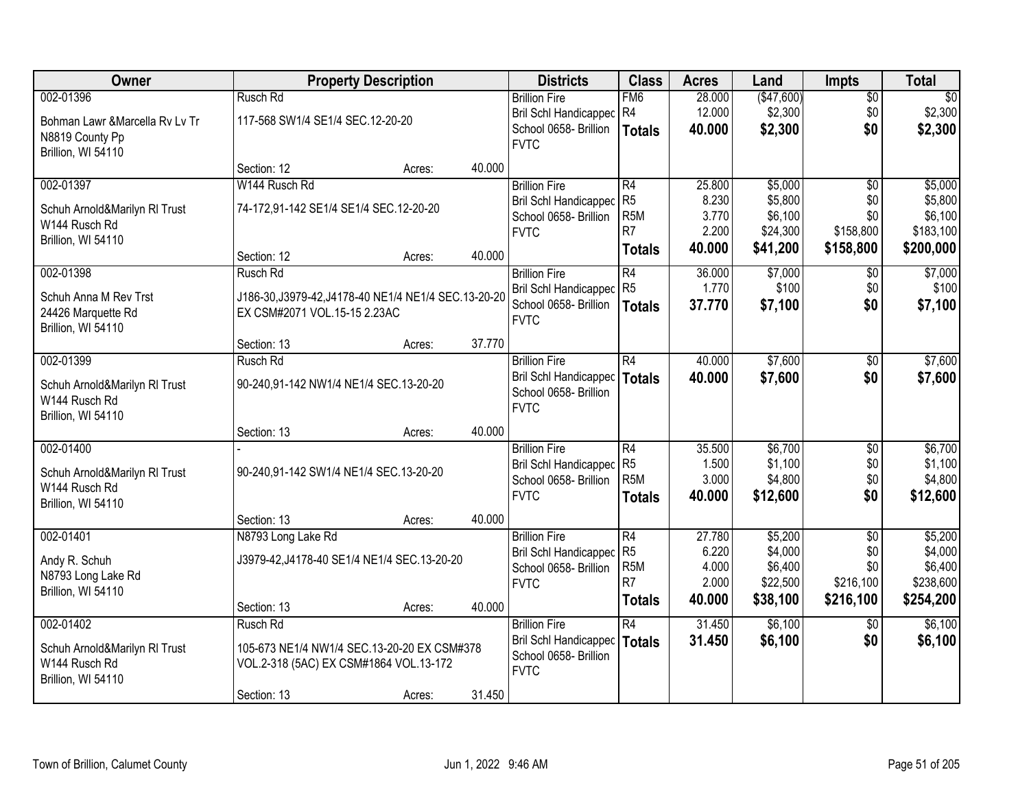| Owner | Property Description | Districts | Class | Acres | Land | Impts | Total |
|---|---|---|---|---|---|---|---|
| 002-01396<br>Bohman Lawr &Marcella Rv Lv Tr<br>N8819 County Pp<br>Brillion, WI 54110 | Rusch Rd<br>117-568 SW1/4 SE1/4 SEC.12-20-20<br>Section: 12 Acres: 40.000 | Brillion Fire<br>Bril Schl Handicapped<br>School 0658- Brillion<br>FVTC | FM6<br>R4<br>**Totals** | 28.000<br>12.000<br>**40.000** | ($47,600)<br>$2,300<br>**$2,300** | $0<br>$0<br>**$0** | $0<br>$2,300<br>**$2,300** |
| 002-01397<br>Schuh Arnold&Marilyn Rl Trust<br>W144 Rusch Rd<br>Brillion, WI 54110 | W144 Rusch Rd<br>74-172,91-142 SE1/4 SE1/4 SEC.12-20-20<br>Section: 12 Acres: 40.000 | Brillion Fire<br>Bril Schl Handicapped<br>School 0658- Brillion<br>FVTC | R4<br>R5<br>R5M<br>R7<br>**Totals** | 25.800<br>8.230<br>3.770<br>2.200<br>**40.000** | $5,000<br>$5,800<br>$6,100<br>$24,300<br>**$41,200** | $0<br>$0<br>$0<br>$158,800<br>**$158,800** | $5,000<br>$5,800<br>$6,100<br>$183,100<br>**$200,000** |
| 002-01398<br>Schuh Anna M Rev Trst<br>24426 Marquette Rd<br>Brillion, WI 54110 | Rusch Rd<br>J186-30,J3979-42,J4178-40 NE1/4 NE1/4 SEC.13-20-20 EX CSM#2071 VOL.15-15 2.23AC<br>Section: 13 Acres: 37.770 | Brillion Fire<br>Bril Schl Handicapped<br>School 0658- Brillion<br>FVTC | R4<br>R5<br>**Totals** | 36.000<br>1.770<br>**37.770** | $7,000<br>$100<br>**$7,100** | $0<br>$0<br>**$0** | $7,000<br>$100<br>**$7,100** |
| 002-01399<br>Schuh Arnold&Marilyn Rl Trust<br>W144 Rusch Rd<br>Brillion, WI 54110 | Rusch Rd<br>90-240,91-142 NW1/4 NE1/4 SEC.13-20-20<br>Section: 13 Acres: 40.000 | Brillion Fire<br>Bril Schl Handicapped<br>School 0658- Brillion<br>FVTC | R4<br>**Totals** | 40.000<br>**40.000** | $7,600<br>**$7,600** | $0<br>**$0** | $7,600<br>**$7,600** |
| 002-01400<br>Schuh Arnold&Marilyn Rl Trust<br>W144 Rusch Rd<br>Brillion, WI 54110 | -<br>90-240,91-142 SW1/4 NE1/4 SEC.13-20-20<br>Section: 13 Acres: 40.000 | Brillion Fire<br>Bril Schl Handicapped<br>School 0658- Brillion<br>FVTC | R4<br>R5<br>R5M<br>**Totals** | 35.500<br>1.500<br>3.000<br>**40.000** | $6,700<br>$1,100<br>$4,800<br>**$12,600** | $0<br>$0<br>$0<br>**$0** | $6,700<br>$1,100<br>$4,800<br>**$12,600** |
| 002-01401<br>Andy R. Schuh<br>N8793 Long Lake Rd<br>Brillion, WI 54110 | N8793 Long Lake Rd<br>J3979-42,J4178-40 SE1/4 NE1/4 SEC.13-20-20<br>Section: 13 Acres: 40.000 | Brillion Fire<br>Bril Schl Handicapped<br>School 0658- Brillion<br>FVTC | R4<br>R5<br>R5M<br>R7<br>**Totals** | 27.780<br>6.220<br>4.000<br>2.000<br>**40.000** | $5,200<br>$4,000<br>$6,400<br>$22,500<br>**$38,100** | $0<br>$0<br>$0<br>$216,100<br>**$216,100** | $5,200<br>$4,000<br>$6,400<br>$238,600<br>**$254,200** |
| 002-01402<br>Schuh Arnold&Marilyn Rl Trust<br>W144 Rusch Rd<br>Brillion, WI 54110 | Rusch Rd<br>105-673 NE1/4 NW1/4 SEC.13-20-20 EX CSM#378 VOL.2-318 (5AC) EX CSM#1864 VOL.13-172<br>Section: 13 Acres: 31.450 | Brillion Fire<br>Bril Schl Handicapped<br>School 0658- Brillion<br>FVTC | R4<br>**Totals** | 31.450<br>**31.450** | $6,100<br>**$6,100** | $0<br>**$0** | $6,100<br>**$6,100** |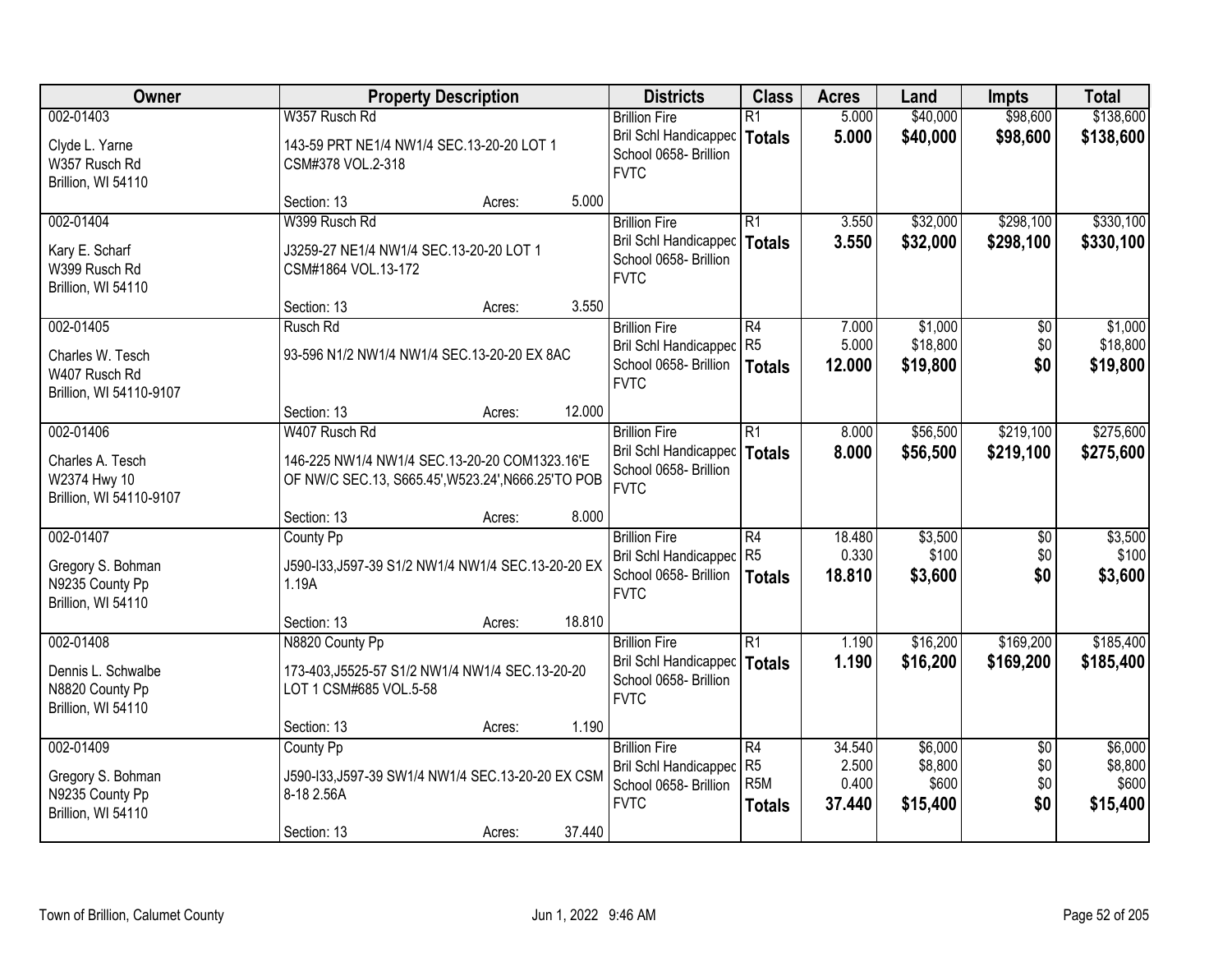| Owner | Property Description | Districts | Class | Acres | Land | Impts | Total |
|---|---|---|---|---|---|---|---|
| 002-01403<br><br>Clyde L. Yarne<br>W357 Rusch Rd<br>Brillion, WI 54110 | W357 Rusch Rd<br><br>143-59 PRT NE1/4 NW1/4 SEC.13-20-20 LOT 1 CSM#378 VOL.2-318<br><br>Section: 13 Acres: 5.000 | Brillion Fire<br>Bril Schl Handicapped<br>School 0658- Brillion<br>FVTC | R1<br>**Totals** | 5.000<br>**5.000** | $40,000<br>**$40,000** | $98,600<br>**$98,600** | $138,600<br>**$138,600** |
| 002-01404<br><br>Kary E. Scharf<br>W399 Rusch Rd<br>Brillion, WI 54110 | W399 Rusch Rd<br><br>J3259-27 NE1/4 NW1/4 SEC.13-20-20 LOT 1 CSM#1864 VOL.13-172<br><br>Section: 13 Acres: 3.550 | Brillion Fire<br>Bril Schl Handicapped<br>School 0658- Brillion<br>FVTC | R1<br>**Totals** | 3.550<br>**3.550** | $32,000<br>**$32,000** | $298,100<br>**$298,100** | $330,100<br>**$330,100** |
| 002-01405<br><br>Charles W. Tesch<br>W407 Rusch Rd<br>Brillion, WI 54110-9107 | Rusch Rd<br><br>93-596 N1/2 NW1/4 NW1/4 SEC.13-20-20 EX 8AC<br><br>Section: 13 Acres: 12.000 | Brillion Fire<br>Bril Schl Handicapped<br>School 0658- Brillion<br>FVTC | R4<br>R5<br>**Totals** | 7.000<br>5.000<br>**12.000** | $1,000<br>$18,800<br>**$19,800** | $0<br>$0<br>**$0** | $1,000<br>$18,800<br>**$19,800** |
| 002-01406<br><br>Charles A. Tesch<br>W2374 Hwy 10<br>Brillion, WI 54110-9107 | W407 Rusch Rd<br><br>146-225 NW1/4 NW1/4 SEC.13-20-20 COM1323.16'E OF NW/C SEC.13, S665.45',W523.24',N666.25'TO POB<br><br>Section: 13 Acres: 8.000 | Brillion Fire<br>Bril Schl Handicapped<br>School 0658- Brillion<br>FVTC | R1<br>**Totals** | 8.000<br>**8.000** | $56,500<br>**$56,500** | $219,100<br>**$219,100** | $275,600<br>**$275,600** |
| 002-01407<br><br>Gregory S. Bohman<br>N9235 County Pp<br>Brillion, WI 54110 | County Pp<br><br>J590-I33,J597-39 S1/2 NW1/4 NW1/4 SEC.13-20-20 EX 1.19A<br><br>Section: 13 Acres: 18.810 | Brillion Fire<br>Bril Schl Handicapped<br>School 0658- Brillion<br>FVTC | R4<br>R5<br>**Totals** | 18.480<br>0.330<br>**18.810** | $3,500<br>$100<br>**$3,600** | $0<br>$0<br>**$0** | $3,500<br>$100<br>**$3,600** |
| 002-01408<br><br>Dennis L. Schwalbe<br>N8820 County Pp<br>Brillion, WI 54110 | N8820 County Pp<br><br>173-403,J5525-57 S1/2 NW1/4 NW1/4 SEC.13-20-20 LOT 1 CSM#685 VOL.5-58<br><br>Section: 13 Acres: 1.190 | Brillion Fire<br>Bril Schl Handicapped<br>School 0658- Brillion<br>FVTC | R1<br>**Totals** | 1.190<br>**1.190** | $16,200<br>**$16,200** | $169,200<br>**$169,200** | $185,400<br>**$185,400** |
| 002-01409<br><br>Gregory S. Bohman<br>N9235 County Pp<br>Brillion, WI 54110 | County Pp<br><br>J590-I33,J597-39 SW1/4 NW1/4 SEC.13-20-20 EX CSM 8-18 2.56A<br><br>Section: 13 Acres: 37.440 | Brillion Fire<br>Bril Schl Handicapped<br>School 0658- Brillion<br>FVTC | R4<br>R5<br>R5M<br>**Totals** | 34.540<br>2.500<br>0.400<br>**37.440** | $6,000<br>$8,800<br>$600<br>**$15,400** | $0<br>$0<br>$0<br>**$0** | $6,000<br>$8,800<br>$600<br>**$15,400** |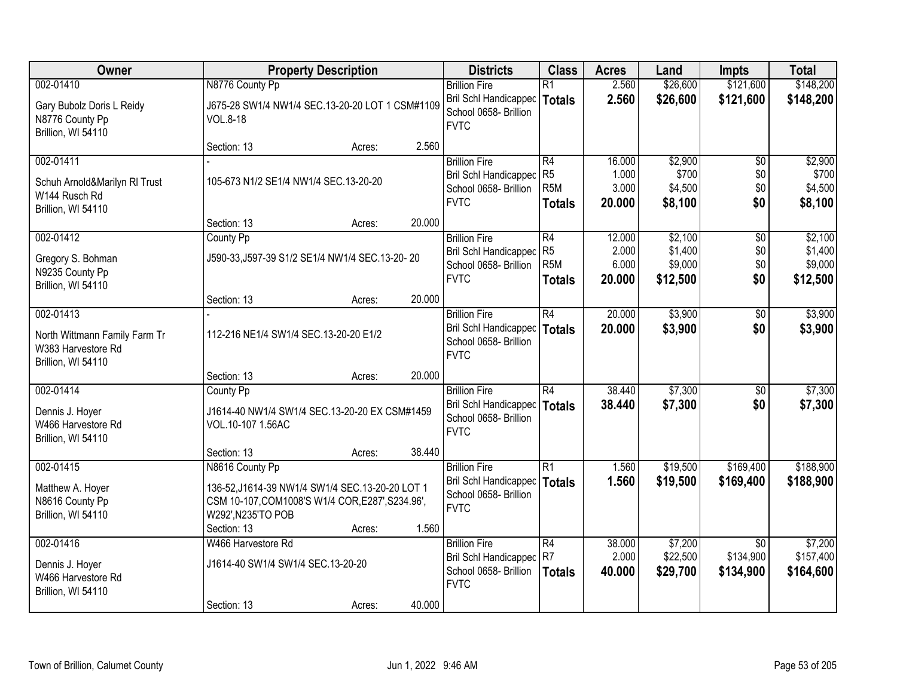| Owner | Property Description | Districts | Class | Acres | Land | Impts | Total |
|---|---|---|---|---|---|---|---|
| 002-01410<br>Gary Bubolz Doris L Reidy<br>N8776 County Pp<br>Brillion, WI 54110 | N8776 County Pp<br>J675-28 SW1/4 NW1/4 SEC.13-20-20 LOT 1 CSM#1109 VOL.8-18<br>Section: 13 Acres: 2.560 | Brillion Fire<br>Bril Schl Handicapped<br>School 0658- Brillion<br>FVTC | R1<br>**Totals** | 2.560<br>**2.560** | $26,600<br>**$26,600** | $121,600<br>**$121,600** | $148,200<br>**$148,200** |
| 002-01411<br>Schuh Arnold&Marilyn Rl Trust<br>W144 Rusch Rd<br>Brillion, WI 54110 | -<br>105-673 N1/2 SE1/4 NW1/4 SEC.13-20-20<br>Section: 13 Acres: 20.000 | Brillion Fire<br>Bril Schl Handicapped<br>School 0658- Brillion<br>FVTC | R4<br>R5<br>R5M<br>**Totals** | 16.000<br>1.000<br>3.000<br>**20.000** | $2,900<br>$700<br>$4,500<br>**$8,100** | $0<br>$0<br>$0<br>**$0** | $2,900<br>$700<br>$4,500<br>**$8,100** |
| 002-01412<br>Gregory S. Bohman<br>N9235 County Pp<br>Brillion, WI 54110 | County Pp<br>J590-33,J597-39 S1/2 SE1/4 NW1/4 SEC.13-20- 20<br>Section: 13 Acres: 20.000 | Brillion Fire<br>Bril Schl Handicapped<br>School 0658- Brillion<br>FVTC | R4<br>R5<br>R5M<br>**Totals** | 12.000<br>2.000<br>6.000<br>**20.000** | $2,100<br>$1,400<br>$9,000<br>**$12,500** | $0<br>$0<br>$0<br>**$0** | $2,100<br>$1,400<br>$9,000<br>**$12,500** |
| 002-01413<br>North Wittmann Family Farm Tr<br>W383 Harvestore Rd<br>Brillion, WI 54110 | -<br>112-216 NE1/4 SW1/4 SEC.13-20-20 E1/2<br>Section: 13 Acres: 20.000 | Brillion Fire<br>Bril Schl Handicapped<br>School 0658- Brillion<br>FVTC | R4<br>**Totals** | 20.000<br>**20.000** | $3,900<br>**$3,900** | $0<br>**$0** | $3,900<br>**$3,900** |
| 002-01414<br>Dennis J. Hoyer<br>W466 Harvestore Rd<br>Brillion, WI 54110 | County Pp<br>J1614-40 NW1/4 SW1/4 SEC.13-20-20 EX CSM#1459 VOL.10-107 1.56AC<br>Section: 13 Acres: 38.440 | Brillion Fire<br>Bril Schl Handicapped<br>School 0658- Brillion<br>FVTC | R4<br>**Totals** | 38.440<br>**38.440** | $7,300<br>**$7,300** | $0<br>**$0** | $7,300<br>**$7,300** |
| 002-01415<br>Matthew A. Hoyer<br>N8616 County Pp<br>Brillion, WI 54110 | N8616 County Pp<br>136-52,J1614-39 NW1/4 SW1/4 SEC.13-20-20 LOT 1 CSM 10-107,COM1008'S W1/4 COR,E287',S234.96', W292',N235'TO POB<br>Section: 13 Acres: 1.560 | Brillion Fire<br>Bril Schl Handicapped<br>School 0658- Brillion<br>FVTC | R1<br>**Totals** | 1.560<br>**1.560** | $19,500<br>**$19,500** | $169,400<br>**$169,400** | $188,900<br>**$188,900** |
| 002-01416<br>Dennis J. Hoyer<br>W466 Harvestore Rd<br>Brillion, WI 54110 | W466 Harvestore Rd<br>J1614-40 SW1/4 SW1/4 SEC.13-20-20<br>Section: 13 Acres: 40.000 | Brillion Fire<br>Bril Schl Handicapped<br>School 0658- Brillion<br>FVTC | R4<br>R7<br>**Totals** | 38.000<br>2.000<br>**40.000** | $7,200<br>$22,500<br>**$29,700** | $0<br>$134,900<br>**$134,900** | $7,200<br>$157,400<br>**$164,600** |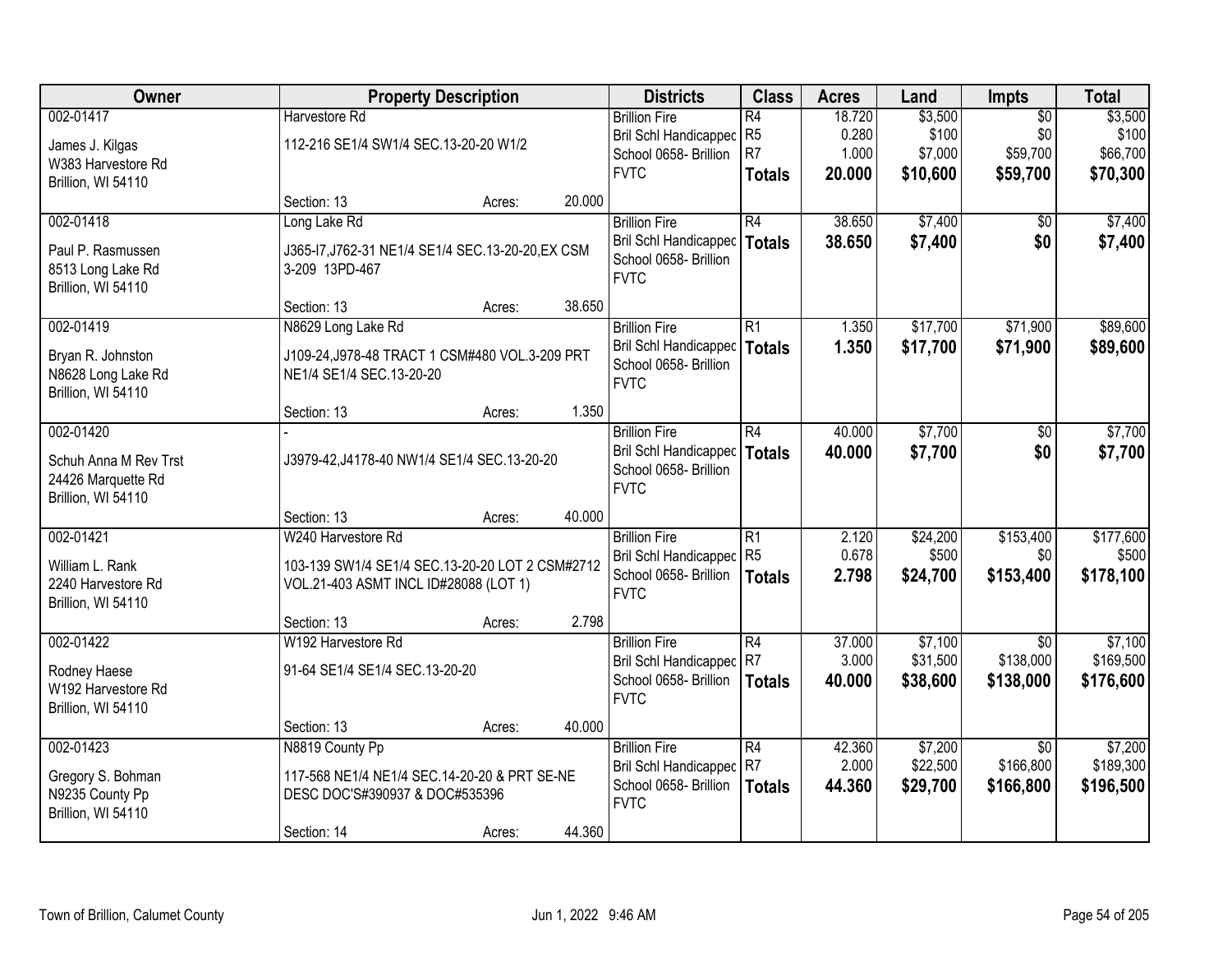| Owner | Property Description | Districts | Class | Acres | Land | Impts | Total |
|---|---|---|---|---|---|---|---|
| 002-01417<br>James J. Kilgas<br>W383 Harvestore Rd<br>Brillion, WI 54110 | Harvestore Rd<br>112-216 SE1/4 SW1/4 SEC.13-20-20 W1/2<br>Section: 13 Acres: 20.000 | Brillion Fire<br>Bril Schl Handicapped<br>School 0658- Brillion<br>FVTC | R4<br>R5<br>R7<br>**Totals** | 18.720<br>0.280<br>1.000<br>**20.000** | $3,500<br>$100<br>$7,000<br>**$10,600** | $0<br>$0<br>$59,700<br>**$59,700** | $3,500<br>$100<br>$66,700<br>**$70,300** |
| 002-01418<br>Paul P. Rasmussen<br>8513 Long Lake Rd<br>Brillion, WI 54110 | Long Lake Rd<br>J365-I7,J762-31 NE1/4 SE1/4 SEC.13-20-20,EX CSM 3-209 13PD-467<br>Section: 13 Acres: 38.650 | Brillion Fire<br>Bril Schl Handicapped<br>School 0658- Brillion<br>FVTC | R4<br>**Totals** | 38.650<br>**38.650** | $7,400<br>**$7,400** | $0<br>**$0** | $7,400<br>**$7,400** |
| 002-01419<br>Bryan R. Johnston<br>N8628 Long Lake Rd<br>Brillion, WI 54110 | N8629 Long Lake Rd<br>J109-24,J978-48 TRACT 1 CSM#480 VOL.3-209 PRT NE1/4 SE1/4 SEC.13-20-20<br>Section: 13 Acres: 1.350 | Brillion Fire<br>Bril Schl Handicapped<br>School 0658- Brillion<br>FVTC | R1<br>**Totals** | 1.350<br>**1.350** | $17,700<br>**$17,700** | $71,900<br>**$71,900** | $89,600<br>**$89,600** |
| 002-01420<br>Schuh Anna M Rev Trst<br>24426 Marquette Rd<br>Brillion, WI 54110 | -<br>J3979-42,J4178-40 NW1/4 SE1/4 SEC.13-20-20<br>Section: 13 Acres: 40.000 | Brillion Fire<br>Bril Schl Handicapped<br>School 0658- Brillion<br>FVTC | R4<br>**Totals** | 40.000<br>**40.000** | $7,700<br>**$7,700** | $0<br>**$0** | $7,700<br>**$7,700** |
| 002-01421<br>William L. Rank<br>2240 Harvestore Rd<br>Brillion, WI 54110 | W240 Harvestore Rd<br>103-139 SW1/4 SE1/4 SEC.13-20-20 LOT 2 CSM#2712 VOL.21-403 ASMT INCL ID#28088 (LOT 1)<br>Section: 13 Acres: 2.798 | Brillion Fire<br>Bril Schl Handicapped<br>School 0658- Brillion<br>FVTC | R1<br>R5<br>**Totals** | 2.120<br>0.678<br>**2.798** | $24,200<br>$500<br>**$24,700** | $153,400<br>$0<br>**$153,400** | $177,600<br>$500<br>**$178,100** |
| 002-01422<br>Rodney Haese<br>W192 Harvestore Rd<br>Brillion, WI 54110 | W192 Harvestore Rd<br>91-64 SE1/4 SE1/4 SEC.13-20-20<br>Section: 13 Acres: 40.000 | Brillion Fire<br>Bril Schl Handicapped<br>School 0658- Brillion<br>FVTC | R4<br>R7<br>**Totals** | 37.000<br>3.000<br>**40.000** | $7,100<br>$31,500<br>**$38,600** | $0<br>$138,000<br>**$138,000** | $7,100<br>$169,500<br>**$176,600** |
| 002-01423<br>Gregory S. Bohman<br>N9235 County Pp<br>Brillion, WI 54110 | N8819 County Pp<br>117-568 NE1/4 NE1/4 SEC.14-20-20 & PRT SE-NE DESC DOC'S#390937 & DOC#535396<br>Section: 14 Acres: 44.360 | Brillion Fire<br>Bril Schl Handicapped<br>School 0658- Brillion<br>FVTC | R4<br>R7<br>**Totals** | 42.360<br>2.000<br>**44.360** | $7,200<br>$22,500<br>**$29,700** | $0<br>$166,800<br>**$166,800** | $7,200<br>$189,300<br>**$196,500** |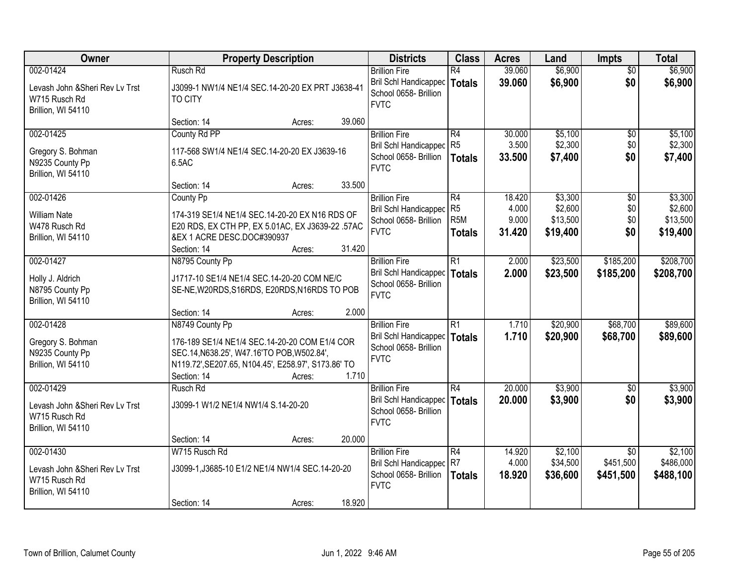| Owner | Property Description | Districts | Class | Acres | Land | Impts | Total |
|---|---|---|---|---|---|---|---|
| 002-01424<br>Levash John &Sheri Rev Lv Trst<br>W715 Rusch Rd<br>Brillion, WI 54110 | Rusch Rd<br>J3099-1 NW1/4 NE1/4 SEC.14-20-20 EX PRT J3638-41 TO CITY<br>Section: 14 Acres: 39.060 | Brillion Fire<br>Bril Schl Handicapped<br>School 0658- Brillion<br>FVTC | R4<br>**Totals** | 39.060<br>**39.060** | $6,900<br>**$6,900** | $0<br>**$0** | $6,900<br>**$6,900** |
| 002-01425<br>Gregory S. Bohman<br>N9235 County Pp<br>Brillion, WI 54110 | County Rd PP<br>117-568 SW1/4 NE1/4 SEC.14-20-20 EX J3639-16 6.5AC<br>Section: 14 Acres: 33.500 | Brillion Fire<br>Bril Schl Handicapped<br>School 0658- Brillion<br>FVTC | R4<br>R5<br>**Totals** | 30.000<br>3.500<br>**33.500** | $5,100<br>$2,300<br>**$7,400** | $0<br>$0<br>**$0** | $5,100<br>$2,300<br>**$7,400** |
| 002-01426<br>William Nate<br>W478 Rusch Rd<br>Brillion, WI 54110 | County Pp<br>174-319 SE1/4 NE1/4 SEC.14-20-20 EX N16 RDS OF E20 RDS, EX CTH PP, EX 5.01AC, EX J3639-22 .57AC &EX 1 ACRE DESC.DOC#390937<br>Section: 14 Acres: 31.420 | Brillion Fire<br>Bril Schl Handicapped<br>School 0658- Brillion<br>FVTC | R4<br>R5<br>R5M<br>**Totals** | 18.420<br>4.000<br>9.000<br>**31.420** | $3,300<br>$2,600<br>$13,500<br>**$19,400** | $0<br>$0<br>$0<br>**$0** | $3,300<br>$2,600<br>$13,500<br>**$19,400** |
| 002-01427<br>Holly J. Aldrich<br>N8795 County Pp<br>Brillion, WI 54110 | N8795 County Pp<br>J1717-10 SE1/4 NE1/4 SEC.14-20-20 COM NE/C SE-NE,W20RDS,S16RDS, E20RDS,N16RDS TO POB<br>Section: 14 Acres: 2.000 | Brillion Fire<br>Bril Schl Handicapped<br>School 0658- Brillion<br>FVTC | R1<br>**Totals** | 2.000<br>**2.000** | $23,500<br>**$23,500** | $185,200<br>**$185,200** | $208,700<br>**$208,700** |
| 002-01428<br>Gregory S. Bohman<br>N9235 County Pp<br>Brillion, WI 54110 | N8749 County Pp<br>176-189 SE1/4 NE1/4 SEC.14-20-20 COM E1/4 COR SEC.14,N638.25', W47.16'TO POB,W502.84', N119.72',SE207.65, N104.45', E258.97', S173.86' TO<br>Section: 14 Acres: 1.710 | Brillion Fire<br>Bril Schl Handicapped<br>School 0658- Brillion<br>FVTC | R1<br>**Totals** | 1.710<br>**1.710** | $20,900<br>**$20,900** | $68,700<br>**$68,700** | $89,600<br>**$89,600** |
| 002-01429<br>Levash John &Sheri Rev Lv Trst<br>W715 Rusch Rd<br>Brillion, WI 54110 | Rusch Rd<br>J3099-1 W1/2 NE1/4 NW1/4 S.14-20-20<br>Section: 14 Acres: 20.000 | Brillion Fire<br>Bril Schl Handicapped<br>School 0658- Brillion<br>FVTC | R4<br>**Totals** | 20.000<br>**20.000** | $3,900<br>**$3,900** | $0<br>**$0** | $3,900<br>**$3,900** |
| 002-01430<br>Levash John &Sheri Rev Lv Trst<br>W715 Rusch Rd<br>Brillion, WI 54110 | W715 Rusch Rd<br>J3099-1,J3685-10 E1/2 NE1/4 NW1/4 SEC.14-20-20<br>Section: 14 Acres: 18.920 | Brillion Fire<br>Bril Schl Handicapped<br>School 0658- Brillion<br>FVTC | R4<br>R7<br>**Totals** | 14.920<br>4.000<br>**18.920** | $2,100<br>$34,500<br>**$36,600** | $0<br>$451,500<br>**$451,500** | $2,100<br>$486,000<br>**$488,100** |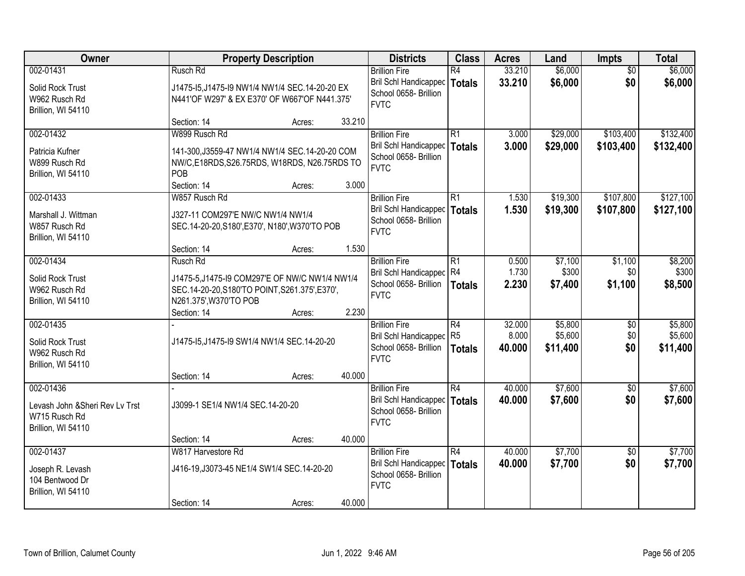| Owner | Property Description | | | Districts | Class | Acres | Land | Impts | Total |
|---|---|---|---|---|---|---|---|---|---|
| 002-01431<br>Solid Rock Trust<br>W962 Rusch Rd<br>Brillion, WI 54110 | Rusch Rd<br>J1475-I5,J1475-I9 NW1/4 NW1/4 SEC.14-20-20 EX N441'OF W297' & EX E370' OF W667'OF N441.375'<br>Section: 14 | Acres: | 33.210 | Brillion Fire<br>Bril Schl Handicapped<br>School 0658- Brillion<br>FVTC | R4<br>**Totals** | 33.210<br>**33.210** | $6,000<br>**$6,000** | $0<br>**$0** | $6,000<br>**$6,000** |
| 002-01432<br>Patricia Kufner<br>W899 Rusch Rd<br>Brillion, WI 54110 | W899 Rusch Rd<br>141-300,J3559-47 NW1/4 NW1/4 SEC.14-20-20 COM NW/C,E18RDS,S26.75RDS, W18RDS, N26.75RDS TO POB<br>Section: 14 | Acres: | 3.000 | Brillion Fire<br>Bril Schl Handicapped<br>School 0658- Brillion<br>FVTC | R1<br>**Totals** | 3.000<br>**3.000** | $29,000<br>**$29,000** | $103,400<br>**$103,400** | $132,400<br>**$132,400** |
| 002-01433<br>Marshall J. Wittman<br>W857 Rusch Rd<br>Brillion, WI 54110 | W857 Rusch Rd<br>J327-11 COM297'E NW/C NW1/4 NW1/4 SEC.14-20-20,S180',E370', N180',W370'TO POB<br>Section: 14 | Acres: | 1.530 | Brillion Fire<br>Bril Schl Handicapped<br>School 0658- Brillion<br>FVTC | R1<br>**Totals** | 1.530<br>**1.530** | $19,300<br>**$19,300** | $107,800<br>**$107,800** | $127,100<br>**$127,100** |
| 002-01434<br>Solid Rock Trust<br>W962 Rusch Rd<br>Brillion, WI 54110 | Rusch Rd<br>J1475-5,J1475-I9 COM297'E OF NW/C NW1/4 NW1/4 SEC.14-20-20,S180'TO POINT,S261.375',E370', N261.375',W370'TO POB<br>Section: 14 | Acres: | 2.230 | Brillion Fire<br>Bril Schl Handicapped<br>School 0658- Brillion<br>FVTC | R1<br>R4<br>**Totals** | 0.500<br>1.730<br>**2.230** | $7,100<br>$300<br>**$7,400** | $1,100<br>$0<br>**$1,100** | $8,200<br>$300<br>**$8,500** |
| 002-01435<br>Solid Rock Trust<br>W962 Rusch Rd<br>Brillion, WI 54110 | -<br>J1475-I5,J1475-I9 SW1/4 NW1/4 SEC.14-20-20<br>Section: 14 | Acres: | 40.000 | Brillion Fire<br>Bril Schl Handicapped<br>School 0658- Brillion<br>FVTC | R4<br>R5<br>**Totals** | 32.000<br>8.000<br>**40.000** | $5,800<br>$5,600<br>**$11,400** | $0<br>$0<br>**$0** | $5,800<br>$5,600<br>**$11,400** |
| 002-01436<br>Levash John &Sheri Rev Lv Trst<br>W715 Rusch Rd<br>Brillion, WI 54110 | -<br>J3099-1 SE1/4 NW1/4 SEC.14-20-20<br>Section: 14 | Acres: | 40.000 | Brillion Fire<br>Bril Schl Handicapped<br>School 0658- Brillion<br>FVTC | R4<br>**Totals** | 40.000<br>**40.000** | $7,600<br>**$7,600** | $0<br>**$0** | $7,600<br>**$7,600** |
| 002-01437<br>Joseph R. Levash<br>104 Bentwood Dr<br>Brillion, WI 54110 | W817 Harvestore Rd<br>J416-19,J3073-45 NE1/4 SW1/4 SEC.14-20-20<br>Section: 14 | Acres: | 40.000 | Brillion Fire<br>Bril Schl Handicapped<br>School 0658- Brillion<br>FVTC | R4<br>**Totals** | 40.000<br>**40.000** | $7,700<br>**$7,700** | $0<br>**$0** | $7,700<br>**$7,700** |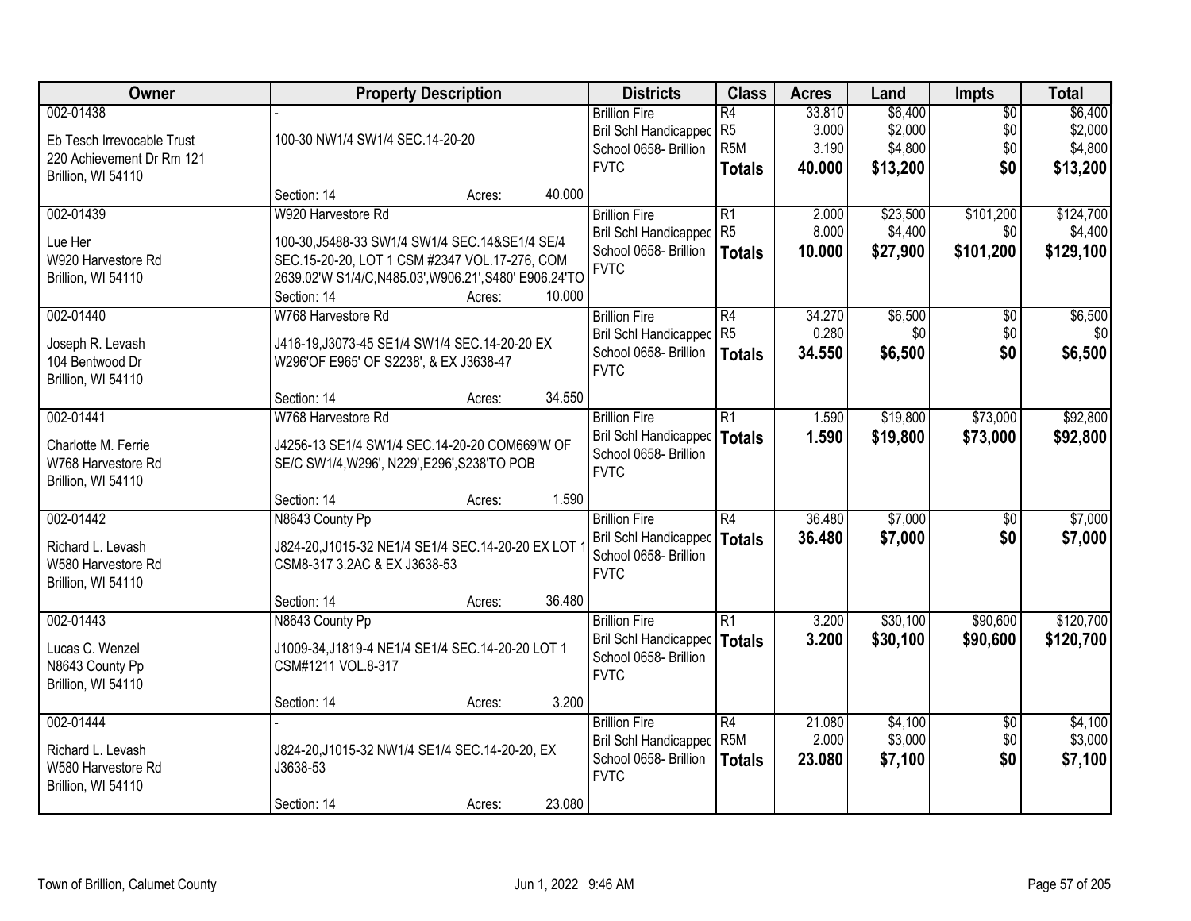| Owner | Property Description | Districts | Class | Acres | Land | Impts | Total |
|---|---|---|---|---|---|---|---|
| 002-01438<br>Eb Tesch Irrevocable Trust<br>220 Achievement Dr Rm 121<br>Brillion, WI 54110 | -<br>100-30 NW1/4 SW1/4 SEC.14-20-20<br>Section: 14 Acres: 40.000 | Brillion Fire<br>Bril Schl Handicapped<br>School 0658- Brillion<br>FVTC | R4<br>R5<br>R5M<br>**Totals** | 33.810<br>3.000<br>3.190<br>**40.000** | $6,400<br>$2,000<br>$4,800<br>**$13,200** | $0<br>$0<br>$0<br>**$0** | $6,400<br>$2,000<br>$4,800<br>**$13,200** |
| 002-01439<br>Lue Her<br>W920 Harvestore Rd<br>Brillion, WI 54110 | W920 Harvestore Rd<br>100-30,J5488-33 SW1/4 SW1/4 SEC.14&SE1/4 SE/4 SEC.15-20-20, LOT 1 CSM #2347 VOL.17-276, COM 2639.02'W S1/4/C,N485.03',W906.21',S480' E906.24'TO<br>Section: 14 Acres: 10.000 | Brillion Fire<br>Bril Schl Handicapped<br>School 0658- Brillion<br>FVTC | R1<br>R5<br>**Totals** | 2.000<br>8.000<br>**10.000** | $23,500<br>$4,400<br>**$27,900** | $101,200<br>$0<br>**$101,200** | $124,700<br>$4,400<br>**$129,100** |
| 002-01440<br>Joseph R. Levash<br>104 Bentwood Dr<br>Brillion, WI 54110 | W768 Harvestore Rd<br>J416-19,J3073-45 SE1/4 SW1/4 SEC.14-20-20 EX W296'OF E965' OF S2238', & EX J3638-47<br>Section: 14 Acres: 34.550 | Brillion Fire<br>Bril Schl Handicapped<br>School 0658- Brillion<br>FVTC | R4<br>R5<br>**Totals** | 34.270<br>0.280<br>**34.550** | $6,500<br>$0<br>**$6,500** | $0<br>$0<br>**$0** | $6,500<br>$0<br>**$6,500** |
| 002-01441<br>Charlotte M. Ferrie<br>W768 Harvestore Rd<br>Brillion, WI 54110 | W768 Harvestore Rd<br>J4256-13 SE1/4 SW1/4 SEC.14-20-20 COM669'W OF SE/C SW1/4,W296', N229',E296',S238'TO POB<br>Section: 14 Acres: 1.590 | Brillion Fire<br>Bril Schl Handicapped<br>School 0658- Brillion<br>FVTC | R1<br>**Totals** | 1.590<br>**1.590** | $19,800<br>**$19,800** | $73,000<br>**$73,000** | $92,800<br>**$92,800** |
| 002-01442<br>Richard L. Levash<br>W580 Harvestore Rd<br>Brillion, WI 54110 | N8643 County Pp<br>J824-20,J1015-32 NE1/4 SE1/4 SEC.14-20-20 EX LOT 1 CSM8-317 3.2AC & EX J3638-53<br>Section: 14 Acres: 36.480 | Brillion Fire<br>Bril Schl Handicapped<br>School 0658- Brillion<br>FVTC | R4<br>**Totals** | 36.480<br>**36.480** | $7,000<br>**$7,000** | $0<br>**$0** | $7,000<br>**$7,000** |
| 002-01443<br>Lucas C. Wenzel<br>N8643 County Pp<br>Brillion, WI 54110 | N8643 County Pp<br>J1009-34,J1819-4 NE1/4 SE1/4 SEC.14-20-20 LOT 1 CSM#1211 VOL.8-317<br>Section: 14 Acres: 3.200 | Brillion Fire<br>Bril Schl Handicapped<br>School 0658- Brillion<br>FVTC | R1<br>**Totals** | 3.200<br>**3.200** | $30,100<br>**$30,100** | $90,600<br>**$90,600** | $120,700<br>**$120,700** |
| 002-01444<br>Richard L. Levash<br>W580 Harvestore Rd<br>Brillion, WI 54110 | -<br>J824-20,J1015-32 NW1/4 SE1/4 SEC.14-20-20, EX J3638-53<br>Section: 14 Acres: 23.080 | Brillion Fire<br>Bril Schl Handicapped<br>School 0658- Brillion<br>FVTC | R4<br>R5M<br>**Totals** | 21.080<br>2.000<br>**23.080** | $4,100<br>$3,000<br>**$7,100** | $0<br>$0<br>**$0** | $4,100<br>$3,000<br>**$7,100** |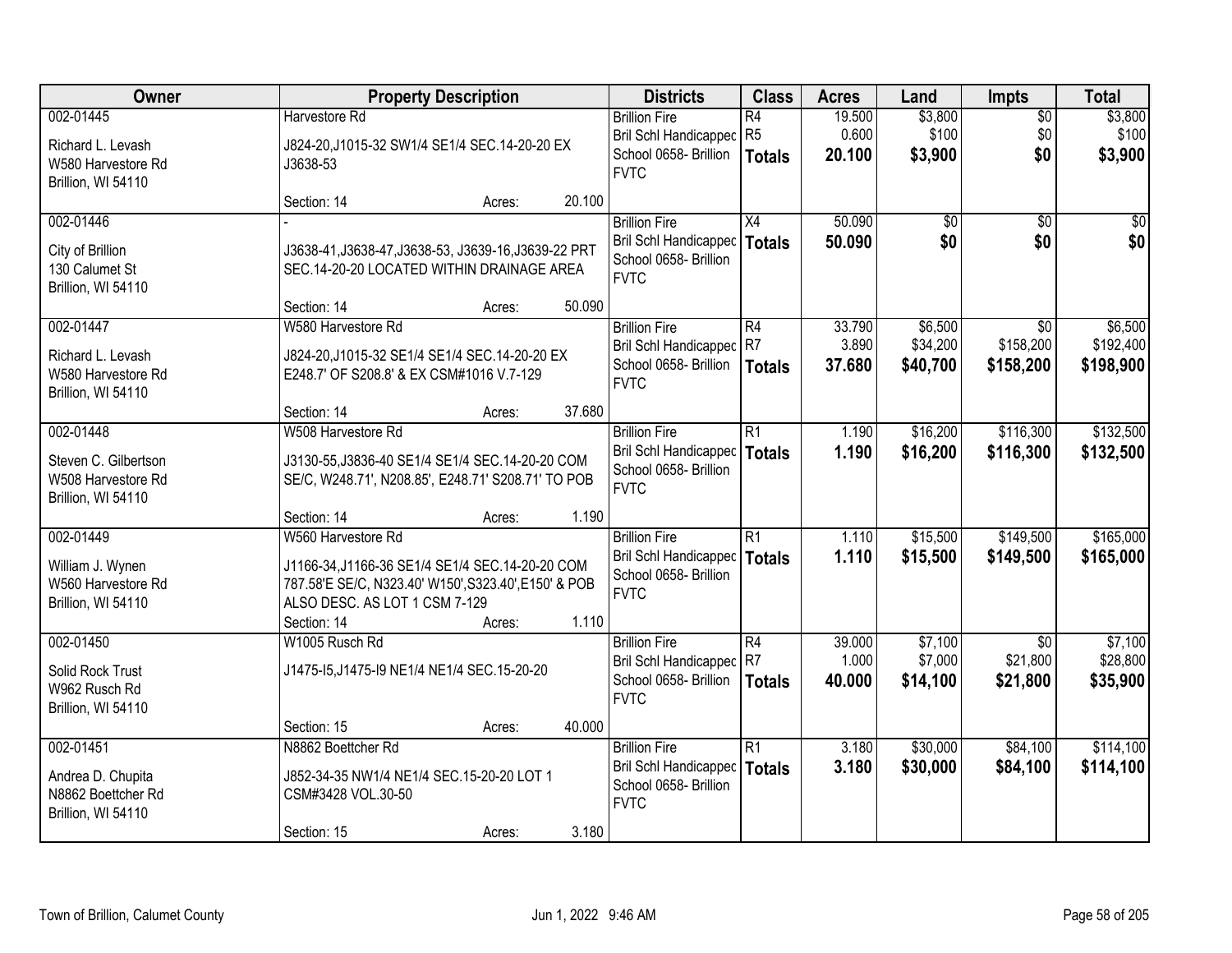| Owner | Property Description | Districts | Class | Acres | Land | Impts | Total |
|---|---|---|---|---|---|---|---|
| 002-01445<br>Richard L. Levash<br>W580 Harvestore Rd<br>Brillion, WI 54110 | Harvestore Rd<br>J824-20,J1015-32 SW1/4 SE1/4 SEC.14-20-20 EX J3638-53<br>Section: 14 Acres: 20.100 | Brillion Fire<br>Bril Schl Handicapped<br>School 0658- Brillion<br>FVTC | R4<br>R5<br>**Totals** | 19.500<br>0.600<br>**20.100** | $3,800<br>$100<br>**$3,900** | $0<br>$0<br>**$0** | $3,800<br>$100<br>**$3,900** |
| 002-01446<br>City of Brillion<br>130 Calumet St<br>Brillion, WI 54110 | -<br>J3638-41,J3638-47,J3638-53, J3639-16,J3639-22 PRT SEC.14-20-20 LOCATED WITHIN DRAINAGE AREA<br>Section: 14 Acres: 50.090 | Brillion Fire<br>Bril Schl Handicapped<br>School 0658- Brillion<br>FVTC | X4<br>**Totals** | 50.090<br>**50.090** | $0<br>**$0** | $0<br>**$0** | $0<br>**$0** |
| 002-01447<br>Richard L. Levash<br>W580 Harvestore Rd<br>Brillion, WI 54110 | W580 Harvestore Rd<br>J824-20,J1015-32 SE1/4 SE1/4 SEC.14-20-20 EX E248.7' OF S208.8' & EX CSM#1016 V.7-129<br>Section: 14 Acres: 37.680 | Brillion Fire<br>Bril Schl Handicapped<br>School 0658- Brillion<br>FVTC | R4<br>R7<br>**Totals** | 33.790<br>3.890<br>**37.680** | $6,500<br>$34,200<br>**$40,700** | $0<br>$158,200<br>**$158,200** | $6,500<br>$192,400<br>**$198,900** |
| 002-01448<br>Steven C. Gilbertson<br>W508 Harvestore Rd<br>Brillion, WI 54110 | W508 Harvestore Rd<br>J3130-55,J3836-40 SE1/4 SE1/4 SEC.14-20-20 COM SE/C, W248.71', N208.85', E248.71' S208.71' TO POB<br>Section: 14 Acres: 1.190 | Brillion Fire<br>Bril Schl Handicapped<br>School 0658- Brillion<br>FVTC | R1<br>**Totals** | 1.190<br>**1.190** | $16,200<br>**$16,200** | $116,300<br>**$116,300** | $132,500<br>**$132,500** |
| 002-01449<br>William J. Wynen<br>W560 Harvestore Rd<br>Brillion, WI 54110 | W560 Harvestore Rd<br>J1166-34,J1166-36 SE1/4 SE1/4 SEC.14-20-20 COM 787.58'E SE/C, N323.40' W150',S323.40',E150' & POB ALSO DESC. AS LOT 1 CSM 7-129<br>Section: 14 Acres: 1.110 | Brillion Fire<br>Bril Schl Handicapped<br>School 0658- Brillion<br>FVTC | R1<br>**Totals** | 1.110<br>**1.110** | $15,500<br>**$15,500** | $149,500<br>**$149,500** | $165,000<br>**$165,000** |
| 002-01450<br>Solid Rock Trust<br>W962 Rusch Rd<br>Brillion, WI 54110 | W1005 Rusch Rd<br>J1475-I5,J1475-I9 NE1/4 NE1/4 SEC.15-20-20<br>Section: 15 Acres: 40.000 | Brillion Fire<br>Bril Schl Handicapped<br>School 0658- Brillion<br>FVTC | R4<br>R7<br>**Totals** | 39.000<br>1.000<br>**40.000** | $7,100<br>$7,000<br>**$14,100** | $0<br>$21,800<br>**$21,800** | $7,100<br>$28,800<br>**$35,900** |
| 002-01451<br>Andrea D. Chupita<br>N8862 Boettcher Rd<br>Brillion, WI 54110 | N8862 Boettcher Rd<br>J852-34-35 NW1/4 NE1/4 SEC.15-20-20 LOT 1 CSM#3428 VOL.30-50<br>Section: 15 Acres: 3.180 | Brillion Fire<br>Bril Schl Handicapped<br>School 0658- Brillion<br>FVTC | R1<br>**Totals** | 3.180<br>**3.180** | $30,000<br>**$30,000** | $84,100<br>**$84,100** | $114,100<br>**$114,100** |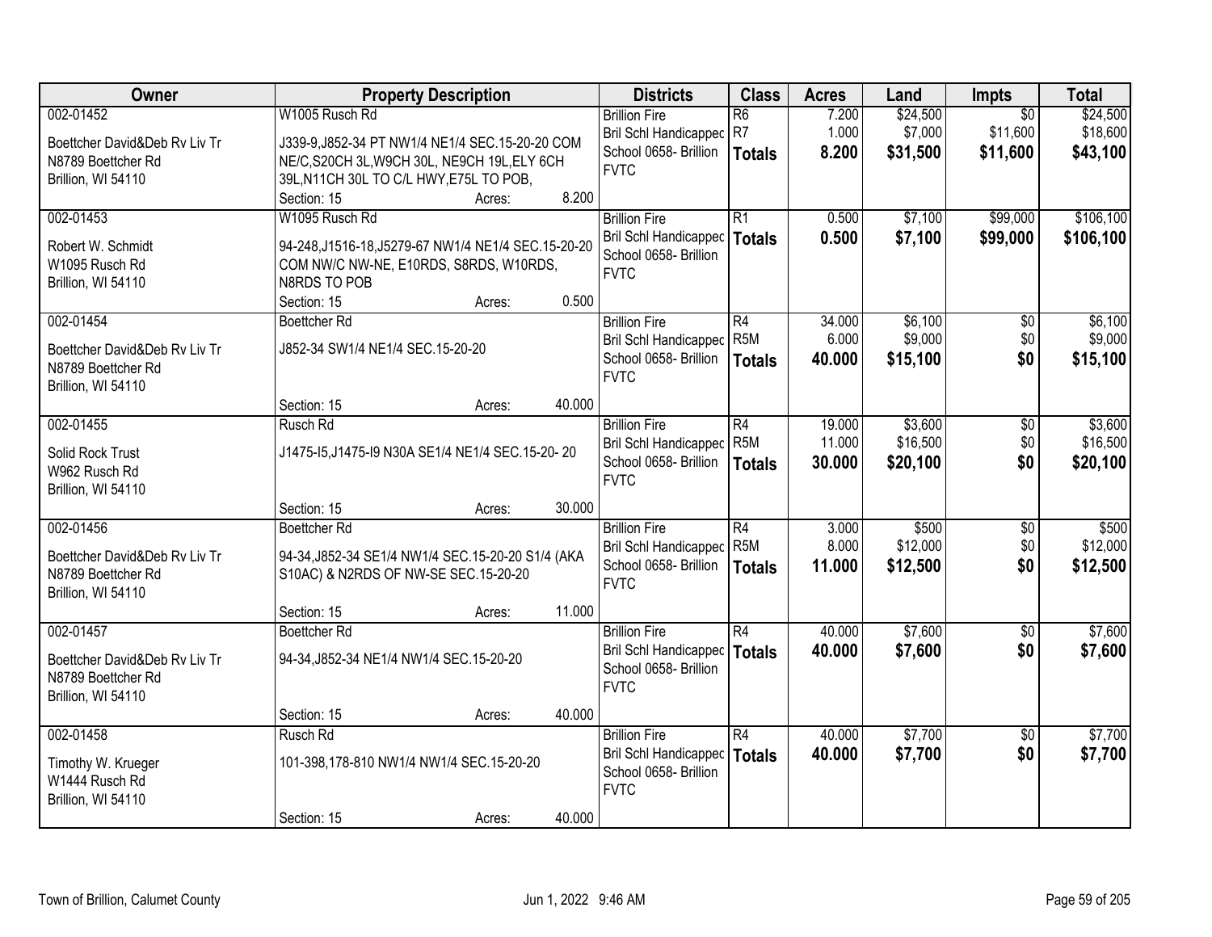| Owner | Property Description | Districts | Class | Acres | Land | Impts | Total |
|---|---|---|---|---|---|---|---|
| 002-01452<br>Boettcher David&Deb Rv Liv Tr<br>N8789 Boettcher Rd<br>Brillion, WI 54110 | W1005 Rusch Rd<br>J339-9,J852-34 PT NW1/4 NE1/4 SEC.15-20-20 COM NE/C,S20CH 3L,W9CH 30L, NE9CH 19L,ELY 6CH 39L,N11CH 30L TO C/L HWY,E75L TO POB,<br>Section: 15 Acres: 8.200 | Brillion Fire<br>Bril Schl Handicapped<br>School 0658- Brillion<br>FVTC | R6<br>R7<br>**Totals** | 7.200<br>1.000<br>**8.200** | $24,500<br>$7,000<br>**$31,500** | $0<br>$11,600<br>**$11,600** | $24,500<br>$18,600<br>**$43,100** |
| 002-01453<br>Robert W. Schmidt<br>W1095 Rusch Rd<br>Brillion, WI 54110 | W1095 Rusch Rd<br>94-248,J1516-18,J5279-67 NW1/4 NE1/4 SEC.15-20-20 COM NW/C NW-NE, E10RDS, S8RDS, W10RDS, N8RDS TO POB<br>Section: 15 Acres: 0.500 | Brillion Fire<br>Bril Schl Handicapped<br>School 0658- Brillion<br>FVTC | R1<br>**Totals** | 0.500<br>**0.500** | $7,100<br>**$7,100** | $99,000<br>**$99,000** | $106,100<br>**$106,100** |
| 002-01454<br>Boettcher David&Deb Rv Liv Tr<br>N8789 Boettcher Rd<br>Brillion, WI 54110 | Boettcher Rd<br>J852-34 SW1/4 NE1/4 SEC.15-20-20<br>Section: 15 Acres: 40.000 | Brillion Fire<br>Bril Schl Handicapped<br>School 0658- Brillion<br>FVTC | R4<br>R5M<br>**Totals** | 34.000<br>6.000<br>**40.000** | $6,100<br>$9,000<br>**$15,100** | $0<br>$0<br>**$0** | $6,100<br>$9,000<br>**$15,100** |
| 002-01455<br>Solid Rock Trust<br>W962 Rusch Rd<br>Brillion, WI 54110 | Rusch Rd<br>J1475-I5,J1475-I9 N30A SE1/4 NE1/4 SEC.15-20- 20<br>Section: 15 Acres: 30.000 | Brillion Fire<br>Bril Schl Handicapped<br>School 0658- Brillion<br>FVTC | R4<br>R5M<br>**Totals** | 19.000<br>11.000<br>**30.000** | $3,600<br>$16,500<br>**$20,100** | $0<br>$0<br>**$0** | $3,600<br>$16,500<br>**$20,100** |
| 002-01456<br>Boettcher David&Deb Rv Liv Tr<br>N8789 Boettcher Rd<br>Brillion, WI 54110 | Boettcher Rd<br>94-34,J852-34 SE1/4 NW1/4 SEC.15-20-20 S1/4 (AKA S10AC) & N2RDS OF NW-SE SEC.15-20-20<br>Section: 15 Acres: 11.000 | Brillion Fire<br>Bril Schl Handicapped<br>School 0658- Brillion<br>FVTC | R4<br>R5M<br>**Totals** | 3.000<br>8.000<br>**11.000** | $500<br>$12,000<br>**$12,500** | $0<br>$0<br>**$0** | $500<br>$12,000<br>**$12,500** |
| 002-01457<br>Boettcher David&Deb Rv Liv Tr<br>N8789 Boettcher Rd<br>Brillion, WI 54110 | Boettcher Rd<br>94-34,J852-34 NE1/4 NW1/4 SEC.15-20-20<br>Section: 15 Acres: 40.000 | Brillion Fire<br>Bril Schl Handicapped<br>School 0658- Brillion<br>FVTC | R4<br>**Totals** | 40.000<br>**40.000** | $7,600<br>**$7,600** | $0<br>**$0** | $7,600<br>**$7,600** |
| 002-01458<br>Timothy W. Krueger<br>W1444 Rusch Rd<br>Brillion, WI 54110 | Rusch Rd<br>101-398,178-810 NW1/4 NW1/4 SEC.15-20-20<br>Section: 15 Acres: 40.000 | Brillion Fire<br>Bril Schl Handicapped<br>School 0658- Brillion<br>FVTC | R4<br>**Totals** | 40.000<br>**40.000** | $7,700<br>**$7,700** | $0<br>**$0** | $7,700<br>**$7,700** |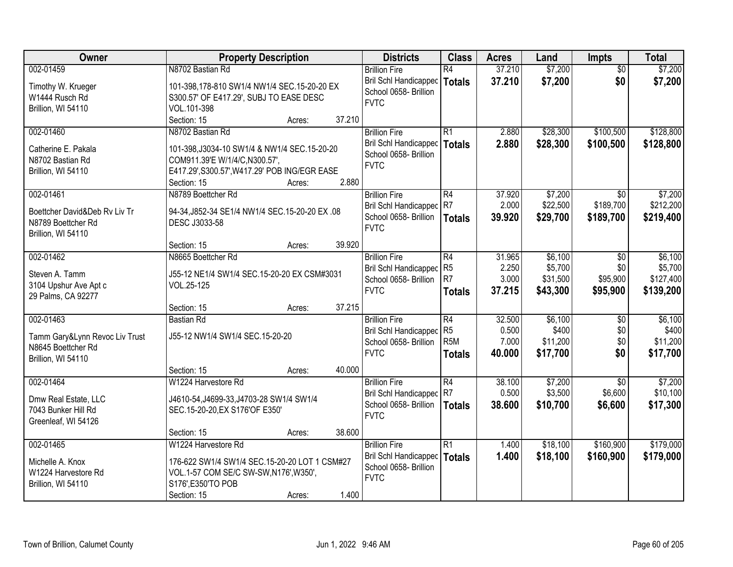| Owner | Property Description | Districts | Class | Acres | Land | Impts | Total |
|---|---|---|---|---|---|---|---|
| 002-01459<br>Timothy W. Krueger<br>W1444 Rusch Rd<br>Brillion, WI 54110 | N8702 Bastian Rd<br>101-398,178-810 SW1/4 NW1/4 SEC.15-20-20 EX S300.57' OF E417.29', SUBJ TO EASE DESC VOL.101-398<br>Section: 15 Acres: 37.210 | Brillion Fire<br>Bril Schl Handicapped<br>School 0658- Brillion<br>FVTC | R4<br>**Totals** | 37.210<br>**37.210** | $7,200<br>**$7,200** | $0<br>**$0** | $7,200<br>**$7,200** |
| 002-01460<br>Catherine E. Pakala<br>N8702 Bastian Rd<br>Brillion, WI 54110 | N8702 Bastian Rd<br>101-398,J3034-10 SW1/4 & NW1/4 SEC.15-20-20 COM911.39'E W/1/4/C,N300.57', E417.29',S300.57',W417.29' POB ING/EGR EASE<br>Section: 15 Acres: 2.880 | Brillion Fire<br>Bril Schl Handicapped<br>School 0658- Brillion<br>FVTC | R1<br>**Totals** | 2.880<br>**2.880** | $28,300<br>**$28,300** | $100,500<br>**$100,500** | $128,800<br>**$128,800** |
| 002-01461<br>Boettcher David&Deb Rv Liv Tr<br>N8789 Boettcher Rd<br>Brillion, WI 54110 | N8789 Boettcher Rd<br>94-34,J852-34 SE1/4 NW1/4 SEC.15-20-20 EX .08 DESC J3033-58<br>Section: 15 Acres: 39.920 | Brillion Fire<br>Bril Schl Handicapped<br>School 0658- Brillion<br>FVTC | R4<br>R7<br>**Totals** | 37.920<br>2.000<br>**39.920** | $7,200<br>$22,500<br>**$29,700** | $0<br>$189,700<br>**$189,700** | $7,200<br>$212,200<br>**$219,400** |
| 002-01462<br>Steven A. Tamm<br>3104 Upshur Ave Apt c<br>29 Palms, CA 92277 | N8665 Boettcher Rd<br>J55-12 NE1/4 SW1/4 SEC.15-20-20 EX CSM#3031 VOL.25-125<br>Section: 15 Acres: 37.215 | Brillion Fire<br>Bril Schl Handicapped<br>School 0658- Brillion<br>FVTC | R4<br>R5<br>R7<br>**Totals** | 31.965<br>2.250<br>3.000<br>**37.215** | $6,100<br>$5,700<br>$31,500<br>**$43,300** | $0<br>$0<br>$95,900<br>**$95,900** | $6,100<br>$5,700<br>$127,400<br>**$139,200** |
| 002-01463<br>Tamm Gary&Lynn Revoc Liv Trust<br>N8645 Boettcher Rd<br>Brillion, WI 54110 | Bastian Rd<br>J55-12 NW1/4 SW1/4 SEC.15-20-20<br>Section: 15 Acres: 40.000 | Brillion Fire<br>Bril Schl Handicapped<br>School 0658- Brillion<br>FVTC | R4<br>R5<br>R5M<br>**Totals** | 32.500<br>0.500<br>7.000<br>**40.000** | $6,100<br>$400<br>$11,200<br>**$17,700** | $0<br>$0<br>$0<br>**$0** | $6,100<br>$400<br>$11,200<br>**$17,700** |
| 002-01464<br>Dmw Real Estate, LLC<br>7043 Bunker Hill Rd<br>Greenleaf, WI 54126 | W1224 Harvestore Rd<br>J4610-54,J4699-33,J4703-28 SW1/4 SW1/4 SEC.15-20-20,EX S176'OF E350'<br>Section: 15 Acres: 38.600 | Brillion Fire<br>Bril Schl Handicapped<br>School 0658- Brillion<br>FVTC | R4<br>R7<br>**Totals** | 38.100<br>0.500<br>**38.600** | $7,200<br>$3,500<br>**$10,700** | $0<br>$6,600<br>**$6,600** | $7,200<br>$10,100<br>**$17,300** |
| 002-01465<br>Michelle A. Knox<br>W1224 Harvestore Rd<br>Brillion, WI 54110 | W1224 Harvestore Rd<br>176-622 SW1/4 SW1/4 SEC.15-20-20 LOT 1 CSM#27 VOL.1-57 COM SE/C SW-SW,N176',W350', S176',E350'TO POB<br>Section: 15 Acres: 1.400 | Brillion Fire<br>Bril Schl Handicapped<br>School 0658- Brillion<br>FVTC | R1<br>**Totals** | 1.400<br>**1.400** | $18,100<br>**$18,100** | $160,900<br>**$160,900** | $179,000<br>**$179,000** |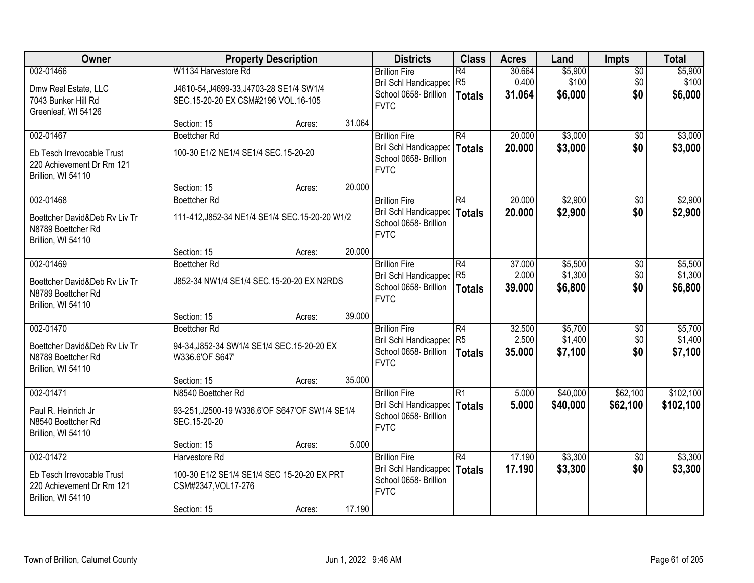| Owner | Property Description | Districts | Class | Acres | Land | Impts | Total |
|---|---|---|---|---|---|---|---|
| 002-01466<br>Dmw Real Estate, LLC<br>7043 Bunker Hill Rd<br>Greenleaf, WI 54126 | W1134 Harvestore Rd<br>J4610-54,J4699-33,J4703-28 SE1/4 SW1/4 SEC.15-20-20 EX CSM#2196 VOL.16-105<br>Section: 15 Acres: 31.064 | Brillion Fire<br>Bril Schl Handicapped<br>School 0658- Brillion<br>FVTC | R4<br>R5<br>**Totals** | 30.664<br>0.400<br>**31.064** | $5,900<br>$100<br>**$6,000** | $0<br>$0<br>**$0** | $5,900<br>$100<br>**$6,000** |
| 002-01467<br>Eb Tesch Irrevocable Trust<br>220 Achievement Dr Rm 121<br>Brillion, WI 54110 | Boettcher Rd<br>100-30 E1/2 NE1/4 SE1/4 SEC.15-20-20<br>Section: 15 Acres: 20.000 | Brillion Fire<br>Bril Schl Handicapped<br>School 0658- Brillion<br>FVTC | R4<br>**Totals** | 20.000<br>**20.000** | $3,000<br>**$3,000** | $0<br>**$0** | $3,000<br>**$3,000** |
| 002-01468<br>Boettcher David&Deb Rv Liv Tr<br>N8789 Boettcher Rd<br>Brillion, WI 54110 | Boettcher Rd<br>111-412,J852-34 NE1/4 SE1/4 SEC.15-20-20 W1/2<br>Section: 15 Acres: 20.000 | Brillion Fire<br>Bril Schl Handicapped<br>School 0658- Brillion<br>FVTC | R4<br>**Totals** | 20.000<br>**20.000** | $2,900<br>**$2,900** | $0<br>**$0** | $2,900<br>**$2,900** |
| 002-01469<br>Boettcher David&Deb Rv Liv Tr<br>N8789 Boettcher Rd<br>Brillion, WI 54110 | Boettcher Rd<br>J852-34 NW1/4 SE1/4 SEC.15-20-20 EX N2RDS<br>Section: 15 Acres: 39.000 | Brillion Fire<br>Bril Schl Handicapped<br>School 0658- Brillion<br>FVTC | R4<br>R5<br>**Totals** | 37.000<br>2.000<br>**39.000** | $5,500<br>$1,300<br>**$6,800** | $0<br>$0<br>**$0** | $5,500<br>$1,300<br>**$6,800** |
| 002-01470<br>Boettcher David&Deb Rv Liv Tr<br>N8789 Boettcher Rd<br>Brillion, WI 54110 | Boettcher Rd<br>94-34,J852-34 SW1/4 SE1/4 SEC.15-20-20 EX W336.6'OF S647'<br>Section: 15 Acres: 35.000 | Brillion Fire<br>Bril Schl Handicapped<br>School 0658- Brillion<br>FVTC | R4<br>R5<br>**Totals** | 32.500<br>2.500<br>**35.000** | $5,700<br>$1,400<br>**$7,100** | $0<br>$0<br>**$0** | $5,700<br>$1,400<br>**$7,100** |
| 002-01471<br>Paul R. Heinrich Jr<br>N8540 Boettcher Rd<br>Brillion, WI 54110 | N8540 Boettcher Rd<br>93-251,J2500-19 W336.6'OF S647'OF SW1/4 SE1/4 SEC.15-20-20<br>Section: 15 Acres: 5.000 | Brillion Fire<br>Bril Schl Handicapped<br>School 0658- Brillion<br>FVTC | R1<br>**Totals** | 5.000<br>**5.000** | $40,000<br>**$40,000** | $62,100<br>**$62,100** | $102,100<br>**$102,100** |
| 002-01472<br>Eb Tesch Irrevocable Trust<br>220 Achievement Dr Rm 121<br>Brillion, WI 54110 | Harvestore Rd<br>100-30 E1/2 SE1/4 SE1/4 SEC 15-20-20 EX PRT CSM#2347,VOL17-276<br>Section: 15 Acres: 17.190 | Brillion Fire<br>Bril Schl Handicapped<br>School 0658- Brillion<br>FVTC | R4<br>**Totals** | 17.190<br>**17.190** | $3,300<br>**$3,300** | $0<br>**$0** | $3,300<br>**$3,300** |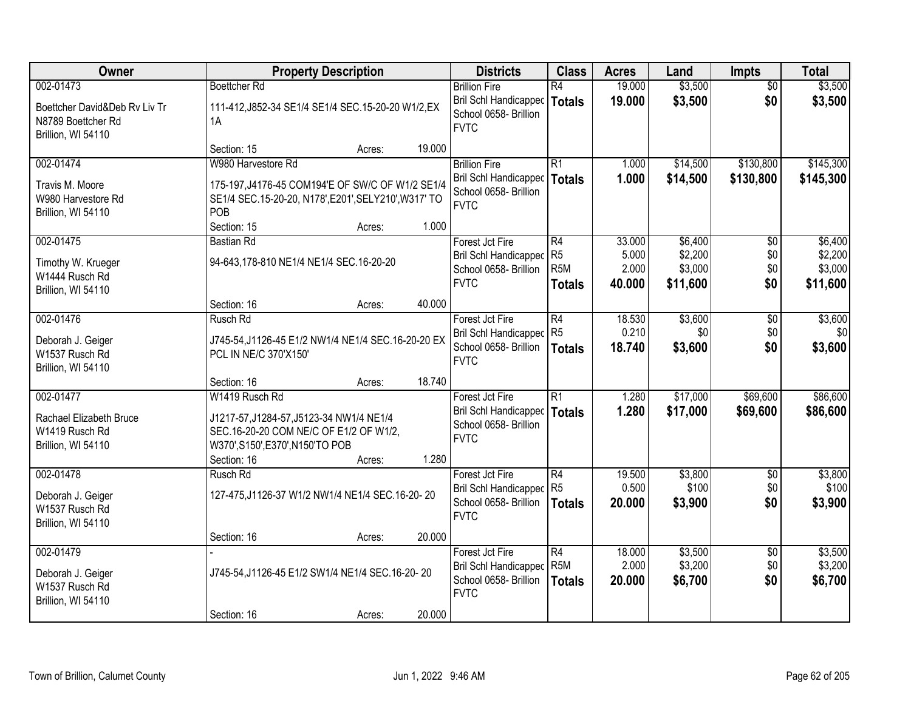| Owner | Property Description | Districts | Class | Acres | Land | Impts | Total |
|---|---|---|---|---|---|---|---|
| 002-01473<br>Boettcher David&Deb Rv Liv Tr<br>N8789 Boettcher Rd<br>Brillion, WI 54110 | Boettcher Rd<br>111-412,J852-34 SE1/4 SE1/4 SEC.15-20-20 W1/2,EX 1A<br>Section: 15 Acres: 19.000 | Brillion Fire<br>Bril Schl Handicapped<br>School 0658- Brillion<br>FVTC | R4<br>**Totals** | 19.000<br>**19.000** | $3,500<br>**$3,500** | $0<br>**$0** | $3,500<br>**$3,500** |
| 002-01474<br>Travis M. Moore<br>W980 Harvestore Rd<br>Brillion, WI 54110 | W980 Harvestore Rd<br>175-197,J4176-45 COM194'E OF SW/C OF W1/2 SE1/4 SE1/4 SEC.15-20-20, N178',E201',SELY210',W317' TO POB<br>Section: 15 Acres: 1.000 | Brillion Fire<br>Bril Schl Handicapped<br>School 0658- Brillion<br>FVTC | R1<br>**Totals** | 1.000<br>**1.000** | $14,500<br>**$14,500** | $130,800<br>**$130,800** | $145,300<br>**$145,300** |
| 002-01475<br>Timothy W. Krueger<br>W1444 Rusch Rd<br>Brillion, WI 54110 | Bastian Rd<br>94-643,178-810 NE1/4 NE1/4 SEC.16-20-20<br>Section: 16 Acres: 40.000 | Forest Jct Fire<br>Bril Schl Handicapped<br>School 0658- Brillion<br>FVTC | R4<br>R5<br>R5M<br>**Totals** | 33.000<br>5.000<br>2.000<br>**40.000** | $6,400<br>$2,200<br>$3,000<br>**$11,600** | $0<br>$0<br>$0<br>**$0** | $6,400<br>$2,200<br>$3,000<br>**$11,600** |
| 002-01476<br>Deborah J. Geiger<br>W1537 Rusch Rd<br>Brillion, WI 54110 | Rusch Rd<br>J745-54,J1126-45 E1/2 NW1/4 NE1/4 SEC.16-20-20 EX PCL IN NE/C 370'X150'<br>Section: 16 Acres: 18.740 | Forest Jct Fire<br>Bril Schl Handicapped<br>School 0658- Brillion<br>FVTC | R4<br>R5<br>**Totals** | 18.530<br>0.210<br>**18.740** | $3,600<br>$0<br>**$3,600** | $0<br>$0<br>**$0** | $3,600<br>$0<br>**$3,600** |
| 002-01477<br>Rachael Elizabeth Bruce<br>W1419 Rusch Rd<br>Brillion, WI 54110 | W1419 Rusch Rd<br>J1217-57,J1284-57,J5123-34 NW1/4 NE1/4 SEC.16-20-20 COM NE/C OF E1/2 OF W1/2, W370',S150',E370',N150'TO POB<br>Section: 16 Acres: 1.280 | Forest Jct Fire<br>Bril Schl Handicapped<br>School 0658- Brillion<br>FVTC | R1<br>**Totals** | 1.280<br>**1.280** | $17,000<br>**$17,000** | $69,600<br>**$69,600** | $86,600<br>**$86,600** |
| 002-01478<br>Deborah J. Geiger<br>W1537 Rusch Rd<br>Brillion, WI 54110 | Rusch Rd<br>127-475,J1126-37 W1/2 NW1/4 NE1/4 SEC.16-20- 20<br>Section: 16 Acres: 20.000 | Forest Jct Fire<br>Bril Schl Handicapped<br>School 0658- Brillion<br>FVTC | R4<br>R5<br>**Totals** | 19.500<br>0.500<br>**20.000** | $3,800<br>$100<br>**$3,900** | $0<br>$0<br>**$0** | $3,800<br>$100<br>**$3,900** |
| 002-01479<br>Deborah J. Geiger<br>W1537 Rusch Rd<br>Brillion, WI 54110 | -<br>J745-54,J1126-45 E1/2 SW1/4 NE1/4 SEC.16-20- 20<br>Section: 16 Acres: 20.000 | Forest Jct Fire<br>Bril Schl Handicapped<br>School 0658- Brillion<br>FVTC | R4<br>R5M<br>**Totals** | 18.000<br>2.000<br>**20.000** | $3,500<br>$3,200<br>**$6,700** | $0<br>$0<br>**$0** | $3,500<br>$3,200<br>**$6,700** |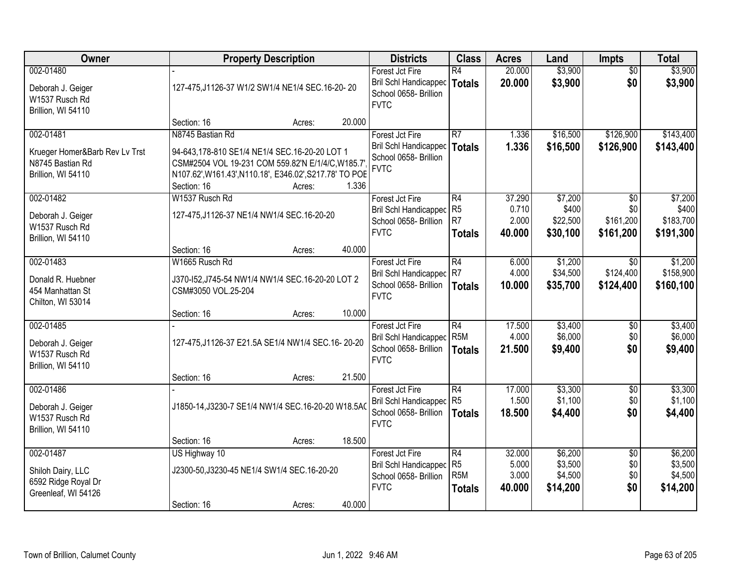| Owner | Property Description | Districts | Class | Acres | Land | Impts | Total |
|---|---|---|---|---|---|---|---|
| 002-01480<br><br>Deborah J. Geiger<br>W1537 Rusch Rd<br>Brillion, WI 54110 | -<br><br>127-475,J1126-37 W1/2 SW1/4 NE1/4 SEC.16-20- 20<br><br>Section: 16 Acres: 20.000 | Forest Jct Fire<br>Bril Schl Handicapped<br>School 0658- Brillion<br>FVTC | R4<br>**Totals** | 20.000<br>**20.000** | $3,900<br>**$3,900** | $0<br>**$0** | $3,900<br>**$3,900** |
| 002-01481<br><br>Krueger Homer&Barb Rev Lv Trst<br>N8745 Bastian Rd<br>Brillion, WI 54110 | N8745 Bastian Rd<br><br>94-643,178-810 SE1/4 NE1/4 SEC.16-20-20 LOT 1 CSM#2504 VOL 19-231 COM 559.82'N E/1/4/C,W185.7', N107.62',W161.43',N110.18', E346.02',S217.78' TO POE<br>Section: 16 Acres: 1.336 | Forest Jct Fire<br>Bril Schl Handicapped<br>School 0658- Brillion<br>FVTC | R7<br>**Totals** | 1.336<br>**1.336** | $16,500<br>**$16,500** | $126,900<br>**$126,900** | $143,400<br>**$143,400** |
| 002-01482<br><br>Deborah J. Geiger<br>W1537 Rusch Rd<br>Brillion, WI 54110 | W1537 Rusch Rd<br><br>127-475,J1126-37 NE1/4 NW1/4 SEC.16-20-20<br><br>Section: 16 Acres: 40.000 | Forest Jct Fire<br>Bril Schl Handicapped<br>School 0658- Brillion<br>FVTC | R4<br>R5<br>R7<br>**Totals** | 37.290<br>0.710<br>2.000<br>**40.000** | $7,200<br>$400<br>$22,500<br>**$30,100** | $0<br>$0<br>$161,200<br>**$161,200** | $7,200<br>$400<br>$183,700<br>**$191,300** |
| 002-01483<br><br>Donald R. Huebner<br>454 Manhattan St<br>Chilton, WI 53014 | W1665 Rusch Rd<br><br>J370-I52,J745-54 NW1/4 NW1/4 SEC.16-20-20 LOT 2 CSM#3050 VOL.25-204<br><br>Section: 16 Acres: 10.000 | Forest Jct Fire<br>Bril Schl Handicapped<br>School 0658- Brillion<br>FVTC | R4<br>R7<br>**Totals** | 6.000<br>4.000<br>**10.000** | $1,200<br>$34,500<br>**$35,700** | $0<br>$124,400<br>**$124,400** | $1,200<br>$158,900<br>**$160,100** |
| 002-01485<br><br>Deborah J. Geiger<br>W1537 Rusch Rd<br>Brillion, WI 54110 | -<br><br>127-475,J1126-37 E21.5A SE1/4 NW1/4 SEC.16- 20-20<br><br>Section: 16 Acres: 21.500 | Forest Jct Fire<br>Bril Schl Handicapped<br>School 0658- Brillion<br>FVTC | R4<br>R5M<br>**Totals** | 17.500<br>4.000<br>**21.500** | $3,400<br>$6,000<br>**$9,400** | $0<br>$0<br>**$0** | $3,400<br>$6,000<br>**$9,400** |
| 002-01486<br><br>Deborah J. Geiger<br>W1537 Rusch Rd<br>Brillion, WI 54110 | -<br><br>J1850-14,J3230-7 SE1/4 NW1/4 SEC.16-20-20 W18.5AC<br><br>Section: 16 Acres: 18.500 | Forest Jct Fire<br>Bril Schl Handicapped<br>School 0658- Brillion<br>FVTC | R4<br>R5<br>**Totals** | 17.000<br>1.500<br>**18.500** | $3,300<br>$1,100<br>**$4,400** | $0<br>$0<br>**$0** | $3,300<br>$1,100<br>**$4,400** |
| 002-01487<br><br>Shiloh Dairy, LLC<br>6592 Ridge Royal Dr<br>Greenleaf, WI 54126 | US Highway 10<br><br>J2300-50,J3230-45 NE1/4 SW1/4 SEC.16-20-20<br><br>Section: 16 Acres: 40.000 | Forest Jct Fire<br>Bril Schl Handicapped<br>School 0658- Brillion<br>FVTC | R4<br>R5<br>R5M<br>**Totals** | 32.000<br>5.000<br>3.000<br>**40.000** | $6,200<br>$3,500<br>$4,500<br>**$14,200** | $0<br>$0<br>$0<br>**$0** | $6,200<br>$3,500<br>$4,500<br>**$14,200** |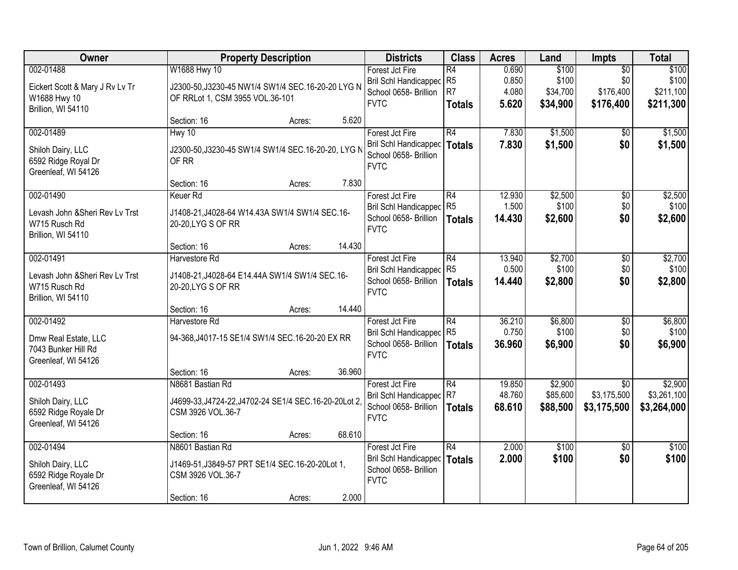| Owner | Property Description | Districts | Class | Acres | Land | Impts | Total |
|---|---|---|---|---|---|---|---|
| 002-01488<br>Eickert Scott & Mary J Rv Lv Tr<br>W1688 Hwy 10<br>Brillion, WI 54110 | W1688 Hwy 10<br>J2300-50,J3230-45 NW1/4 SW1/4 SEC.16-20-20 LYG N OF RRLot 1, CSM 3955 VOL.36-101<br>Section: 16 Acres: 5.620 | Forest Jct Fire<br>Bril Schl Handicapped<br>School 0658- Brillion<br>FVTC | R4<br>R5<br>R7<br>**Totals** | 0.690<br>0.850<br>4.080<br>**5.620** | $100<br>$100<br>$34,700<br>**$34,900** | $0<br>$0<br>$176,400<br>**$176,400** | $100<br>$100<br>$211,100<br>**$211,300** |
| 002-01489<br>Shiloh Dairy, LLC<br>6592 Ridge Royal Dr<br>Greenleaf, WI 54126 | Hwy 10<br>J2300-50,J3230-45 SW1/4 SW1/4 SEC.16-20-20, LYG N OF RR<br>Section: 16 Acres: 7.830 | Forest Jct Fire<br>Bril Schl Handicapped<br>School 0658- Brillion<br>FVTC | R4<br>**Totals** | 7.830<br>**7.830** | $1,500<br>**$1,500** | $0<br>**$0** | $1,500<br>**$1,500** |
| 002-01490<br>Levash John &Sheri Rev Lv Trst<br>W715 Rusch Rd<br>Brillion, WI 54110 | Keuer Rd<br>J1408-21,J4028-64 W14.43A SW1/4 SW1/4 SEC.16-20-20,LYG S OF RR<br>Section: 16 Acres: 14.430 | Forest Jct Fire<br>Bril Schl Handicapped<br>School 0658- Brillion<br>FVTC | R4<br>R5<br>**Totals** | 12.930<br>1.500<br>**14.430** | $2,500<br>$100<br>**$2,600** | $0<br>$0<br>**$0** | $2,500<br>$100<br>**$2,600** |
| 002-01491<br>Levash John &Sheri Rev Lv Trst<br>W715 Rusch Rd<br>Brillion, WI 54110 | Harvestore Rd<br>J1408-21,J4028-64 E14.44A SW1/4 SW1/4 SEC.16-20-20,LYG S OF RR<br>Section: 16 Acres: 14.440 | Forest Jct Fire<br>Bril Schl Handicapped<br>School 0658- Brillion<br>FVTC | R4<br>R5<br>**Totals** | 13.940<br>0.500<br>**14.440** | $2,700<br>$100<br>**$2,800** | $0<br>$0<br>**$0** | $2,700<br>$100<br>**$2,800** |
| 002-01492<br>Dmw Real Estate, LLC<br>7043 Bunker Hill Rd<br>Greenleaf, WI 54126 | Harvestore Rd<br>94-368,J4017-15 SE1/4 SW1/4 SEC.16-20-20 EX RR<br>Section: 16 Acres: 36.960 | Forest Jct Fire<br>Bril Schl Handicapped<br>School 0658- Brillion<br>FVTC | R4<br>R5<br>**Totals** | 36.210<br>0.750<br>**36.960** | $6,800<br>$100<br>**$6,900** | $0<br>$0<br>**$0** | $6,800<br>$100<br>**$6,900** |
| 002-01493<br>Shiloh Dairy, LLC<br>6592 Ridge Royale Dr<br>Greenleaf, WI 54126 | N8681 Bastian Rd<br>J4699-33,J4724-22,J4702-24 SE1/4 SEC.16-20-20Lot 2, CSM 3926 VOL.36-7<br>Section: 16 Acres: 68.610 | Forest Jct Fire<br>Bril Schl Handicapped<br>School 0658- Brillion<br>FVTC | R4<br>R7<br>**Totals** | 19.850<br>48.760<br>**68.610** | $2,900<br>$85,600<br>**$88,500** | $0<br>$3,175,500<br>**$3,175,500** | $2,900<br>$3,261,100<br>**$3,264,000** |
| 002-01494<br>Shiloh Dairy, LLC<br>6592 Ridge Royale Dr<br>Greenleaf, WI 54126 | N8601 Bastian Rd<br>J1469-51,J3849-57 PRT SE1/4 SEC.16-20-20Lot 1, CSM 3926 VOL.36-7<br>Section: 16 Acres: 2.000 | Forest Jct Fire<br>Bril Schl Handicapped<br>School 0658- Brillion<br>FVTC | R4<br>**Totals** | 2.000<br>**2.000** | $100<br>**$100** | $0<br>**$0** | $100<br>**$100** |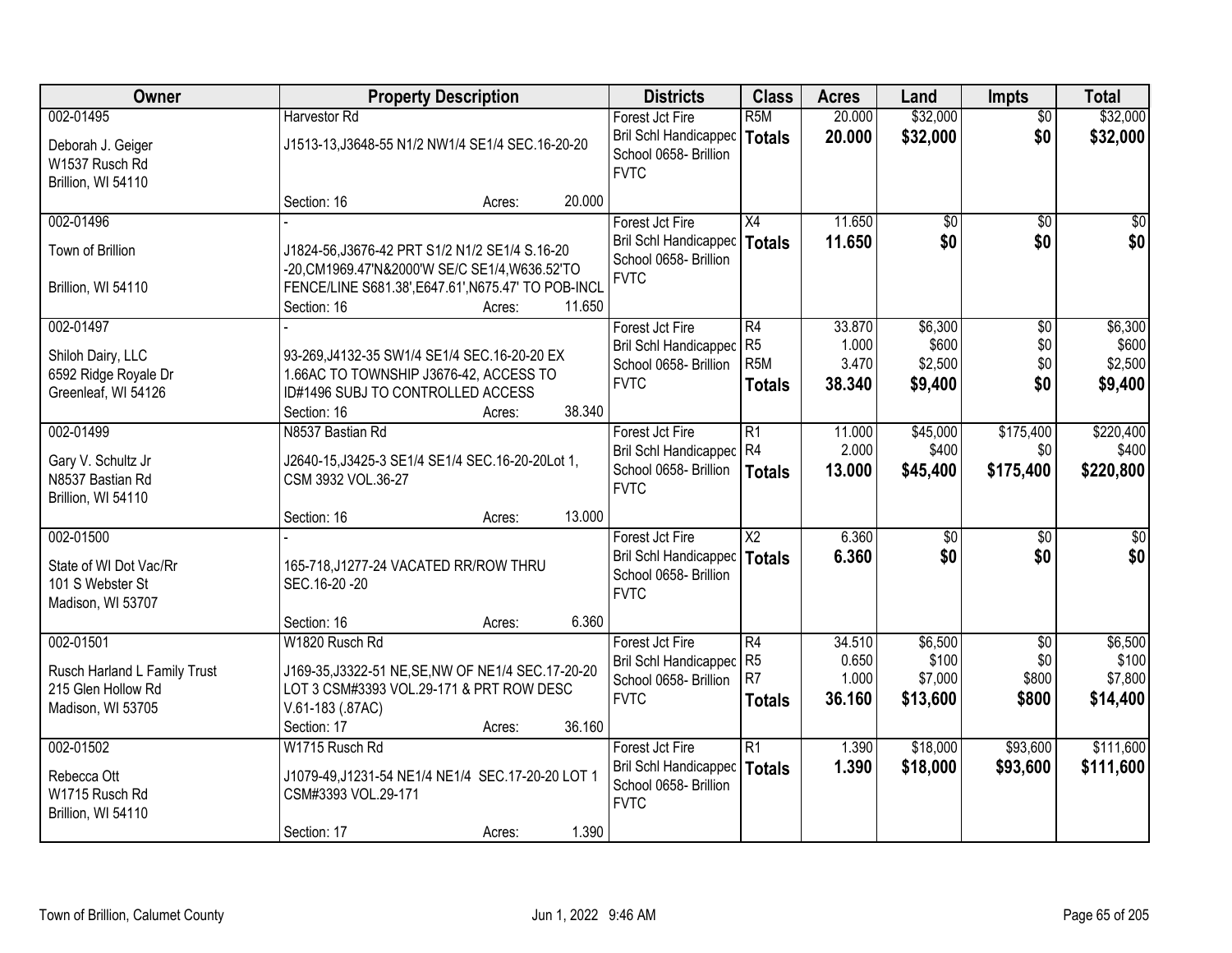| Owner | Property Description | Districts | Class | Acres | Land | Impts | Total |
|---|---|---|---|---|---|---|---|
| 002-01495<br>Deborah J. Geiger<br>W1537 Rusch Rd<br>Brillion, WI 54110 | Harvestor Rd<br>J1513-13,J3648-55 N1/2 NW1/4 SE1/4 SEC.16-20-20<br>Section: 16 Acres: 20.000 | Forest Jct Fire<br>Bril Schl Handicapped<br>School 0658- Brillion<br>FVTC | R5M<br>**Totals** | 20.000<br>**20.000** | $32,000<br>**$32,000** | $0<br>**$0** | $32,000<br>**$32,000** |
| 002-01496<br>Town of Brillion<br><br>Brillion, WI 54110 | -<br>J1824-56,J3676-42 PRT S1/2 N1/2 SE1/4 S.16-20 -20,CM1969.47'N&2000'W SE/C SE1/4,W636.52'TO FENCE/LINE S681.38',E647.61',N675.47' TO POB-INCL<br>Section: 16 Acres: 11.650 | Forest Jct Fire<br>Bril Schl Handicapped<br>School 0658- Brillion<br>FVTC | X4<br>**Totals** | 11.650<br>**11.650** | $0<br>**$0** | $0<br>**$0** | $0<br>**$0** |
| 002-01497<br>Shiloh Dairy, LLC<br>6592 Ridge Royale Dr<br>Greenleaf, WI 54126 | -<br>93-269,J4132-35 SW1/4 SE1/4 SEC.16-20-20 EX 1.66AC TO TOWNSHIP J3676-42, ACCESS TO ID#1496 SUBJ TO CONTROLLED ACCESS<br>Section: 16 Acres: 38.340 | Forest Jct Fire<br>Bril Schl Handicapped<br>School 0658- Brillion<br>FVTC | R4<br>R5<br>R5M<br>**Totals** | 33.870<br>1.000<br>3.470<br>**38.340** | $6,300<br>$600<br>$2,500<br>**$9,400** | $0<br>$0<br>$0<br>**$0** | $6,300<br>$600<br>$2,500<br>**$9,400** |
| 002-01499<br>Gary V. Schultz Jr<br>N8537 Bastian Rd<br>Brillion, WI 54110 | N8537 Bastian Rd<br>J2640-15,J3425-3 SE1/4 SE1/4 SEC.16-20-20Lot 1, CSM 3932 VOL.36-27<br>Section: 16 Acres: 13.000 | Forest Jct Fire<br>Bril Schl Handicapped<br>School 0658- Brillion<br>FVTC | R1<br>R4<br>**Totals** | 11.000<br>2.000<br>**13.000** | $45,000<br>$400<br>**$45,400** | $175,400<br>$0<br>**$175,400** | $220,400<br>$400<br>**$220,800** |
| 002-01500<br>State of WI Dot Vac/Rr<br>101 S Webster St<br>Madison, WI 53707 | -<br>165-718,J1277-24 VACATED RR/ROW THRU SEC.16-20 -20<br>Section: 16 Acres: 6.360 | Forest Jct Fire<br>Bril Schl Handicapped<br>School 0658- Brillion<br>FVTC | X2<br>**Totals** | 6.360<br>**6.360** | $0<br>**$0** | $0<br>**$0** | $0<br>**$0** |
| 002-01501<br>Rusch Harland L Family Trust<br>215 Glen Hollow Rd<br>Madison, WI 53705 | W1820 Rusch Rd<br>J169-35,J3322-51 NE,SE,NW OF NE1/4 SEC.17-20-20 LOT 3 CSM#3393 VOL.29-171 & PRT ROW DESC V.61-183 (.87AC)<br>Section: 17 Acres: 36.160 | Forest Jct Fire<br>Bril Schl Handicapped<br>School 0658- Brillion<br>FVTC | R4<br>R5<br>R7<br>**Totals** | 34.510<br>0.650<br>1.000<br>**36.160** | $6,500<br>$100<br>$7,000<br>**$13,600** | $0<br>$0<br>$800<br>**$800** | $6,500<br>$100<br>$7,800<br>**$14,400** |
| 002-01502<br>Rebecca Ott<br>W1715 Rusch Rd<br>Brillion, WI 54110 | W1715 Rusch Rd<br>J1079-49,J1231-54 NE1/4 NE1/4 SEC.17-20-20 LOT 1 CSM#3393 VOL.29-171<br>Section: 17 Acres: 1.390 | Forest Jct Fire<br>Bril Schl Handicapped<br>School 0658- Brillion<br>FVTC | R1<br>**Totals** | 1.390<br>**1.390** | $18,000<br>**$18,000** | $93,600<br>**$93,600** | $111,600<br>**$111,600** |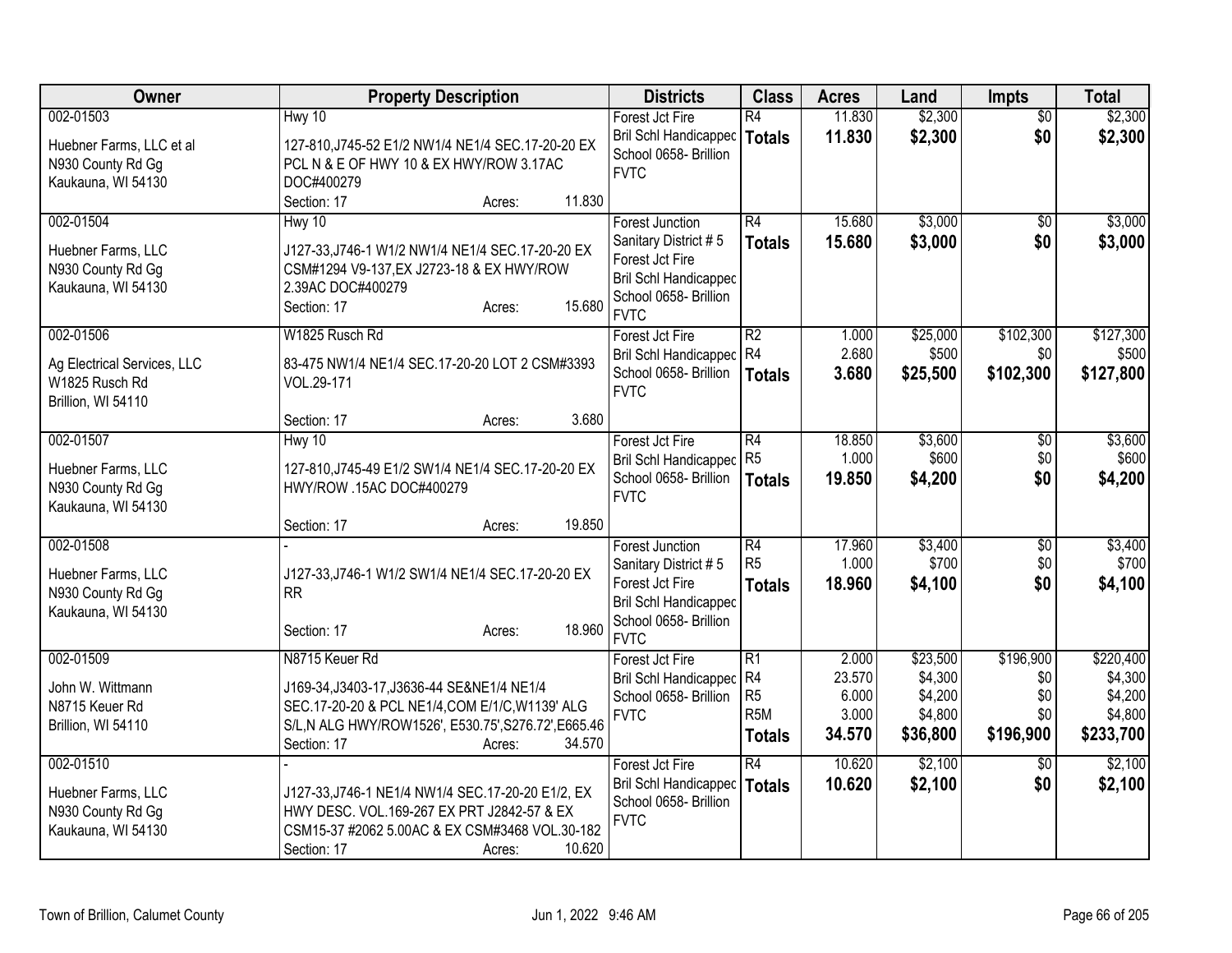| Owner | Property Description | Districts | Class | Acres | Land | Impts | Total |
|---|---|---|---|---|---|---|---|
| 002-01503<br>Huebner Farms, LLC et al<br>N930 County Rd Gg<br>Kaukauna, WI 54130 | Hwy 10<br>127-810,J745-52 E1/2 NW1/4 NE1/4 SEC.17-20-20 EX PCL N & E OF HWY 10 & EX HWY/ROW 3.17AC DOC#400279<br>Section: 17 Acres: 11.830 | Forest Jct Fire<br>Bril Schl Handicapped<br>School 0658- Brillion<br>FVTC | R4<br>**Totals** | 11.830<br>**11.830** | $2,300<br>**$2,300** | $0<br>**$0** | $2,300<br>**$2,300** |
| 002-01504<br>Huebner Farms, LLC<br>N930 County Rd Gg<br>Kaukauna, WI 54130 | Hwy 10<br>J127-33,J746-1 W1/2 NW1/4 NE1/4 SEC.17-20-20 EX CSM#1294 V9-137,EX J2723-18 & EX HWY/ROW 2.39AC DOC#400279<br>Section: 17 Acres: 15.680 | Forest Junction Sanitary District # 5<br>Forest Jct Fire<br>Bril Schl Handicapped<br>School 0658- Brillion<br>FVTC | R4<br>**Totals** | 15.680<br>**15.680** | $3,000<br>**$3,000** | $0<br>**$0** | $3,000<br>**$3,000** |
| 002-01506<br>Ag Electrical Services, LLC<br>W1825 Rusch Rd<br>Brillion, WI 54110 | W1825 Rusch Rd<br>83-475 NW1/4 NE1/4 SEC.17-20-20 LOT 2 CSM#3393 VOL.29-171<br>Section: 17 Acres: 3.680 | Forest Jct Fire<br>Bril Schl Handicapped<br>School 0658- Brillion<br>FVTC | R2<br>R4<br>**Totals** | 1.000<br>2.680<br>**3.680** | $25,000<br>$500<br>**$25,500** | $102,300<br>$0<br>**$102,300** | $127,300<br>$500<br>**$127,800** |
| 002-01507<br>Huebner Farms, LLC<br>N930 County Rd Gg<br>Kaukauna, WI 54130 | Hwy 10<br>127-810,J745-49 E1/2 SW1/4 NE1/4 SEC.17-20-20 EX HWY/ROW .15AC DOC#400279<br>Section: 17 Acres: 19.850 | Forest Jct Fire<br>Bril Schl Handicapped<br>School 0658- Brillion<br>FVTC | R4<br>R5<br>**Totals** | 18.850<br>1.000<br>**19.850** | $3,600<br>$600<br>**$4,200** | $0<br>$0<br>**$0** | $3,600<br>$600<br>**$4,200** |
| 002-01508<br>Huebner Farms, LLC<br>N930 County Rd Gg<br>Kaukauna, WI 54130 | -<br>J127-33,J746-1 W1/2 SW1/4 NE1/4 SEC.17-20-20 EX RR<br>Section: 17 Acres: 18.960 | Forest Junction Sanitary District # 5<br>Forest Jct Fire<br>Bril Schl Handicapped<br>School 0658- Brillion<br>FVTC | R4<br>R5<br>**Totals** | 17.960<br>1.000<br>**18.960** | $3,400<br>$700<br>**$4,100** | $0<br>$0<br>**$0** | $3,400<br>$700<br>**$4,100** |
| 002-01509<br>John W. Wittmann<br>N8715 Keuer Rd<br>Brillion, WI 54110 | N8715 Keuer Rd<br>J169-34,J3403-17,J3636-44 SE&NE1/4 NE1/4 SEC.17-20-20 & PCL NE1/4,COM E1/C,W1139' ALG S/L,N ALG HWY/ROW1526', E530.75',S276.72',E665.46<br>Section: 17 Acres: 34.570 | Forest Jct Fire<br>Bril Schl Handicapped<br>School 0658- Brillion<br>FVTC | R1<br>R4<br>R5<br>R5M<br>**Totals** | 2.000<br>23.570<br>6.000<br>3.000<br>**34.570** | $23,500<br>$4,300<br>$4,200<br>$4,800<br>**$36,800** | $196,900<br>$0<br>$0<br>$0<br>**$196,900** | $220,400<br>$4,300<br>$4,200<br>$4,800<br>**$233,700** |
| 002-01510<br>Huebner Farms, LLC<br>N930 County Rd Gg<br>Kaukauna, WI 54130 | -<br>J127-33,J746-1 NE1/4 NW1/4 SEC.17-20-20 E1/2, EX HWY DESC. VOL.169-267 EX PRT J2842-57 & EX CSM15-37 #2062 5.00AC & EX CSM#3468 VOL.30-182<br>Section: 17 Acres: 10.620 | Forest Jct Fire<br>Bril Schl Handicapped<br>School 0658- Brillion<br>FVTC | R4<br>**Totals** | 10.620<br>**10.620** | $2,100<br>**$2,100** | $0<br>**$0** | $2,100<br>**$2,100** |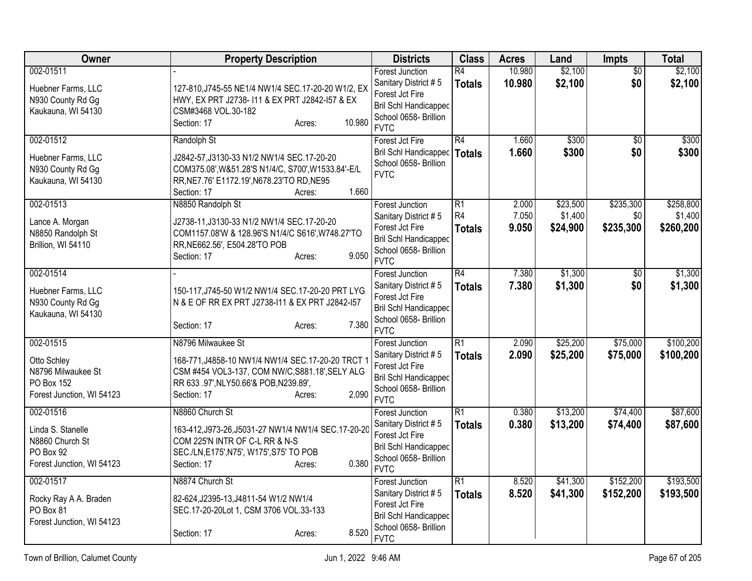| Owner | Property Description | Districts | Class | Acres | Land | Impts | Total |
|---|---|---|---|---|---|---|---|
| 002-01511<br><br>Huebner Farms, LLC<br>N930 County Rd Gg<br>Kaukauna, WI 54130 | -<br><br>127-810,J745-55 NE1/4 NW1/4 SEC.17-20-20 W1/2, EX HWY, EX PRT J2738- I11 & EX PRT J2842-I57 & EX CSM#3468 VOL.30-182<br>Section: 17 Acres: 10.980 | Forest Junction<br>Sanitary District # 5<br>Forest Jct Fire<br>Bril Schl Handicapped<br>School 0658- Brillion<br>FVTC | R4<br>**Totals** | 10.980<br>**10.980** | $2,100<br>**$2,100** | $0<br>**$0** | $2,100<br>**$2,100** |
| 002-01512<br><br>Huebner Farms, LLC<br>N930 County Rd Gg<br>Kaukauna, WI 54130 | Randolph St<br><br>J2842-57,J3130-33 N1/2 NW1/4 SEC.17-20-20 COM375.08',W&51.28'S N1/4/C, S700',W1533.84'-E/L RR,NE7.76' E1172.19',N678.23'TO RD,NE95<br>Section: 17 Acres: 1.660 | Forest Jct Fire<br>Bril Schl Handicapped<br>School 0658- Brillion<br>FVTC | R4<br>**Totals** | 1.660<br>**1.660** | $300<br>**$300** | $0<br>**$0** | $300<br>**$300** |
| 002-01513<br><br>Lance A. Morgan<br>N8850 Randolph St<br>Brillion, WI 54110 | N8850 Randolph St<br><br>J2738-11,J3130-33 N1/2 NW1/4 SEC.17-20-20 COM1157.08'W & 128.96'S N1/4/C S616',W748.27'TO RR,NE662.56', E504.28'TO POB<br>Section: 17 Acres: 9.050 | Forest Junction<br>Sanitary District # 5<br>Forest Jct Fire<br>Bril Schl Handicapped<br>School 0658- Brillion<br>FVTC | R1<br>R4<br>**Totals** | 2.000<br>7.050<br>**9.050** | $23,500<br>$1,400<br>**$24,900** | $235,300<br>$0<br>**$235,300** | $258,800<br>$1,400<br>**$260,200** |
| 002-01514<br><br>Huebner Farms, LLC<br>N930 County Rd Gg<br>Kaukauna, WI 54130 | -<br><br>150-117,J745-50 W1/2 NW1/4 SEC.17-20-20 PRT LYG N & E OF RR EX PRT J2738-I11 & EX PRT J2842-I57<br>Section: 17 Acres: 7.380 | Forest Junction<br>Sanitary District # 5<br>Forest Jct Fire<br>Bril Schl Handicapped<br>School 0658- Brillion<br>FVTC | R4<br>**Totals** | 7.380<br>**7.380** | $1,300<br>**$1,300** | $0<br>**$0** | $1,300<br>**$1,300** |
| 002-01515<br><br>Otto Schley<br>N8796 Milwaukee St<br>PO Box 152<br>Forest Junction, WI 54123 | N8796 Milwaukee St<br><br>168-771,J4858-10 NW1/4 NW1/4 SEC.17-20-20 TRCT 1 CSM #454 VOL3-137, COM NW/C,S881.18',SELY ALG RR 633 .97',NLY50.66'& POB,N239.89',<br>Section: 17 Acres: 2.090 | Forest Junction<br>Sanitary District # 5<br>Forest Jct Fire<br>Bril Schl Handicapped<br>School 0658- Brillion<br>FVTC | R1<br>**Totals** | 2.090<br>**2.090** | $25,200<br>**$25,200** | $75,000<br>**$75,000** | $100,200<br>**$100,200** |
| 002-01516<br><br>Linda S. Stanelle<br>N8860 Church St<br>PO Box 92<br>Forest Junction, WI 54123 | N8860 Church St<br><br>163-412,J973-26,J5031-27 NW1/4 NW1/4 SEC.17-20-20 COM 225'N INTR OF C-L RR & N-S SEC./LN,E175',N75', W175',S75' TO POB<br>Section: 17 Acres: 0.380 | Forest Junction<br>Sanitary District # 5<br>Forest Jct Fire<br>Bril Schl Handicapped<br>School 0658- Brillion<br>FVTC | R1<br>**Totals** | 0.380<br>**0.380** | $13,200<br>**$13,200** | $74,400<br>**$74,400** | $87,600<br>**$87,600** |
| 002-01517<br><br>Rocky Ray A A. Braden<br>PO Box 81<br>Forest Junction, WI 54123 | N8874 Church St<br><br>82-624,J2395-13,J4811-54 W1/2 NW1/4 SEC.17-20-20Lot 1, CSM 3706 VOL.33-133<br>Section: 17 Acres: 8.520 | Forest Junction<br>Sanitary District # 5<br>Forest Jct Fire<br>Bril Schl Handicapped<br>School 0658- Brillion<br>FVTC | R1<br>**Totals** | 8.520<br>**8.520** | $41,300<br>**$41,300** | $152,200<br>**$152,200** | $193,500<br>**$193,500** |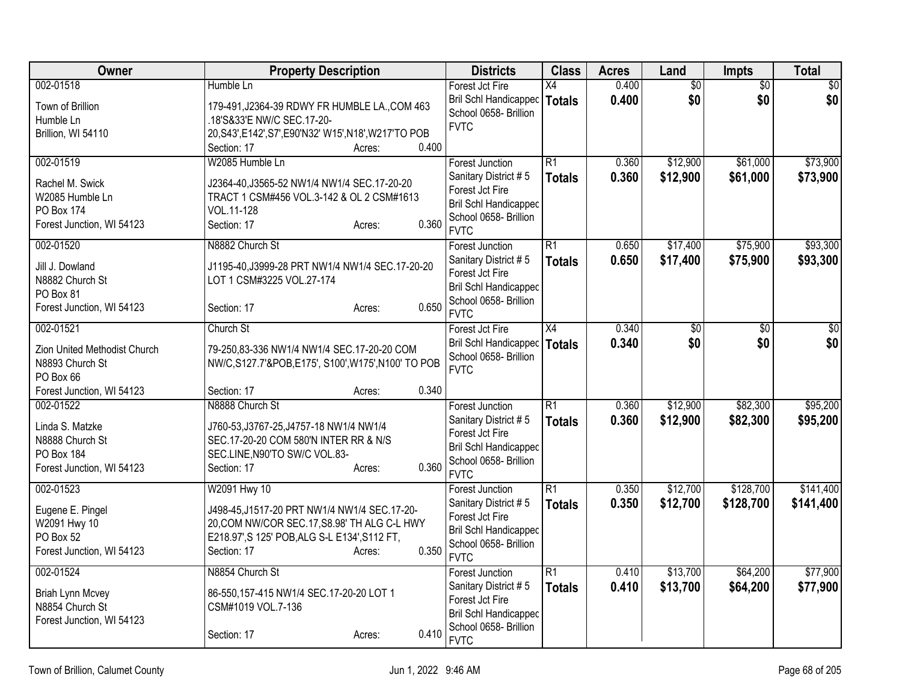| Owner | Property Description | Districts | Class | Acres | Land | Impts | Total |
|---|---|---|---|---|---|---|---|
| 002-01518<br>Town of Brillion<br>Humble Ln<br>Brillion, WI 54110 | Humble Ln<br>179-491,J2364-39 RDWY FR HUMBLE LA.,COM 463 .18'S&33'E NW/C SEC.17-20-20,S43',E142',S7',E90'N32' W15',N18',W217'TO POB<br>Section: 17 Acres: 0.400 | Forest Jct Fire<br>Bril Schl Handicapped<br>School 0658- Brillion<br>FVTC | X4<br>**Totals** | 0.400<br>**0.400** | $0<br>**$0** | $0<br>**$0** | $0<br>**$0** |
| 002-01519<br>Rachel M. Swick<br>W2085 Humble Ln<br>PO Box 174<br>Forest Junction, WI 54123 | W2085 Humble Ln<br>J2364-40,J3565-52 NW1/4 NW1/4 SEC.17-20-20 TRACT 1 CSM#456 VOL.3-142 & OL 2 CSM#1613 VOL.11-128<br>Section: 17 Acres: 0.360 | Forest Junction Sanitary District # 5<br>Forest Jct Fire<br>Bril Schl Handicapped<br>School 0658- Brillion<br>FVTC | R1<br>**Totals** | 0.360<br>**0.360** | $12,900<br>**$12,900** | $61,000<br>**$61,000** | $73,900<br>**$73,900** |
| 002-01520<br>Jill J. Dowland<br>N8882 Church St<br>PO Box 81<br>Forest Junction, WI 54123 | N8882 Church St<br>J1195-40,J3999-28 PRT NW1/4 NW1/4 SEC.17-20-20 LOT 1 CSM#3225 VOL.27-174<br>Section: 17 Acres: 0.650 | Forest Junction Sanitary District # 5<br>Forest Jct Fire<br>Bril Schl Handicapped<br>School 0658- Brillion<br>FVTC | R1<br>**Totals** | 0.650<br>**0.650** | $17,400<br>**$17,400** | $75,900<br>**$75,900** | $93,300<br>**$93,300** |
| 002-01521<br>Zion United Methodist Church<br>N8893 Church St<br>PO Box 66<br>Forest Junction, WI 54123 | Church St<br>79-250,83-336 NW1/4 NW1/4 SEC.17-20-20 COM NW/C,S127.7'&POB,E175', S100',W175',N100' TO POB<br>Section: 17 Acres: 0.340 | Forest Jct Fire<br>Bril Schl Handicapped<br>School 0658- Brillion<br>FVTC | X4<br>**Totals** | 0.340<br>**0.340** | $0<br>**$0** | $0<br>**$0** | $0<br>**$0** |
| 002-01522<br>Linda S. Matzke<br>N8888 Church St<br>PO Box 184<br>Forest Junction, WI 54123 | N8888 Church St<br>J760-53,J3767-25,J4757-18 NW1/4 NW1/4 SEC.17-20-20 COM 580'N INTER RR & N/S SEC.LINE,N90'TO SW/C VOL.83-<br>Section: 17 Acres: 0.360 | Forest Junction Sanitary District # 5<br>Forest Jct Fire<br>Bril Schl Handicapped<br>School 0658- Brillion<br>FVTC | R1<br>**Totals** | 0.360<br>**0.360** | $12,900<br>**$12,900** | $82,300<br>**$82,300** | $95,200<br>**$95,200** |
| 002-01523<br>Eugene E. Pingel<br>W2091 Hwy 10<br>PO Box 52<br>Forest Junction, WI 54123 | W2091 Hwy 10<br>J498-45,J1517-20 PRT NW1/4 NW1/4 SEC.17-20-20,COM NW/COR SEC.17,S8.98' TH ALG C-L HWY E218.97',S 125' POB,ALG S-L E134',S112 FT,<br>Section: 17 Acres: 0.350 | Forest Junction Sanitary District # 5<br>Forest Jct Fire<br>Bril Schl Handicapped<br>School 0658- Brillion<br>FVTC | R1<br>**Totals** | 0.350<br>**0.350** | $12,700<br>**$12,700** | $128,700<br>**$128,700** | $141,400<br>**$141,400** |
| 002-01524<br>Briah Lynn Mcvey<br>N8854 Church St<br>Forest Junction, WI 54123 | N8854 Church St<br>86-550,157-415 NW1/4 SEC.17-20-20 LOT 1 CSM#1019 VOL.7-136<br>Section: 17 Acres: 0.410 | Forest Junction Sanitary District # 5<br>Forest Jct Fire<br>Bril Schl Handicapped<br>School 0658- Brillion<br>FVTC | R1<br>**Totals** | 0.410<br>**0.410** | $13,700<br>**$13,700** | $64,200<br>**$64,200** | $77,900<br>**$77,900** |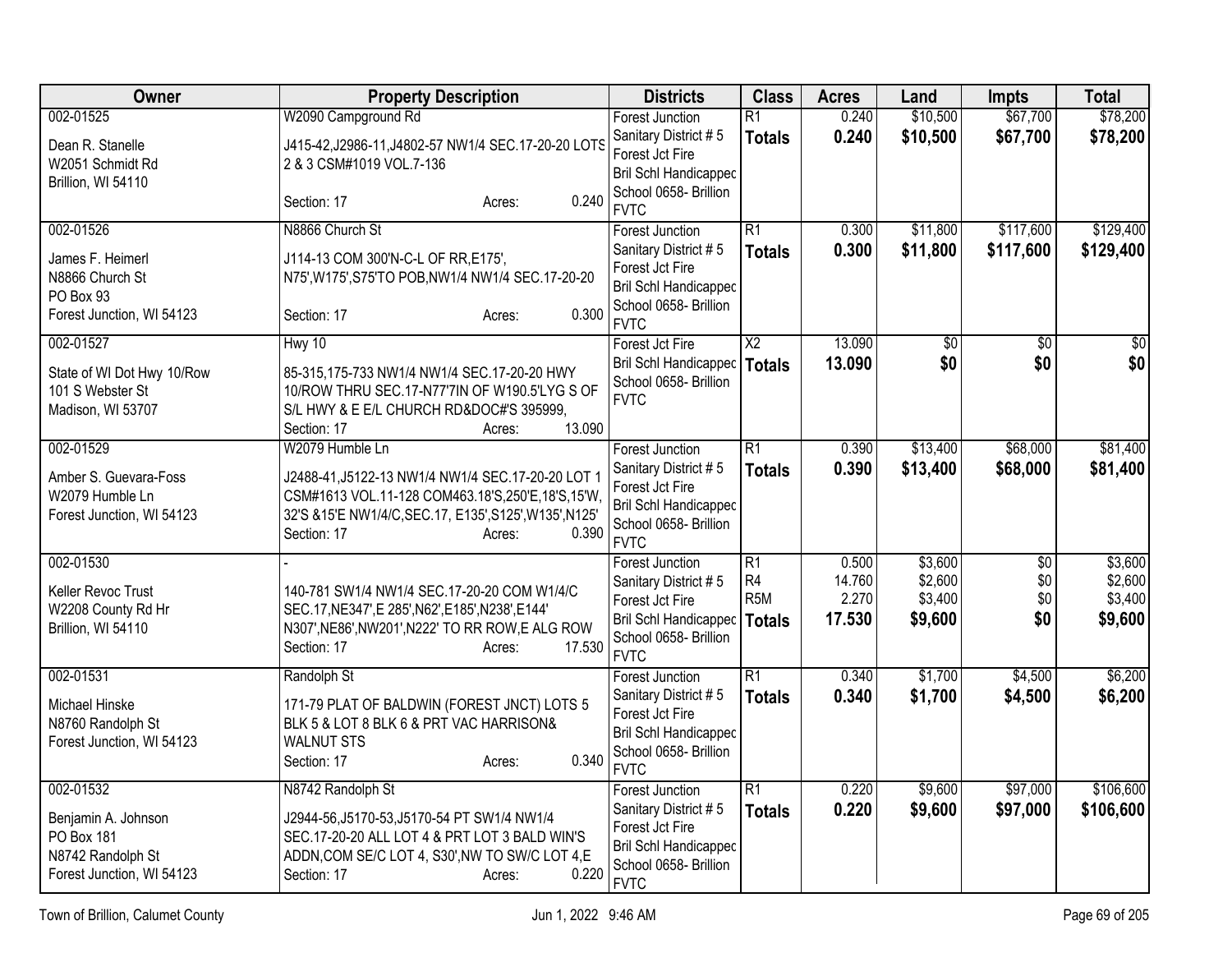| Owner | Property Description | Districts | Class | Acres | Land | Impts | Total |
|---|---|---|---|---|---|---|---|
| 002-01525<br><br>Dean R. Stanelle<br>W2051 Schmidt Rd<br>Brillion, WI 54110 | W2090 Campground Rd<br><br>J415-42,J2986-11,J4802-57 NW1/4 SEC.17-20-20 LOTS 2 & 3 CSM#1019 VOL.7-136<br><br>Section: 17 Acres: 0.240 | Forest Junction<br>Sanitary District # 5<br>Forest Jct Fire<br>Bril Schl Handicapped<br>School 0658- Brillion<br>FVTC | R1<br>**Totals** | 0.240<br>**0.240** | $10,500<br>**$10,500** | $67,700<br>**$67,700** | $78,200<br>**$78,200** |
| 002-01526<br><br>James F. Heimerl<br>N8866 Church St<br>PO Box 93<br>Forest Junction, WI 54123 | N8866 Church St<br><br>J114-13 COM 300'N-C-L OF RR,E175', N75',W175',S75'TO POB,NW1/4 NW1/4 SEC.17-20-20<br><br>Section: 17 Acres: 0.300 | Forest Junction<br>Sanitary District # 5<br>Forest Jct Fire<br>Bril Schl Handicapped<br>School 0658- Brillion<br>FVTC | R1<br>**Totals** | 0.300<br>**0.300** | $11,800<br>**$11,800** | $117,600<br>**$117,600** | $129,400<br>**$129,400** |
| 002-01527<br><br>State of WI Dot Hwy 10/Row<br>101 S Webster St<br>Madison, WI 53707 | Hwy 10<br><br>85-315,175-733 NW1/4 NW1/4 SEC.17-20-20 HWY 10/ROW THRU SEC.17-N77'7IN OF W190.5'LYG S OF S/L HWY & E E/L CHURCH RD&DOC#'S 395999,<br>Section: 17 Acres: 13.090 | Forest Jct Fire<br>Bril Schl Handicapped<br>School 0658- Brillion<br>FVTC | X2<br>**Totals** | 13.090<br>**13.090** | $0<br>**$0** | $0<br>**$0** | $0<br>**$0** |
| 002-01529<br><br>Amber S. Guevara-Foss<br>W2079 Humble Ln<br>Forest Junction, WI 54123 | W2079 Humble Ln<br><br>J2488-41,J5122-13 NW1/4 NW1/4 SEC.17-20-20 LOT 1 CSM#1613 VOL.11-128 COM463.18'S,250'E,18'S,15'W, 32'S &15'E NW1/4/C,SEC.17, E135',S125',W135',N125'<br>Section: 17 Acres: 0.390 | Forest Junction<br>Sanitary District # 5<br>Forest Jct Fire<br>Bril Schl Handicapped<br>School 0658- Brillion<br>FVTC | R1<br>**Totals** | 0.390<br>**0.390** | $13,400<br>**$13,400** | $68,000<br>**$68,000** | $81,400<br>**$81,400** |
| 002-01530<br><br>Keller Revoc Trust<br>W2208 County Rd Hr<br>Brillion, WI 54110 | -<br><br>140-781 SW1/4 NW1/4 SEC.17-20-20 COM W1/4/C SEC.17,NE347',E 285',N62',E185',N238',E144' N307',NE86',NW201',N222' TO RR ROW,E ALG ROW<br>Section: 17 Acres: 17.530 | Forest Junction<br>Sanitary District # 5<br>Forest Jct Fire<br>Bril Schl Handicapped<br>School 0658- Brillion<br>FVTC | R1<br>R4<br>R5M<br>**Totals** | 0.500<br>14.760<br>2.270<br>**17.530** | $3,600<br>$2,600<br>$3,400<br>**$9,600** | $0<br>$0<br>$0<br>**$0** | $3,600<br>$2,600<br>$3,400<br>**$9,600** |
| 002-01531<br><br>Michael Hinske<br>N8760 Randolph St<br>Forest Junction, WI 54123 | Randolph St<br><br>171-79 PLAT OF BALDWIN (FOREST JNCT) LOTS 5 BLK 5 & LOT 8 BLK 6 & PRT VAC HARRISON& WALNUT STS<br>Section: 17 Acres: 0.340 | Forest Junction<br>Sanitary District # 5<br>Forest Jct Fire<br>Bril Schl Handicapped<br>School 0658- Brillion<br>FVTC | R1<br>**Totals** | 0.340<br>**0.340** | $1,700<br>**$1,700** | $4,500<br>**$4,500** | $6,200<br>**$6,200** |
| 002-01532<br><br>Benjamin A. Johnson<br>PO Box 181<br>N8742 Randolph St<br>Forest Junction, WI 54123 | N8742 Randolph St<br><br>J2944-56,J5170-53,J5170-54 PT SW1/4 NW1/4 SEC.17-20-20 ALL LOT 4 & PRT LOT 3 BALD WIN'S ADDN,COM SE/C LOT 4, S30',NW TO SW/C LOT 4,E<br>Section: 17 Acres: 0.220 | Forest Junction<br>Sanitary District # 5<br>Forest Jct Fire<br>Bril Schl Handicapped<br>School 0658- Brillion<br>FVTC | R1<br>**Totals** | 0.220<br>**0.220** | $9,600<br>**$9,600** | $97,000<br>**$97,000** | $106,600<br>**$106,600** |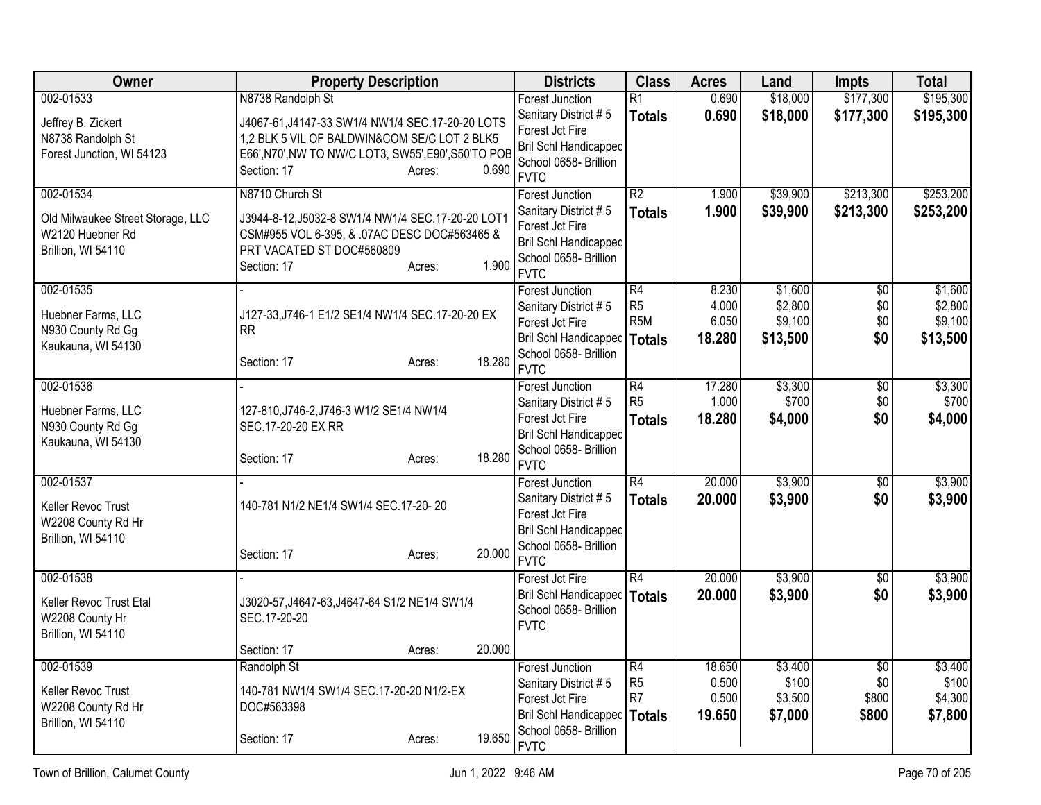| Owner | Property Description | Districts | Class | Acres | Land | Impts | Total |
|---|---|---|---|---|---|---|---|
| 002-01533<br>Jeffrey B. Zickert<br>N8738 Randolph St<br>Forest Junction, WI 54123 | N8738 Randolph St<br>J4067-61,J4147-33 SW1/4 NW1/4 SEC.17-20-20 LOTS 1,2 BLK 5 VIL OF BALDWIN&COM SE/C LOT 2 BLK5 E66',N70',NW TO NW/C LOT3, SW55',E90',S50'TO POB<br>Section: 17 Acres: 0.690 | Forest Junction<br>Sanitary District # 5<br>Forest Jct Fire<br>Bril Schl Handicapped<br>School 0658- Brillion<br>FVTC | R1<br>**Totals** | 0.690<br>**0.690** | $18,000<br>**$18,000** | $177,300<br>**$177,300** | $195,300<br>**$195,300** |
| 002-01534<br>Old Milwaukee Street Storage, LLC<br>W2120 Huebner Rd<br>Brillion, WI 54110 | N8710 Church St<br>J3944-8-12,J5032-8 SW1/4 NW1/4 SEC.17-20-20 LOT1 CSM#955 VOL 6-395, & .07AC DESC DOC#563465 & PRT VACATED ST DOC#560809<br>Section: 17 Acres: 1.900 | Forest Junction<br>Sanitary District # 5<br>Forest Jct Fire<br>Bril Schl Handicapped<br>School 0658- Brillion<br>FVTC | R2<br>**Totals** | 1.900<br>**1.900** | $39,900<br>**$39,900** | $213,300<br>**$213,300** | $253,200<br>**$253,200** |
| 002-01535<br>Huebner Farms, LLC<br>N930 County Rd Gg<br>Kaukauna, WI 54130 | -<br>J127-33,J746-1 E1/2 SE1/4 NW1/4 SEC.17-20-20 EX RR<br>Section: 17 Acres: 18.280 | Forest Junction<br>Sanitary District # 5<br>Forest Jct Fire<br>Bril Schl Handicapped<br>School 0658- Brillion<br>FVTC | R4<br>R5<br>R5M<br>**Totals** | 8.230<br>4.000<br>6.050<br>**18.280** | $1,600<br>$2,800<br>$9,100<br>**$13,500** | $0<br>$0<br>$0<br>**$0** | $1,600<br>$2,800<br>$9,100<br>**$13,500** |
| 002-01536<br>Huebner Farms, LLC<br>N930 County Rd Gg<br>Kaukauna, WI 54130 | -<br>127-810,J746-2,J746-3 W1/2 SE1/4 NW1/4 SEC.17-20-20 EX RR<br>Section: 17 Acres: 18.280 | Forest Junction<br>Sanitary District # 5<br>Forest Jct Fire<br>Bril Schl Handicapped<br>School 0658- Brillion<br>FVTC | R4<br>R5<br>**Totals** | 17.280<br>1.000<br>**18.280** | $3,300<br>$700<br>**$4,000** | $0<br>$0<br>**$0** | $3,300<br>$700<br>**$4,000** |
| 002-01537<br>Keller Revoc Trust<br>W2208 County Rd Hr<br>Brillion, WI 54110 | -<br>140-781 N1/2 NE1/4 SW1/4 SEC.17-20- 20<br>Section: 17 Acres: 20.000 | Forest Junction<br>Sanitary District # 5<br>Forest Jct Fire<br>Bril Schl Handicapped<br>School 0658- Brillion<br>FVTC | R4<br>**Totals** | 20.000<br>**20.000** | $3,900<br>**$3,900** | $0<br>**$0** | $3,900<br>**$3,900** |
| 002-01538<br>Keller Revoc Trust Etal<br>W2208 County Hr<br>Brillion, WI 54110 | -<br>J3020-57,J4647-63,J4647-64 S1/2 NE1/4 SW1/4 SEC.17-20-20<br>Section: 17 Acres: 20.000 | Forest Jct Fire<br>Bril Schl Handicapped<br>School 0658- Brillion<br>FVTC | R4<br>**Totals** | 20.000<br>**20.000** | $3,900<br>**$3,900** | $0<br>**$0** | $3,900<br>**$3,900** |
| 002-01539<br>Keller Revoc Trust<br>W2208 County Rd Hr<br>Brillion, WI 54110 | Randolph St<br>140-781 NW1/4 SW1/4 SEC.17-20-20 N1/2-EX DOC#563398<br>Section: 17 Acres: 19.650 | Forest Junction<br>Sanitary District # 5<br>Forest Jct Fire<br>Bril Schl Handicapped<br>School 0658- Brillion<br>FVTC | R4<br>R5<br>R7<br>**Totals** | 18.650<br>0.500<br>0.500<br>**19.650** | $3,400<br>$100<br>$3,500<br>**$7,000** | $0<br>$0<br>$800<br>**$800** | $3,400<br>$100<br>$4,300<br>**$7,800** |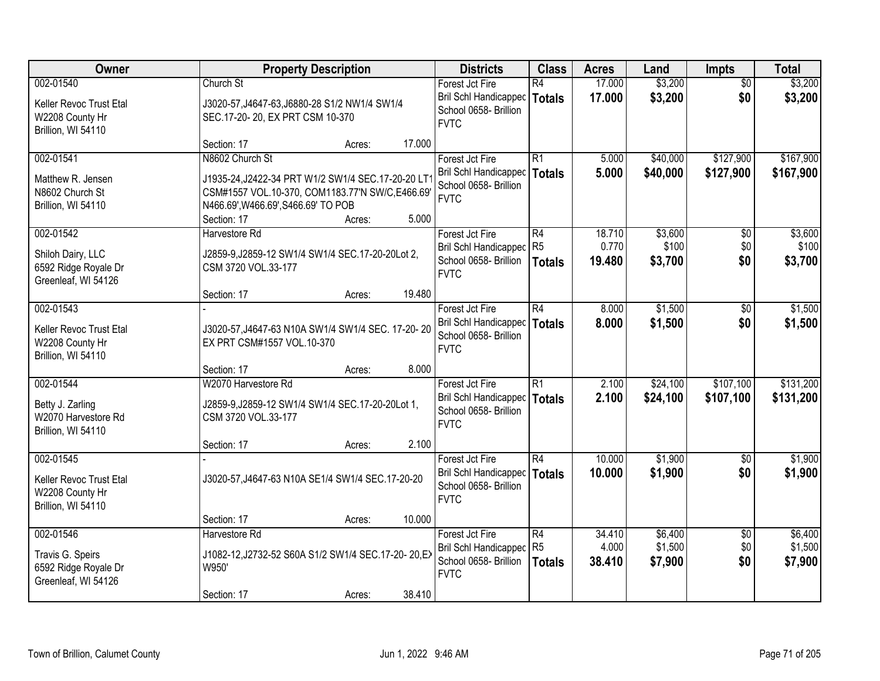| Owner | Property Description | Districts | Class | Acres | Land | Impts | Total |
|---|---|---|---|---|---|---|---|
| 002-01540<br>Keller Revoc Trust Etal<br>W2208 County Hr<br>Brillion, WI 54110 | Church St<br>J3020-57,J4647-63,J6880-28 S1/2 NW1/4 SW1/4 SEC.17-20- 20, EX PRT CSM 10-370<br>Section: 17 Acres: 17.000 | Forest Jct Fire<br>Bril Schl Handicappec<br>School 0658- Brillion<br>FVTC | R4<br>**Totals** | 17.000<br>**17.000** | $3,200<br>**$3,200** | $0<br>**$0** | $3,200<br>**$3,200** |
| 002-01541<br>Matthew R. Jensen<br>N8602 Church St<br>Brillion, WI 54110 | N8602 Church St<br>J1935-24,J2422-34 PRT W1/2 SW1/4 SEC.17-20-20 LT1 CSM#1557 VOL.10-370, COM1183.77'N SW/C,E466.69' N466.69',W466.69',S466.69' TO POB<br>Section: 17 Acres: 5.000 | Forest Jct Fire<br>Bril Schl Handicappec<br>School 0658- Brillion<br>FVTC | R1<br>**Totals** | 5.000<br>**5.000** | $40,000<br>**$40,000** | $127,900<br>**$127,900** | $167,900<br>**$167,900** |
| 002-01542<br>Shiloh Dairy, LLC<br>6592 Ridge Royale Dr<br>Greenleaf, WI 54126 | Harvestore Rd<br>J2859-9,J2859-12 SW1/4 SW1/4 SEC.17-20-20Lot 2, CSM 3720 VOL.33-177<br>Section: 17 Acres: 19.480 | Forest Jct Fire<br>Bril Schl Handicappec<br>School 0658- Brillion<br>FVTC | R4<br>R5<br>**Totals** | 18.710<br>0.770<br>**19.480** | $3,600<br>$100<br>**$3,700** | $0<br>$0<br>**$0** | $3,600<br>$100<br>**$3,700** |
| 002-01543<br>Keller Revoc Trust Etal<br>W2208 County Hr<br>Brillion, WI 54110 | -<br>J3020-57,J4647-63 N10A SW1/4 SW1/4 SEC. 17-20- 20 EX PRT CSM#1557 VOL.10-370<br>Section: 17 Acres: 8.000 | Forest Jct Fire<br>Bril Schl Handicappec<br>School 0658- Brillion<br>FVTC | R4<br>**Totals** | 8.000<br>**8.000** | $1,500<br>**$1,500** | $0<br>**$0** | $1,500<br>**$1,500** |
| 002-01544<br>Betty J. Zarling<br>W2070 Harvestore Rd<br>Brillion, WI 54110 | W2070 Harvestore Rd<br>J2859-9,J2859-12 SW1/4 SW1/4 SEC.17-20-20Lot 1, CSM 3720 VOL.33-177<br>Section: 17 Acres: 2.100 | Forest Jct Fire<br>Bril Schl Handicappec<br>School 0658- Brillion<br>FVTC | R1<br>**Totals** | 2.100<br>**2.100** | $24,100<br>**$24,100** | $107,100<br>**$107,100** | $131,200<br>**$131,200** |
| 002-01545<br>Keller Revoc Trust Etal<br>W2208 County Hr<br>Brillion, WI 54110 | -<br>J3020-57,J4647-63 N10A SE1/4 SW1/4 SEC.17-20-20<br>Section: 17 Acres: 10.000 | Forest Jct Fire<br>Bril Schl Handicappec<br>School 0658- Brillion<br>FVTC | R4<br>**Totals** | 10.000<br>**10.000** | $1,900<br>**$1,900** | $0<br>**$0** | $1,900<br>**$1,900** |
| 002-01546<br>Travis G. Speirs<br>6592 Ridge Royale Dr<br>Greenleaf, WI 54126 | Harvestore Rd<br>J1082-12,J2732-52 S60A S1/2 SW1/4 SEC.17-20- 20,EX W950'<br>Section: 17 Acres: 38.410 | Forest Jct Fire<br>Bril Schl Handicappec<br>School 0658- Brillion<br>FVTC | R4<br>R5<br>**Totals** | 34.410<br>4.000<br>**38.410** | $6,400<br>$1,500<br>**$7,900** | $0<br>$0<br>**$0** | $6,400<br>$1,500<br>**$7,900** |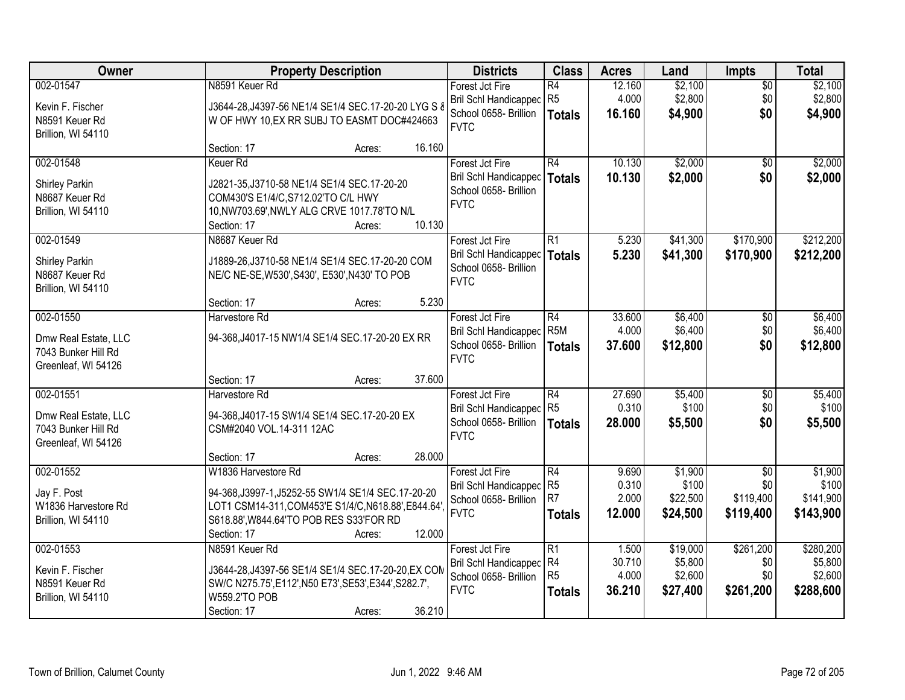| Owner | Property Description | Districts | Class | Acres | Land | Impts | Total |
|---|---|---|---|---|---|---|---|
| 002-01547<br><br>Kevin F. Fischer<br>N8591 Keuer Rd<br>Brillion, WI 54110 | N8591 Keuer Rd<br><br>J3644-28,J4397-56 NE1/4 SE1/4 SEC.17-20-20 LYG S &<br>W OF HWY 10,EX RR SUBJ TO EASMT DOC#424663<br><br>Section: 17 Acres: 16.160 | Forest Jct Fire<br>Bril Schl Handicapped<br>School 0658- Brillion<br>FVTC | R4<br>R5<br>**Totals** | 12.160<br>4.000<br>**16.160** | $2,100<br>$2,800<br>**$4,900** | $0<br>$0<br>**$0** | $2,100<br>$2,800<br>**$4,900** |
| 002-01548<br><br>Shirley Parkin<br>N8687 Keuer Rd<br>Brillion, WI 54110 | Keuer Rd<br><br>J2821-35,J3710-58 NE1/4 SE1/4 SEC.17-20-20<br>COM430'S E1/4/C,S712.02'TO C/L HWY<br>10,NW703.69',NWLY ALG CRVE 1017.78'TO N/L<br>Section: 17 Acres: 10.130 | Forest Jct Fire<br>Bril Schl Handicapped<br>School 0658- Brillion<br>FVTC | R4<br>**Totals** | 10.130<br>**10.130** | $2,000<br>**$2,000** | $0<br>**$0** | $2,000<br>**$2,000** |
| 002-01549<br><br>Shirley Parkin<br>N8687 Keuer Rd<br>Brillion, WI 54110 | N8687 Keuer Rd<br><br>J1889-26,J3710-58 NE1/4 SE1/4 SEC.17-20-20 COM<br>NE/C NE-SE,W530',S430', E530',N430' TO POB<br><br>Section: 17 Acres: 5.230 | Forest Jct Fire<br>Bril Schl Handicapped<br>School 0658- Brillion<br>FVTC | R1<br>**Totals** | 5.230<br>**5.230** | $41,300<br>**$41,300** | $170,900<br>**$170,900** | $212,200<br>**$212,200** |
| 002-01550<br><br>Dmw Real Estate, LLC<br>7043 Bunker Hill Rd<br>Greenleaf, WI 54126 | Harvestore Rd<br><br>94-368,J4017-15 NW1/4 SE1/4 SEC.17-20-20 EX RR<br><br>Section: 17 Acres: 37.600 | Forest Jct Fire<br>Bril Schl Handicapped<br>School 0658- Brillion<br>FVTC | R4<br>R5M<br>**Totals** | 33.600<br>4.000<br>**37.600** | $6,400<br>$6,400<br>**$12,800** | $0<br>$0<br>**$0** | $6,400<br>$6,400<br>**$12,800** |
| 002-01551<br><br>Dmw Real Estate, LLC<br>7043 Bunker Hill Rd<br>Greenleaf, WI 54126 | Harvestore Rd<br><br>94-368,J4017-15 SW1/4 SE1/4 SEC.17-20-20 EX<br>CSM#2040 VOL.14-311 12AC<br><br>Section: 17 Acres: 28.000 | Forest Jct Fire<br>Bril Schl Handicapped<br>School 0658- Brillion<br>FVTC | R4<br>R5<br>**Totals** | 27.690<br>0.310<br>**28.000** | $5,400<br>$100<br>**$5,500** | $0<br>$0<br>**$0** | $5,400<br>$100<br>**$5,500** |
| 002-01552<br><br>Jay F. Post<br>W1836 Harvestore Rd<br>Brillion, WI 54110 | W1836 Harvestore Rd<br><br>94-368,J3997-1,J5252-55 SW1/4 SE1/4 SEC.17-20-20<br>LOT1 CSM14-311,COM453'E S1/4/C,N618.88',E844.64',<br>S618.88',W844.64'TO POB RES S33'FOR RD<br>Section: 17 Acres: 12.000 | Forest Jct Fire<br>Bril Schl Handicapped<br>School 0658- Brillion<br>FVTC | R4<br>R5<br>R7<br>**Totals** | 9.690<br>0.310<br>2.000<br>**12.000** | $1,900<br>$100<br>$22,500<br>**$24,500** | $0<br>$0<br>$119,400<br>**$119,400** | $1,900<br>$100<br>$141,900<br>**$143,900** |
| 002-01553<br><br>Kevin F. Fischer<br>N8591 Keuer Rd<br>Brillion, WI 54110 | N8591 Keuer Rd<br><br>J3644-28,J4397-56 SE1/4 SE1/4 SEC.17-20-20,EX COM<br>SW/C N275.75',E112',N50 E73',SE53',E344',S282.7',<br>W559.2'TO POB<br>Section: 17 Acres: 36.210 | Forest Jct Fire<br>Bril Schl Handicapped<br>School 0658- Brillion<br>FVTC | R1<br>R4<br>R5<br>**Totals** | 1.500<br>30.710<br>4.000<br>**36.210** | $19,000<br>$5,800<br>$2,600<br>**$27,400** | $261,200<br>$0<br>$0<br>**$261,200** | $280,200<br>$5,800<br>$2,600<br>**$288,600** |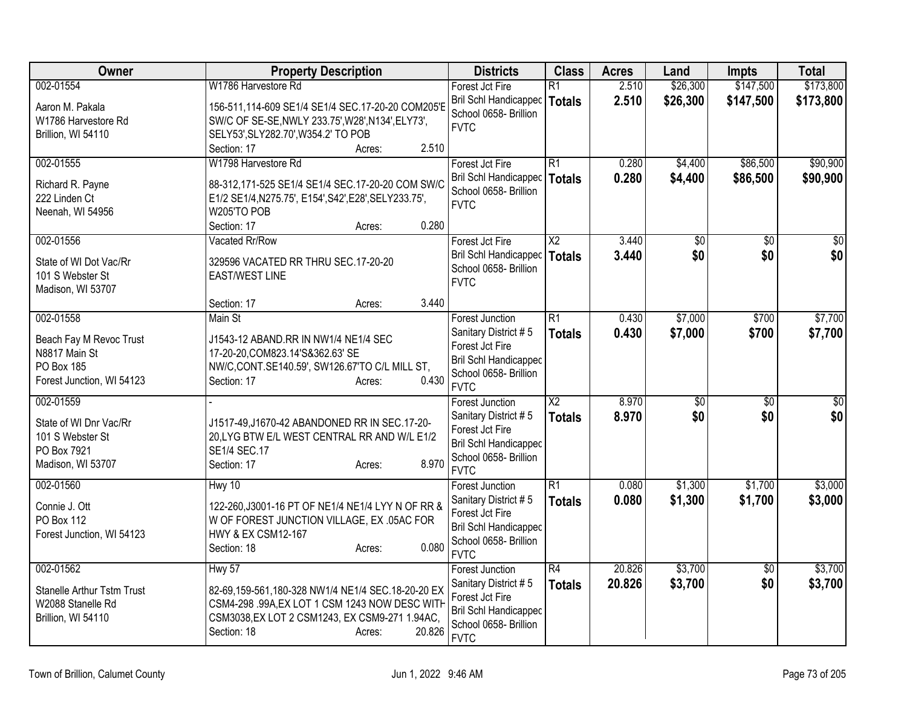| Owner | Property Description | Districts | Class | Acres | Land | Impts | Total |
|---|---|---|---|---|---|---|---|
| 002-01554<br><br>Aaron M. Pakala<br>W1786 Harvestore Rd<br>Brillion, WI 54110 | W1786 Harvestore Rd<br><br>156-511,114-609 SE1/4 SE1/4 SEC.17-20-20 COM205'E SW/C OF SE-SE,NWLY 233.75',W28',N134',ELY73', SELY53',SLY282.70',W354.2' TO POB<br>Section: 17 Acres: 2.510 | Forest Jct Fire<br>Bril Schl Handicapped<br>School 0658- Brillion<br>FVTC | R1<br>**Totals** | 2.510<br>**2.510** | $26,300<br>**$26,300** | $147,500<br>**$147,500** | $173,800<br>**$173,800** |
| 002-01555<br><br>Richard R. Payne<br>222 Linden Ct<br>Neenah, WI 54956 | W1798 Harvestore Rd<br><br>88-312,171-525 SE1/4 SE1/4 SEC.17-20-20 COM SW/C E1/2 SE1/4,N275.75', E154',S42',E28',SELY233.75', W205'TO POB<br>Section: 17 Acres: 0.280 | Forest Jct Fire<br>Bril Schl Handicapped<br>School 0658- Brillion<br>FVTC | R1<br>**Totals** | 0.280<br>**0.280** | $4,400<br>**$4,400** | $86,500<br>**$86,500** | $90,900<br>**$90,900** |
| 002-01556<br><br>State of WI Dot Vac/Rr<br>101 S Webster St<br>Madison, WI 53707 | Vacated Rr/Row<br><br>329596 VACATED RR THRU SEC.17-20-20 EAST/WEST LINE<br><br>Section: 17 Acres: 3.440 | Forest Jct Fire<br>Bril Schl Handicapped<br>School 0658- Brillion<br>FVTC | X2<br>**Totals** | 3.440<br>**3.440** | $0<br>**$0** | $0<br>**$0** | $0<br>**$0** |
| 002-01558<br><br>Beach Fay M Revoc Trust<br>N8817 Main St<br>PO Box 185<br>Forest Junction, WI 54123 | Main St<br><br>J1543-12 ABAND.RR IN NW1/4 NE1/4 SEC 17-20-20,COM823.14'S&362.63' SE NW/C,CONT.SE140.59', SW126.67'TO C/L MILL ST,<br>Section: 17 Acres: 0.430 | Forest Junction<br>Sanitary District # 5<br>Forest Jct Fire<br>Bril Schl Handicapped<br>School 0658- Brillion<br>FVTC | R1<br>**Totals** | 0.430<br>**0.430** | $7,000<br>**$7,000** | $700<br>**$700** | $7,700<br>**$7,700** |
| 002-01559<br><br>State of WI Dnr Vac/Rr<br>101 S Webster St<br>PO Box 7921<br>Madison, WI 53707 | -<br><br>J1517-49,J1670-42 ABANDONED RR IN SEC.17-20-20,LYG BTW E/L WEST CENTRAL RR AND W/L E1/2 SE1/4 SEC.17<br>Section: 17 Acres: 8.970 | Forest Junction<br>Sanitary District # 5<br>Forest Jct Fire<br>Bril Schl Handicapped<br>School 0658- Brillion<br>FVTC | X2<br>**Totals** | 8.970<br>**8.970** | $0<br>**$0** | $0<br>**$0** | $0<br>**$0** |
| 002-01560<br><br>Connie J. Ott<br>PO Box 112<br>Forest Junction, WI 54123 | Hwy 10<br><br>122-260,J3001-16 PT OF NE1/4 NE1/4 LYY N OF RR & W OF FOREST JUNCTION VILLAGE, EX .05AC FOR HWY & EX CSM12-167<br>Section: 18 Acres: 0.080 | Forest Junction<br>Sanitary District # 5<br>Forest Jct Fire<br>Bril Schl Handicapped<br>School 0658- Brillion<br>FVTC | R1<br>**Totals** | 0.080<br>**0.080** | $1,300<br>**$1,300** | $1,700<br>**$1,700** | $3,000<br>**$3,000** |
| 002-01562<br><br>Stanelle Arthur Tstm Trust<br>W2088 Stanelle Rd<br>Brillion, WI 54110 | Hwy 57<br><br>82-69,159-561,180-328 NW1/4 NE1/4 SEC.18-20-20 EX CSM4-298 .99A,EX LOT 1 CSM 1243 NOW DESC WITH CSM3038,EX LOT 2 CSM1243, EX CSM9-271 1.94AC,<br>Section: 18 Acres: 20.826 | Forest Junction<br>Sanitary District # 5<br>Forest Jct Fire<br>Bril Schl Handicapped<br>School 0658- Brillion<br>FVTC | R4<br>**Totals** | 20.826<br>**20.826** | $3,700<br>**$3,700** | $0<br>**$0** | $3,700<br>**$3,700** |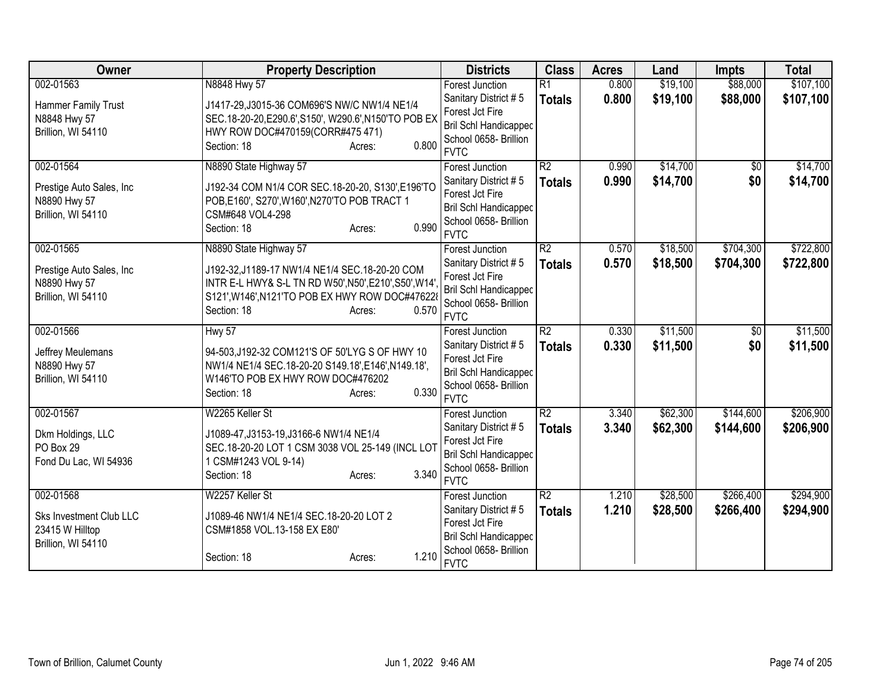| Owner | Property Description | Districts | Class | Acres | Land | Impts | Total |
|---|---|---|---|---|---|---|---|
| 002-01563<br>Hammer Family Trust<br>N8848 Hwy 57<br>Brillion, WI 54110 | N8848 Hwy 57<br>J1417-29,J3015-36 COM696'S NW/C NW1/4 NE1/4 SEC.18-20-20,E290.6',S150', W290.6',N150'TO POB EX HWY ROW DOC#470159(CORR#475 471)<br>Section: 18 Acres: 0.800 | Forest Junction<br>Sanitary District # 5<br>Forest Jct Fire<br>Bril Schl Handicapped<br>School 0658- Brillion<br>FVTC | R1<br>**Totals** | 0.800<br>**0.800** | $19,100<br>**$19,100** | $88,000<br>**$88,000** | $107,100<br>**$107,100** |
| 002-01564<br>Prestige Auto Sales, Inc<br>N8890 Hwy 57<br>Brillion, WI 54110 | N8890 State Highway 57<br>J192-34 COM N1/4 COR SEC.18-20-20, S130',E196'TO POB,E160', S270',W160',N270'TO POB TRACT 1 CSM#648 VOL4-298<br>Section: 18 Acres: 0.990 | Forest Junction<br>Sanitary District # 5<br>Forest Jct Fire<br>Bril Schl Handicapped<br>School 0658- Brillion<br>FVTC | R2<br>**Totals** | 0.990<br>**0.990** | $14,700<br>**$14,700** | $0<br>**$0** | $14,700<br>**$14,700** |
| 002-01565<br>Prestige Auto Sales, Inc<br>N8890 Hwy 57<br>Brillion, WI 54110 | N8890 State Highway 57<br>J192-32,J1189-17 NW1/4 NE1/4 SEC.18-20-20 COM INTR E-L HWY& S-L TN RD W50',N50',E210',S50',W14', S121',W146',N121'TO POB EX HWY ROW DOC#476228<br>Section: 18 Acres: 0.570 | Forest Junction<br>Sanitary District # 5<br>Forest Jct Fire<br>Bril Schl Handicapped<br>School 0658- Brillion<br>FVTC | R2<br>**Totals** | 0.570<br>**0.570** | $18,500<br>**$18,500** | $704,300<br>**$704,300** | $722,800<br>**$722,800** |
| 002-01566<br>Jeffrey Meulemans<br>N8890 Hwy 57<br>Brillion, WI 54110 | Hwy 57<br>94-503,J192-32 COM121'S OF 50'LYG S OF HWY 10 NW1/4 NE1/4 SEC.18-20-20 S149.18',E146',N149.18', W146'TO POB EX HWY ROW DOC#476202<br>Section: 18 Acres: 0.330 | Forest Junction<br>Sanitary District # 5<br>Forest Jct Fire<br>Bril Schl Handicapped<br>School 0658- Brillion<br>FVTC | R2<br>**Totals** | 0.330<br>**0.330** | $11,500<br>**$11,500** | $0<br>**$0** | $11,500<br>**$11,500** |
| 002-01567<br>Dkm Holdings, LLC<br>PO Box 29<br>Fond Du Lac, WI 54936 | W2265 Keller St<br>J1089-47,J3153-19,J3166-6 NW1/4 NE1/4 SEC.18-20-20 LOT 1 CSM 3038 VOL 25-149 (INCL LOT 1 CSM#1243 VOL 9-14)<br>Section: 18 Acres: 3.340 | Forest Junction<br>Sanitary District # 5<br>Forest Jct Fire<br>Bril Schl Handicapped<br>School 0658- Brillion<br>FVTC | R2<br>**Totals** | 3.340<br>**3.340** | $62,300<br>**$62,300** | $144,600<br>**$144,600** | $206,900<br>**$206,900** |
| 002-01568<br>Sks Investment Club LLC<br>23415 W Hilltop<br>Brillion, WI 54110 | W2257 Keller St<br>J1089-46 NW1/4 NE1/4 SEC.18-20-20 LOT 2 CSM#1858 VOL.13-158 EX E80'<br>Section: 18 Acres: 1.210 | Forest Junction<br>Sanitary District # 5<br>Forest Jct Fire<br>Bril Schl Handicapped<br>School 0658- Brillion<br>FVTC | R2<br>**Totals** | 1.210<br>**1.210** | $28,500<br>**$28,500** | $266,400<br>**$266,400** | $294,900<br>**$294,900** |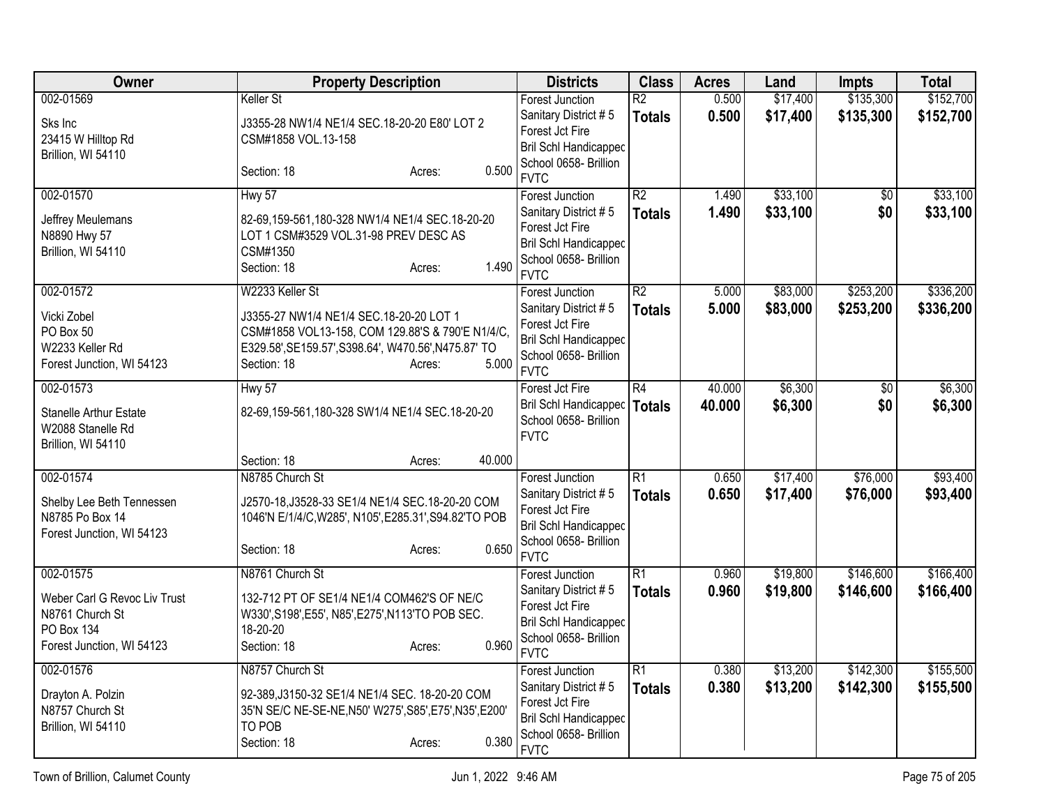| Owner | Property Description | Districts | Class | Acres | Land | Impts | Total |
|---|---|---|---|---|---|---|---|
| 002-01569<br>Sks Inc<br>23415 W Hilltop Rd<br>Brillion, WI 54110 | Keller St<br>J3355-28 NW1/4 NE1/4 SEC.18-20-20 E80' LOT 2 CSM#1858 VOL.13-158<br>Section: 18 Acres: 0.500 | Forest Junction<br>Sanitary District # 5<br>Forest Jct Fire<br>Bril Schl Handicapped<br>School 0658- Brillion<br>FVTC | R2<br>**Totals** | 0.500<br>**0.500** | $17,400<br>**$17,400** | $135,300<br>**$135,300** | $152,700<br>**$152,700** |
| 002-01570<br>Jeffrey Meulemans<br>N8890 Hwy 57<br>Brillion, WI 54110 | Hwy 57<br>82-69,159-561,180-328 NW1/4 NE1/4 SEC.18-20-20 LOT 1 CSM#3529 VOL.31-98 PREV DESC AS CSM#1350<br>Section: 18 Acres: 1.490 | Forest Junction<br>Sanitary District # 5<br>Forest Jct Fire<br>Bril Schl Handicapped<br>School 0658- Brillion<br>FVTC | R2<br>**Totals** | 1.490<br>**1.490** | $33,100<br>**$33,100** | $0<br>**$0** | $33,100<br>**$33,100** |
| 002-01572<br>Vicki Zobel<br>PO Box 50<br>W2233 Keller Rd<br>Forest Junction, WI 54123 | W2233 Keller St<br>J3355-27 NW1/4 NE1/4 SEC.18-20-20 LOT 1 CSM#1858 VOL13-158, COM 129.88'S & 790'E N1/4/C, E329.58',SE159.57',S398.64', W470.56',N475.87' TO<br>Section: 18 Acres: 5.000 | Forest Junction<br>Sanitary District # 5<br>Forest Jct Fire<br>Bril Schl Handicapped<br>School 0658- Brillion<br>FVTC | R2<br>**Totals** | 5.000<br>**5.000** | $83,000<br>**$83,000** | $253,200<br>**$253,200** | $336,200<br>**$336,200** |
| 002-01573<br>Stanelle Arthur Estate<br>W2088 Stanelle Rd<br>Brillion, WI 54110 | Hwy 57<br>82-69,159-561,180-328 SW1/4 NE1/4 SEC.18-20-20<br>Section: 18 Acres: 40.000 | Forest Jct Fire<br>Bril Schl Handicapped<br>School 0658- Brillion<br>FVTC | R4<br>**Totals** | 40.000<br>**40.000** | $6,300<br>**$6,300** | $0<br>**$0** | $6,300<br>**$6,300** |
| 002-01574<br>Shelby Lee Beth Tennessen<br>N8785 Po Box 14<br>Forest Junction, WI 54123 | N8785 Church St<br>J2570-18,J3528-33 SE1/4 NE1/4 SEC.18-20-20 COM 1046'N E/1/4/C,W285', N105',E285.31',S94.82'TO POB<br>Section: 18 Acres: 0.650 | Forest Junction<br>Sanitary District # 5<br>Forest Jct Fire<br>Bril Schl Handicapped<br>School 0658- Brillion<br>FVTC | R1<br>**Totals** | 0.650<br>**0.650** | $17,400<br>**$17,400** | $76,000<br>**$76,000** | $93,400<br>**$93,400** |
| 002-01575<br>Weber Carl G Revoc Liv Trust<br>N8761 Church St<br>PO Box 134<br>Forest Junction, WI 54123 | N8761 Church St<br>132-712 PT OF SE1/4 NE1/4 COM462'S OF NE/C W330',S198',E55', N85',E275',N113'TO POB SEC. 18-20-20<br>Section: 18 Acres: 0.960 | Forest Junction<br>Sanitary District # 5<br>Forest Jct Fire<br>Bril Schl Handicapped<br>School 0658- Brillion<br>FVTC | R1<br>**Totals** | 0.960<br>**0.960** | $19,800<br>**$19,800** | $146,600<br>**$146,600** | $166,400<br>**$166,400** |
| 002-01576<br>Drayton A. Polzin<br>N8757 Church St<br>Brillion, WI 54110 | N8757 Church St<br>92-389,J3150-32 SE1/4 NE1/4 SEC. 18-20-20 COM 35'N SE/C NE-SE-NE,N50' W275',S85',E75',N35',E200' TO POB<br>Section: 18 Acres: 0.380 | Forest Junction<br>Sanitary District # 5<br>Forest Jct Fire<br>Bril Schl Handicapped<br>School 0658- Brillion<br>FVTC | R1<br>**Totals** | 0.380<br>**0.380** | $13,200<br>**$13,200** | $142,300<br>**$142,300** | $155,500<br>**$155,500** |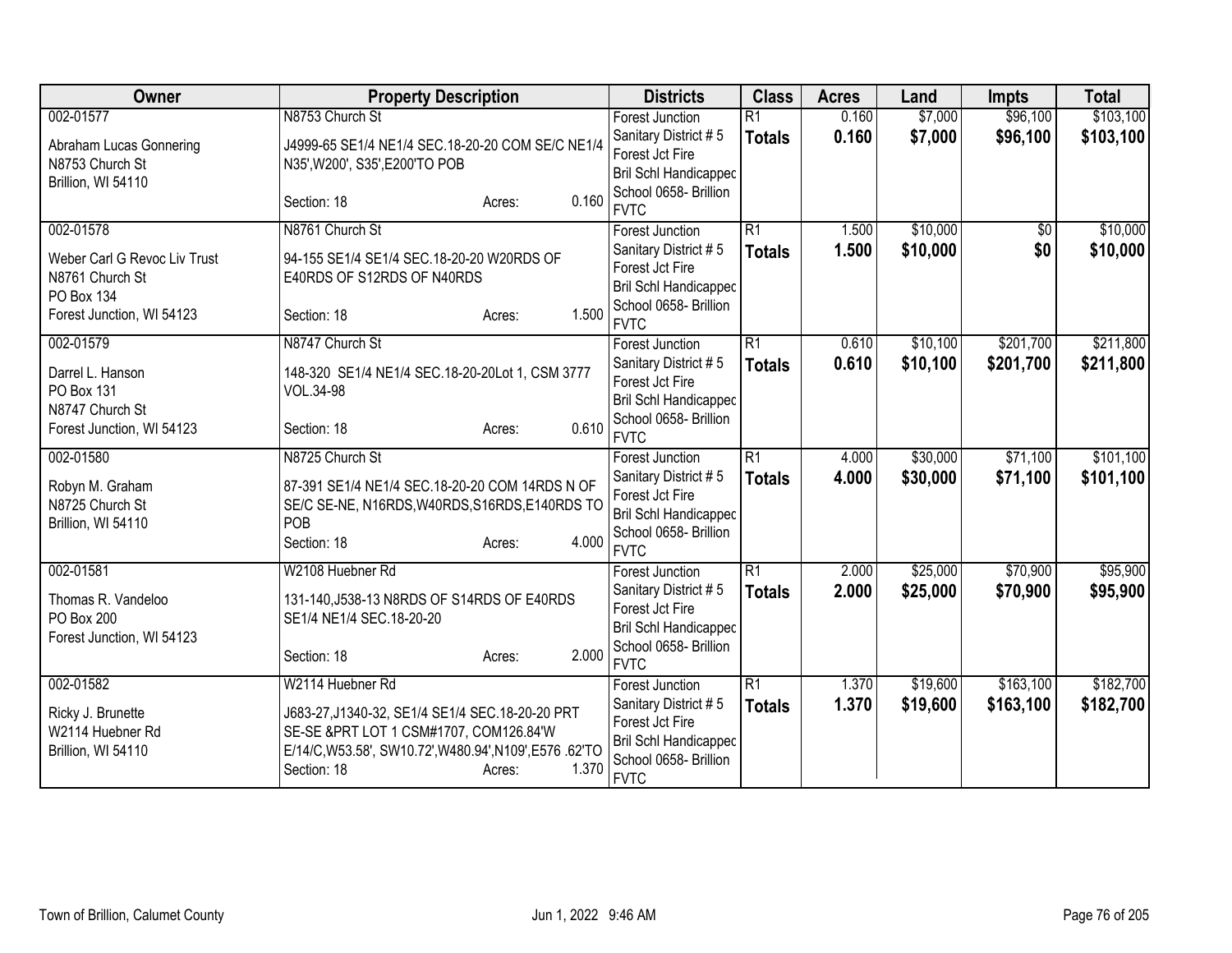| Owner | Property Description | Districts | Class | Acres | Land | Impts | Total |
|---|---|---|---|---|---|---|---|
| 002-01577<br>Abraham Lucas Gonnering<br>N8753 Church St<br>Brillion, WI 54110 | N8753 Church St<br>J4999-65 SE1/4 NE1/4 SEC.18-20-20 COM SE/C NE1/4 N35',W200', S35',E200'TO POB<br>Section: 18 Acres: 0.160 | Forest Junction<br>Sanitary District # 5<br>Forest Jct Fire<br>Bril Schl Handicapped<br>School 0658- Brillion<br>FVTC | R1<br>**Totals** | 0.160<br>**0.160** | $7,000<br>**$7,000** | $96,100<br>**$96,100** | $103,100<br>**$103,100** |
| 002-01578<br>Weber Carl G Revoc Liv Trust<br>N8761 Church St<br>PO Box 134<br>Forest Junction, WI 54123 | N8761 Church St<br>94-155 SE1/4 SE1/4 SEC.18-20-20 W20RDS OF E40RDS OF S12RDS OF N40RDS<br>Section: 18 Acres: 1.500 | Forest Junction<br>Sanitary District # 5<br>Forest Jct Fire<br>Bril Schl Handicapped<br>School 0658- Brillion<br>FVTC | R1<br>**Totals** | 1.500<br>**1.500** | $10,000<br>**$10,000** | $0<br>**$0** | $10,000<br>**$10,000** |
| 002-01579<br>Darrel L. Hanson<br>PO Box 131<br>N8747 Church St<br>Forest Junction, WI 54123 | N8747 Church St<br>148-320 SE1/4 NE1/4 SEC.18-20-20Lot 1, CSM 3777 VOL.34-98<br>Section: 18 Acres: 0.610 | Forest Junction<br>Sanitary District # 5<br>Forest Jct Fire<br>Bril Schl Handicapped<br>School 0658- Brillion<br>FVTC | R1<br>**Totals** | 0.610<br>**0.610** | $10,100<br>**$10,100** | $201,700<br>**$201,700** | $211,800<br>**$211,800** |
| 002-01580<br>Robyn M. Graham<br>N8725 Church St<br>Brillion, WI 54110 | N8725 Church St<br>87-391 SE1/4 NE1/4 SEC.18-20-20 COM 14RDS N OF SE/C SE-NE, N16RDS,W40RDS,S16RDS,E140RDS TO POB<br>Section: 18 Acres: 4.000 | Forest Junction<br>Sanitary District # 5<br>Forest Jct Fire<br>Bril Schl Handicapped<br>School 0658- Brillion<br>FVTC | R1<br>**Totals** | 4.000<br>**4.000** | $30,000<br>**$30,000** | $71,100<br>**$71,100** | $101,100<br>**$101,100** |
| 002-01581<br>Thomas R. Vandeloo<br>PO Box 200<br>Forest Junction, WI 54123 | W2108 Huebner Rd<br>131-140,J538-13 N8RDS OF S14RDS OF E40RDS SE1/4 NE1/4 SEC.18-20-20<br>Section: 18 Acres: 2.000 | Forest Junction<br>Sanitary District # 5<br>Forest Jct Fire<br>Bril Schl Handicapped<br>School 0658- Brillion<br>FVTC | R1<br>**Totals** | 2.000<br>**2.000** | $25,000<br>**$25,000** | $70,900<br>**$70,900** | $95,900<br>**$95,900** |
| 002-01582<br>Ricky J. Brunette<br>W2114 Huebner Rd<br>Brillion, WI 54110 | W2114 Huebner Rd<br>J683-27,J1340-32, SE1/4 SE1/4 SEC.18-20-20 PRT SE-SE &PRT LOT 1 CSM#1707, COM126.84'W E/14/C,W53.58', SW10.72',W480.94',N109',E576 .62'TO<br>Section: 18 Acres: 1.370 | Forest Junction<br>Sanitary District # 5<br>Forest Jct Fire<br>Bril Schl Handicapped<br>School 0658- Brillion<br>FVTC | R1<br>**Totals** | 1.370<br>**1.370** | $19,600<br>**$19,600** | $163,100<br>**$163,100** | $182,700<br>**$182,700** |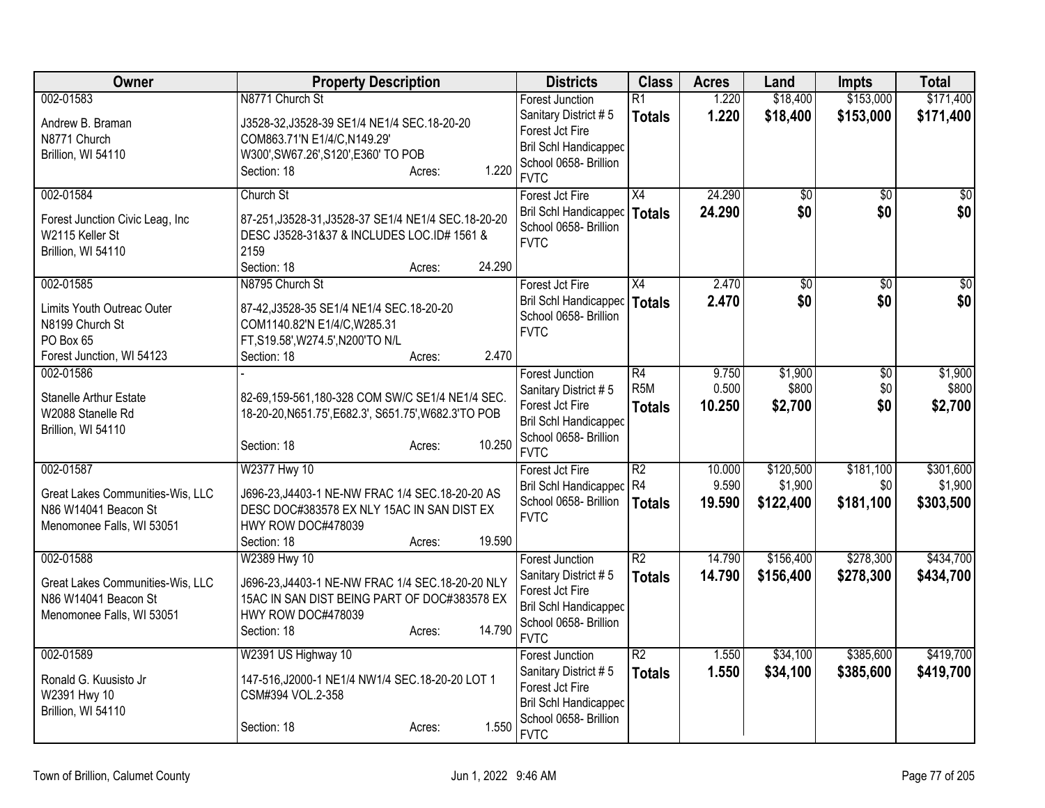| Owner | Property Description | Districts | Class | Acres | Land | Impts | Total |
|---|---|---|---|---|---|---|---|
| 002-01583<br>Andrew B. Braman<br>N8771 Church<br>Brillion, WI 54110 | N8771 Church St<br>J3528-32,J3528-39 SE1/4 NE1/4 SEC.18-20-20 COM863.71'N E1/4/C,N149.29' W300',SW67.26',S120',E360' TO POB<br>Section: 18 Acres: 1.220 | Forest Junction<br>Sanitary District # 5<br>Forest Jct Fire<br>Bril Schl Handicapped<br>School 0658- Brillion<br>FVTC | R1<br>**Totals** | 1.220<br>**1.220** | $18,400<br>**$18,400** | $153,000<br>**$153,000** | $171,400<br>**$171,400** |
| 002-01584<br>Forest Junction Civic Leag, Inc<br>W2115 Keller St<br>Brillion, WI 54110 | Church St<br>87-251,J3528-31,J3528-37 SE1/4 NE1/4 SEC.18-20-20 DESC J3528-31&37 & INCLUDES LOC.ID# 1561 & 2159<br>Section: 18 Acres: 24.290 | Forest Jct Fire<br>Bril Schl Handicapped<br>School 0658- Brillion<br>FVTC | X4<br>**Totals** | 24.290<br>**24.290** | $0<br>**$0** | $0<br>**$0** | $0<br>**$0** |
| 002-01585<br>Limits Youth Outreac Outer<br>N8199 Church St<br>PO Box 65<br>Forest Junction, WI 54123 | N8795 Church St<br>87-42,J3528-35 SE1/4 NE1/4 SEC.18-20-20 COM1140.82'N E1/4/C,W285.31 FT,S19.58',W274.5',N200'TO N/L<br>Section: 18 Acres: 2.470 | Forest Jct Fire<br>Bril Schl Handicapped<br>School 0658- Brillion<br>FVTC | X4<br>**Totals** | 2.470<br>**2.470** | $0<br>**$0** | $0<br>**$0** | $0<br>**$0** |
| 002-01586<br>Stanelle Arthur Estate<br>W2088 Stanelle Rd<br>Brillion, WI 54110 | -<br>82-69,159-561,180-328 COM SW/C SE1/4 NE1/4 SEC. 18-20-20,N651.75',E682.3', S651.75',W682.3'TO POB<br>Section: 18 Acres: 10.250 | Forest Junction<br>Sanitary District # 5<br>Forest Jct Fire<br>Bril Schl Handicapped<br>School 0658- Brillion<br>FVTC | R4<br>R5M<br>**Totals** | 9.750<br>0.500<br>**10.250** | $1,900<br>$800<br>**$2,700** | $0<br>$0<br>**$0** | $1,900<br>$800<br>**$2,700** |
| 002-01587<br>Great Lakes Communities-Wis, LLC<br>N86 W14041 Beacon St<br>Menomonee Falls, WI 53051 | W2377 Hwy 10<br>J696-23,J4403-1 NE-NW FRAC 1/4 SEC.18-20-20 AS DESC DOC#383578 EX NLY 15AC IN SAN DIST EX HWY ROW DOC#478039<br>Section: 18 Acres: 19.590 | Forest Jct Fire<br>Bril Schl Handicapped<br>School 0658- Brillion<br>FVTC | R2<br>R4<br>**Totals** | 10.000<br>9.590<br>**19.590** | $120,500<br>$1,900<br>**$122,400** | $181,100<br>$0<br>**$181,100** | $301,600<br>$1,900<br>**$303,500** |
| 002-01588<br>Great Lakes Communities-Wis, LLC<br>N86 W14041 Beacon St<br>Menomonee Falls, WI 53051 | W2389 Hwy 10<br>J696-23,J4403-1 NE-NW FRAC 1/4 SEC.18-20-20 NLY 15AC IN SAN DIST BEING PART OF DOC#383578 EX HWY ROW DOC#478039<br>Section: 18 Acres: 14.790 | Forest Junction<br>Sanitary District # 5<br>Forest Jct Fire<br>Bril Schl Handicapped<br>School 0658- Brillion<br>FVTC | R2<br>**Totals** | 14.790<br>**14.790** | $156,400<br>**$156,400** | $278,300<br>**$278,300** | $434,700<br>**$434,700** |
| 002-01589<br>Ronald G. Kuusisto Jr<br>W2391 Hwy 10<br>Brillion, WI 54110 | W2391 US Highway 10<br>147-516,J2000-1 NE1/4 NW1/4 SEC.18-20-20 LOT 1 CSM#394 VOL.2-358<br>Section: 18 Acres: 1.550 | Forest Junction<br>Sanitary District # 5<br>Forest Jct Fire<br>Bril Schl Handicapped<br>School 0658- Brillion<br>FVTC | R2<br>**Totals** | 1.550<br>**1.550** | $34,100<br>**$34,100** | $385,600<br>**$385,600** | $419,700<br>**$419,700** |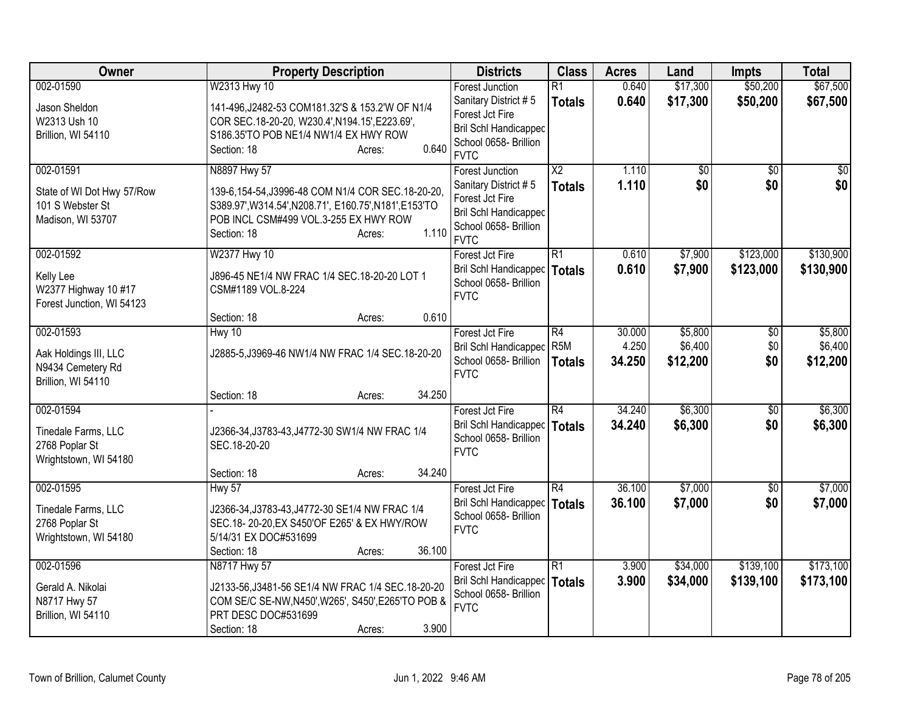| Owner | Property Description | Districts | Class | Acres | Land | Impts | Total |
|---|---|---|---|---|---|---|---|
| 002-01590<br>Jason Sheldon<br>W2313 Ush 10<br>Brillion, WI 54110 | W2313 Hwy 10<br>141-496,J2482-53 COM181.32'S & 153.2'W OF N1/4 COR SEC.18-20-20, W230.4',N194.15',E223.69', S186.35'TO POB NE1/4 NW1/4 EX HWY ROW<br>Section: 18 Acres: 0.640 | Forest Junction Sanitary District # 5<br>Forest Jct Fire<br>Bril Schl Handicapped<br>School 0658- Brillion<br>FVTC | R1<br>**Totals** | 0.640<br>**0.640** | $17,300<br>**$17,300** | $50,200<br>**$50,200** | $67,500<br>**$67,500** |
| 002-01591<br>State of WI Dot Hwy 57/Row<br>101 S Webster St<br>Madison, WI 53707 | N8897 Hwy 57<br>139-6,154-54,J3996-48 COM N1/4 COR SEC.18-20-20, S389.97',W314.54',N208.71', E160.75',N181',E153'TO POB INCL CSM#499 VOL.3-255 EX HWY ROW<br>Section: 18 Acres: 1.110 | Forest Junction Sanitary District # 5<br>Forest Jct Fire<br>Bril Schl Handicapped<br>School 0658- Brillion<br>FVTC | X2<br>**Totals** | 1.110<br>**1.110** | $0<br>**$0** | $0<br>**$0** | $0<br>**$0** |
| 002-01592<br>Kelly Lee<br>W2377 Highway 10 #17<br>Forest Junction, WI 54123 | W2377 Hwy 10<br>J896-45 NE1/4 NW FRAC 1/4 SEC.18-20-20 LOT 1 CSM#1189 VOL.8-224<br>Section: 18 Acres: 0.610 | Forest Jct Fire<br>Bril Schl Handicapped<br>School 0658- Brillion<br>FVTC | R1<br>**Totals** | 0.610<br>**0.610** | $7,900<br>**$7,900** | $123,000<br>**$123,000** | $130,900<br>**$130,900** |
| 002-01593<br>Aak Holdings III, LLC<br>N9434 Cemetery Rd<br>Brillion, WI 54110 | Hwy 10<br>J2885-5,J3969-46 NW1/4 NW FRAC 1/4 SEC.18-20-20<br>Section: 18 Acres: 34.250 | Forest Jct Fire<br>Bril Schl Handicapped<br>School 0658- Brillion<br>FVTC | R4<br>R5M<br>**Totals** | 30.000<br>4.250<br>**34.250** | $5,800<br>$6,400<br>**$12,200** | $0<br>$0<br>**$0** | $5,800<br>$6,400<br>**$12,200** |
| 002-01594<br>Tinedale Farms, LLC<br>2768 Poplar St<br>Wrightstown, WI 54180 | -<br>J2366-34,J3783-43,J4772-30 SW1/4 NW FRAC 1/4 SEC.18-20-20<br>Section: 18 Acres: 34.240 | Forest Jct Fire<br>Bril Schl Handicapped<br>School 0658- Brillion<br>FVTC | R4<br>**Totals** | 34.240<br>**34.240** | $6,300<br>**$6,300** | $0<br>**$0** | $6,300<br>**$6,300** |
| 002-01595<br>Tinedale Farms, LLC<br>2768 Poplar St<br>Wrightstown, WI 54180 | Hwy 57<br>J2366-34,J3783-43,J4772-30 SE1/4 NW FRAC 1/4 SEC.18- 20-20,EX S450'OF E265' & EX HWY/ROW 5/14/31 EX DOC#531699<br>Section: 18 Acres: 36.100 | Forest Jct Fire<br>Bril Schl Handicapped<br>School 0658- Brillion<br>FVTC | R4<br>**Totals** | 36.100<br>**36.100** | $7,000<br>**$7,000** | $0<br>**$0** | $7,000<br>**$7,000** |
| 002-01596<br>Gerald A. Nikolai<br>N8717 Hwy 57<br>Brillion, WI 54110 | N8717 Hwy 57<br>J2133-56,J3481-56 SE1/4 NW FRAC 1/4 SEC.18-20-20 COM SE/C SE-NW,N450',W265', S450',E265'TO POB & PRT DESC DOC#531699<br>Section: 18 Acres: 3.900 | Forest Jct Fire<br>Bril Schl Handicapped<br>School 0658- Brillion<br>FVTC | R1<br>**Totals** | 3.900<br>**3.900** | $34,000<br>**$34,000** | $139,100<br>**$139,100** | $173,100<br>**$173,100** |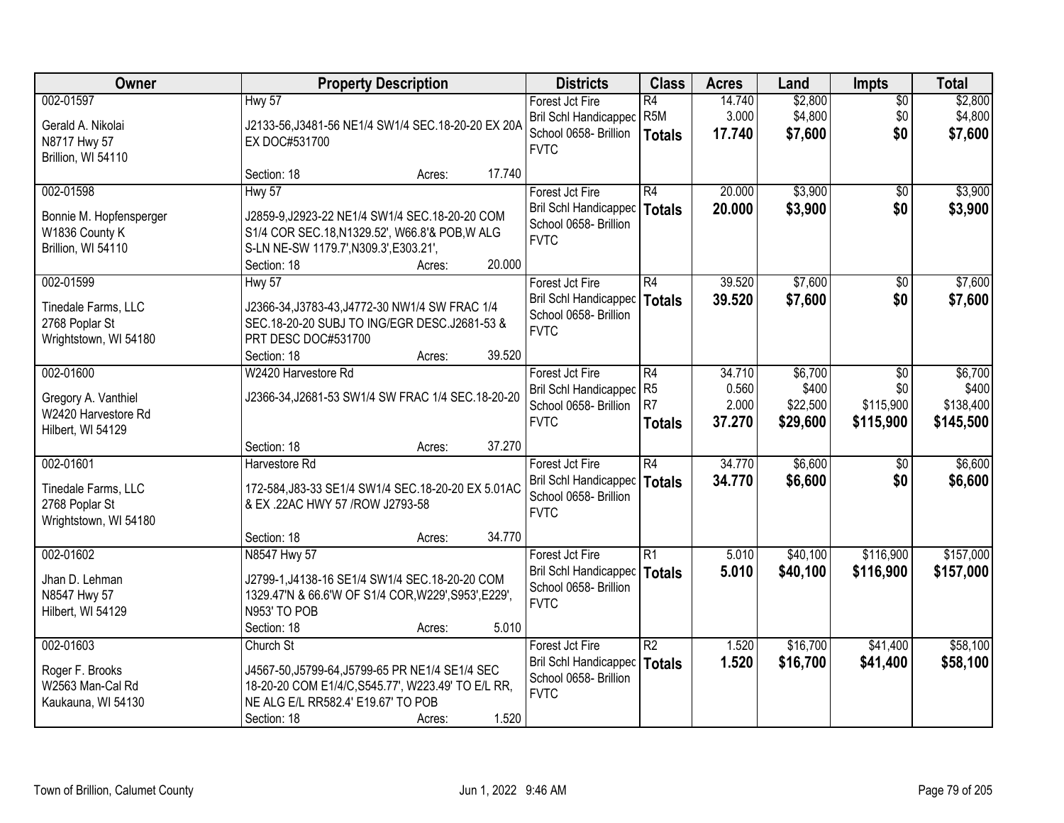| Owner | Property Description | Districts | Class | Acres | Land | Impts | Total |
|---|---|---|---|---|---|---|---|
| 002-01597<br><br>Gerald A. Nikolai<br>N8717 Hwy 57<br>Brillion, WI 54110 | Hwy 57<br><br>J2133-56,J3481-56 NE1/4 SW1/4 SEC.18-20-20 EX 20A EX DOC#531700<br><br>Section: 18 Acres: 17.740 | Forest Jct Fire<br>Bril Schl Handicapped<br>School 0658- Brillion<br>FVTC | R4<br>R5M<br>**Totals** | 14.740<br>3.000<br>**17.740** | $2,800<br>$4,800<br>**$7,600** | $0<br>$0<br>**$0** | $2,800<br>$4,800<br>**$7,600** |
| 002-01598<br><br>Bonnie M. Hopfensperger<br>W1836 County K<br>Brillion, WI 54110 | Hwy 57<br><br>J2859-9,J2923-22 NE1/4 SW1/4 SEC.18-20-20 COM S1/4 COR SEC.18,N1329.52', W66.8'& POB,W ALG S-LN NE-SW 1179.7',N309.3',E303.21',<br>Section: 18 Acres: 20.000 | Forest Jct Fire<br>Bril Schl Handicapped<br>School 0658- Brillion<br>FVTC | R4<br>**Totals** | 20.000<br>**20.000** | $3,900<br>**$3,900** | $0<br>**$0** | $3,900<br>**$3,900** |
| 002-01599<br><br>Tinedale Farms, LLC<br>2768 Poplar St<br>Wrightstown, WI 54180 | Hwy 57<br><br>J2366-34,J3783-43,J4772-30 NW1/4 SW FRAC 1/4 SEC.18-20-20 SUBJ TO ING/EGR DESC.J2681-53 & PRT DESC DOC#531700<br>Section: 18 Acres: 39.520 | Forest Jct Fire<br>Bril Schl Handicapped<br>School 0658- Brillion<br>FVTC | R4<br>**Totals** | 39.520<br>**39.520** | $7,600<br>**$7,600** | $0<br>**$0** | $7,600<br>**$7,600** |
| 002-01600<br><br>Gregory A. Vanthiel<br>W2420 Harvestore Rd<br>Hilbert, WI 54129 | W2420 Harvestore Rd<br><br>J2366-34,J2681-53 SW1/4 SW FRAC 1/4 SEC.18-20-20<br><br>Section: 18 Acres: 37.270 | Forest Jct Fire<br>Bril Schl Handicapped<br>School 0658- Brillion<br>FVTC | R4<br>R5<br>R7<br>**Totals** | 34.710<br>0.560<br>2.000<br>**37.270** | $6,700<br>$400<br>$22,500<br>**$29,600** | $0<br>$0<br>$115,900<br>**$115,900** | $6,700<br>$400<br>$138,400<br>**$145,500** |
| 002-01601<br><br>Tinedale Farms, LLC<br>2768 Poplar St<br>Wrightstown, WI 54180 | Harvestore Rd<br><br>172-584,J83-33 SE1/4 SW1/4 SEC.18-20-20 EX 5.01AC & EX .22AC HWY 57 /ROW J2793-58<br><br>Section: 18 Acres: 34.770 | Forest Jct Fire<br>Bril Schl Handicapped<br>School 0658- Brillion<br>FVTC | R4<br>**Totals** | 34.770<br>**34.770** | $6,600<br>**$6,600** | $0<br>**$0** | $6,600<br>**$6,600** |
| 002-01602<br><br>Jhan D. Lehman<br>N8547 Hwy 57<br>Hilbert, WI 54129 | N8547 Hwy 57<br><br>J2799-1,J4138-16 SE1/4 SW1/4 SEC.18-20-20 COM 1329.47'N & 66.6'W OF S1/4 COR,W229',S953',E229', N953' TO POB<br>Section: 18 Acres: 5.010 | Forest Jct Fire<br>Bril Schl Handicapped<br>School 0658- Brillion<br>FVTC | R1<br>**Totals** | 5.010<br>**5.010** | $40,100<br>**$40,100** | $116,900<br>**$116,900** | $157,000<br>**$157,000** |
| 002-01603<br><br>Roger F. Brooks<br>W2563 Man-Cal Rd<br>Kaukauna, WI 54130 | Church St<br><br>J4567-50,J5799-64,J5799-65 PR NE1/4 SE1/4 SEC 18-20-20 COM E1/4/C,S545.77', W223.49' TO E/L RR, NE ALG E/L RR582.4' E19.67' TO POB<br>Section: 18 Acres: 1.520 | Forest Jct Fire<br>Bril Schl Handicapped<br>School 0658- Brillion<br>FVTC | R2<br>**Totals** | 1.520<br>**1.520** | $16,700<br>**$16,700** | $41,400<br>**$41,400** | $58,100<br>**$58,100** |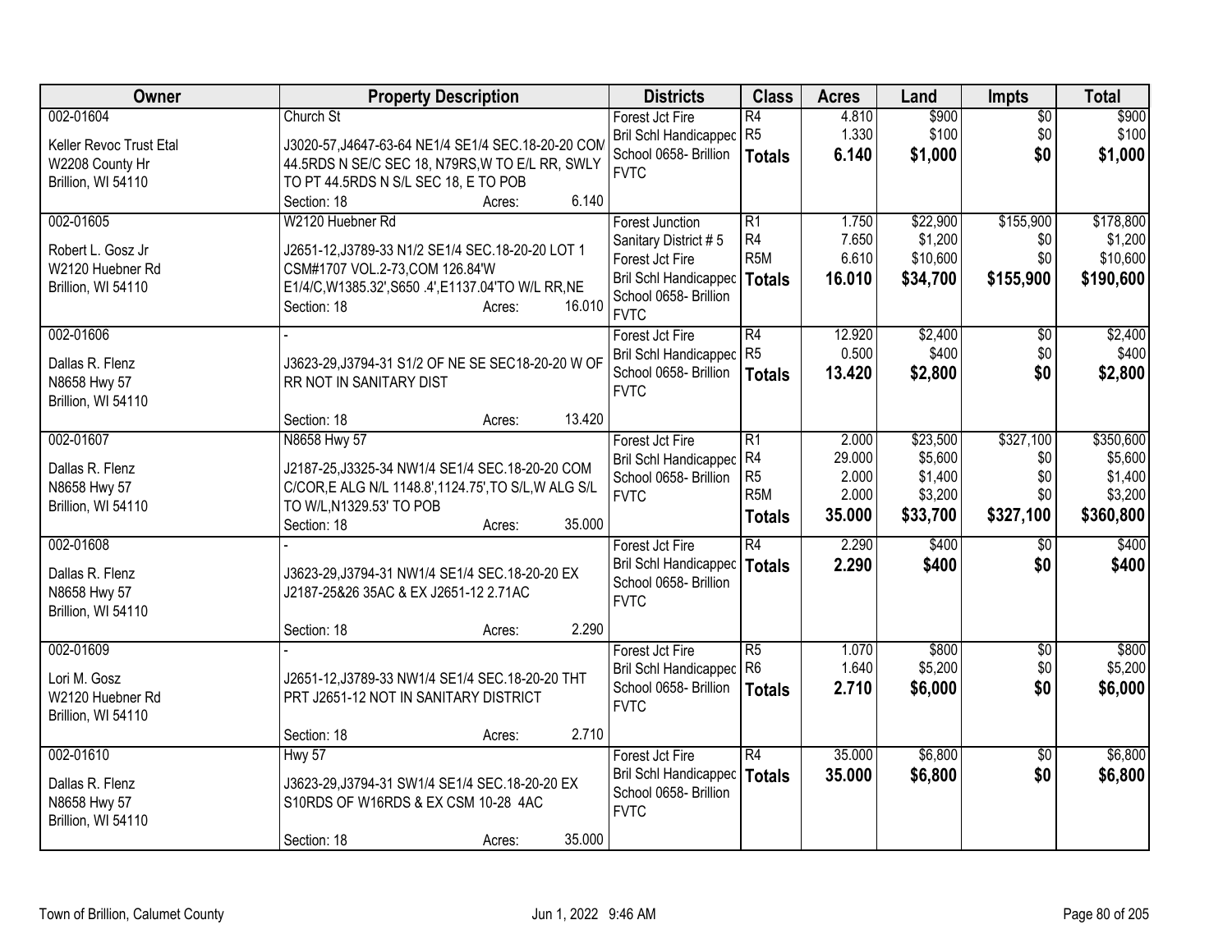| Owner | Property Description | Districts | Class | Acres | Land | Impts | Total |
|---|---|---|---|---|---|---|---|
| 002-01604<br>Keller Revoc Trust Etal<br>W2208 County Hr<br>Brillion, WI 54110 | Church St<br>J3020-57,J4647-63-64 NE1/4 SE1/4 SEC.18-20-20 COM 44.5RDS N SE/C SEC 18, N79RS,W TO E/L RR, SWLY TO PT 44.5RDS N S/L SEC 18, E TO POB<br>Section: 18 Acres: 6.140 | Forest Jct Fire<br>Bril Schl Handicapped<br>School 0658- Brillion<br>FVTC | R4<br>R5<br>**Totals** | 4.810<br>1.330<br>**6.140** | $900<br>$100<br>**$1,000** | $0<br>$0<br>**$0** | $900<br>$100<br>**$1,000** |
| 002-01605<br>Robert L. Gosz Jr<br>W2120 Huebner Rd<br>Brillion, WI 54110 | W2120 Huebner Rd<br>J2651-12,J3789-33 N1/2 SE1/4 SEC.18-20-20 LOT 1 CSM#1707 VOL.2-73,COM 126.84'W E1/4/C,W1385.32',S650 .4',E1137.04'TO W/L RR,NE<br>Section: 18 Acres: 16.010 | Forest Junction<br>Sanitary District # 5<br>Forest Jct Fire<br>Bril Schl Handicapped<br>School 0658- Brillion<br>FVTC | R1<br>R4<br>R5M<br>**Totals** | 1.750<br>7.650<br>6.610<br>**16.010** | $22,900<br>$1,200<br>$10,600<br>**$34,700** | $155,900<br>$0<br>$0<br>**$155,900** | $178,800<br>$1,200<br>$10,600<br>**$190,600** |
| 002-01606<br>Dallas R. Flenz<br>N8658 Hwy 57<br>Brillion, WI 54110 | -<br>J3623-29,J3794-31 S1/2 OF NE SE SEC18-20-20 W OF RR NOT IN SANITARY DIST<br>Section: 18 Acres: 13.420 | Forest Jct Fire<br>Bril Schl Handicapped<br>School 0658- Brillion<br>FVTC | R4<br>R5<br>**Totals** | 12.920<br>0.500<br>**13.420** | $2,400<br>$400<br>**$2,800** | $0<br>$0<br>**$0** | $2,400<br>$400<br>**$2,800** |
| 002-01607<br>Dallas R. Flenz<br>N8658 Hwy 57<br>Brillion, WI 54110 | N8658 Hwy 57<br>J2187-25,J3325-34 NW1/4 SE1/4 SEC.18-20-20 COM C/COR,E ALG N/L 1148.8',1124.75',TO S/L,W ALG S/L TO W/L,N1329.53' TO POB<br>Section: 18 Acres: 35.000 | Forest Jct Fire<br>Bril Schl Handicapped<br>School 0658- Brillion<br>FVTC | R1<br>R4<br>R5<br>R5M<br>**Totals** | 2.000<br>29.000<br>2.000<br>2.000<br>**35.000** | $23,500<br>$5,600<br>$1,400<br>$3,200<br>**$33,700** | $327,100<br>$0<br>$0<br>$0<br>**$327,100** | $350,600<br>$5,600<br>$1,400<br>$3,200<br>**$360,800** |
| 002-01608<br>Dallas R. Flenz<br>N8658 Hwy 57<br>Brillion, WI 54110 | -<br>J3623-29,J3794-31 NW1/4 SE1/4 SEC.18-20-20 EX J2187-25&26 35AC & EX J2651-12 2.71AC<br>Section: 18 Acres: 2.290 | Forest Jct Fire<br>Bril Schl Handicapped<br>School 0658- Brillion<br>FVTC | R4<br>**Totals** | 2.290<br>**2.290** | $400<br>**$400** | $0<br>**$0** | $400<br>**$400** |
| 002-01609<br>Lori M. Gosz<br>W2120 Huebner Rd<br>Brillion, WI 54110 | -<br>J2651-12,J3789-33 NW1/4 SE1/4 SEC.18-20-20 THT PRT J2651-12 NOT IN SANITARY DISTRICT<br>Section: 18 Acres: 2.710 | Forest Jct Fire<br>Bril Schl Handicapped<br>School 0658- Brillion<br>FVTC | R5<br>R6<br>**Totals** | 1.070<br>1.640<br>**2.710** | $800<br>$5,200<br>**$6,000** | $0<br>$0<br>**$0** | $800<br>$5,200<br>**$6,000** |
| 002-01610<br>Dallas R. Flenz<br>N8658 Hwy 57<br>Brillion, WI 54110 | Hwy 57<br>J3623-29,J3794-31 SW1/4 SE1/4 SEC.18-20-20 EX S10RDS OF W16RDS & EX CSM 10-28 4AC<br>Section: 18 Acres: 35.000 | Forest Jct Fire<br>Bril Schl Handicapped<br>School 0658- Brillion<br>FVTC | R4<br>**Totals** | 35.000<br>**35.000** | $6,800<br>**$6,800** | $0<br>**$0** | $6,800<br>**$6,800** |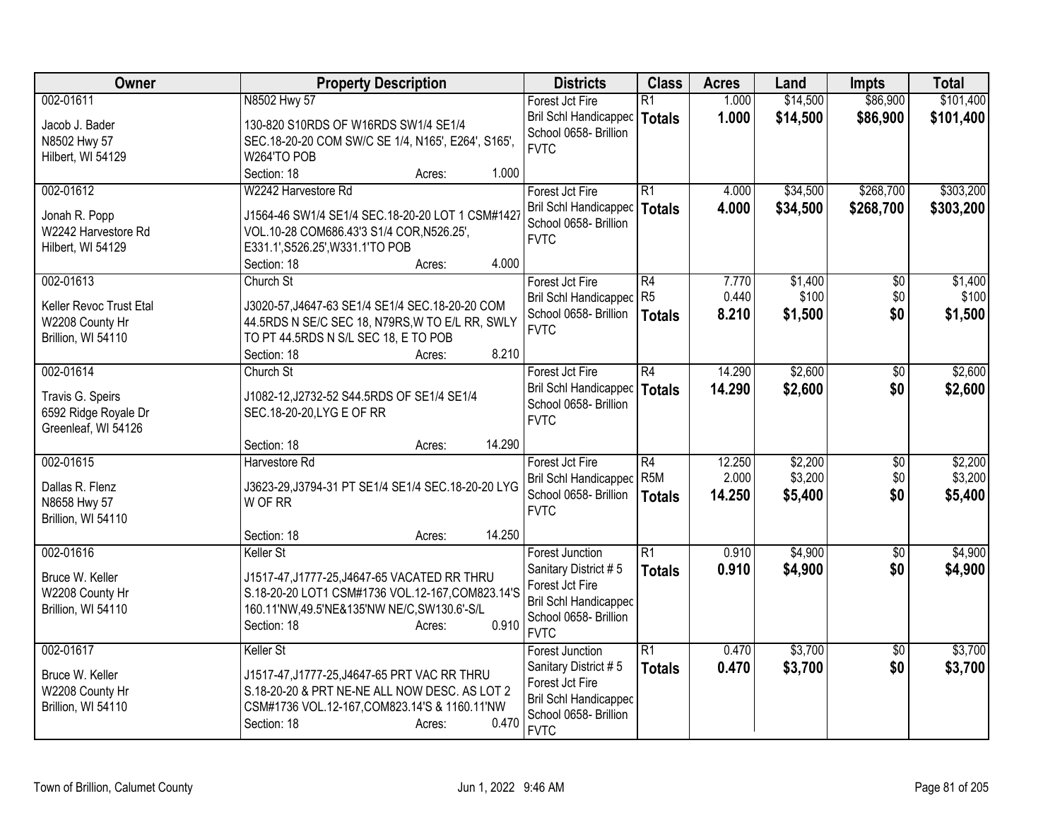| Owner | Property Description | Districts | Class | Acres | Land | Impts | Total |
|---|---|---|---|---|---|---|---|
| 002-01611<br>Jacob J. Bader<br>N8502 Hwy 57<br>Hilbert, WI 54129 | N8502 Hwy 57<br>130-820 S10RDS OF W16RDS SW1/4 SE1/4 SEC.18-20-20 COM SW/C SE 1/4, N165', E264', S165', W264'TO POB<br>Section: 18 Acres: 1.000 | Forest Jct Fire<br>Bril Schl Handicapped<br>School 0658- Brillion<br>FVTC | R1<br>**Totals** | 1.000<br>**1.000** | $14,500<br>**$14,500** | $86,900<br>**$86,900** | $101,400<br>**$101,400** |
| 002-01612<br>Jonah R. Popp<br>W2242 Harvestore Rd<br>Hilbert, WI 54129 | W2242 Harvestore Rd<br>J1564-46 SW1/4 SE1/4 SEC.18-20-20 LOT 1 CSM#1427 VOL.10-28 COM686.43'3 S1/4 COR,N526.25', E331.1',S526.25',W331.1'TO POB<br>Section: 18 Acres: 4.000 | Forest Jct Fire<br>Bril Schl Handicapped<br>School 0658- Brillion<br>FVTC | R1<br>**Totals** | 4.000<br>**4.000** | $34,500<br>**$34,500** | $268,700<br>**$268,700** | $303,200<br>**$303,200** |
| 002-01613<br>Keller Revoc Trust Etal<br>W2208 County Hr<br>Brillion, WI 54110 | Church St<br>J3020-57,J4647-63 SE1/4 SE1/4 SEC.18-20-20 COM 44.5RDS N SE/C SEC 18, N79RS,W TO E/L RR, SWLY TO PT 44.5RDS N S/L SEC 18, E TO POB<br>Section: 18 Acres: 8.210 | Forest Jct Fire<br>Bril Schl Handicapped<br>School 0658- Brillion<br>FVTC | R4<br>R5<br>**Totals** | 7.770<br>0.440<br>**8.210** | $1,400<br>$100<br>**$1,500** | $0<br>$0<br>**$0** | $1,400<br>$100<br>**$1,500** |
| 002-01614<br>Travis G. Speirs<br>6592 Ridge Royale Dr<br>Greenleaf, WI 54126 | Church St<br>J1082-12,J2732-52 S44.5RDS OF SE1/4 SE1/4 SEC.18-20-20,LYG E OF RR<br>Section: 18 Acres: 14.290 | Forest Jct Fire<br>Bril Schl Handicapped<br>School 0658- Brillion<br>FVTC | R4<br>**Totals** | 14.290<br>**14.290** | $2,600<br>**$2,600** | $0<br>**$0** | $2,600<br>**$2,600** |
| 002-01615<br>Dallas R. Flenz<br>N8658 Hwy 57<br>Brillion, WI 54110 | Harvestore Rd<br>J3623-29,J3794-31 PT SE1/4 SE1/4 SEC.18-20-20 LYG W OF RR<br>Section: 18 Acres: 14.250 | Forest Jct Fire<br>Bril Schl Handicapped<br>School 0658- Brillion<br>FVTC | R4<br>R5M<br>**Totals** | 12.250<br>2.000<br>**14.250** | $2,200<br>$3,200<br>**$5,400** | $0<br>$0<br>**$0** | $2,200<br>$3,200<br>**$5,400** |
| 002-01616<br>Bruce W. Keller<br>W2208 County Hr<br>Brillion, WI 54110 | Keller St<br>J1517-47,J1777-25,J4647-65 VACATED RR THRU S.18-20-20 LOT1 CSM#1736 VOL.12-167,COM823.14'S 160.11'NW,49.5'NE&135'NW NE/C,SW130.6'-S/L<br>Section: 18 Acres: 0.910 | Forest Junction<br>Sanitary District # 5<br>Forest Jct Fire<br>Bril Schl Handicapped<br>School 0658- Brillion<br>FVTC | R1<br>**Totals** | 0.910<br>**0.910** | $4,900<br>**$4,900** | $0<br>**$0** | $4,900<br>**$4,900** |
| 002-01617<br>Bruce W. Keller<br>W2208 County Hr<br>Brillion, WI 54110 | Keller St<br>J1517-47,J1777-25,J4647-65 PRT VAC RR THRU S.18-20-20 & PRT NE-NE ALL NOW DESC. AS LOT 2 CSM#1736 VOL.12-167,COM823.14'S & 1160.11'NW<br>Section: 18 Acres: 0.470 | Forest Junction<br>Sanitary District # 5<br>Forest Jct Fire<br>Bril Schl Handicapped<br>School 0658- Brillion<br>FVTC | R1<br>**Totals** | 0.470<br>**0.470** | $3,700<br>**$3,700** | $0<br>**$0** | $3,700<br>**$3,700** |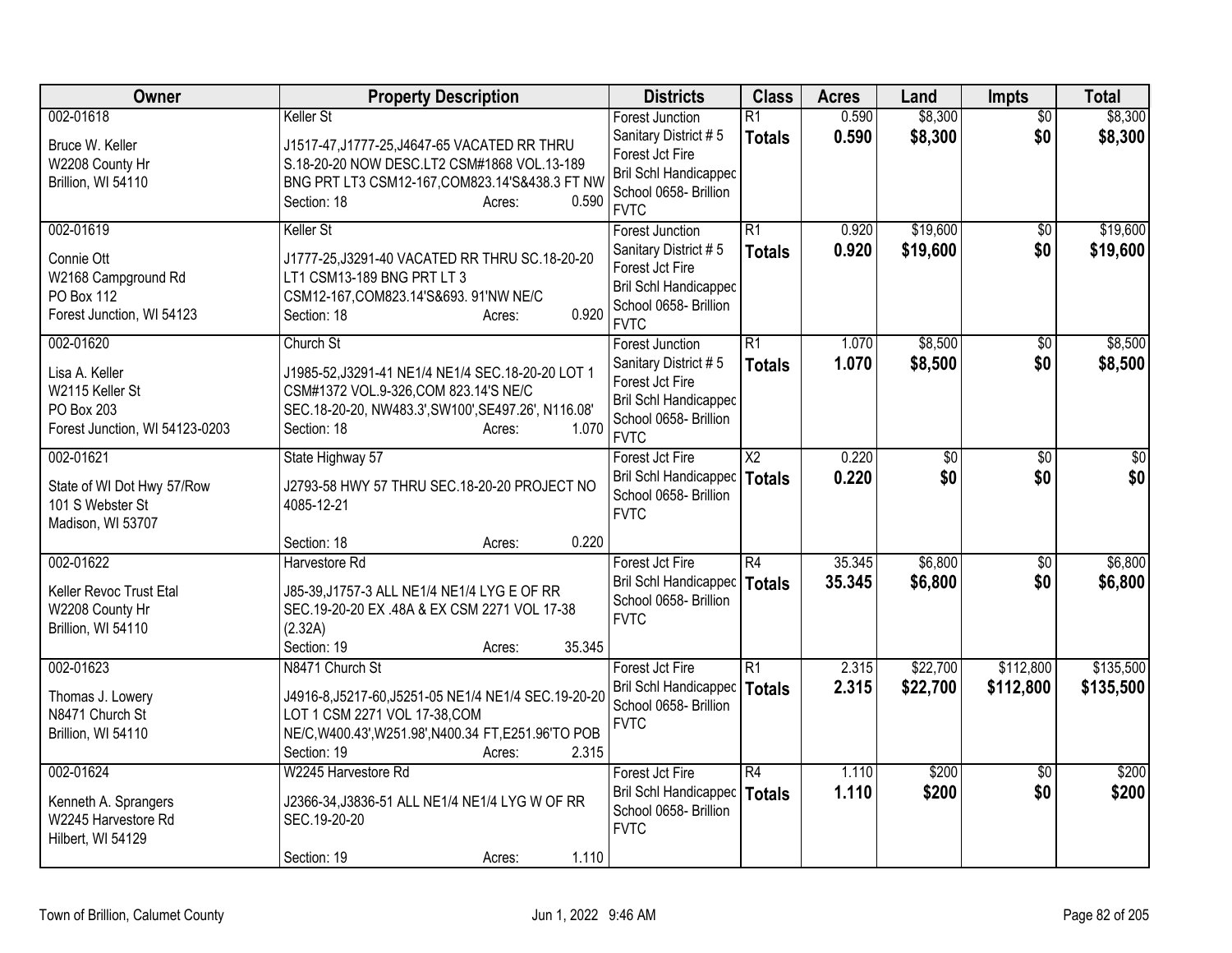| Owner | Property Description | Districts | Class | Acres | Land | Impts | Total |
|---|---|---|---|---|---|---|---|
| 002-01618<br>Bruce W. Keller<br>W2208 County Hr<br>Brillion, WI 54110 | Keller St<br>J1517-47,J1777-25,J4647-65 VACATED RR THRU S.18-20-20 NOW DESC.LT2 CSM#1868 VOL.13-189 BNG PRT LT3 CSM12-167,COM823.14'S&438.3 FT NW<br>Section: 18 Acres: 0.590 | Forest Junction Sanitary District # 5<br>Forest Jct Fire<br>Bril Schl Handicapped<br>School 0658- Brillion<br>FVTC | R1<br>**Totals** | 0.590<br>**0.590** | \$8,300<br>**\$8,300** | \$0<br>**\$0** | \$8,300<br>**\$8,300** |
| 002-01619<br>Connie Ott<br>W2168 Campground Rd<br>PO Box 112<br>Forest Junction, WI 54123 | Keller St<br>J1777-25,J3291-40 VACATED RR THRU SC.18-20-20 LT1 CSM13-189 BNG PRT LT 3 CSM12-167,COM823.14'S&693. 91'NW NE/C<br>Section: 18 Acres: 0.920 | Forest Junction Sanitary District # 5<br>Forest Jct Fire<br>Bril Schl Handicapped<br>School 0658- Brillion<br>FVTC | R1<br>**Totals** | 0.920<br>**0.920** | \$19,600<br>**\$19,600** | \$0<br>**\$0** | \$19,600<br>**\$19,600** |
| 002-01620<br>Lisa A. Keller<br>W2115 Keller St<br>PO Box 203<br>Forest Junction, WI 54123-0203 | Church St<br>J1985-52,J3291-41 NE1/4 NE1/4 SEC.18-20-20 LOT 1 CSM#1372 VOL.9-326,COM 823.14'S NE/C SEC.18-20-20, NW483.3',SW100',SE497.26', N116.08'<br>Section: 18 Acres: 1.070 | Forest Junction Sanitary District # 5<br>Forest Jct Fire<br>Bril Schl Handicapped<br>School 0658- Brillion<br>FVTC | R1<br>**Totals** | 1.070<br>**1.070** | \$8,500<br>**\$8,500** | \$0<br>**\$0** | \$8,500<br>**\$8,500** |
| 002-01621<br>State of WI Dot Hwy 57/Row<br>101 S Webster St<br>Madison, WI 53707 | State Highway 57<br>J2793-58 HWY 57 THRU SEC.18-20-20 PROJECT NO 4085-12-21<br>Section: 18 Acres: 0.220 | Forest Jct Fire<br>Bril Schl Handicapped<br>School 0658- Brillion<br>FVTC | X2<br>**Totals** | 0.220<br>**0.220** | \$0<br>**\$0** | \$0<br>**\$0** | \$0<br>**\$0** |
| 002-01622<br>Keller Revoc Trust Etal<br>W2208 County Hr<br>Brillion, WI 54110 | Harvestore Rd<br>J85-39,J1757-3 ALL NE1/4 NE1/4 LYG E OF RR SEC.19-20-20 EX .48A & EX CSM 2271 VOL 17-38 (2.32A)<br>Section: 19 Acres: 35.345 | Forest Jct Fire<br>Bril Schl Handicapped<br>School 0658- Brillion<br>FVTC | R4<br>**Totals** | 35.345<br>**35.345** | \$6,800<br>**\$6,800** | \$0<br>**\$0** | \$6,800<br>**\$6,800** |
| 002-01623<br>Thomas J. Lowery<br>N8471 Church St<br>Brillion, WI 54110 | N8471 Church St<br>J4916-8,J5217-60,J5251-05 NE1/4 NE1/4 SEC.19-20-20 LOT 1 CSM 2271 VOL 17-38,COM NE/C,W400.43',W251.98',N400.34 FT,E251.96'TO POB<br>Section: 19 Acres: 2.315 | Forest Jct Fire<br>Bril Schl Handicapped<br>School 0658- Brillion<br>FVTC | R1<br>**Totals** | 2.315<br>**2.315** | \$22,700<br>**\$22,700** | \$112,800<br>**\$112,800** | \$135,500<br>**\$135,500** |
| 002-01624<br>Kenneth A. Sprangers<br>W2245 Harvestore Rd<br>Hilbert, WI 54129 | W2245 Harvestore Rd<br>J2366-34,J3836-51 ALL NE1/4 NE1/4 LYG W OF RR SEC.19-20-20<br>Section: 19 Acres: 1.110 | Forest Jct Fire<br>Bril Schl Handicapped<br>School 0658- Brillion<br>FVTC | R4<br>**Totals** | 1.110<br>**1.110** | \$200<br>**\$200** | \$0<br>**\$0** | \$200<br>**\$200** |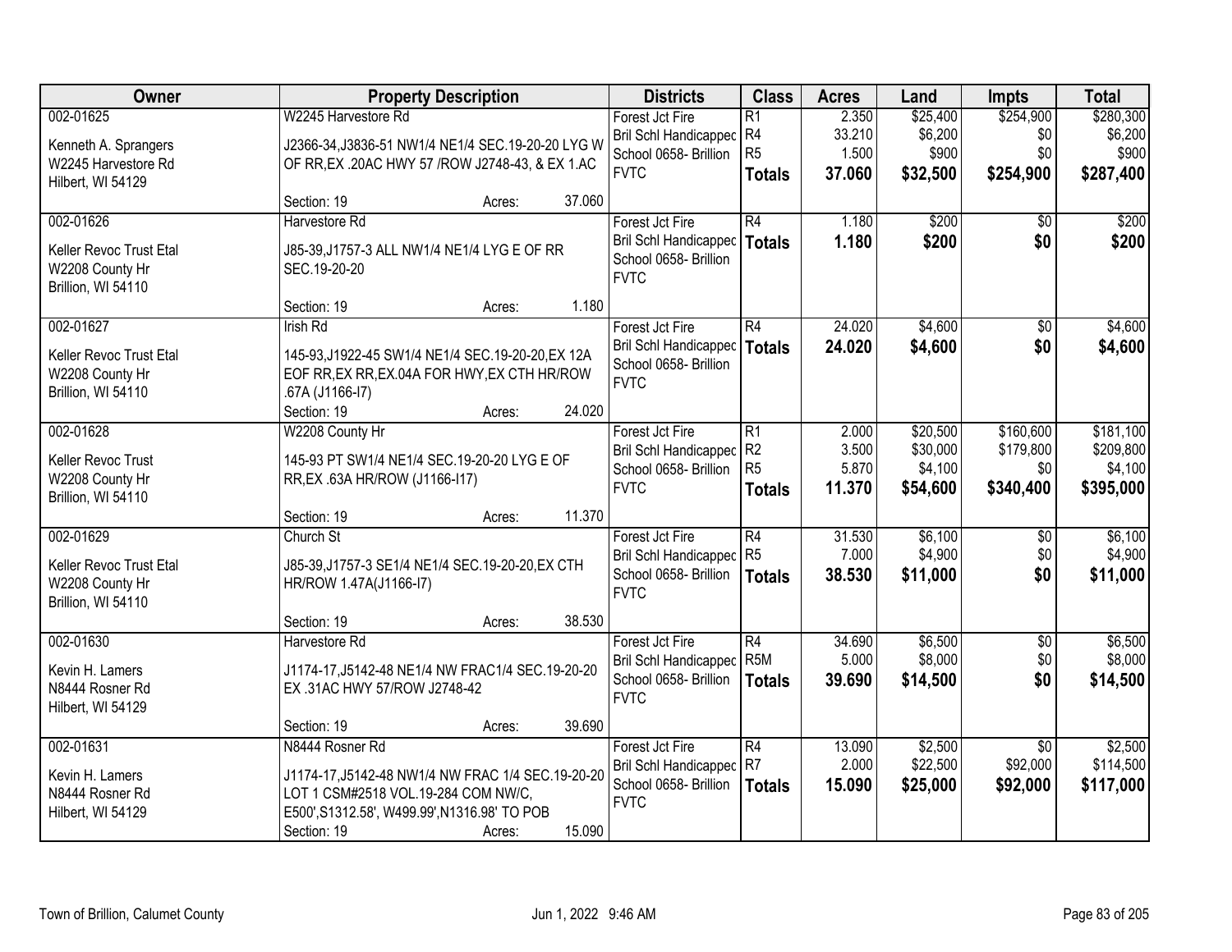| Owner | Property Description | Districts | Class | Acres | Land | Impts | Total |
|---|---|---|---|---|---|---|---|
| 002-01625<br>Kenneth A. Sprangers<br>W2245 Harvestore Rd<br>Hilbert, WI 54129 | W2245 Harvestore Rd<br>J2366-34,J3836-51 NW1/4 NE1/4 SEC.19-20-20 LYG W OF RR,EX .20AC HWY 57 /ROW J2748-43, & EX 1.AC<br>Section: 19 Acres: 37.060 | Forest Jct Fire<br>Bril Schl Handicapped<br>School 0658- Brillion<br>FVTC | R1<br>R4<br>R5<br>**Totals** | 2.350<br>33.210<br>1.500<br>**37.060** | $25,400<br>$6,200<br>$900<br>**$32,500** | $254,900<br>$0<br>$0<br>**$254,900** | $280,300<br>$6,200<br>$900<br>**$287,400** |
| 002-01626<br>Keller Revoc Trust Etal<br>W2208 County Hr<br>Brillion, WI 54110 | Harvestore Rd<br>J85-39,J1757-3 ALL NW1/4 NE1/4 LYG E OF RR SEC.19-20-20<br>Section: 19 Acres: 1.180 | Forest Jct Fire<br>Bril Schl Handicapped<br>School 0658- Brillion<br>FVTC | R4<br>**Totals** | 1.180<br>**1.180** | $200<br>**$200** | $0<br>**$0** | $200<br>**$200** |
| 002-01627<br>Keller Revoc Trust Etal<br>W2208 County Hr<br>Brillion, WI 54110 | Irish Rd<br>145-93,J1922-45 SW1/4 NE1/4 SEC.19-20-20,EX 12A EOF RR,EX RR,EX.04A FOR HWY,EX CTH HR/ROW .67A (J1166-I7)<br>Section: 19 Acres: 24.020 | Forest Jct Fire<br>Bril Schl Handicapped<br>School 0658- Brillion<br>FVTC | R4<br>**Totals** | 24.020<br>**24.020** | $4,600<br>**$4,600** | $0<br>**$0** | $4,600<br>**$4,600** |
| 002-01628<br>Keller Revoc Trust<br>W2208 County Hr<br>Brillion, WI 54110 | W2208 County Hr<br>145-93 PT SW1/4 NE1/4 SEC.19-20-20 LYG E OF RR,EX .63A HR/ROW (J1166-I17)<br>Section: 19 Acres: 11.370 | Forest Jct Fire<br>Bril Schl Handicapped<br>School 0658- Brillion<br>FVTC | R1<br>R2<br>R5<br>**Totals** | 2.000<br>3.500<br>5.870<br>**11.370** | $20,500<br>$30,000<br>$4,100<br>**$54,600** | $160,600<br>$179,800<br>$0<br>**$340,400** | $181,100<br>$209,800<br>$4,100<br>**$395,000** |
| 002-01629<br>Keller Revoc Trust Etal<br>W2208 County Hr<br>Brillion, WI 54110 | Church St<br>J85-39,J1757-3 SE1/4 NE1/4 SEC.19-20-20,EX CTH HR/ROW 1.47A(J1166-I7)<br>Section: 19 Acres: 38.530 | Forest Jct Fire<br>Bril Schl Handicapped<br>School 0658- Brillion<br>FVTC | R4<br>R5<br>**Totals** | 31.530<br>7.000<br>**38.530** | $6,100<br>$4,900<br>**$11,000** | $0<br>$0<br>**$0** | $6,100<br>$4,900<br>**$11,000** |
| 002-01630<br>Kevin H. Lamers<br>N8444 Rosner Rd<br>Hilbert, WI 54129 | Harvestore Rd<br>J1174-17,J5142-48 NE1/4 NW FRAC1/4 SEC.19-20-20 EX .31AC HWY 57/ROW J2748-42<br>Section: 19 Acres: 39.690 | Forest Jct Fire<br>Bril Schl Handicapped<br>School 0658- Brillion<br>FVTC | R4<br>R5M<br>**Totals** | 34.690<br>5.000<br>**39.690** | $6,500<br>$8,000<br>**$14,500** | $0<br>$0<br>**$0** | $6,500<br>$8,000<br>**$14,500** |
| 002-01631<br>Kevin H. Lamers<br>N8444 Rosner Rd<br>Hilbert, WI 54129 | N8444 Rosner Rd<br>J1174-17,J5142-48 NW1/4 NW FRAC 1/4 SEC.19-20-20 LOT 1 CSM#2518 VOL.19-284 COM NW/C, E500',S1312.58', W499.99',N1316.98' TO POB<br>Section: 19 Acres: 15.090 | Forest Jct Fire<br>Bril Schl Handicapped<br>School 0658- Brillion<br>FVTC | R4<br>R7<br>**Totals** | 13.090<br>2.000<br>**15.090** | $2,500<br>$22,500<br>**$25,000** | $0<br>$92,000<br>**$92,000** | $2,500<br>$114,500<br>**$117,000** |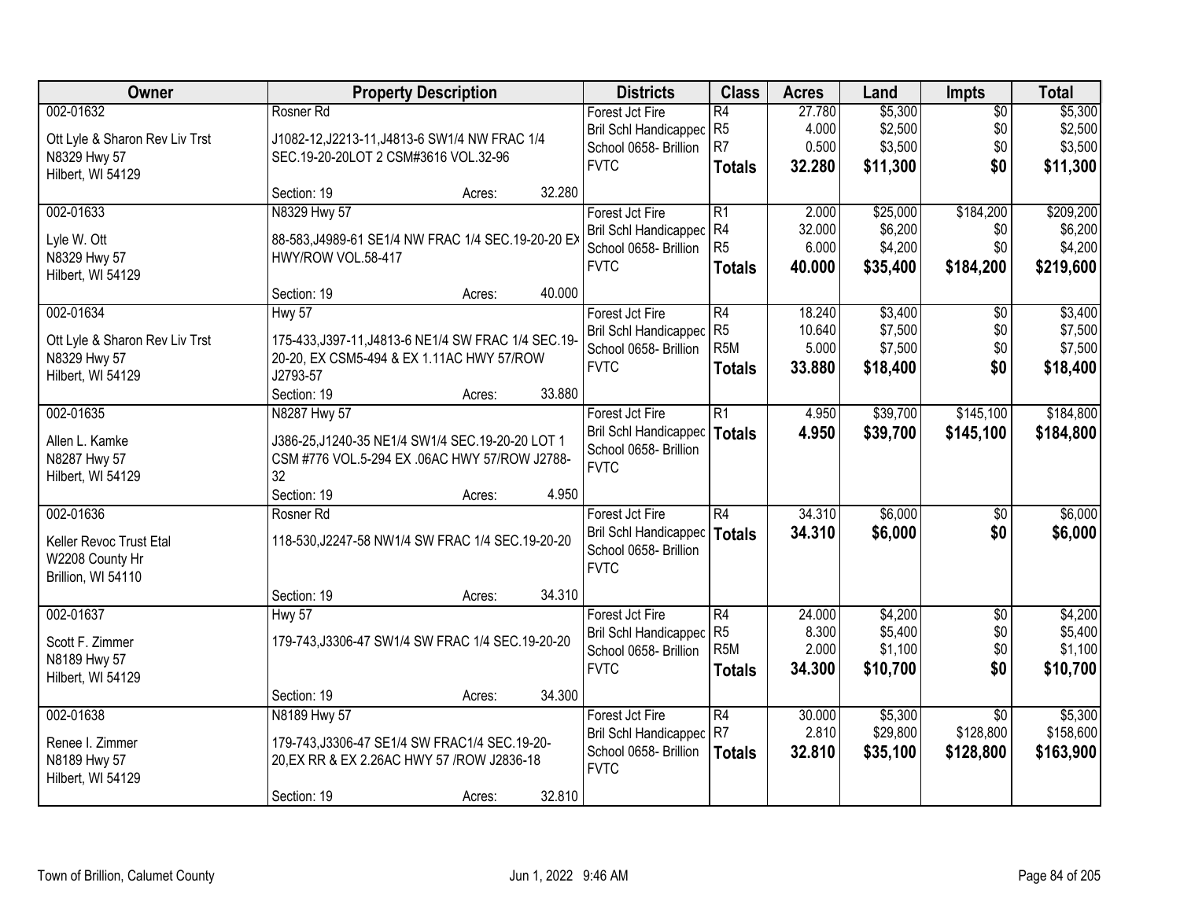| Owner | Property Description | Districts | Class | Acres | Land | Impts | Total |
|---|---|---|---|---|---|---|---|
| 002-01632<br>Ott Lyle & Sharon Rev Liv Trst<br>N8329 Hwy 57<br>Hilbert, WI 54129 | Rosner Rd<br>J1082-12,J2213-11,J4813-6 SW1/4 NW FRAC 1/4 SEC.19-20-20LOT 2 CSM#3616 VOL.32-96<br>Section: 19 Acres: 32.280 | Forest Jct Fire<br>Bril Schl Handicapped<br>School 0658- Brillion<br>FVTC | R4<br>R5<br>R7<br>**Totals** | 27.780<br>4.000<br>0.500<br>**32.280** | $5,300<br>$2,500<br>$3,500<br>**$11,300** | $0<br>$0<br>$0<br>**$0** | $5,300<br>$2,500<br>$3,500<br>**$11,300** |
| 002-01633<br>Lyle W. Ott<br>N8329 Hwy 57<br>Hilbert, WI 54129 | N8329 Hwy 57<br>88-583,J4989-61 SE1/4 NW FRAC 1/4 SEC.19-20-20 EX HWY/ROW VOL.58-417<br>Section: 19 Acres: 40.000 | Forest Jct Fire<br>Bril Schl Handicapped<br>School 0658- Brillion<br>FVTC | R1<br>R4<br>R5<br>**Totals** | 2.000<br>32.000<br>6.000<br>**40.000** | $25,000<br>$6,200<br>$4,200<br>**$35,400** | $184,200<br>$0<br>$0<br>**$184,200** | $209,200<br>$6,200<br>$4,200<br>**$219,600** |
| 002-01634<br>Ott Lyle & Sharon Rev Liv Trst<br>N8329 Hwy 57<br>Hilbert, WI 54129 | Hwy 57<br>175-433,J397-11,J4813-6 NE1/4 SW FRAC 1/4 SEC.19-20-20, EX CSM5-494 & EX 1.11AC HWY 57/ROW J2793-57<br>Section: 19 Acres: 33.880 | Forest Jct Fire<br>Bril Schl Handicapped<br>School 0658- Brillion<br>FVTC | R4<br>R5<br>R5M<br>**Totals** | 18.240<br>10.640<br>5.000<br>**33.880** | $3,400<br>$7,500<br>$7,500<br>**$18,400** | $0<br>$0<br>$0<br>**$0** | $3,400<br>$7,500<br>$7,500<br>**$18,400** |
| 002-01635<br>Allen L. Kamke<br>N8287 Hwy 57<br>Hilbert, WI 54129 | N8287 Hwy 57<br>J386-25,J1240-35 NE1/4 SW1/4 SEC.19-20-20 LOT 1 CSM #776 VOL.5-294 EX .06AC HWY 57/ROW J2788-32<br>Section: 19 Acres: 4.950 | Forest Jct Fire<br>Bril Schl Handicapped<br>School 0658- Brillion<br>FVTC | R1<br>**Totals** | 4.950<br>**4.950** | $39,700<br>**$39,700** | $145,100<br>**$145,100** | $184,800<br>**$184,800** |
| 002-01636<br>Keller Revoc Trust Etal<br>W2208 County Hr<br>Brillion, WI 54110 | Rosner Rd<br>118-530,J2247-58 NW1/4 SW FRAC 1/4 SEC.19-20-20<br>Section: 19 Acres: 34.310 | Forest Jct Fire<br>Bril Schl Handicapped<br>School 0658- Brillion<br>FVTC | R4<br>**Totals** | 34.310<br>**34.310** | $6,000<br>**$6,000** | $0<br>**$0** | $6,000<br>**$6,000** |
| 002-01637<br>Scott F. Zimmer<br>N8189 Hwy 57<br>Hilbert, WI 54129 | Hwy 57<br>179-743,J3306-47 SW1/4 SW FRAC 1/4 SEC.19-20-20<br>Section: 19 Acres: 34.300 | Forest Jct Fire<br>Bril Schl Handicapped<br>School 0658- Brillion<br>FVTC | R4<br>R5<br>R5M<br>**Totals** | 24.000<br>8.300<br>2.000<br>**34.300** | $4,200<br>$5,400<br>$1,100<br>**$10,700** | $0<br>$0<br>$0<br>**$0** | $4,200<br>$5,400<br>$1,100<br>**$10,700** |
| 002-01638<br>Renee I. Zimmer<br>N8189 Hwy 57<br>Hilbert, WI 54129 | N8189 Hwy 57<br>179-743,J3306-47 SE1/4 SW FRAC1/4 SEC.19-20-20,EX RR & EX 2.26AC HWY 57 /ROW J2836-18<br>Section: 19 Acres: 32.810 | Forest Jct Fire<br>Bril Schl Handicapped<br>School 0658- Brillion<br>FVTC | R4<br>R7<br>**Totals** | 30.000<br>2.810<br>**32.810** | $5,300<br>$29,800<br>**$35,100** | $0<br>$128,800<br>**$128,800** | $5,300<br>$158,600<br>**$163,900** |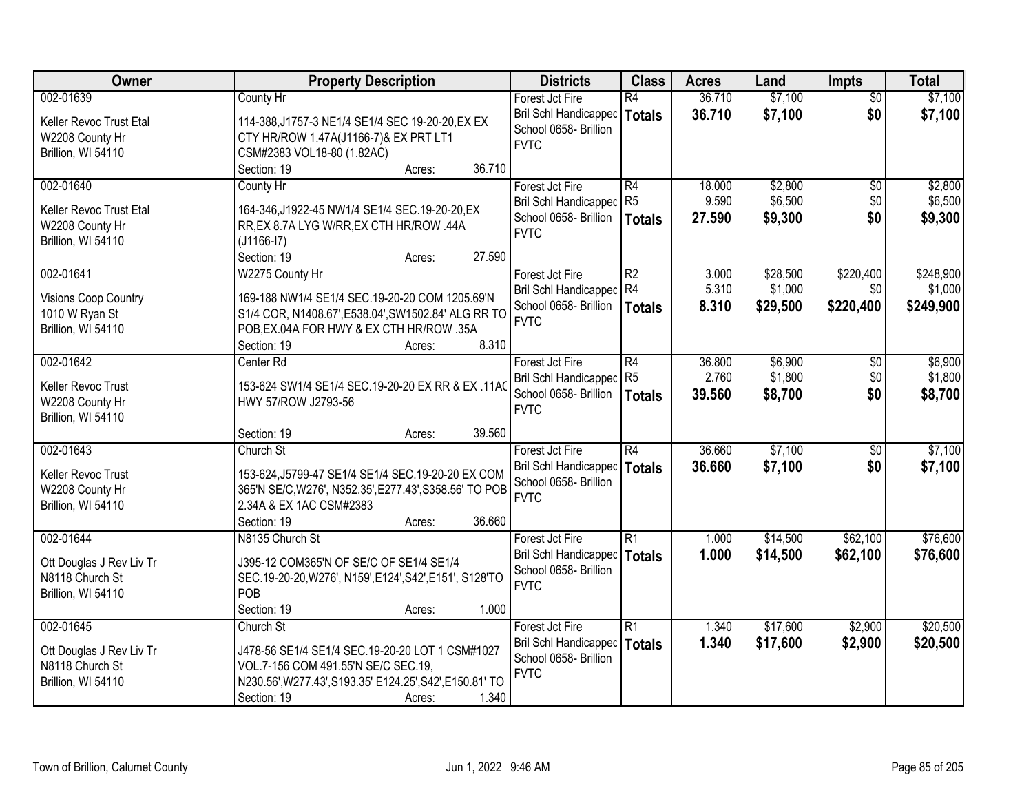| Owner | Property Description | Districts | Class | Acres | Land | Impts | Total |
|---|---|---|---|---|---|---|---|
| 002-01639<br>Keller Revoc Trust Etal<br>W2208 County Hr<br>Brillion, WI 54110 | County Hr<br>114-388,J1757-3 NE1/4 SE1/4 SEC 19-20-20,EX EX CTY HR/ROW 1.47A(J1166-7)& EX PRT LT1 CSM#2383 VOL18-80 (1.82AC)<br>Section: 19 Acres: 36.710 | Forest Jct Fire<br>Bril Schl Handicapped<br>School 0658- Brillion<br>FVTC | R4<br>**Totals** | 36.710<br>**36.710** | $7,100<br>**$7,100** | $0<br>**$0** | $7,100<br>**$7,100** |
| 002-01640<br>Keller Revoc Trust Etal<br>W2208 County Hr<br>Brillion, WI 54110 | County Hr<br>164-346,J1922-45 NW1/4 SE1/4 SEC.19-20-20,EX RR,EX 8.7A LYG W/RR,EX CTH HR/ROW .44A (J1166-I7)<br>Section: 19 Acres: 27.590 | Forest Jct Fire<br>Bril Schl Handicapped<br>School 0658- Brillion<br>FVTC | R4<br>R5<br>**Totals** | 18.000<br>9.590<br>**27.590** | $2,800<br>$6,500<br>**$9,300** | $0<br>$0<br>**$0** | $2,800<br>$6,500<br>**$9,300** |
| 002-01641<br>Visions Coop Country<br>1010 W Ryan St<br>Brillion, WI 54110 | W2275 County Hr<br>169-188 NW1/4 SE1/4 SEC.19-20-20 COM 1205.69'N S1/4 COR, N1408.67',E538.04',SW1502.84' ALG RR TO POB,EX.04A FOR HWY & EX CTH HR/ROW .35A<br>Section: 19 Acres: 8.310 | Forest Jct Fire<br>Bril Schl Handicapped<br>School 0658- Brillion<br>FVTC | R2<br>R4<br>**Totals** | 3.000<br>5.310<br>**8.310** | $28,500<br>$1,000<br>**$29,500** | $220,400<br>$0<br>**$220,400** | $248,900<br>$1,000<br>**$249,900** |
| 002-01642<br>Keller Revoc Trust<br>W2208 County Hr<br>Brillion, WI 54110 | Center Rd<br>153-624 SW1/4 SE1/4 SEC.19-20-20 EX RR & EX .11AC HWY 57/ROW J2793-56<br>Section: 19 Acres: 39.560 | Forest Jct Fire<br>Bril Schl Handicapped<br>School 0658- Brillion<br>FVTC | R4<br>R5<br>**Totals** | 36.800<br>2.760<br>**39.560** | $6,900<br>$1,800<br>**$8,700** | $0<br>$0<br>**$0** | $6,900<br>$1,800<br>**$8,700** |
| 002-01643<br>Keller Revoc Trust<br>W2208 County Hr<br>Brillion, WI 54110 | Church St<br>153-624,J5799-47 SE1/4 SE1/4 SEC.19-20-20 EX COM 365'N SE/C,W276', N352.35',E277.43',S358.56' TO POB 2.34A & EX 1AC CSM#2383<br>Section: 19 Acres: 36.660 | Forest Jct Fire<br>Bril Schl Handicapped<br>School 0658- Brillion<br>FVTC | R4<br>**Totals** | 36.660<br>**36.660** | $7,100<br>**$7,100** | $0<br>**$0** | $7,100<br>**$7,100** |
| 002-01644<br>Ott Douglas J Rev Liv Tr<br>N8118 Church St<br>Brillion, WI 54110 | N8135 Church St<br>J395-12 COM365'N OF SE/C OF SE1/4 SE1/4 SEC.19-20-20,W276', N159',E124',S42',E151', S128'TO POB<br>Section: 19 Acres: 1.000 | Forest Jct Fire<br>Bril Schl Handicapped<br>School 0658- Brillion<br>FVTC | R1<br>**Totals** | 1.000<br>**1.000** | $14,500<br>**$14,500** | $62,100<br>**$62,100** | $76,600<br>**$76,600** |
| 002-01645<br>Ott Douglas J Rev Liv Tr<br>N8118 Church St<br>Brillion, WI 54110 | Church St<br>J478-56 SE1/4 SE1/4 SEC.19-20-20 LOT 1 CSM#1027 VOL.7-156 COM 491.55'N SE/C SEC.19, N230.56',W277.43',S193.35' E124.25',S42',E150.81' TO<br>Section: 19 Acres: 1.340 | Forest Jct Fire<br>Bril Schl Handicapped<br>School 0658- Brillion<br>FVTC | R1<br>**Totals** | 1.340<br>**1.340** | $17,600<br>**$17,600** | $2,900<br>**$2,900** | $20,500<br>**$20,500** |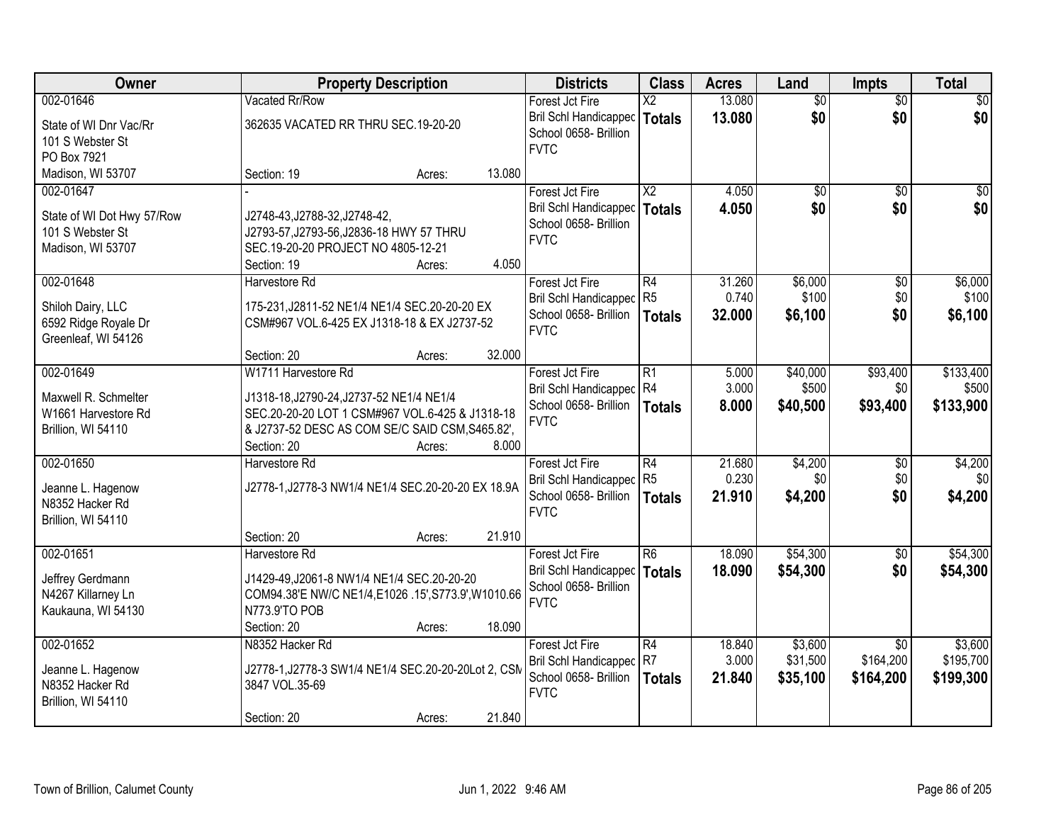| Owner | Property Description | Districts | Class | Acres | Land | Impts | Total |
|---|---|---|---|---|---|---|---|
| 002-01646<br>State of WI Dnr Vac/Rr<br>101 S Webster St<br>PO Box 7921<br>Madison, WI 53707 | Vacated Rr/Row<br>362635 VACATED RR THRU SEC.19-20-20<br>Section: 19 Acres: 13.080 | Forest Jct Fire<br>Bril Schl Handicapped<br>School 0658- Brillion<br>FVTC | X2<br>**Totals** | 13.080<br>**13.080** | $0<br>**$0** | $0<br>**$0** | $0<br>**$0** |
| 002-01647<br>State of WI Dot Hwy 57/Row<br>101 S Webster St<br>Madison, WI 53707 | -<br>J2748-43,J2788-32,J2748-42, J2793-57,J2793-56,J2836-18 HWY 57 THRU SEC.19-20-20 PROJECT NO 4805-12-21<br>Section: 19 Acres: 4.050 | Forest Jct Fire<br>Bril Schl Handicapped<br>School 0658- Brillion<br>FVTC | X2<br>**Totals** | 4.050<br>**4.050** | $0<br>**$0** | $0<br>**$0** | $0<br>**$0** |
| 002-01648<br>Shiloh Dairy, LLC<br>6592 Ridge Royale Dr<br>Greenleaf, WI 54126 | Harvestore Rd<br>175-231,J2811-52 NE1/4 NE1/4 SEC.20-20-20 EX CSM#967 VOL.6-425 EX J1318-18 & EX J2737-52<br>Section: 20 Acres: 32.000 | Forest Jct Fire<br>Bril Schl Handicapped<br>School 0658- Brillion<br>FVTC | R4<br>R5<br>**Totals** | 31.260<br>0.740<br>**32.000** | $6,000<br>$100<br>**$6,100** | $0<br>$0<br>**$0** | $6,000<br>$100<br>**$6,100** |
| 002-01649<br>Maxwell R. Schmelter<br>W1661 Harvestore Rd<br>Brillion, WI 54110 | W1711 Harvestore Rd<br>J1318-18,J2790-24,J2737-52 NE1/4 NE1/4 SEC.20-20-20 LOT 1 CSM#967 VOL.6-425 & J1318-18 & J2737-52 DESC AS COM SE/C SAID CSM,S465.82',<br>Section: 20 Acres: 8.000 | Forest Jct Fire<br>Bril Schl Handicapped<br>School 0658- Brillion<br>FVTC | R1<br>R4<br>**Totals** | 5.000<br>3.000<br>**8.000** | $40,000<br>$500<br>**$40,500** | $93,400<br>$0<br>**$93,400** | $133,400<br>$500<br>**$133,900** |
| 002-01650<br>Jeanne L. Hagenow<br>N8352 Hacker Rd<br>Brillion, WI 54110 | Harvestore Rd<br>J2778-1,J2778-3 NW1/4 NE1/4 SEC.20-20-20 EX 18.9A<br>Section: 20 Acres: 21.910 | Forest Jct Fire<br>Bril Schl Handicapped<br>School 0658- Brillion<br>FVTC | R4<br>R5<br>**Totals** | 21.680<br>0.230<br>**21.910** | $4,200<br>$0<br>**$4,200** | $0<br>$0<br>**$0** | $4,200<br>$0<br>**$4,200** |
| 002-01651<br>Jeffrey Gerdmann<br>N4267 Killarney Ln<br>Kaukauna, WI 54130 | Harvestore Rd<br>J1429-49,J2061-8 NW1/4 NE1/4 SEC.20-20-20 COM94.38'E NW/C NE1/4,E1026 .15',S773.9',W1010.66 N773.9'TO POB<br>Section: 20 Acres: 18.090 | Forest Jct Fire<br>Bril Schl Handicapped<br>School 0658- Brillion<br>FVTC | R6<br>**Totals** | 18.090<br>**18.090** | $54,300<br>**$54,300** | $0<br>**$0** | $54,300<br>**$54,300** |
| 002-01652<br>Jeanne L. Hagenow<br>N8352 Hacker Rd<br>Brillion, WI 54110 | N8352 Hacker Rd<br>J2778-1,J2778-3 SW1/4 NE1/4 SEC.20-20-20Lot 2, CSM 3847 VOL.35-69<br>Section: 20 Acres: 21.840 | Forest Jct Fire<br>Bril Schl Handicapped<br>School 0658- Brillion<br>FVTC | R4<br>R7<br>**Totals** | 18.840<br>3.000<br>**21.840** | $3,600<br>$31,500<br>**$35,100** | $0<br>$164,200<br>**$164,200** | $3,600<br>$195,700<br>**$199,300** |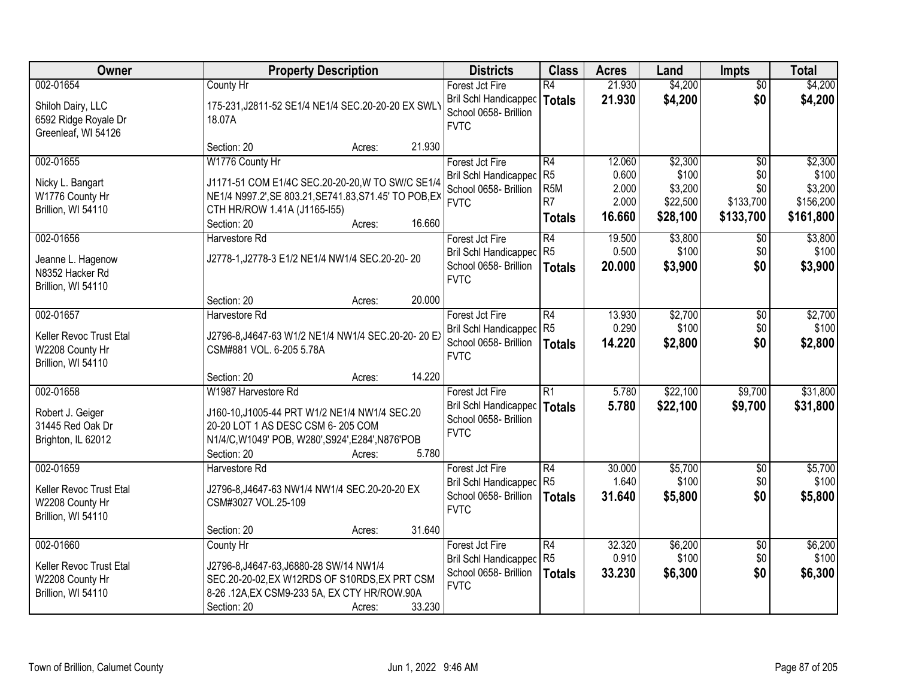| Owner | Property Description | Districts | Class | Acres | Land | Impts | Total |
|---|---|---|---|---|---|---|---|
| 002-01654<br>Shiloh Dairy, LLC<br>6592 Ridge Royale Dr<br>Greenleaf, WI 54126 | County Hr<br>175-231,J2811-52 SE1/4 NE1/4 SEC.20-20-20 EX SWLY 18.07A<br>Section: 20 Acres: 21.930 | Forest Jct Fire<br>Bril Schl Handicapped<br>School 0658- Brillion<br>FVTC | R4<br>**Totals** | 21.930<br>**21.930** | $4,200<br>**$4,200** | $0<br>**$0** | $4,200<br>**$4,200** |
| 002-01655<br>Nicky L. Bangart<br>W1776 County Hr<br>Brillion, WI 54110 | W1776 County Hr<br>J1171-51 COM E1/4C SEC.20-20-20,W TO SW/C SE1/4 NE1/4 N997.2',SE 803.21,SE741.83,S71.45' TO POB,EX CTH HR/ROW 1.41A (J1165-I55)<br>Section: 20 Acres: 16.660 | Forest Jct Fire<br>Bril Schl Handicapped<br>School 0658- Brillion<br>FVTC | R4<br>R5<br>R5M<br>R7<br>**Totals** | 12.060<br>0.600<br>2.000<br>2.000<br>**16.660** | $2,300<br>$100<br>$3,200<br>$22,500<br>**$28,100** | $0<br>$0<br>$0<br>$133,700<br>**$133,700** | $2,300<br>$100<br>$3,200<br>$156,200<br>**$161,800** |
| 002-01656<br>Jeanne L. Hagenow<br>N8352 Hacker Rd<br>Brillion, WI 54110 | Harvestore Rd<br>J2778-1,J2778-3 E1/2 NE1/4 NW1/4 SEC.20-20- 20<br>Section: 20 Acres: 20.000 | Forest Jct Fire<br>Bril Schl Handicapped<br>School 0658- Brillion<br>FVTC | R4<br>R5<br>**Totals** | 19.500<br>0.500<br>**20.000** | $3,800<br>$100<br>**$3,900** | $0<br>$0<br>**$0** | $3,800<br>$100<br>**$3,900** |
| 002-01657<br>Keller Revoc Trust Etal<br>W2208 County Hr<br>Brillion, WI 54110 | Harvestore Rd<br>J2796-8,J4647-63 W1/2 NE1/4 NW1/4 SEC.20-20- 20 EX CSM#881 VOL. 6-205 5.78A<br>Section: 20 Acres: 14.220 | Forest Jct Fire<br>Bril Schl Handicapped<br>School 0658- Brillion<br>FVTC | R4<br>R5<br>**Totals** | 13.930<br>0.290<br>**14.220** | $2,700<br>$100<br>**$2,800** | $0<br>$0<br>**$0** | $2,700<br>$100<br>**$2,800** |
| 002-01658<br>Robert J. Geiger<br>31445 Red Oak Dr<br>Brighton, IL 62012 | W1987 Harvestore Rd<br>J160-10,J1005-44 PRT W1/2 NE1/4 NW1/4 SEC.20 20-20 LOT 1 AS DESC CSM 6- 205 COM N1/4/C,W1049' POB, W280',S924',E284',N876'POB<br>Section: 20 Acres: 5.780 | Forest Jct Fire<br>Bril Schl Handicapped<br>School 0658- Brillion<br>FVTC | R1<br>**Totals** | 5.780<br>**5.780** | $22,100<br>**$22,100** | $9,700<br>**$9,700** | $31,800<br>**$31,800** |
| 002-01659<br>Keller Revoc Trust Etal<br>W2208 County Hr<br>Brillion, WI 54110 | Harvestore Rd<br>J2796-8,J4647-63 NW1/4 NW1/4 SEC.20-20-20 EX CSM#3027 VOL.25-109<br>Section: 20 Acres: 31.640 | Forest Jct Fire<br>Bril Schl Handicapped<br>School 0658- Brillion<br>FVTC | R4<br>R5<br>**Totals** | 30.000<br>1.640<br>**31.640** | $5,700<br>$100<br>**$5,800** | $0<br>$0<br>**$0** | $5,700<br>$100<br>**$5,800** |
| 002-01660<br>Keller Revoc Trust Etal<br>W2208 County Hr<br>Brillion, WI 54110 | County Hr<br>J2796-8,J4647-63,J6880-28 SW/14 NW1/4 SEC.20-20-02,EX W12RDS OF S10RDS,EX PRT CSM 8-26 .12A,EX CSM9-233 5A, EX CTY HR/ROW.90A<br>Section: 20 Acres: 33.230 | Forest Jct Fire<br>Bril Schl Handicapped<br>School 0658- Brillion<br>FVTC | R4<br>R5<br>**Totals** | 32.320<br>0.910<br>**33.230** | $6,200<br>$100<br>**$6,300** | $0<br>$0<br>**$0** | $6,200<br>$100<br>**$6,300** |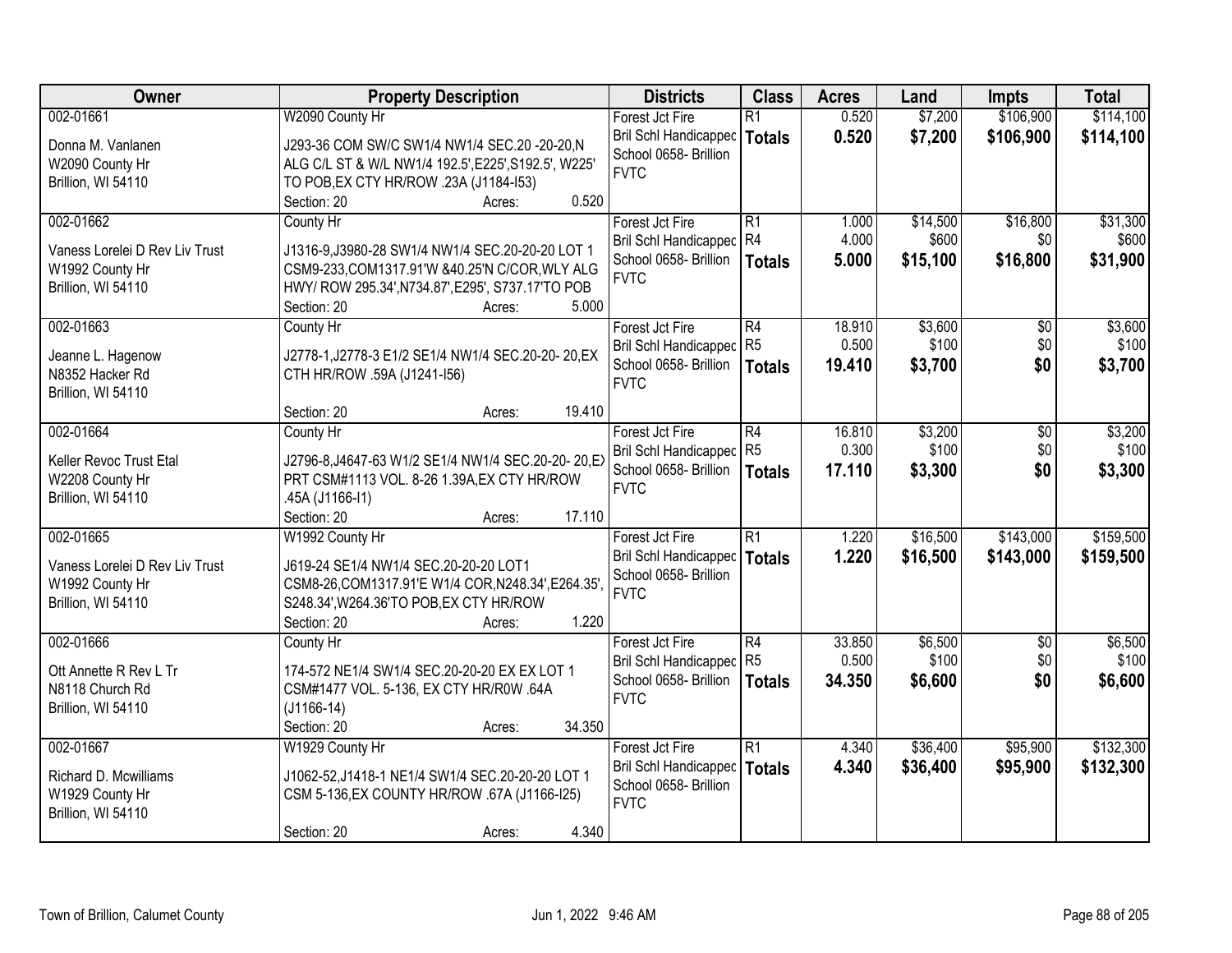| Owner | Property Description | Districts | Class | Acres | Land | Impts | Total |
|---|---|---|---|---|---|---|---|
| 002-01661<br>Donna M. Vanlanen<br>W2090 County Hr<br>Brillion, WI 54110 | W2090 County Hr<br>J293-36 COM SW/C SW1/4 NW1/4 SEC.20 -20-20,N ALG C/L ST & W/L NW1/4 192.5',E225',S192.5', W225' TO POB,EX CTY HR/ROW .23A (J1184-I53)<br>Section: 20 Acres: 0.520 | Forest Jct Fire<br>Bril Schl Handicappec<br>School 0658- Brillion<br>FVTC | R1<br>**Totals** | 0.520<br>**0.520** | $7,200<br>**$7,200** | $106,900<br>**$106,900** | $114,100<br>**$114,100** |
| 002-01662<br>Vaness Lorelei D Rev Liv Trust<br>W1992 County Hr<br>Brillion, WI 54110 | County Hr<br>J1316-9,J3980-28 SW1/4 NW1/4 SEC.20-20-20 LOT 1 CSM9-233,COM1317.91'W &40.25'N C/COR,WLY ALG HWY/ ROW 295.34',N734.87',E295', S737.17'TO POB<br>Section: 20 Acres: 5.000 | Forest Jct Fire<br>Bril Schl Handicappec<br>School 0658- Brillion<br>FVTC | R1<br>R4<br>**Totals** | 1.000<br>4.000<br>**5.000** | $14,500<br>$600<br>**$15,100** | $16,800<br>$0<br>**$16,800** | $31,300<br>$600<br>**$31,900** |
| 002-01663<br>Jeanne L. Hagenow<br>N8352 Hacker Rd<br>Brillion, WI 54110 | County Hr<br>J2778-1,J2778-3 E1/2 SE1/4 NW1/4 SEC.20-20- 20,EX CTH HR/ROW .59A (J1241-I56)<br>Section: 20 Acres: 19.410 | Forest Jct Fire<br>Bril Schl Handicappec<br>School 0658- Brillion<br>FVTC | R4<br>R5<br>**Totals** | 18.910<br>0.500<br>**19.410** | $3,600<br>$100<br>**$3,700** | $0<br>$0<br>**$0** | $3,600<br>$100<br>**$3,700** |
| 002-01664<br>Keller Revoc Trust Etal<br>W2208 County Hr<br>Brillion, WI 54110 | County Hr<br>J2796-8,J4647-63 W1/2 SE1/4 NW1/4 SEC.20-20- 20,EX PRT CSM#1113 VOL. 8-26 1.39A,EX CTY HR/ROW .45A (J1166-I1)<br>Section: 20 Acres: 17.110 | Forest Jct Fire<br>Bril Schl Handicappec<br>School 0658- Brillion<br>FVTC | R4<br>R5<br>**Totals** | 16.810<br>0.300<br>**17.110** | $3,200<br>$100<br>**$3,300** | $0<br>$0<br>**$0** | $3,200<br>$100<br>**$3,300** |
| 002-01665<br>Vaness Lorelei D Rev Liv Trust<br>W1992 County Hr<br>Brillion, WI 54110 | W1992 County Hr<br>J619-24 SE1/4 NW1/4 SEC.20-20-20 LOT1 CSM8-26,COM1317.91'E W1/4 COR,N248.34',E264.35', S248.34',W264.36'TO POB,EX CTY HR/ROW<br>Section: 20 Acres: 1.220 | Forest Jct Fire<br>Bril Schl Handicappec<br>School 0658- Brillion<br>FVTC | R1<br>**Totals** | 1.220<br>**1.220** | $16,500<br>**$16,500** | $143,000<br>**$143,000** | $159,500<br>**$159,500** |
| 002-01666<br>Ott Annette R Rev L Tr<br>N8118 Church Rd<br>Brillion, WI 54110 | County Hr<br>174-572 NE1/4 SW1/4 SEC.20-20-20 EX EX LOT 1 CSM#1477 VOL. 5-136, EX CTY HR/R0W .64A (J1166-14)<br>Section: 20 Acres: 34.350 | Forest Jct Fire<br>Bril Schl Handicappec<br>School 0658- Brillion<br>FVTC | R4<br>R5<br>**Totals** | 33.850<br>0.500<br>**34.350** | $6,500<br>$100<br>**$6,600** | $0<br>$0<br>**$0** | $6,500<br>$100<br>**$6,600** |
| 002-01667<br>Richard D. Mcwilliams<br>W1929 County Hr<br>Brillion, WI 54110 | W1929 County Hr<br>J1062-52,J1418-1 NE1/4 SW1/4 SEC.20-20-20 LOT 1 CSM 5-136,EX COUNTY HR/ROW .67A (J1166-I25)<br>Section: 20 Acres: 4.340 | Forest Jct Fire<br>Bril Schl Handicappec<br>School 0658- Brillion<br>FVTC | R1<br>**Totals** | 4.340<br>**4.340** | $36,400<br>**$36,400** | $95,900<br>**$95,900** | $132,300<br>**$132,300** |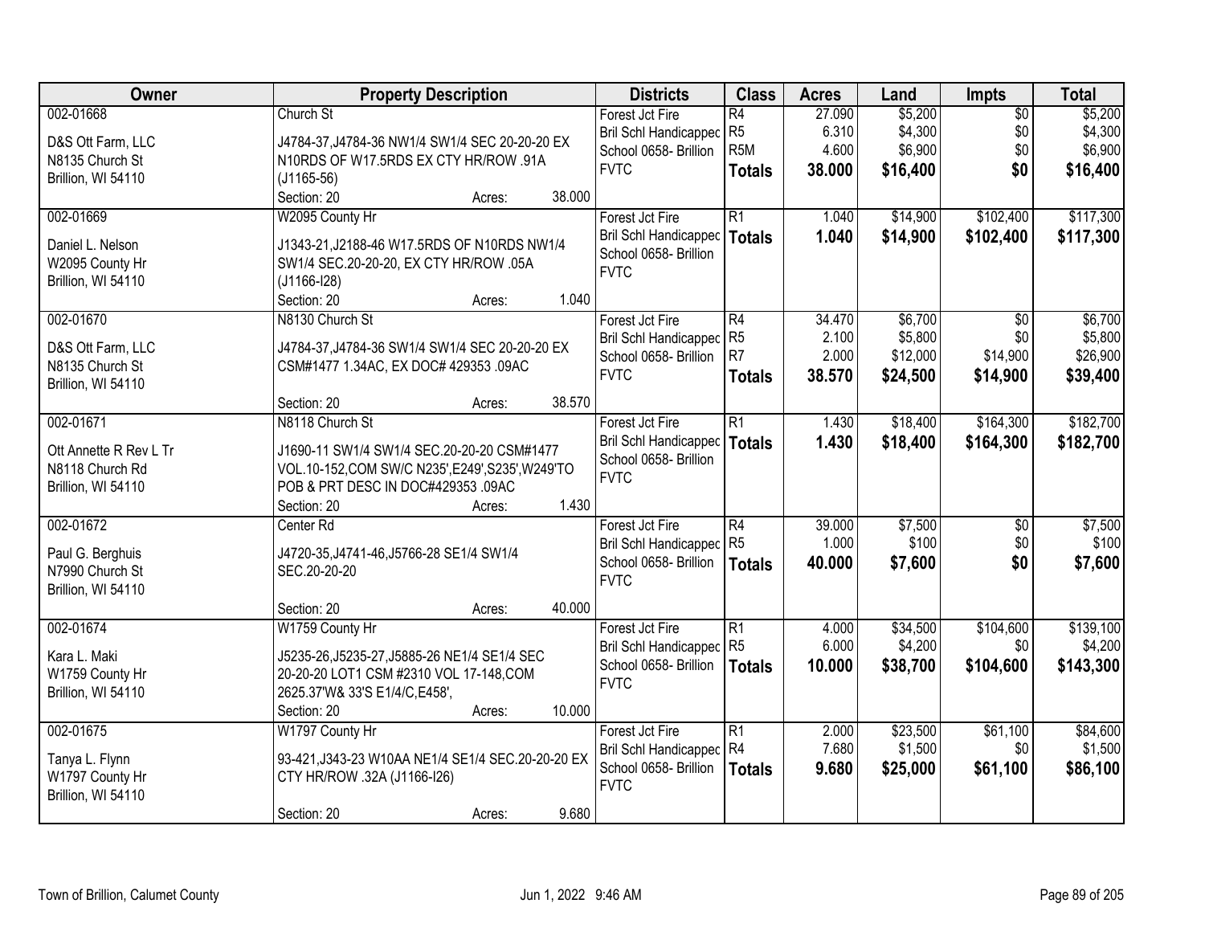| Owner | Property Description | Districts | Class | Acres | Land | Impts | Total |
|---|---|---|---|---|---|---|---|
| 002-01668<br>D&S Ott Farm, LLC<br>N8135 Church St<br>Brillion, WI 54110 | Church St<br>J4784-37,J4784-36 NW1/4 SW1/4 SEC 20-20-20 EX N10RDS OF W17.5RDS EX CTY HR/ROW .91A (J1165-56)<br>Section: 20 Acres: 38.000 | Forest Jct Fire<br>Bril Schl Handicapped<br>School 0658- Brillion<br>FVTC | R4<br>R5<br>R5M<br>**Totals** | 27.090<br>6.310<br>4.600<br>**38.000** | $5,200<br>$4,300<br>$6,900<br>**$16,400** | $0<br>$0<br>$0<br>**$0** | $5,200<br>$4,300<br>$6,900<br>**$16,400** |
| 002-01669<br>Daniel L. Nelson<br>W2095 County Hr<br>Brillion, WI 54110 | W2095 County Hr<br>J1343-21,J2188-46 W17.5RDS OF N10RDS NW1/4 SW1/4 SEC.20-20-20, EX CTY HR/ROW .05A (J1166-I28)<br>Section: 20 Acres: 1.040 | Forest Jct Fire<br>Bril Schl Handicapped<br>School 0658- Brillion<br>FVTC | R1<br>**Totals** | 1.040<br>**1.040** | $14,900<br>**$14,900** | $102,400<br>**$102,400** | $117,300<br>**$117,300** |
| 002-01670<br>D&S Ott Farm, LLC<br>N8135 Church St<br>Brillion, WI 54110 | N8130 Church St<br>J4784-37,J4784-36 SW1/4 SW1/4 SEC 20-20-20 EX CSM#1477 1.34AC, EX DOC# 429353 .09AC<br>Section: 20 Acres: 38.570 | Forest Jct Fire<br>Bril Schl Handicapped<br>School 0658- Brillion<br>FVTC | R4<br>R5<br>R7<br>**Totals** | 34.470<br>2.100<br>2.000<br>**38.570** | $6,700<br>$5,800<br>$12,000<br>**$24,500** | $0<br>$0<br>$14,900<br>**$14,900** | $6,700<br>$5,800<br>$26,900<br>**$39,400** |
| 002-01671<br>Ott Annette R Rev L Tr<br>N8118 Church Rd<br>Brillion, WI 54110 | N8118 Church St<br>J1690-11 SW1/4 SW1/4 SEC.20-20-20 CSM#1477 VOL.10-152,COM SW/C N235',E249',S235',W249'TO POB & PRT DESC IN DOC#429353 .09AC<br>Section: 20 Acres: 1.430 | Forest Jct Fire<br>Bril Schl Handicapped<br>School 0658- Brillion<br>FVTC | R1<br>**Totals** | 1.430<br>**1.430** | $18,400<br>**$18,400** | $164,300<br>**$164,300** | $182,700<br>**$182,700** |
| 002-01672<br>Paul G. Berghuis<br>N7990 Church St<br>Brillion, WI 54110 | Center Rd<br>J4720-35,J4741-46,J5766-28 SE1/4 SW1/4 SEC.20-20-20<br>Section: 20 Acres: 40.000 | Forest Jct Fire<br>Bril Schl Handicapped<br>School 0658- Brillion<br>FVTC | R4<br>R5<br>**Totals** | 39.000<br>1.000<br>**40.000** | $7,500<br>$100<br>**$7,600** | $0<br>$0<br>**$0** | $7,500<br>$100<br>**$7,600** |
| 002-01674<br>Kara L. Maki<br>W1759 County Hr<br>Brillion, WI 54110 | W1759 County Hr<br>J5235-26,J5235-27,J5885-26 NE1/4 SE1/4 SEC 20-20-20 LOT1 CSM #2310 VOL 17-148,COM 2625.37'W& 33'S E1/4/C,E458',<br>Section: 20 Acres: 10.000 | Forest Jct Fire<br>Bril Schl Handicapped<br>School 0658- Brillion<br>FVTC | R1<br>R5<br>**Totals** | 4.000<br>6.000<br>**10.000** | $34,500<br>$4,200<br>**$38,700** | $104,600<br>$0<br>**$104,600** | $139,100<br>$4,200<br>**$143,300** |
| 002-01675<br>Tanya L. Flynn<br>W1797 County Hr<br>Brillion, WI 54110 | W1797 County Hr<br>93-421,J343-23 W10AA NE1/4 SE1/4 SEC.20-20-20 EX CTY HR/ROW .32A (J1166-I26)<br>Section: 20 Acres: 9.680 | Forest Jct Fire<br>Bril Schl Handicapped<br>School 0658- Brillion<br>FVTC | R1<br>R4<br>**Totals** | 2.000<br>7.680<br>**9.680** | $23,500<br>$1,500<br>**$25,000** | $61,100<br>$0<br>**$61,100** | $84,600<br>$1,500<br>**$86,100** |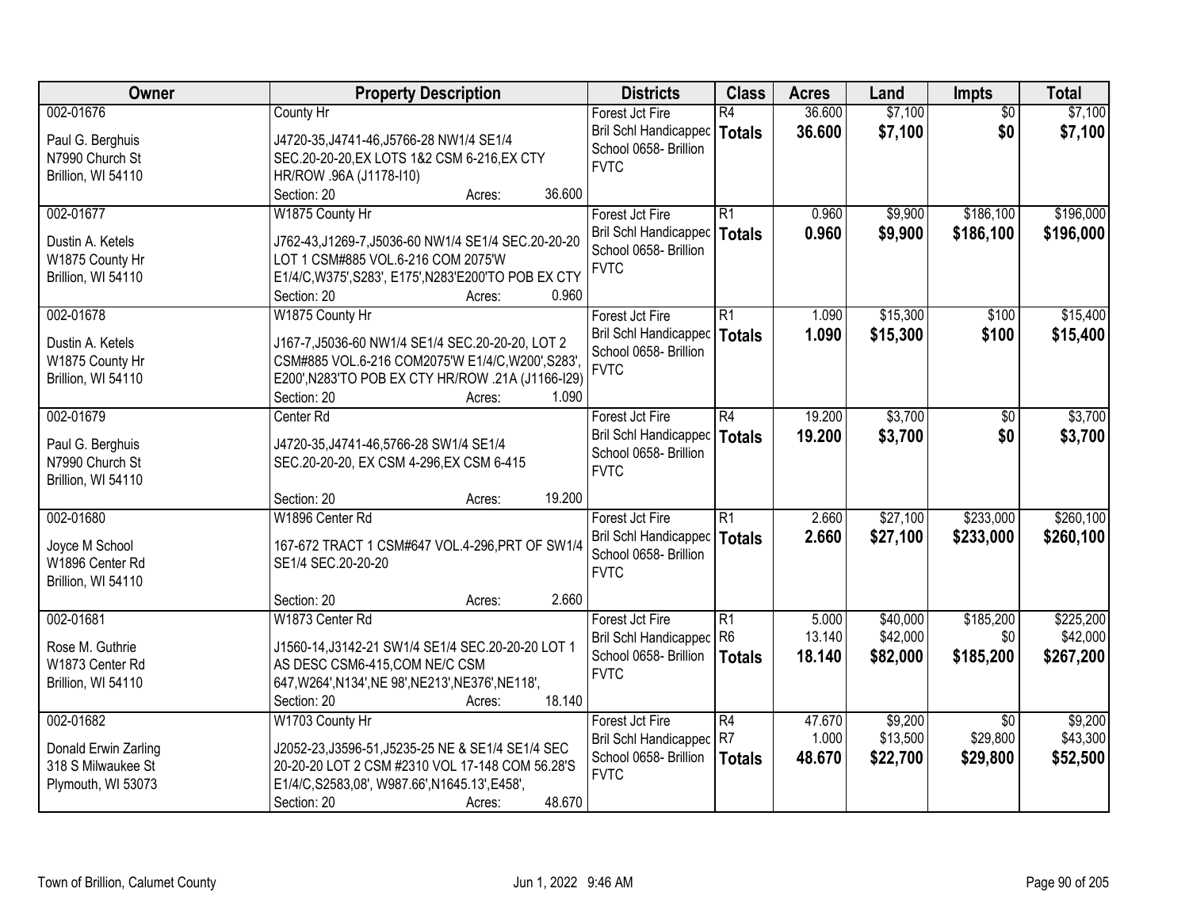| Owner | Property Description | Districts | Class | Acres | Land | Impts | Total |
|---|---|---|---|---|---|---|---|
| 002-01676<br><br>Paul G. Berghuis<br>N7990 Church St<br>Brillion, WI 54110 | County Hr<br><br>J4720-35,J4741-46,J5766-28 NW1/4 SE1/4 SEC.20-20-20,EX LOTS 1&2 CSM 6-216,EX CTY HR/ROW .96A (J1178-I10)<br>Section: 20 Acres: 36.600 | Forest Jct Fire<br>Bril Schl Handicapped<br>School 0658- Brillion<br>FVTC | R4<br>**Totals** | 36.600<br>**36.600** | $7,100<br>**$7,100** | $0<br>**$0** | $7,100<br>**$7,100** |
| 002-01677<br><br>Dustin A. Ketels<br>W1875 County Hr<br>Brillion, WI 54110 | W1875 County Hr<br><br>J762-43,J1269-7,J5036-60 NW1/4 SE1/4 SEC.20-20-20 LOT 1 CSM#885 VOL.6-216 COM 2075'W E1/4/C,W375',S283', E175',N283'E200'TO POB EX CTY<br>Section: 20 Acres: 0.960 | Forest Jct Fire<br>Bril Schl Handicapped<br>School 0658- Brillion<br>FVTC | R1<br>**Totals** | 0.960<br>**0.960** | $9,900<br>**$9,900** | $186,100<br>**$186,100** | $196,000<br>**$196,000** |
| 002-01678<br><br>Dustin A. Ketels<br>W1875 County Hr<br>Brillion, WI 54110 | W1875 County Hr<br><br>J167-7,J5036-60 NW1/4 SE1/4 SEC.20-20-20, LOT 2 CSM#885 VOL.6-216 COM2075'W E1/4/C,W200',S283', E200',N283'TO POB EX CTY HR/ROW .21A (J1166-I29)<br>Section: 20 Acres: 1.090 | Forest Jct Fire<br>Bril Schl Handicapped<br>School 0658- Brillion<br>FVTC | R1<br>**Totals** | 1.090<br>**1.090** | $15,300<br>**$15,300** | $100<br>**$100** | $15,400<br>**$15,400** |
| 002-01679<br><br>Paul G. Berghuis<br>N7990 Church St<br>Brillion, WI 54110 | Center Rd<br><br>J4720-35,J4741-46,5766-28 SW1/4 SE1/4 SEC.20-20-20, EX CSM 4-296,EX CSM 6-415<br>Section: 20 Acres: 19.200 | Forest Jct Fire<br>Bril Schl Handicapped<br>School 0658- Brillion<br>FVTC | R4<br>**Totals** | 19.200<br>**19.200** | $3,700<br>**$3,700** | $0<br>**$0** | $3,700<br>**$3,700** |
| 002-01680<br><br>Joyce M School<br>W1896 Center Rd<br>Brillion, WI 54110 | W1896 Center Rd<br><br>167-672 TRACT 1 CSM#647 VOL.4-296,PRT OF SW1/4 SE1/4 SEC.20-20-20<br>Section: 20 Acres: 2.660 | Forest Jct Fire<br>Bril Schl Handicapped<br>School 0658- Brillion<br>FVTC | R1<br>**Totals** | 2.660<br>**2.660** | $27,100<br>**$27,100** | $233,000<br>**$233,000** | $260,100<br>**$260,100** |
| 002-01681<br><br>Rose M. Guthrie<br>W1873 Center Rd<br>Brillion, WI 54110 | W1873 Center Rd<br><br>J1560-14,J3142-21 SW1/4 SE1/4 SEC.20-20-20 LOT 1 AS DESC CSM6-415,COM NE/C CSM 647,W264',N134',NE 98',NE213',NE376',NE118',<br>Section: 20 Acres: 18.140 | Forest Jct Fire<br>Bril Schl Handicapped<br>School 0658- Brillion<br>FVTC | R1<br>R6<br>**Totals** | 5.000<br>13.140<br>**18.140** | $40,000<br>$42,000<br>**$82,000** | $185,200<br>$0<br>**$185,200** | $225,200<br>$42,000<br>**$267,200** |
| 002-01682<br><br>Donald Erwin Zarling<br>318 S Milwaukee St<br>Plymouth, WI 53073 | W1703 County Hr<br><br>J2052-23,J3596-51,J5235-25 NE & SE1/4 SE1/4 SEC 20-20-20 LOT 2 CSM #2310 VOL 17-148 COM 56.28'S E1/4/C,S2583,08', W987.66',N1645.13',E458',<br>Section: 20 Acres: 48.670 | Forest Jct Fire<br>Bril Schl Handicapped<br>School 0658- Brillion<br>FVTC | R4<br>R7<br>**Totals** | 47.670<br>1.000<br>**48.670** | $9,200<br>$13,500<br>**$22,700** | $0<br>$29,800<br>**$29,800** | $9,200<br>$43,300<br>**$52,500** |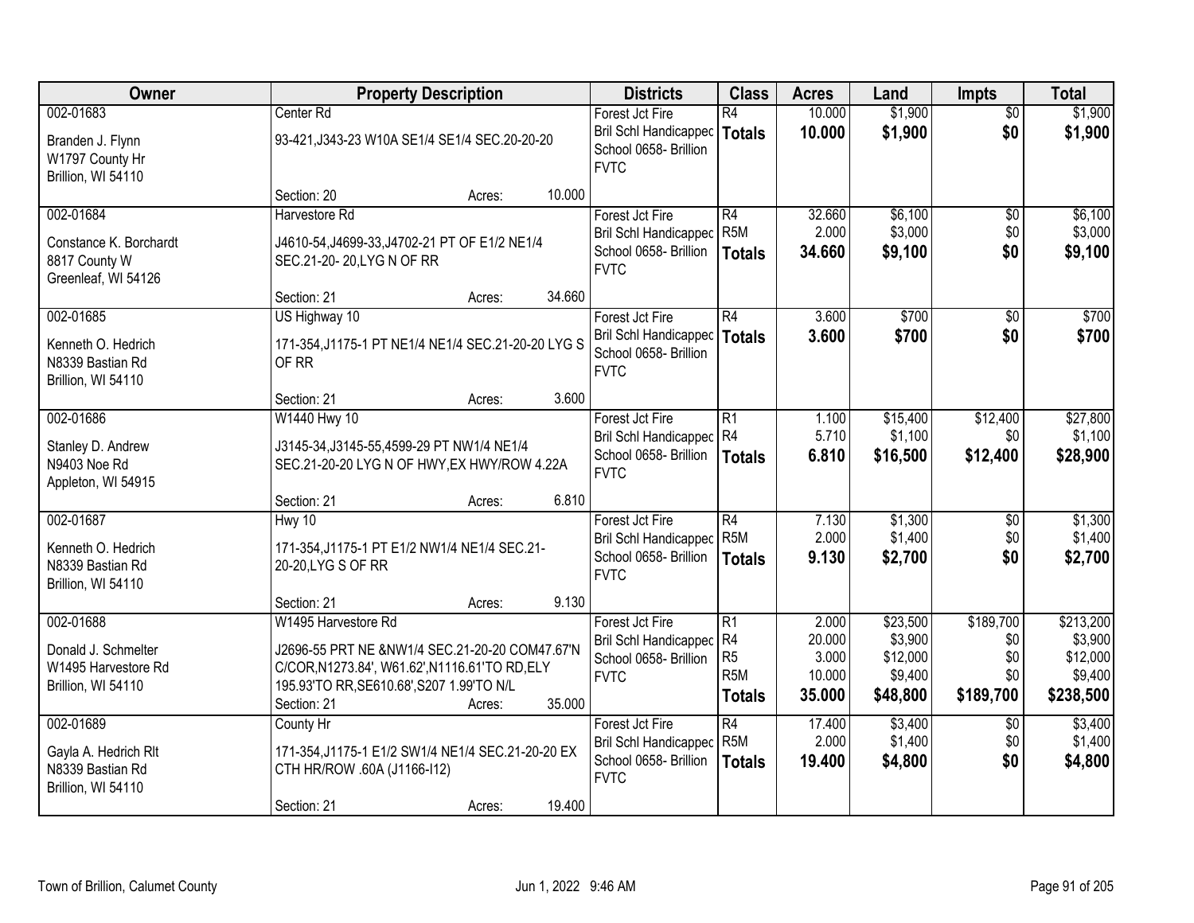| Owner | Property Description | Districts | Class | Acres | Land | Impts | Total |
|---|---|---|---|---|---|---|---|
| 002-01683<br><br>Branden J. Flynn<br>W1797 County Hr<br>Brillion, WI 54110 | Center Rd<br><br>93-421,J343-23 W10A SE1/4 SE1/4 SEC.20-20-20<br><br>Section: 20 Acres: 10.000 | Forest Jct Fire<br>Bril Schl Handicappec<br>School 0658- Brillion<br>FVTC | R4<br>**Totals** | 10.000<br>**10.000** | $1,900<br>**$1,900** | $0<br>**$0** | $1,900<br>**$1,900** |
| 002-01684<br><br>Constance K. Borchardt<br>8817 County W<br>Greenleaf, WI 54126 | Harvestore Rd<br><br>J4610-54,J4699-33,J4702-21 PT OF E1/2 NE1/4 SEC.21-20- 20,LYG N OF RR<br><br>Section: 21 Acres: 34.660 | Forest Jct Fire<br>Bril Schl Handicappec<br>School 0658- Brillion<br>FVTC | R4<br>R5M<br>**Totals** | 32.660<br>2.000<br>**34.660** | $6,100<br>$3,000<br>**$9,100** | $0<br>$0<br>**$0** | $6,100<br>$3,000<br>**$9,100** |
| 002-01685<br><br>Kenneth O. Hedrich<br>N8339 Bastian Rd<br>Brillion, WI 54110 | US Highway 10<br><br>171-354,J1175-1 PT NE1/4 NE1/4 SEC.21-20-20 LYG S OF RR<br><br>Section: 21 Acres: 3.600 | Forest Jct Fire<br>Bril Schl Handicappec<br>School 0658- Brillion<br>FVTC | R4<br>**Totals** | 3.600<br>**3.600** | $700<br>**$700** | $0<br>**$0** | $700<br>**$700** |
| 002-01686<br><br>Stanley D. Andrew<br>N9403 Noe Rd<br>Appleton, WI 54915 | W1440 Hwy 10<br><br>J3145-34,J3145-55,4599-29 PT NW1/4 NE1/4 SEC.21-20-20 LYG N OF HWY,EX HWY/ROW 4.22A<br><br>Section: 21 Acres: 6.810 | Forest Jct Fire<br>Bril Schl Handicappec<br>School 0658- Brillion<br>FVTC | R1<br>R4<br>**Totals** | 1.100<br>5.710<br>**6.810** | $15,400<br>$1,100<br>**$16,500** | $12,400<br>$0<br>**$12,400** | $27,800<br>$1,100<br>**$28,900** |
| 002-01687<br><br>Kenneth O. Hedrich<br>N8339 Bastian Rd<br>Brillion, WI 54110 | Hwy 10<br><br>171-354,J1175-1 PT E1/2 NW1/4 NE1/4 SEC.21-20-20,LYG S OF RR<br><br>Section: 21 Acres: 9.130 | Forest Jct Fire<br>Bril Schl Handicappec<br>School 0658- Brillion<br>FVTC | R4<br>R5M<br>**Totals** | 7.130<br>2.000<br>**9.130** | $1,300<br>$1,400<br>**$2,700** | $0<br>$0<br>**$0** | $1,300<br>$1,400<br>**$2,700** |
| 002-01688<br><br>Donald J. Schmelter<br>W1495 Harvestore Rd<br>Brillion, WI 54110 | W1495 Harvestore Rd<br><br>J2696-55 PRT NE &NW1/4 SEC.21-20-20 COM47.67'N C/COR,N1273.84', W61.62',N1116.61'TO RD,ELY 195.93'TO RR,SE610.68',S207 1.99'TO N/L<br>Section: 21 Acres: 35.000 | Forest Jct Fire<br>Bril Schl Handicappec<br>School 0658- Brillion<br>FVTC | R1<br>R4<br>R5<br>R5M<br>**Totals** | 2.000<br>20.000<br>3.000<br>10.000<br>**35.000** | $23,500<br>$3,900<br>$12,000<br>$9,400<br>**$48,800** | $189,700<br>$0<br>$0<br>$0<br>**$189,700** | $213,200<br>$3,900<br>$12,000<br>$9,400<br>**$238,500** |
| 002-01689<br><br>Gayla A. Hedrich Rlt<br>N8339 Bastian Rd<br>Brillion, WI 54110 | County Hr<br><br>171-354,J1175-1 E1/2 SW1/4 NE1/4 SEC.21-20-20 EX CTH HR/ROW .60A (J1166-I12)<br><br>Section: 21 Acres: 19.400 | Forest Jct Fire<br>Bril Schl Handicappec<br>School 0658- Brillion<br>FVTC | R4<br>R5M<br>**Totals** | 17.400<br>2.000<br>**19.400** | $3,400<br>$1,400<br>**$4,800** | $0<br>$0<br>**$0** | $3,400<br>$1,400<br>**$4,800** |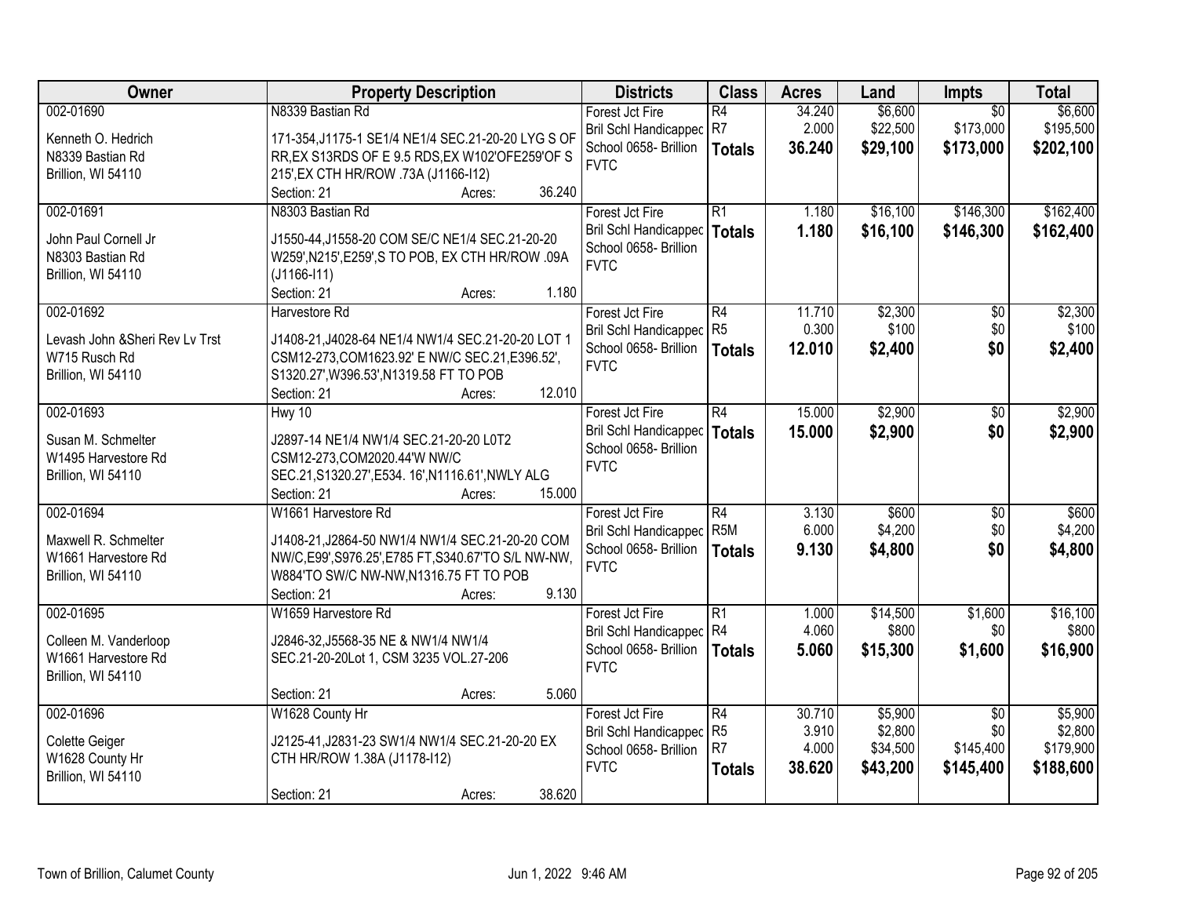| Owner | Property Description | Districts | Class | Acres | Land | Impts | Total |
|---|---|---|---|---|---|---|---|
| 002-01690<br><br>Kenneth O. Hedrich<br>N8339 Bastian Rd<br>Brillion, WI 54110 | N8339 Bastian Rd<br><br>171-354,J1175-1 SE1/4 NE1/4 SEC.21-20-20 LYG S OF RR,EX S13RDS OF E 9.5 RDS,EX W102'OFE259'OF S 215',EX CTH HR/ROW .73A (J1166-I12)<br>Section: 21 Acres: 36.240 | Forest Jct Fire<br>Bril Schl Handicapped<br>School 0658- Brillion<br>FVTC | R4<br>R7<br>**Totals** | 34.240<br>2.000<br>**36.240** | $6,600<br>$22,500<br>**$29,100** | $0<br>$173,000<br>**$173,000** | $6,600<br>$195,500<br>**$202,100** |
| 002-01691<br><br>John Paul Cornell Jr<br>N8303 Bastian Rd<br>Brillion, WI 54110 | N8303 Bastian Rd<br><br>J1550-44,J1558-20 COM SE/C NE1/4 SEC.21-20-20 W259',N215',E259',S TO POB, EX CTH HR/ROW .09A (J1166-I11)<br>Section: 21 Acres: 1.180 | Forest Jct Fire<br>Bril Schl Handicapped<br>School 0658- Brillion<br>FVTC | R1<br>**Totals** | 1.180<br>**1.180** | $16,100<br>**$16,100** | $146,300<br>**$146,300** | $162,400<br>**$162,400** |
| 002-01692<br><br>Levash John &Sheri Rev Lv Trst<br>W715 Rusch Rd<br>Brillion, WI 54110 | Harvestore Rd<br><br>J1408-21,J4028-64 NE1/4 NW1/4 SEC.21-20-20 LOT 1 CSM12-273,COM1623.92' E NW/C SEC.21,E396.52', S1320.27',W396.53',N1319.58 FT TO POB<br>Section: 21 Acres: 12.010 | Forest Jct Fire<br>Bril Schl Handicapped<br>School 0658- Brillion<br>FVTC | R4<br>R5<br>**Totals** | 11.710<br>0.300<br>**12.010** | $2,300<br>$100<br>**$2,400** | $0<br>$0<br>**$0** | $2,300<br>$100<br>**$2,400** |
| 002-01693<br><br>Susan M. Schmelter<br>W1495 Harvestore Rd<br>Brillion, WI 54110 | Hwy 10<br><br>J2897-14 NE1/4 NW1/4 SEC.21-20-20 L0T2 CSM12-273,COM2020.44'W NW/C SEC.21,S1320.27',E534. 16',N1116.61',NWLY ALG<br>Section: 21 Acres: 15.000 | Forest Jct Fire<br>Bril Schl Handicapped<br>School 0658- Brillion<br>FVTC | R4<br>**Totals** | 15.000<br>**15.000** | $2,900<br>**$2,900** | $0<br>**$0** | $2,900<br>**$2,900** |
| 002-01694<br><br>Maxwell R. Schmelter<br>W1661 Harvestore Rd<br>Brillion, WI 54110 | W1661 Harvestore Rd<br><br>J1408-21,J2864-50 NW1/4 NW1/4 SEC.21-20-20 COM NW/C,E99',S976.25',E785 FT,S340.67'TO S/L NW-NW, W884'TO SW/C NW-NW,N1316.75 FT TO POB<br>Section: 21 Acres: 9.130 | Forest Jct Fire<br>Bril Schl Handicapped<br>School 0658- Brillion<br>FVTC | R4<br>R5M<br>**Totals** | 3.130<br>6.000<br>**9.130** | $600<br>$4,200<br>**$4,800** | $0<br>$0<br>**$0** | $600<br>$4,200<br>**$4,800** |
| 002-01695<br><br>Colleen M. Vanderloop<br>W1661 Harvestore Rd<br>Brillion, WI 54110 | W1659 Harvestore Rd<br><br>J2846-32,J5568-35 NE & NW1/4 NW1/4 SEC.21-20-20Lot 1, CSM 3235 VOL.27-206<br>Section: 21 Acres: 5.060 | Forest Jct Fire<br>Bril Schl Handicapped<br>School 0658- Brillion<br>FVTC | R1<br>R4<br>**Totals** | 1.000<br>4.060<br>**5.060** | $14,500<br>$800<br>**$15,300** | $1,600<br>$0<br>**$1,600** | $16,100<br>$800<br>**$16,900** |
| 002-01696<br><br>Colette Geiger<br>W1628 County Hr<br>Brillion, WI 54110 | W1628 County Hr<br><br>J2125-41,J2831-23 SW1/4 NW1/4 SEC.21-20-20 EX CTH HR/ROW 1.38A (J1178-I12)<br>Section: 21 Acres: 38.620 | Forest Jct Fire<br>Bril Schl Handicapped<br>School 0658- Brillion<br>FVTC | R4<br>R5<br>R7<br>**Totals** | 30.710<br>3.910<br>4.000<br>**38.620** | $5,900<br>$2,800<br>$34,500<br>**$43,200** | $0<br>$0<br>$145,400<br>**$145,400** | $5,900<br>$2,800<br>$179,900<br>**$188,600** |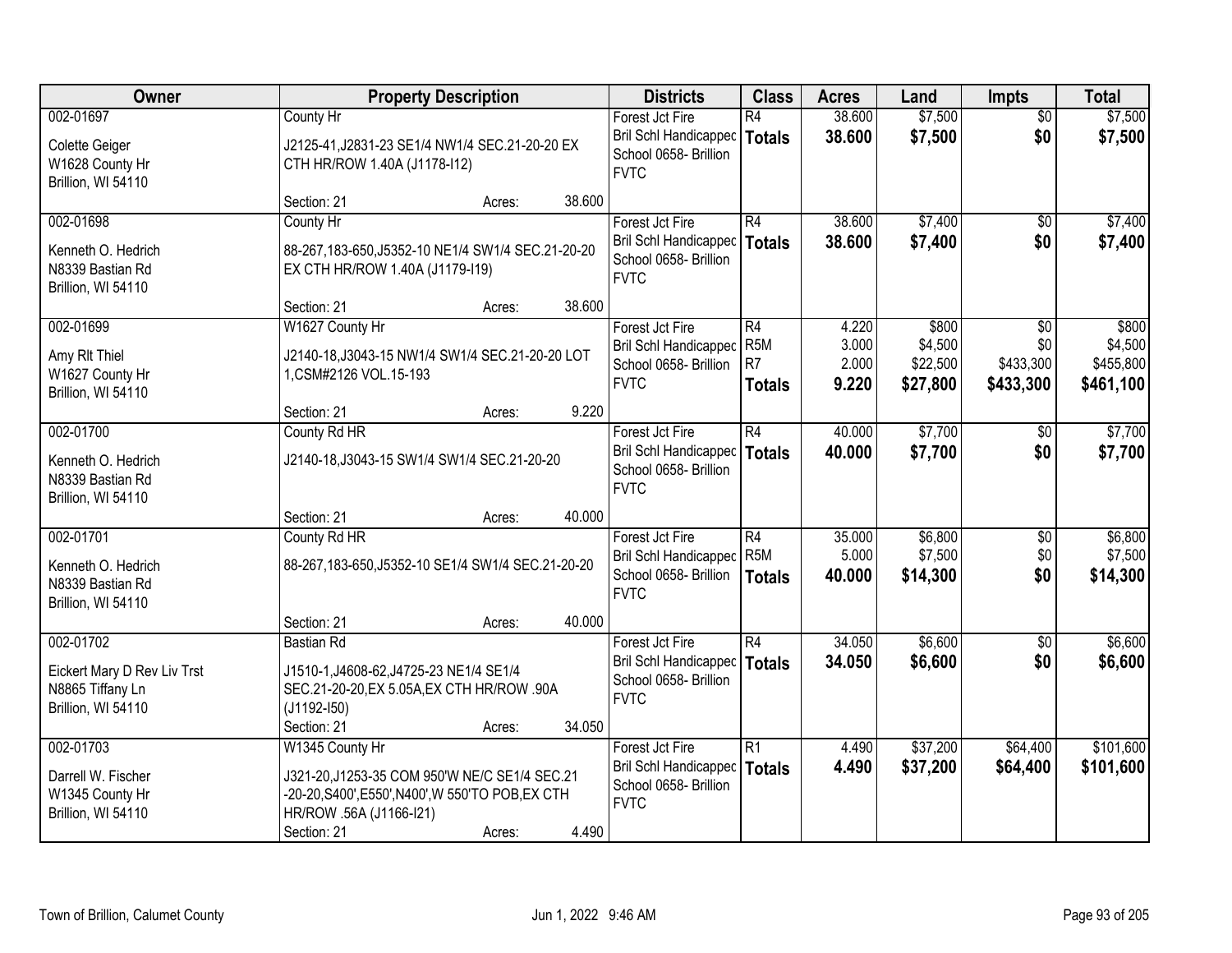| Owner | Property Description | Districts | Class | Acres | Land | Impts | Total |
|---|---|---|---|---|---|---|---|
| 002-01697<br><br>Colette Geiger<br>W1628 County Hr<br>Brillion, WI 54110 | County Hr<br><br>J2125-41,J2831-23 SE1/4 NW1/4 SEC.21-20-20 EX CTH HR/ROW 1.40A (J1178-I12)<br><br>Section: 21 Acres: 38.600 | Forest Jct Fire<br>Bril Schl Handicapped<br>School 0658- Brillion<br>FVTC | R4<br>**Totals** | 38.600<br>**38.600** | $7,500<br>**$7,500** | $0<br>**$0** | $7,500<br>**$7,500** |
| 002-01698<br><br>Kenneth O. Hedrich<br>N8339 Bastian Rd<br>Brillion, WI 54110 | County Hr<br><br>88-267,183-650,J5352-10 NE1/4 SW1/4 SEC.21-20-20 EX CTH HR/ROW 1.40A (J1179-I19)<br><br>Section: 21 Acres: 38.600 | Forest Jct Fire<br>Bril Schl Handicapped<br>School 0658- Brillion<br>FVTC | R4<br>**Totals** | 38.600<br>**38.600** | $7,400<br>**$7,400** | $0<br>**$0** | $7,400<br>**$7,400** |
| 002-01699<br><br>Amy Rlt Thiel<br>W1627 County Hr<br>Brillion, WI 54110 | W1627 County Hr<br><br>J2140-18,J3043-15 NW1/4 SW1/4 SEC.21-20-20 LOT 1,CSM#2126 VOL.15-193<br><br>Section: 21 Acres: 9.220 | Forest Jct Fire<br>Bril Schl Handicapped<br>School 0658- Brillion<br>FVTC | R4<br>R5M<br>R7<br>**Totals** | 4.220<br>3.000<br>2.000<br>**9.220** | $800<br>$4,500<br>$22,500<br>**$27,800** | $0<br>$0<br>$433,300<br>**$433,300** | $800<br>$4,500<br>$455,800<br>**$461,100** |
| 002-01700<br><br>Kenneth O. Hedrich<br>N8339 Bastian Rd<br>Brillion, WI 54110 | County Rd HR<br><br>J2140-18,J3043-15 SW1/4 SW1/4 SEC.21-20-20<br><br>Section: 21 Acres: 40.000 | Forest Jct Fire<br>Bril Schl Handicapped<br>School 0658- Brillion<br>FVTC | R4<br>**Totals** | 40.000<br>**40.000** | $7,700<br>**$7,700** | $0<br>**$0** | $7,700<br>**$7,700** |
| 002-01701<br><br>Kenneth O. Hedrich<br>N8339 Bastian Rd<br>Brillion, WI 54110 | County Rd HR<br><br>88-267,183-650,J5352-10 SE1/4 SW1/4 SEC.21-20-20<br><br>Section: 21 Acres: 40.000 | Forest Jct Fire<br>Bril Schl Handicapped<br>School 0658- Brillion<br>FVTC | R4<br>R5M<br>**Totals** | 35.000<br>5.000<br>**40.000** | $6,800<br>$7,500<br>**$14,300** | $0<br>$0<br>**$0** | $6,800<br>$7,500<br>**$14,300** |
| 002-01702<br><br>Eickert Mary D Rev Liv Trst<br>N8865 Tiffany Ln<br>Brillion, WI 54110 | Bastian Rd<br><br>J1510-1,J4608-62,J4725-23 NE1/4 SE1/4 SEC.21-20-20,EX 5.05A,EX CTH HR/ROW .90A (J1192-I50)<br>Section: 21 Acres: 34.050 | Forest Jct Fire<br>Bril Schl Handicapped<br>School 0658- Brillion<br>FVTC | R4<br>**Totals** | 34.050<br>**34.050** | $6,600<br>**$6,600** | $0<br>**$0** | $6,600<br>**$6,600** |
| 002-01703<br><br>Darrell W. Fischer<br>W1345 County Hr<br>Brillion, WI 54110 | W1345 County Hr<br><br>J321-20,J1253-35 COM 950'W NE/C SE1/4 SEC.21 -20-20,S400',E550',N400',W 550'TO POB,EX CTH HR/ROW .56A (J1166-I21)<br>Section: 21 Acres: 4.490 | Forest Jct Fire<br>Bril Schl Handicapped<br>School 0658- Brillion<br>FVTC | R1<br>**Totals** | 4.490<br>**4.490** | $37,200<br>**$37,200** | $64,400<br>**$64,400** | $101,600<br>**$101,600** |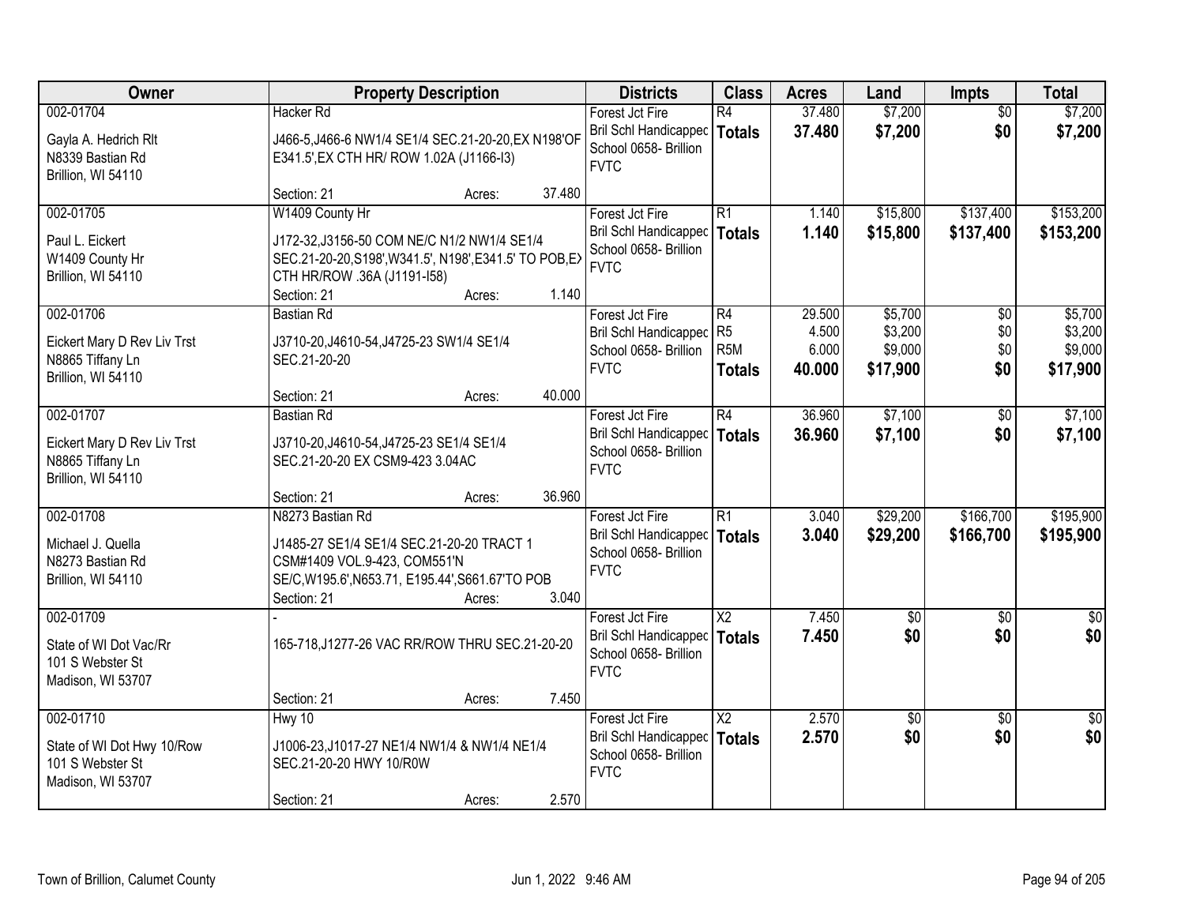| Owner | Property Description | Districts | Class | Acres | Land | Impts | Total |
|---|---|---|---|---|---|---|---|
| 002-01704<br>Gayla A. Hedrich Rlt<br>N8339 Bastian Rd<br>Brillion, WI 54110 | Hacker Rd<br>J466-5,J466-6 NW1/4 SE1/4 SEC.21-20-20,EX N198'OF E341.5',EX CTH HR/ ROW 1.02A (J1166-I3)<br>Section: 21 Acres: 37.480 | Forest Jct Fire<br>Bril Schl Handicapped<br>School 0658- Brillion<br>FVTC | R4<br>**Totals** | 37.480<br>**37.480** | $7,200<br>**$7,200** | $0<br>**$0** | $7,200<br>**$7,200** |
| 002-01705<br>Paul L. Eickert<br>W1409 County Hr<br>Brillion, WI 54110 | W1409 County Hr<br>J172-32,J3156-50 COM NE/C N1/2 NW1/4 SE1/4 SEC.21-20-20,S198',W341.5', N198',E341.5' TO POB,EX CTH HR/ROW .36A (J1191-I58)<br>Section: 21 Acres: 1.140 | Forest Jct Fire<br>Bril Schl Handicapped<br>School 0658- Brillion<br>FVTC | R1<br>**Totals** | 1.140<br>**1.140** | $15,800<br>**$15,800** | $137,400<br>**$137,400** | $153,200<br>**$153,200** |
| 002-01706<br>Eickert Mary D Rev Liv Trst<br>N8865 Tiffany Ln<br>Brillion, WI 54110 | Bastian Rd<br>J3710-20,J4610-54,J4725-23 SW1/4 SE1/4 SEC.21-20-20<br>Section: 21 Acres: 40.000 | Forest Jct Fire<br>Bril Schl Handicapped<br>School 0658- Brillion<br>FVTC | R4<br>R5<br>R5M<br>**Totals** | 29.500<br>4.500<br>6.000<br>**40.000** | $5,700<br>$3,200<br>$9,000<br>**$17,900** | $0<br>$0<br>$0<br>**$0** | $5,700<br>$3,200<br>$9,000<br>**$17,900** |
| 002-01707<br>Eickert Mary D Rev Liv Trst<br>N8865 Tiffany Ln<br>Brillion, WI 54110 | Bastian Rd<br>J3710-20,J4610-54,J4725-23 SE1/4 SE1/4 SEC.21-20-20 EX CSM9-423 3.04AC<br>Section: 21 Acres: 36.960 | Forest Jct Fire<br>Bril Schl Handicapped<br>School 0658- Brillion<br>FVTC | R4<br>**Totals** | 36.960<br>**36.960** | $7,100<br>**$7,100** | $0<br>**$0** | $7,100<br>**$7,100** |
| 002-01708<br>Michael J. Quella<br>N8273 Bastian Rd<br>Brillion, WI 54110 | N8273 Bastian Rd<br>J1485-27 SE1/4 SE1/4 SEC.21-20-20 TRACT 1 CSM#1409 VOL.9-423, COM551'N SE/C,W195.6',N653.71, E195.44',S661.67'TO POB<br>Section: 21 Acres: 3.040 | Forest Jct Fire<br>Bril Schl Handicapped<br>School 0658- Brillion<br>FVTC | R1<br>**Totals** | 3.040<br>**3.040** | $29,200<br>**$29,200** | $166,700<br>**$166,700** | $195,900<br>**$195,900** |
| 002-01709<br>State of WI Dot Vac/Rr<br>101 S Webster St<br>Madison, WI 53707 | -<br>165-718,J1277-26 VAC RR/ROW THRU SEC.21-20-20<br>Section: 21 Acres: 7.450 | Forest Jct Fire<br>Bril Schl Handicapped<br>School 0658- Brillion<br>FVTC | X2<br>**Totals** | 7.450<br>**7.450** | $0<br>**$0** | $0<br>**$0** | $0<br>**$0** |
| 002-01710<br>State of WI Dot Hwy 10/Row<br>101 S Webster St<br>Madison, WI 53707 | Hwy 10<br>J1006-23,J1017-27 NE1/4 NW1/4 & NW1/4 NE1/4 SEC.21-20-20 HWY 10/R0W<br>Section: 21 Acres: 2.570 | Forest Jct Fire<br>Bril Schl Handicapped<br>School 0658- Brillion<br>FVTC | X2<br>**Totals** | 2.570<br>**2.570** | $0<br>**$0** | $0<br>**$0** | $0<br>**$0** |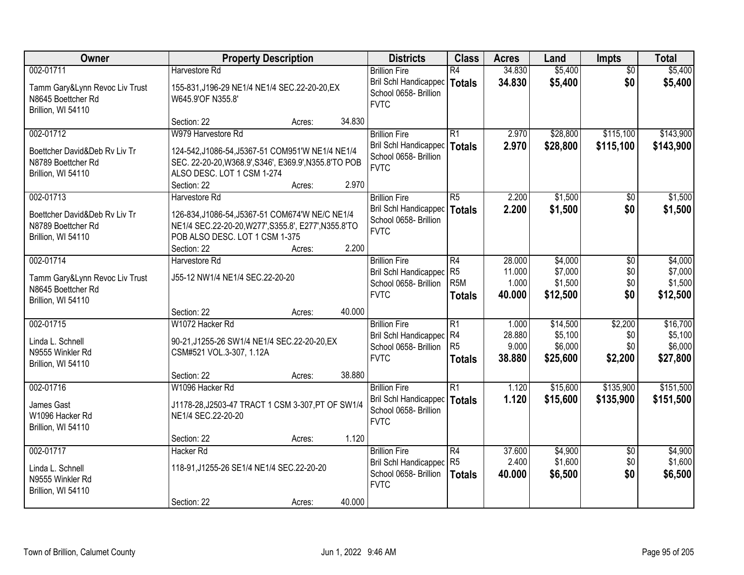| Owner | Property Description | Districts | Class | Acres | Land | Impts | Total |
|---|---|---|---|---|---|---|---|
| 002-01711<br>Tamm Gary&Lynn Revoc Liv Trust<br>N8645 Boettcher Rd<br>Brillion, WI 54110 | Harvestore Rd<br>155-831,J196-29 NE1/4 NE1/4 SEC.22-20-20,EX W645.9'OF N355.8'<br>Section: 22 Acres: 34.830 | Brillion Fire<br>Bril Schl Handicapped<br>School 0658- Brillion<br>FVTC | R4<br>**Totals** | 34.830<br>**34.830** | $5,400<br>**$5,400** | $0<br>**$0** | $5,400<br>**$5,400** |
| 002-01712<br>Boettcher David&Deb Rv Liv Tr<br>N8789 Boettcher Rd<br>Brillion, WI 54110 | W979 Harvestore Rd<br>124-542,J1086-54,J5367-51 COM951'W NE1/4 NE1/4 SEC. 22-20-20,W368.9',S346', E369.9',N355.8'TO POB ALSO DESC. LOT 1 CSM 1-274<br>Section: 22 Acres: 2.970 | Brillion Fire<br>Bril Schl Handicapped<br>School 0658- Brillion<br>FVTC | R1<br>**Totals** | 2.970<br>**2.970** | $28,800<br>**$28,800** | $115,100<br>**$115,100** | $143,900<br>**$143,900** |
| 002-01713<br>Boettcher David&Deb Rv Liv Tr<br>N8789 Boettcher Rd<br>Brillion, WI 54110 | Harvestore Rd<br>126-834,J1086-54,J5367-51 COM674'W NE/C NE1/4 NE1/4 SEC.22-20-20,W277',S355.8', E277',N355.8'TO POB ALSO DESC. LOT 1 CSM 1-375<br>Section: 22 Acres: 2.200 | Brillion Fire<br>Bril Schl Handicapped<br>School 0658- Brillion<br>FVTC | R5<br>**Totals** | 2.200<br>**2.200** | $1,500<br>**$1,500** | $0<br>**$0** | $1,500<br>**$1,500** |
| 002-01714<br>Tamm Gary&Lynn Revoc Liv Trust<br>N8645 Boettcher Rd<br>Brillion, WI 54110 | Harvestore Rd<br>J55-12 NW1/4 NE1/4 SEC.22-20-20<br>Section: 22 Acres: 40.000 | Brillion Fire<br>Bril Schl Handicapped<br>School 0658- Brillion<br>FVTC | R4<br>R5<br>R5M<br>**Totals** | 28.000<br>11.000<br>1.000<br>**40.000** | $4,000<br>$7,000<br>$1,500<br>**$12,500** | $0<br>$0<br>$0<br>**$0** | $4,000<br>$7,000<br>$1,500<br>**$12,500** |
| 002-01715<br>Linda L. Schnell<br>N9555 Winkler Rd<br>Brillion, WI 54110 | W1072 Hacker Rd<br>90-21,J1255-26 SW1/4 NE1/4 SEC.22-20-20,EX CSM#521 VOL.3-307, 1.12A<br>Section: 22 Acres: 38.880 | Brillion Fire<br>Bril Schl Handicapped<br>School 0658- Brillion<br>FVTC | R1<br>R4<br>R5<br>**Totals** | 1.000<br>28.880<br>9.000<br>**38.880** | $14,500<br>$5,100<br>$6,000<br>**$25,600** | $2,200<br>$0<br>$0<br>**$2,200** | $16,700<br>$5,100<br>$6,000<br>**$27,800** |
| 002-01716<br>James Gast<br>W1096 Hacker Rd<br>Brillion, WI 54110 | W1096 Hacker Rd<br>J1178-28,J2503-47 TRACT 1 CSM 3-307,PT OF SW1/4 NE1/4 SEC.22-20-20<br>Section: 22 Acres: 1.120 | Brillion Fire<br>Bril Schl Handicapped<br>School 0658- Brillion<br>FVTC | R1<br>**Totals** | 1.120<br>**1.120** | $15,600<br>**$15,600** | $135,900<br>**$135,900** | $151,500<br>**$151,500** |
| 002-01717<br>Linda L. Schnell<br>N9555 Winkler Rd<br>Brillion, WI 54110 | Hacker Rd<br>118-91,J1255-26 SE1/4 NE1/4 SEC.22-20-20<br>Section: 22 Acres: 40.000 | Brillion Fire<br>Bril Schl Handicapped<br>School 0658- Brillion<br>FVTC | R4<br>R5<br>**Totals** | 37.600<br>2.400<br>**40.000** | $4,900<br>$1,600<br>**$6,500** | $0<br>$0<br>**$0** | $4,900<br>$1,600<br>**$6,500** |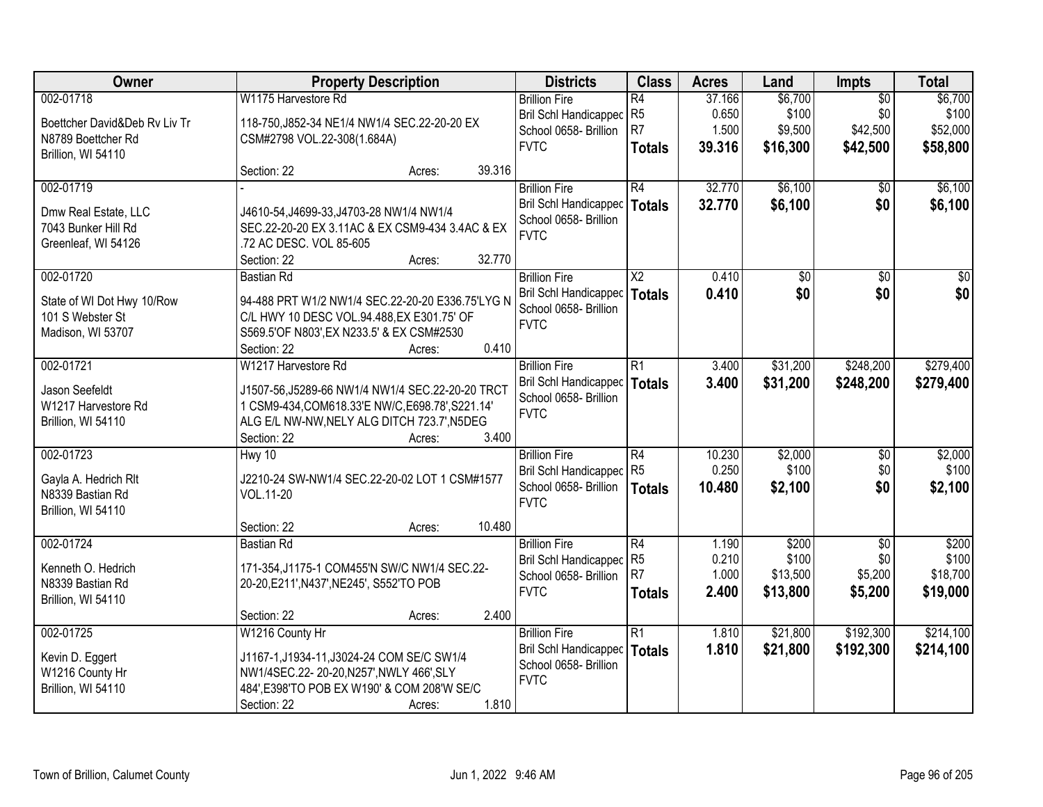| Owner | Property Description | Districts | Class | Acres | Land | Impts | Total |
|---|---|---|---|---|---|---|---|
| 002-01718<br>Boettcher David&Deb Rv Liv Tr<br>N8789 Boettcher Rd<br>Brillion, WI 54110 | W1175 Harvestore Rd<br>118-750,J852-34 NE1/4 NW1/4 SEC.22-20-20 EX CSM#2798 VOL.22-308(1.684A)<br>Section: 22 Acres: 39.316 | Brillion Fire<br>Bril Schl Handicapped<br>School 0658- Brillion<br>FVTC | R4<br>R5<br>R7<br>**Totals** | 37.166<br>0.650<br>1.500<br>**39.316** | $6,700<br>$100<br>$9,500<br>**$16,300** | $0<br>$0<br>$42,500<br>**$42,500** | $6,700<br>$100<br>$52,000<br>**$58,800** |
| 002-01719<br>Dmw Real Estate, LLC<br>7043 Bunker Hill Rd<br>Greenleaf, WI 54126 | -<br>J4610-54,J4699-33,J4703-28 NW1/4 NW1/4 SEC.22-20-20 EX 3.11AC & EX CSM9-434 3.4AC & EX .72 AC DESC. VOL 85-605<br>Section: 22 Acres: 32.770 | Brillion Fire<br>Bril Schl Handicapped<br>School 0658- Brillion<br>FVTC | R4<br>**Totals** | 32.770<br>**32.770** | $6,100<br>**$6,100** | $0<br>**$0** | $6,100<br>**$6,100** |
| 002-01720<br>State of WI Dot Hwy 10/Row<br>101 S Webster St<br>Madison, WI 53707 | Bastian Rd<br>94-488 PRT W1/2 NW1/4 SEC.22-20-20 E336.75'LYG N C/L HWY 10 DESC VOL.94.488,EX E301.75' OF S569.5'OF N803',EX N233.5' & EX CSM#2530<br>Section: 22 Acres: 0.410 | Brillion Fire<br>Bril Schl Handicapped<br>School 0658- Brillion<br>FVTC | X2<br>**Totals** | 0.410<br>**0.410** | $0<br>**$0** | $0<br>**$0** | $0<br>**$0** |
| 002-01721<br>Jason Seefeldt<br>W1217 Harvestore Rd<br>Brillion, WI 54110 | W1217 Harvestore Rd<br>J1507-56,J5289-66 NW1/4 NW1/4 SEC.22-20-20 TRCT 1 CSM9-434,COM618.33'E NW/C,E698.78',S221.14' ALG E/L NW-NW,NELY ALG DITCH 723.7',N5DEG<br>Section: 22 Acres: 3.400 | Brillion Fire<br>Bril Schl Handicapped<br>School 0658- Brillion<br>FVTC | R1<br>**Totals** | 3.400<br>**3.400** | $31,200<br>**$31,200** | $248,200<br>**$248,200** | $279,400<br>**$279,400** |
| 002-01723<br>Gayla A. Hedrich Rlt<br>N8339 Bastian Rd<br>Brillion, WI 54110 | Hwy 10<br>J2210-24 SW-NW1/4 SEC.22-20-02 LOT 1 CSM#1577 VOL.11-20<br>Section: 22 Acres: 10.480 | Brillion Fire<br>Bril Schl Handicapped<br>School 0658- Brillion<br>FVTC | R4<br>R5<br>**Totals** | 10.230<br>0.250<br>**10.480** | $2,000<br>$100<br>**$2,100** | $0<br>$0<br>**$0** | $2,000<br>$100<br>**$2,100** |
| 002-01724<br>Kenneth O. Hedrich<br>N8339 Bastian Rd<br>Brillion, WI 54110 | Bastian Rd<br>171-354,J1175-1 COM455'N SW/C NW1/4 SEC.22-20-20,E211',N437',NE245', S552'TO POB<br>Section: 22 Acres: 2.400 | Brillion Fire<br>Bril Schl Handicapped<br>School 0658- Brillion<br>FVTC | R4<br>R5<br>R7<br>**Totals** | 1.190<br>0.210<br>1.000<br>**2.400** | $200<br>$100<br>$13,500<br>**$13,800** | $0<br>$0<br>$5,200<br>**$5,200** | $200<br>$100<br>$18,700<br>**$19,000** |
| 002-01725<br>Kevin D. Eggert<br>W1216 County Hr<br>Brillion, WI 54110 | W1216 County Hr<br>J1167-1,J1934-11,J3024-24 COM SE/C SW1/4 NW1/4SEC.22- 20-20,N257',NWLY 466',SLY 484',E398'TO POB EX W190' & COM 208'W SE/C<br>Section: 22 Acres: 1.810 | Brillion Fire<br>Bril Schl Handicapped<br>School 0658- Brillion<br>FVTC | R1<br>**Totals** | 1.810<br>**1.810** | $21,800<br>**$21,800** | $192,300<br>**$192,300** | $214,100<br>**$214,100** |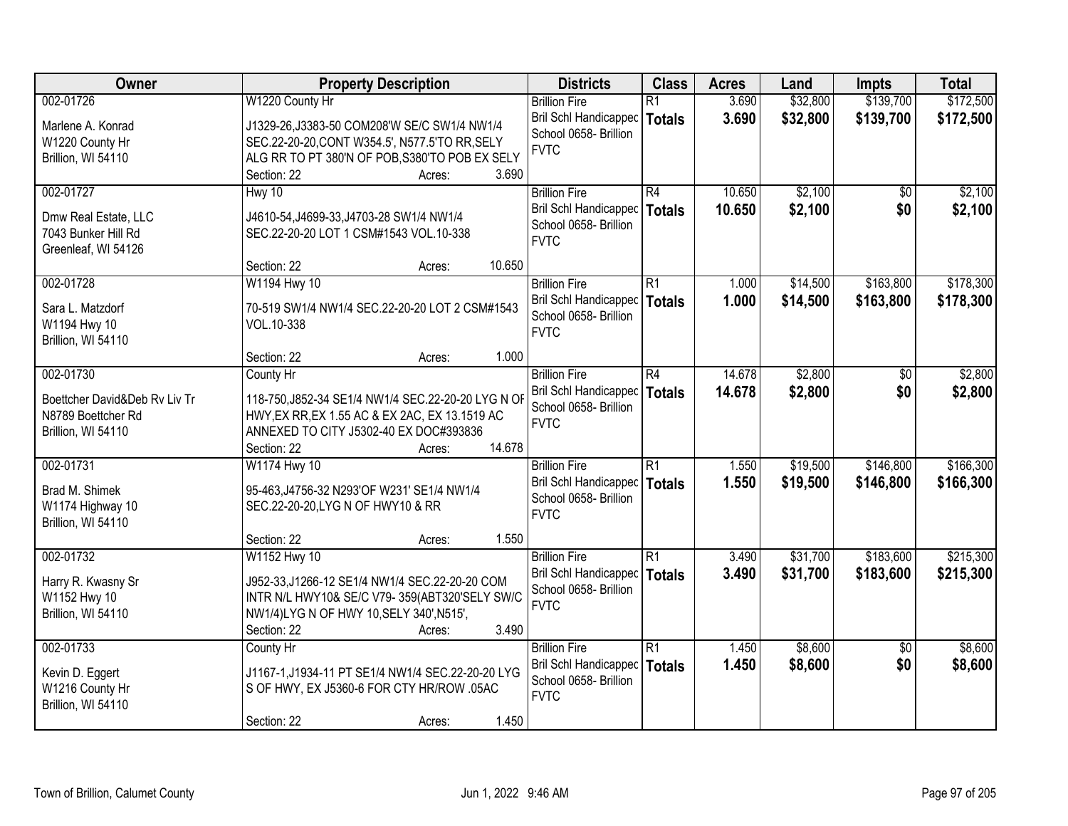| Owner | Property Description | Districts | Class | Acres | Land | Impts | Total |
|---|---|---|---|---|---|---|---|
| 002-01726<br>Marlene A. Konrad<br>W1220 County Hr<br>Brillion, WI 54110 | W1220 County Hr<br>J1329-26,J3383-50 COM208'W SE/C SW1/4 NW1/4 SEC.22-20-20,CONT W354.5', N577.5'TO RR,SELY ALG RR TO PT 380'N OF POB,S380'TO POB EX SELY<br>Section: 22 Acres: 3.690 | Brillion Fire<br>Bril Schl Handicapped<br>School 0658- Brillion<br>FVTC | R1<br>**Totals** | 3.690<br>**3.690** | $32,800<br>**$32,800** | $139,700<br>**$139,700** | $172,500<br>**$172,500** |
| 002-01727<br>Dmw Real Estate, LLC<br>7043 Bunker Hill Rd<br>Greenleaf, WI 54126 | Hwy 10<br>J4610-54,J4699-33,J4703-28 SW1/4 NW1/4 SEC.22-20-20 LOT 1 CSM#1543 VOL.10-338<br>Section: 22 Acres: 10.650 | Brillion Fire<br>Bril Schl Handicapped<br>School 0658- Brillion<br>FVTC | R4<br>**Totals** | 10.650<br>**10.650** | $2,100<br>**$2,100** | $0<br>**$0** | $2,100<br>**$2,100** |
| 002-01728<br>Sara L. Matzdorf<br>W1194 Hwy 10<br>Brillion, WI 54110 | W1194 Hwy 10<br>70-519 SW1/4 NW1/4 SEC.22-20-20 LOT 2 CSM#1543 VOL.10-338<br>Section: 22 Acres: 1.000 | Brillion Fire<br>Bril Schl Handicapped<br>School 0658- Brillion<br>FVTC | R1<br>**Totals** | 1.000<br>**1.000** | $14,500<br>**$14,500** | $163,800<br>**$163,800** | $178,300<br>**$178,300** |
| 002-01730<br>Boettcher David&Deb Rv Liv Tr<br>N8789 Boettcher Rd<br>Brillion, WI 54110 | County Hr<br>118-750,J852-34 SE1/4 NW1/4 SEC.22-20-20 LYG N OF HWY,EX RR,EX 1.55 AC & EX 2AC, EX 13.1519 AC ANNEXED TO CITY J5302-40 EX DOC#393836<br>Section: 22 Acres: 14.678 | Brillion Fire<br>Bril Schl Handicapped<br>School 0658- Brillion<br>FVTC | R4<br>**Totals** | 14.678<br>**14.678** | $2,800<br>**$2,800** | $0<br>**$0** | $2,800<br>**$2,800** |
| 002-01731<br>Brad M. Shimek<br>W1174 Highway 10<br>Brillion, WI 54110 | W1174 Hwy 10<br>95-463,J4756-32 N293'OF W231' SE1/4 NW1/4 SEC.22-20-20,LYG N OF HWY10 & RR<br>Section: 22 Acres: 1.550 | Brillion Fire<br>Bril Schl Handicapped<br>School 0658- Brillion<br>FVTC | R1<br>**Totals** | 1.550<br>**1.550** | $19,500<br>**$19,500** | $146,800<br>**$146,800** | $166,300<br>**$166,300** |
| 002-01732<br>Harry R. Kwasny Sr<br>W1152 Hwy 10<br>Brillion, WI 54110 | W1152 Hwy 10<br>J952-33,J1266-12 SE1/4 NW1/4 SEC.22-20-20 COM INTR N/L HWY10& SE/C V79- 359(ABT320'SELY SW/C NW1/4)LYG N OF HWY 10,SELY 340',N515',<br>Section: 22 Acres: 3.490 | Brillion Fire<br>Bril Schl Handicapped<br>School 0658- Brillion<br>FVTC | R1<br>**Totals** | 3.490<br>**3.490** | $31,700<br>**$31,700** | $183,600<br>**$183,600** | $215,300<br>**$215,300** |
| 002-01733<br>Kevin D. Eggert<br>W1216 County Hr<br>Brillion, WI 54110 | County Hr<br>J1167-1,J1934-11 PT SE1/4 NW1/4 SEC.22-20-20 LYG S OF HWY, EX J5360-6 FOR CTY HR/ROW .05AC<br>Section: 22 Acres: 1.450 | Brillion Fire<br>Bril Schl Handicapped<br>School 0658- Brillion<br>FVTC | R1<br>**Totals** | 1.450<br>**1.450** | $8,600<br>**$8,600** | $0<br>**$0** | $8,600<br>**$8,600** |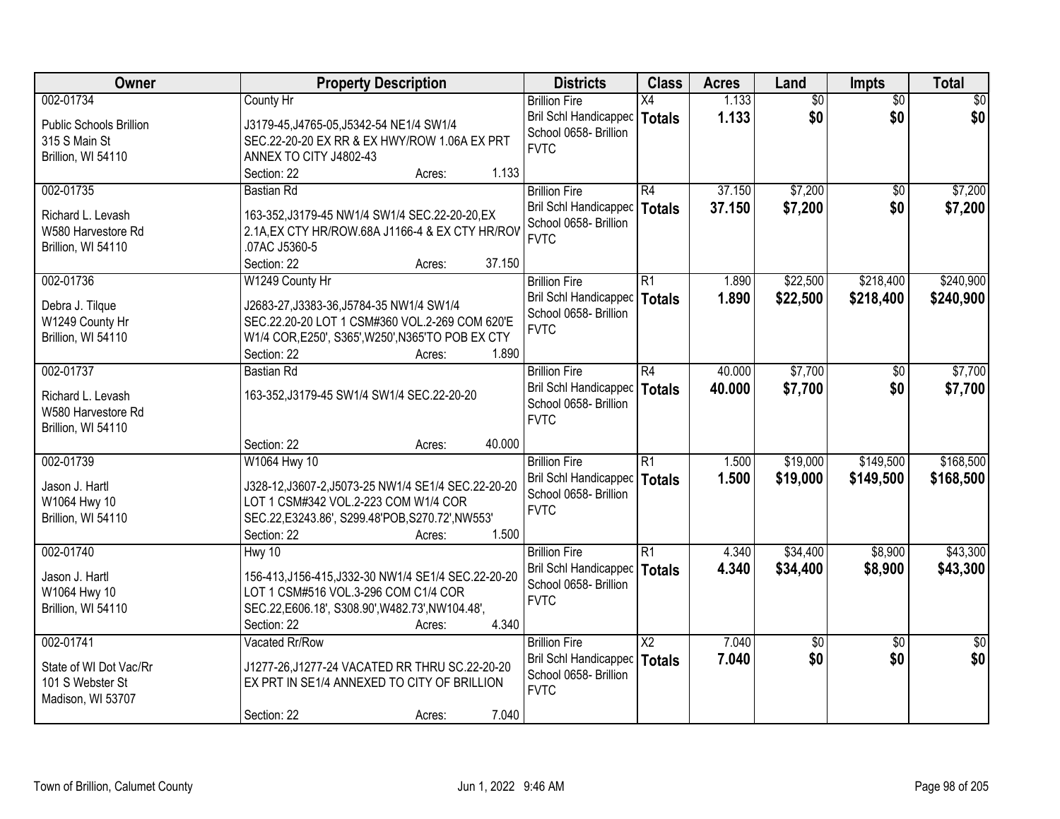| Owner | Property Description | Districts | Class | Acres | Land | Impts | Total |
|---|---|---|---|---|---|---|---|
| 002-01734<br>Public Schools Brillion<br>315 S Main St<br>Brillion, WI 54110 | County Hr<br>J3179-45,J4765-05,J5342-54 NE1/4 SW1/4 SEC.22-20-20 EX RR & EX HWY/ROW 1.06A EX PRT ANNEX TO CITY J4802-43<br>Section: 22 Acres: 1.133 | Brillion Fire<br>Bril Schl Handicapped<br>School 0658- Brillion<br>FVTC | X4<br>**Totals** | 1.133<br>**1.133** | $0<br>**$0** | $0<br>**$0** | $0<br>**$0** |
| 002-01735<br>Richard L. Levash<br>W580 Harvestore Rd<br>Brillion, WI 54110 | Bastian Rd<br>163-352,J3179-45 NW1/4 SW1/4 SEC.22-20-20,EX 2.1A,EX CTY HR/ROW.68A J1166-4 & EX CTY HR/ROW .07AC J5360-5<br>Section: 22 Acres: 37.150 | Brillion Fire<br>Bril Schl Handicapped<br>School 0658- Brillion<br>FVTC | R4<br>**Totals** | 37.150<br>**37.150** | $7,200<br>**$7,200** | $0<br>**$0** | $7,200<br>**$7,200** |
| 002-01736<br>Debra J. Tilque<br>W1249 County Hr<br>Brillion, WI 54110 | W1249 County Hr<br>J2683-27,J3383-36,J5784-35 NW1/4 SW1/4 SEC.22.20-20 LOT 1 CSM#360 VOL.2-269 COM 620'E W1/4 COR,E250', S365',W250',N365'TO POB EX CTY<br>Section: 22 Acres: 1.890 | Brillion Fire<br>Bril Schl Handicapped<br>School 0658- Brillion<br>FVTC | R1<br>**Totals** | 1.890<br>**1.890** | $22,500<br>**$22,500** | $218,400<br>**$218,400** | $240,900<br>**$240,900** |
| 002-01737<br>Richard L. Levash<br>W580 Harvestore Rd<br>Brillion, WI 54110 | Bastian Rd<br>163-352,J3179-45 SW1/4 SW1/4 SEC.22-20-20<br>Section: 22 Acres: 40.000 | Brillion Fire<br>Bril Schl Handicapped<br>School 0658- Brillion<br>FVTC | R4<br>**Totals** | 40.000<br>**40.000** | $7,700<br>**$7,700** | $0<br>**$0** | $7,700<br>**$7,700** |
| 002-01739<br>Jason J. Hartl<br>W1064 Hwy 10<br>Brillion, WI 54110 | W1064 Hwy 10<br>J328-12,J3607-2,J5073-25 NW1/4 SE1/4 SEC.22-20-20 LOT 1 CSM#342 VOL.2-223 COM W1/4 COR SEC.22,E3243.86', S299.48'POB,S270.72',NW553'<br>Section: 22 Acres: 1.500 | Brillion Fire<br>Bril Schl Handicapped<br>School 0658- Brillion<br>FVTC | R1<br>**Totals** | 1.500<br>**1.500** | $19,000<br>**$19,000** | $149,500<br>**$149,500** | $168,500<br>**$168,500** |
| 002-01740<br>Jason J. Hartl<br>W1064 Hwy 10<br>Brillion, WI 54110 | Hwy 10<br>156-413,J156-415,J332-30 NW1/4 SE1/4 SEC.22-20-20 LOT 1 CSM#516 VOL.3-296 COM C1/4 COR SEC.22,E606.18', S308.90',W482.73',NW104.48',<br>Section: 22 Acres: 4.340 | Brillion Fire<br>Bril Schl Handicapped<br>School 0658- Brillion<br>FVTC | R1<br>**Totals** | 4.340<br>**4.340** | $34,400<br>**$34,400** | $8,900<br>**$8,900** | $43,300<br>**$43,300** |
| 002-01741<br>State of WI Dot Vac/Rr<br>101 S Webster St<br>Madison, WI 53707 | Vacated Rr/Row<br>J1277-26,J1277-24 VACATED RR THRU SC.22-20-20 EX PRT IN SE1/4 ANNEXED TO CITY OF BRILLION<br>Section: 22 Acres: 7.040 | Brillion Fire<br>Bril Schl Handicapped<br>School 0658- Brillion<br>FVTC | X2<br>**Totals** | 7.040<br>**7.040** | $0<br>**$0** | $0<br>**$0** | $0<br>**$0** |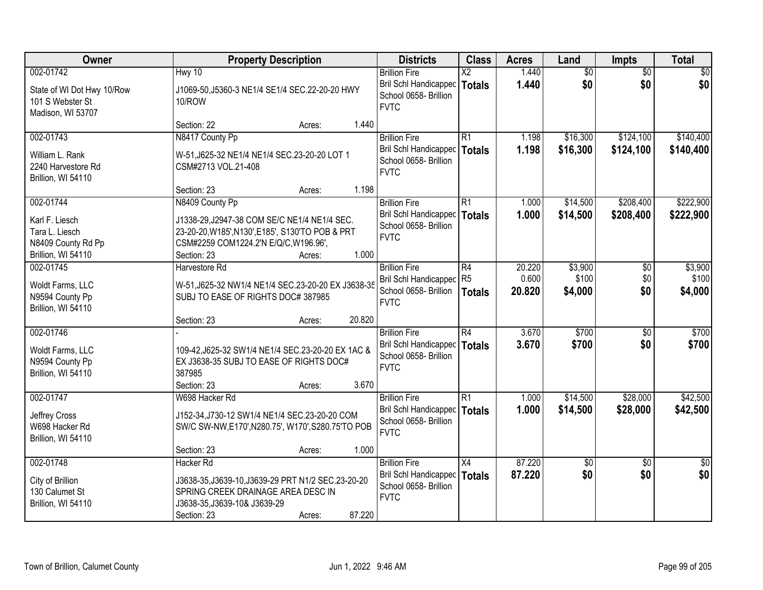| Owner | Property Description | Districts | Class | Acres | Land | Impts | Total |
|---|---|---|---|---|---|---|---|
| 002-01742<br>State of WI Dot Hwy 10/Row<br>101 S Webster St<br>Madison, WI 53707 | Hwy 10<br>J1069-50,J5360-3 NE1/4 SE1/4 SEC.22-20-20 HWY 10/ROW<br>Section: 22 Acres: 1.440 | Brillion Fire<br>Bril Schl Handicapped<br>School 0658- Brillion<br>FVTC | X2<br>**Totals** | 1.440<br>**1.440** | $0<br>**$0** | $0<br>**$0** | $0<br>**$0** |
| 002-01743<br>William L. Rank<br>2240 Harvestore Rd<br>Brillion, WI 54110 | N8417 County Pp<br>W-51,J625-32 NE1/4 NE1/4 SEC.23-20-20 LOT 1 CSM#2713 VOL.21-408<br>Section: 23 Acres: 1.198 | Brillion Fire<br>Bril Schl Handicapped<br>School 0658- Brillion<br>FVTC | R1<br>**Totals** | 1.198<br>**1.198** | $16,300<br>**$16,300** | $124,100<br>**$124,100** | $140,400<br>**$140,400** |
| 002-01744<br>Karl F. Liesch<br>Tara L. Liesch<br>N8409 County Rd Pp<br>Brillion, WI 54110 | N8409 County Pp<br>J1338-29,J2947-38 COM SE/C NE1/4 NE1/4 SEC. 23-20-20,W185',N130',E185', S130'TO POB & PRT CSM#2259 COM1224.2'N E/Q/C,W196.96',<br>Section: 23 Acres: 1.000 | Brillion Fire<br>Bril Schl Handicapped<br>School 0658- Brillion<br>FVTC | R1<br>**Totals** | 1.000<br>**1.000** | $14,500<br>**$14,500** | $208,400<br>**$208,400** | $222,900<br>**$222,900** |
| 002-01745<br>Woldt Farms, LLC<br>N9594 County Pp<br>Brillion, WI 54110 | Harvestore Rd<br>W-51,J625-32 NW1/4 NE1/4 SEC.23-20-20 EX J3638-35 SUBJ TO EASE OF RIGHTS DOC# 387985<br>Section: 23 Acres: 20.820 | Brillion Fire<br>Bril Schl Handicapped<br>School 0658- Brillion<br>FVTC | R4<br>R5<br>**Totals** | 20.220<br>0.600<br>**20.820** | $3,900<br>$100<br>**$4,000** | $0<br>$0<br>**$0** | $3,900<br>$100<br>**$4,000** |
| 002-01746<br>Woldt Farms, LLC<br>N9594 County Pp<br>Brillion, WI 54110 | -<br>109-42,J625-32 SW1/4 NE1/4 SEC.23-20-20 EX 1AC & EX J3638-35 SUBJ TO EASE OF RIGHTS DOC# 387985<br>Section: 23 Acres: 3.670 | Brillion Fire<br>Bril Schl Handicapped<br>School 0658- Brillion<br>FVTC | R4<br>**Totals** | 3.670<br>**3.670** | $700<br>**$700** | $0<br>**$0** | $700<br>**$700** |
| 002-01747<br>Jeffrey Cross<br>W698 Hacker Rd<br>Brillion, WI 54110 | W698 Hacker Rd<br>J152-34,J730-12 SW1/4 NE1/4 SEC.23-20-20 COM SW/C SW-NW,E170',N280.75', W170',S280.75'TO POB<br>Section: 23 Acres: 1.000 | Brillion Fire<br>Bril Schl Handicapped<br>School 0658- Brillion<br>FVTC | R1<br>**Totals** | 1.000<br>**1.000** | $14,500<br>**$14,500** | $28,000<br>**$28,000** | $42,500<br>**$42,500** |
| 002-01748<br>City of Brillion<br>130 Calumet St<br>Brillion, WI 54110 | Hacker Rd<br>J3638-35,J3639-10,J3639-29 PRT N1/2 SEC.23-20-20 SPRING CREEK DRAINAGE AREA DESC IN J3638-35,J3639-10& J3639-29<br>Section: 23 Acres: 87.220 | Brillion Fire<br>Bril Schl Handicapped<br>School 0658- Brillion<br>FVTC | X4<br>**Totals** | 87.220<br>**87.220** | $0<br>**$0** | $0<br>**$0** | $0<br>**$0** |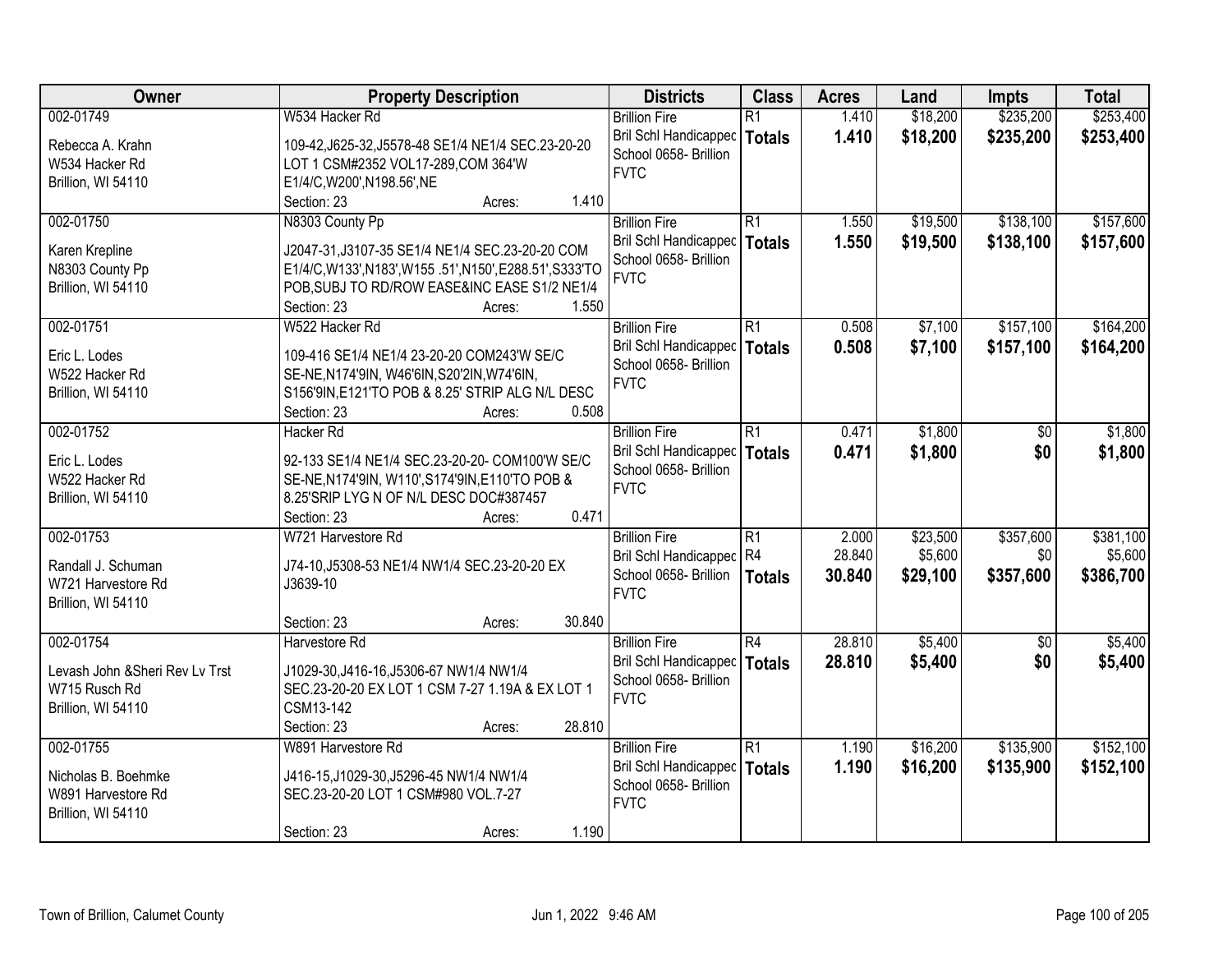| Owner | Property Description | Districts | Class | Acres | Land | Impts | Total |
|---|---|---|---|---|---|---|---|
| 002-01749<br><br>Rebecca A. Krahn<br>W534 Hacker Rd<br>Brillion, WI 54110 | W534 Hacker Rd<br><br>109-42,J625-32,J5578-48 SE1/4 NE1/4 SEC.23-20-20 LOT 1 CSM#2352 VOL17-289,COM 364'W E1/4/C,W200',N198.56',NE<br>Section: 23 Acres: 1.410 | Brillion Fire<br>Bril Schl Handicappec<br>School 0658- Brillion<br>FVTC | R1<br>**Totals** | 1.410<br>**1.410** | $18,200<br>**$18,200** | $235,200<br>**$235,200** | $253,400<br>**$253,400** |
| 002-01750<br><br>Karen Krepline<br>N8303 County Pp<br>Brillion, WI 54110 | N8303 County Pp<br><br>J2047-31,J3107-35 SE1/4 NE1/4 SEC.23-20-20 COM E1/4/C,W133',N183',W155 .51',N150',E288.51',S333'TO POB,SUBJ TO RD/ROW EASE&INC EASE S1/2 NE1/4<br>Section: 23 Acres: 1.550 | Brillion Fire<br>Bril Schl Handicappec<br>School 0658- Brillion<br>FVTC | R1<br>**Totals** | 1.550<br>**1.550** | $19,500<br>**$19,500** | $138,100<br>**$138,100** | $157,600<br>**$157,600** |
| 002-01751<br><br>Eric L. Lodes<br>W522 Hacker Rd<br>Brillion, WI 54110 | W522 Hacker Rd<br><br>109-416 SE1/4 NE1/4 23-20-20 COM243'W SE/C SE-NE,N174'9IN, W46'6IN,S20'2IN,W74'6IN, S156'9IN,E121'TO POB & 8.25' STRIP ALG N/L DESC<br>Section: 23 Acres: 0.508 | Brillion Fire<br>Bril Schl Handicappec<br>School 0658- Brillion<br>FVTC | R1<br>**Totals** | 0.508<br>**0.508** | $7,100<br>**$7,100** | $157,100<br>**$157,100** | $164,200<br>**$164,200** |
| 002-01752<br><br>Eric L. Lodes<br>W522 Hacker Rd<br>Brillion, WI 54110 | Hacker Rd<br><br>92-133 SE1/4 NE1/4 SEC.23-20-20- COM100'W SE/C SE-NE,N174'9IN, W110',S174'9IN,E110'TO POB & 8.25'SRIP LYG N OF N/L DESC DOC#387457<br>Section: 23 Acres: 0.471 | Brillion Fire<br>Bril Schl Handicappec<br>School 0658- Brillion<br>FVTC | R1<br>**Totals** | 0.471<br>**0.471** | $1,800<br>**$1,800** | $0<br>**$0** | $1,800<br>**$1,800** |
| 002-01753<br><br>Randall J. Schuman<br>W721 Harvestore Rd<br>Brillion, WI 54110 | W721 Harvestore Rd<br><br>J74-10,J5308-53 NE1/4 NW1/4 SEC.23-20-20 EX J3639-10<br>Section: 23 Acres: 30.840 | Brillion Fire<br>Bril Schl Handicappec<br>School 0658- Brillion<br>FVTC | R1<br>R4<br>**Totals** | 2.000<br>28.840<br>**30.840** | $23,500<br>$5,600<br>**$29,100** | $357,600<br>$0<br>**$357,600** | $381,100<br>$5,600<br>**$386,700** |
| 002-01754<br><br>Levash John &Sheri Rev Lv Trst<br>W715 Rusch Rd<br>Brillion, WI 54110 | Harvestore Rd<br><br>J1029-30,J416-16,J5306-67 NW1/4 NW1/4 SEC.23-20-20 EX LOT 1 CSM 7-27 1.19A & EX LOT 1 CSM13-142<br>Section: 23 Acres: 28.810 | Brillion Fire<br>Bril Schl Handicappec<br>School 0658- Brillion<br>FVTC | R4<br>**Totals** | 28.810<br>**28.810** | $5,400<br>**$5,400** | $0<br>**$0** | $5,400<br>**$5,400** |
| 002-01755<br><br>Nicholas B. Boehmke<br>W891 Harvestore Rd<br>Brillion, WI 54110 | W891 Harvestore Rd<br><br>J416-15,J1029-30,J5296-45 NW1/4 NW1/4 SEC.23-20-20 LOT 1 CSM#980 VOL.7-27<br>Section: 23 Acres: 1.190 | Brillion Fire<br>Bril Schl Handicappec<br>School 0658- Brillion<br>FVTC | R1<br>**Totals** | 1.190<br>**1.190** | $16,200<br>**$16,200** | $135,900<br>**$135,900** | $152,100<br>**$152,100** |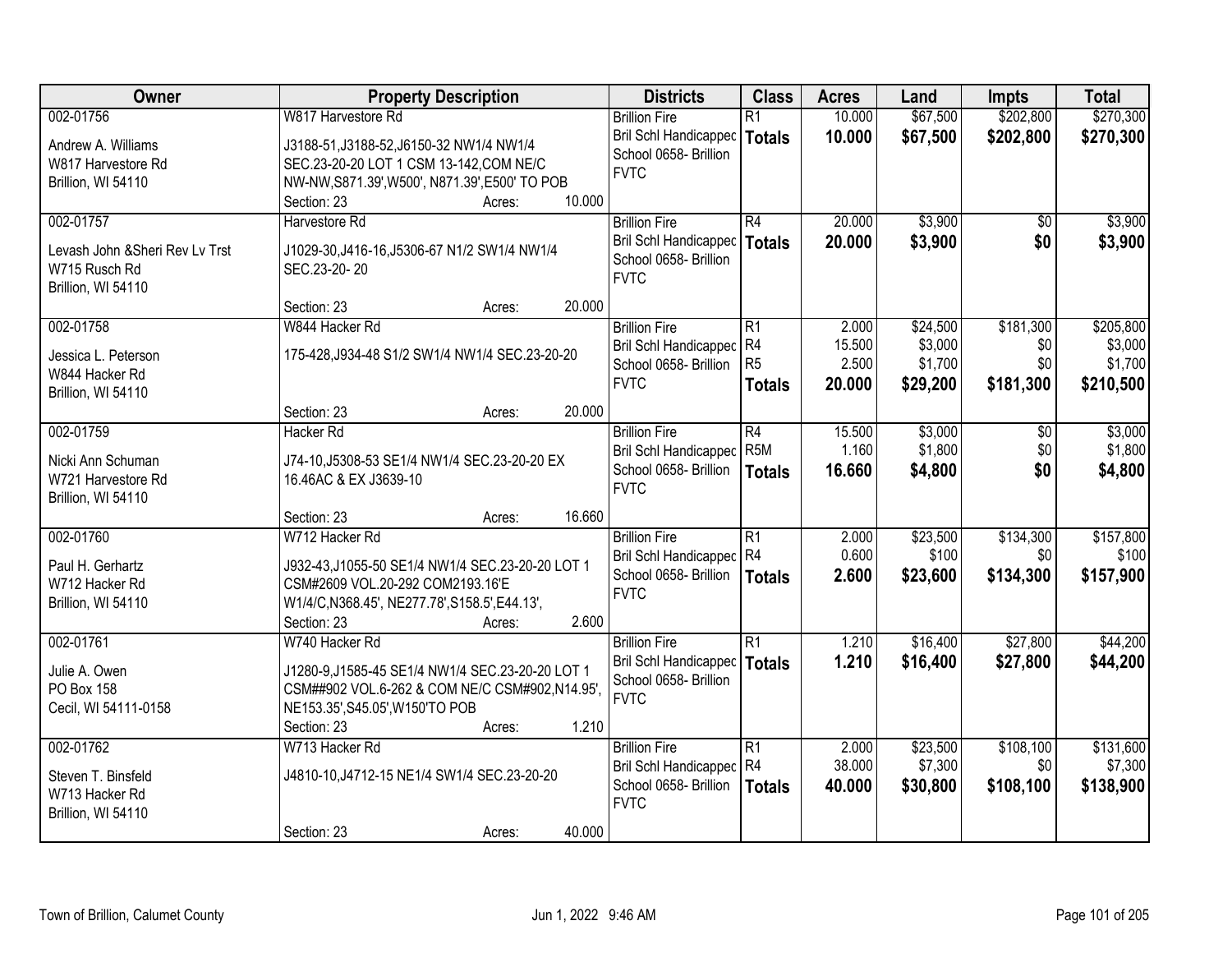| Owner | Property Description | Districts | Class | Acres | Land | Impts | Total |
|---|---|---|---|---|---|---|---|
| 002-01756<br>Andrew A. Williams<br>W817 Harvestore Rd<br>Brillion, WI 54110 | W817 Harvestore Rd<br>J3188-51,J3188-52,J6150-32 NW1/4 NW1/4 SEC.23-20-20 LOT 1 CSM 13-142,COM NE/C NW-NW,S871.39',W500', N871.39',E500' TO POB<br>Section: 23 Acres: 10.000 | Brillion Fire<br>Bril Schl Handicapped<br>School 0658- Brillion<br>FVTC | R1<br>**Totals** | 10.000<br>**10.000** | $67,500<br>**$67,500** | $202,800<br>**$202,800** | $270,300<br>**$270,300** |
| 002-01757<br>Levash John &Sheri Rev Lv Trst<br>W715 Rusch Rd<br>Brillion, WI 54110 | Harvestore Rd<br>J1029-30,J416-16,J5306-67 N1/2 SW1/4 NW1/4 SEC.23-20- 20<br>Section: 23 Acres: 20.000 | Brillion Fire<br>Bril Schl Handicapped<br>School 0658- Brillion<br>FVTC | R4<br>**Totals** | 20.000<br>**20.000** | $3,900<br>**$3,900** | $0<br>**$0** | $3,900<br>**$3,900** |
| 002-01758<br>Jessica L. Peterson<br>W844 Hacker Rd<br>Brillion, WI 54110 | W844 Hacker Rd<br>175-428,J934-48 S1/2 SW1/4 NW1/4 SEC.23-20-20<br>Section: 23 Acres: 20.000 | Brillion Fire<br>Bril Schl Handicapped<br>School 0658- Brillion<br>FVTC | R1<br>R4<br>R5<br>**Totals** | 2.000<br>15.500<br>2.500<br>**20.000** | $24,500<br>$3,000<br>$1,700<br>**$29,200** | $181,300<br>$0<br>$0<br>**$181,300** | $205,800<br>$3,000<br>$1,700<br>**$210,500** |
| 002-01759<br>Nicki Ann Schuman<br>W721 Harvestore Rd<br>Brillion, WI 54110 | Hacker Rd<br>J74-10,J5308-53 SE1/4 NW1/4 SEC.23-20-20 EX 16.46AC & EX J3639-10<br>Section: 23 Acres: 16.660 | Brillion Fire<br>Bril Schl Handicapped<br>School 0658- Brillion<br>FVTC | R4<br>R5M<br>**Totals** | 15.500<br>1.160<br>**16.660** | $3,000<br>$1,800<br>**$4,800** | $0<br>$0<br>**$0** | $3,000<br>$1,800<br>**$4,800** |
| 002-01760<br>Paul H. Gerhartz<br>W712 Hacker Rd<br>Brillion, WI 54110 | W712 Hacker Rd<br>J932-43,J1055-50 SE1/4 NW1/4 SEC.23-20-20 LOT 1 CSM#2609 VOL.20-292 COM2193.16'E W1/4/C,N368.45', NE277.78',S158.5',E44.13',<br>Section: 23 Acres: 2.600 | Brillion Fire<br>Bril Schl Handicapped<br>School 0658- Brillion<br>FVTC | R1<br>R4<br>**Totals** | 2.000<br>0.600<br>**2.600** | $23,500<br>$100<br>**$23,600** | $134,300<br>$0<br>**$134,300** | $157,800<br>$100<br>**$157,900** |
| 002-01761<br>Julie A. Owen<br>PO Box 158<br>Cecil, WI 54111-0158 | W740 Hacker Rd<br>J1280-9,J1585-45 SE1/4 NW1/4 SEC.23-20-20 LOT 1 CSM##902 VOL.6-262 & COM NE/C CSM#902,N14.95', NE153.35',S45.05',W150'TO POB<br>Section: 23 Acres: 1.210 | Brillion Fire<br>Bril Schl Handicapped<br>School 0658- Brillion<br>FVTC | R1<br>**Totals** | 1.210<br>**1.210** | $16,400<br>**$16,400** | $27,800<br>**$27,800** | $44,200<br>**$44,200** |
| 002-01762<br>Steven T. Binsfeld<br>W713 Hacker Rd<br>Brillion, WI 54110 | W713 Hacker Rd<br>J4810-10,J4712-15 NE1/4 SW1/4 SEC.23-20-20<br>Section: 23 Acres: 40.000 | Brillion Fire<br>Bril Schl Handicapped<br>School 0658- Brillion<br>FVTC | R1<br>R4<br>**Totals** | 2.000<br>38.000<br>**40.000** | $23,500<br>$7,300<br>**$30,800** | $108,100<br>$0<br>**$108,100** | $131,600<br>$7,300<br>**$138,900** |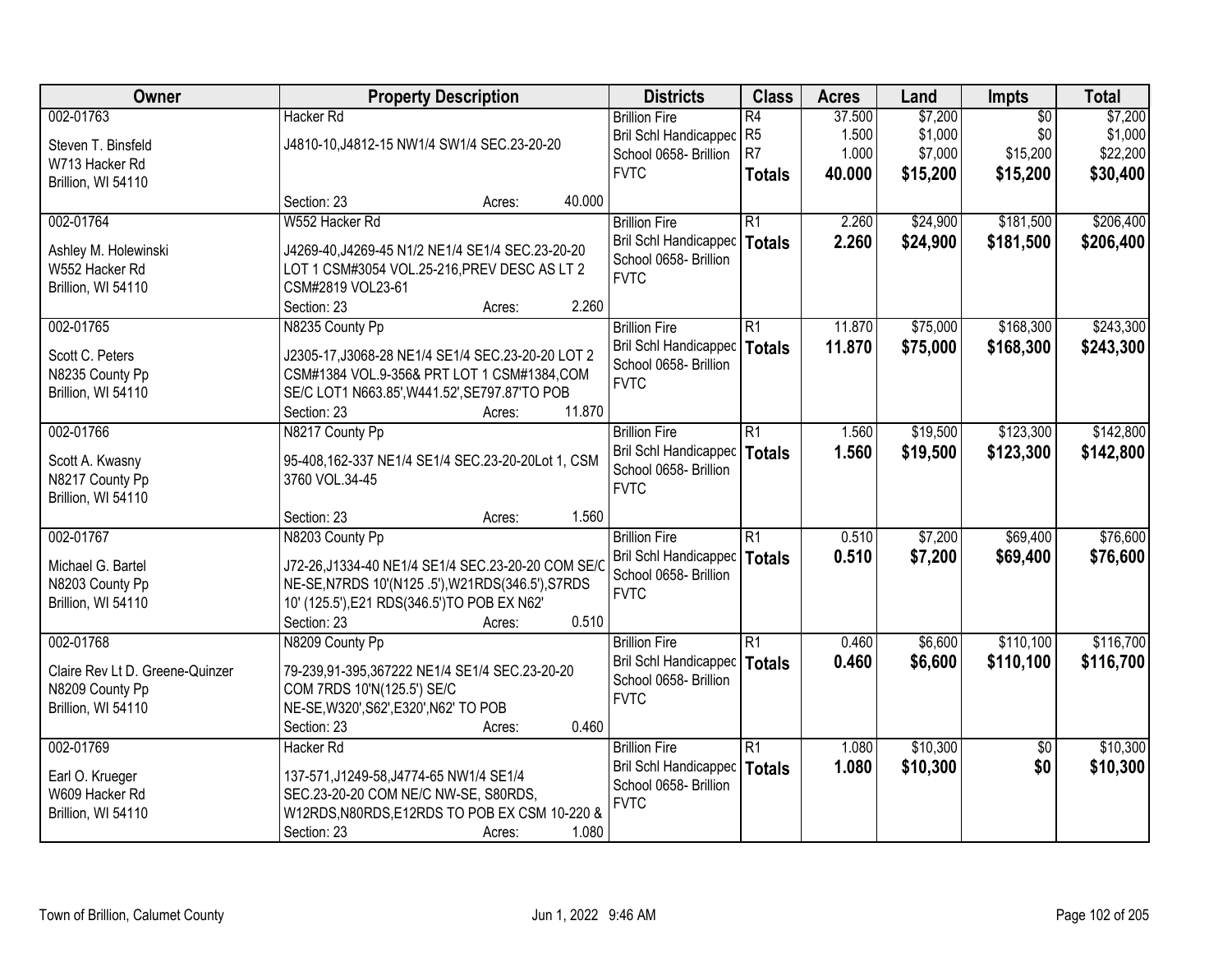| Owner | Property Description | Districts | Class | Acres | Land | Impts | Total |
|---|---|---|---|---|---|---|---|
| 002-01763<br>Steven T. Binsfeld<br>W713 Hacker Rd<br>Brillion, WI 54110 | Hacker Rd<br>J4810-10,J4812-15 NW1/4 SW1/4 SEC.23-20-20<br>Section: 23 Acres: 40.000 | Brillion Fire<br>Bril Schl Handicapped<br>School 0658- Brillion<br>FVTC | R4<br>R5<br>R7<br>**Totals** | 37.500<br>1.500<br>1.000<br>**40.000** | $7,200<br>$1,000<br>$7,000<br>**$15,200** | $0<br>$0<br>$15,200<br>**$15,200** | $7,200<br>$1,000<br>$22,200<br>**$30,400** |
| 002-01764<br>Ashley M. Holewinski<br>W552 Hacker Rd<br>Brillion, WI 54110 | W552 Hacker Rd<br>J4269-40,J4269-45 N1/2 NE1/4 SE1/4 SEC.23-20-20 LOT 1 CSM#3054 VOL.25-216,PREV DESC AS LT 2 CSM#2819 VOL23-61<br>Section: 23 Acres: 2.260 | Brillion Fire<br>Bril Schl Handicapped<br>School 0658- Brillion<br>FVTC | R1<br>**Totals** | 2.260<br>**2.260** | $24,900<br>**$24,900** | $181,500<br>**$181,500** | $206,400<br>**$206,400** |
| 002-01765<br>Scott C. Peters<br>N8235 County Pp<br>Brillion, WI 54110 | N8235 County Pp<br>J2305-17,J3068-28 NE1/4 SE1/4 SEC.23-20-20 LOT 2 CSM#1384 VOL.9-356& PRT LOT 1 CSM#1384,COM SE/C LOT1 N663.85',W441.52',SE797.87'TO POB<br>Section: 23 Acres: 11.870 | Brillion Fire<br>Bril Schl Handicapped<br>School 0658- Brillion<br>FVTC | R1<br>**Totals** | 11.870<br>**11.870** | $75,000<br>**$75,000** | $168,300<br>**$168,300** | $243,300<br>**$243,300** |
| 002-01766<br>Scott A. Kwasny<br>N8217 County Pp<br>Brillion, WI 54110 | N8217 County Pp<br>95-408,162-337 NE1/4 SE1/4 SEC.23-20-20Lot 1, CSM 3760 VOL.34-45<br>Section: 23 Acres: 1.560 | Brillion Fire<br>Bril Schl Handicapped<br>School 0658- Brillion<br>FVTC | R1<br>**Totals** | 1.560<br>**1.560** | $19,500<br>**$19,500** | $123,300<br>**$123,300** | $142,800<br>**$142,800** |
| 002-01767<br>Michael G. Bartel<br>N8203 County Pp<br>Brillion, WI 54110 | N8203 County Pp<br>J72-26,J1334-40 NE1/4 SE1/4 SEC.23-20-20 COM SE/C NE-SE,N7RDS 10'(N125 .5'),W21RDS(346.5'),S7RDS 10' (125.5'),E21 RDS(346.5')TO POB EX N62'<br>Section: 23 Acres: 0.510 | Brillion Fire<br>Bril Schl Handicapped<br>School 0658- Brillion<br>FVTC | R1<br>**Totals** | 0.510<br>**0.510** | $7,200<br>**$7,200** | $69,400<br>**$69,400** | $76,600<br>**$76,600** |
| 002-01768<br>Claire Rev Lt D. Greene-Quinzer<br>N8209 County Pp<br>Brillion, WI 54110 | N8209 County Pp<br>79-239,91-395,367222 NE1/4 SE1/4 SEC.23-20-20 COM 7RDS 10'N(125.5') SE/C NE-SE,W320',S62',E320',N62' TO POB<br>Section: 23 Acres: 0.460 | Brillion Fire<br>Bril Schl Handicapped<br>School 0658- Brillion<br>FVTC | R1<br>**Totals** | 0.460<br>**0.460** | $6,600<br>**$6,600** | $110,100<br>**$110,100** | $116,700<br>**$116,700** |
| 002-01769<br>Earl O. Krueger<br>W609 Hacker Rd<br>Brillion, WI 54110 | Hacker Rd<br>137-571,J1249-58,J4774-65 NW1/4 SE1/4 SEC.23-20-20 COM NE/C NW-SE, S80RDS, W12RDS,N80RDS,E12RDS TO POB EX CSM 10-220 &<br>Section: 23 Acres: 1.080 | Brillion Fire<br>Bril Schl Handicapped<br>School 0658- Brillion<br>FVTC | R1<br>**Totals** | 1.080<br>**1.080** | $10,300<br>**$10,300** | $0<br>**$0** | $10,300<br>**$10,300** |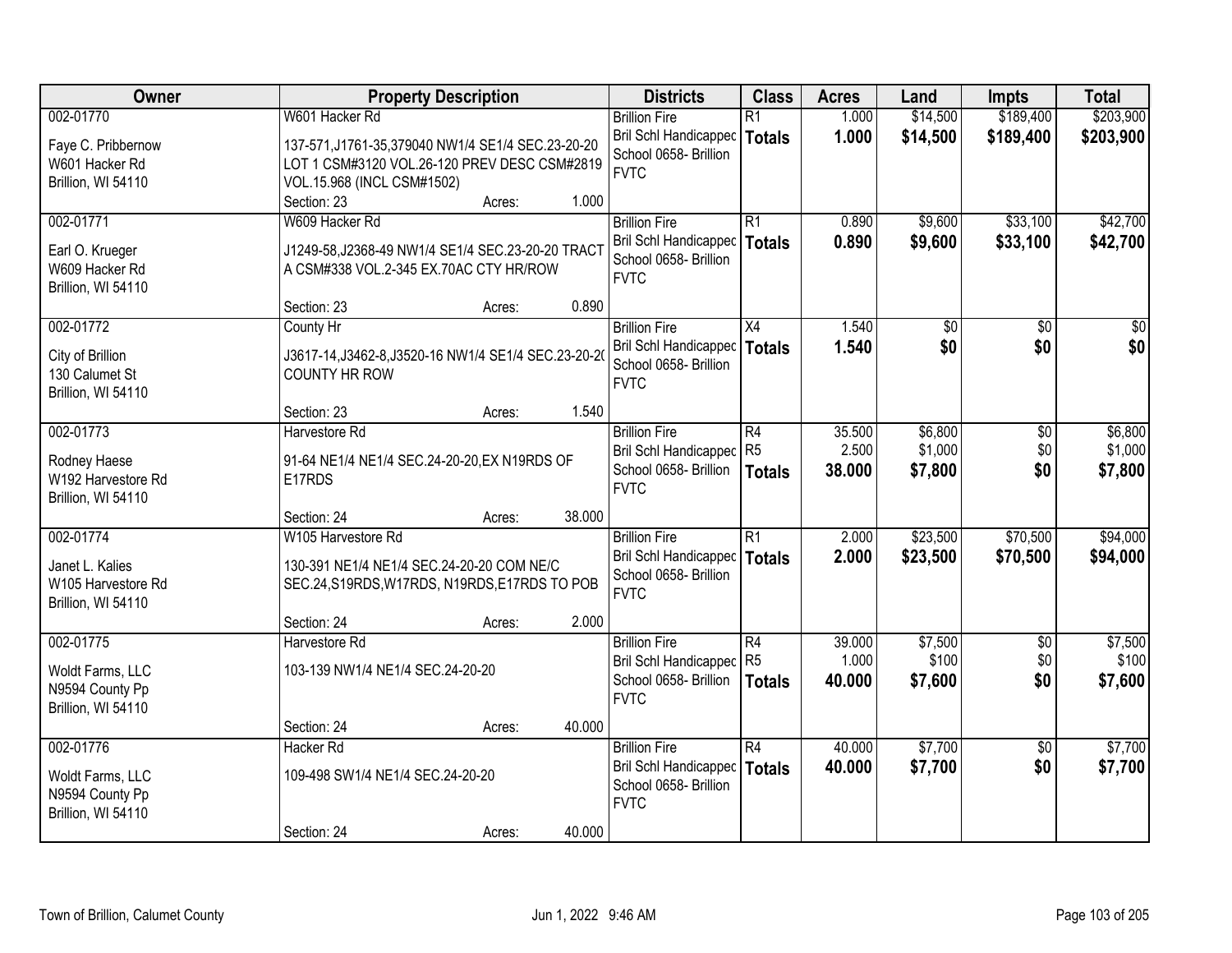| Owner | Property Description | Districts | Class | Acres | Land | Impts | Total |
|---|---|---|---|---|---|---|---|
| 002-01770<br><br>Faye C. Pribbernow<br>W601 Hacker Rd<br>Brillion, WI 54110 | W601 Hacker Rd<br><br>137-571,J1761-35,379040 NW1/4 SE1/4 SEC.23-20-20 LOT 1 CSM#3120 VOL.26-120 PREV DESC CSM#2819 VOL.15.968 (INCL CSM#1502)<br>Section: 23 Acres: 1.000 | Brillion Fire<br>Bril Schl Handicapped<br>School 0658- Brillion<br>FVTC | R1<br>**Totals** | 1.000<br>**1.000** | $14,500<br>**$14,500** | $189,400<br>**$189,400** | $203,900<br>**$203,900** |
| 002-01771<br><br>Earl O. Krueger<br>W609 Hacker Rd<br>Brillion, WI 54110 | W609 Hacker Rd<br><br>J1249-58,J2368-49 NW1/4 SE1/4 SEC.23-20-20 TRACT A CSM#338 VOL.2-345 EX.70AC CTY HR/ROW<br>Section: 23 Acres: 0.890 | Brillion Fire<br>Bril Schl Handicapped<br>School 0658- Brillion<br>FVTC | R1<br>**Totals** | 0.890<br>**0.890** | $9,600<br>**$9,600** | $33,100<br>**$33,100** | $42,700<br>**$42,700** |
| 002-01772<br><br>City of Brillion<br>130 Calumet St<br>Brillion, WI 54110 | County Hr<br><br>J3617-14,J3462-8,J3520-16 NW1/4 SE1/4 SEC.23-20-20 COUNTY HR ROW<br>Section: 23 Acres: 1.540 | Brillion Fire<br>Bril Schl Handicapped<br>School 0658- Brillion<br>FVTC | X4<br>**Totals** | 1.540<br>**1.540** | $0<br>**$0** | $0<br>**$0** | $0<br>**$0** |
| 002-01773<br><br>Rodney Haese<br>W192 Harvestore Rd<br>Brillion, WI 54110 | Harvestore Rd<br><br>91-64 NE1/4 NE1/4 SEC.24-20-20,EX N19RDS OF E17RDS<br>Section: 24 Acres: 38.000 | Brillion Fire<br>Bril Schl Handicapped<br>School 0658- Brillion<br>FVTC | R4<br>R5<br>**Totals** | 35.500<br>2.500<br>**38.000** | $6,800<br>$1,000<br>**$7,800** | $0<br>$0<br>**$0** | $6,800<br>$1,000<br>**$7,800** |
| 002-01774<br><br>Janet L. Kalies<br>W105 Harvestore Rd<br>Brillion, WI 54110 | W105 Harvestore Rd<br><br>130-391 NE1/4 NE1/4 SEC.24-20-20 COM NE/C SEC.24,S19RDS,W17RDS, N19RDS,E17RDS TO POB<br>Section: 24 Acres: 2.000 | Brillion Fire<br>Bril Schl Handicapped<br>School 0658- Brillion<br>FVTC | R1<br>**Totals** | 2.000<br>**2.000** | $23,500<br>**$23,500** | $70,500<br>**$70,500** | $94,000<br>**$94,000** |
| 002-01775<br><br>Woldt Farms, LLC<br>N9594 County Pp<br>Brillion, WI 54110 | Harvestore Rd<br><br>103-139 NW1/4 NE1/4 SEC.24-20-20<br>Section: 24 Acres: 40.000 | Brillion Fire<br>Bril Schl Handicapped<br>School 0658- Brillion<br>FVTC | R4<br>R5<br>**Totals** | 39.000<br>1.000<br>**40.000** | $7,500<br>$100<br>**$7,600** | $0<br>$0<br>**$0** | $7,500<br>$100<br>**$7,600** |
| 002-01776<br><br>Woldt Farms, LLC<br>N9594 County Pp<br>Brillion, WI 54110 | Hacker Rd<br><br>109-498 SW1/4 NE1/4 SEC.24-20-20<br>Section: 24 Acres: 40.000 | Brillion Fire<br>Bril Schl Handicapped<br>School 0658- Brillion<br>FVTC | R4<br>**Totals** | 40.000<br>**40.000** | $7,700<br>**$7,700** | $0<br>**$0** | $7,700<br>**$7,700** |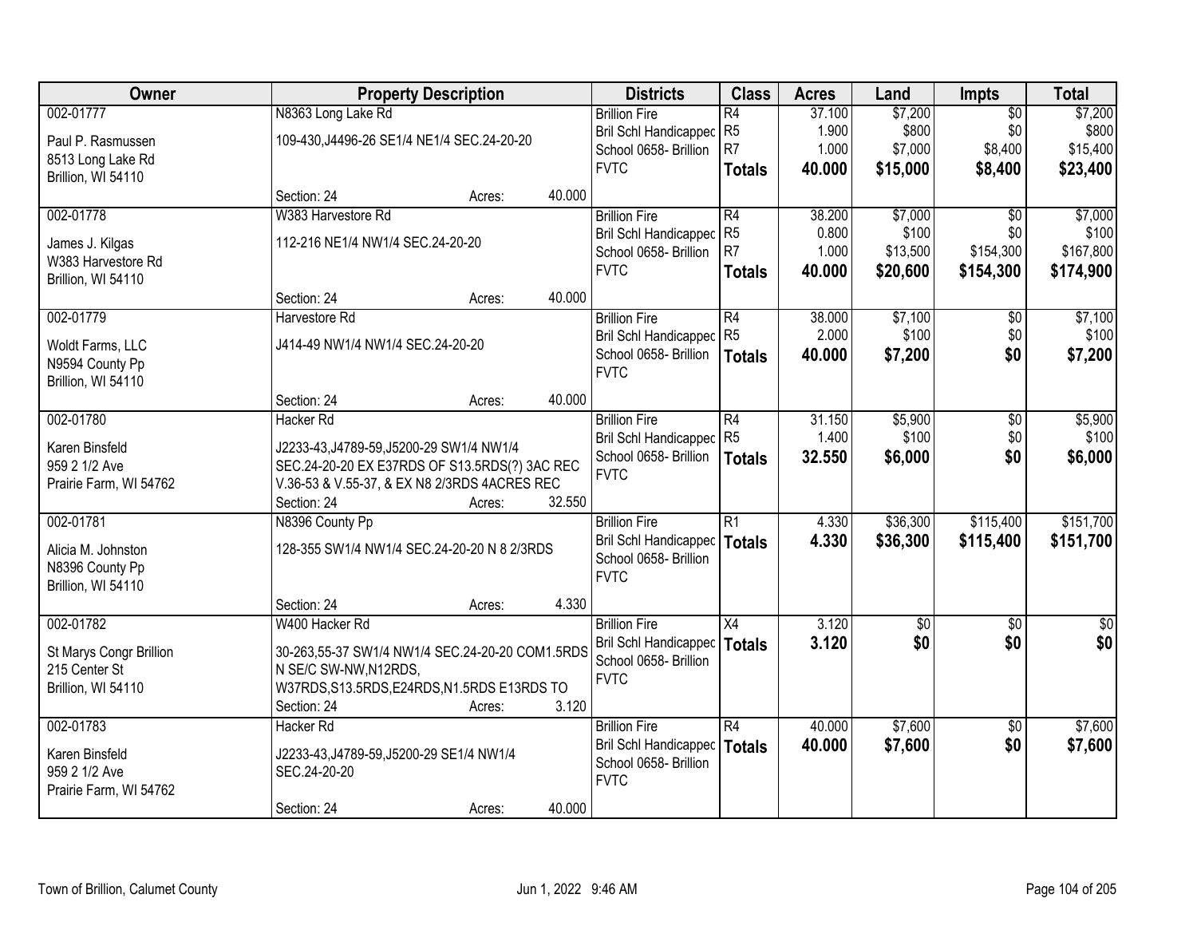| Owner | Property Description | Districts | Class | Acres | Land | Impts | Total |
|---|---|---|---|---|---|---|---|
| 002-01777<br><br>Paul P. Rasmussen<br>8513 Long Lake Rd<br>Brillion, WI 54110 | N8363 Long Lake Rd<br><br>109-430,J4496-26 SE1/4 NE1/4 SEC.24-20-20<br><br>Section: 24 Acres: 40.000 | Brillion Fire<br>Bril Schl Handicapped<br>School 0658- Brillion<br>FVTC | R4<br>R5<br>R7<br>**Totals** | 37.100<br>1.900<br>1.000<br>**40.000** | $7,200<br>$800<br>$7,000<br>**$15,000** | $0<br>$0<br>$8,400<br>**$8,400** | $7,200<br>$800<br>$15,400<br>**$23,400** |
| 002-01778<br><br>James J. Kilgas<br>W383 Harvestore Rd<br>Brillion, WI 54110 | W383 Harvestore Rd<br><br>112-216 NE1/4 NW1/4 SEC.24-20-20<br><br>Section: 24 Acres: 40.000 | Brillion Fire<br>Bril Schl Handicapped<br>School 0658- Brillion<br>FVTC | R4<br>R5<br>R7<br>**Totals** | 38.200<br>0.800<br>1.000<br>**40.000** | $7,000<br>$100<br>$13,500<br>**$20,600** | $0<br>$0<br>$154,300<br>**$154,300** | $7,000<br>$100<br>$167,800<br>**$174,900** |
| 002-01779<br><br>Woldt Farms, LLC<br>N9594 County Pp<br>Brillion, WI 54110 | Harvestore Rd<br><br>J414-49 NW1/4 NW1/4 SEC.24-20-20<br><br>Section: 24 Acres: 40.000 | Brillion Fire<br>Bril Schl Handicapped<br>School 0658- Brillion<br>FVTC | R4<br>R5<br>**Totals** | 38.000<br>2.000<br>**40.000** | $7,100<br>$100<br>**$7,200** | $0<br>$0<br>**$0** | $7,100<br>$100<br>**$7,200** |
| 002-01780<br><br>Karen Binsfeld<br>959 2 1/2 Ave<br>Prairie Farm, WI 54762 | Hacker Rd<br><br>J2233-43,J4789-59,J5200-29 SW1/4 NW1/4 SEC.24-20-20 EX E37RDS OF S13.5RDS(?) 3AC REC V.36-53 & V.55-37, & EX N8 2/3RDS 4ACRES REC<br>Section: 24 Acres: 32.550 | Brillion Fire<br>Bril Schl Handicapped<br>School 0658- Brillion<br>FVTC | R4<br>R5<br>**Totals** | 31.150<br>1.400<br>**32.550** | $5,900<br>$100<br>**$6,000** | $0<br>$0<br>**$0** | $5,900<br>$100<br>**$6,000** |
| 002-01781<br><br>Alicia M. Johnston<br>N8396 County Pp<br>Brillion, WI 54110 | N8396 County Pp<br><br>128-355 SW1/4 NW1/4 SEC.24-20-20 N 8 2/3RDS<br><br>Section: 24 Acres: 4.330 | Brillion Fire<br>Bril Schl Handicapped<br>School 0658- Brillion<br>FVTC | R1<br>**Totals** | 4.330<br>**4.330** | $36,300<br>**$36,300** | $115,400<br>**$115,400** | $151,700<br>**$151,700** |
| 002-01782<br><br>St Marys Congr Brillion<br>215 Center St<br>Brillion, WI 54110 | W400 Hacker Rd<br><br>30-263,55-37 SW1/4 NW1/4 SEC.24-20-20 COM1.5RDS N SE/C SW-NW,N12RDS, W37RDS,S13.5RDS,E24RDS,N1.5RDS E13RDS TO<br>Section: 24 Acres: 3.120 | Brillion Fire<br>Bril Schl Handicapped<br>School 0658- Brillion<br>FVTC | X4<br>**Totals** | 3.120<br>**3.120** | $0<br>**$0** | $0<br>**$0** | $0<br>**$0** |
| 002-01783<br><br>Karen Binsfeld<br>959 2 1/2 Ave<br>Prairie Farm, WI 54762 | Hacker Rd<br><br>J2233-43,J4789-59,J5200-29 SE1/4 NW1/4 SEC.24-20-20<br><br>Section: 24 Acres: 40.000 | Brillion Fire<br>Bril Schl Handicapped<br>School 0658- Brillion<br>FVTC | R4<br>**Totals** | 40.000<br>**40.000** | $7,600<br>**$7,600** | $0<br>**$0** | $7,600<br>**$7,600** |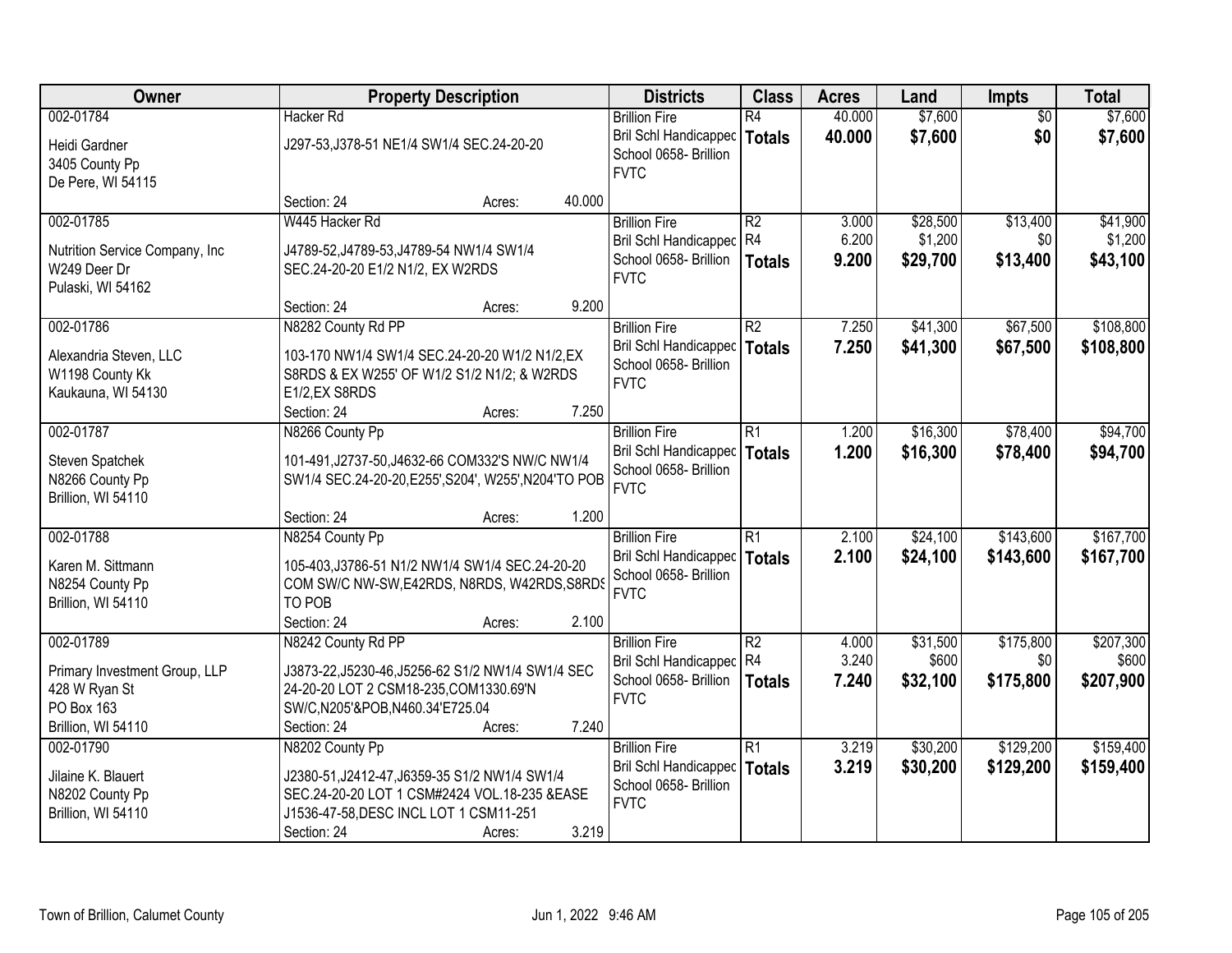| Owner | Property Description | Districts | Class | Acres | Land | Impts | Total |
|---|---|---|---|---|---|---|---|
| 002-01784<br>Heidi Gardner<br>3405 County Pp<br>De Pere, WI 54115 | Hacker Rd<br>J297-53,J378-51 NE1/4 SW1/4 SEC.24-20-20<br>Section: 24 Acres: 40.000 | Brillion Fire<br>Bril Schl Handicapped<br>School 0658- Brillion<br>FVTC | R4<br>**Totals** | 40.000<br>**40.000** | $7,600<br>**$7,600** | $0<br>**$0** | $7,600<br>**$7,600** |
| 002-01785<br>Nutrition Service Company, Inc<br>W249 Deer Dr<br>Pulaski, WI 54162 | W445 Hacker Rd<br>J4789-52,J4789-53,J4789-54 NW1/4 SW1/4 SEC.24-20-20 E1/2 N1/2, EX W2RDS<br>Section: 24 Acres: 9.200 | Brillion Fire<br>Bril Schl Handicapped<br>School 0658- Brillion<br>FVTC | R2<br>R4<br>**Totals** | 3.000<br>6.200<br>**9.200** | $28,500<br>$1,200<br>**$29,700** | $13,400<br>$0<br>**$13,400** | $41,900<br>$1,200<br>**$43,100** |
| 002-01786<br>Alexandria Steven, LLC<br>W1198 County Kk<br>Kaukauna, WI 54130 | N8282 County Rd PP<br>103-170 NW1/4 SW1/4 SEC.24-20-20 W1/2 N1/2,EX S8RDS & EX W255' OF W1/2 S1/2 N1/2; & W2RDS E1/2,EX S8RDS<br>Section: 24 Acres: 7.250 | Brillion Fire<br>Bril Schl Handicapped<br>School 0658- Brillion<br>FVTC | R2<br>**Totals** | 7.250<br>**7.250** | $41,300<br>**$41,300** | $67,500<br>**$67,500** | $108,800<br>**$108,800** |
| 002-01787<br>Steven Spatchek<br>N8266 County Pp<br>Brillion, WI 54110 | N8266 County Pp<br>101-491,J2737-50,J4632-66 COM332'S NW/C NW1/4 SW1/4 SEC.24-20-20,E255',S204', W255',N204'TO POB<br>Section: 24 Acres: 1.200 | Brillion Fire<br>Bril Schl Handicapped<br>School 0658- Brillion<br>FVTC | R1<br>**Totals** | 1.200<br>**1.200** | $16,300<br>**$16,300** | $78,400<br>**$78,400** | $94,700<br>**$94,700** |
| 002-01788<br>Karen M. Sittmann<br>N8254 County Pp<br>Brillion, WI 54110 | N8254 County Pp<br>105-403,J3786-51 N1/2 NW1/4 SW1/4 SEC.24-20-20 COM SW/C NW-SW,E42RDS, N8RDS, W42RDS,S8RDS TO POB<br>Section: 24 Acres: 2.100 | Brillion Fire<br>Bril Schl Handicapped<br>School 0658- Brillion<br>FVTC | R1<br>**Totals** | 2.100<br>**2.100** | $24,100<br>**$24,100** | $143,600<br>**$143,600** | $167,700<br>**$167,700** |
| 002-01789<br>Primary Investment Group, LLP<br>428 W Ryan St<br>PO Box 163<br>Brillion, WI 54110 | N8242 County Rd PP<br>J3873-22,J5230-46,J5256-62 S1/2 NW1/4 SW1/4 SEC 24-20-20 LOT 2 CSM18-235,COM1330.69'N SW/C,N205'&POB,N460.34'E725.04<br>Section: 24 Acres: 7.240 | Brillion Fire<br>Bril Schl Handicapped<br>School 0658- Brillion<br>FVTC | R2<br>R4<br>**Totals** | 4.000<br>3.240<br>**7.240** | $31,500<br>$600<br>**$32,100** | $175,800<br>$0<br>**$175,800** | $207,300<br>$600<br>**$207,900** |
| 002-01790<br>Jilaine K. Blauert<br>N8202 County Pp<br>Brillion, WI 54110 | N8202 County Pp<br>J2380-51,J2412-47,J6359-35 S1/2 NW1/4 SW1/4 SEC.24-20-20 LOT 1 CSM#2424 VOL.18-235 &EASE J1536-47-58,DESC INCL LOT 1 CSM11-251<br>Section: 24 Acres: 3.219 | Brillion Fire<br>Bril Schl Handicapped<br>School 0658- Brillion<br>FVTC | R1<br>**Totals** | 3.219<br>**3.219** | $30,200<br>**$30,200** | $129,200<br>**$129,200** | $159,400<br>**$159,400** |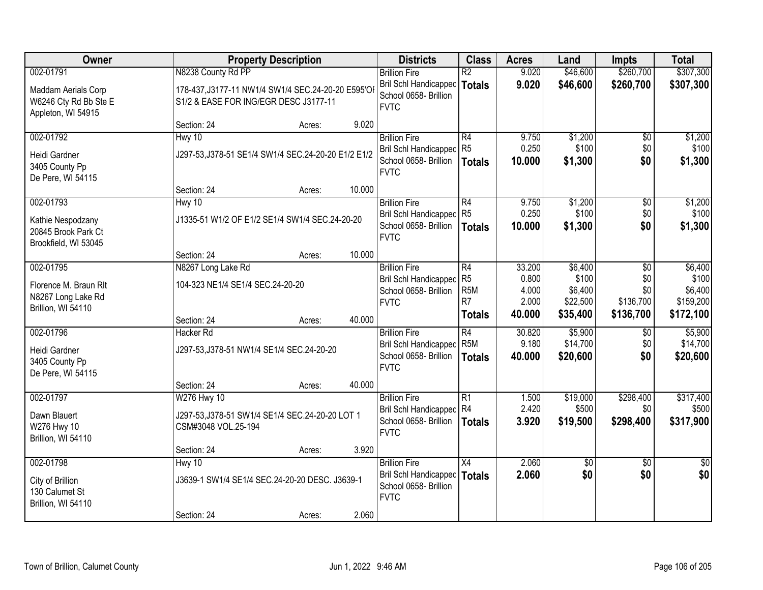| Owner | Property Description | | | Districts | Class | Acres | Land | Impts | Total |
|---|---|---|---|---|---|---|---|---|---|
| 002-01791<br>Maddam Aerials Corp<br>W6246 Cty Rd Bb Ste E<br>Appleton, WI 54915 | N8238 County Rd PP<br>178-437,J3177-11 NW1/4 SW1/4 SEC.24-20-20 E595'OI S1/2 & EASE FOR ING/EGR DESC J3177-11 | | | Brillion Fire<br>Bril Schl Handicapped<br>School 0658- Brillion<br>FVTC | R2<br>**Totals** | 9.020<br>**9.020** | $46,600<br>**$46,600** | $260,700<br>**$260,700** | $307,300<br>**$307,300** |
| | Section: 24 | Acres: | 9.020 | | | | | | |
| 002-01792<br>Heidi Gardner<br>3405 County Pp<br>De Pere, WI 54115 | Hwy 10<br>J297-53,J378-51 SE1/4 SW1/4 SEC.24-20-20 E1/2 E1/2 | | | Brillion Fire<br>Bril Schl Handicapped<br>School 0658- Brillion<br>FVTC | R4<br>R5<br>**Totals** | 9.750<br>0.250<br>**10.000** | $1,200<br>$100<br>**$1,300** | $0<br>$0<br>**$0** | $1,200<br>$100<br>**$1,300** |
| | Section: 24 | Acres: | 10.000 | | | | | | |
| 002-01793<br>Kathie Nespodzany<br>20845 Brook Park Ct<br>Brookfield, WI 53045 | Hwy 10<br>J1335-51 W1/2 OF E1/2 SE1/4 SW1/4 SEC.24-20-20 | | | Brillion Fire<br>Bril Schl Handicapped<br>School 0658- Brillion<br>FVTC | R4<br>R5<br>**Totals** | 9.750<br>0.250<br>**10.000** | $1,200<br>$100<br>**$1,300** | $0<br>$0<br>**$0** | $1,200<br>$100<br>**$1,300** |
| | Section: 24 | Acres: | 10.000 | | | | | | |
| 002-01795<br>Florence M. Braun Rlt<br>N8267 Long Lake Rd<br>Brillion, WI 54110 | N8267 Long Lake Rd<br>104-323 NE1/4 SE1/4 SEC.24-20-20 | | | Brillion Fire<br>Bril Schl Handicapped<br>School 0658- Brillion<br>FVTC | R4<br>R5<br>R5M<br>R7<br>**Totals** | 33.200<br>0.800<br>4.000<br>2.000<br>**40.000** | $6,400<br>$100<br>$6,400<br>$22,500<br>**$35,400** | $0<br>$0<br>$0<br>$136,700<br>**$136,700** | $6,400<br>$100<br>$6,400<br>$159,200<br>**$172,100** |
| | Section: 24 | Acres: | 40.000 | | | | | | |
| 002-01796<br>Heidi Gardner<br>3405 County Pp<br>De Pere, WI 54115 | Hacker Rd<br>J297-53,J378-51 NW1/4 SE1/4 SEC.24-20-20 | | | Brillion Fire<br>Bril Schl Handicapped<br>School 0658- Brillion<br>FVTC | R4<br>R5M<br>**Totals** | 30.820<br>9.180<br>**40.000** | $5,900<br>$14,700<br>**$20,600** | $0<br>$0<br>**$0** | $5,900<br>$14,700<br>**$20,600** |
| | Section: 24 | Acres: | 40.000 | | | | | | |
| 002-01797<br>Dawn Blauert<br>W276 Hwy 10<br>Brillion, WI 54110 | W276 Hwy 10<br>J297-53,J378-51 SW1/4 SE1/4 SEC.24-20-20 LOT 1 CSM#3048 VOL.25-194 | | | Brillion Fire<br>Bril Schl Handicapped<br>School 0658- Brillion<br>FVTC | R1<br>R4<br>**Totals** | 1.500<br>2.420<br>**3.920** | $19,000<br>$500<br>**$19,500** | $298,400<br>$0<br>**$298,400** | $317,400<br>$500<br>**$317,900** |
| | Section: 24 | Acres: | 3.920 | | | | | | |
| 002-01798<br>City of Brillion<br>130 Calumet St<br>Brillion, WI 54110 | Hwy 10<br>J3639-1 SW1/4 SE1/4 SEC.24-20-20 DESC. J3639-1 | | | Brillion Fire<br>Bril Schl Handicapped<br>School 0658- Brillion<br>FVTC | X4<br>**Totals** | 2.060<br>**2.060** | $0<br>**$0** | $0<br>**$0** | $0<br>**$0** |
| | Section: 24 | Acres: | 2.060 | | | | | | |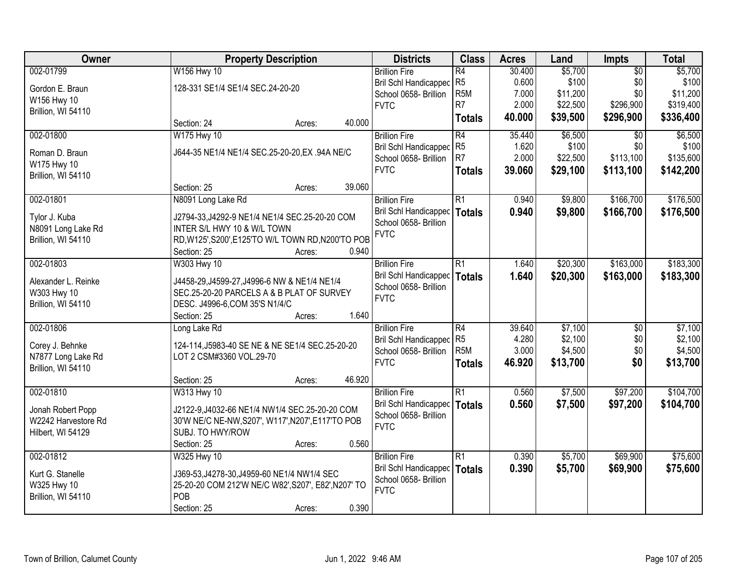| Owner | Property Description | Districts | Class | Acres | Land | Impts | Total |
|---|---|---|---|---|---|---|---|
| 002-01799<br>Gordon E. Braun<br>W156 Hwy 10<br>Brillion, WI 54110 | W156 Hwy 10<br>128-331 SE1/4 SE1/4 SEC.24-20-20<br>Section: 24 Acres: 40.000 | Brillion Fire<br>Bril Schl Handicapped<br>School 0658- Brillion<br>FVTC | R4<br>R5<br>R5M<br>R7<br>**Totals** | 30.400<br>0.600<br>7.000<br>2.000<br>**40.000** | $5,700<br>$100<br>$11,200<br>$22,500<br>**$39,500** | $0<br>$0<br>$0<br>$296,900<br>**$296,900** | $5,700<br>$100<br>$11,200<br>$319,400<br>**$336,400** |
| 002-01800<br>Roman D. Braun<br>W175 Hwy 10<br>Brillion, WI 54110 | W175 Hwy 10<br>J644-35 NE1/4 NE1/4 SEC.25-20-20,EX .94A NE/C<br>Section: 25 Acres: 39.060 | Brillion Fire<br>Bril Schl Handicapped<br>School 0658- Brillion<br>FVTC | R4<br>R5<br>R7<br>**Totals** | 35.440<br>1.620<br>2.000<br>**39.060** | $6,500<br>$100<br>$22,500<br>**$29,100** | $0<br>$0<br>$113,100<br>**$113,100** | $6,500<br>$100<br>$135,600<br>**$142,200** |
| 002-01801<br>Tylor J. Kuba<br>N8091 Long Lake Rd<br>Brillion, WI 54110 | N8091 Long Lake Rd<br>J2794-33,J4292-9 NE1/4 NE1/4 SEC.25-20-20 COM INTER S/L HWY 10 & W/L TOWN RD,W125',S200',E125'TO W/L TOWN RD,N200'TO POB<br>Section: 25 Acres: 0.940 | Brillion Fire<br>Bril Schl Handicapped<br>School 0658- Brillion<br>FVTC | R1<br>**Totals** | 0.940<br>**0.940** | $9,800<br>**$9,800** | $166,700<br>**$166,700** | $176,500<br>**$176,500** |
| 002-01803<br>Alexander L. Reinke<br>W303 Hwy 10<br>Brillion, WI 54110 | W303 Hwy 10<br>J4458-29,J4599-27,J4996-6 NW & NE1/4 NE1/4 SEC.25-20-20 PARCELS A & B PLAT OF SURVEY DESC. J4996-6,COM 35'S N1/4/C<br>Section: 25 Acres: 1.640 | Brillion Fire<br>Bril Schl Handicapped<br>School 0658- Brillion<br>FVTC | R1<br>**Totals** | 1.640<br>**1.640** | $20,300<br>**$20,300** | $163,000<br>**$163,000** | $183,300<br>**$183,300** |
| 002-01806<br>Corey J. Behnke<br>N7877 Long Lake Rd<br>Brillion, WI 54110 | Long Lake Rd<br>124-114,J5983-40 SE NE & NE SE1/4 SEC.25-20-20 LOT 2 CSM#3360 VOL.29-70<br>Section: 25 Acres: 46.920 | Brillion Fire<br>Bril Schl Handicapped<br>School 0658- Brillion<br>FVTC | R4<br>R5<br>R5M<br>**Totals** | 39.640<br>4.280<br>3.000<br>**46.920** | $7,100<br>$2,100<br>$4,500<br>**$13,700** | $0<br>$0<br>$0<br>**$0** | $7,100<br>$2,100<br>$4,500<br>**$13,700** |
| 002-01810<br>Jonah Robert Popp<br>W2242 Harvestore Rd<br>Hilbert, WI 54129 | W313 Hwy 10<br>J2122-9,J4032-66 NE1/4 NW1/4 SEC.25-20-20 COM 30'W NE/C NE-NW,S207', W117',N207',E117'TO POB SUBJ. TO HWY/ROW<br>Section: 25 Acres: 0.560 | Brillion Fire<br>Bril Schl Handicapped<br>School 0658- Brillion<br>FVTC | R1<br>**Totals** | 0.560<br>**0.560** | $7,500<br>**$7,500** | $97,200<br>**$97,200** | $104,700<br>**$104,700** |
| 002-01812<br>Kurt G. Stanelle<br>W325 Hwy 10<br>Brillion, WI 54110 | W325 Hwy 10<br>J369-53,J4278-30,J4959-60 NE1/4 NW1/4 SEC 25-20-20 COM 212'W NE/C W82',S207', E82',N207' TO POB<br>Section: 25 Acres: 0.390 | Brillion Fire<br>Bril Schl Handicapped<br>School 0658- Brillion<br>FVTC | R1<br>**Totals** | 0.390<br>**0.390** | $5,700<br>**$5,700** | $69,900<br>**$69,900** | $75,600<br>**$75,600** |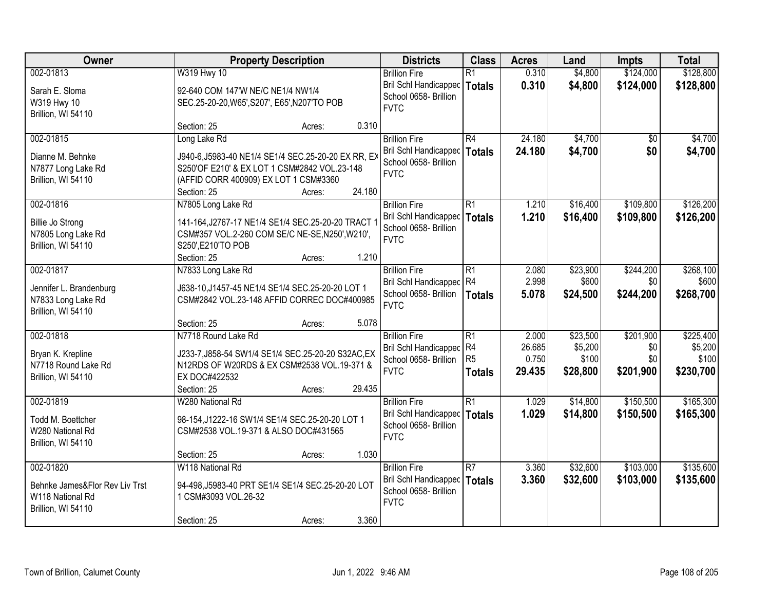| Owner | Property Description | | | Districts | Class | Acres | Land | Impts | Total |
|---|---|---|---|---|---|---|---|---|---|
| 002-01813<br><br>Sarah E. Sloma<br>W319 Hwy 10<br>Brillion, WI 54110 | W319 Hwy 10<br><br>92-640 COM 147'W NE/C NE1/4 NW1/4 SEC.25-20-20,W65',S207', E65',N207'TO POB<br><br>Section: 25 | Acres: | 0.310 | Brillion Fire<br>Bril Schl Handicapped<br>School 0658- Brillion<br>FVTC | R1<br>**Totals** | 0.310<br>**0.310** | $4,800<br>**$4,800** | $124,000<br>**$124,000** | $128,800<br>**$128,800** |
| 002-01815<br><br>Dianne M. Behnke<br>N7877 Long Lake Rd<br>Brillion, WI 54110 | Long Lake Rd<br><br>J940-6,J5983-40 NE1/4 SE1/4 SEC.25-20-20 EX RR, EX S250'OF E210' & EX LOT 1 CSM#2842 VOL.23-148 (AFFID CORR 400909) EX LOT 1 CSM#3360<br>Section: 25 | Acres: | 24.180 | Brillion Fire<br>Bril Schl Handicapped<br>School 0658- Brillion<br>FVTC | R4<br>**Totals** | 24.180<br>**24.180** | $4,700<br>**$4,700** | $0<br>**$0** | $4,700<br>**$4,700** |
| 002-01816<br><br>Billie Jo Strong<br>N7805 Long Lake Rd<br>Brillion, WI 54110 | N7805 Long Lake Rd<br><br>141-164,J2767-17 NE1/4 SE1/4 SEC.25-20-20 TRACT 1 CSM#357 VOL.2-260 COM SE/C NE-SE,N250',W210', S250',E210'TO POB<br>Section: 25 | Acres: | 1.210 | Brillion Fire<br>Bril Schl Handicapped<br>School 0658- Brillion<br>FVTC | R1<br>**Totals** | 1.210<br>**1.210** | $16,400<br>**$16,400** | $109,800<br>**$109,800** | $126,200<br>**$126,200** |
| 002-01817<br><br>Jennifer L. Brandenburg<br>N7833 Long Lake Rd<br>Brillion, WI 54110 | N7833 Long Lake Rd<br><br>J638-10,J1457-45 NE1/4 SE1/4 SEC.25-20-20 LOT 1 CSM#2842 VOL.23-148 AFFID CORREC DOC#400985<br><br>Section: 25 | Acres: | 5.078 | Brillion Fire<br>Bril Schl Handicapped<br>School 0658- Brillion<br>FVTC | R1<br>R4<br>**Totals** | 2.080<br>2.998<br>**5.078** | $23,900<br>$600<br>**$24,500** | $244,200<br>$0<br>**$244,200** | $268,100<br>$600<br>**$268,700** |
| 002-01818<br><br>Bryan K. Krepline<br>N7718 Round Lake Rd<br>Brillion, WI 54110 | N7718 Round Lake Rd<br><br>J233-7,J858-54 SW1/4 SE1/4 SEC.25-20-20 S32AC,EX N12RDS OF W20RDS & EX CSM#2538 VOL.19-371 & EX DOC#422532<br>Section: 25 | Acres: | 29.435 | Brillion Fire<br>Bril Schl Handicapped<br>School 0658- Brillion<br>FVTC | R1<br>R4<br>R5<br>**Totals** | 2.000<br>26.685<br>0.750<br>**29.435** | $23,500<br>$5,200<br>$100<br>**$28,800** | $201,900<br>$0<br>$0<br>**$201,900** | $225,400<br>$5,200<br>$100<br>**$230,700** |
| 002-01819<br><br>Todd M. Boettcher<br>W280 National Rd<br>Brillion, WI 54110 | W280 National Rd<br><br>98-154,J1222-16 SW1/4 SE1/4 SEC.25-20-20 LOT 1 CSM#2538 VOL.19-371 & ALSO DOC#431565<br><br>Section: 25 | Acres: | 1.030 | Brillion Fire<br>Bril Schl Handicapped<br>School 0658- Brillion<br>FVTC | R1<br>**Totals** | 1.029<br>**1.029** | $14,800<br>**$14,800** | $150,500<br>**$150,500** | $165,300<br>**$165,300** |
| 002-01820<br><br>Behnke James&Flor Rev Liv Trst<br>W118 National Rd<br>Brillion, WI 54110 | W118 National Rd<br><br>94-498,J5983-40 PRT SE1/4 SE1/4 SEC.25-20-20 LOT 1 CSM#3093 VOL.26-32<br><br>Section: 25 | Acres: | 3.360 | Brillion Fire<br>Bril Schl Handicapped<br>School 0658- Brillion<br>FVTC | R7<br>**Totals** | 3.360<br>**3.360** | $32,600<br>**$32,600** | $103,000<br>**$103,000** | $135,600<br>**$135,600** |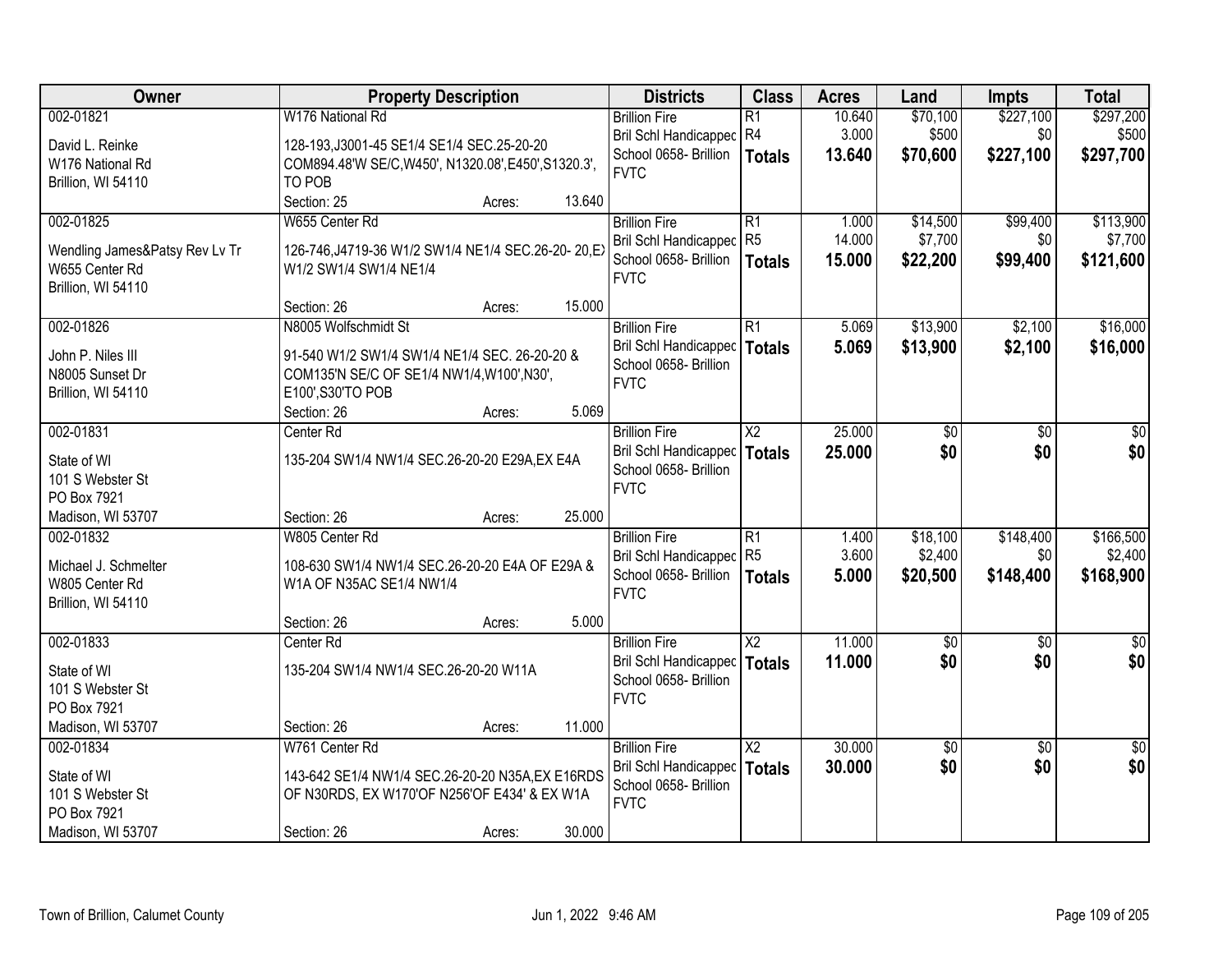| Owner | Property Description | Districts | Class | Acres | Land | Impts | Total |
|---|---|---|---|---|---|---|---|
| 002-01821<br>David L. Reinke<br>W176 National Rd<br>Brillion, WI 54110 | W176 National Rd<br>128-193,J3001-45 SE1/4 SE1/4 SEC.25-20-20 COM894.48'W SE/C,W450', N1320.08',E450',S1320.3', TO POB<br>Section: 25 Acres: 13.640 | Brillion Fire<br>Bril Schl Handicapped<br>School 0658- Brillion<br>FVTC | R1<br>R4<br>**Totals** | 10.640<br>3.000<br>**13.640** | $70,100<br>$500<br>**$70,600** | $227,100<br>$0<br>**$227,100** | $297,200<br>$500<br>**$297,700** |
| 002-01825<br>Wendling James&Patsy Rev Lv Tr<br>W655 Center Rd<br>Brillion, WI 54110 | W655 Center Rd<br>126-746,J4719-36 W1/2 SW1/4 NE1/4 SEC.26-20- 20,EX W1/2 SW1/4 SW1/4 NE1/4<br>Section: 26 Acres: 15.000 | Brillion Fire<br>Bril Schl Handicapped<br>School 0658- Brillion<br>FVTC | R1<br>R5<br>**Totals** | 1.000<br>14.000<br>**15.000** | $14,500<br>$7,700<br>**$22,200** | $99,400<br>$0<br>**$99,400** | $113,900<br>$7,700<br>**$121,600** |
| 002-01826<br>John P. Niles III<br>N8005 Sunset Dr<br>Brillion, WI 54110 | N8005 Wolfschmidt St<br>91-540 W1/2 SW1/4 SW1/4 NE1/4 SEC. 26-20-20 & COM135'N SE/C OF SE1/4 NW1/4,W100',N30', E100',S30'TO POB<br>Section: 26 Acres: 5.069 | Brillion Fire<br>Bril Schl Handicapped<br>School 0658- Brillion<br>FVTC | R1<br>**Totals** | 5.069<br>**5.069** | $13,900<br>**$13,900** | $2,100<br>**$2,100** | $16,000<br>**$16,000** |
| 002-01831<br>State of WI<br>101 S Webster St<br>PO Box 7921<br>Madison, WI 53707 | Center Rd<br>135-204 SW1/4 NW1/4 SEC.26-20-20 E29A,EX E4A<br>Section: 26 Acres: 25.000 | Brillion Fire<br>Bril Schl Handicapped<br>School 0658- Brillion<br>FVTC | X2<br>**Totals** | 25.000<br>**25.000** | $0<br>**$0** | $0<br>**$0** | $0<br>**$0** |
| 002-01832<br>Michael J. Schmelter<br>W805 Center Rd<br>Brillion, WI 54110 | W805 Center Rd<br>108-630 SW1/4 NW1/4 SEC.26-20-20 E4A OF E29A & W1A OF N35AC SE1/4 NW1/4<br>Section: 26 Acres: 5.000 | Brillion Fire<br>Bril Schl Handicapped<br>School 0658- Brillion<br>FVTC | R1<br>R5<br>**Totals** | 1.400<br>3.600<br>**5.000** | $18,100<br>$2,400<br>**$20,500** | $148,400<br>$0<br>**$148,400** | $166,500<br>$2,400<br>**$168,900** |
| 002-01833<br>State of WI<br>101 S Webster St<br>PO Box 7921<br>Madison, WI 53707 | Center Rd<br>135-204 SW1/4 NW1/4 SEC.26-20-20 W11A<br>Section: 26 Acres: 11.000 | Brillion Fire<br>Bril Schl Handicapped<br>School 0658- Brillion<br>FVTC | X2<br>**Totals** | 11.000<br>**11.000** | $0<br>**$0** | $0<br>**$0** | $0<br>**$0** |
| 002-01834<br>State of WI<br>101 S Webster St<br>PO Box 7921<br>Madison, WI 53707 | W761 Center Rd<br>143-642 SE1/4 NW1/4 SEC.26-20-20 N35A,EX E16RDS OF N30RDS, EX W170'OF N256'OF E434' & EX W1A<br>Section: 26 Acres: 30.000 | Brillion Fire<br>Bril Schl Handicapped<br>School 0658- Brillion<br>FVTC | X2<br>**Totals** | 30.000<br>**30.000** | $0<br>**$0** | $0<br>**$0** | $0<br>**$0** |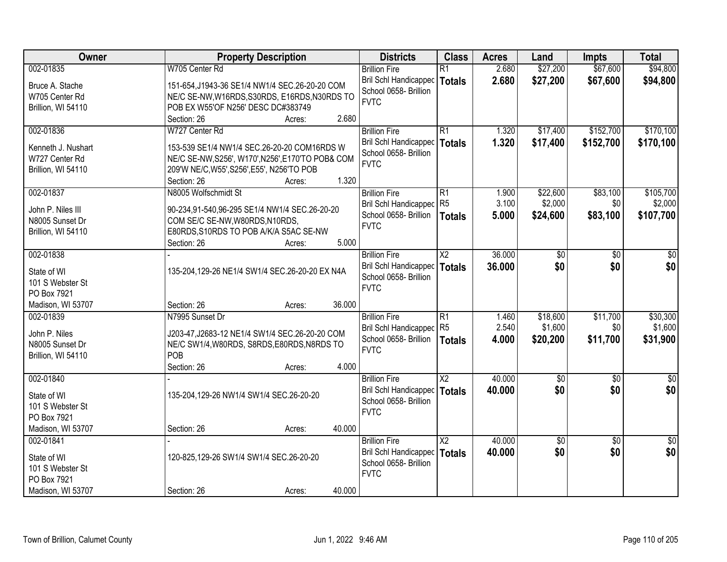| Owner | Property Description | Districts | Class | Acres | Land | Impts | Total |
|---|---|---|---|---|---|---|---|
| 002-01835<br>Bruce A. Stache<br>W705 Center Rd<br>Brillion, WI 54110 | W705 Center Rd<br>151-654,J1943-36 SE1/4 NW1/4 SEC.26-20-20 COM NE/C SE-NW,W16RDS,S30RDS, E16RDS,N30RDS TO POB EX W55'OF N256' DESC DC#383749<br>Section: 26 Acres: 2.680 | Brillion Fire<br>Bril Schl Handicapped<br>School 0658- Brillion<br>FVTC | R1<br>**Totals** | 2.680<br>**2.680** | $27,200<br>**$27,200** | $67,600<br>**$67,600** | $94,800<br>**$94,800** |
| 002-01836<br>Kenneth J. Nushart<br>W727 Center Rd<br>Brillion, WI 54110 | W727 Center Rd<br>153-539 SE1/4 NW1/4 SEC.26-20-20 COM16RDS W NE/C SE-NW,S256', W170',N256',E170'TO POB& COM 209'W NE/C,W55',S256',E55', N256'TO POB<br>Section: 26 Acres: 1.320 | Brillion Fire<br>Bril Schl Handicapped<br>School 0658- Brillion<br>FVTC | R1<br>**Totals** | 1.320<br>**1.320** | $17,400<br>**$17,400** | $152,700<br>**$152,700** | $170,100<br>**$170,100** |
| 002-01837<br>John P. Niles III<br>N8005 Sunset Dr<br>Brillion, WI 54110 | N8005 Wolfschmidt St<br>90-234,91-540,96-295 SE1/4 NW1/4 SEC.26-20-20 COM SE/C SE-NW,W80RDS,N10RDS, E80RDS,S10RDS TO POB A/K/A S5AC SE-NW<br>Section: 26 Acres: 5.000 | Brillion Fire<br>Bril Schl Handicapped<br>School 0658- Brillion<br>FVTC | R1<br>R5<br>**Totals** | 1.900<br>3.100<br>**5.000** | $22,600<br>$2,000<br>**$24,600** | $83,100<br>$0<br>**$83,100** | $105,700<br>$2,000<br>**$107,700** |
| 002-01838<br>State of WI<br>101 S Webster St<br>PO Box 7921<br>Madison, WI 53707 | -<br>135-204,129-26 NE1/4 SW1/4 SEC.26-20-20 EX N4A<br>Section: 26 Acres: 36.000 | Brillion Fire<br>Bril Schl Handicapped<br>School 0658- Brillion<br>FVTC | X2<br>**Totals** | 36.000<br>**36.000** | $0<br>**$0** | $0<br>**$0** | $0<br>**$0** |
| 002-01839<br>John P. Niles<br>N8005 Sunset Dr<br>Brillion, WI 54110 | N7995 Sunset Dr<br>J203-47,J2683-12 NE1/4 SW1/4 SEC.26-20-20 COM NE/C SW1/4,W80RDS, S8RDS,E80RDS,N8RDS TO POB<br>Section: 26 Acres: 4.000 | Brillion Fire<br>Bril Schl Handicapped<br>School 0658- Brillion<br>FVTC | R1<br>R5<br>**Totals** | 1.460<br>2.540<br>**4.000** | $18,600<br>$1,600<br>**$20,200** | $11,700<br>$0<br>**$11,700** | $30,300<br>$1,600<br>**$31,900** |
| 002-01840<br>State of WI<br>101 S Webster St<br>PO Box 7921<br>Madison, WI 53707 | -<br>135-204,129-26 NW1/4 SW1/4 SEC.26-20-20<br>Section: 26 Acres: 40.000 | Brillion Fire<br>Bril Schl Handicapped<br>School 0658- Brillion<br>FVTC | X2<br>**Totals** | 40.000<br>**40.000** | $0<br>**$0** | $0<br>**$0** | $0<br>**$0** |
| 002-01841<br>State of WI<br>101 S Webster St<br>PO Box 7921<br>Madison, WI 53707 | -<br>120-825,129-26 SW1/4 SW1/4 SEC.26-20-20<br>Section: 26 Acres: 40.000 | Brillion Fire<br>Bril Schl Handicapped<br>School 0658- Brillion<br>FVTC | X2<br>**Totals** | 40.000<br>**40.000** | $0<br>**$0** | $0<br>**$0** | $0<br>**$0** |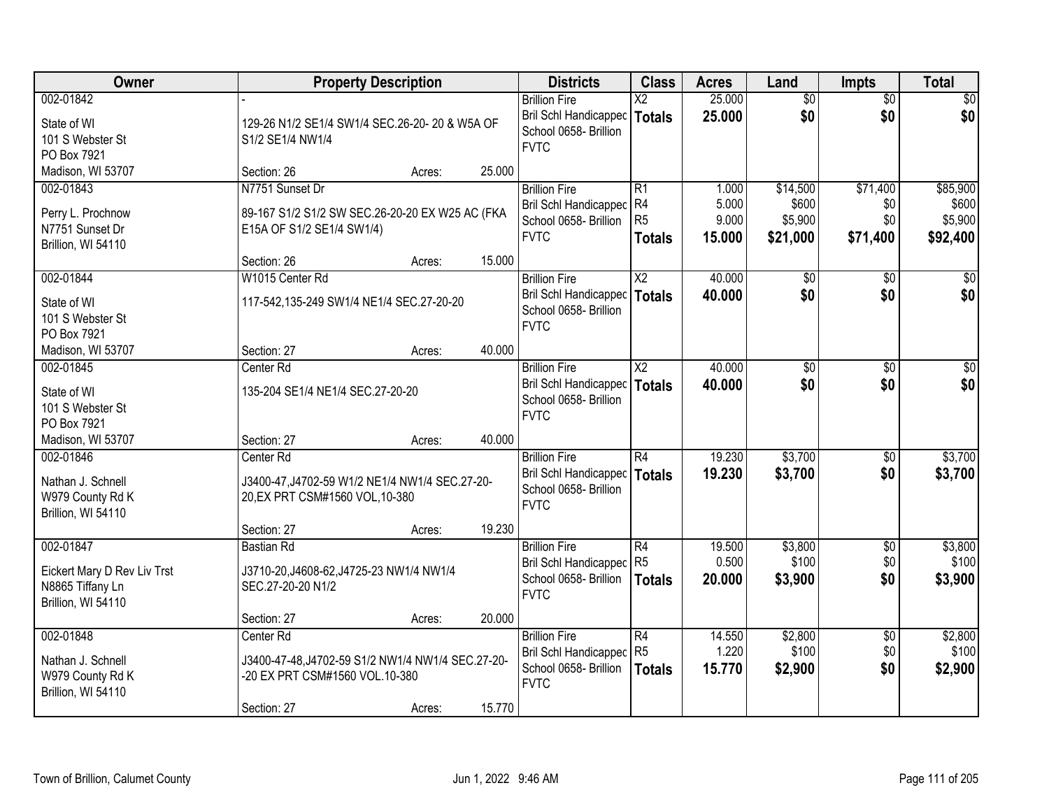| Owner | Property Description | Districts | Class | Acres | Land | Impts | Total |
|---|---|---|---|---|---|---|---|
| 002-01842<br>State of WI<br>101 S Webster St<br>PO Box 7921<br>Madison, WI 53707 | -<br>129-26 N1/2 SE1/4 SW1/4 SEC.26-20- 20 & W5A OF S1/2 SE1/4 NW1/4<br>Section: 26 Acres: 25.000 | Brillion Fire<br>Bril Schl Handicapped<br>School 0658- Brillion<br>FVTC | X2<br>**Totals** | 25.000<br>**25.000** | $0<br>**$0** | $0<br>**$0** | $0<br>**$0** |
| 002-01843<br>Perry L. Prochnow<br>N7751 Sunset Dr<br>Brillion, WI 54110 | N7751 Sunset Dr<br>89-167 S1/2 S1/2 SW SEC.26-20-20 EX W25 AC (FKA E15A OF S1/2 SE1/4 SW1/4)<br>Section: 26 Acres: 15.000 | Brillion Fire<br>Bril Schl Handicapped<br>School 0658- Brillion<br>FVTC | R1<br>R4<br>R5<br>**Totals** | 1.000<br>5.000<br>9.000<br>**15.000** | $14,500<br>$600<br>$5,900<br>**$21,000** | $71,400<br>$0<br>$0<br>**$71,400** | $85,900<br>$600<br>$5,900<br>**$92,400** |
| 002-01844<br>State of WI<br>101 S Webster St<br>PO Box 7921<br>Madison, WI 53707 | W1015 Center Rd<br>117-542,135-249 SW1/4 NE1/4 SEC.27-20-20<br>Section: 27 Acres: 40.000 | Brillion Fire<br>Bril Schl Handicapped<br>School 0658- Brillion<br>FVTC | X2<br>**Totals** | 40.000<br>**40.000** | $0<br>**$0** | $0<br>**$0** | $0<br>**$0** |
| 002-01845<br>State of WI<br>101 S Webster St<br>PO Box 7921<br>Madison, WI 53707 | Center Rd<br>135-204 SE1/4 NE1/4 SEC.27-20-20<br>Section: 27 Acres: 40.000 | Brillion Fire<br>Bril Schl Handicapped<br>School 0658- Brillion<br>FVTC | X2<br>**Totals** | 40.000<br>**40.000** | $0<br>**$0** | $0<br>**$0** | $0<br>**$0** |
| 002-01846<br>Nathan J. Schnell<br>W979 County Rd K<br>Brillion, WI 54110 | Center Rd<br>J3400-47,J4702-59 W1/2 NE1/4 NW1/4 SEC.27-20-20,EX PRT CSM#1560 VOL,10-380<br>Section: 27 Acres: 19.230 | Brillion Fire<br>Bril Schl Handicapped<br>School 0658- Brillion<br>FVTC | R4<br>**Totals** | 19.230<br>**19.230** | $3,700<br>**$3,700** | $0<br>**$0** | $3,700<br>**$3,700** |
| 002-01847<br>Eickert Mary D Rev Liv Trst<br>N8865 Tiffany Ln<br>Brillion, WI 54110 | Bastian Rd<br>J3710-20,J4608-62,J4725-23 NW1/4 NW1/4 SEC.27-20-20 N1/2<br>Section: 27 Acres: 20.000 | Brillion Fire<br>Bril Schl Handicapped<br>School 0658- Brillion<br>FVTC | R4<br>R5<br>**Totals** | 19.500<br>0.500<br>**20.000** | $3,800<br>$100<br>**$3,900** | $0<br>$0<br>**$0** | $3,800<br>$100<br>**$3,900** |
| 002-01848<br>Nathan J. Schnell<br>W979 County Rd K<br>Brillion, WI 54110 | Center Rd<br>J3400-47-48,J4702-59 S1/2 NW1/4 NW1/4 SEC.27-20--20 EX PRT CSM#1560 VOL.10-380<br>Section: 27 Acres: 15.770 | Brillion Fire<br>Bril Schl Handicapped<br>School 0658- Brillion<br>FVTC | R4<br>R5<br>**Totals** | 14.550<br>1.220<br>**15.770** | $2,800<br>$100<br>**$2,900** | $0<br>$0<br>**$0** | $2,800<br>$100<br>**$2,900** |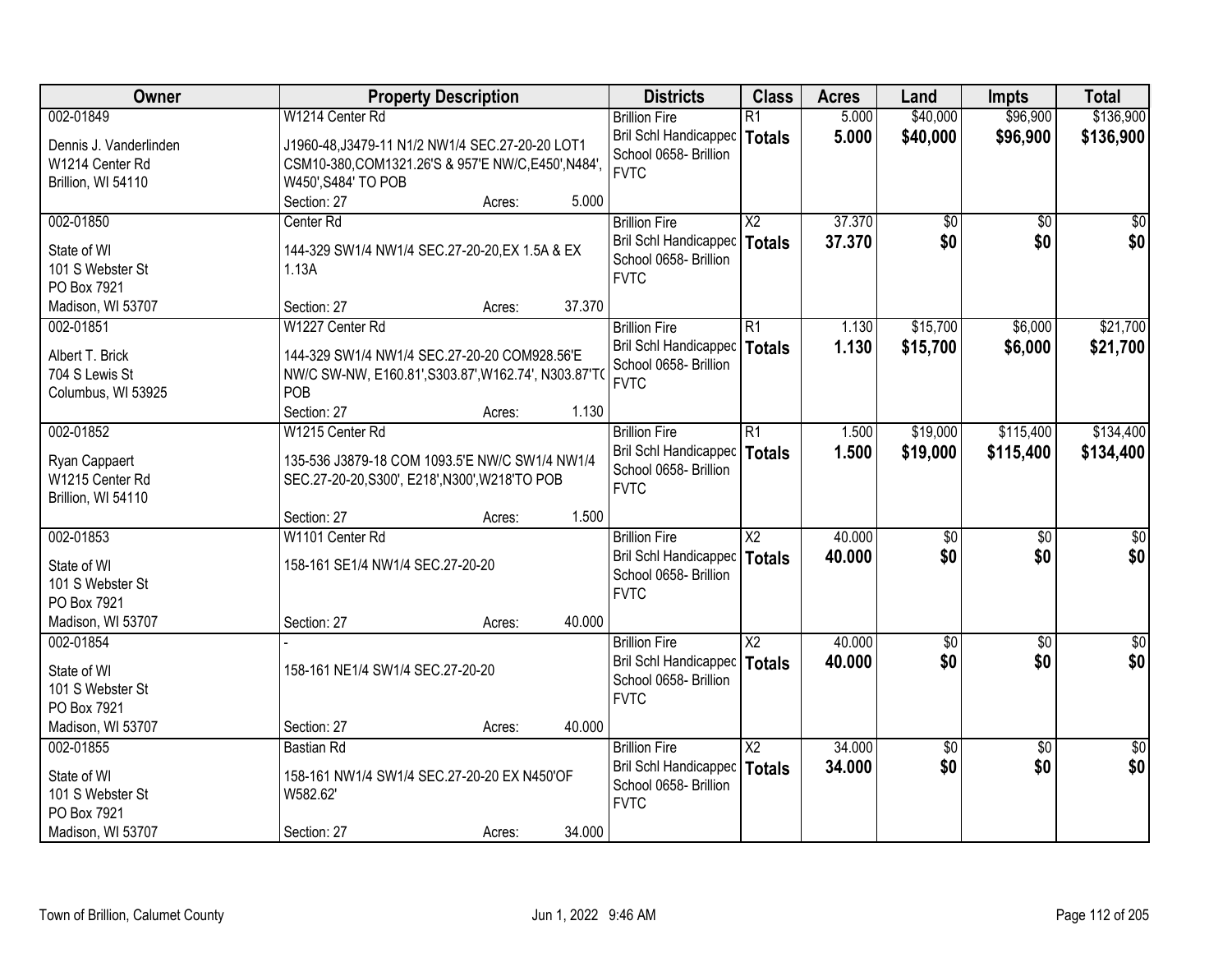| Owner | Property Description | Districts | Class | Acres | Land | Impts | Total |
|---|---|---|---|---|---|---|---|
| 002-01849<br>Dennis J. Vanderlinden<br>W1214 Center Rd<br>Brillion, WI 54110 | W1214 Center Rd<br>J1960-48,J3479-11 N1/2 NW1/4 SEC.27-20-20 LOT1 CSM10-380,COM1321.26'S & 957'E NW/C,E450',N484', W450',S484' TO POB<br>Section: 27 Acres: 5.000 | Brillion Fire<br>Bril Schl Handicapped<br>School 0658- Brillion<br>FVTC | R1<br>**Totals** | 5.000<br>**5.000** | $40,000<br>**$40,000** | $96,900<br>**$96,900** | $136,900<br>**$136,900** |
| 002-01850<br>State of WI<br>101 S Webster St<br>PO Box 7921<br>Madison, WI 53707 | Center Rd<br>144-329 SW1/4 NW1/4 SEC.27-20-20,EX 1.5A & EX 1.13A<br>Section: 27 Acres: 37.370 | Brillion Fire<br>Bril Schl Handicapped<br>School 0658- Brillion<br>FVTC | X2<br>**Totals** | 37.370<br>**37.370** | $0<br>**$0** | $0<br>**$0** | $0<br>**$0** |
| 002-01851<br>Albert T. Brick<br>704 S Lewis St<br>Columbus, WI 53925 | W1227 Center Rd<br>144-329 SW1/4 NW1/4 SEC.27-20-20 COM928.56'E NW/C SW-NW, E160.81',S303.87',W162.74', N303.87'TO POB<br>Section: 27 Acres: 1.130 | Brillion Fire<br>Bril Schl Handicapped<br>School 0658- Brillion<br>FVTC | R1<br>**Totals** | 1.130<br>**1.130** | $15,700<br>**$15,700** | $6,000<br>**$6,000** | $21,700<br>**$21,700** |
| 002-01852<br>Ryan Cappaert<br>W1215 Center Rd<br>Brillion, WI 54110 | W1215 Center Rd<br>135-536 J3879-18 COM 1093.5'E NW/C SW1/4 NW1/4 SEC.27-20-20,S300', E218',N300',W218'TO POB<br>Section: 27 Acres: 1.500 | Brillion Fire<br>Bril Schl Handicapped<br>School 0658- Brillion<br>FVTC | R1<br>**Totals** | 1.500<br>**1.500** | $19,000<br>**$19,000** | $115,400<br>**$115,400** | $134,400<br>**$134,400** |
| 002-01853<br>State of WI<br>101 S Webster St<br>PO Box 7921<br>Madison, WI 53707 | W1101 Center Rd<br>158-161 SE1/4 NW1/4 SEC.27-20-20<br>Section: 27 Acres: 40.000 | Brillion Fire<br>Bril Schl Handicapped<br>School 0658- Brillion<br>FVTC | X2<br>**Totals** | 40.000<br>**40.000** | $0<br>**$0** | $0<br>**$0** | $0<br>**$0** |
| 002-01854<br>State of WI<br>101 S Webster St<br>PO Box 7921<br>Madison, WI 53707 | -<br>158-161 NE1/4 SW1/4 SEC.27-20-20<br>Section: 27 Acres: 40.000 | Brillion Fire<br>Bril Schl Handicapped<br>School 0658- Brillion<br>FVTC | X2<br>**Totals** | 40.000<br>**40.000** | $0<br>**$0** | $0<br>**$0** | $0<br>**$0** |
| 002-01855<br>State of WI<br>101 S Webster St<br>PO Box 7921<br>Madison, WI 53707 | Bastian Rd<br>158-161 NW1/4 SW1/4 SEC.27-20-20 EX N450'OF W582.62'<br>Section: 27 Acres: 34.000 | Brillion Fire<br>Bril Schl Handicapped<br>School 0658- Brillion<br>FVTC | X2<br>**Totals** | 34.000<br>**34.000** | $0<br>**$0** | $0<br>**$0** | $0<br>**$0** |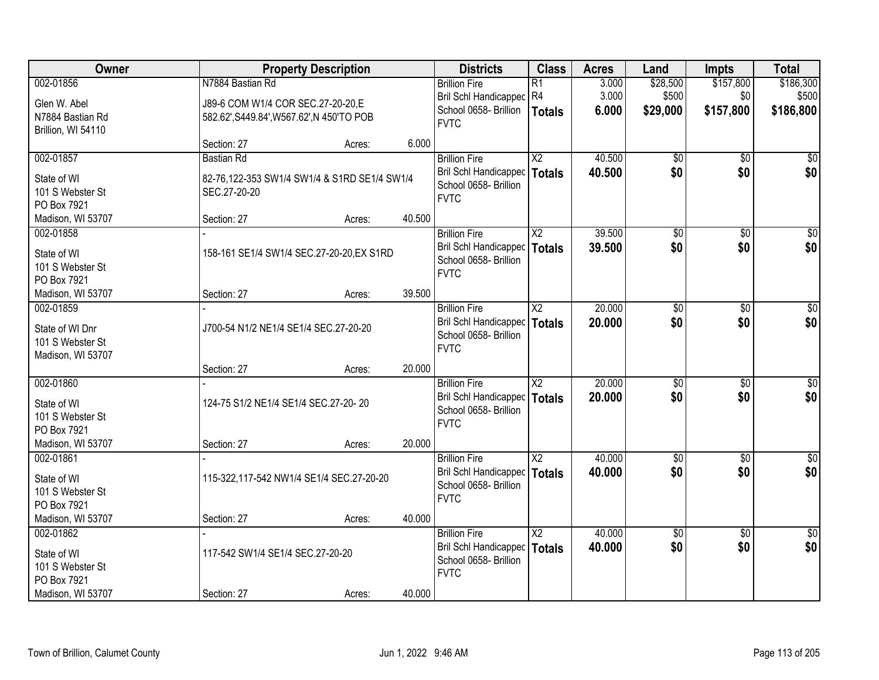| Owner | Property Description | Districts | Class | Acres | Land | Impts | Total |
|---|---|---|---|---|---|---|---|
| 002-01856<br>Glen W. Abel<br>N7884 Bastian Rd<br>Brillion, WI 54110 | N7884 Bastian Rd<br>J89-6 COM W1/4 COR SEC.27-20-20,E 582.62',S449.84',W567.62',N 450'TO POB<br>Section: 27 Acres: 6.000 | Brillion Fire<br>Bril Schl Handicapped<br>School 0658- Brillion<br>FVTC | R1<br>R4<br>**Totals** | 3.000<br>3.000<br>**6.000** | $28,500<br>$500<br>**$29,000** | $157,800<br>$0<br>**$157,800** | $186,300<br>$500<br>**$186,800** |
| 002-01857<br>State of WI<br>101 S Webster St<br>PO Box 7921<br>Madison, WI 53707 | Bastian Rd<br>82-76,122-353 SW1/4 SW1/4 & S1RD SE1/4 SW1/4 SEC.27-20-20<br>Section: 27 Acres: 40.500 | Brillion Fire<br>Bril Schl Handicapped<br>School 0658- Brillion<br>FVTC | X2<br>**Totals** | 40.500<br>**40.500** | $0<br>**$0** | $0<br>**$0** | $0<br>**$0** |
| 002-01858<br>State of WI<br>101 S Webster St<br>PO Box 7921<br>Madison, WI 53707 | -<br>158-161 SE1/4 SW1/4 SEC.27-20-20,EX S1RD<br>Section: 27 Acres: 39.500 | Brillion Fire<br>Bril Schl Handicapped<br>School 0658- Brillion<br>FVTC | X2<br>**Totals** | 39.500<br>**39.500** | $0<br>**$0** | $0<br>**$0** | $0<br>**$0** |
| 002-01859<br>State of WI Dnr<br>101 S Webster St<br>Madison, WI 53707 | -<br>J700-54 N1/2 NE1/4 SE1/4 SEC.27-20-20<br>Section: 27 Acres: 20.000 | Brillion Fire<br>Bril Schl Handicapped<br>School 0658- Brillion<br>FVTC | X2<br>**Totals** | 20.000<br>**20.000** | $0<br>**$0** | $0<br>**$0** | $0<br>**$0** |
| 002-01860<br>State of WI<br>101 S Webster St<br>PO Box 7921<br>Madison, WI 53707 | -<br>124-75 S1/2 NE1/4 SE1/4 SEC.27-20- 20<br>Section: 27 Acres: 20.000 | Brillion Fire<br>Bril Schl Handicapped<br>School 0658- Brillion<br>FVTC | X2<br>**Totals** | 20.000<br>**20.000** | $0<br>**$0** | $0<br>**$0** | $0<br>**$0** |
| 002-01861<br>State of WI<br>101 S Webster St<br>PO Box 7921<br>Madison, WI 53707 | -<br>115-322,117-542 NW1/4 SE1/4 SEC.27-20-20<br>Section: 27 Acres: 40.000 | Brillion Fire<br>Bril Schl Handicapped<br>School 0658- Brillion<br>FVTC | X2<br>**Totals** | 40.000<br>**40.000** | $0<br>**$0** | $0<br>**$0** | $0<br>**$0** |
| 002-01862<br>State of WI<br>101 S Webster St<br>PO Box 7921<br>Madison, WI 53707 | -<br>117-542 SW1/4 SE1/4 SEC.27-20-20<br>Section: 27 Acres: 40.000 | Brillion Fire<br>Bril Schl Handicapped<br>School 0658- Brillion<br>FVTC | X2<br>**Totals** | 40.000<br>**40.000** | $0<br>**$0** | $0<br>**$0** | $0<br>**$0** |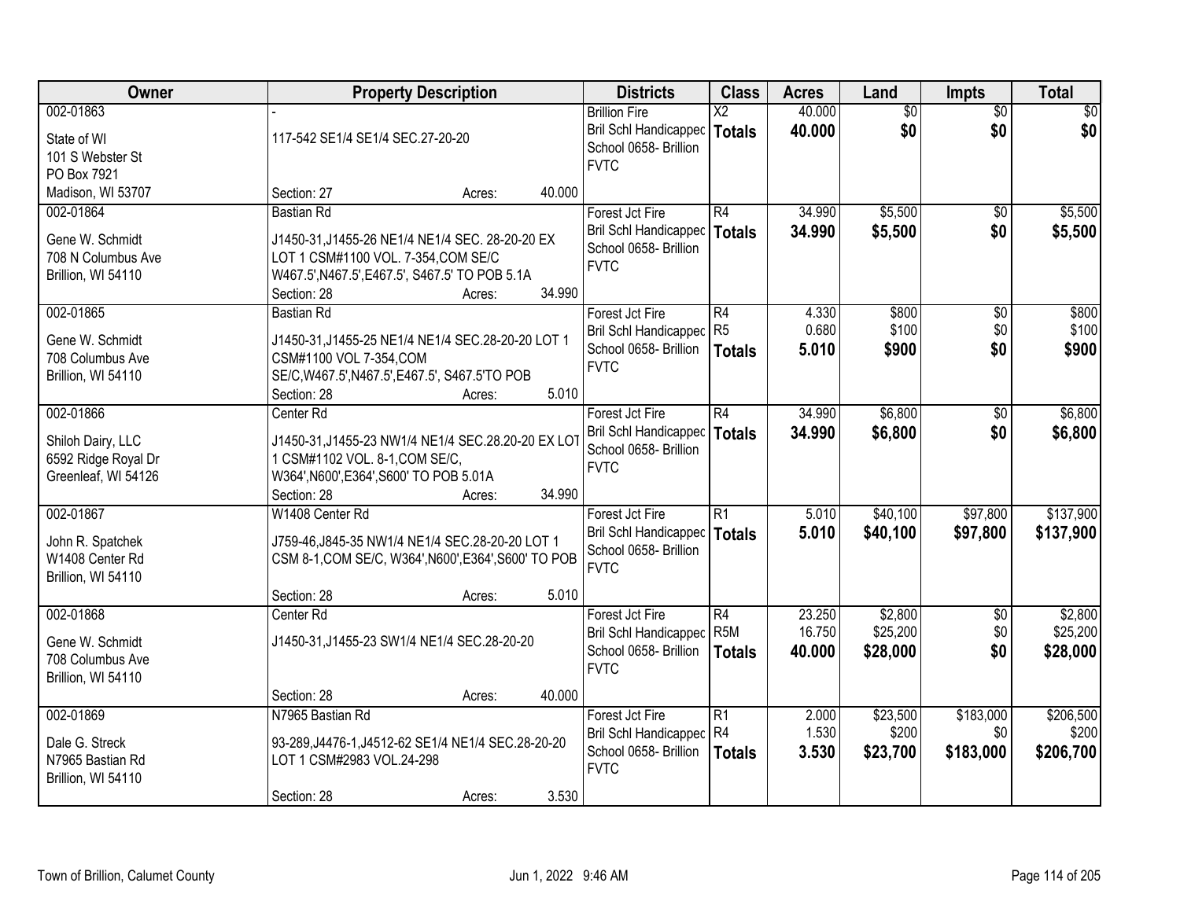| Owner | Property Description | Districts | Class | Acres | Land | Impts | Total |
|---|---|---|---|---|---|---|---|
| 002-01863<br><br>State of WI<br>101 S Webster St<br>PO Box 7921<br>Madison, WI 53707 | -<br><br>117-542 SE1/4 SE1/4 SEC.27-20-20<br><br>Section: 27 Acres: 40.000 | Brillion Fire<br>Bril Schl Handicapped<br>School 0658- Brillion<br>FVTC | X2<br>**Totals** | 40.000<br>**40.000** | $0<br>**$0** | $0<br>**$0** | $0<br>**$0** |
| 002-01864<br><br>Gene W. Schmidt<br>708 N Columbus Ave<br>Brillion, WI 54110 | Bastian Rd<br><br>J1450-31,J1455-26 NE1/4 NE1/4 SEC. 28-20-20 EX LOT 1 CSM#1100 VOL. 7-354,COM SE/C W467.5',N467.5',E467.5', S467.5' TO POB 5.1A<br>Section: 28 Acres: 34.990 | Forest Jct Fire<br>Bril Schl Handicapped<br>School 0658- Brillion<br>FVTC | R4<br>**Totals** | 34.990<br>**34.990** | $5,500<br>**$5,500** | $0<br>**$0** | $5,500<br>**$5,500** |
| 002-01865<br><br>Gene W. Schmidt<br>708 Columbus Ave<br>Brillion, WI 54110 | Bastian Rd<br><br>J1450-31,J1455-25 NE1/4 NE1/4 SEC.28-20-20 LOT 1 CSM#1100 VOL 7-354,COM SE/C,W467.5',N467.5',E467.5', S467.5'TO POB<br>Section: 28 Acres: 5.010 | Forest Jct Fire<br>Bril Schl Handicapped<br>School 0658- Brillion<br>FVTC | R4<br>R5<br>**Totals** | 4.330<br>0.680<br>**5.010** | $800<br>$100<br>**$900** | $0<br>$0<br>**$0** | $800<br>$100<br>**$900** |
| 002-01866<br><br>Shiloh Dairy, LLC<br>6592 Ridge Royal Dr<br>Greenleaf, WI 54126 | Center Rd<br><br>J1450-31,J1455-23 NW1/4 NE1/4 SEC.28.20-20 EX LOT 1 CSM#1102 VOL. 8-1,COM SE/C, W364',N600',E364',S600' TO POB 5.01A<br>Section: 28 Acres: 34.990 | Forest Jct Fire<br>Bril Schl Handicapped<br>School 0658- Brillion<br>FVTC | R4<br>**Totals** | 34.990<br>**34.990** | $6,800<br>**$6,800** | $0<br>**$0** | $6,800<br>**$6,800** |
| 002-01867<br><br>John R. Spatchek<br>W1408 Center Rd<br>Brillion, WI 54110 | W1408 Center Rd<br><br>J759-46,J845-35 NW1/4 NE1/4 SEC.28-20-20 LOT 1 CSM 8-1,COM SE/C, W364',N600',E364',S600' TO POB<br><br>Section: 28 Acres: 5.010 | Forest Jct Fire<br>Bril Schl Handicapped<br>School 0658- Brillion<br>FVTC | R1<br>**Totals** | 5.010<br>**5.010** | $40,100<br>**$40,100** | $97,800<br>**$97,800** | $137,900<br>**$137,900** |
| 002-01868<br><br>Gene W. Schmidt<br>708 Columbus Ave<br>Brillion, WI 54110 | Center Rd<br><br>J1450-31,J1455-23 SW1/4 NE1/4 SEC.28-20-20<br><br>Section: 28 Acres: 40.000 | Forest Jct Fire<br>Bril Schl Handicapped<br>School 0658- Brillion<br>FVTC | R4<br>R5M<br>**Totals** | 23.250<br>16.750<br>**40.000** | $2,800<br>$25,200<br>**$28,000** | $0<br>$0<br>**$0** | $2,800<br>$25,200<br>**$28,000** |
| 002-01869<br><br>Dale G. Streck<br>N7965 Bastian Rd<br>Brillion, WI 54110 | N7965 Bastian Rd<br><br>93-289,J4476-1,J4512-62 SE1/4 NE1/4 SEC.28-20-20 LOT 1 CSM#2983 VOL.24-298<br><br>Section: 28 Acres: 3.530 | Forest Jct Fire<br>Bril Schl Handicapped<br>School 0658- Brillion<br>FVTC | R1<br>R4<br>**Totals** | 2.000<br>1.530<br>**3.530** | $23,500<br>$200<br>**$23,700** | $183,000<br>$0<br>**$183,000** | $206,500<br>$200<br>**$206,700** |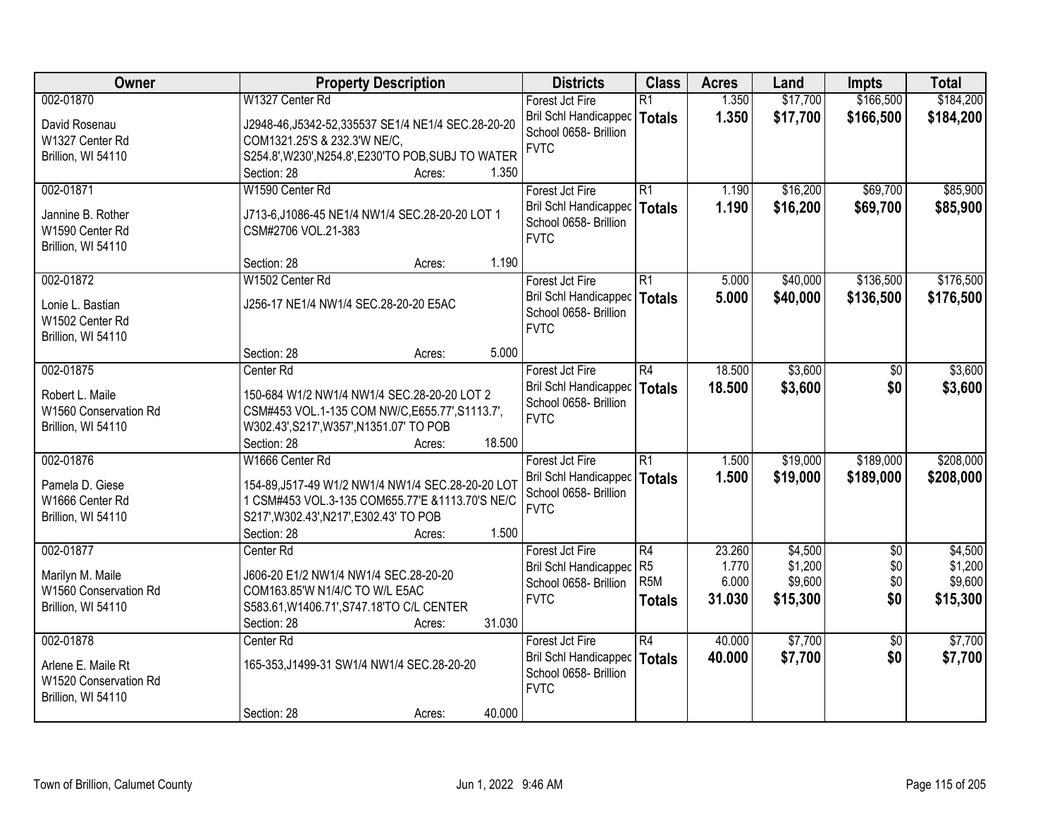| Owner | Property Description | Districts | Class | Acres | Land | Impts | Total |
|---|---|---|---|---|---|---|---|
| 002-01870<br><br>David Rosenau<br>W1327 Center Rd<br>Brillion, WI 54110 | W1327 Center Rd<br><br>J2948-46,J5342-52,335537 SE1/4 NE1/4 SEC.28-20-20 COM1321.25'S & 232.3'W NE/C, S254.8',W230',N254.8',E230'TO POB,SUBJ TO WATER<br>Section: 28 Acres: 1.350 | Forest Jct Fire<br>Bril Schl Handicapped<br>School 0658- Brillion<br>FVTC | R1<br>**Totals** | 1.350<br>**1.350** | $17,700<br>**$17,700** | $166,500<br>**$166,500** | $184,200<br>**$184,200** |
| 002-01871<br><br>Jannine B. Rother<br>W1590 Center Rd<br>Brillion, WI 54110 | W1590 Center Rd<br><br>J713-6,J1086-45 NE1/4 NW1/4 SEC.28-20-20 LOT 1 CSM#2706 VOL.21-383<br><br>Section: 28 Acres: 1.190 | Forest Jct Fire<br>Bril Schl Handicapped<br>School 0658- Brillion<br>FVTC | R1<br>**Totals** | 1.190<br>**1.190** | $16,200<br>**$16,200** | $69,700<br>**$69,700** | $85,900<br>**$85,900** |
| 002-01872<br><br>Lonie L. Bastian<br>W1502 Center Rd<br>Brillion, WI 54110 | W1502 Center Rd<br><br>J256-17 NE1/4 NW1/4 SEC.28-20-20 E5AC<br><br>Section: 28 Acres: 5.000 | Forest Jct Fire<br>Bril Schl Handicapped<br>School 0658- Brillion<br>FVTC | R1<br>**Totals** | 5.000<br>**5.000** | $40,000<br>**$40,000** | $136,500<br>**$136,500** | $176,500<br>**$176,500** |
| 002-01875<br><br>Robert L. Maile<br>W1560 Conservation Rd<br>Brillion, WI 54110 | Center Rd<br><br>150-684 W1/2 NW1/4 NW1/4 SEC.28-20-20 LOT 2 CSM#453 VOL.1-135 COM NW/C,E655.77',S1113.7', W302.43',S217',W357',N1351.07' TO POB<br>Section: 28 Acres: 18.500 | Forest Jct Fire<br>Bril Schl Handicapped<br>School 0658- Brillion<br>FVTC | R4<br>**Totals** | 18.500<br>**18.500** | $3,600<br>**$3,600** | $0<br>**$0** | $3,600<br>**$3,600** |
| 002-01876<br><br>Pamela D. Giese<br>W1666 Center Rd<br>Brillion, WI 54110 | W1666 Center Rd<br><br>154-89,J517-49 W1/2 NW1/4 NW1/4 SEC.28-20-20 LOT 1 CSM#453 VOL.3-135 COM655.77'E &1113.70'S NE/C S217',W302.43',N217',E302.43' TO POB<br>Section: 28 Acres: 1.500 | Forest Jct Fire<br>Bril Schl Handicapped<br>School 0658- Brillion<br>FVTC | R1<br>**Totals** | 1.500<br>**1.500** | $19,000<br>**$19,000** | $189,000<br>**$189,000** | $208,000<br>**$208,000** |
| 002-01877<br><br>Marilyn M. Maile<br>W1560 Conservation Rd<br>Brillion, WI 54110 | Center Rd<br><br>J606-20 E1/2 NW1/4 NW1/4 SEC.28-20-20 COM163.85'W N1/4/C TO W/L E5AC S583.61,W1406.71',S747.18'TO C/L CENTER<br>Section: 28 Acres: 31.030 | Forest Jct Fire<br>Bril Schl Handicapped<br>School 0658- Brillion<br>FVTC | R4<br>R5<br>R5M<br>**Totals** | 23.260<br>1.770<br>6.000<br>**31.030** | $4,500<br>$1,200<br>$9,600<br>**$15,300** | $0<br>$0<br>$0<br>**$0** | $4,500<br>$1,200<br>$9,600<br>**$15,300** |
| 002-01878<br><br>Arlene E. Maile Rt<br>W1520 Conservation Rd<br>Brillion, WI 54110 | Center Rd<br><br>165-353,J1499-31 SW1/4 NW1/4 SEC.28-20-20<br><br>Section: 28 Acres: 40.000 | Forest Jct Fire<br>Bril Schl Handicapped<br>School 0658- Brillion<br>FVTC | R4<br>**Totals** | 40.000<br>**40.000** | $7,700<br>**$7,700** | $0<br>**$0** | $7,700<br>**$7,700** |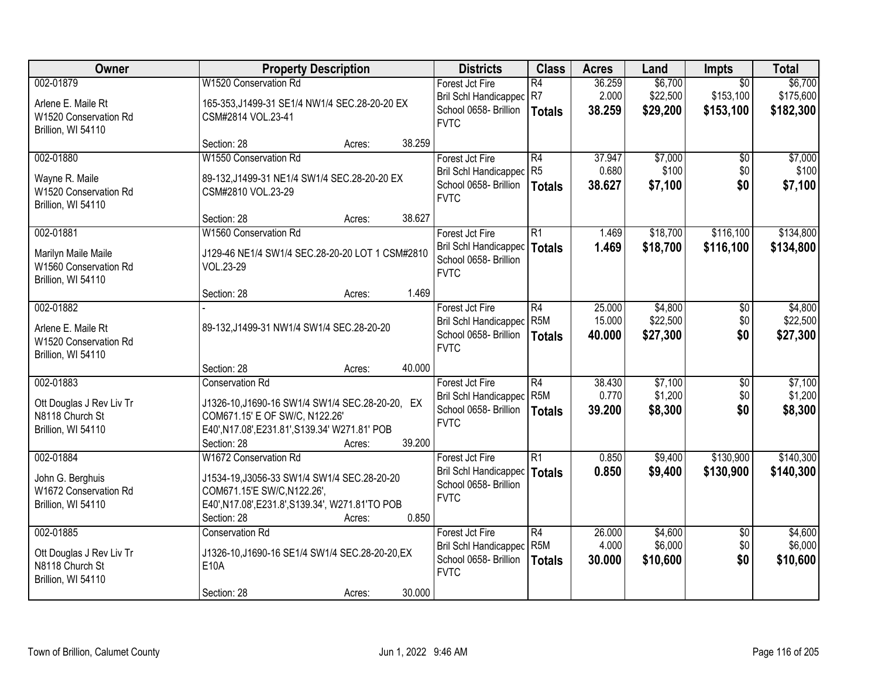| Owner | Property Description | Districts | Class | Acres | Land | Impts | Total |
|---|---|---|---|---|---|---|---|
| 002-01879<br>Arlene E. Maile Rt<br>W1520 Conservation Rd<br>Brillion, WI 54110 | W1520 Conservation Rd<br>165-353,J1499-31 SE1/4 NW1/4 SEC.28-20-20 EX CSM#2814 VOL.23-41<br>Section: 28 Acres: 38.259 | Forest Jct Fire<br>Bril Schl Handicapped<br>School 0658- Brillion<br>FVTC | R4<br>R7<br>**Totals** | 36.259<br>2.000<br>**38.259** | $6,700<br>$22,500<br>**$29,200** | $0<br>$153,100<br>**$153,100** | $6,700<br>$175,600<br>**$182,300** |
| 002-01880<br>Wayne R. Maile<br>W1520 Conservation Rd<br>Brillion, WI 54110 | W1550 Conservation Rd<br>89-132,J1499-31 NE1/4 SW1/4 SEC.28-20-20 EX CSM#2810 VOL.23-29<br>Section: 28 Acres: 38.627 | Forest Jct Fire<br>Bril Schl Handicapped<br>School 0658- Brillion<br>FVTC | R4<br>R5<br>**Totals** | 37.947<br>0.680<br>**38.627** | $7,000<br>$100<br>**$7,100** | $0<br>$0<br>**$0** | $7,000<br>$100<br>**$7,100** |
| 002-01881<br>Marilyn Maile Maile<br>W1560 Conservation Rd<br>Brillion, WI 54110 | W1560 Conservation Rd<br>J129-46 NE1/4 SW1/4 SEC.28-20-20 LOT 1 CSM#2810 VOL.23-29<br>Section: 28 Acres: 1.469 | Forest Jct Fire<br>Bril Schl Handicapped<br>School 0658- Brillion<br>FVTC | R1<br>**Totals** | 1.469<br>**1.469** | $18,700<br>**$18,700** | $116,100<br>**$116,100** | $134,800<br>**$134,800** |
| 002-01882<br>Arlene E. Maile Rt<br>W1520 Conservation Rd<br>Brillion, WI 54110 | -<br>89-132,J1499-31 NW1/4 SW1/4 SEC.28-20-20<br>Section: 28 Acres: 40.000 | Forest Jct Fire<br>Bril Schl Handicapped<br>School 0658- Brillion<br>FVTC | R4<br>R5M<br>**Totals** | 25.000<br>15.000<br>**40.000** | $4,800<br>$22,500<br>**$27,300** | $0<br>$0<br>**$0** | $4,800<br>$22,500<br>**$27,300** |
| 002-01883<br>Ott Douglas J Rev Liv Tr<br>N8118 Church St<br>Brillion, WI 54110 | Conservation Rd<br>J1326-10,J1690-16 SW1/4 SW1/4 SEC.28-20-20, EX COM671.15' E OF SW/C, N122.26' E40',N17.08',E231.81',S139.34' W271.81' POB<br>Section: 28 Acres: 39.200 | Forest Jct Fire<br>Bril Schl Handicapped<br>School 0658- Brillion<br>FVTC | R4<br>R5M<br>**Totals** | 38.430<br>0.770<br>**39.200** | $7,100<br>$1,200<br>**$8,300** | $0<br>$0<br>**$0** | $7,100<br>$1,200<br>**$8,300** |
| 002-01884<br>John G. Berghuis<br>W1672 Conservation Rd<br>Brillion, WI 54110 | W1672 Conservation Rd<br>J1534-19,J3056-33 SW1/4 SW1/4 SEC.28-20-20 COM671.15'E SW/C,N122.26', E40',N17.08',E231.8',S139.34', W271.81'TO POB<br>Section: 28 Acres: 0.850 | Forest Jct Fire<br>Bril Schl Handicapped<br>School 0658- Brillion<br>FVTC | R1<br>**Totals** | 0.850<br>**0.850** | $9,400<br>**$9,400** | $130,900<br>**$130,900** | $140,300<br>**$140,300** |
| 002-01885<br>Ott Douglas J Rev Liv Tr<br>N8118 Church St<br>Brillion, WI 54110 | Conservation Rd<br>J1326-10,J1690-16 SE1/4 SW1/4 SEC.28-20-20,EX E10A<br>Section: 28 Acres: 30.000 | Forest Jct Fire<br>Bril Schl Handicapped<br>School 0658- Brillion<br>FVTC | R4<br>R5M<br>**Totals** | 26.000<br>4.000<br>**30.000** | $4,600<br>$6,000<br>**$10,600** | $0<br>$0<br>**$0** | $4,600<br>$6,000<br>**$10,600** |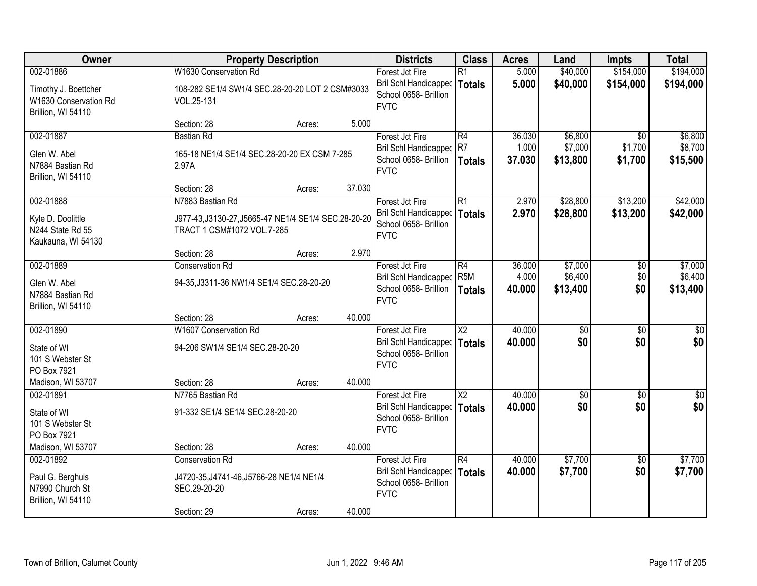| Owner | Property Description | Districts | Class | Acres | Land | Impts | Total |
|---|---|---|---|---|---|---|---|
| 002-01886<br>Timothy J. Boettcher<br>W1630 Conservation Rd<br>Brillion, WI 54110 | W1630 Conservation Rd<br>108-282 SE1/4 SW1/4 SEC.28-20-20 LOT 2 CSM#3033 VOL.25-131<br>Section: 28 Acres: 5.000 | Forest Jct Fire<br>Bril Schl Handicapped<br>School 0658- Brillion<br>FVTC | R1<br>**Totals** | 5.000<br>**5.000** | $40,000<br>**$40,000** | $154,000<br>**$154,000** | $194,000<br>**$194,000** |
| 002-01887<br>Glen W. Abel<br>N7884 Bastian Rd<br>Brillion, WI 54110 | Bastian Rd<br>165-18 NE1/4 SE1/4 SEC.28-20-20 EX CSM 7-285 2.97A<br>Section: 28 Acres: 37.030 | Forest Jct Fire<br>Bril Schl Handicapped<br>School 0658- Brillion<br>FVTC | R4<br>R7<br>**Totals** | 36.030<br>1.000<br>**37.030** | $6,800<br>$7,000<br>**$13,800** | $0<br>$1,700<br>**$1,700** | $6,800<br>$8,700<br>**$15,500** |
| 002-01888<br>Kyle D. Doolittle<br>N244 State Rd 55<br>Kaukauna, WI 54130 | N7883 Bastian Rd<br>J977-43,J3130-27,J5665-47 NE1/4 SE1/4 SEC.28-20-20 TRACT 1 CSM#1072 VOL.7-285<br>Section: 28 Acres: 2.970 | Forest Jct Fire<br>Bril Schl Handicapped<br>School 0658- Brillion<br>FVTC | R1<br>**Totals** | 2.970<br>**2.970** | $28,800<br>**$28,800** | $13,200<br>**$13,200** | $42,000<br>**$42,000** |
| 002-01889<br>Glen W. Abel<br>N7884 Bastian Rd<br>Brillion, WI 54110 | Conservation Rd<br>94-35,J3311-36 NW1/4 SE1/4 SEC.28-20-20<br>Section: 28 Acres: 40.000 | Forest Jct Fire<br>Bril Schl Handicapped<br>School 0658- Brillion<br>FVTC | R4<br>R5M<br>**Totals** | 36.000<br>4.000<br>**40.000** | $7,000<br>$6,400<br>**$13,400** | $0<br>$0<br>**$0** | $7,000<br>$6,400<br>**$13,400** |
| 002-01890<br>State of WI<br>101 S Webster St<br>PO Box 7921<br>Madison, WI 53707 | W1607 Conservation Rd<br>94-206 SW1/4 SE1/4 SEC.28-20-20<br>Section: 28 Acres: 40.000 | Forest Jct Fire<br>Bril Schl Handicapped<br>School 0658- Brillion<br>FVTC | X2<br>**Totals** | 40.000<br>**40.000** | $0<br>**$0** | $0<br>**$0** | $0<br>**$0** |
| 002-01891<br>State of WI<br>101 S Webster St<br>PO Box 7921<br>Madison, WI 53707 | N7765 Bastian Rd<br>91-332 SE1/4 SE1/4 SEC.28-20-20<br>Section: 28 Acres: 40.000 | Forest Jct Fire<br>Bril Schl Handicapped<br>School 0658- Brillion<br>FVTC | X2<br>**Totals** | 40.000<br>**40.000** | $0<br>**$0** | $0<br>**$0** | $0<br>**$0** |
| 002-01892<br>Paul G. Berghuis<br>N7990 Church St<br>Brillion, WI 54110 | Conservation Rd<br>J4720-35,J4741-46,J5766-28 NE1/4 NE1/4 SEC.29-20-20<br>Section: 29 Acres: 40.000 | Forest Jct Fire<br>Bril Schl Handicapped<br>School 0658- Brillion<br>FVTC | R4<br>**Totals** | 40.000<br>**40.000** | $7,700<br>**$7,700** | $0<br>**$0** | $7,700<br>**$7,700** |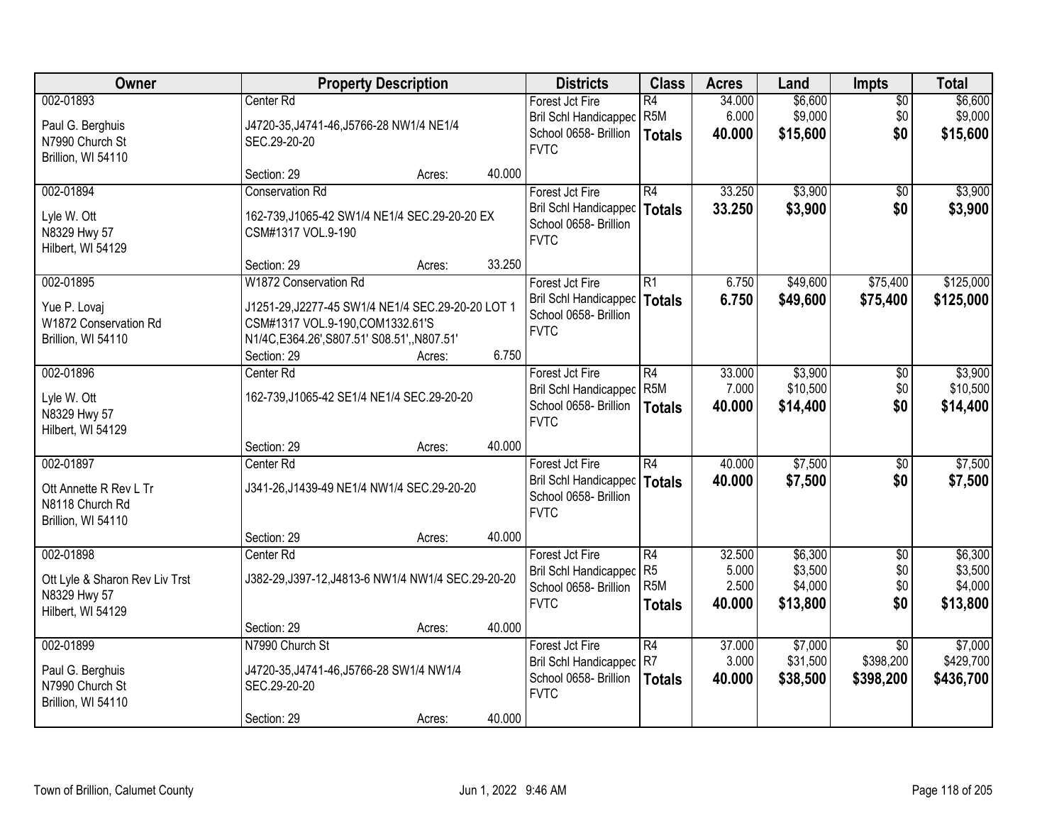| Owner | Property Description | Districts | Class | Acres | Land | Impts | Total |
|---|---|---|---|---|---|---|---|
| 002-01893<br>Paul G. Berghuis<br>N7990 Church St<br>Brillion, WI 54110 | Center Rd<br>J4720-35,J4741-46,J5766-28 NW1/4 NE1/4 SEC.29-20-20<br>Section: 29 Acres: 40.000 | Forest Jct Fire<br>Bril Schl Handicapped<br>School 0658- Brillion<br>FVTC | R4<br>R5M<br>**Totals** | 34.000<br>6.000<br>**40.000** | $6,600<br>$9,000<br>**$15,600** | $0<br>$0<br>**$0** | $6,600<br>$9,000<br>**$15,600** |
| 002-01894<br>Lyle W. Ott<br>N8329 Hwy 57<br>Hilbert, WI 54129 | Conservation Rd<br>162-739,J1065-42 SW1/4 NE1/4 SEC.29-20-20 EX CSM#1317 VOL.9-190<br>Section: 29 Acres: 33.250 | Forest Jct Fire<br>Bril Schl Handicapped<br>School 0658- Brillion<br>FVTC | R4<br>**Totals** | 33.250<br>**33.250** | $3,900<br>**$3,900** | $0<br>**$0** | $3,900<br>**$3,900** |
| 002-01895<br>Yue P. Lovaj<br>W1872 Conservation Rd<br>Brillion, WI 54110 | W1872 Conservation Rd<br>J1251-29,J2277-45 SW1/4 NE1/4 SEC.29-20-20 LOT 1 CSM#1317 VOL.9-190,COM1332.61'S N1/4C,E364.26',S807.51' S08.51',,N807.51'<br>Section: 29 Acres: 6.750 | Forest Jct Fire<br>Bril Schl Handicapped<br>School 0658- Brillion<br>FVTC | R1<br>**Totals** | 6.750<br>**6.750** | $49,600<br>**$49,600** | $75,400<br>**$75,400** | $125,000<br>**$125,000** |
| 002-01896<br>Lyle W. Ott<br>N8329 Hwy 57<br>Hilbert, WI 54129 | Center Rd<br>162-739,J1065-42 SE1/4 NE1/4 SEC.29-20-20<br>Section: 29 Acres: 40.000 | Forest Jct Fire<br>Bril Schl Handicapped<br>School 0658- Brillion<br>FVTC | R4<br>R5M<br>**Totals** | 33.000<br>7.000<br>**40.000** | $3,900<br>$10,500<br>**$14,400** | $0<br>$0<br>**$0** | $3,900<br>$10,500<br>**$14,400** |
| 002-01897<br>Ott Annette R Rev L Tr<br>N8118 Church Rd<br>Brillion, WI 54110 | Center Rd<br>J341-26,J1439-49 NE1/4 NW1/4 SEC.29-20-20<br>Section: 29 Acres: 40.000 | Forest Jct Fire<br>Bril Schl Handicapped<br>School 0658- Brillion<br>FVTC | R4<br>**Totals** | 40.000<br>**40.000** | $7,500<br>**$7,500** | $0<br>**$0** | $7,500<br>**$7,500** |
| 002-01898<br>Ott Lyle & Sharon Rev Liv Trst<br>N8329 Hwy 57<br>Hilbert, WI 54129 | Center Rd<br>J382-29,J397-12,J4813-6 NW1/4 NW1/4 SEC.29-20-20<br>Section: 29 Acres: 40.000 | Forest Jct Fire<br>Bril Schl Handicapped<br>School 0658- Brillion<br>FVTC | R4<br>R5<br>R5M<br>**Totals** | 32.500<br>5.000<br>2.500<br>**40.000** | $6,300<br>$3,500<br>$4,000<br>**$13,800** | $0<br>$0<br>$0<br>**$0** | $6,300<br>$3,500<br>$4,000<br>**$13,800** |
| 002-01899<br>Paul G. Berghuis<br>N7990 Church St<br>Brillion, WI 54110 | N7990 Church St<br>J4720-35,J4741-46,J5766-28 SW1/4 NW1/4 SEC.29-20-20<br>Section: 29 Acres: 40.000 | Forest Jct Fire<br>Bril Schl Handicapped<br>School 0658- Brillion<br>FVTC | R4<br>R7<br>**Totals** | 37.000<br>3.000<br>**40.000** | $7,000<br>$31,500<br>**$38,500** | $0<br>$398,200<br>**$398,200** | $7,000<br>$429,700<br>**$436,700** |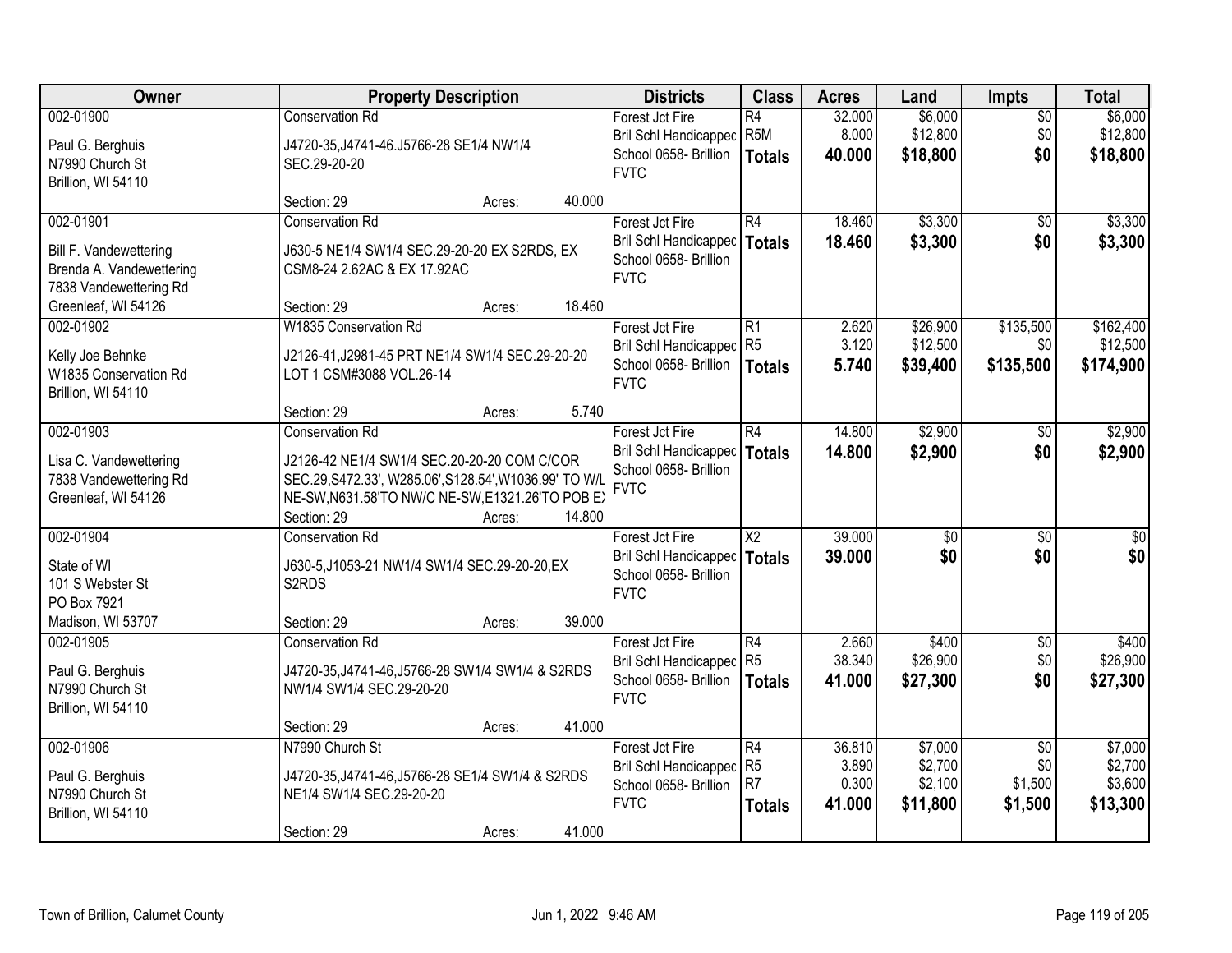| Owner | Property Description | Districts | Class | Acres | Land | Impts | Total |
|---|---|---|---|---|---|---|---|
| 002-01900<br>Paul G. Berghuis<br>N7990 Church St<br>Brillion, WI 54110 | Conservation Rd<br>J4720-35,J4741-46.J5766-28 SE1/4 NW1/4 SEC.29-20-20<br>Section: 29 Acres: 40.000 | Forest Jct Fire<br>Bril Schl Handicapped<br>School 0658- Brillion<br>FVTC | R4<br>R5M<br>**Totals** | 32.000<br>8.000<br>**40.000** | $6,000<br>$12,800<br>**$18,800** | $0<br>$0<br>**$0** | $6,000<br>$12,800<br>**$18,800** |
| 002-01901<br>Bill F. Vandewettering<br>Brenda A. Vandewettering<br>7838 Vandewettering Rd<br>Greenleaf, WI 54126 | Conservation Rd<br>J630-5 NE1/4 SW1/4 SEC.29-20-20 EX S2RDS, EX CSM8-24 2.62AC & EX 17.92AC<br>Section: 29 Acres: 18.460 | Forest Jct Fire<br>Bril Schl Handicapped<br>School 0658- Brillion<br>FVTC | R4<br>**Totals** | 18.460<br>**18.460** | $3,300<br>**$3,300** | $0<br>**$0** | $3,300<br>**$3,300** |
| 002-01902<br>Kelly Joe Behnke<br>W1835 Conservation Rd<br>Brillion, WI 54110 | W1835 Conservation Rd<br>J2126-41,J2981-45 PRT NE1/4 SW1/4 SEC.29-20-20 LOT 1 CSM#3088 VOL.26-14<br>Section: 29 Acres: 5.740 | Forest Jct Fire<br>Bril Schl Handicapped<br>School 0658- Brillion<br>FVTC | R1<br>R5<br>**Totals** | 2.620<br>3.120<br>**5.740** | $26,900<br>$12,500<br>**$39,400** | $135,500<br>$0<br>**$135,500** | $162,400<br>$12,500<br>**$174,900** |
| 002-01903<br>Lisa C. Vandewettering<br>7838 Vandewettering Rd<br>Greenleaf, WI 54126 | Conservation Rd<br>J2126-42 NE1/4 SW1/4 SEC.20-20-20 COM C/COR SEC.29,S472.33', W285.06',S128.54',W1036.99' TO W/L NE-SW,N631.58'TO NW/C NE-SW,E1321.26'TO POB EX<br>Section: 29 Acres: 14.800 | Forest Jct Fire<br>Bril Schl Handicapped<br>School 0658- Brillion<br>FVTC | R4<br>**Totals** | 14.800<br>**14.800** | $2,900<br>**$2,900** | $0<br>**$0** | $2,900<br>**$2,900** |
| 002-01904<br>State of WI<br>101 S Webster St<br>PO Box 7921<br>Madison, WI 53707 | Conservation Rd<br>J630-5,J1053-21 NW1/4 SW1/4 SEC.29-20-20,EX S2RDS<br>Section: 29 Acres: 39.000 | Forest Jct Fire<br>Bril Schl Handicapped<br>School 0658- Brillion<br>FVTC | X2<br>**Totals** | 39.000<br>**39.000** | $0<br>**$0** | $0<br>**$0** | $0<br>**$0** |
| 002-01905<br>Paul G. Berghuis<br>N7990 Church St<br>Brillion, WI 54110 | Conservation Rd<br>J4720-35,J4741-46,J5766-28 SW1/4 SW1/4 & S2RDS NW1/4 SW1/4 SEC.29-20-20<br>Section: 29 Acres: 41.000 | Forest Jct Fire<br>Bril Schl Handicapped<br>School 0658- Brillion<br>FVTC | R4<br>R5<br>**Totals** | 2.660<br>38.340<br>**41.000** | $400<br>$26,900<br>**$27,300** | $0<br>$0<br>**$0** | $400<br>$26,900<br>**$27,300** |
| 002-01906<br>Paul G. Berghuis<br>N7990 Church St<br>Brillion, WI 54110 | N7990 Church St<br>J4720-35,J4741-46,J5766-28 SE1/4 SW1/4 & S2RDS NE1/4 SW1/4 SEC.29-20-20<br>Section: 29 Acres: 41.000 | Forest Jct Fire<br>Bril Schl Handicapped<br>School 0658- Brillion<br>FVTC | R4<br>R5<br>R7<br>**Totals** | 36.810<br>3.890<br>0.300<br>**41.000** | $7,000<br>$2,700<br>$2,100<br>**$11,800** | $0<br>$0<br>$1,500<br>**$1,500** | $7,000<br>$2,700<br>$3,600<br>**$13,300** |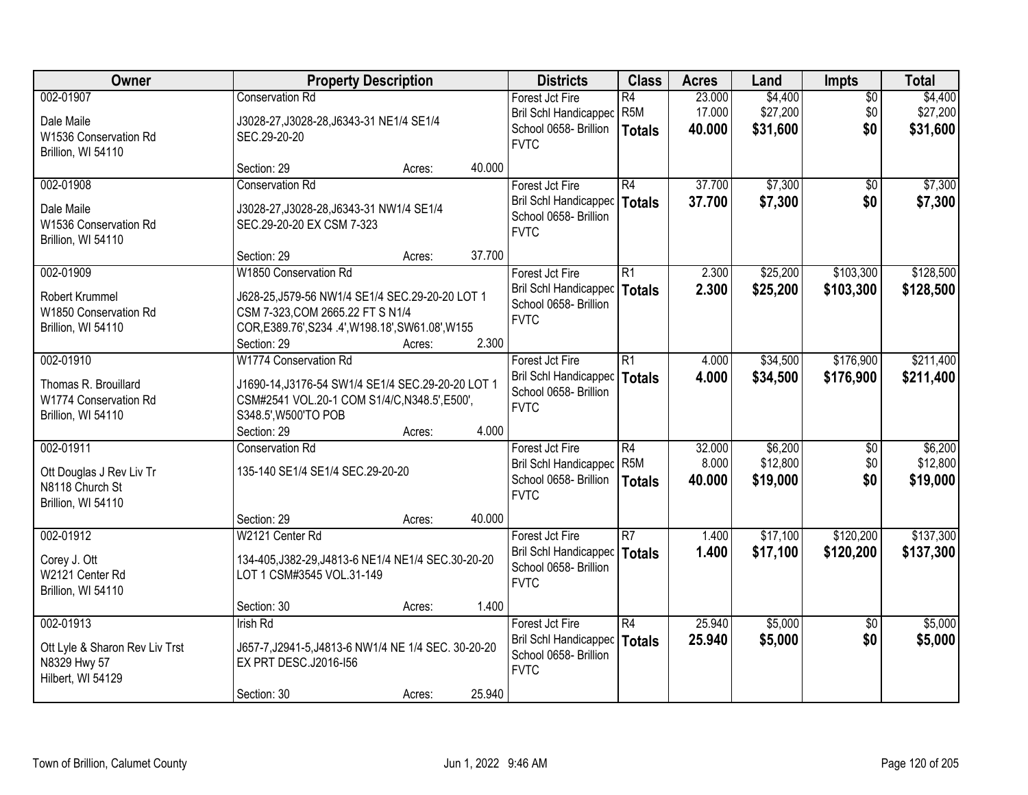| Owner | Property Description | Districts | Class | Acres | Land | Impts | Total |
|---|---|---|---|---|---|---|---|
| 002-01907<br><br>Dale Maile<br>W1536 Conservation Rd<br>Brillion, WI 54110 | Conservation Rd<br><br>J3028-27,J3028-28,J6343-31 NE1/4 SE1/4 SEC.29-20-20<br><br>Section: 29 Acres: 40.000 | Forest Jct Fire<br>Bril Schl Handicapped<br>School 0658- Brillion<br>FVTC | R4<br>R5M<br>**Totals** | 23.000<br>17.000<br>**40.000** | $4,400<br>$27,200<br>**$31,600** | $0<br>$0<br>**$0** | $4,400<br>$27,200<br>**$31,600** |
| 002-01908<br><br>Dale Maile<br>W1536 Conservation Rd<br>Brillion, WI 54110 | Conservation Rd<br><br>J3028-27,J3028-28,J6343-31 NW1/4 SE1/4 SEC.29-20-20 EX CSM 7-323<br><br>Section: 29 Acres: 37.700 | Forest Jct Fire<br>Bril Schl Handicapped<br>School 0658- Brillion<br>FVTC | R4<br>**Totals** | 37.700<br>**37.700** | $7,300<br>**$7,300** | $0<br>**$0** | $7,300<br>**$7,300** |
| 002-01909<br><br>Robert Krummel<br>W1850 Conservation Rd<br>Brillion, WI 54110 | W1850 Conservation Rd<br><br>J628-25,J579-56 NW1/4 SE1/4 SEC.29-20-20 LOT 1 CSM 7-323,COM 2665.22 FT S N1/4 COR,E389.76',S234 .4',W198.18',SW61.08',W155<br>Section: 29 Acres: 2.300 | Forest Jct Fire<br>Bril Schl Handicapped<br>School 0658- Brillion<br>FVTC | R1<br>**Totals** | 2.300<br>**2.300** | $25,200<br>**$25,200** | $103,300<br>**$103,300** | $128,500<br>**$128,500** |
| 002-01910<br><br>Thomas R. Brouillard<br>W1774 Conservation Rd<br>Brillion, WI 54110 | W1774 Conservation Rd<br><br>J1690-14,J3176-54 SW1/4 SE1/4 SEC.29-20-20 LOT 1 CSM#2541 VOL.20-1 COM S1/4/C,N348.5',E500', S348.5',W500'TO POB<br>Section: 29 Acres: 4.000 | Forest Jct Fire<br>Bril Schl Handicapped<br>School 0658- Brillion<br>FVTC | R1<br>**Totals** | 4.000<br>**4.000** | $34,500<br>**$34,500** | $176,900<br>**$176,900** | $211,400<br>**$211,400** |
| 002-01911<br><br>Ott Douglas J Rev Liv Tr<br>N8118 Church St<br>Brillion, WI 54110 | Conservation Rd<br><br>135-140 SE1/4 SE1/4 SEC.29-20-20<br><br>Section: 29 Acres: 40.000 | Forest Jct Fire<br>Bril Schl Handicapped<br>School 0658- Brillion<br>FVTC | R4<br>R5M<br>**Totals** | 32.000<br>8.000<br>**40.000** | $6,200<br>$12,800<br>**$19,000** | $0<br>$0<br>**$0** | $6,200<br>$12,800<br>**$19,000** |
| 002-01912<br><br>Corey J. Ott<br>W2121 Center Rd<br>Brillion, WI 54110 | W2121 Center Rd<br><br>134-405,J382-29,J4813-6 NE1/4 NE1/4 SEC.30-20-20 LOT 1 CSM#3545 VOL.31-149<br><br>Section: 30 Acres: 1.400 | Forest Jct Fire<br>Bril Schl Handicapped<br>School 0658- Brillion<br>FVTC | R7<br>**Totals** | 1.400<br>**1.400** | $17,100<br>**$17,100** | $120,200<br>**$120,200** | $137,300<br>**$137,300** |
| 002-01913<br><br>Ott Lyle & Sharon Rev Liv Trst<br>N8329 Hwy 57<br>Hilbert, WI 54129 | Irish Rd<br><br>J657-7,J2941-5,J4813-6 NW1/4 NE 1/4 SEC. 30-20-20 EX PRT DESC.J2016-I56<br><br>Section: 30 Acres: 25.940 | Forest Jct Fire<br>Bril Schl Handicapped<br>School 0658- Brillion<br>FVTC | R4<br>**Totals** | 25.940<br>**25.940** | $5,000<br>**$5,000** | $0<br>**$0** | $5,000<br>**$5,000** |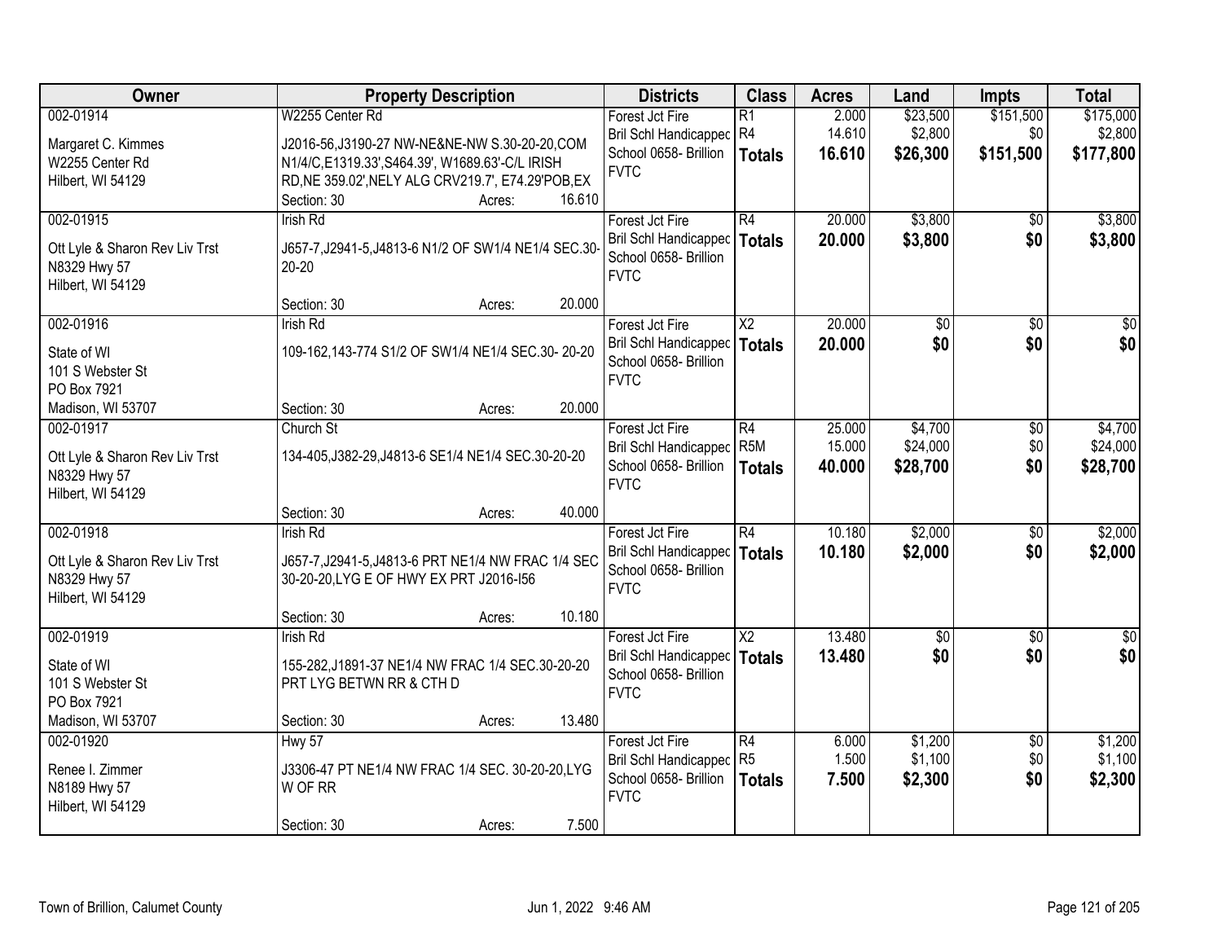| Owner | Property Description | Districts | Class | Acres | Land | Impts | Total |
|---|---|---|---|---|---|---|---|
| 002-01914<br>Margaret C. Kimmes<br>W2255 Center Rd<br>Hilbert, WI 54129 | W2255 Center Rd<br>J2016-56,J3190-27 NW-NE&NE-NW S.30-20-20,COM N1/4/C,E1319.33',S464.39', W1689.63'-C/L IRISH RD,NE 359.02',NELY ALG CRV219.7', E74.29'POB,EX<br>Section: 30 Acres: 16.610 | Forest Jct Fire<br>Bril Schl Handicapped<br>School 0658- Brillion<br>FVTC | R1<br>R4<br>**Totals** | 2.000<br>14.610<br>**16.610** | $23,500<br>$2,800<br>**$26,300** | $151,500<br>$0<br>**$151,500** | $175,000<br>$2,800<br>**$177,800** |
| 002-01915<br>Ott Lyle & Sharon Rev Liv Trst<br>N8329 Hwy 57<br>Hilbert, WI 54129 | Irish Rd<br>J657-7,J2941-5,J4813-6 N1/2 OF SW1/4 NE1/4 SEC.30-20-20<br>Section: 30 Acres: 20.000 | Forest Jct Fire<br>Bril Schl Handicapped<br>School 0658- Brillion<br>FVTC | R4<br>**Totals** | 20.000<br>**20.000** | $3,800<br>**$3,800** | $0<br>**$0** | $3,800<br>**$3,800** |
| 002-01916<br>State of WI<br>101 S Webster St<br>PO Box 7921<br>Madison, WI 53707 | Irish Rd<br>109-162,143-774 S1/2 OF SW1/4 NE1/4 SEC.30- 20-20<br>Section: 30 Acres: 20.000 | Forest Jct Fire<br>Bril Schl Handicapped<br>School 0658- Brillion<br>FVTC | X2<br>**Totals** | 20.000<br>**20.000** | $0<br>**$0** | $0<br>**$0** | $0<br>**$0** |
| 002-01917<br>Ott Lyle & Sharon Rev Liv Trst<br>N8329 Hwy 57<br>Hilbert, WI 54129 | Church St<br>134-405,J382-29,J4813-6 SE1/4 NE1/4 SEC.30-20-20<br>Section: 30 Acres: 40.000 | Forest Jct Fire<br>Bril Schl Handicapped<br>School 0658- Brillion<br>FVTC | R4<br>R5M<br>**Totals** | 25.000<br>15.000<br>**40.000** | $4,700<br>$24,000<br>**$28,700** | $0<br>$0<br>**$0** | $4,700<br>$24,000<br>**$28,700** |
| 002-01918<br>Ott Lyle & Sharon Rev Liv Trst<br>N8329 Hwy 57<br>Hilbert, WI 54129 | Irish Rd<br>J657-7,J2941-5,J4813-6 PRT NE1/4 NW FRAC 1/4 SEC 30-20-20,LYG E OF HWY EX PRT J2016-I56<br>Section: 30 Acres: 10.180 | Forest Jct Fire<br>Bril Schl Handicapped<br>School 0658- Brillion<br>FVTC | R4<br>**Totals** | 10.180<br>**10.180** | $2,000<br>**$2,000** | $0<br>**$0** | $2,000<br>**$2,000** |
| 002-01919<br>State of WI<br>101 S Webster St<br>PO Box 7921<br>Madison, WI 53707 | Irish Rd<br>155-282,J1891-37 NE1/4 NW FRAC 1/4 SEC.30-20-20 PRT LYG BETWN RR & CTH D<br>Section: 30 Acres: 13.480 | Forest Jct Fire<br>Bril Schl Handicapped<br>School 0658- Brillion<br>FVTC | X2<br>**Totals** | 13.480<br>**13.480** | $0<br>**$0** | $0<br>**$0** | $0<br>**$0** |
| 002-01920<br>Renee I. Zimmer<br>N8189 Hwy 57<br>Hilbert, WI 54129 | Hwy 57<br>J3306-47 PT NE1/4 NW FRAC 1/4 SEC. 30-20-20,LYG W OF RR<br>Section: 30 Acres: 7.500 | Forest Jct Fire<br>Bril Schl Handicapped<br>School 0658- Brillion<br>FVTC | R4<br>R5<br>**Totals** | 6.000<br>1.500<br>**7.500** | $1,200<br>$1,100<br>**$2,300** | $0<br>$0<br>**$0** | $1,200<br>$1,100<br>**$2,300** |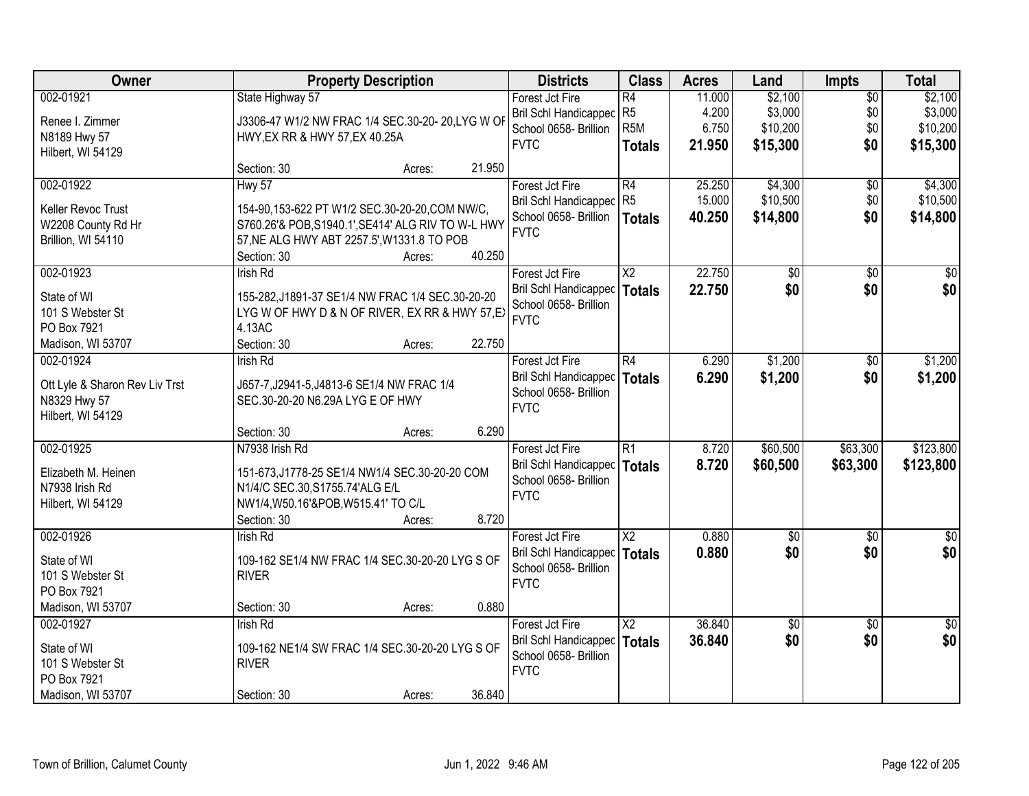| Owner | Property Description | Districts | Class | Acres | Land | Impts | Total |
|---|---|---|---|---|---|---|---|
| 002-01921<br>Renee I. Zimmer<br>N8189 Hwy 57<br>Hilbert, WI 54129 | State Highway 57<br>J3306-47 W1/2 NW FRAC 1/4 SEC.30-20- 20,LYG W OF HWY,EX RR & HWY 57,EX 40.25A<br>Section: 30 Acres: 21.950 | Forest Jct Fire<br>Bril Schl Handicapped<br>School 0658- Brillion<br>FVTC | R4<br>R5<br>R5M<br>**Totals** | 11.000<br>4.200<br>6.750<br>**21.950** | $2,100<br>$3,000<br>$10,200<br>**$15,300** | $0<br>$0<br>$0<br>**$0** | $2,100<br>$3,000<br>$10,200<br>**$15,300** |
| 002-01922<br>Keller Revoc Trust<br>W2208 County Rd Hr<br>Brillion, WI 54110 | Hwy 57<br>154-90,153-622 PT W1/2 SEC.30-20-20,COM NW/C, S760.26'& POB,S1940.1',SE414' ALG RIV TO W-L HWY 57,NE ALG HWY ABT 2257.5',W1331.8 TO POB<br>Section: 30 Acres: 40.250 | Forest Jct Fire<br>Bril Schl Handicapped<br>School 0658- Brillion<br>FVTC | R4<br>R5<br>**Totals** | 25.250<br>15.000<br>**40.250** | $4,300<br>$10,500<br>**$14,800** | $0<br>$0<br>**$0** | $4,300<br>$10,500<br>**$14,800** |
| 002-01923<br>State of WI<br>101 S Webster St<br>PO Box 7921<br>Madison, WI 53707 | Irish Rd<br>155-282,J1891-37 SE1/4 NW FRAC 1/4 SEC.30-20-20 LYG W OF HWY D & N OF RIVER, EX RR & HWY 57,EX 4.13AC<br>Section: 30 Acres: 22.750 | Forest Jct Fire<br>Bril Schl Handicapped<br>School 0658- Brillion<br>FVTC | X2<br>**Totals** | 22.750<br>**22.750** | $0<br>**$0** | $0<br>**$0** | $0<br>**$0** |
| 002-01924<br>Ott Lyle & Sharon Rev Liv Trst<br>N8329 Hwy 57<br>Hilbert, WI 54129 | Irish Rd<br>J657-7,J2941-5,J4813-6 SE1/4 NW FRAC 1/4 SEC.30-20-20 N6.29A LYG E OF HWY<br>Section: 30 Acres: 6.290 | Forest Jct Fire<br>Bril Schl Handicapped<br>School 0658- Brillion<br>FVTC | R4<br>**Totals** | 6.290<br>**6.290** | $1,200<br>**$1,200** | $0<br>**$0** | $1,200<br>**$1,200** |
| 002-01925<br>Elizabeth M. Heinen<br>N7938 Irish Rd<br>Hilbert, WI 54129 | N7938 Irish Rd<br>151-673,J1778-25 SE1/4 NW1/4 SEC.30-20-20 COM N1/4/C SEC.30,S1755.74'ALG E/L NW1/4,W50.16'&POB,W515.41' TO C/L<br>Section: 30 Acres: 8.720 | Forest Jct Fire<br>Bril Schl Handicapped<br>School 0658- Brillion<br>FVTC | R1<br>**Totals** | 8.720<br>**8.720** | $60,500<br>**$60,500** | $63,300<br>**$63,300** | $123,800<br>**$123,800** |
| 002-01926<br>State of WI<br>101 S Webster St<br>PO Box 7921<br>Madison, WI 53707 | Irish Rd<br>109-162 SE1/4 NW FRAC 1/4 SEC.30-20-20 LYG S OF RIVER<br>Section: 30 Acres: 0.880 | Forest Jct Fire<br>Bril Schl Handicapped<br>School 0658- Brillion<br>FVTC | X2<br>**Totals** | 0.880<br>**0.880** | $0<br>**$0** | $0<br>**$0** | $0<br>**$0** |
| 002-01927<br>State of WI<br>101 S Webster St<br>PO Box 7921<br>Madison, WI 53707 | Irish Rd<br>109-162 NE1/4 SW FRAC 1/4 SEC.30-20-20 LYG S OF RIVER<br>Section: 30 Acres: 36.840 | Forest Jct Fire<br>Bril Schl Handicapped<br>School 0658- Brillion<br>FVTC | X2<br>**Totals** | 36.840<br>**36.840** | $0<br>**$0** | $0<br>**$0** | $0<br>**$0** |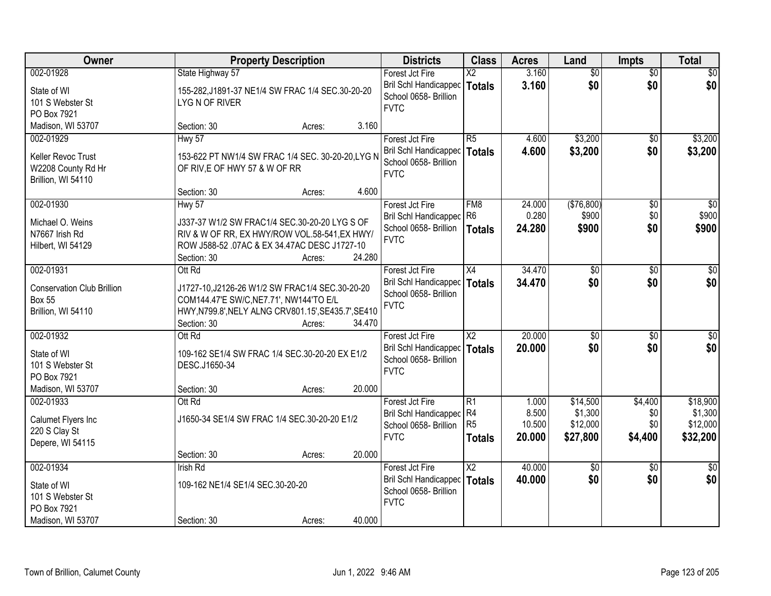| Owner | Property Description | Districts | Class | Acres | Land | Impts | Total |
|---|---|---|---|---|---|---|---|
| 002-01928<br>State of WI<br>101 S Webster St<br>PO Box 7921<br>Madison, WI 53707 | State Highway 57<br>155-282,J1891-37 NE1/4 SW FRAC 1/4 SEC.30-20-20 LYG N OF RIVER<br>Section: 30 Acres: 3.160 | Forest Jct Fire<br>Bril Schl Handicapped<br>School 0658- Brillion<br>FVTC | X2<br>**Totals** | 3.160<br>**3.160** | $0<br>**$0** | $0<br>**$0** | $0<br>**$0** |
| 002-01929<br>Keller Revoc Trust<br>W2208 County Rd Hr<br>Brillion, WI 54110 | Hwy 57<br>153-622 PT NW1/4 SW FRAC 1/4 SEC. 30-20-20,LYG N OF RIV,E OF HWY 57 & W OF RR<br>Section: 30 Acres: 4.600 | Forest Jct Fire<br>Bril Schl Handicapped<br>School 0658- Brillion<br>FVTC | R5<br>**Totals** | 4.600<br>**4.600** | $3,200<br>**$3,200** | $0<br>**$0** | $3,200<br>**$3,200** |
| 002-01930<br>Michael O. Weins<br>N7667 Irish Rd<br>Hilbert, WI 54129 | Hwy 57<br>J337-37 W1/2 SW FRAC1/4 SEC.30-20-20 LYG S OF RIV & W OF RR, EX HWY/ROW VOL.58-541,EX HWY/ ROW J588-52 .07AC & EX 34.47AC DESC J1727-10<br>Section: 30 Acres: 24.280 | Forest Jct Fire<br>Bril Schl Handicapped<br>School 0658- Brillion<br>FVTC | FM8<br>R6<br>**Totals** | 24.000<br>0.280<br>**24.280** | ($76,800)<br>$900<br>**$900** | $0<br>$0<br>**$0** | $0<br>$900<br>**$900** |
| 002-01931<br>Conservation Club Brillion<br>Box 55<br>Brillion, WI 54110 | Ott Rd<br>J1727-10,J2126-26 W1/2 SW FRAC1/4 SEC.30-20-20 COM144.47'E SW/C,NE7.71', NW144'TO E/L HWY,N799.8',NELY ALNG CRV801.15',SE435.7',SE410<br>Section: 30 Acres: 34.470 | Forest Jct Fire<br>Bril Schl Handicapped<br>School 0658- Brillion<br>FVTC | X4<br>**Totals** | 34.470<br>**34.470** | $0<br>**$0** | $0<br>**$0** | $0<br>**$0** |
| 002-01932<br>State of WI<br>101 S Webster St<br>PO Box 7921<br>Madison, WI 53707 | Ott Rd<br>109-162 SE1/4 SW FRAC 1/4 SEC.30-20-20 EX E1/2 DESC.J1650-34<br>Section: 30 Acres: 20.000 | Forest Jct Fire<br>Bril Schl Handicapped<br>School 0658- Brillion<br>FVTC | X2<br>**Totals** | 20.000<br>**20.000** | $0<br>**$0** | $0<br>**$0** | $0<br>**$0** |
| 002-01933<br>Calumet Flyers Inc<br>220 S Clay St<br>Depere, WI 54115 | Ott Rd<br>J1650-34 SE1/4 SW FRAC 1/4 SEC.30-20-20 E1/2<br>Section: 30 Acres: 20.000 | Forest Jct Fire<br>Bril Schl Handicapped<br>School 0658- Brillion<br>FVTC | R1<br>R4<br>R5<br>**Totals** | 1.000<br>8.500<br>10.500<br>**20.000** | $14,500<br>$1,300<br>$12,000<br>**$27,800** | $4,400<br>$0<br>$0<br>**$4,400** | $18,900<br>$1,300<br>$12,000<br>**$32,200** |
| 002-01934<br>State of WI<br>101 S Webster St<br>PO Box 7921<br>Madison, WI 53707 | Irish Rd<br>109-162 NE1/4 SE1/4 SEC.30-20-20<br>Section: 30 Acres: 40.000 | Forest Jct Fire<br>Bril Schl Handicapped<br>School 0658- Brillion<br>FVTC | X2<br>**Totals** | 40.000<br>**40.000** | $0<br>**$0** | $0<br>**$0** | $0<br>**$0** |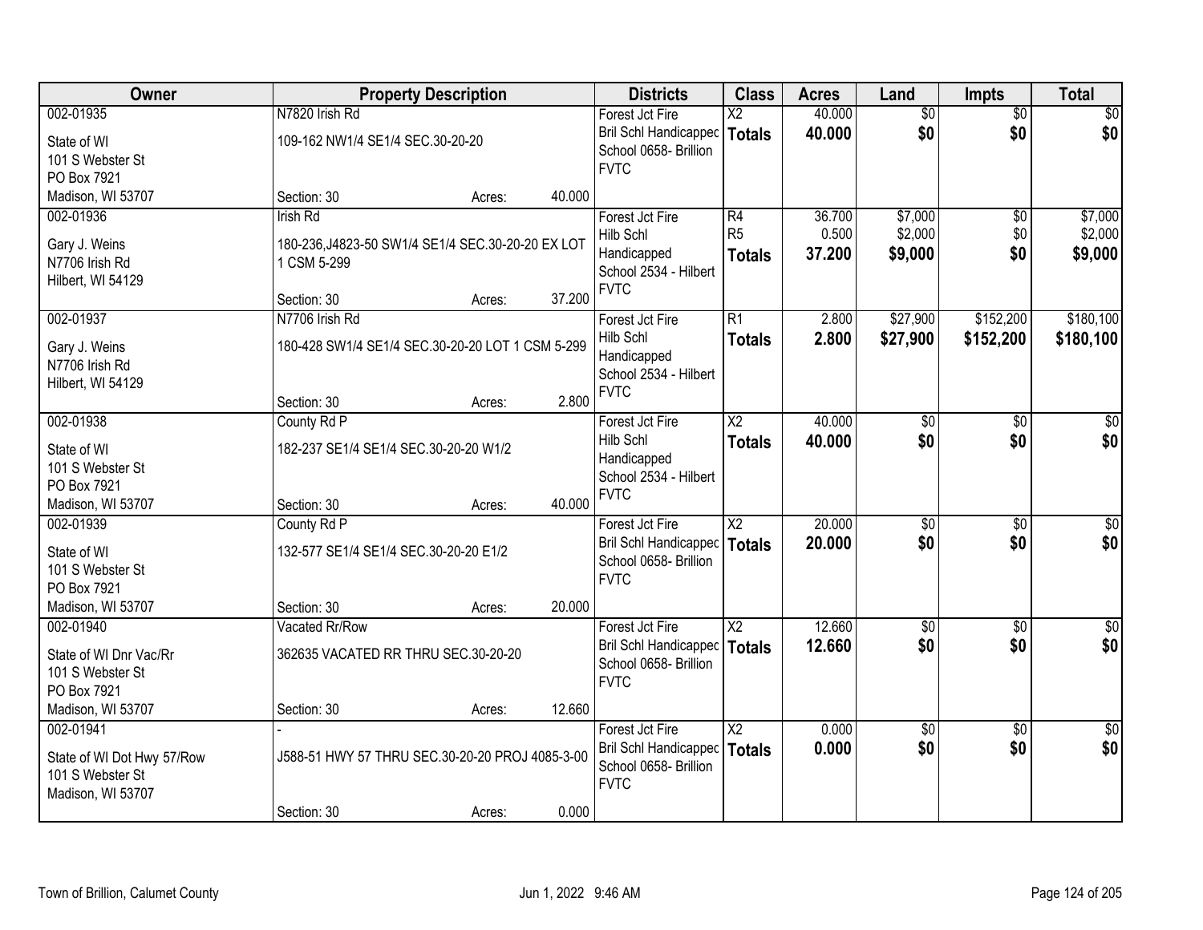| Owner | Property Description | | | Districts | Class | Acres | Land | Impts | Total |
|---|---|---|---|---|---|---|---|---|---|
| 002-01935<br>State of WI<br>101 S Webster St<br>PO Box 7921<br>Madison, WI 53707 | N7820 Irish Rd<br>109-162 NW1/4 SE1/4 SEC.30-20-20<br>Section: 30 | Acres: | 40.000 | Forest Jct Fire<br>Bril Schl Handicapped<br>School 0658- Brillion<br>FVTC | X2<br>**Totals** | 40.000<br>**40.000** | $0<br>**$0** | $0<br>**$0** | $0<br>**$0** |
| 002-01936<br>Gary J. Weins<br>N7706 Irish Rd<br>Hilbert, WI 54129 | Irish Rd<br>180-236,J4823-50 SW1/4 SE1/4 SEC.30-20-20 EX LOT 1 CSM 5-299<br>Section: 30 | Acres: | 37.200 | Forest Jct Fire<br>Hilb Schl<br>Handicapped<br>School 2534 - Hilbert<br>FVTC | R4<br>R5<br>**Totals** | 36.700<br>0.500<br>**37.200** | $7,000<br>$2,000<br>**$9,000** | $0<br>$0<br>**$0** | $7,000<br>$2,000<br>**$9,000** |
| 002-01937<br>Gary J. Weins<br>N7706 Irish Rd<br>Hilbert, WI 54129 | N7706 Irish Rd<br>180-428 SW1/4 SE1/4 SEC.30-20-20 LOT 1 CSM 5-299<br>Section: 30 | Acres: | 2.800 | Forest Jct Fire<br>Hilb Schl<br>Handicapped<br>School 2534 - Hilbert<br>FVTC | R1<br>**Totals** | 2.800<br>**2.800** | $27,900<br>**$27,900** | $152,200<br>**$152,200** | $180,100<br>**$180,100** |
| 002-01938<br>State of WI<br>101 S Webster St<br>PO Box 7921<br>Madison, WI 53707 | County Rd P<br>182-237 SE1/4 SE1/4 SEC.30-20-20 W1/2<br>Section: 30 | Acres: | 40.000 | Forest Jct Fire<br>Hilb Schl<br>Handicapped<br>School 2534 - Hilbert<br>FVTC | X2<br>**Totals** | 40.000<br>**40.000** | $0<br>**$0** | $0<br>**$0** | $0<br>**$0** |
| 002-01939<br>State of WI<br>101 S Webster St<br>PO Box 7921<br>Madison, WI 53707 | County Rd P<br>132-577 SE1/4 SE1/4 SEC.30-20-20 E1/2<br>Section: 30 | Acres: | 20.000 | Forest Jct Fire<br>Bril Schl Handicapped<br>School 0658- Brillion<br>FVTC | X2<br>**Totals** | 20.000<br>**20.000** | $0<br>**$0** | $0<br>**$0** | $0<br>**$0** |
| 002-01940<br>State of WI Dnr Vac/Rr<br>101 S Webster St<br>PO Box 7921<br>Madison, WI 53707 | Vacated Rr/Row<br>362635 VACATED RR THRU SEC.30-20-20<br>Section: 30 | Acres: | 12.660 | Forest Jct Fire<br>Bril Schl Handicapped<br>School 0658- Brillion<br>FVTC | X2<br>**Totals** | 12.660<br>**12.660** | $0<br>**$0** | $0<br>**$0** | $0<br>**$0** |
| 002-01941<br>State of WI Dot Hwy 57/Row<br>101 S Webster St<br>Madison, WI 53707 | -<br>J588-51 HWY 57 THRU SEC.30-20-20 PROJ 4085-3-00<br>Section: 30 | Acres: | 0.000 | Forest Jct Fire<br>Bril Schl Handicapped<br>School 0658- Brillion<br>FVTC | X2<br>**Totals** | 0.000<br>**0.000** | $0<br>**$0** | $0<br>**$0** | $0<br>**$0** |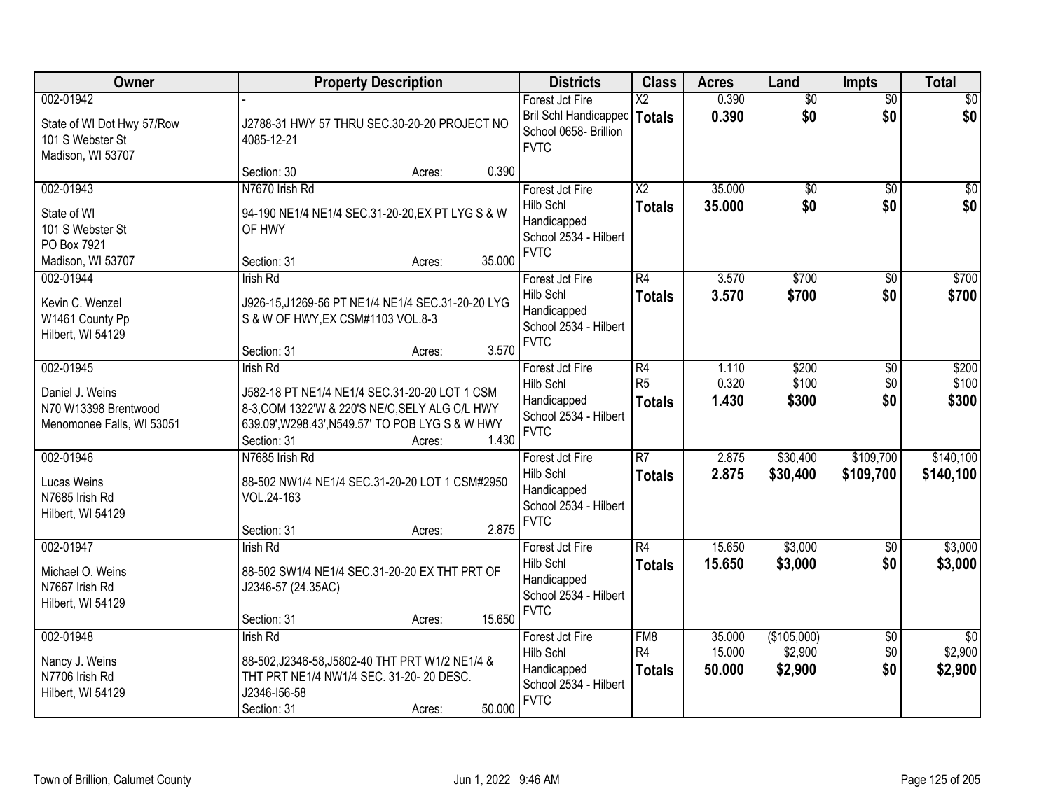| Owner | Property Description | Districts | Class | Acres | Land | Impts | Total |
|---|---|---|---|---|---|---|---|
| 002-01942<br>State of WI Dot Hwy 57/Row<br>101 S Webster St<br>Madison, WI 53707 | -<br>J2788-31 HWY 57 THRU SEC.30-20-20 PROJECT NO 4085-12-21<br>Section: 30 Acres: 0.390 | Forest Jct Fire<br>Bril Schl Handicappec<br>School 0658- Brillion<br>FVTC | X2<br>**Totals** | 0.390<br>**0.390** | $0<br>**$0** | $0<br>**$0** | $0<br>**$0** |
| 002-01943<br>State of WI<br>101 S Webster St<br>PO Box 7921<br>Madison, WI 53707 | N7670 Irish Rd<br>94-190 NE1/4 NE1/4 SEC.31-20-20,EX PT LYG S & W OF HWY<br>Section: 31 Acres: 35.000 | Forest Jct Fire<br>Hilb Schl<br>Handicapped<br>School 2534 - Hilbert<br>FVTC | X2<br>**Totals** | 35.000<br>**35.000** | $0<br>**$0** | $0<br>**$0** | $0<br>**$0** |
| 002-01944<br>Kevin C. Wenzel<br>W1461 County Pp<br>Hilbert, WI 54129 | Irish Rd<br>J926-15,J1269-56 PT NE1/4 NE1/4 SEC.31-20-20 LYG S & W OF HWY,EX CSM#1103 VOL.8-3<br>Section: 31 Acres: 3.570 | Forest Jct Fire<br>Hilb Schl<br>Handicapped<br>School 2534 - Hilbert<br>FVTC | R4<br>**Totals** | 3.570<br>**3.570** | $700<br>**$700** | $0<br>**$0** | $700<br>**$700** |
| 002-01945<br>Daniel J. Weins<br>N70 W13398 Brentwood<br>Menomonee Falls, WI 53051 | Irish Rd<br>J582-18 PT NE1/4 NE1/4 SEC.31-20-20 LOT 1 CSM 8-3,COM 1322'W & 220'S NE/C,SELY ALG C/L HWY 639.09',W298.43',N549.57' TO POB LYG S & W HWY<br>Section: 31 Acres: 1.430 | Forest Jct Fire<br>Hilb Schl<br>Handicapped<br>School 2534 - Hilbert<br>FVTC | R4<br>R5<br>**Totals** | 1.110<br>0.320<br>**1.430** | $200<br>$100<br>**$300** | $0<br>$0<br>**$0** | $200<br>$100<br>**$300** |
| 002-01946<br>Lucas Weins<br>N7685 Irish Rd<br>Hilbert, WI 54129 | N7685 Irish Rd<br>88-502 NW1/4 NE1/4 SEC.31-20-20 LOT 1 CSM#2950 VOL.24-163<br>Section: 31 Acres: 2.875 | Forest Jct Fire<br>Hilb Schl<br>Handicapped<br>School 2534 - Hilbert<br>FVTC | R7<br>**Totals** | 2.875<br>**2.875** | $30,400<br>**$30,400** | $109,700<br>**$109,700** | $140,100<br>**$140,100** |
| 002-01947<br>Michael O. Weins<br>N7667 Irish Rd<br>Hilbert, WI 54129 | Irish Rd<br>88-502 SW1/4 NE1/4 SEC.31-20-20 EX THT PRT OF J2346-57 (24.35AC)<br>Section: 31 Acres: 15.650 | Forest Jct Fire<br>Hilb Schl<br>Handicapped<br>School 2534 - Hilbert<br>FVTC | R4<br>**Totals** | 15.650<br>**15.650** | $3,000<br>**$3,000** | $0<br>**$0** | $3,000<br>**$3,000** |
| 002-01948<br>Nancy J. Weins<br>N7706 Irish Rd<br>Hilbert, WI 54129 | Irish Rd<br>88-502,J2346-58,J5802-40 THT PRT W1/2 NE1/4 & THT PRT NE1/4 NW1/4 SEC. 31-20- 20 DESC. J2346-I56-58<br>Section: 31 Acres: 50.000 | Forest Jct Fire<br>Hilb Schl<br>Handicapped<br>School 2534 - Hilbert<br>FVTC | FM8<br>R4<br>**Totals** | 35.000<br>15.000<br>**50.000** | ($105,000)<br>$2,900<br>**$2,900** | $0<br>$0<br>**$0** | $0<br>$2,900<br>**$2,900** |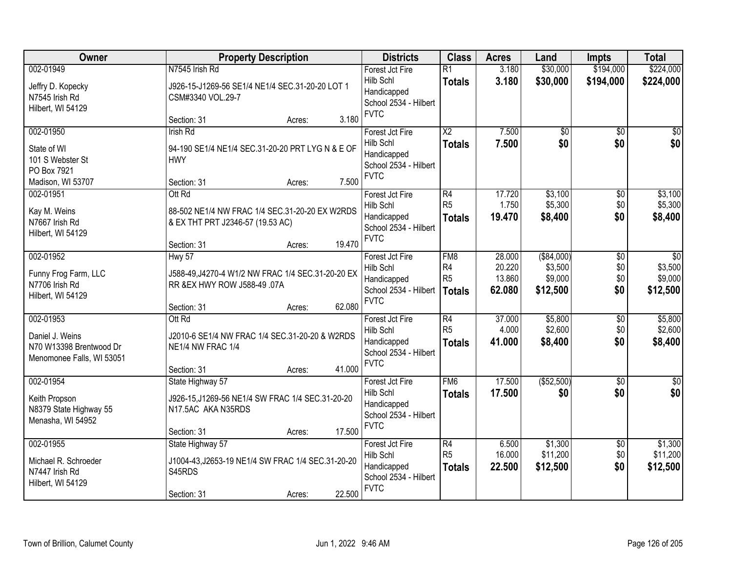| Owner | Property Description | Districts | Class | Acres | Land | Impts | Total |
|---|---|---|---|---|---|---|---|
| 002-01949<br>Jeffry D. Kopecky<br>N7545 Irish Rd<br>Hilbert, WI 54129 | N7545 Irish Rd<br>J926-15-J1269-56 SE1/4 NE1/4 SEC.31-20-20 LOT 1 CSM#3340 VOL.29-7<br>Section: 31 Acres: 3.180 | Forest Jct Fire<br>Hilb Schl Handicapped<br>School 2534 - Hilbert<br>FVTC | R1<br>**Totals** | 3.180<br>**3.180** | $30,000<br>**$30,000** | $194,000<br>**$194,000** | $224,000<br>**$224,000** |
| 002-01950<br>State of WI<br>101 S Webster St<br>PO Box 7921<br>Madison, WI 53707 | Irish Rd<br>94-190 SE1/4 NE1/4 SEC.31-20-20 PRT LYG N & E OF HWY<br>Section: 31 Acres: 7.500 | Forest Jct Fire<br>Hilb Schl Handicapped<br>School 2534 - Hilbert<br>FVTC | X2<br>**Totals** | 7.500<br>**7.500** | $0<br>**$0** | $0<br>**$0** | $0<br>**$0** |
| 002-01951<br>Kay M. Weins<br>N7667 Irish Rd<br>Hilbert, WI 54129 | Ott Rd<br>88-502 NE1/4 NW FRAC 1/4 SEC.31-20-20 EX W2RDS & EX THT PRT J2346-57 (19.53 AC)<br>Section: 31 Acres: 19.470 | Forest Jct Fire<br>Hilb Schl Handicapped<br>School 2534 - Hilbert<br>FVTC | R4<br>R5<br>**Totals** | 17.720<br>1.750<br>**19.470** | $3,100<br>$5,300<br>**$8,400** | $0<br>$0<br>**$0** | $3,100<br>$5,300<br>**$8,400** |
| 002-01952<br>Funny Frog Farm, LLC<br>N7706 Irish Rd<br>Hilbert, WI 54129 | Hwy 57<br>J588-49,J4270-4 W1/2 NW FRAC 1/4 SEC.31-20-20 EX RR &EX HWY ROW J588-49 .07A<br>Section: 31 Acres: 62.080 | Forest Jct Fire<br>Hilb Schl Handicapped<br>School 2534 - Hilbert<br>FVTC | FM8<br>R4<br>R5<br>**Totals** | 28.000<br>20.220<br>13.860<br>**62.080** | ($84,000)<br>$3,500<br>$9,000<br>**$12,500** | $0<br>$0<br>$0<br>**$0** | $0<br>$3,500<br>$9,000<br>**$12,500** |
| 002-01953<br>Daniel J. Weins<br>N70 W13398 Brentwood Dr<br>Menomonee Falls, WI 53051 | Ott Rd<br>J2010-6 SE1/4 NW FRAC 1/4 SEC.31-20-20 & W2RDS NE1/4 NW FRAC 1/4<br>Section: 31 Acres: 41.000 | Forest Jct Fire<br>Hilb Schl Handicapped<br>School 2534 - Hilbert<br>FVTC | R4<br>R5<br>**Totals** | 37.000<br>4.000<br>**41.000** | $5,800<br>$2,600<br>**$8,400** | $0<br>$0<br>**$0** | $5,800<br>$2,600<br>**$8,400** |
| 002-01954<br>Keith Propson<br>N8379 State Highway 55<br>Menasha, WI 54952 | State Highway 57<br>J926-15,J1269-56 NE1/4 SW FRAC 1/4 SEC.31-20-20 N17.5AC AKA N35RDS<br>Section: 31 Acres: 17.500 | Forest Jct Fire<br>Hilb Schl Handicapped<br>School 2534 - Hilbert<br>FVTC | FM6<br>**Totals** | 17.500<br>**17.500** | ($52,500)<br>**$0** | $0<br>**$0** | $0<br>**$0** |
| 002-01955<br>Michael R. Schroeder<br>N7447 Irish Rd<br>Hilbert, WI 54129 | State Highway 57<br>J1004-43,J2653-19 NE1/4 SW FRAC 1/4 SEC.31-20-20 S45RDS<br>Section: 31 Acres: 22.500 | Forest Jct Fire<br>Hilb Schl Handicapped<br>School 2534 - Hilbert<br>FVTC | R4<br>R5<br>**Totals** | 6.500<br>16.000<br>**22.500** | $1,300<br>$11,200<br>**$12,500** | $0<br>$0<br>**$0** | $1,300<br>$11,200<br>**$12,500** |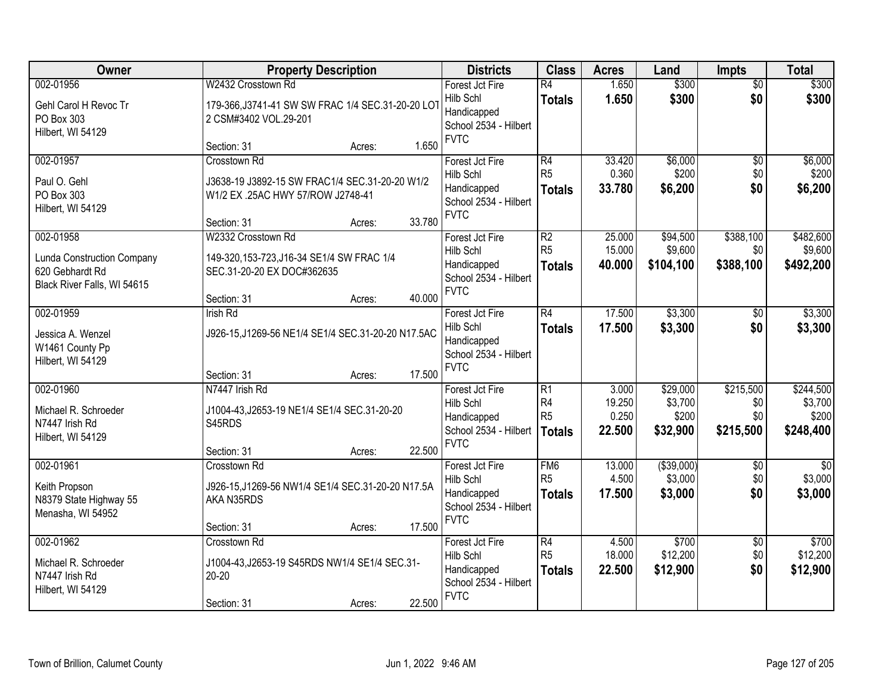| Owner | Property Description | Districts | Class | Acres | Land | Impts | Total |
|---|---|---|---|---|---|---|---|
| 002-01956<br><br>Gehl Carol H Revoc Tr<br>PO Box 303<br>Hilbert, WI 54129 | W2432 Crosstown Rd<br><br>179-366,J3741-41 SW SW FRAC 1/4 SEC.31-20-20 LOT 2 CSM#3402 VOL.29-201<br><br>Section: 31 Acres: 1.650 | Forest Jct Fire<br>Hilb Schl<br>Handicapped<br>School 2534 - Hilbert<br>FVTC | R4<br>**Totals** | 1.650<br>**1.650** | $300<br>**$300** | $0<br>**$0** | $300<br>**$300** |
| 002-01957<br><br>Paul O. Gehl<br>PO Box 303<br>Hilbert, WI 54129 | Crosstown Rd<br><br>J3638-19 J3892-15 SW FRAC1/4 SEC.31-20-20 W1/2 W1/2 EX .25AC HWY 57/ROW J2748-41<br><br>Section: 31 Acres: 33.780 | Forest Jct Fire<br>Hilb Schl<br>Handicapped<br>School 2534 - Hilbert<br>FVTC | R4<br>R5<br>**Totals** | 33.420<br>0.360<br>**33.780** | $6,000<br>$200<br>**$6,200** | $0<br>$0<br>**$0** | $6,000<br>$200<br>**$6,200** |
| 002-01958<br><br>Lunda Construction Company<br>620 Gebhardt Rd<br>Black River Falls, WI 54615 | W2332 Crosstown Rd<br><br>149-320,153-723,J16-34 SE1/4 SW FRAC 1/4 SEC.31-20-20 EX DOC#362635<br><br>Section: 31 Acres: 40.000 | Forest Jct Fire<br>Hilb Schl<br>Handicapped<br>School 2534 - Hilbert<br>FVTC | R2<br>R5<br>**Totals** | 25.000<br>15.000<br>**40.000** | $94,500<br>$9,600<br>**$104,100** | $388,100<br>$0<br>**$388,100** | $482,600<br>$9,600<br>**$492,200** |
| 002-01959<br><br>Jessica A. Wenzel<br>W1461 County Pp<br>Hilbert, WI 54129 | Irish Rd<br><br>J926-15,J1269-56 NE1/4 SE1/4 SEC.31-20-20 N17.5AC<br><br>Section: 31 Acres: 17.500 | Forest Jct Fire<br>Hilb Schl<br>Handicapped<br>School 2534 - Hilbert<br>FVTC | R4<br>**Totals** | 17.500<br>**17.500** | $3,300<br>**$3,300** | $0<br>**$0** | $3,300<br>**$3,300** |
| 002-01960<br><br>Michael R. Schroeder<br>N7447 Irish Rd<br>Hilbert, WI 54129 | N7447 Irish Rd<br><br>J1004-43,J2653-19 NE1/4 SE1/4 SEC.31-20-20 S45RDS<br><br>Section: 31 Acres: 22.500 | Forest Jct Fire<br>Hilb Schl<br>Handicapped<br>School 2534 - Hilbert<br>FVTC | R1<br>R4<br>R5<br>**Totals** | 3.000<br>19.250<br>0.250<br>**22.500** | $29,000<br>$3,700<br>$200<br>**$32,900** | $215,500<br>$0<br>$0<br>**$215,500** | $244,500<br>$3,700<br>$200<br>**$248,400** |
| 002-01961<br><br>Keith Propson<br>N8379 State Highway 55<br>Menasha, WI 54952 | Crosstown Rd<br><br>J926-15,J1269-56 NW1/4 SE1/4 SEC.31-20-20 N17.5A AKA N35RDS<br><br>Section: 31 Acres: 17.500 | Forest Jct Fire<br>Hilb Schl<br>Handicapped<br>School 2534 - Hilbert<br>FVTC | FM6<br>R5<br>**Totals** | 13.000<br>4.500<br>**17.500** | ($39,000)<br>$3,000<br>**$3,000** | $0<br>$0<br>**$0** | $0<br>$3,000<br>**$3,000** |
| 002-01962<br><br>Michael R. Schroeder<br>N7447 Irish Rd<br>Hilbert, WI 54129 | Crosstown Rd<br><br>J1004-43,J2653-19 S45RDS NW1/4 SE1/4 SEC.31-20-20<br><br>Section: 31 Acres: 22.500 | Forest Jct Fire<br>Hilb Schl<br>Handicapped<br>School 2534 - Hilbert<br>FVTC | R4<br>R5<br>**Totals** | 4.500<br>18.000<br>**22.500** | $700<br>$12,200<br>**$12,900** | $0<br>$0<br>**$0** | $700<br>$12,200<br>**$12,900** |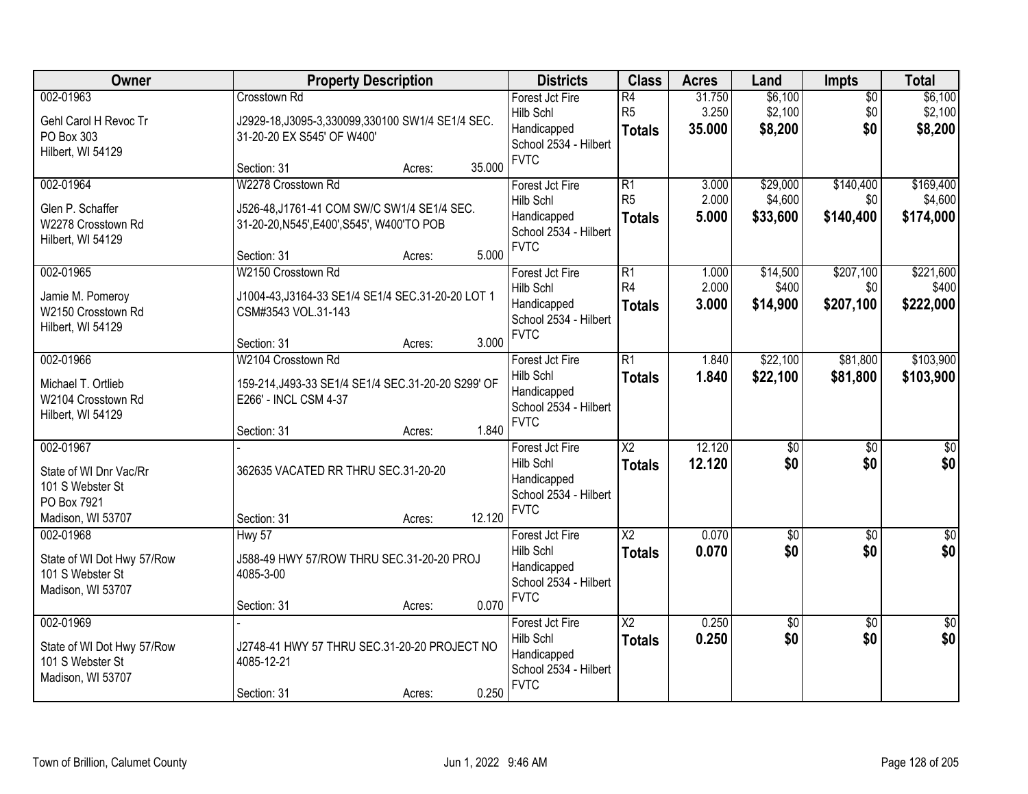| Owner | Property Description | Districts | Class | Acres | Land | Impts | Total |
|---|---|---|---|---|---|---|---|
| 002-01963<br>Gehl Carol H Revoc Tr<br>PO Box 303<br>Hilbert, WI 54129 | Crosstown Rd<br>J2929-18,J3095-3,330099,330100 SW1/4 SE1/4 SEC. 31-20-20 EX S545' OF W400'<br>Section: 31 Acres: 35.000 | Forest Jct Fire<br>Hilb Schl<br>Handicapped<br>School 2534 - Hilbert<br>FVTC | R4<br>R5<br>**Totals** | 31.750<br>3.250<br>**35.000** | $6,100<br>$2,100<br>**$8,200** | $0<br>$0<br>**$0** | $6,100<br>$2,100<br>**$8,200** |
| 002-01964<br>Glen P. Schaffer<br>W2278 Crosstown Rd<br>Hilbert, WI 54129 | W2278 Crosstown Rd<br>J526-48,J1761-41 COM SW/C SW1/4 SE1/4 SEC. 31-20-20,N545',E400',S545', W400'TO POB<br>Section: 31 Acres: 5.000 | Forest Jct Fire<br>Hilb Schl<br>Handicapped<br>School 2534 - Hilbert<br>FVTC | R1<br>R5<br>**Totals** | 3.000<br>2.000<br>**5.000** | $29,000<br>$4,600<br>**$33,600** | $140,400<br>$0<br>**$140,400** | $169,400<br>$4,600<br>**$174,000** |
| 002-01965<br>Jamie M. Pomeroy<br>W2150 Crosstown Rd<br>Hilbert, WI 54129 | W2150 Crosstown Rd<br>J1004-43,J3164-33 SE1/4 SE1/4 SEC.31-20-20 LOT 1 CSM#3543 VOL.31-143<br>Section: 31 Acres: 3.000 | Forest Jct Fire<br>Hilb Schl<br>Handicapped<br>School 2534 - Hilbert<br>FVTC | R1<br>R4<br>**Totals** | 1.000<br>2.000<br>**3.000** | $14,500<br>$400<br>**$14,900** | $207,100<br>$0<br>**$207,100** | $221,600<br>$400<br>**$222,000** |
| 002-01966<br>Michael T. Ortlieb<br>W2104 Crosstown Rd<br>Hilbert, WI 54129 | W2104 Crosstown Rd<br>159-214,J493-33 SE1/4 SE1/4 SEC.31-20-20 S299' OF E266' - INCL CSM 4-37<br>Section: 31 Acres: 1.840 | Forest Jct Fire<br>Hilb Schl<br>Handicapped<br>School 2534 - Hilbert<br>FVTC | R1<br>**Totals** | 1.840<br>**1.840** | $22,100<br>**$22,100** | $81,800<br>**$81,800** | $103,900<br>**$103,900** |
| 002-01967<br>State of WI Dnr Vac/Rr<br>101 S Webster St<br>PO Box 7921<br>Madison, WI 53707 | -<br>362635 VACATED RR THRU SEC.31-20-20<br>Section: 31 Acres: 12.120 | Forest Jct Fire<br>Hilb Schl<br>Handicapped<br>School 2534 - Hilbert<br>FVTC | X2<br>**Totals** | 12.120<br>**12.120** | $0<br>**$0** | $0<br>**$0** | $0<br>**$0** |
| 002-01968<br>State of WI Dot Hwy 57/Row<br>101 S Webster St<br>Madison, WI 53707 | Hwy 57<br>J588-49 HWY 57/ROW THRU SEC.31-20-20 PROJ 4085-3-00<br>Section: 31 Acres: 0.070 | Forest Jct Fire<br>Hilb Schl<br>Handicapped<br>School 2534 - Hilbert<br>FVTC | X2<br>**Totals** | 0.070<br>**0.070** | $0<br>**$0** | $0<br>**$0** | $0<br>**$0** |
| 002-01969<br>State of WI Dot Hwy 57/Row<br>101 S Webster St<br>Madison, WI 53707 | -<br>J2748-41 HWY 57 THRU SEC.31-20-20 PROJECT NO 4085-12-21<br>Section: 31 Acres: 0.250 | Forest Jct Fire<br>Hilb Schl<br>Handicapped<br>School 2534 - Hilbert<br>FVTC | X2<br>**Totals** | 0.250<br>**0.250** | $0<br>**$0** | $0<br>**$0** | $0<br>**$0** |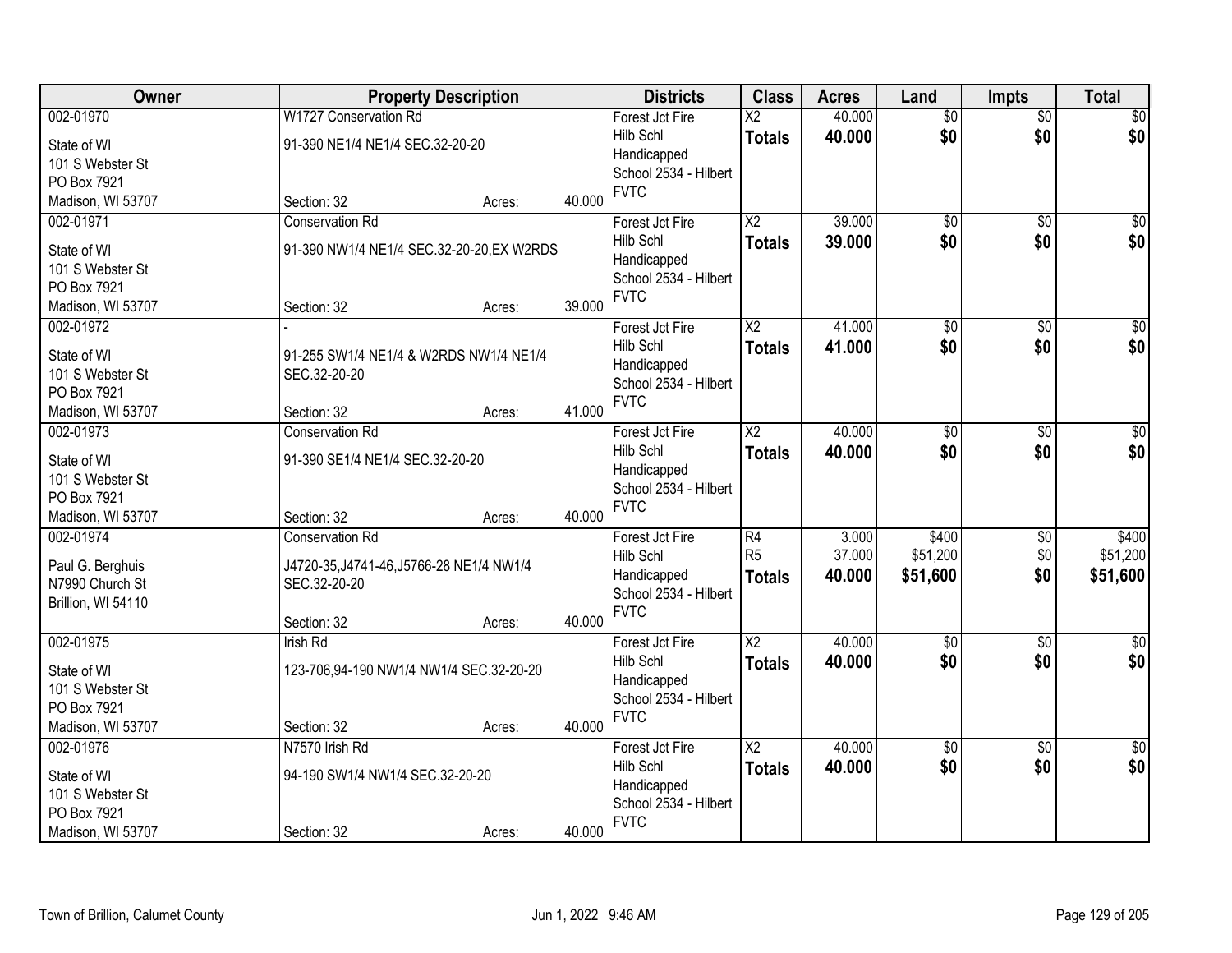| Owner | Property Description | Districts | Class | Acres | Land | Impts | Total |
|---|---|---|---|---|---|---|---|
| 002-01970<br>State of WI<br>101 S Webster St<br>PO Box 7921<br>Madison, WI 53707 | W1727 Conservation Rd<br>91-390 NE1/4 NE1/4 SEC.32-20-20<br>Section: 32 Acres: 40.000 | Forest Jct Fire<br>Hilb Schl<br>Handicapped<br>School 2534 - Hilbert<br>FVTC | X2<br>**Totals** | 40.000<br>**40.000** | $0<br>**$0** | $0<br>**$0** | $0<br>**$0** |
| 002-01971<br>State of WI<br>101 S Webster St<br>PO Box 7921<br>Madison, WI 53707 | Conservation Rd<br>91-390 NW1/4 NE1/4 SEC.32-20-20,EX W2RDS<br>Section: 32 Acres: 39.000 | Forest Jct Fire<br>Hilb Schl<br>Handicapped<br>School 2534 - Hilbert<br>FVTC | X2<br>**Totals** | 39.000<br>**39.000** | $0<br>**$0** | $0<br>**$0** | $0<br>**$0** |
| 002-01972<br>State of WI<br>101 S Webster St<br>PO Box 7921<br>Madison, WI 53707 | -<br>91-255 SW1/4 NE1/4 & W2RDS NW1/4 NE1/4 SEC.32-20-20<br>Section: 32 Acres: 41.000 | Forest Jct Fire<br>Hilb Schl<br>Handicapped<br>School 2534 - Hilbert<br>FVTC | X2<br>**Totals** | 41.000<br>**41.000** | $0<br>**$0** | $0<br>**$0** | $0<br>**$0** |
| 002-01973<br>State of WI<br>101 S Webster St<br>PO Box 7921<br>Madison, WI 53707 | Conservation Rd<br>91-390 SE1/4 NE1/4 SEC.32-20-20<br>Section: 32 Acres: 40.000 | Forest Jct Fire<br>Hilb Schl<br>Handicapped<br>School 2534 - Hilbert<br>FVTC | X2<br>**Totals** | 40.000<br>**40.000** | $0<br>**$0** | $0<br>**$0** | $0<br>**$0** |
| 002-01974<br>Paul G. Berghuis<br>N7990 Church St<br>Brillion, WI 54110 | Conservation Rd<br>J4720-35,J4741-46,J5766-28 NE1/4 NW1/4 SEC.32-20-20<br>Section: 32 Acres: 40.000 | Forest Jct Fire<br>Hilb Schl<br>Handicapped<br>School 2534 - Hilbert<br>FVTC | R4<br>R5<br>**Totals** | 3.000<br>37.000<br>**40.000** | $400<br>$51,200<br>**$51,600** | $0<br>$0<br>**$0** | $400<br>$51,200<br>**$51,600** |
| 002-01975<br>State of WI<br>101 S Webster St<br>PO Box 7921<br>Madison, WI 53707 | Irish Rd<br>123-706,94-190 NW1/4 NW1/4 SEC.32-20-20<br>Section: 32 Acres: 40.000 | Forest Jct Fire<br>Hilb Schl<br>Handicapped<br>School 2534 - Hilbert<br>FVTC | X2<br>**Totals** | 40.000<br>**40.000** | $0<br>**$0** | $0<br>**$0** | $0<br>**$0** |
| 002-01976<br>State of WI<br>101 S Webster St<br>PO Box 7921<br>Madison, WI 53707 | N7570 Irish Rd<br>94-190 SW1/4 NW1/4 SEC.32-20-20<br>Section: 32 Acres: 40.000 | Forest Jct Fire<br>Hilb Schl<br>Handicapped<br>School 2534 - Hilbert<br>FVTC | X2<br>**Totals** | 40.000<br>**40.000** | $0<br>**$0** | $0<br>**$0** | $0<br>**$0** |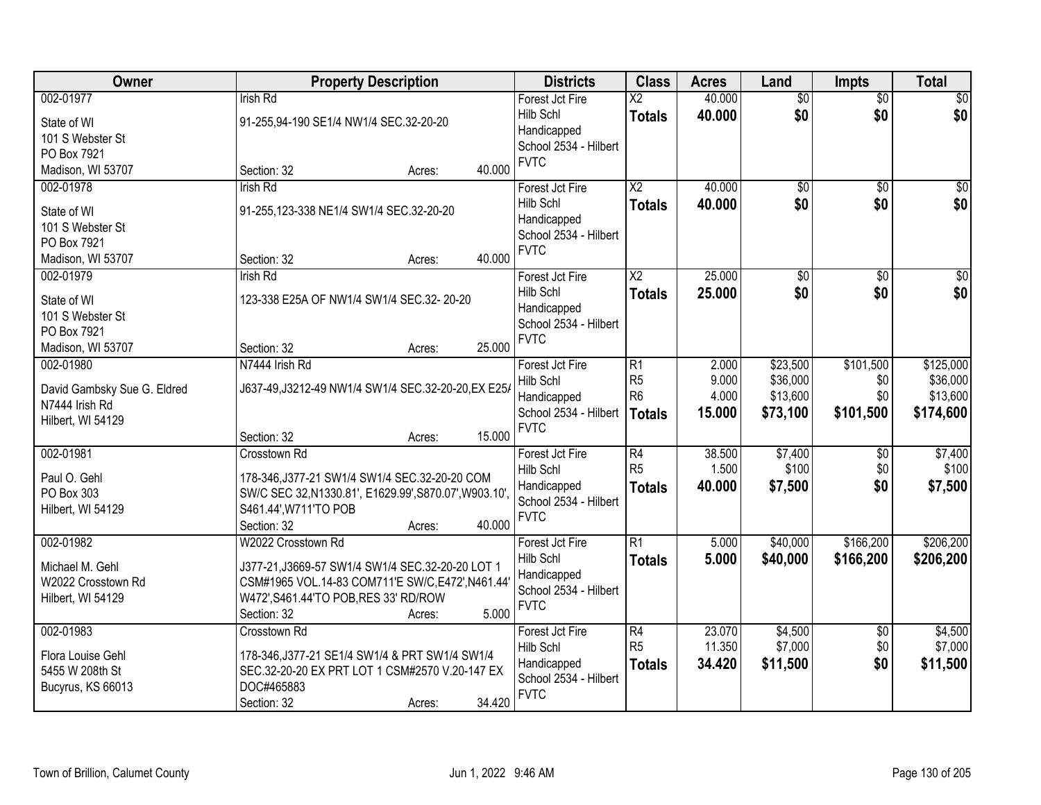| Owner | Property Description | Districts | Class | Acres | Land | Impts | Total |
|---|---|---|---|---|---|---|---|
| 002-01977<br>State of WI<br>101 S Webster St<br>PO Box 7921<br>Madison, WI 53707 | Irish Rd<br>91-255,94-190 SE1/4 NW1/4 SEC.32-20-20<br>Section: 32 Acres: 40.000 | Forest Jct Fire<br>Hilb Schl<br>Handicapped<br>School 2534 - Hilbert<br>FVTC | X2<br>**Totals** | 40.000<br>**40.000** | $0<br>**$0** | $0<br>**$0** | $0<br>**$0** |
| 002-01978<br>State of WI<br>101 S Webster St<br>PO Box 7921<br>Madison, WI 53707 | Irish Rd<br>91-255,123-338 NE1/4 SW1/4 SEC.32-20-20<br>Section: 32 Acres: 40.000 | Forest Jct Fire<br>Hilb Schl<br>Handicapped<br>School 2534 - Hilbert<br>FVTC | X2<br>**Totals** | 40.000<br>**40.000** | $0<br>**$0** | $0<br>**$0** | $0<br>**$0** |
| 002-01979<br>State of WI<br>101 S Webster St<br>PO Box 7921<br>Madison, WI 53707 | Irish Rd<br>123-338 E25A OF NW1/4 SW1/4 SEC.32- 20-20<br>Section: 32 Acres: 25.000 | Forest Jct Fire<br>Hilb Schl<br>Handicapped<br>School 2534 - Hilbert<br>FVTC | X2<br>**Totals** | 25.000<br>**25.000** | $0<br>**$0** | $0<br>**$0** | $0<br>**$0** |
| 002-01980<br>David Gambsky Sue G. Eldred<br>N7444 Irish Rd<br>Hilbert, WI 54129 | N7444 Irish Rd<br>J637-49,J3212-49 NW1/4 SW1/4 SEC.32-20-20,EX E25A<br>Section: 32 Acres: 15.000 | Forest Jct Fire<br>Hilb Schl<br>Handicapped<br>School 2534 - Hilbert<br>FVTC | R1<br>R5<br>R6<br>**Totals** | 2.000<br>9.000<br>4.000<br>**15.000** | $23,500<br>$36,000<br>$13,600<br>**$73,100** | $101,500<br>$0<br>$0<br>**$101,500** | $125,000<br>$36,000<br>$13,600<br>**$174,600** |
| 002-01981<br>Paul O. Gehl<br>PO Box 303<br>Hilbert, WI 54129 | Crosstown Rd<br>178-346,J377-21 SW1/4 SW1/4 SEC.32-20-20 COM SW/C SEC 32,N1330.81', E1629.99',S870.07',W903.10', S461.44',W711'TO POB<br>Section: 32 Acres: 40.000 | Forest Jct Fire<br>Hilb Schl<br>Handicapped<br>School 2534 - Hilbert<br>FVTC | R4<br>R5<br>**Totals** | 38.500<br>1.500<br>**40.000** | $7,400<br>$100<br>**$7,500** | $0<br>$0<br>**$0** | $7,400<br>$100<br>**$7,500** |
| 002-01982<br>Michael M. Gehl<br>W2022 Crosstown Rd<br>Hilbert, WI 54129 | W2022 Crosstown Rd<br>J377-21,J3669-57 SW1/4 SW1/4 SEC.32-20-20 LOT 1 CSM#1965 VOL.14-83 COM711'E SW/C,E472',N461.44' W472',S461.44'TO POB,RES 33' RD/ROW<br>Section: 32 Acres: 5.000 | Forest Jct Fire<br>Hilb Schl<br>Handicapped<br>School 2534 - Hilbert<br>FVTC | R1<br>**Totals** | 5.000<br>**5.000** | $40,000<br>**$40,000** | $166,200<br>**$166,200** | $206,200<br>**$206,200** |
| 002-01983<br>Flora Louise Gehl<br>5455 W 208th St<br>Bucyrus, KS 66013 | Crosstown Rd<br>178-346,J377-21 SE1/4 SW1/4 & PRT SW1/4 SW1/4 SEC.32-20-20 EX PRT LOT 1 CSM#2570 V.20-147 EX DOC#465883<br>Section: 32 Acres: 34.420 | Forest Jct Fire<br>Hilb Schl<br>Handicapped<br>School 2534 - Hilbert<br>FVTC | R4<br>R5<br>**Totals** | 23.070<br>11.350<br>**34.420** | $4,500<br>$7,000<br>**$11,500** | $0<br>$0<br>**$0** | $4,500<br>$7,000<br>**$11,500** |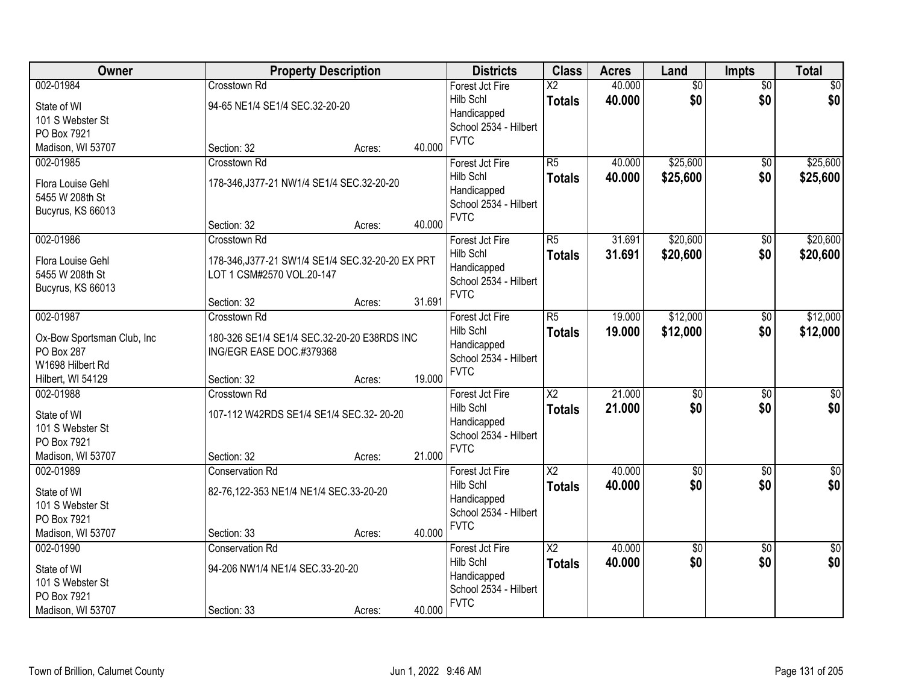| Owner | Property Description | Districts | Class | Acres | Land | Impts | Total |
|---|---|---|---|---|---|---|---|
| 002-01984<br>State of WI<br>101 S Webster St<br>PO Box 7921<br>Madison, WI 53707 | Crosstown Rd<br>94-65 NE1/4 SE1/4 SEC.32-20-20<br>Section: 32 Acres: 40.000 | Forest Jct Fire<br>Hilb Schl<br>Handicapped<br>School 2534 - Hilbert<br>FVTC | X2<br>**Totals** | 40.000<br>**40.000** | $0<br>**$0** | $0<br>**$0** | $0<br>**$0** |
| 002-01985<br>Flora Louise Gehl<br>5455 W 208th St<br>Bucyrus, KS 66013 | Crosstown Rd<br>178-346,J377-21 NW1/4 SE1/4 SEC.32-20-20<br>Section: 32 Acres: 40.000 | Forest Jct Fire<br>Hilb Schl<br>Handicapped<br>School 2534 - Hilbert<br>FVTC | R5<br>**Totals** | 40.000<br>**40.000** | $25,600<br>**$25,600** | $0<br>**$0** | $25,600<br>**$25,600** |
| 002-01986<br>Flora Louise Gehl<br>5455 W 208th St<br>Bucyrus, KS 66013 | Crosstown Rd<br>178-346,J377-21 SW1/4 SE1/4 SEC.32-20-20 EX PRT LOT 1 CSM#2570 VOL.20-147<br>Section: 32 Acres: 31.691 | Forest Jct Fire<br>Hilb Schl<br>Handicapped<br>School 2534 - Hilbert<br>FVTC | R5<br>**Totals** | 31.691<br>**31.691** | $20,600<br>**$20,600** | $0<br>**$0** | $20,600<br>**$20,600** |
| 002-01987<br>Ox-Bow Sportsman Club, Inc<br>PO Box 287<br>W1698 Hilbert Rd<br>Hilbert, WI 54129 | Crosstown Rd<br>180-326 SE1/4 SE1/4 SEC.32-20-20 E38RDS INC ING/EGR EASE DOC.#379368<br>Section: 32 Acres: 19.000 | Forest Jct Fire<br>Hilb Schl<br>Handicapped<br>School 2534 - Hilbert<br>FVTC | R5<br>**Totals** | 19.000<br>**19.000** | $12,000<br>**$12,000** | $0<br>**$0** | $12,000<br>**$12,000** |
| 002-01988<br>State of WI<br>101 S Webster St<br>PO Box 7921<br>Madison, WI 53707 | Crosstown Rd<br>107-112 W42RDS SE1/4 SE1/4 SEC.32- 20-20<br>Section: 32 Acres: 21.000 | Forest Jct Fire<br>Hilb Schl<br>Handicapped<br>School 2534 - Hilbert<br>FVTC | X2<br>**Totals** | 21.000<br>**21.000** | $0<br>**$0** | $0<br>**$0** | $0<br>**$0** |
| 002-01989<br>State of WI<br>101 S Webster St<br>PO Box 7921<br>Madison, WI 53707 | Conservation Rd<br>82-76,122-353 NE1/4 NE1/4 SEC.33-20-20<br>Section: 33 Acres: 40.000 | Forest Jct Fire<br>Hilb Schl<br>Handicapped<br>School 2534 - Hilbert<br>FVTC | X2<br>**Totals** | 40.000<br>**40.000** | $0<br>**$0** | $0<br>**$0** | $0<br>**$0** |
| 002-01990<br>State of WI<br>101 S Webster St<br>PO Box 7921<br>Madison, WI 53707 | Conservation Rd<br>94-206 NW1/4 NE1/4 SEC.33-20-20<br>Section: 33 Acres: 40.000 | Forest Jct Fire<br>Hilb Schl<br>Handicapped<br>School 2534 - Hilbert<br>FVTC | X2<br>**Totals** | 40.000<br>**40.000** | $0<br>**$0** | $0<br>**$0** | $0<br>**$0** |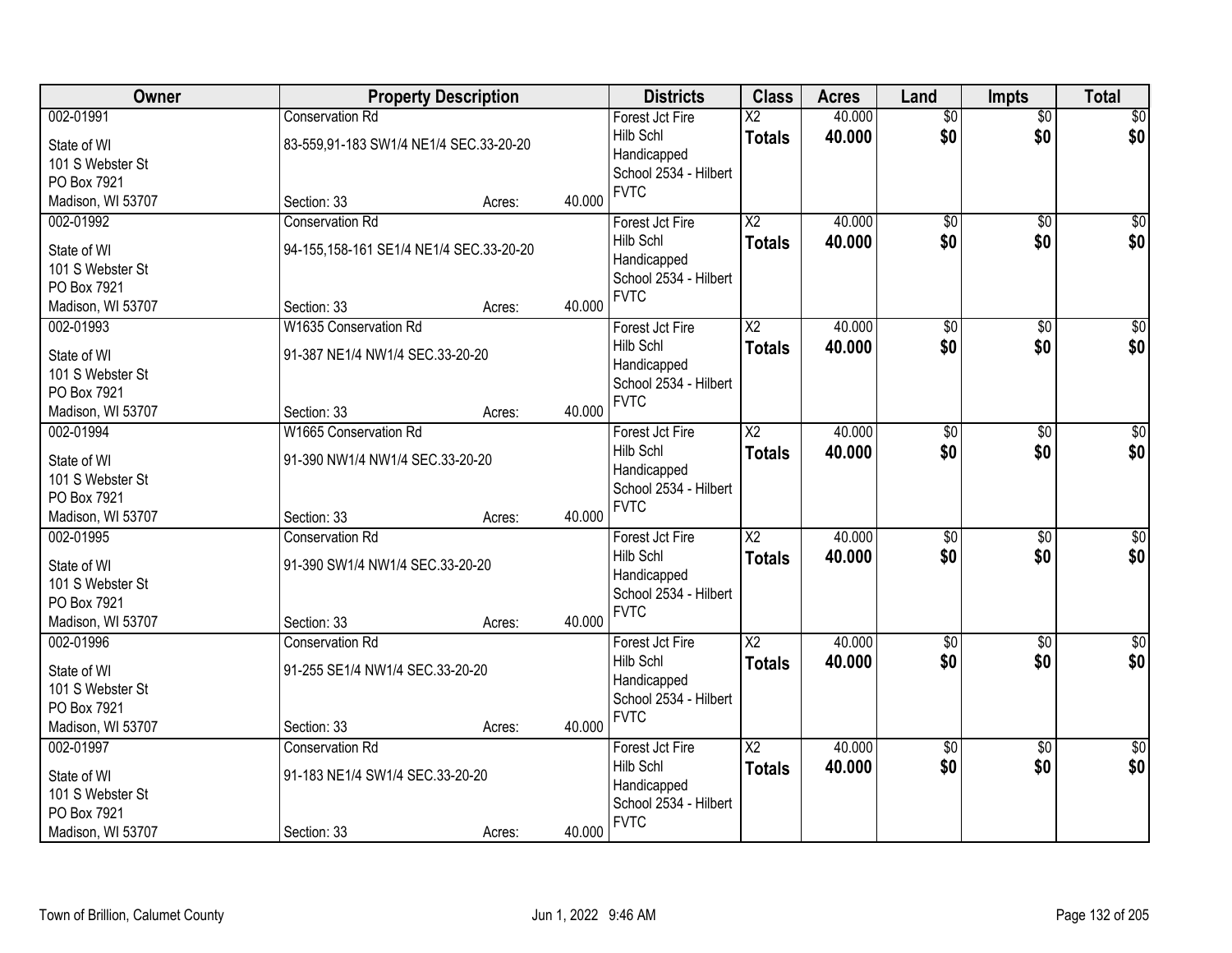| Owner | Property Description | | | Districts | Class | Acres | Land | Impts | Total |
|---|---|---|---|---|---|---|---|---|---|
| 002-01991 | Conservation Rd | | | Forest Jct Fire | X2 | 40.000 | $0 | $0 | $0 |
| State of WI<br>101 S Webster St<br>PO Box 7921<br>Madison, WI 53707 | 83-559,91-183 SW1/4 NE1/4 SEC.33-20-20 | | | Hilb Schl<br>Handicapped<br>School 2534 - Hilbert<br>FVTC | **Totals** | **40.000** | **$0** | **$0** | **$0** |
| | Section: 33 | Acres: | 40.000 | | | | | | |
| 002-01992 | Conservation Rd | | | Forest Jct Fire | X2 | 40.000 | $0 | $0 | $0 |
| State of WI<br>101 S Webster St<br>PO Box 7921<br>Madison, WI 53707 | 94-155,158-161 SE1/4 NE1/4 SEC.33-20-20 | | | Hilb Schl<br>Handicapped<br>School 2534 - Hilbert<br>FVTC | **Totals** | **40.000** | **$0** | **$0** | **$0** |
| | Section: 33 | Acres: | 40.000 | | | | | | |
| 002-01993 | W1635 Conservation Rd | | | Forest Jct Fire | X2 | 40.000 | $0 | $0 | $0 |
| State of WI<br>101 S Webster St<br>PO Box 7921<br>Madison, WI 53707 | 91-387 NE1/4 NW1/4 SEC.33-20-20 | | | Hilb Schl<br>Handicapped<br>School 2534 - Hilbert<br>FVTC | **Totals** | **40.000** | **$0** | **$0** | **$0** |
| | Section: 33 | Acres: | 40.000 | | | | | | |
| 002-01994 | W1665 Conservation Rd | | | Forest Jct Fire | X2 | 40.000 | $0 | $0 | $0 |
| State of WI<br>101 S Webster St<br>PO Box 7921<br>Madison, WI 53707 | 91-390 NW1/4 NW1/4 SEC.33-20-20 | | | Hilb Schl<br>Handicapped<br>School 2534 - Hilbert<br>FVTC | **Totals** | **40.000** | **$0** | **$0** | **$0** |
| | Section: 33 | Acres: | 40.000 | | | | | | |
| 002-01995 | Conservation Rd | | | Forest Jct Fire | X2 | 40.000 | $0 | $0 | $0 |
| State of WI<br>101 S Webster St<br>PO Box 7921<br>Madison, WI 53707 | 91-390 SW1/4 NW1/4 SEC.33-20-20 | | | Hilb Schl<br>Handicapped<br>School 2534 - Hilbert<br>FVTC | **Totals** | **40.000** | **$0** | **$0** | **$0** |
| | Section: 33 | Acres: | 40.000 | | | | | | |
| 002-01996 | Conservation Rd | | | Forest Jct Fire | X2 | 40.000 | $0 | $0 | $0 |
| State of WI<br>101 S Webster St<br>PO Box 7921<br>Madison, WI 53707 | 91-255 SE1/4 NW1/4 SEC.33-20-20 | | | Hilb Schl<br>Handicapped<br>School 2534 - Hilbert<br>FVTC | **Totals** | **40.000** | **$0** | **$0** | **$0** |
| | Section: 33 | Acres: | 40.000 | | | | | | |
| 002-01997 | Conservation Rd | | | Forest Jct Fire | X2 | 40.000 | $0 | $0 | $0 |
| State of WI<br>101 S Webster St<br>PO Box 7921<br>Madison, WI 53707 | 91-183 NE1/4 SW1/4 SEC.33-20-20 | | | Hilb Schl<br>Handicapped<br>School 2534 - Hilbert<br>FVTC | **Totals** | **40.000** | **$0** | **$0** | **$0** |
| | Section: 33 | Acres: | 40.000 | | | | | | |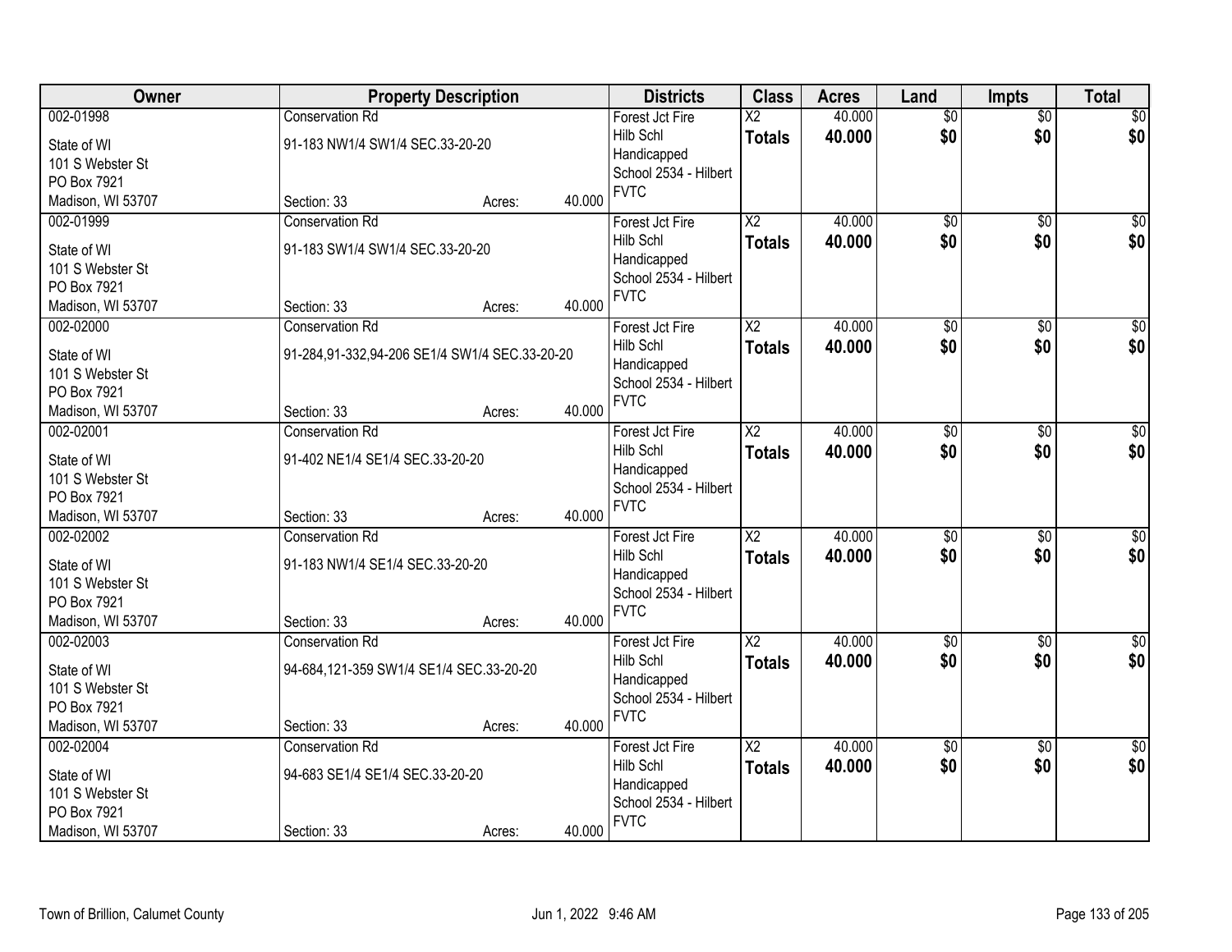| Owner | Property Description | Districts | Class | Acres | Land | Impts | Total |
|---|---|---|---|---|---|---|---|
| 002-01998<br>State of WI<br>101 S Webster St<br>PO Box 7921<br>Madison, WI 53707 | Conservation Rd<br>91-183 NW1/4 SW1/4 SEC.33-20-20<br>Section: 33 Acres: 40.000 | Forest Jct Fire<br>Hilb Schl<br>Handicapped<br>School 2534 - Hilbert<br>FVTC | X2<br>**Totals** | 40.000<br>**40.000** | $0<br>**$0** | $0<br>**$0** | $0<br>**$0** |
| 002-01999<br>State of WI<br>101 S Webster St<br>PO Box 7921<br>Madison, WI 53707 | Conservation Rd<br>91-183 SW1/4 SW1/4 SEC.33-20-20<br>Section: 33 Acres: 40.000 | Forest Jct Fire<br>Hilb Schl<br>Handicapped<br>School 2534 - Hilbert<br>FVTC | X2<br>**Totals** | 40.000<br>**40.000** | $0<br>**$0** | $0<br>**$0** | $0<br>**$0** |
| 002-02000<br>State of WI<br>101 S Webster St<br>PO Box 7921<br>Madison, WI 53707 | Conservation Rd<br>91-284,91-332,94-206 SE1/4 SW1/4 SEC.33-20-20<br>Section: 33 Acres: 40.000 | Forest Jct Fire<br>Hilb Schl<br>Handicapped<br>School 2534 - Hilbert<br>FVTC | X2<br>**Totals** | 40.000<br>**40.000** | $0<br>**$0** | $0<br>**$0** | $0<br>**$0** |
| 002-02001<br>State of WI<br>101 S Webster St<br>PO Box 7921<br>Madison, WI 53707 | Conservation Rd<br>91-402 NE1/4 SE1/4 SEC.33-20-20<br>Section: 33 Acres: 40.000 | Forest Jct Fire<br>Hilb Schl<br>Handicapped<br>School 2534 - Hilbert<br>FVTC | X2<br>**Totals** | 40.000<br>**40.000** | $0<br>**$0** | $0<br>**$0** | $0<br>**$0** |
| 002-02002<br>State of WI<br>101 S Webster St<br>PO Box 7921<br>Madison, WI 53707 | Conservation Rd<br>91-183 NW1/4 SE1/4 SEC.33-20-20<br>Section: 33 Acres: 40.000 | Forest Jct Fire<br>Hilb Schl<br>Handicapped<br>School 2534 - Hilbert<br>FVTC | X2<br>**Totals** | 40.000<br>**40.000** | $0<br>**$0** | $0<br>**$0** | $0<br>**$0** |
| 002-02003<br>State of WI<br>101 S Webster St<br>PO Box 7921<br>Madison, WI 53707 | Conservation Rd<br>94-684,121-359 SW1/4 SE1/4 SEC.33-20-20<br>Section: 33 Acres: 40.000 | Forest Jct Fire<br>Hilb Schl<br>Handicapped<br>School 2534 - Hilbert<br>FVTC | X2<br>**Totals** | 40.000<br>**40.000** | $0<br>**$0** | $0<br>**$0** | $0<br>**$0** |
| 002-02004<br>State of WI<br>101 S Webster St<br>PO Box 7921<br>Madison, WI 53707 | Conservation Rd<br>94-683 SE1/4 SE1/4 SEC.33-20-20<br>Section: 33 Acres: 40.000 | Forest Jct Fire<br>Hilb Schl<br>Handicapped<br>School 2534 - Hilbert<br>FVTC | X2<br>**Totals** | 40.000<br>**40.000** | $0<br>**$0** | $0<br>**$0** | $0<br>**$0** |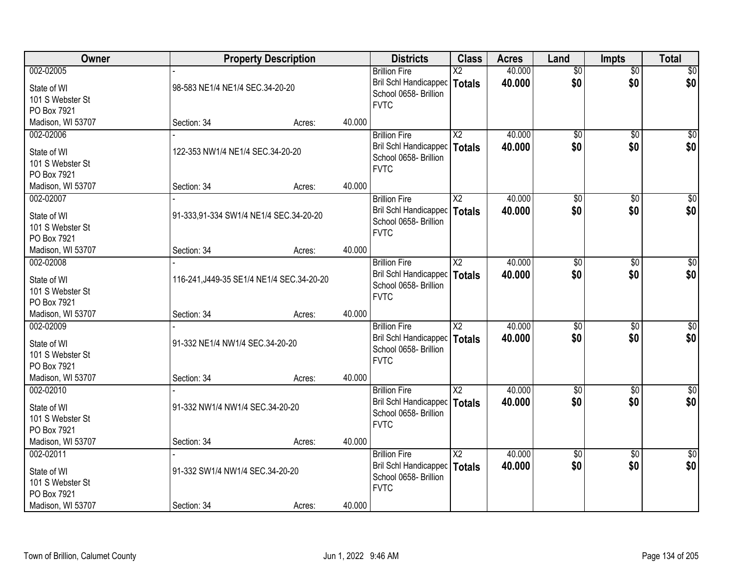| Owner | Property Description | | | Districts | Class | Acres | Land | Impts | Total |
|---|---|---|---|---|---|---|---|---|---|
| 002-02005 | - | | | Brillion Fire | X2 | 40.000 | $0 | $0 | $0 |
| State of WI<br>101 S Webster St<br>PO Box 7921<br>Madison, WI 53707 | 98-583 NE1/4 NE1/4 SEC.34-20-20 | | | Bril Schl Handicapped<br>School 0658- Brillion<br>FVTC | **Totals** | **40.000** | **$0** | **$0** | **$0** |
| | Section: 34 | Acres: | 40.000 | | | | | | |
| 002-02006 | - | | | Brillion Fire | X2 | 40.000 | $0 | $0 | $0 |
| State of WI<br>101 S Webster St<br>PO Box 7921<br>Madison, WI 53707 | 122-353 NW1/4 NE1/4 SEC.34-20-20 | | | Bril Schl Handicapped<br>School 0658- Brillion<br>FVTC | **Totals** | **40.000** | **$0** | **$0** | **$0** |
| | Section: 34 | Acres: | 40.000 | | | | | | |
| 002-02007 | - | | | Brillion Fire | X2 | 40.000 | $0 | $0 | $0 |
| State of WI<br>101 S Webster St<br>PO Box 7921<br>Madison, WI 53707 | 91-333,91-334 SW1/4 NE1/4 SEC.34-20-20 | | | Bril Schl Handicapped<br>School 0658- Brillion<br>FVTC | **Totals** | **40.000** | **$0** | **$0** | **$0** |
| | Section: 34 | Acres: | 40.000 | | | | | | |
| 002-02008 | - | | | Brillion Fire | X2 | 40.000 | $0 | $0 | $0 |
| State of WI<br>101 S Webster St<br>PO Box 7921<br>Madison, WI 53707 | 116-241,J449-35 SE1/4 NE1/4 SEC.34-20-20 | | | Bril Schl Handicapped<br>School 0658- Brillion<br>FVTC | **Totals** | **40.000** | **$0** | **$0** | **$0** |
| | Section: 34 | Acres: | 40.000 | | | | | | |
| 002-02009 | - | | | Brillion Fire | X2 | 40.000 | $0 | $0 | $0 |
| State of WI<br>101 S Webster St<br>PO Box 7921<br>Madison, WI 53707 | 91-332 NE1/4 NW1/4 SEC.34-20-20 | | | Bril Schl Handicapped<br>School 0658- Brillion<br>FVTC | **Totals** | **40.000** | **$0** | **$0** | **$0** |
| | Section: 34 | Acres: | 40.000 | | | | | | |
| 002-02010 | - | | | Brillion Fire | X2 | 40.000 | $0 | $0 | $0 |
| State of WI<br>101 S Webster St<br>PO Box 7921<br>Madison, WI 53707 | 91-332 NW1/4 NW1/4 SEC.34-20-20 | | | Bril Schl Handicapped<br>School 0658- Brillion<br>FVTC | **Totals** | **40.000** | **$0** | **$0** | **$0** |
| | Section: 34 | Acres: | 40.000 | | | | | | |
| 002-02011 | - | | | Brillion Fire | X2 | 40.000 | $0 | $0 | $0 |
| State of WI<br>101 S Webster St<br>PO Box 7921<br>Madison, WI 53707 | 91-332 SW1/4 NW1/4 SEC.34-20-20 | | | Bril Schl Handicapped<br>School 0658- Brillion<br>FVTC | **Totals** | **40.000** | **$0** | **$0** | **$0** |
| | Section: 34 | Acres: | 40.000 | | | | | | |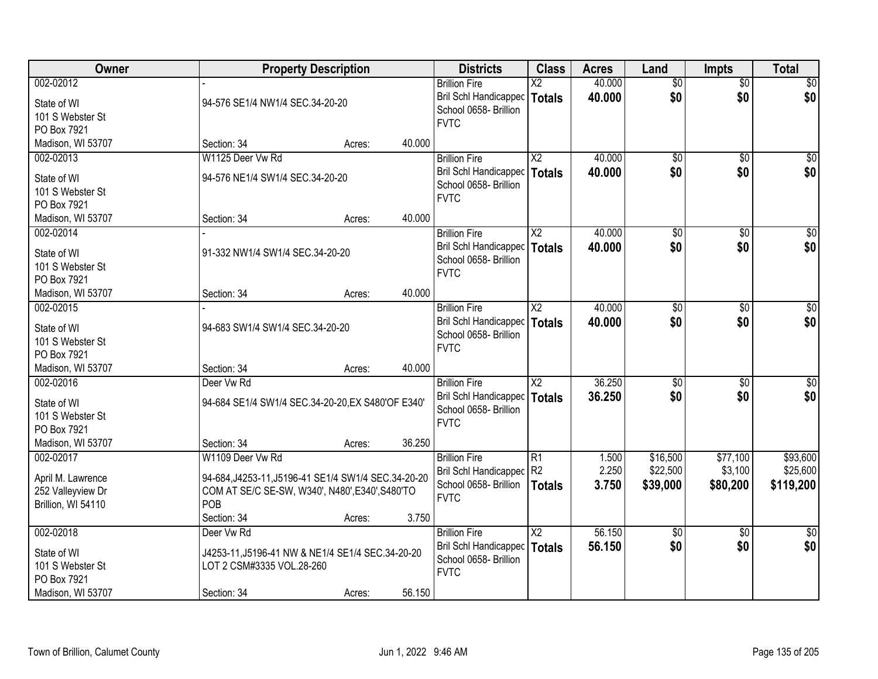| Owner | Property Description | Districts | Class | Acres | Land | Impts | Total |
|---|---|---|---|---|---|---|---|
| 002-02012<br>State of WI<br>101 S Webster St<br>PO Box 7921<br>Madison, WI 53707 | -<br>94-576 SE1/4 NW1/4 SEC.34-20-20<br>Section: 34 Acres: 40.000 | Brillion Fire<br>Bril Schl Handicapped<br>School 0658- Brillion<br>FVTC | X2<br>**Totals** | 40.000<br>**40.000** | $0<br>**$0** | $0<br>**$0** | $0<br>**$0** |
| 002-02013<br>State of WI<br>101 S Webster St<br>PO Box 7921<br>Madison, WI 53707 | W1125 Deer Vw Rd<br>94-576 NE1/4 SW1/4 SEC.34-20-20<br>Section: 34 Acres: 40.000 | Brillion Fire<br>Bril Schl Handicapped<br>School 0658- Brillion<br>FVTC | X2<br>**Totals** | 40.000<br>**40.000** | $0<br>**$0** | $0<br>**$0** | $0<br>**$0** |
| 002-02014<br>State of WI<br>101 S Webster St<br>PO Box 7921<br>Madison, WI 53707 | -<br>91-332 NW1/4 SW1/4 SEC.34-20-20<br>Section: 34 Acres: 40.000 | Brillion Fire<br>Bril Schl Handicapped<br>School 0658- Brillion<br>FVTC | X2<br>**Totals** | 40.000<br>**40.000** | $0<br>**$0** | $0<br>**$0** | $0<br>**$0** |
| 002-02015<br>State of WI<br>101 S Webster St<br>PO Box 7921<br>Madison, WI 53707 | -<br>94-683 SW1/4 SW1/4 SEC.34-20-20<br>Section: 34 Acres: 40.000 | Brillion Fire<br>Bril Schl Handicapped<br>School 0658- Brillion<br>FVTC | X2<br>**Totals** | 40.000<br>**40.000** | $0<br>**$0** | $0<br>**$0** | $0<br>**$0** |
| 002-02016<br>State of WI<br>101 S Webster St<br>PO Box 7921<br>Madison, WI 53707 | Deer Vw Rd<br>94-684 SE1/4 SW1/4 SEC.34-20-20,EX S480'OF E340'<br>Section: 34 Acres: 36.250 | Brillion Fire<br>Bril Schl Handicapped<br>School 0658- Brillion<br>FVTC | X2<br>**Totals** | 36.250<br>**36.250** | $0<br>**$0** | $0<br>**$0** | $0<br>**$0** |
| 002-02017<br>April M. Lawrence<br>252 Valleyview Dr<br>Brillion, WI 54110 | W1109 Deer Vw Rd<br>94-684,J4253-11,J5196-41 SE1/4 SW1/4 SEC.34-20-20 COM AT SE/C SE-SW, W340', N480',E340',S480'TO POB<br>Section: 34 Acres: 3.750 | Brillion Fire<br>Bril Schl Handicapped<br>School 0658- Brillion<br>FVTC | R1<br>R2<br>**Totals** | 1.500<br>2.250<br>**3.750** | $16,500<br>$22,500<br>**$39,000** | $77,100<br>$3,100<br>**$80,200** | $93,600<br>$25,600<br>**$119,200** |
| 002-02018<br>State of WI<br>101 S Webster St<br>PO Box 7921<br>Madison, WI 53707 | Deer Vw Rd<br>J4253-11,J5196-41 NW & NE1/4 SE1/4 SEC.34-20-20 LOT 2 CSM#3335 VOL.28-260<br>Section: 34 Acres: 56.150 | Brillion Fire<br>Bril Schl Handicapped<br>School 0658- Brillion<br>FVTC | X2<br>**Totals** | 56.150<br>**56.150** | $0<br>**$0** | $0<br>**$0** | $0<br>**$0** |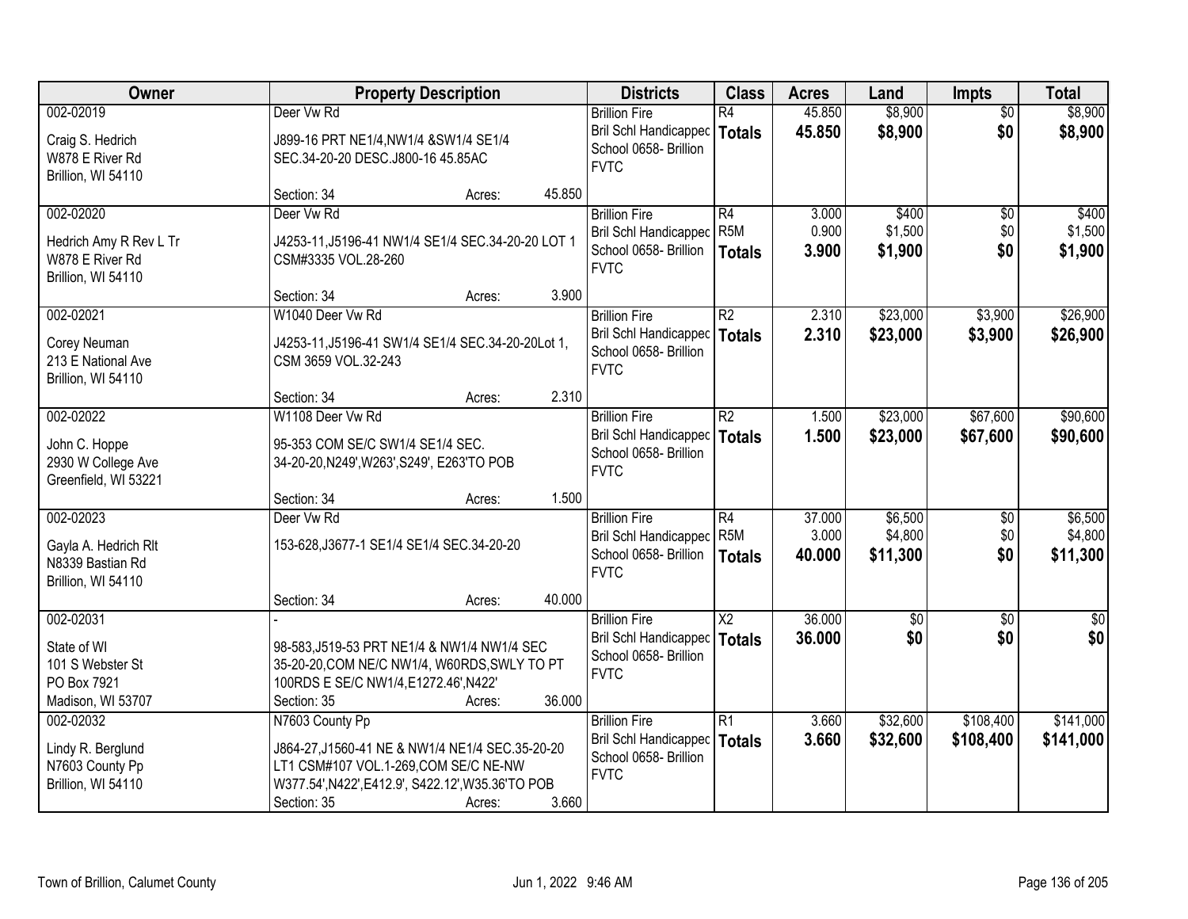| Owner | Property Description | Districts | Class | Acres | Land | Impts | Total |
|---|---|---|---|---|---|---|---|
| 002-02019<br><br>Craig S. Hedrich<br>W878 E River Rd<br>Brillion, WI 54110 | Deer Vw Rd<br><br>J899-16 PRT NE1/4,NW1/4 &SW1/4 SE1/4 SEC.34-20-20 DESC.J800-16 45.85AC<br><br>Section: 34 Acres: 45.850 | Brillion Fire<br>Bril Schl Handicappec<br>School 0658- Brillion<br>FVTC | R4<br>**Totals** | 45.850<br>**45.850** | $8,900<br>**$8,900** | $0<br>**$0** | $8,900<br>**$8,900** |
| 002-02020<br><br>Hedrich Amy R Rev L Tr<br>W878 E River Rd<br>Brillion, WI 54110 | Deer Vw Rd<br><br>J4253-11,J5196-41 NW1/4 SE1/4 SEC.34-20-20 LOT 1 CSM#3335 VOL.28-260<br><br>Section: 34 Acres: 3.900 | Brillion Fire<br>Bril Schl Handicappec<br>School 0658- Brillion<br>FVTC | R4<br>R5M<br>**Totals** | 3.000<br>0.900<br>**3.900** | $400<br>$1,500<br>**$1,900** | $0<br>$0<br>**$0** | $400<br>$1,500<br>**$1,900** |
| 002-02021<br><br>Corey Neuman<br>213 E National Ave<br>Brillion, WI 54110 | W1040 Deer Vw Rd<br><br>J4253-11,J5196-41 SW1/4 SE1/4 SEC.34-20-20Lot 1, CSM 3659 VOL.32-243<br><br>Section: 34 Acres: 2.310 | Brillion Fire<br>Bril Schl Handicappec<br>School 0658- Brillion<br>FVTC | R2<br>**Totals** | 2.310<br>**2.310** | $23,000<br>**$23,000** | $3,900<br>**$3,900** | $26,900<br>**$26,900** |
| 002-02022<br><br>John C. Hoppe<br>2930 W College Ave<br>Greenfield, WI 53221 | W1108 Deer Vw Rd<br><br>95-353 COM SE/C SW1/4 SE1/4 SEC. 34-20-20,N249',W263',S249', E263'TO POB<br><br>Section: 34 Acres: 1.500 | Brillion Fire<br>Bril Schl Handicappec<br>School 0658- Brillion<br>FVTC | R2<br>**Totals** | 1.500<br>**1.500** | $23,000<br>**$23,000** | $67,600<br>**$67,600** | $90,600<br>**$90,600** |
| 002-02023<br><br>Gayla A. Hedrich Rlt<br>N8339 Bastian Rd<br>Brillion, WI 54110 | Deer Vw Rd<br><br>153-628,J3677-1 SE1/4 SE1/4 SEC.34-20-20<br><br>Section: 34 Acres: 40.000 | Brillion Fire<br>Bril Schl Handicappec<br>School 0658- Brillion<br>FVTC | R4<br>R5M<br>**Totals** | 37.000<br>3.000<br>**40.000** | $6,500<br>$4,800<br>**$11,300** | $0<br>$0<br>**$0** | $6,500<br>$4,800<br>**$11,300** |
| 002-02031<br><br>State of WI<br>101 S Webster St<br>PO Box 7921<br>Madison, WI 53707 | -<br><br>98-583,J519-53 PRT NE1/4 & NW1/4 NW1/4 SEC 35-20-20,COM NE/C NW1/4, W60RDS,SWLY TO PT 100RDS E SE/C NW1/4,E1272.46',N422'<br>Section: 35 Acres: 36.000 | Brillion Fire<br>Bril Schl Handicappec<br>School 0658- Brillion<br>FVTC | X2<br>**Totals** | 36.000<br>**36.000** | $0<br>**$0** | $0<br>**$0** | $0<br>**$0** |
| 002-02032<br><br>Lindy R. Berglund<br>N7603 County Pp<br>Brillion, WI 54110 | N7603 County Pp<br><br>J864-27,J1560-41 NE & NW1/4 NE1/4 SEC.35-20-20 LT1 CSM#107 VOL.1-269,COM SE/C NE-NW W377.54',N422',E412.9', S422.12',W35.36'TO POB<br>Section: 35 Acres: 3.660 | Brillion Fire<br>Bril Schl Handicappec<br>School 0658- Brillion<br>FVTC | R1<br>**Totals** | 3.660<br>**3.660** | $32,600<br>**$32,600** | $108,400<br>**$108,400** | $141,000<br>**$141,000** |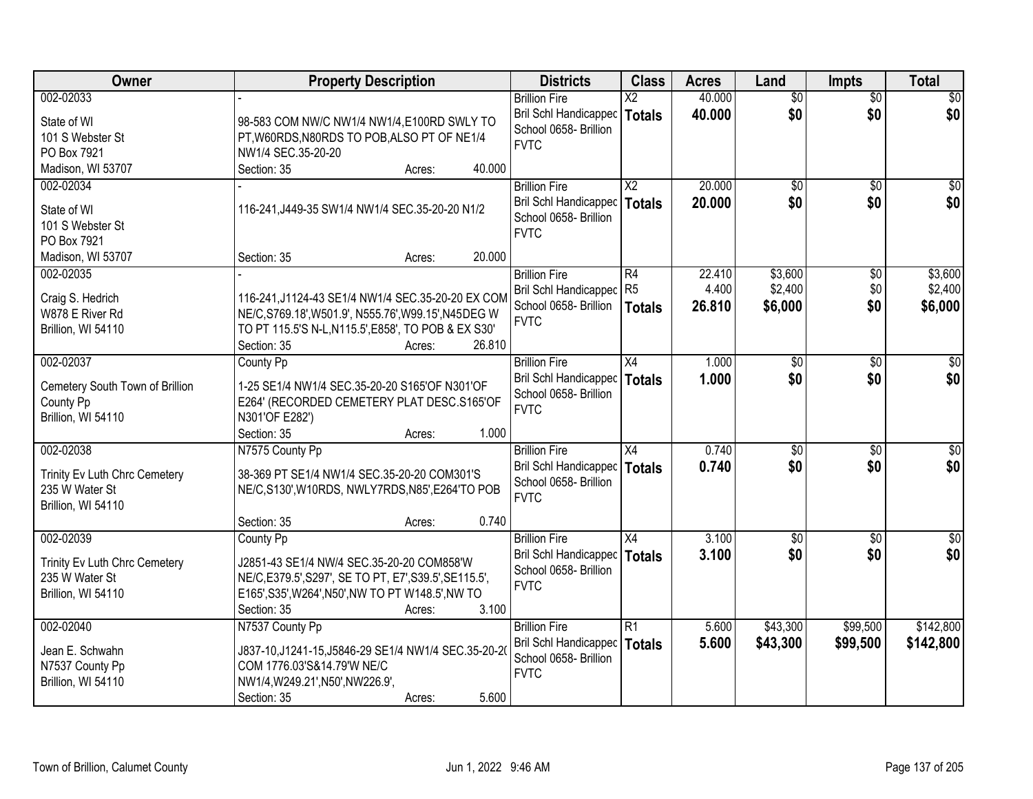| Owner | Property Description | Districts | Class | Acres | Land | Impts | Total |
|---|---|---|---|---|---|---|---|
| 002-02033<br><br>State of WI<br>101 S Webster St<br>PO Box 7921<br>Madison, WI 53707 | -<br><br>98-583 COM NW/C NW1/4 NW1/4,E100RD SWLY TO PT,W60RDS,N80RDS TO POB,ALSO PT OF NE1/4 NW1/4 SEC.35-20-20<br>Section: 35 Acres: 40.000 | Brillion Fire<br>Bril Schl Handicapped<br>School 0658- Brillion<br>FVTC | X2<br>**Totals** | 40.000<br>**40.000** | $0<br>**$0** | $0<br>**$0** | $0<br>**$0** |
| 002-02034<br><br>State of WI<br>101 S Webster St<br>PO Box 7921<br>Madison, WI 53707 | -<br><br>116-241,J449-35 SW1/4 NW1/4 SEC.35-20-20 N1/2<br><br>Section: 35 Acres: 20.000 | Brillion Fire<br>Bril Schl Handicapped<br>School 0658- Brillion<br>FVTC | X2<br>**Totals** | 20.000<br>**20.000** | $0<br>**$0** | $0<br>**$0** | $0<br>**$0** |
| 002-02035<br><br>Craig S. Hedrich<br>W878 E River Rd<br>Brillion, WI 54110 | -<br><br>116-241,J1124-43 SE1/4 NW1/4 SEC.35-20-20 EX COM NE/C,S769.18',W501.9', N555.76',W99.15',N45DEG W TO PT 115.5'S N-L,N115.5',E858', TO POB & EX S30'<br>Section: 35 Acres: 26.810 | Brillion Fire<br>Bril Schl Handicapped<br>School 0658- Brillion<br>FVTC | R4<br>R5<br>**Totals** | 22.410<br>4.400<br>**26.810** | $3,600<br>$2,400<br>**$6,000** | $0<br>$0<br>**$0** | $3,600<br>$2,400<br>**$6,000** |
| 002-02037<br><br>Cemetery South Town of Brillion<br>County Pp<br>Brillion, WI 54110 | County Pp<br><br>1-25 SE1/4 NW1/4 SEC.35-20-20 S165'OF N301'OF E264' (RECORDED CEMETERY PLAT DESC.S165'OF N301'OF E282')<br>Section: 35 Acres: 1.000 | Brillion Fire<br>Bril Schl Handicapped<br>School 0658- Brillion<br>FVTC | X4<br>**Totals** | 1.000<br>**1.000** | $0<br>**$0** | $0<br>**$0** | $0<br>**$0** |
| 002-02038<br><br>Trinity Ev Luth Chrc Cemetery<br>235 W Water St<br>Brillion, WI 54110 | N7575 County Pp<br><br>38-369 PT SE1/4 NW1/4 SEC.35-20-20 COM301'S NE/C,S130',W10RDS, NWLY7RDS,N85',E264'TO POB<br><br>Section: 35 Acres: 0.740 | Brillion Fire<br>Bril Schl Handicapped<br>School 0658- Brillion<br>FVTC | X4<br>**Totals** | 0.740<br>**0.740** | $0<br>**$0** | $0<br>**$0** | $0<br>**$0** |
| 002-02039<br><br>Trinity Ev Luth Chrc Cemetery<br>235 W Water St<br>Brillion, WI 54110 | County Pp<br><br>J2851-43 SE1/4 NW/4 SEC.35-20-20 COM858'W NE/C,E379.5',S297', SE TO PT, E7',S39.5',SE115.5', E165',S35',W264',N50',NW TO PT W148.5',NW TO<br>Section: 35 Acres: 3.100 | Brillion Fire<br>Bril Schl Handicapped<br>School 0658- Brillion<br>FVTC | X4<br>**Totals** | 3.100<br>**3.100** | $0<br>**$0** | $0<br>**$0** | $0<br>**$0** |
| 002-02040<br><br>Jean E. Schwahn<br>N7537 County Pp<br>Brillion, WI 54110 | N7537 County Pp<br><br>J837-10,J1241-15,J5846-29 SE1/4 NW1/4 SEC.35-20-20 COM 1776.03'S&14.79'W NE/C NW1/4,W249.21',N50',NW226.9',<br>Section: 35 Acres: 5.600 | Brillion Fire<br>Bril Schl Handicapped<br>School 0658- Brillion<br>FVTC | R1<br>**Totals** | 5.600<br>**5.600** | $43,300<br>**$43,300** | $99,500<br>**$99,500** | $142,800<br>**$142,800** |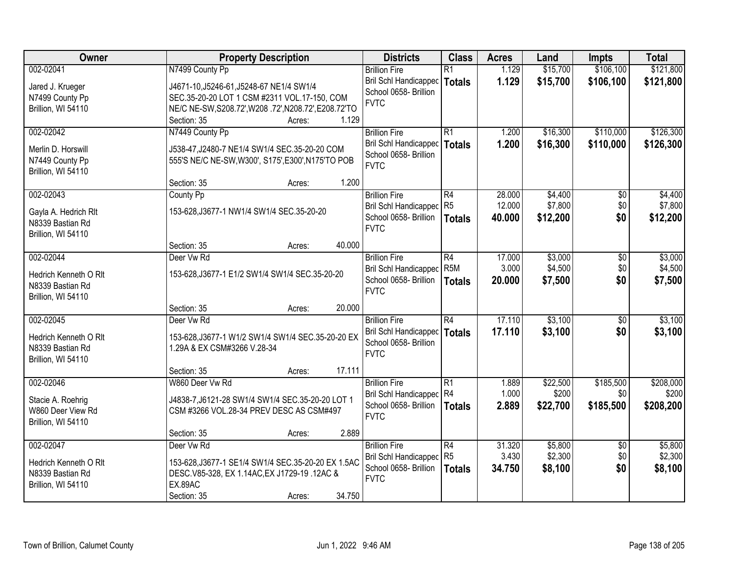| Owner | Property Description | Districts | Class | Acres | Land | Impts | Total |
|---|---|---|---|---|---|---|---|
| 002-02041<br>Jared J. Krueger<br>N7499 County Pp<br>Brillion, WI 54110 | N7499 County Pp<br>J4671-10,J5246-61,J5248-67 NE1/4 SW1/4 SEC.35-20-20 LOT 1 CSM #2311 VOL.17-150, COM NE/C NE-SW,S208.72',W208 .72',N208.72',E208.72'TO<br>Section: 35 Acres: 1.129 | Brillion Fire<br>Bril Schl Handicapped<br>School 0658- Brillion<br>FVTC | R1<br>**Totals** | 1.129<br>**1.129** | $15,700<br>**$15,700** | $106,100<br>**$106,100** | $121,800<br>**$121,800** |
| 002-02042<br>Merlin D. Horswill<br>N7449 County Pp<br>Brillion, WI 54110 | N7449 County Pp<br>J538-47,J2480-7 NE1/4 SW1/4 SEC.35-20-20 COM 555'S NE/C NE-SW,W300', S175',E300',N175'TO POB<br>Section: 35 Acres: 1.200 | Brillion Fire<br>Bril Schl Handicapped<br>School 0658- Brillion<br>FVTC | R1<br>**Totals** | 1.200<br>**1.200** | $16,300<br>**$16,300** | $110,000<br>**$110,000** | $126,300<br>**$126,300** |
| 002-02043<br>Gayla A. Hedrich Rlt<br>N8339 Bastian Rd<br>Brillion, WI 54110 | County Pp<br>153-628,J3677-1 NW1/4 SW1/4 SEC.35-20-20<br>Section: 35 Acres: 40.000 | Brillion Fire<br>Bril Schl Handicapped<br>School 0658- Brillion<br>FVTC | R4<br>R5<br>**Totals** | 28.000<br>12.000<br>**40.000** | $4,400<br>$7,800<br>**$12,200** | $0<br>$0<br>**$0** | $4,400<br>$7,800<br>**$12,200** |
| 002-02044<br>Hedrich Kenneth O Rlt<br>N8339 Bastian Rd<br>Brillion, WI 54110 | Deer Vw Rd<br>153-628,J3677-1 E1/2 SW1/4 SW1/4 SEC.35-20-20<br>Section: 35 Acres: 20.000 | Brillion Fire<br>Bril Schl Handicapped<br>School 0658- Brillion<br>FVTC | R4<br>R5M<br>**Totals** | 17.000<br>3.000<br>**20.000** | $3,000<br>$4,500<br>**$7,500** | $0<br>$0<br>**$0** | $3,000<br>$4,500<br>**$7,500** |
| 002-02045<br>Hedrich Kenneth O Rlt<br>N8339 Bastian Rd<br>Brillion, WI 54110 | Deer Vw Rd<br>153-628,J3677-1 W1/2 SW1/4 SW1/4 SEC.35-20-20 EX 1.29A & EX CSM#3266 V.28-34<br>Section: 35 Acres: 17.111 | Brillion Fire<br>Bril Schl Handicapped<br>School 0658- Brillion<br>FVTC | R4<br>**Totals** | 17.110<br>**17.110** | $3,100<br>**$3,100** | $0<br>**$0** | $3,100<br>**$3,100** |
| 002-02046<br>Stacie A. Roehrig<br>W860 Deer View Rd<br>Brillion, WI 54110 | W860 Deer Vw Rd<br>J4838-7,J6121-28 SW1/4 SW1/4 SEC.35-20-20 LOT 1 CSM #3266 VOL.28-34 PREV DESC AS CSM#497<br>Section: 35 Acres: 2.889 | Brillion Fire<br>Bril Schl Handicapped<br>School 0658- Brillion<br>FVTC | R1<br>R4<br>**Totals** | 1.889<br>1.000<br>**2.889** | $22,500<br>$200<br>**$22,700** | $185,500<br>$0<br>**$185,500** | $208,000<br>$200<br>**$208,200** |
| 002-02047<br>Hedrich Kenneth O Rlt<br>N8339 Bastian Rd<br>Brillion, WI 54110 | Deer Vw Rd<br>153-628,J3677-1 SE1/4 SW1/4 SEC.35-20-20 EX 1.5AC DESC.V85-328, EX 1.14AC,EX J1729-19 .12AC & EX.89AC<br>Section: 35 Acres: 34.750 | Brillion Fire<br>Bril Schl Handicapped<br>School 0658- Brillion<br>FVTC | R4<br>R5<br>**Totals** | 31.320<br>3.430<br>**34.750** | $5,800<br>$2,300<br>**$8,100** | $0<br>$0<br>**$0** | $5,800<br>$2,300<br>**$8,100** |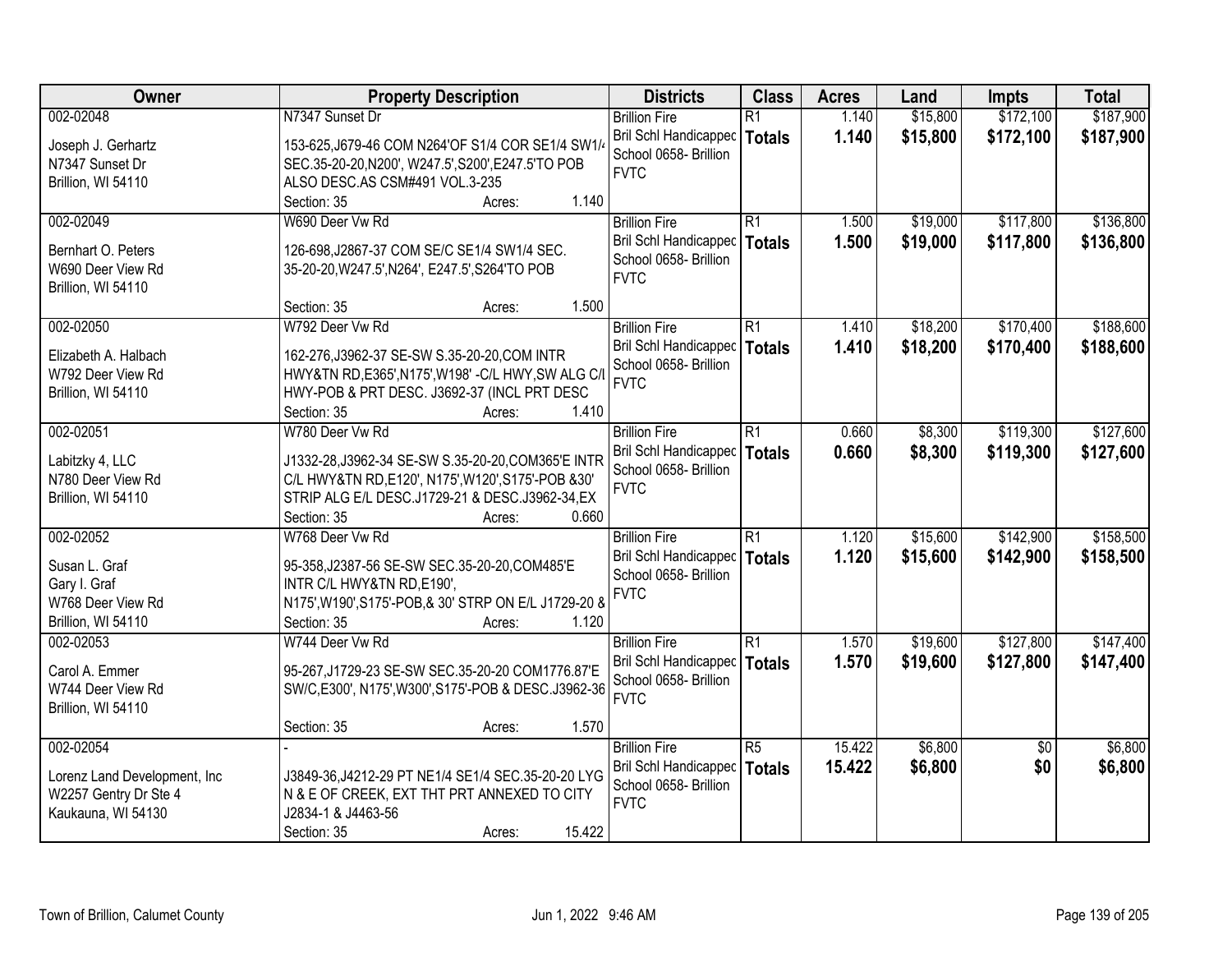| Owner | Property Description | Districts | Class | Acres | Land | Impts | Total |
|---|---|---|---|---|---|---|---|
| 002-02048<br><br>Joseph J. Gerhartz<br>N7347 Sunset Dr<br>Brillion, WI 54110 | N7347 Sunset Dr<br><br>153-625,J679-46 COM N264'OF S1/4 COR SE1/4 SW1/4 SEC.35-20-20,N200', W247.5',S200',E247.5'TO POB ALSO DESC.AS CSM#491 VOL.3-235<br>Section: 35 Acres: 1.140 | Brillion Fire<br>Bril Schl Handicapped<br>School 0658- Brillion<br>FVTC | R1<br>**Totals** | 1.140<br>**1.140** | $15,800<br>**$15,800** | $172,100<br>**$172,100** | $187,900<br>**$187,900** |
| 002-02049<br><br>Bernhart O. Peters<br>W690 Deer View Rd<br>Brillion, WI 54110 | W690 Deer Vw Rd<br><br>126-698,J2867-37 COM SE/C SE1/4 SW1/4 SEC. 35-20-20,W247.5',N264', E247.5',S264'TO POB<br>Section: 35 Acres: 1.500 | Brillion Fire<br>Bril Schl Handicapped<br>School 0658- Brillion<br>FVTC | R1<br>**Totals** | 1.500<br>**1.500** | $19,000<br>**$19,000** | $117,800<br>**$117,800** | $136,800<br>**$136,800** |
| 002-02050<br><br>Elizabeth A. Halbach<br>W792 Deer View Rd<br>Brillion, WI 54110 | W792 Deer Vw Rd<br><br>162-276,J3962-37 SE-SW S.35-20-20,COM INTR HWY&TN RD,E365',N175',W198' -C/L HWY,SW ALG C/L HWY-POB & PRT DESC. J3692-37 (INCL PRT DESC<br>Section: 35 Acres: 1.410 | Brillion Fire<br>Bril Schl Handicapped<br>School 0658- Brillion<br>FVTC | R1<br>**Totals** | 1.410<br>**1.410** | $18,200<br>**$18,200** | $170,400<br>**$170,400** | $188,600<br>**$188,600** |
| 002-02051<br><br>Labitzky 4, LLC<br>N780 Deer View Rd<br>Brillion, WI 54110 | W780 Deer Vw Rd<br><br>J1332-28,J3962-34 SE-SW S.35-20-20,COM365'E INTR C/L HWY&TN RD,E120', N175',W120',S175'-POB &30' STRIP ALG E/L DESC.J1729-21 & DESC.J3962-34,EX<br>Section: 35 Acres: 0.660 | Brillion Fire<br>Bril Schl Handicapped<br>School 0658- Brillion<br>FVTC | R1<br>**Totals** | 0.660<br>**0.660** | $8,300<br>**$8,300** | $119,300<br>**$119,300** | $127,600<br>**$127,600** |
| 002-02052<br><br>Susan L. Graf<br>Gary I. Graf<br>W768 Deer View Rd<br>Brillion, WI 54110 | W768 Deer Vw Rd<br><br>95-358,J2387-56 SE-SW SEC.35-20-20,COM485'E INTR C/L HWY&TN RD,E190', N175',W190',S175'-POB,& 30' STRP ON E/L J1729-20 &<br>Section: 35 Acres: 1.120 | Brillion Fire<br>Bril Schl Handicapped<br>School 0658- Brillion<br>FVTC | R1<br>**Totals** | 1.120<br>**1.120** | $15,600<br>**$15,600** | $142,900<br>**$142,900** | $158,500<br>**$158,500** |
| 002-02053<br><br>Carol A. Emmer<br>W744 Deer View Rd<br>Brillion, WI 54110 | W744 Deer Vw Rd<br><br>95-267,J1729-23 SE-SW SEC.35-20-20 COM1776.87'E SW/C,E300', N175',W300',S175'-POB & DESC.J3962-36<br>Section: 35 Acres: 1.570 | Brillion Fire<br>Bril Schl Handicapped<br>School 0658- Brillion<br>FVTC | R1<br>**Totals** | 1.570<br>**1.570** | $19,600<br>**$19,600** | $127,800<br>**$127,800** | $147,400<br>**$147,400** |
| 002-02054<br><br>Lorenz Land Development, Inc<br>W2257 Gentry Dr Ste 4<br>Kaukauna, WI 54130 | -<br><br>J3849-36,J4212-29 PT NE1/4 SE1/4 SEC.35-20-20 LYG N & E OF CREEK, EXT THT PRT ANNEXED TO CITY J2834-1 & J4463-56<br>Section: 35 Acres: 15.422 | Brillion Fire<br>Bril Schl Handicapped<br>School 0658- Brillion<br>FVTC | R5<br>**Totals** | 15.422<br>**15.422** | $6,800<br>**$6,800** | $0<br>**$0** | $6,800<br>**$6,800** |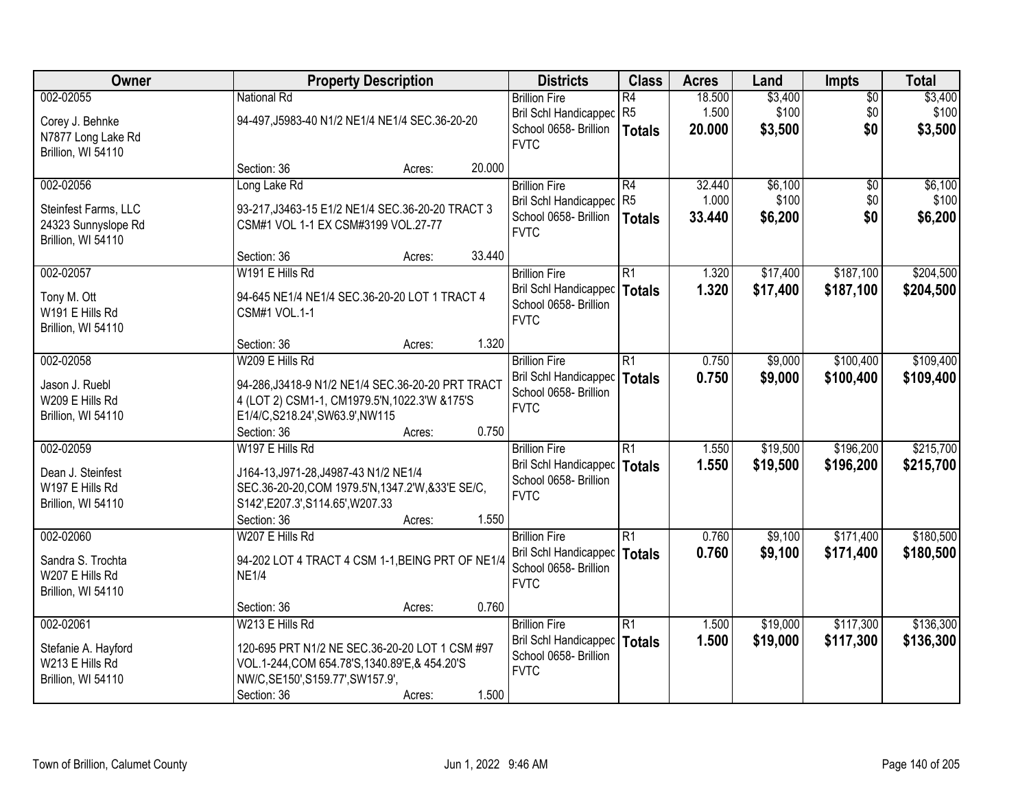| Owner | Property Description | Districts | Class | Acres | Land | Impts | Total |
|---|---|---|---|---|---|---|---|
| 002-02055<br><br>Corey J. Behnke<br>N7877 Long Lake Rd<br>Brillion, WI 54110 | National Rd<br><br>94-497,J5983-40 N1/2 NE1/4 NE1/4 SEC.36-20-20<br><br>Section: 36 Acres: 20.000 | Brillion Fire<br>Bril Schl Handicappec<br>School 0658- Brillion<br>FVTC | R4<br>R5<br>**Totals** | 18.500<br>1.500<br>**20.000** | $3,400<br>$100<br>**$3,500** | $0<br>$0<br>**$0** | $3,400<br>$100<br>**$3,500** |
| 002-02056<br><br>Steinfest Farms, LLC<br>24323 Sunnyslope Rd<br>Brillion, WI 54110 | Long Lake Rd<br><br>93-217,J3463-15 E1/2 NE1/4 SEC.36-20-20 TRACT 3 CSM#1 VOL 1-1 EX CSM#3199 VOL.27-77<br><br>Section: 36 Acres: 33.440 | Brillion Fire<br>Bril Schl Handicappec<br>School 0658- Brillion<br>FVTC | R4<br>R5<br>**Totals** | 32.440<br>1.000<br>**33.440** | $6,100<br>$100<br>**$6,200** | $0<br>$0<br>**$0** | $6,100<br>$100<br>**$6,200** |
| 002-02057<br><br>Tony M. Ott<br>W191 E Hills Rd<br>Brillion, WI 54110 | W191 E Hills Rd<br><br>94-645 NE1/4 NE1/4 SEC.36-20-20 LOT 1 TRACT 4 CSM#1 VOL.1-1<br><br>Section: 36 Acres: 1.320 | Brillion Fire<br>Bril Schl Handicappec<br>School 0658- Brillion<br>FVTC | R1<br>**Totals** | 1.320<br>**1.320** | $17,400<br>**$17,400** | $187,100<br>**$187,100** | $204,500<br>**$204,500** |
| 002-02058<br><br>Jason J. Ruebl<br>W209 E Hills Rd<br>Brillion, WI 54110 | W209 E Hills Rd<br><br>94-286,J3418-9 N1/2 NE1/4 SEC.36-20-20 PRT TRACT 4 (LOT 2) CSM1-1, CM1979.5'N,1022.3'W &175'S E1/4/C,S218.24',SW63.9',NW115<br><br>Section: 36 Acres: 0.750 | Brillion Fire<br>Bril Schl Handicappec<br>School 0658- Brillion<br>FVTC | R1<br>**Totals** | 0.750<br>**0.750** | $9,000<br>**$9,000** | $100,400<br>**$100,400** | $109,400<br>**$109,400** |
| 002-02059<br><br>Dean J. Steinfest<br>W197 E Hills Rd<br>Brillion, WI 54110 | W197 E Hills Rd<br><br>J164-13,J971-28,J4987-43 N1/2 NE1/4 SEC.36-20-20,COM 1979.5'N,1347.2'W,&33'E SE/C, S142',E207.3',S114.65',W207.33<br><br>Section: 36 Acres: 1.550 | Brillion Fire<br>Bril Schl Handicappec<br>School 0658- Brillion<br>FVTC | R1<br>**Totals** | 1.550<br>**1.550** | $19,500<br>**$19,500** | $196,200<br>**$196,200** | $215,700<br>**$215,700** |
| 002-02060<br><br>Sandra S. Trochta<br>W207 E Hills Rd<br>Brillion, WI 54110 | W207 E Hills Rd<br><br>94-202 LOT 4 TRACT 4 CSM 1-1,BEING PRT OF NE1/4 NE1/4<br><br>Section: 36 Acres: 0.760 | Brillion Fire<br>Bril Schl Handicappec<br>School 0658- Brillion<br>FVTC | R1<br>**Totals** | 0.760<br>**0.760** | $9,100<br>**$9,100** | $171,400<br>**$171,400** | $180,500<br>**$180,500** |
| 002-02061<br><br>Stefanie A. Hayford<br>W213 E Hills Rd<br>Brillion, WI 54110 | W213 E Hills Rd<br><br>120-695 PRT N1/2 NE SEC.36-20-20 LOT 1 CSM #97 VOL.1-244,COM 654.78'S,1340.89'E,& 454.20'S NW/C,SE150',S159.77',SW157.9',<br><br>Section: 36 Acres: 1.500 | Brillion Fire<br>Bril Schl Handicappec<br>School 0658- Brillion<br>FVTC | R1<br>**Totals** | 1.500<br>**1.500** | $19,000<br>**$19,000** | $117,300<br>**$117,300** | $136,300<br>**$136,300** |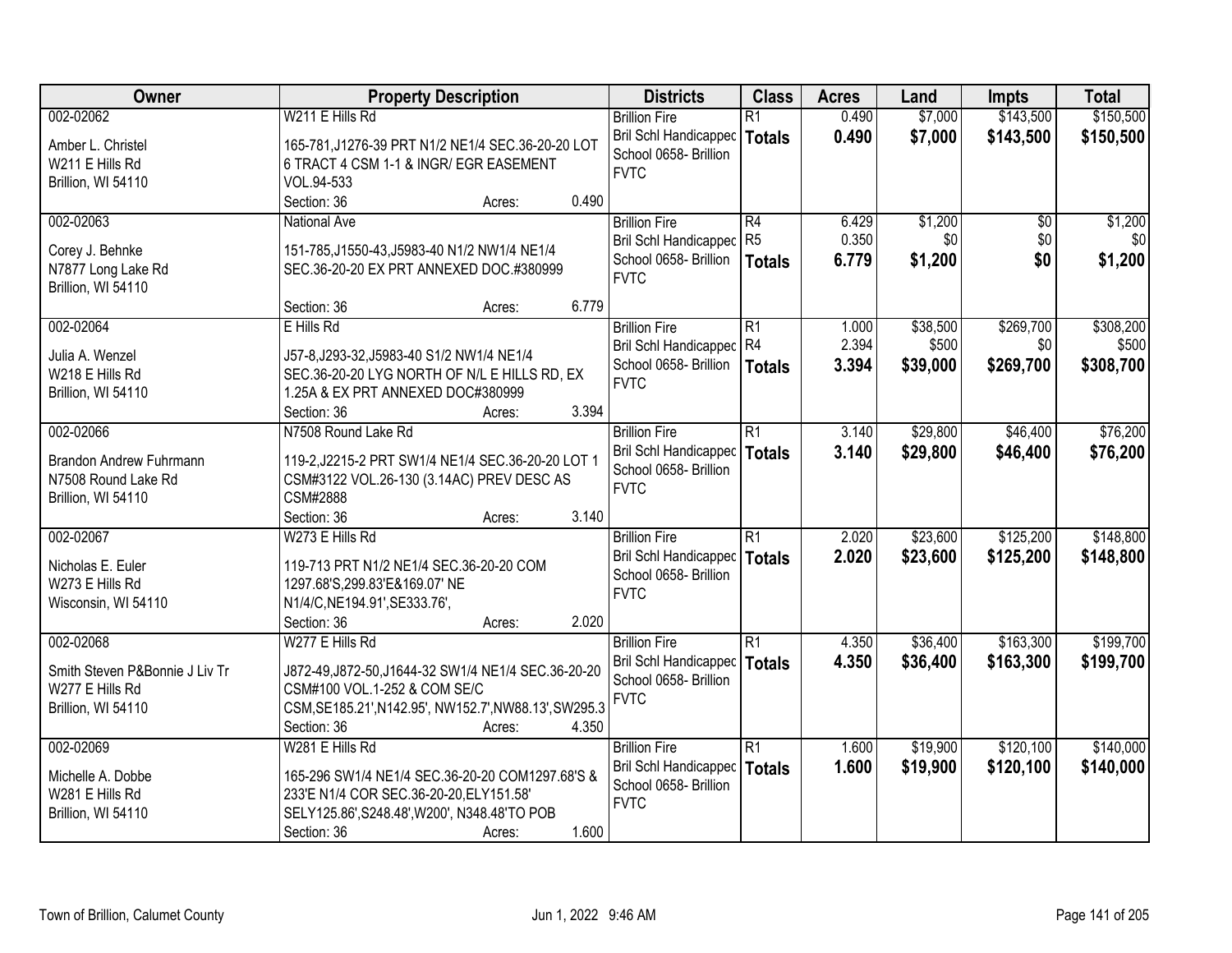| Owner | Property Description | Districts | Class | Acres | Land | Impts | Total |
|---|---|---|---|---|---|---|---|
| 002-02062<br>Amber L. Christel<br>W211 E Hills Rd<br>Brillion, WI 54110 | W211 E Hills Rd<br>165-781,J1276-39 PRT N1/2 NE1/4 SEC.36-20-20 LOT 6 TRACT 4 CSM 1-1 & INGR/ EGR EASEMENT VOL.94-533<br>Section: 36 Acres: 0.490 | Brillion Fire<br>Bril Schl Handicapped<br>School 0658- Brillion<br>FVTC | R1<br>**Totals** | 0.490<br>**0.490** | $7,000<br>**$7,000** | $143,500<br>**$143,500** | $150,500<br>**$150,500** |
| 002-02063<br>Corey J. Behnke<br>N7877 Long Lake Rd<br>Brillion, WI 54110 | National Ave<br>151-785,J1550-43,J5983-40 N1/2 NW1/4 NE1/4 SEC.36-20-20 EX PRT ANNEXED DOC.#380999<br>Section: 36 Acres: 6.779 | Brillion Fire<br>Bril Schl Handicapped<br>School 0658- Brillion<br>FVTC | R4<br>R5<br>**Totals** | 6.429<br>0.350<br>**6.779** | $1,200<br>$0<br>**$1,200** | $0<br>$0<br>**$0** | $1,200<br>$0<br>**$1,200** |
| 002-02064<br>Julia A. Wenzel<br>W218 E Hills Rd<br>Brillion, WI 54110 | E Hills Rd<br>J57-8,J293-32,J5983-40 S1/2 NW1/4 NE1/4 SEC.36-20-20 LYG NORTH OF N/L E HILLS RD, EX 1.25A & EX PRT ANNEXED DOC#380999<br>Section: 36 Acres: 3.394 | Brillion Fire<br>Bril Schl Handicapped<br>School 0658- Brillion<br>FVTC | R1<br>R4<br>**Totals** | 1.000<br>2.394<br>**3.394** | $38,500<br>$500<br>**$39,000** | $269,700<br>$0<br>**$269,700** | $308,200<br>$500<br>**$308,700** |
| 002-02066<br>Brandon Andrew Fuhrmann<br>N7508 Round Lake Rd<br>Brillion, WI 54110 | N7508 Round Lake Rd<br>119-2,J2215-2 PRT SW1/4 NE1/4 SEC.36-20-20 LOT 1 CSM#3122 VOL.26-130 (3.14AC) PREV DESC AS CSM#2888<br>Section: 36 Acres: 3.140 | Brillion Fire<br>Bril Schl Handicapped<br>School 0658- Brillion<br>FVTC | R1<br>**Totals** | 3.140<br>**3.140** | $29,800<br>**$29,800** | $46,400<br>**$46,400** | $76,200<br>**$76,200** |
| 002-02067<br>Nicholas E. Euler<br>W273 E Hills Rd<br>Wisconsin, WI 54110 | W273 E Hills Rd<br>119-713 PRT N1/2 NE1/4 SEC.36-20-20 COM 1297.68'S,299.83'E&169.07' NE N1/4/C,NE194.91',SE333.76',<br>Section: 36 Acres: 2.020 | Brillion Fire<br>Bril Schl Handicapped<br>School 0658- Brillion<br>FVTC | R1<br>**Totals** | 2.020<br>**2.020** | $23,600<br>**$23,600** | $125,200<br>**$125,200** | $148,800<br>**$148,800** |
| 002-02068<br>Smith Steven P&Bonnie J Liv Tr<br>W277 E Hills Rd<br>Brillion, WI 54110 | W277 E Hills Rd<br>J872-49,J872-50,J1644-32 SW1/4 NE1/4 SEC.36-20-20 CSM#100 VOL.1-252 & COM SE/C CSM,SE185.21',N142.95', NW152.7',NW88.13',SW295.3<br>Section: 36 Acres: 4.350 | Brillion Fire<br>Bril Schl Handicapped<br>School 0658- Brillion<br>FVTC | R1<br>**Totals** | 4.350<br>**4.350** | $36,400<br>**$36,400** | $163,300<br>**$163,300** | $199,700<br>**$199,700** |
| 002-02069<br>Michelle A. Dobbe<br>W281 E Hills Rd<br>Brillion, WI 54110 | W281 E Hills Rd<br>165-296 SW1/4 NE1/4 SEC.36-20-20 COM1297.68'S & 233'E N1/4 COR SEC.36-20-20,ELY151.58' SELY125.86',S248.48',W200', N348.48'TO POB<br>Section: 36 Acres: 1.600 | Brillion Fire<br>Bril Schl Handicapped<br>School 0658- Brillion<br>FVTC | R1<br>**Totals** | 1.600<br>**1.600** | $19,900<br>**$19,900** | $120,100<br>**$120,100** | $140,000<br>**$140,000** |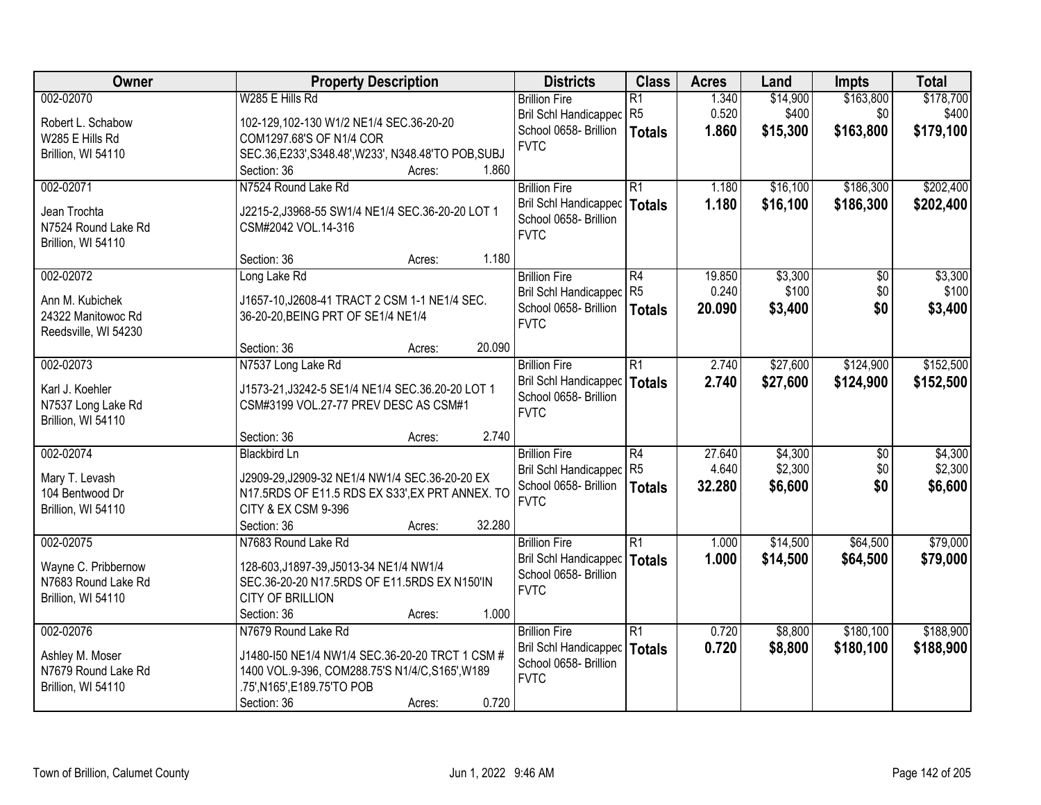| Owner | Property Description | Districts | Class | Acres | Land | Impts | Total |
|---|---|---|---|---|---|---|---|
| 002-02070<br>Robert L. Schabow<br>W285 E Hills Rd<br>Brillion, WI 54110 | W285 E Hills Rd<br>102-129,102-130 W1/2 NE1/4 SEC.36-20-20 COM1297.68'S OF N1/4 COR SEC.36,E233',S348.48',W233', N348.48'TO POB,SUBJ<br>Section: 36 Acres: 1.860 | Brillion Fire<br>Bril Schl Handicapped<br>School 0658- Brillion<br>FVTC | R1<br>R5<br>**Totals** | 1.340<br>0.520<br>**1.860** | $14,900<br>$400<br>**$15,300** | $163,800<br>$0<br>**$163,800** | $178,700<br>$400<br>**$179,100** |
| 002-02071<br>Jean Trochta<br>N7524 Round Lake Rd<br>Brillion, WI 54110 | N7524 Round Lake Rd<br>J2215-2,J3968-55 SW1/4 NE1/4 SEC.36-20-20 LOT 1 CSM#2042 VOL.14-316<br>Section: 36 Acres: 1.180 | Brillion Fire<br>Bril Schl Handicapped<br>School 0658- Brillion<br>FVTC | R1<br>**Totals** | 1.180<br>**1.180** | $16,100<br>**$16,100** | $186,300<br>**$186,300** | $202,400<br>**$202,400** |
| 002-02072<br>Ann M. Kubichek<br>24322 Manitowoc Rd<br>Reedsville, WI 54230 | Long Lake Rd<br>J1657-10,J2608-41 TRACT 2 CSM 1-1 NE1/4 SEC. 36-20-20,BEING PRT OF SE1/4 NE1/4<br>Section: 36 Acres: 20.090 | Brillion Fire<br>Bril Schl Handicapped<br>School 0658- Brillion<br>FVTC | R4<br>R5<br>**Totals** | 19.850<br>0.240<br>**20.090** | $3,300<br>$100<br>**$3,400** | $0<br>$0<br>**$0** | $3,300<br>$100<br>**$3,400** |
| 002-02073<br>Karl J. Koehler<br>N7537 Long Lake Rd<br>Brillion, WI 54110 | N7537 Long Lake Rd<br>J1573-21,J3242-5 SE1/4 NE1/4 SEC.36.20-20 LOT 1 CSM#3199 VOL.27-77 PREV DESC AS CSM#1<br>Section: 36 Acres: 2.740 | Brillion Fire<br>Bril Schl Handicapped<br>School 0658- Brillion<br>FVTC | R1<br>**Totals** | 2.740<br>**2.740** | $27,600<br>**$27,600** | $124,900<br>**$124,900** | $152,500<br>**$152,500** |
| 002-02074<br>Mary T. Levash<br>104 Bentwood Dr<br>Brillion, WI 54110 | Blackbird Ln<br>J2909-29,J2909-32 NE1/4 NW1/4 SEC.36-20-20 EX N17.5RDS OF E11.5 RDS EX S33',EX PRT ANNEX. TO CITY & EX CSM 9-396<br>Section: 36 Acres: 32.280 | Brillion Fire<br>Bril Schl Handicapped<br>School 0658- Brillion<br>FVTC | R4<br>R5<br>**Totals** | 27.640<br>4.640<br>**32.280** | $4,300<br>$2,300<br>**$6,600** | $0<br>$0<br>**$0** | $4,300<br>$2,300<br>**$6,600** |
| 002-02075<br>Wayne C. Pribbernow<br>N7683 Round Lake Rd<br>Brillion, WI 54110 | N7683 Round Lake Rd<br>128-603,J1897-39,J5013-34 NE1/4 NW1/4 SEC.36-20-20 N17.5RDS OF E11.5RDS EX N150'IN CITY OF BRILLION<br>Section: 36 Acres: 1.000 | Brillion Fire<br>Bril Schl Handicapped<br>School 0658- Brillion<br>FVTC | R1<br>**Totals** | 1.000<br>**1.000** | $14,500<br>**$14,500** | $64,500<br>**$64,500** | $79,000<br>**$79,000** |
| 002-02076<br>Ashley M. Moser<br>N7679 Round Lake Rd<br>Brillion, WI 54110 | N7679 Round Lake Rd<br>J1480-I50 NE1/4 NW1/4 SEC.36-20-20 TRCT 1 CSM # 1400 VOL.9-396, COM288.75'S N1/4/C,S165',W189 .75',N165',E189.75'TO POB<br>Section: 36 Acres: 0.720 | Brillion Fire<br>Bril Schl Handicapped<br>School 0658- Brillion<br>FVTC | R1<br>**Totals** | 0.720<br>**0.720** | $8,800<br>**$8,800** | $180,100<br>**$180,100** | $188,900<br>**$188,900** |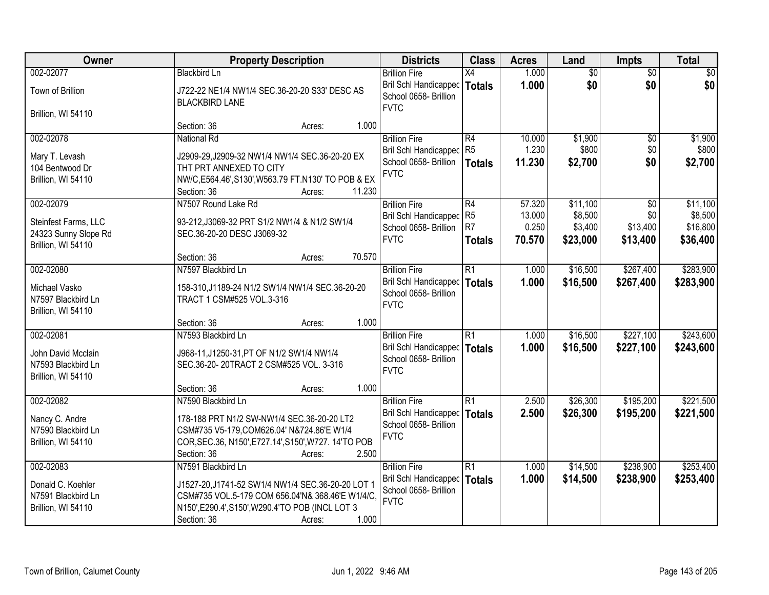| Owner | Property Description | Districts | Class | Acres | Land | Impts | Total |
|---|---|---|---|---|---|---|---|
| 002-02077<br>Town of Brillion<br>Brillion, WI 54110 | Blackbird Ln<br>J722-22 NE1/4 NW1/4 SEC.36-20-20 S33' DESC AS BLACKBIRD LANE<br>Section: 36 Acres: 1.000 | Brillion Fire<br>Bril Schl Handicapped<br>School 0658- Brillion<br>FVTC | X4<br>**Totals** | 1.000<br>**1.000** | $0<br>**$0** | $0<br>**$0** | $0<br>**$0** |
| 002-02078<br>Mary T. Levash<br>104 Bentwood Dr<br>Brillion, WI 54110 | National Rd<br>J2909-29,J2909-32 NW1/4 NW1/4 SEC.36-20-20 EX THT PRT ANNEXED TO CITY NW/C,E564.46',S130',W563.79 FT.N130' TO POB & EX<br>Section: 36 Acres: 11.230 | Brillion Fire<br>Bril Schl Handicapped<br>School 0658- Brillion<br>FVTC | R4<br>R5<br>**Totals** | 10.000<br>1.230<br>**11.230** | $1,900<br>$800<br>**$2,700** | $0<br>$0<br>**$0** | $1,900<br>$800<br>**$2,700** |
| 002-02079<br>Steinfest Farms, LLC<br>24323 Sunny Slope Rd<br>Brillion, WI 54110 | N7507 Round Lake Rd<br>93-212,J3069-32 PRT S1/2 NW1/4 & N1/2 SW1/4 SEC.36-20-20 DESC J3069-32<br>Section: 36 Acres: 70.570 | Brillion Fire<br>Bril Schl Handicapped<br>School 0658- Brillion<br>FVTC | R4<br>R5<br>R7<br>**Totals** | 57.320<br>13.000<br>0.250<br>**70.570** | $11,100<br>$8,500<br>$3,400<br>**$23,000** | $0<br>$0<br>$13,400<br>**$13,400** | $11,100<br>$8,500<br>$16,800<br>**$36,400** |
| 002-02080<br>Michael Vasko<br>N7597 Blackbird Ln<br>Brillion, WI 54110 | N7597 Blackbird Ln<br>158-310,J1189-24 N1/2 SW1/4 NW1/4 SEC.36-20-20 TRACT 1 CSM#525 VOL.3-316<br>Section: 36 Acres: 1.000 | Brillion Fire<br>Bril Schl Handicapped<br>School 0658- Brillion<br>FVTC | R1<br>**Totals** | 1.000<br>**1.000** | $16,500<br>**$16,500** | $267,400<br>**$267,400** | $283,900<br>**$283,900** |
| 002-02081<br>John David Mcclain<br>N7593 Blackbird Ln<br>Brillion, WI 54110 | N7593 Blackbird Ln<br>J968-11,J1250-31,PT OF N1/2 SW1/4 NW1/4 SEC.36-20- 20TRACT 2 CSM#525 VOL. 3-316<br>Section: 36 Acres: 1.000 | Brillion Fire<br>Bril Schl Handicapped<br>School 0658- Brillion<br>FVTC | R1<br>**Totals** | 1.000<br>**1.000** | $16,500<br>**$16,500** | $227,100<br>**$227,100** | $243,600<br>**$243,600** |
| 002-02082<br>Nancy C. Andre<br>N7590 Blackbird Ln<br>Brillion, WI 54110 | N7590 Blackbird Ln<br>178-188 PRT N1/2 SW-NW1/4 SEC.36-20-20 LT2 CSM#735 V5-179,COM626.04' N&724.86'E W1/4 COR,SEC.36, N150',E727.14',S150',W727. 14'TO POB<br>Section: 36 Acres: 2.500 | Brillion Fire<br>Bril Schl Handicapped<br>School 0658- Brillion<br>FVTC | R1<br>**Totals** | 2.500<br>**2.500** | $26,300<br>**$26,300** | $195,200<br>**$195,200** | $221,500<br>**$221,500** |
| 002-02083<br>Donald C. Koehler<br>N7591 Blackbird Ln<br>Brillion, WI 54110 | N7591 Blackbird Ln<br>J1527-20,J1741-52 SW1/4 NW1/4 SEC.36-20-20 LOT 1 CSM#735 VOL.5-179 COM 656.04'N& 368.46'E W1/4/C, N150',E290.4',S150',W290.4'TO POB (INCL LOT 3<br>Section: 36 Acres: 1.000 | Brillion Fire<br>Bril Schl Handicapped<br>School 0658- Brillion<br>FVTC | R1<br>**Totals** | 1.000<br>**1.000** | $14,500<br>**$14,500** | $238,900<br>**$238,900** | $253,400<br>**$253,400** |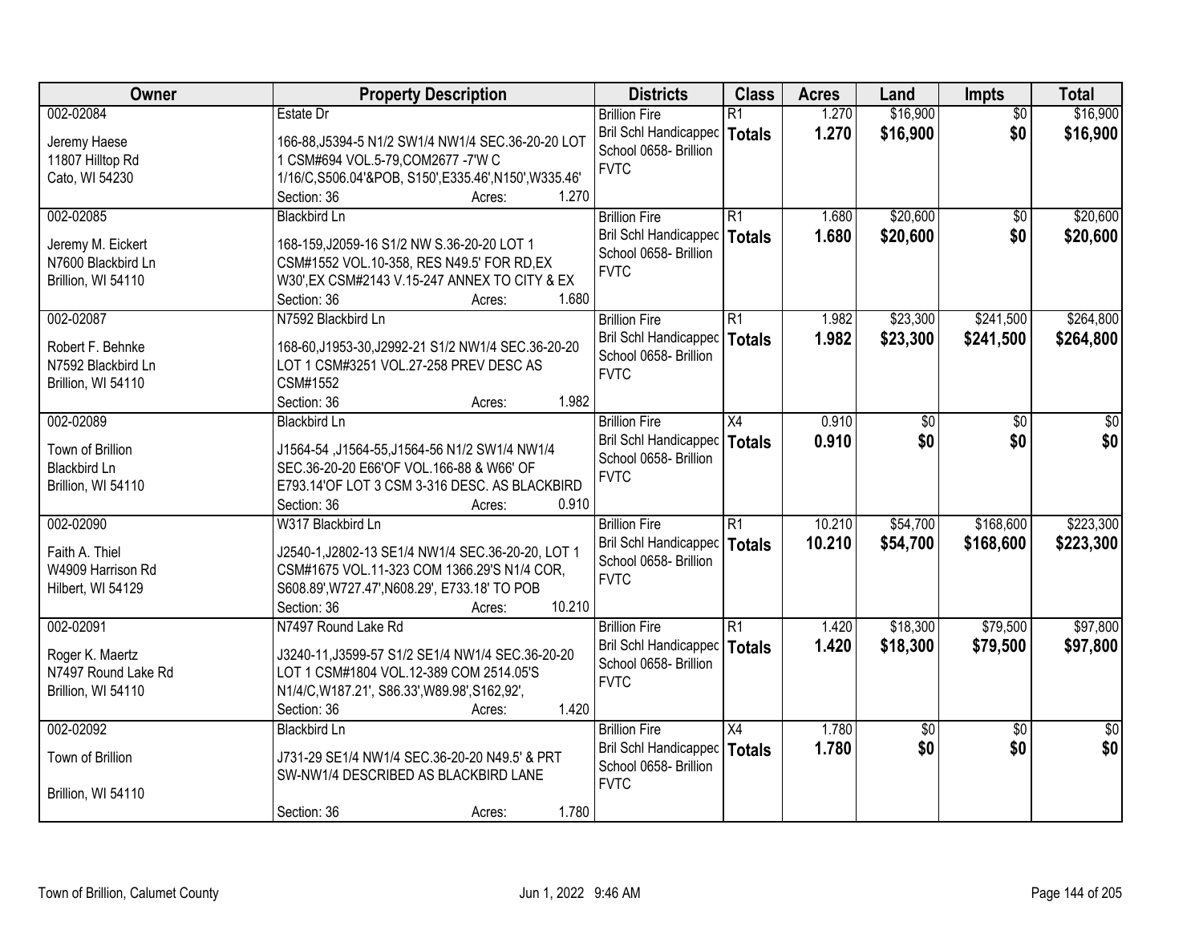| Owner | Property Description | Districts | Class | Acres | Land | Impts | Total |
|---|---|---|---|---|---|---|---|
| 002-02084<br><br>Jeremy Haese<br>11807 Hilltop Rd<br>Cato, WI 54230 | Estate Dr<br><br>166-88,J5394-5 N1/2 SW1/4 NW1/4 SEC.36-20-20 LOT 1 CSM#694 VOL.5-79,COM2677 -7'W C 1/16/C,S506.04'&POB, S150',E335.46',N150',W335.46'<br>Section: 36 Acres: 1.270 | Brillion Fire<br>Bril Schl Handicapped<br>School 0658- Brillion<br>FVTC | R1<br>**Totals** | 1.270<br>**1.270** | $16,900<br>**$16,900** | $0<br>**$0** | $16,900<br>**$16,900** |
| 002-02085<br><br>Jeremy M. Eickert<br>N7600 Blackbird Ln<br>Brillion, WI 54110 | Blackbird Ln<br><br>168-159,J2059-16 S1/2 NW S.36-20-20 LOT 1 CSM#1552 VOL.10-358, RES N49.5' FOR RD,EX W30',EX CSM#2143 V.15-247 ANNEX TO CITY & EX<br>Section: 36 Acres: 1.680 | Brillion Fire<br>Bril Schl Handicapped<br>School 0658- Brillion<br>FVTC | R1<br>**Totals** | 1.680<br>**1.680** | $20,600<br>**$20,600** | $0<br>**$0** | $20,600<br>**$20,600** |
| 002-02087<br><br>Robert F. Behnke<br>N7592 Blackbird Ln<br>Brillion, WI 54110 | N7592 Blackbird Ln<br><br>168-60,J1953-30,J2992-21 S1/2 NW1/4 SEC.36-20-20 LOT 1 CSM#3251 VOL.27-258 PREV DESC AS CSM#1552<br>Section: 36 Acres: 1.982 | Brillion Fire<br>Bril Schl Handicapped<br>School 0658- Brillion<br>FVTC | R1<br>**Totals** | 1.982<br>**1.982** | $23,300<br>**$23,300** | $241,500<br>**$241,500** | $264,800<br>**$264,800** |
| 002-02089<br><br>Town of Brillion<br>Blackbird Ln<br>Brillion, WI 54110 | Blackbird Ln<br><br>J1564-54 ,J1564-55,J1564-56 N1/2 SW1/4 NW1/4 SEC.36-20-20 E66'OF VOL.166-88 & W66' OF E793.14'OF LOT 3 CSM 3-316 DESC. AS BLACKBIRD<br>Section: 36 Acres: 0.910 | Brillion Fire<br>Bril Schl Handicapped<br>School 0658- Brillion<br>FVTC | X4<br>**Totals** | 0.910<br>**0.910** | $0<br>**$0** | $0<br>**$0** | $0<br>**$0** |
| 002-02090<br><br>Faith A. Thiel<br>W4909 Harrison Rd<br>Hilbert, WI 54129 | W317 Blackbird Ln<br><br>J2540-1,J2802-13 SE1/4 NW1/4 SEC.36-20-20, LOT 1 CSM#1675 VOL.11-323 COM 1366.29'S N1/4 COR, S608.89',W727.47',N608.29', E733.18' TO POB<br>Section: 36 Acres: 10.210 | Brillion Fire<br>Bril Schl Handicapped<br>School 0658- Brillion<br>FVTC | R1<br>**Totals** | 10.210<br>**10.210** | $54,700<br>**$54,700** | $168,600<br>**$168,600** | $223,300<br>**$223,300** |
| 002-02091<br><br>Roger K. Maertz<br>N7497 Round Lake Rd<br>Brillion, WI 54110 | N7497 Round Lake Rd<br><br>J3240-11,J3599-57 S1/2 SE1/4 NW1/4 SEC.36-20-20 LOT 1 CSM#1804 VOL.12-389 COM 2514.05'S N1/4/C,W187.21', S86.33',W89.98',S162,92',<br>Section: 36 Acres: 1.420 | Brillion Fire<br>Bril Schl Handicapped<br>School 0658- Brillion<br>FVTC | R1<br>**Totals** | 1.420<br>**1.420** | $18,300<br>**$18,300** | $79,500<br>**$79,500** | $97,800<br>**$97,800** |
| 002-02092<br><br>Town of Brillion<br><br>Brillion, WI 54110 | Blackbird Ln<br><br>J731-29 SE1/4 NW1/4 SEC.36-20-20 N49.5' & PRT SW-NW1/4 DESCRIBED AS BLACKBIRD LANE<br>Section: 36 Acres: 1.780 | Brillion Fire<br>Bril Schl Handicapped<br>School 0658- Brillion<br>FVTC | X4<br>**Totals** | 1.780<br>**1.780** | $0<br>**$0** | $0<br>**$0** | $0<br>**$0** |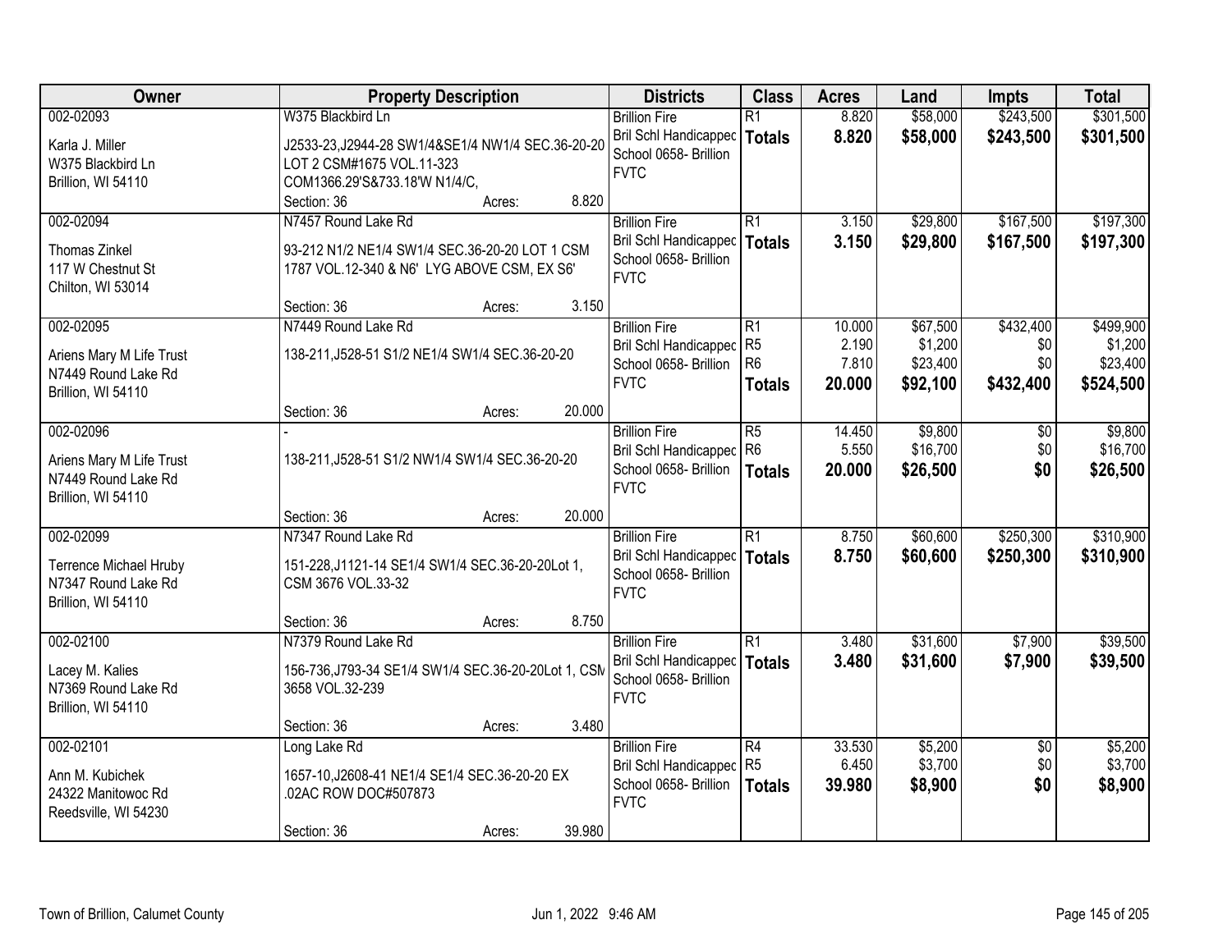| Owner | Property Description | | | Districts | Class | Acres | Land | Impts | Total |
|---|---|---|---|---|---|---|---|---|---|
| 002-02093<br>Karla J. Miller<br>W375 Blackbird Ln<br>Brillion, WI 54110 | W375 Blackbird Ln<br>J2533-23,J2944-28 SW1/4&SE1/4 NW1/4 SEC.36-20-20 LOT 2 CSM#1675 VOL.11-323 COM1366.29'S&733.18'W N1/4/C,<br>Section: 36 | Acres: | 8.820 | Brillion Fire<br>Bril Schl Handicapped<br>School 0658- Brillion<br>FVTC | R1<br>**Totals** | 8.820<br>**8.820** | $58,000<br>**$58,000** | $243,500<br>**$243,500** | $301,500<br>**$301,500** |
| 002-02094<br>Thomas Zinkel<br>117 W Chestnut St<br>Chilton, WI 53014 | N7457 Round Lake Rd<br>93-212 N1/2 NE1/4 SW1/4 SEC.36-20-20 LOT 1 CSM 1787 VOL.12-340 & N6' LYG ABOVE CSM, EX S6'<br>Section: 36 | Acres: | 3.150 | Brillion Fire<br>Bril Schl Handicapped<br>School 0658- Brillion<br>FVTC | R1<br>**Totals** | 3.150<br>**3.150** | $29,800<br>**$29,800** | $167,500<br>**$167,500** | $197,300<br>**$197,300** |
| 002-02095<br>Ariens Mary M Life Trust<br>N7449 Round Lake Rd<br>Brillion, WI 54110 | N7449 Round Lake Rd<br>138-211,J528-51 S1/2 NE1/4 SW1/4 SEC.36-20-20<br>Section: 36 | Acres: | 20.000 | Brillion Fire<br>Bril Schl Handicapped<br>School 0658- Brillion<br>FVTC | R1<br>R5<br>R6<br>**Totals** | 10.000<br>2.190<br>7.810<br>**20.000** | $67,500<br>$1,200<br>$23,400<br>**$92,100** | $432,400<br>$0<br>$0<br>**$432,400** | $499,900<br>$1,200<br>$23,400<br>**$524,500** |
| 002-02096<br>Ariens Mary M Life Trust<br>N7449 Round Lake Rd<br>Brillion, WI 54110 | -<br>138-211,J528-51 S1/2 NW1/4 SW1/4 SEC.36-20-20<br>Section: 36 | Acres: | 20.000 | Brillion Fire<br>Bril Schl Handicapped<br>School 0658- Brillion<br>FVTC | R5<br>R6<br>**Totals** | 14.450<br>5.550<br>**20.000** | $9,800<br>$16,700<br>**$26,500** | $0<br>$0<br>**$0** | $9,800<br>$16,700<br>**$26,500** |
| 002-02099<br>Terrence Michael Hruby<br>N7347 Round Lake Rd<br>Brillion, WI 54110 | N7347 Round Lake Rd<br>151-228,J1121-14 SE1/4 SW1/4 SEC.36-20-20Lot 1, CSM 3676 VOL.33-32<br>Section: 36 | Acres: | 8.750 | Brillion Fire<br>Bril Schl Handicapped<br>School 0658- Brillion<br>FVTC | R1<br>**Totals** | 8.750<br>**8.750** | $60,600<br>**$60,600** | $250,300<br>**$250,300** | $310,900<br>**$310,900** |
| 002-02100<br>Lacey M. Kalies<br>N7369 Round Lake Rd<br>Brillion, WI 54110 | N7379 Round Lake Rd<br>156-736,J793-34 SE1/4 SW1/4 SEC.36-20-20Lot 1, CSM 3658 VOL.32-239<br>Section: 36 | Acres: | 3.480 | Brillion Fire<br>Bril Schl Handicapped<br>School 0658- Brillion<br>FVTC | R1<br>**Totals** | 3.480<br>**3.480** | $31,600<br>**$31,600** | $7,900<br>**$7,900** | $39,500<br>**$39,500** |
| 002-02101<br>Ann M. Kubichek<br>24322 Manitowoc Rd<br>Reedsville, WI 54230 | Long Lake Rd<br>1657-10,J2608-41 NE1/4 SE1/4 SEC.36-20-20 EX .02AC ROW DOC#507873<br>Section: 36 | Acres: | 39.980 | Brillion Fire<br>Bril Schl Handicapped<br>School 0658- Brillion<br>FVTC | R4<br>R5<br>**Totals** | 33.530<br>6.450<br>**39.980** | $5,200<br>$3,700<br>**$8,900** | $0<br>$0<br>**$0** | $5,200<br>$3,700<br>**$8,900** |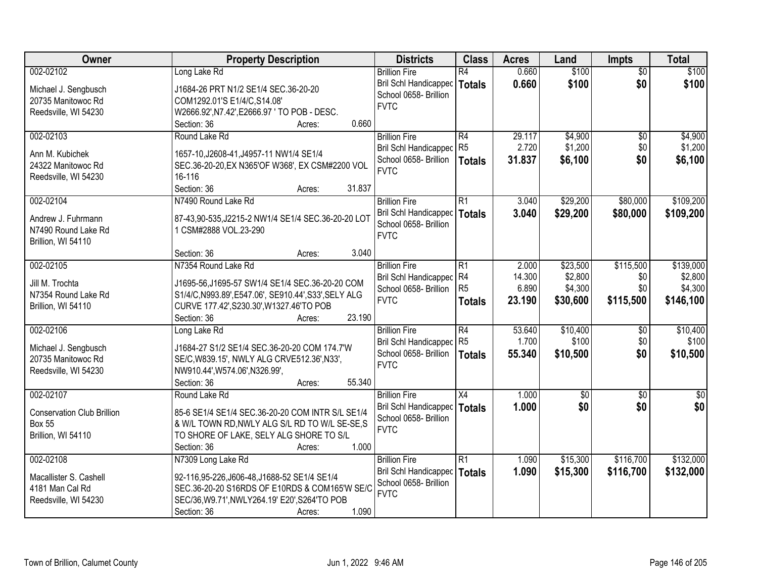| Owner | Property Description | Districts | Class | Acres | Land | Impts | Total |
|---|---|---|---|---|---|---|---|
| 002-02102<br>Michael J. Sengbusch<br>20735 Manitowoc Rd<br>Reedsville, WI 54230 | Long Lake Rd<br>J1684-26 PRT N1/2 SE1/4 SEC.36-20-20 COM1292.01'S E1/4/C,S14.08' W2666.92',N7.42',E2666.97 ' TO POB - DESC.<br>Section: 36 Acres: 0.660 | Brillion Fire<br>Bril Schl Handicapped<br>School 0658- Brillion<br>FVTC | R4<br>**Totals** | 0.660<br>**0.660** | $100<br>**$100** | $0<br>**$0** | $100<br>**$100** |
| 002-02103<br>Ann M. Kubichek<br>24322 Manitowoc Rd<br>Reedsville, WI 54230 | Round Lake Rd<br>1657-10,J2608-41,J4957-11 NW1/4 SE1/4 SEC.36-20-20,EX N365'OF W368', EX CSM#2200 VOL 16-116<br>Section: 36 Acres: 31.837 | Brillion Fire<br>Bril Schl Handicapped<br>School 0658- Brillion<br>FVTC | R4<br>R5<br>**Totals** | 29.117<br>2.720<br>**31.837** | $4,900<br>$1,200<br>**$6,100** | $0<br>$0<br>**$0** | $4,900<br>$1,200<br>**$6,100** |
| 002-02104<br>Andrew J. Fuhrmann<br>N7490 Round Lake Rd<br>Brillion, WI 54110 | N7490 Round Lake Rd<br>87-43,90-535,J2215-2 NW1/4 SE1/4 SEC.36-20-20 LOT 1 CSM#2888 VOL.23-290<br>Section: 36 Acres: 3.040 | Brillion Fire<br>Bril Schl Handicapped<br>School 0658- Brillion<br>FVTC | R1<br>**Totals** | 3.040<br>**3.040** | $29,200<br>**$29,200** | $80,000<br>**$80,000** | $109,200<br>**$109,200** |
| 002-02105<br>Jill M. Trochta<br>N7354 Round Lake Rd<br>Brillion, WI 54110 | N7354 Round Lake Rd<br>J1695-56,J1695-57 SW1/4 SE1/4 SEC.36-20-20 COM S1/4/C,N993.89',E547.06', SE910.44',S33',SELY ALG CURVE 177.42',S230.30',W1327.46'TO POB<br>Section: 36 Acres: 23.190 | Brillion Fire<br>Bril Schl Handicapped<br>School 0658- Brillion<br>FVTC | R1<br>R4<br>R5<br>**Totals** | 2.000<br>14.300<br>6.890<br>**23.190** | $23,500<br>$2,800<br>$4,300<br>**$30,600** | $115,500<br>$0<br>$0<br>**$115,500** | $139,000<br>$2,800<br>$4,300<br>**$146,100** |
| 002-02106<br>Michael J. Sengbusch<br>20735 Manitowoc Rd<br>Reedsville, WI 54230 | Long Lake Rd<br>J1684-27 S1/2 SE1/4 SEC.36-20-20 COM 174.7'W SE/C,W839.15', NWLY ALG CRVE512.36',N33', NW910.44',W574.06',N326.99',<br>Section: 36 Acres: 55.340 | Brillion Fire<br>Bril Schl Handicapped<br>School 0658- Brillion<br>FVTC | R4<br>R5<br>**Totals** | 53.640<br>1.700<br>**55.340** | $10,400<br>$100<br>**$10,500** | $0<br>$0<br>**$0** | $10,400<br>$100<br>**$10,500** |
| 002-02107<br>Conservation Club Brillion<br>Box 55<br>Brillion, WI 54110 | Round Lake Rd<br>85-6 SE1/4 SE1/4 SEC.36-20-20 COM INTR S/L SE1/4 & W/L TOWN RD,NWLY ALG S/L RD TO W/L SE-SE,S TO SHORE OF LAKE, SELY ALG SHORE TO S/L<br>Section: 36 Acres: 1.000 | Brillion Fire<br>Bril Schl Handicapped<br>School 0658- Brillion<br>FVTC | X4<br>**Totals** | 1.000<br>**1.000** | $0<br>**$0** | $0<br>**$0** | $0<br>**$0** |
| 002-02108<br>Macallister S. Cashell<br>4181 Man Cal Rd<br>Reedsville, WI 54230 | N7309 Long Lake Rd<br>92-116,95-226,J606-48,J1688-52 SE1/4 SE1/4 SEC.36-20-20 S16RDS OF E10RDS & COM165'W SE/C SEC/36,W9.71',NWLY264.19' E20',S264'TO POB<br>Section: 36 Acres: 1.090 | Brillion Fire<br>Bril Schl Handicapped<br>School 0658- Brillion<br>FVTC | R1<br>**Totals** | 1.090<br>**1.090** | $15,300<br>**$15,300** | $116,700<br>**$116,700** | $132,000<br>**$132,000** |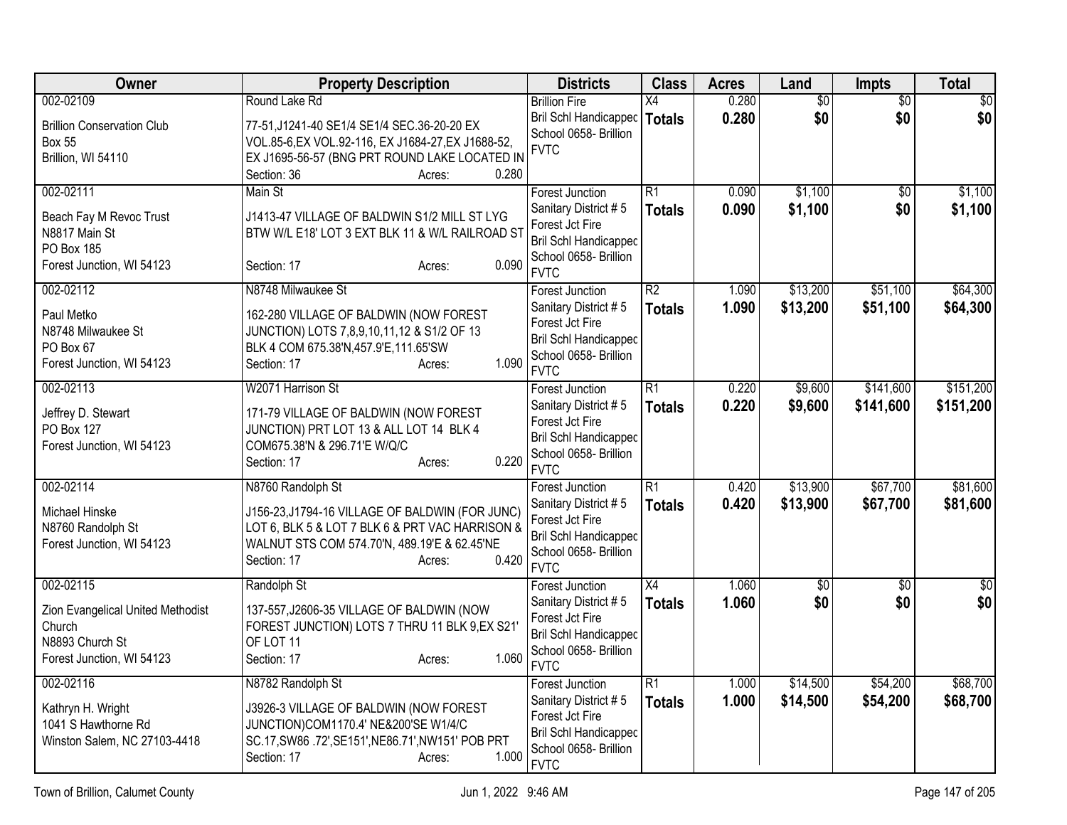| Owner | Property Description | Districts | Class | Acres | Land | Impts | Total |
|---|---|---|---|---|---|---|---|
| 002-02109<br>Brillion Conservation Club<br>Box 55<br>Brillion, WI 54110 | Round Lake Rd<br>77-51,J1241-40 SE1/4 SE1/4 SEC.36-20-20 EX VOL.85-6,EX VOL.92-116, EX J1684-27,EX J1688-52, EX J1695-56-57 (BNG PRT ROUND LAKE LOCATED IN<br>Section: 36 Acres: 0.280 | Brillion Fire<br>Bril Schl Handicapped<br>School 0658- Brillion<br>FVTC | X4<br>**Totals** | 0.280<br>**0.280** | $0<br>**$0** | $0<br>**$0** | $0<br>**$0** |
| 002-02111<br>Beach Fay M Revoc Trust<br>N8817 Main St<br>PO Box 185<br>Forest Junction, WI 54123 | Main St<br>J1413-47 VILLAGE OF BALDWIN S1/2 MILL ST LYG BTW W/L E18' LOT 3 EXT BLK 11 & W/L RAILROAD ST<br>Section: 17 Acres: 0.090 | Forest Junction<br>Sanitary District # 5<br>Forest Jct Fire<br>Bril Schl Handicapped<br>School 0658- Brillion<br>FVTC | R1<br>**Totals** | 0.090<br>**0.090** | $1,100<br>**$1,100** | $0<br>**$0** | $1,100<br>**$1,100** |
| 002-02112<br>Paul Metko<br>N8748 Milwaukee St<br>PO Box 67<br>Forest Junction, WI 54123 | N8748 Milwaukee St<br>162-280 VILLAGE OF BALDWIN (NOW FOREST JUNCTION) LOTS 7,8,9,10,11,12 & S1/2 OF 13 BLK 4 COM 675.38'N,457.9'E,111.65'SW<br>Section: 17 Acres: 1.090 | Forest Junction<br>Sanitary District # 5<br>Forest Jct Fire<br>Bril Schl Handicapped<br>School 0658- Brillion<br>FVTC | R2<br>**Totals** | 1.090<br>**1.090** | $13,200<br>**$13,200** | $51,100<br>**$51,100** | $64,300<br>**$64,300** |
| 002-02113<br>Jeffrey D. Stewart<br>PO Box 127<br>Forest Junction, WI 54123 | W2071 Harrison St<br>171-79 VILLAGE OF BALDWIN (NOW FOREST JUNCTION) PRT LOT 13 & ALL LOT 14 BLK 4 COM675.38'N & 296.71'E W/Q/C<br>Section: 17 Acres: 0.220 | Forest Junction<br>Sanitary District # 5<br>Forest Jct Fire<br>Bril Schl Handicapped<br>School 0658- Brillion<br>FVTC | R1<br>**Totals** | 0.220<br>**0.220** | $9,600<br>**$9,600** | $141,600<br>**$141,600** | $151,200<br>**$151,200** |
| 002-02114<br>Michael Hinske<br>N8760 Randolph St<br>Forest Junction, WI 54123 | N8760 Randolph St<br>J156-23,J1794-16 VILLAGE OF BALDWIN (FOR JUNC) LOT 6, BLK 5 & LOT 7 BLK 6 & PRT VAC HARRISON & WALNUT STS COM 574.70'N, 489.19'E & 62.45'NE<br>Section: 17 Acres: 0.420 | Forest Junction<br>Sanitary District # 5<br>Forest Jct Fire<br>Bril Schl Handicapped<br>School 0658- Brillion<br>FVTC | R1<br>**Totals** | 0.420<br>**0.420** | $13,900<br>**$13,900** | $67,700<br>**$67,700** | $81,600<br>**$81,600** |
| 002-02115<br>Zion Evangelical United Methodist Church<br>N8893 Church St<br>Forest Junction, WI 54123 | Randolph St<br>137-557,J2606-35 VILLAGE OF BALDWIN (NOW FOREST JUNCTION) LOTS 7 THRU 11 BLK 9,EX S21' OF LOT 11<br>Section: 17 Acres: 1.060 | Forest Junction<br>Sanitary District # 5<br>Forest Jct Fire<br>Bril Schl Handicapped<br>School 0658- Brillion<br>FVTC | X4<br>**Totals** | 1.060<br>**1.060** | $0<br>**$0** | $0<br>**$0** | $0<br>**$0** |
| 002-02116<br>Kathryn H. Wright<br>1041 S Hawthorne Rd<br>Winston Salem, NC 27103-4418 | N8782 Randolph St<br>J3926-3 VILLAGE OF BALDWIN (NOW FOREST JUNCTION)COM1170.4' NE&200'SE W1/4/C SC.17,SW86 .72',SE151',NE86.71',NW151' POB PRT<br>Section: 17 Acres: 1.000 | Forest Junction<br>Sanitary District # 5<br>Forest Jct Fire<br>Bril Schl Handicapped<br>School 0658- Brillion<br>FVTC | R1<br>**Totals** | 1.000<br>**1.000** | $14,500<br>**$14,500** | $54,200<br>**$54,200** | $68,700<br>**$68,700** |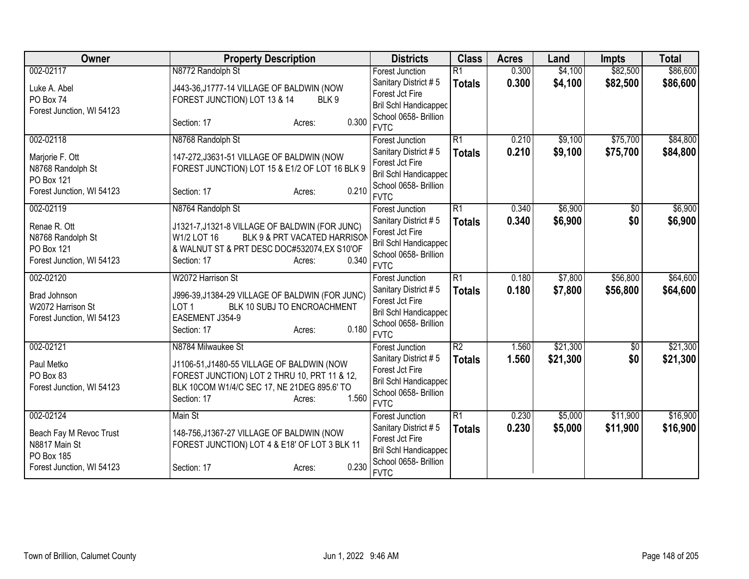| Owner | Property Description | Districts | Class | Acres | Land | Impts | Total |
|---|---|---|---|---|---|---|---|
| 002-02117<br>Luke A. Abel<br>PO Box 74<br>Forest Junction, WI 54123 | N8772 Randolph St<br>J443-36,J1777-14 VILLAGE OF BALDWIN (NOW FOREST JUNCTION) LOT 13 & 14 BLK 9<br>Section: 17 Acres: 0.300 | Forest Junction<br>Sanitary District # 5<br>Forest Jct Fire<br>Bril Schl Handicapped<br>School 0658- Brillion<br>FVTC | R1<br>**Totals** | 0.300<br>**0.300** | $4,100<br>**$4,100** | $82,500<br>**$82,500** | $86,600<br>**$86,600** |
| 002-02118<br>Marjorie F. Ott<br>N8768 Randolph St<br>PO Box 121<br>Forest Junction, WI 54123 | N8768 Randolph St<br>147-272,J3631-51 VILLAGE OF BALDWIN (NOW FOREST JUNCTION) LOT 15 & E1/2 OF LOT 16 BLK 9<br>Section: 17 Acres: 0.210 | Forest Junction<br>Sanitary District # 5<br>Forest Jct Fire<br>Bril Schl Handicapped<br>School 0658- Brillion<br>FVTC | R1<br>**Totals** | 0.210<br>**0.210** | $9,100<br>**$9,100** | $75,700<br>**$75,700** | $84,800<br>**$84,800** |
| 002-02119<br>Renae R. Ott<br>N8768 Randolph St<br>PO Box 121<br>Forest Junction, WI 54123 | N8764 Randolph St<br>J1321-7,J1321-8 VILLAGE OF BALDWIN (FOR JUNC) W1/2 LOT 16 BLK 9 & PRT VACATED HARRISON & WALNUT ST & PRT DESC DOC#532074,EX S10'OF<br>Section: 17 Acres: 0.340 | Forest Junction<br>Sanitary District # 5<br>Forest Jct Fire<br>Bril Schl Handicapped<br>School 0658- Brillion<br>FVTC | R1<br>**Totals** | 0.340<br>**0.340** | $6,900<br>**$6,900** | $0<br>**$0** | $6,900<br>**$6,900** |
| 002-02120<br>Brad Johnson<br>W2072 Harrison St<br>Forest Junction, WI 54123 | W2072 Harrison St<br>J996-39,J1384-29 VILLAGE OF BALDWIN (FOR JUNC) LOT 1 BLK 10 SUBJ TO ENCROACHMENT EASEMENT J354-9<br>Section: 17 Acres: 0.180 | Forest Junction<br>Sanitary District # 5<br>Forest Jct Fire<br>Bril Schl Handicapped<br>School 0658- Brillion<br>FVTC | R1<br>**Totals** | 0.180<br>**0.180** | $7,800<br>**$7,800** | $56,800<br>**$56,800** | $64,600<br>**$64,600** |
| 002-02121<br>Paul Metko<br>PO Box 83<br>Forest Junction, WI 54123 | N8784 Milwaukee St<br>J1106-51,J1480-55 VILLAGE OF BALDWIN (NOW FOREST JUNCTION) LOT 2 THRU 10, PRT 11 & 12, BLK 10COM W1/4/C SEC 17, NE 21DEG 895.6' TO<br>Section: 17 Acres: 1.560 | Forest Junction<br>Sanitary District # 5<br>Forest Jct Fire<br>Bril Schl Handicapped<br>School 0658- Brillion<br>FVTC | R2<br>**Totals** | 1.560<br>**1.560** | $21,300<br>**$21,300** | $0<br>**$0** | $21,300<br>**$21,300** |
| 002-02124<br>Beach Fay M Revoc Trust<br>N8817 Main St<br>PO Box 185<br>Forest Junction, WI 54123 | Main St<br>148-756,J1367-27 VILLAGE OF BALDWIN (NOW FOREST JUNCTION) LOT 4 & E18' OF LOT 3 BLK 11<br>Section: 17 Acres: 0.230 | Forest Junction<br>Sanitary District # 5<br>Forest Jct Fire<br>Bril Schl Handicapped<br>School 0658- Brillion<br>FVTC | R1<br>**Totals** | 0.230<br>**0.230** | $5,000<br>**$5,000** | $11,900<br>**$11,900** | $16,900<br>**$16,900** |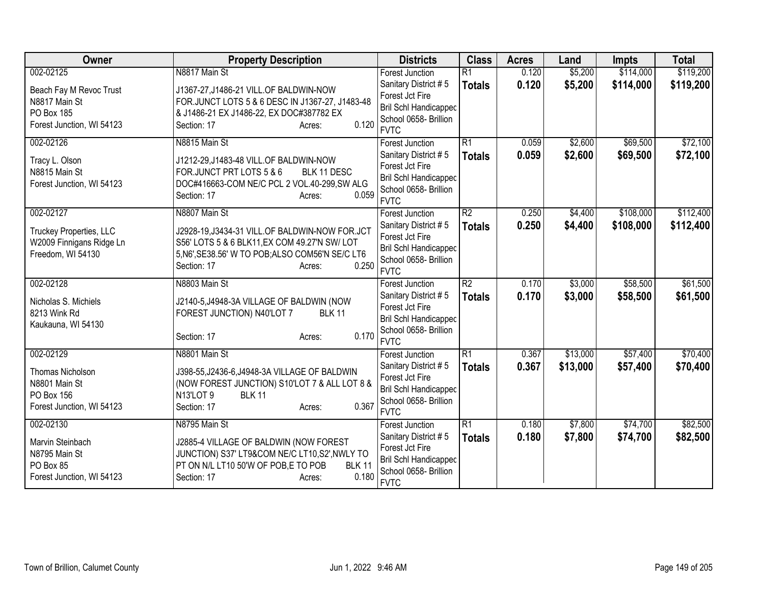| Owner | Property Description | Districts | Class | Acres | Land | Impts | Total |
|---|---|---|---|---|---|---|---|
| 002-02125<br><br>Beach Fay M Revoc Trust<br>N8817 Main St<br>PO Box 185<br>Forest Junction, WI 54123 | N8817 Main St<br><br>J1367-27,J1486-21 VILL.OF BALDWIN-NOW FOR.JUNCT LOTS 5 & 6 DESC IN J1367-27, J1483-48 & J1486-21 EX J1486-22, EX DOC#387782 EX<br>Section: 17 Acres: 0.120 | Forest Junction<br>Sanitary District # 5<br>Forest Jct Fire<br>Bril Schl Handicapped<br>School 0658- Brillion<br>FVTC | R1<br>**Totals** | 0.120<br>**0.120** | $5,200<br>**$5,200** | $114,000<br>**$114,000** | $119,200<br>**$119,200** |
| 002-02126<br><br>Tracy L. Olson<br>N8815 Main St<br>Forest Junction, WI 54123 | N8815 Main St<br><br>J1212-29,J1483-48 VILL.OF BALDWIN-NOW FOR.JUNCT PRT LOTS 5 & 6 BLK 11 DESC DOC#416663-COM NE/C PCL 2 VOL.40-299,SW ALG<br>Section: 17 Acres: 0.059 | Forest Junction<br>Sanitary District # 5<br>Forest Jct Fire<br>Bril Schl Handicapped<br>School 0658- Brillion<br>FVTC | R1<br>**Totals** | 0.059<br>**0.059** | $2,600<br>**$2,600** | $69,500<br>**$69,500** | $72,100<br>**$72,100** |
| 002-02127<br><br>Truckey Properties, LLC<br>W2009 Finnigans Ridge Ln<br>Freedom, WI 54130 | N8807 Main St<br><br>J2928-19,J3434-31 VILL.OF BALDWIN-NOW FOR.JCT S56' LOTS 5 & 6 BLK11,EX COM 49.27'N SW/ LOT 5,N6',SE38.56' W TO POB;ALSO COM56'N SE/C LT6<br>Section: 17 Acres: 0.250 | Forest Junction<br>Sanitary District # 5<br>Forest Jct Fire<br>Bril Schl Handicapped<br>School 0658- Brillion<br>FVTC | R2<br>**Totals** | 0.250<br>**0.250** | $4,400<br>**$4,400** | $108,000<br>**$108,000** | $112,400<br>**$112,400** |
| 002-02128<br><br>Nicholas S. Michiels<br>8213 Wink Rd<br>Kaukauna, WI 54130 | N8803 Main St<br><br>J2140-5,J4948-3A VILLAGE OF BALDWIN (NOW FOREST JUNCTION) N40'LOT 7 BLK 11<br><br>Section: 17 Acres: 0.170 | Forest Junction<br>Sanitary District # 5<br>Forest Jct Fire<br>Bril Schl Handicapped<br>School 0658- Brillion<br>FVTC | R2<br>**Totals** | 0.170<br>**0.170** | $3,000<br>**$3,000** | $58,500<br>**$58,500** | $61,500<br>**$61,500** |
| 002-02129<br><br>Thomas Nicholson<br>N8801 Main St<br>PO Box 156<br>Forest Junction, WI 54123 | N8801 Main St<br><br>J398-55,J2436-6,J4948-3A VILLAGE OF BALDWIN (NOW FOREST JUNCTION) S10'LOT 7 & ALL LOT 8 & N13'LOT 9 BLK 11<br>Section: 17 Acres: 0.367 | Forest Junction<br>Sanitary District # 5<br>Forest Jct Fire<br>Bril Schl Handicapped<br>School 0658- Brillion<br>FVTC | R1<br>**Totals** | 0.367<br>**0.367** | $13,000<br>**$13,000** | $57,400<br>**$57,400** | $70,400<br>**$70,400** |
| 002-02130<br><br>Marvin Steinbach<br>N8795 Main St<br>PO Box 85<br>Forest Junction, WI 54123 | N8795 Main St<br><br>J2885-4 VILLAGE OF BALDWIN (NOW FOREST JUNCTION) S37' LT9&COM NE/C LT10,S2',NWLY TO PT ON N/L LT10 50'W OF POB,E TO POB BLK 11<br>Section: 17 Acres: 0.180 | Forest Junction<br>Sanitary District # 5<br>Forest Jct Fire<br>Bril Schl Handicapped<br>School 0658- Brillion<br>FVTC | R1<br>**Totals** | 0.180<br>**0.180** | $7,800<br>**$7,800** | $74,700<br>**$74,700** | $82,500<br>**$82,500** |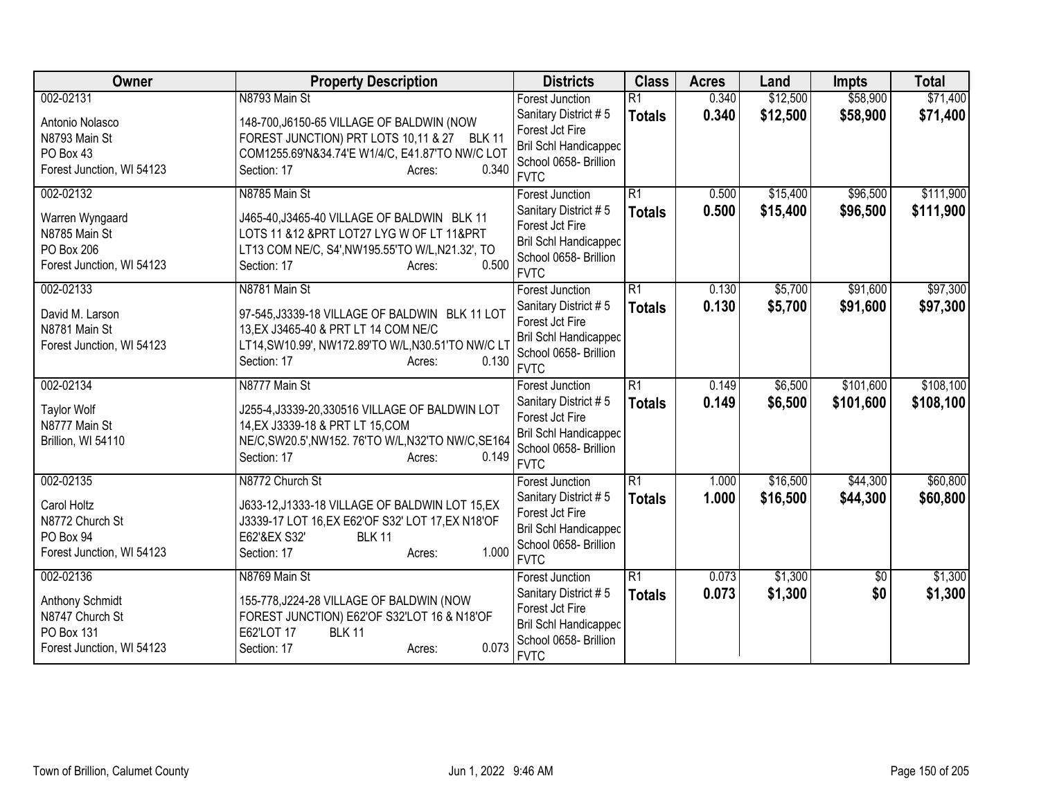| Owner | Property Description | Districts | Class | Acres | Land | Impts | Total |
|---|---|---|---|---|---|---|---|
| 002-02131<br>Antonio Nolasco<br>N8793 Main St<br>PO Box 43<br>Forest Junction, WI 54123 | N8793 Main St<br>148-700,J6150-65 VILLAGE OF BALDWIN (NOW FOREST JUNCTION) PRT LOTS 10,11 & 27 BLK 11 COM1255.69'N&34.74'E W1/4/C, E41.87'TO NW/C LOT<br>Section: 17 Acres: 0.340 | Forest Junction<br>Sanitary District # 5<br>Forest Jct Fire<br>Bril Schl Handicapped<br>School 0658- Brillion<br>FVTC | R1<br>**Totals** | 0.340<br>**0.340** | $12,500<br>**$12,500** | $58,900<br>**$58,900** | $71,400<br>**$71,400** |
| 002-02132<br>Warren Wyngaard<br>N8785 Main St<br>PO Box 206<br>Forest Junction, WI 54123 | N8785 Main St<br>J465-40,J3465-40 VILLAGE OF BALDWIN BLK 11 LOTS 11 &12 &PRT LOT27 LYG W OF LT 11&PRT LT13 COM NE/C, S4',NW195.55'TO W/L,N21.32', TO<br>Section: 17 Acres: 0.500 | Forest Junction<br>Sanitary District # 5<br>Forest Jct Fire<br>Bril Schl Handicapped<br>School 0658- Brillion<br>FVTC | R1<br>**Totals** | 0.500<br>**0.500** | $15,400<br>**$15,400** | $96,500<br>**$96,500** | $111,900<br>**$111,900** |
| 002-02133<br>David M. Larson<br>N8781 Main St<br>Forest Junction, WI 54123 | N8781 Main St<br>97-545,J3339-18 VILLAGE OF BALDWIN BLK 11 LOT 13,EX J3465-40 & PRT LT 14 COM NE/C LT14,SW10.99', NW172.89'TO W/L,N30.51'TO NW/C LT<br>Section: 17 Acres: 0.130 | Forest Junction<br>Sanitary District # 5<br>Forest Jct Fire<br>Bril Schl Handicapped<br>School 0658- Brillion<br>FVTC | R1<br>**Totals** | 0.130<br>**0.130** | $5,700<br>**$5,700** | $91,600<br>**$91,600** | $97,300<br>**$97,300** |
| 002-02134<br>Taylor Wolf<br>N8777 Main St<br>Brillion, WI 54110 | N8777 Main St<br>J255-4,J3339-20,330516 VILLAGE OF BALDWIN LOT 14,EX J3339-18 & PRT LT 15,COM NE/C,SW20.5',NW152. 76'TO W/L,N32'TO NW/C,SE164<br>Section: 17 Acres: 0.149 | Forest Junction<br>Sanitary District # 5<br>Forest Jct Fire<br>Bril Schl Handicapped<br>School 0658- Brillion<br>FVTC | R1<br>**Totals** | 0.149<br>**0.149** | $6,500<br>**$6,500** | $101,600<br>**$101,600** | $108,100<br>**$108,100** |
| 002-02135<br>Carol Holtz<br>N8772 Church St<br>PO Box 94<br>Forest Junction, WI 54123 | N8772 Church St<br>J633-12,J1333-18 VILLAGE OF BALDWIN LOT 15,EX J3339-17 LOT 16,EX E62'OF S32' LOT 17,EX N18'OF E62'&EX S32' BLK 11<br>Section: 17 Acres: 1.000 | Forest Junction<br>Sanitary District # 5<br>Forest Jct Fire<br>Bril Schl Handicapped<br>School 0658- Brillion<br>FVTC | R1<br>**Totals** | 1.000<br>**1.000** | $16,500<br>**$16,500** | $44,300<br>**$44,300** | $60,800<br>**$60,800** |
| 002-02136<br>Anthony Schmidt<br>N8747 Church St<br>PO Box 131<br>Forest Junction, WI 54123 | N8769 Main St<br>155-778,J224-28 VILLAGE OF BALDWIN (NOW FOREST JUNCTION) E62'OF S32'LOT 16 & N18'OF E62'LOT 17 BLK 11<br>Section: 17 Acres: 0.073 | Forest Junction<br>Sanitary District # 5<br>Forest Jct Fire<br>Bril Schl Handicapped<br>School 0658- Brillion<br>FVTC | R1<br>**Totals** | 0.073<br>**0.073** | $1,300<br>**$1,300** | $0<br>**$0** | $1,300<br>**$1,300** |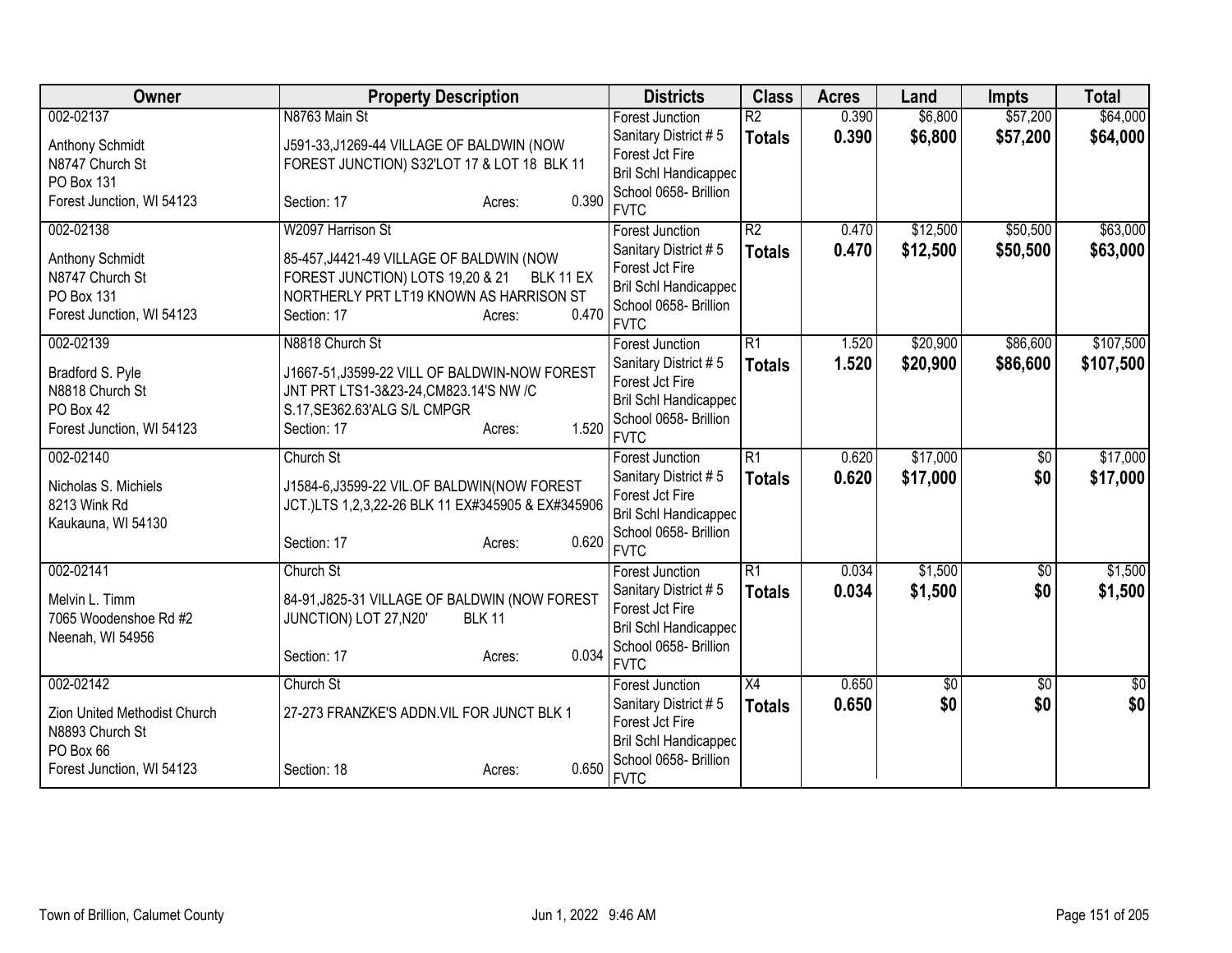| Owner | Property Description | Districts | Class | Acres | Land | Impts | Total |
|---|---|---|---|---|---|---|---|
| 002-02137<br><br>Anthony Schmidt<br>N8747 Church St<br>PO Box 131<br>Forest Junction, WI 54123 | N8763 Main St<br><br>J591-33,J1269-44 VILLAGE OF BALDWIN (NOW FOREST JUNCTION) S32'LOT 17 & LOT 18 BLK 11<br><br>Section: 17 Acres: 0.390 | Forest Junction<br>Sanitary District # 5<br>Forest Jct Fire<br>Bril Schl Handicapped<br>School 0658- Brillion<br>FVTC | R2<br>**Totals** | 0.390<br>**0.390** | $6,800<br>**$6,800** | $57,200<br>**$57,200** | $64,000<br>**$64,000** |
| 002-02138<br><br>Anthony Schmidt<br>N8747 Church St<br>PO Box 131<br>Forest Junction, WI 54123 | W2097 Harrison St<br><br>85-457,J4421-49 VILLAGE OF BALDWIN (NOW FOREST JUNCTION) LOTS 19,20 & 21 BLK 11 EX NORTHERLY PRT LT19 KNOWN AS HARRISON ST<br>Section: 17 Acres: 0.470 | Forest Junction<br>Sanitary District # 5<br>Forest Jct Fire<br>Bril Schl Handicapped<br>School 0658- Brillion<br>FVTC | R2<br>**Totals** | 0.470<br>**0.470** | $12,500<br>**$12,500** | $50,500<br>**$50,500** | $63,000<br>**$63,000** |
| 002-02139<br><br>Bradford S. Pyle<br>N8818 Church St<br>PO Box 42<br>Forest Junction, WI 54123 | N8818 Church St<br><br>J1667-51,J3599-22 VILL OF BALDWIN-NOW FOREST JNT PRT LTS1-3&23-24,CM823.14'S NW /C S.17,SE362.63'ALG S/L CMPGR<br>Section: 17 Acres: 1.520 | Forest Junction<br>Sanitary District # 5<br>Forest Jct Fire<br>Bril Schl Handicapped<br>School 0658- Brillion<br>FVTC | R1<br>**Totals** | 1.520<br>**1.520** | $20,900<br>**$20,900** | $86,600<br>**$86,600** | $107,500<br>**$107,500** |
| 002-02140<br><br>Nicholas S. Michiels<br>8213 Wink Rd<br>Kaukauna, WI 54130 | Church St<br><br>J1584-6,J3599-22 VIL.OF BALDWIN(NOW FOREST JCT.)LTS 1,2,3,22-26 BLK 11 EX#345905 & EX#345906<br><br>Section: 17 Acres: 0.620 | Forest Junction<br>Sanitary District # 5<br>Forest Jct Fire<br>Bril Schl Handicapped<br>School 0658- Brillion<br>FVTC | R1<br>**Totals** | 0.620<br>**0.620** | $17,000<br>**$17,000** | $0<br>**$0** | $17,000<br>**$17,000** |
| 002-02141<br><br>Melvin L. Timm<br>7065 Woodenshoe Rd #2<br>Neenah, WI 54956 | Church St<br><br>84-91,J825-31 VILLAGE OF BALDWIN (NOW FOREST JUNCTION) LOT 27,N20' BLK 11<br><br>Section: 17 Acres: 0.034 | Forest Junction<br>Sanitary District # 5<br>Forest Jct Fire<br>Bril Schl Handicapped<br>School 0658- Brillion<br>FVTC | R1<br>**Totals** | 0.034<br>**0.034** | $1,500<br>**$1,500** | $0<br>**$0** | $1,500<br>**$1,500** |
| 002-02142<br><br>Zion United Methodist Church<br>N8893 Church St<br>PO Box 66<br>Forest Junction, WI 54123 | Church St<br><br>27-273 FRANZKE'S ADDN.VIL FOR JUNCT BLK 1<br><br>Section: 18 Acres: 0.650 | Forest Junction<br>Sanitary District # 5<br>Forest Jct Fire<br>Bril Schl Handicapped<br>School 0658- Brillion<br>FVTC | X4<br>**Totals** | 0.650<br>**0.650** | $0<br>**$0** | $0<br>**$0** | $0<br>**$0** |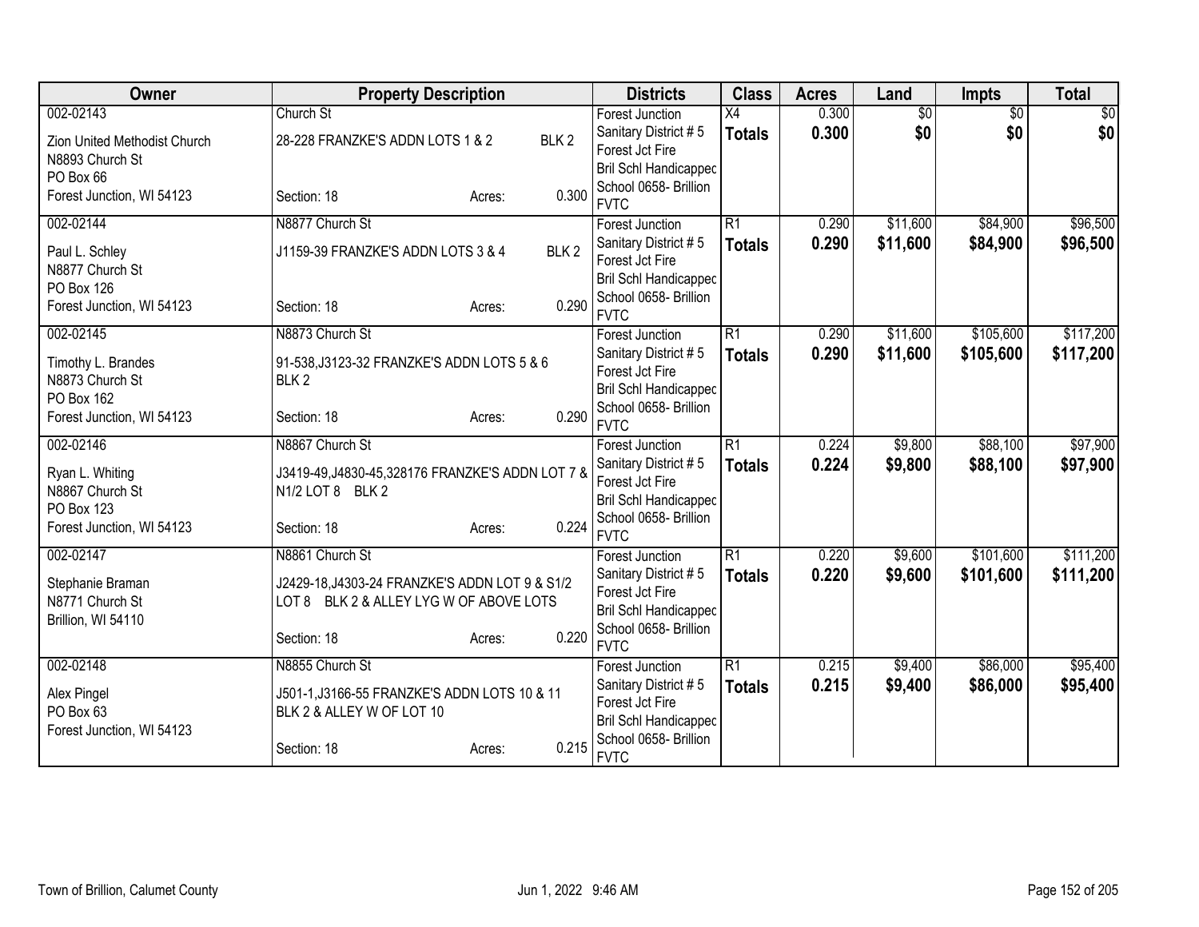| Owner | Property Description | Districts | Class | Acres | Land | Impts | Total |
|---|---|---|---|---|---|---|---|
| 002-02143<br>Zion United Methodist Church<br>N8893 Church St<br>PO Box 66<br>Forest Junction, WI 54123 | Church St<br>28-228 FRANZKE'S ADDN LOTS 1 & 2 BLK 2<br>Section: 18 Acres: 0.300 | Forest Junction<br>Sanitary District # 5<br>Forest Jct Fire<br>Bril Schl Handicapped<br>School 0658- Brillion<br>FVTC | X4<br>**Totals** | 0.300<br>**0.300** | $0<br>**$0** | $0<br>**$0** | $0<br>**$0** |
| 002-02144<br>Paul L. Schley<br>N8877 Church St<br>PO Box 126<br>Forest Junction, WI 54123 | N8877 Church St<br>J1159-39 FRANZKE'S ADDN LOTS 3 & 4 BLK 2<br>Section: 18 Acres: 0.290 | Forest Junction<br>Sanitary District # 5<br>Forest Jct Fire<br>Bril Schl Handicapped<br>School 0658- Brillion<br>FVTC | R1<br>**Totals** | 0.290<br>**0.290** | $11,600<br>**$11,600** | $84,900<br>**$84,900** | $96,500<br>**$96,500** |
| 002-02145<br>Timothy L. Brandes<br>N8873 Church St<br>PO Box 162<br>Forest Junction, WI 54123 | N8873 Church St<br>91-538,J3123-32 FRANZKE'S ADDN LOTS 5 & 6 BLK 2<br>Section: 18 Acres: 0.290 | Forest Junction<br>Sanitary District # 5<br>Forest Jct Fire<br>Bril Schl Handicapped<br>School 0658- Brillion<br>FVTC | R1<br>**Totals** | 0.290<br>**0.290** | $11,600<br>**$11,600** | $105,600<br>**$105,600** | $117,200<br>**$117,200** |
| 002-02146<br>Ryan L. Whiting<br>N8867 Church St<br>PO Box 123<br>Forest Junction, WI 54123 | N8867 Church St<br>J3419-49,J4830-45,328176 FRANZKE'S ADDN LOT 7 & N1/2 LOT 8 BLK 2<br>Section: 18 Acres: 0.224 | Forest Junction<br>Sanitary District # 5<br>Forest Jct Fire<br>Bril Schl Handicapped<br>School 0658- Brillion<br>FVTC | R1<br>**Totals** | 0.224<br>**0.224** | $9,800<br>**$9,800** | $88,100<br>**$88,100** | $97,900<br>**$97,900** |
| 002-02147<br>Stephanie Braman<br>N8771 Church St<br>Brillion, WI 54110 | N8861 Church St<br>J2429-18,J4303-24 FRANZKE'S ADDN LOT 9 & S1/2 LOT 8 BLK 2 & ALLEY LYG W OF ABOVE LOTS<br>Section: 18 Acres: 0.220 | Forest Junction<br>Sanitary District # 5<br>Forest Jct Fire<br>Bril Schl Handicapped<br>School 0658- Brillion<br>FVTC | R1<br>**Totals** | 0.220<br>**0.220** | $9,600<br>**$9,600** | $101,600<br>**$101,600** | $111,200<br>**$111,200** |
| 002-02148<br>Alex Pingel<br>PO Box 63<br>Forest Junction, WI 54123 | N8855 Church St<br>J501-1,J3166-55 FRANZKE'S ADDN LOTS 10 & 11 BLK 2 & ALLEY W OF LOT 10<br>Section: 18 Acres: 0.215 | Forest Junction<br>Sanitary District # 5<br>Forest Jct Fire<br>Bril Schl Handicapped<br>School 0658- Brillion<br>FVTC | R1<br>**Totals** | 0.215<br>**0.215** | $9,400<br>**$9,400** | $86,000<br>**$86,000** | $95,400<br>**$95,400** |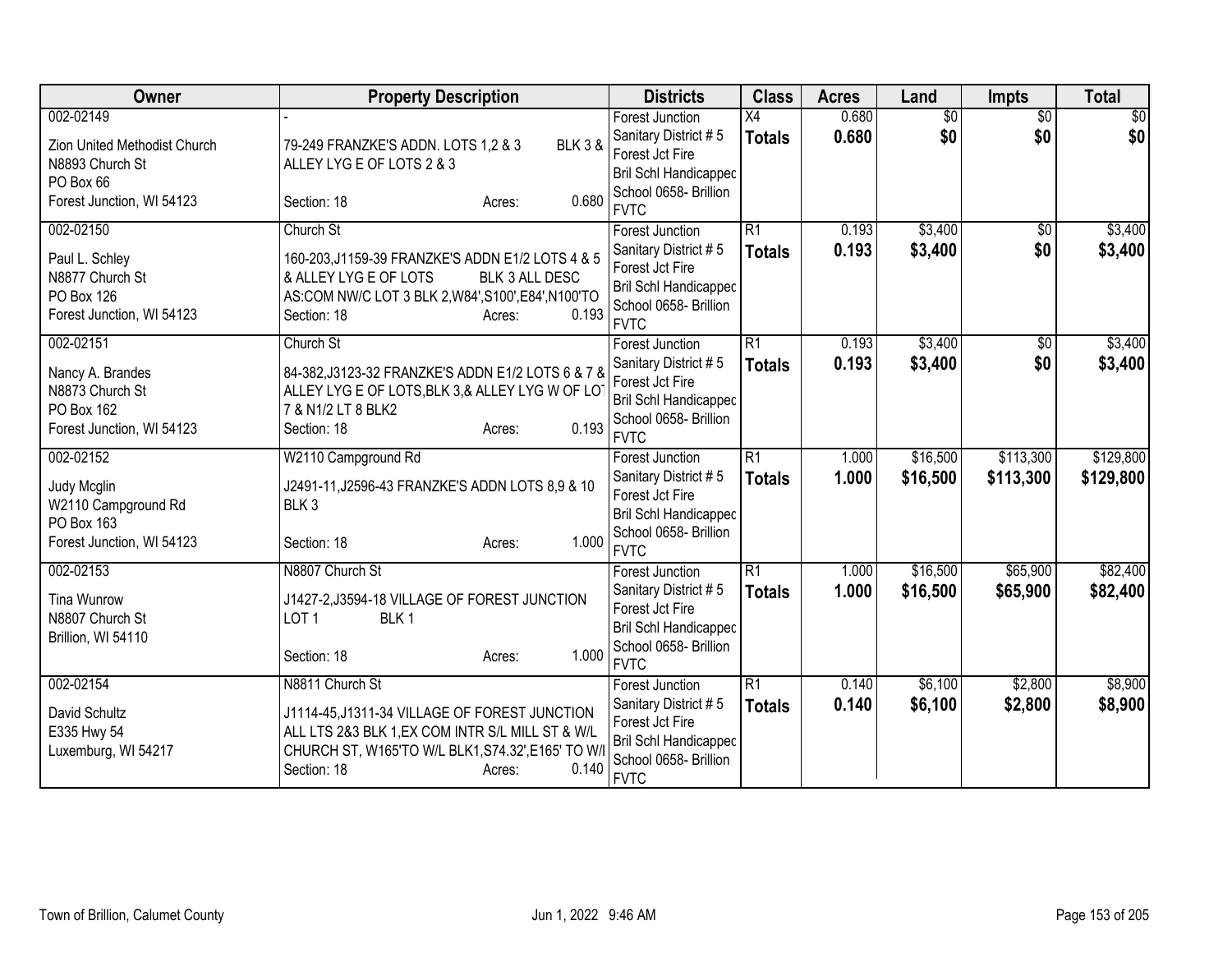| Owner | Property Description | Districts | Class | Acres | Land | Impts | Total |
|---|---|---|---|---|---|---|---|
| 002-02149<br>Zion United Methodist Church<br>N8893 Church St<br>PO Box 66<br>Forest Junction, WI 54123 | -<br>79-249 FRANZKE'S ADDN. LOTS 1,2 & 3 BLK 3 & ALLEY LYG E OF LOTS 2 & 3<br>Section: 18 Acres: 0.680 | Forest Junction<br>Sanitary District # 5<br>Forest Jct Fire<br>Bril Schl Handicapped<br>School 0658- Brillion<br>FVTC | X4<br>**Totals** | 0.680<br>**0.680** | $0<br>**$0** | $0<br>**$0** | $0<br>**$0** |
| 002-02150<br>Paul L. Schley<br>N8877 Church St<br>PO Box 126<br>Forest Junction, WI 54123 | Church St<br>160-203,J1159-39 FRANZKE'S ADDN E1/2 LOTS 4 & 5 & ALLEY LYG E OF LOTS BLK 3 ALL DESC AS:COM NW/C LOT 3 BLK 2,W84',S100',E84',N100'TO<br>Section: 18 Acres: 0.193 | Forest Junction<br>Sanitary District # 5<br>Forest Jct Fire<br>Bril Schl Handicapped<br>School 0658- Brillion<br>FVTC | R1<br>**Totals** | 0.193<br>**0.193** | $3,400<br>**$3,400** | $0<br>**$0** | $3,400<br>**$3,400** |
| 002-02151<br>Nancy A. Brandes<br>N8873 Church St<br>PO Box 162<br>Forest Junction, WI 54123 | Church St<br>84-382,J3123-32 FRANZKE'S ADDN E1/2 LOTS 6 & 7 & ALLEY LYG E OF LOTS,BLK 3,& ALLEY LYG W OF LOT 7 & N1/2 LT 8 BLK2<br>Section: 18 Acres: 0.193 | Forest Junction<br>Sanitary District # 5<br>Forest Jct Fire<br>Bril Schl Handicapped<br>School 0658- Brillion<br>FVTC | R1<br>**Totals** | 0.193<br>**0.193** | $3,400<br>**$3,400** | $0<br>**$0** | $3,400<br>**$3,400** |
| 002-02152<br>Judy Mcglin<br>W2110 Campground Rd<br>PO Box 163<br>Forest Junction, WI 54123 | W2110 Campground Rd<br>J2491-11,J2596-43 FRANZKE'S ADDN LOTS 8,9 & 10 BLK 3<br>Section: 18 Acres: 1.000 | Forest Junction<br>Sanitary District # 5<br>Forest Jct Fire<br>Bril Schl Handicapped<br>School 0658- Brillion<br>FVTC | R1<br>**Totals** | 1.000<br>**1.000** | $16,500<br>**$16,500** | $113,300<br>**$113,300** | $129,800<br>**$129,800** |
| 002-02153<br>Tina Wunrow<br>N8807 Church St<br>Brillion, WI 54110 | N8807 Church St<br>J1427-2,J3594-18 VILLAGE OF FOREST JUNCTION LOT 1 BLK 1<br>Section: 18 Acres: 1.000 | Forest Junction<br>Sanitary District # 5<br>Forest Jct Fire<br>Bril Schl Handicapped<br>School 0658- Brillion<br>FVTC | R1<br>**Totals** | 1.000<br>**1.000** | $16,500<br>**$16,500** | $65,900<br>**$65,900** | $82,400<br>**$82,400** |
| 002-02154<br>David Schultz<br>E335 Hwy 54<br>Luxemburg, WI 54217 | N8811 Church St<br>J1114-45,J1311-34 VILLAGE OF FOREST JUNCTION ALL LTS 2&3 BLK 1,EX COM INTR S/L MILL ST & W/L CHURCH ST, W165'TO W/L BLK1,S74.32',E165' TO W/L<br>Section: 18 Acres: 0.140 | Forest Junction<br>Sanitary District # 5<br>Forest Jct Fire<br>Bril Schl Handicapped<br>School 0658- Brillion<br>FVTC | R1<br>**Totals** | 0.140<br>**0.140** | $6,100<br>**$6,100** | $2,800<br>**$2,800** | $8,900<br>**$8,900** |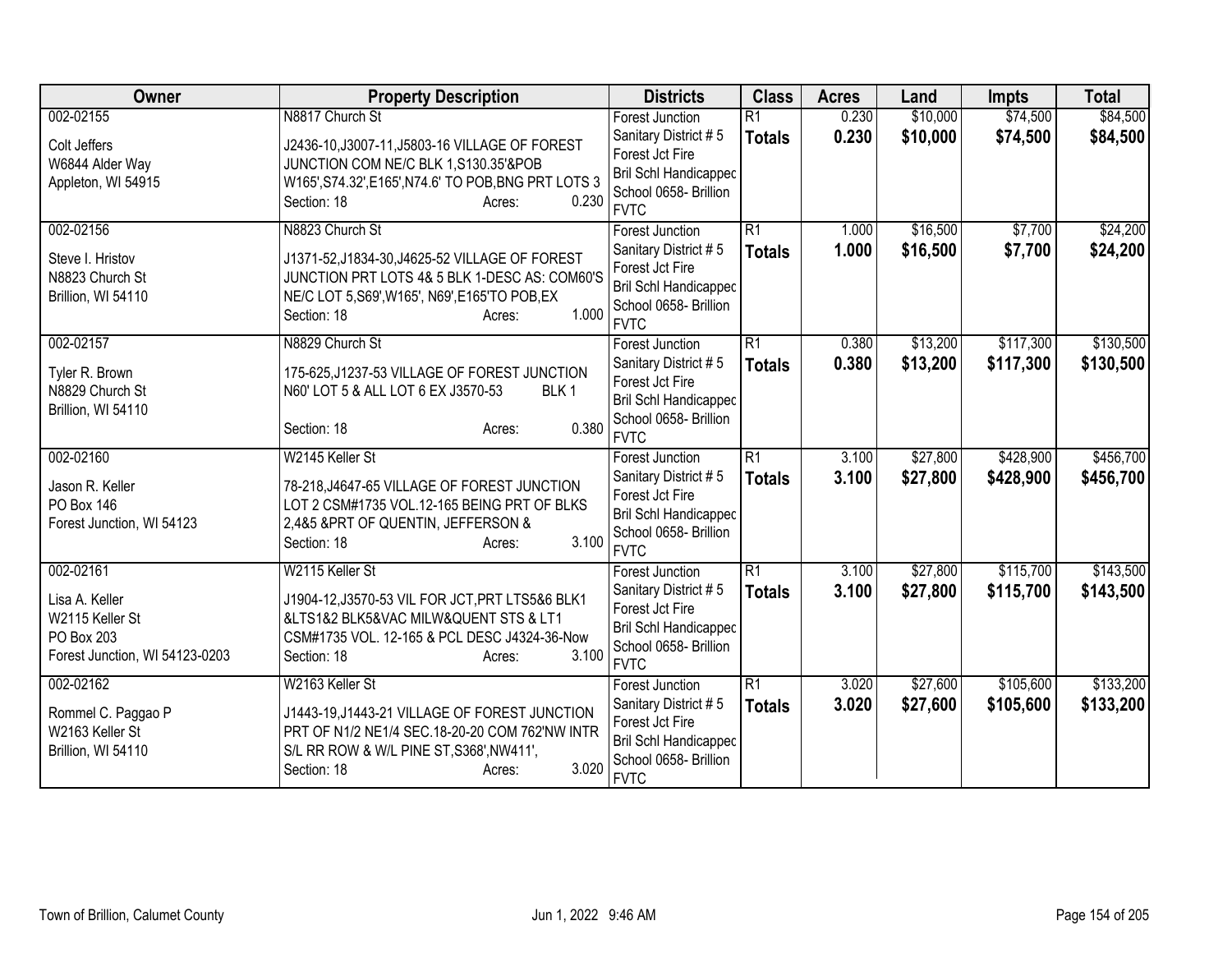| Owner | Property Description | Districts | Class | Acres | Land | Impts | Total |
|---|---|---|---|---|---|---|---|
| 002-02155<br>Colt Jeffers<br>W6844 Alder Way<br>Appleton, WI 54915 | N8817 Church St<br>J2436-10,J3007-11,J5803-16 VILLAGE OF FOREST JUNCTION COM NE/C BLK 1,S130.35'&POB W165',S74.32',E165',N74.6' TO POB,BNG PRT LOTS 3<br>Section: 18 Acres: 0.230 | Forest Junction<br>Sanitary District # 5<br>Forest Jct Fire<br>Bril Schl Handicapped<br>School 0658- Brillion<br>FVTC | R1<br>**Totals** | 0.230<br>**0.230** | $10,000<br>**$10,000** | $74,500<br>**$74,500** | $84,500<br>**$84,500** |
| 002-02156<br>Steve I. Hristov<br>N8823 Church St<br>Brillion, WI 54110 | N8823 Church St<br>J1371-52,J1834-30,J4625-52 VILLAGE OF FOREST JUNCTION PRT LOTS 4& 5 BLK 1-DESC AS: COM60'S NE/C LOT 5,S69',W165', N69',E165'TO POB,EX<br>Section: 18 Acres: 1.000 | Forest Junction<br>Sanitary District # 5<br>Forest Jct Fire<br>Bril Schl Handicapped<br>School 0658- Brillion<br>FVTC | R1<br>**Totals** | 1.000<br>**1.000** | $16,500<br>**$16,500** | $7,700<br>**$7,700** | $24,200<br>**$24,200** |
| 002-02157<br>Tyler R. Brown<br>N8829 Church St<br>Brillion, WI 54110 | N8829 Church St<br>175-625,J1237-53 VILLAGE OF FOREST JUNCTION N60' LOT 5 & ALL LOT 6 EX J3570-53 BLK 1<br>Section: 18 Acres: 0.380 | Forest Junction<br>Sanitary District # 5<br>Forest Jct Fire<br>Bril Schl Handicapped<br>School 0658- Brillion<br>FVTC | R1<br>**Totals** | 0.380<br>**0.380** | $13,200<br>**$13,200** | $117,300<br>**$117,300** | $130,500<br>**$130,500** |
| 002-02160<br>Jason R. Keller<br>PO Box 146<br>Forest Junction, WI 54123 | W2145 Keller St<br>78-218,J4647-65 VILLAGE OF FOREST JUNCTION LOT 2 CSM#1735 VOL.12-165 BEING PRT OF BLKS 2,4&5 &PRT OF QUENTIN, JEFFERSON &<br>Section: 18 Acres: 3.100 | Forest Junction<br>Sanitary District # 5<br>Forest Jct Fire<br>Bril Schl Handicapped<br>School 0658- Brillion<br>FVTC | R1<br>**Totals** | 3.100<br>**3.100** | $27,800<br>**$27,800** | $428,900<br>**$428,900** | $456,700<br>**$456,700** |
| 002-02161<br>Lisa A. Keller<br>W2115 Keller St<br>PO Box 203<br>Forest Junction, WI 54123-0203 | W2115 Keller St<br>J1904-12,J3570-53 VIL FOR JCT,PRT LTS5&6 BLK1 &LTS1&2 BLK5&VAC MILW&QUENT STS & LT1 CSM#1735 VOL. 12-165 & PCL DESC J4324-36-Now<br>Section: 18 Acres: 3.100 | Forest Junction<br>Sanitary District # 5<br>Forest Jct Fire<br>Bril Schl Handicapped<br>School 0658- Brillion<br>FVTC | R1<br>**Totals** | 3.100<br>**3.100** | $27,800<br>**$27,800** | $115,700<br>**$115,700** | $143,500<br>**$143,500** |
| 002-02162<br>Rommel C. Paggao P<br>W2163 Keller St<br>Brillion, WI 54110 | W2163 Keller St<br>J1443-19,J1443-21 VILLAGE OF FOREST JUNCTION PRT OF N1/2 NE1/4 SEC.18-20-20 COM 762'NW INTR S/L RR ROW & W/L PINE ST,S368',NW411',<br>Section: 18 Acres: 3.020 | Forest Junction<br>Sanitary District # 5<br>Forest Jct Fire<br>Bril Schl Handicapped<br>School 0658- Brillion<br>FVTC | R1<br>**Totals** | 3.020<br>**3.020** | $27,600<br>**$27,600** | $105,600<br>**$105,600** | $133,200<br>**$133,200** |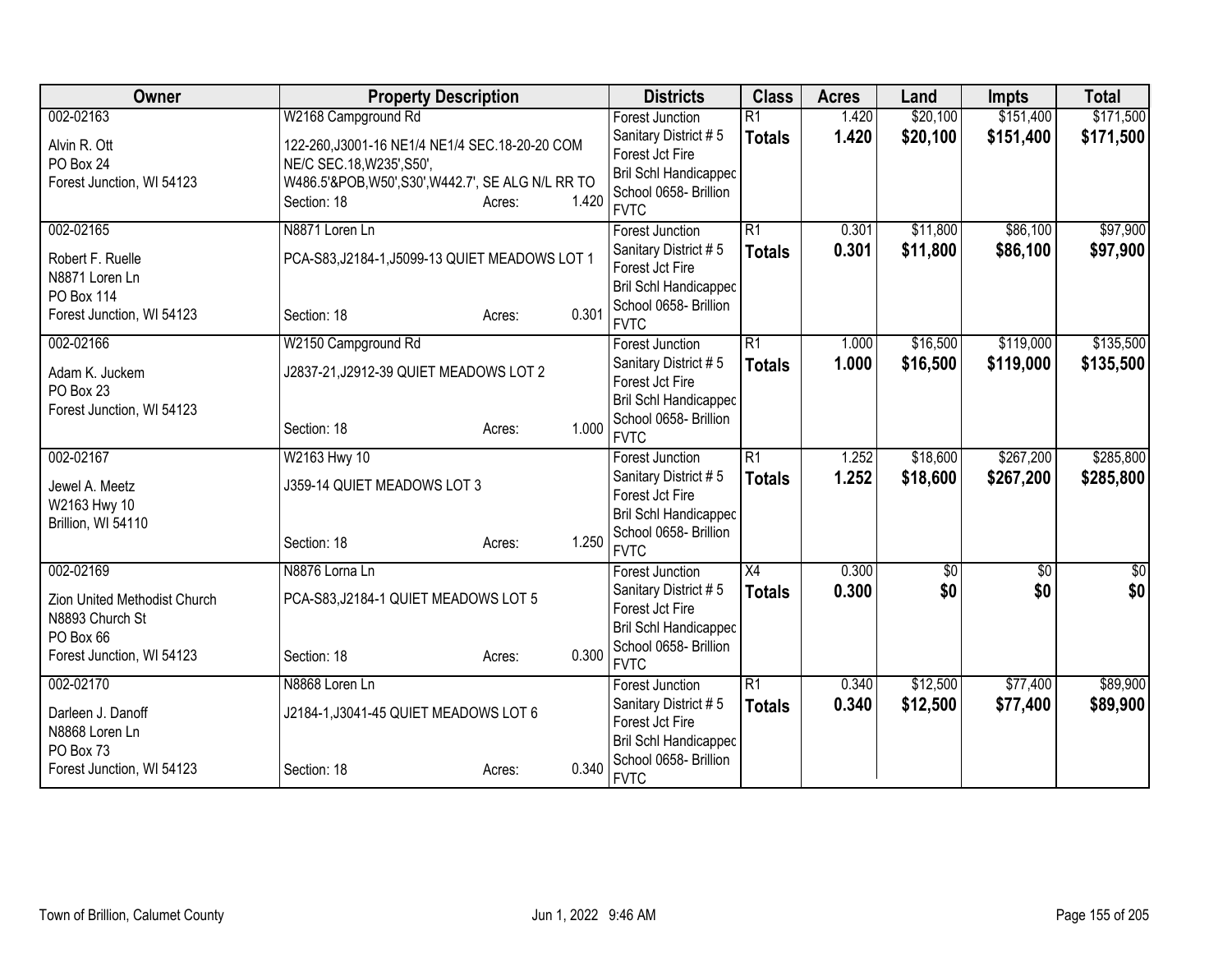| Owner | Property Description | Districts | Class | Acres | Land | Impts | Total |
|---|---|---|---|---|---|---|---|
| 002-02163<br>Alvin R. Ott<br>PO Box 24<br>Forest Junction, WI 54123 | W2168 Campground Rd<br>122-260,J3001-16 NE1/4 NE1/4 SEC.18-20-20 COM NE/C SEC.18,W235',S50', W486.5'&POB,W50',S30',W442.7', SE ALG N/L RR TO<br>Section: 18 Acres: 1.420 | Forest Junction<br>Sanitary District # 5<br>Forest Jct Fire<br>Bril Schl Handicapped<br>School 0658- Brillion<br>FVTC | R1<br>**Totals** | 1.420<br>**1.420** | $20,100<br>**$20,100** | $151,400<br>**$151,400** | $171,500<br>**$171,500** |
| 002-02165<br>Robert F. Ruelle<br>N8871 Loren Ln<br>PO Box 114<br>Forest Junction, WI 54123 | N8871 Loren Ln<br>PCA-S83,J2184-1,J5099-13 QUIET MEADOWS LOT 1<br>Section: 18 Acres: 0.301 | Forest Junction<br>Sanitary District # 5<br>Forest Jct Fire<br>Bril Schl Handicapped<br>School 0658- Brillion<br>FVTC | R1<br>**Totals** | 0.301<br>**0.301** | $11,800<br>**$11,800** | $86,100<br>**$86,100** | $97,900<br>**$97,900** |
| 002-02166<br>Adam K. Juckem<br>PO Box 23<br>Forest Junction, WI 54123 | W2150 Campground Rd<br>J2837-21,J2912-39 QUIET MEADOWS LOT 2<br>Section: 18 Acres: 1.000 | Forest Junction<br>Sanitary District # 5<br>Forest Jct Fire<br>Bril Schl Handicapped<br>School 0658- Brillion<br>FVTC | R1<br>**Totals** | 1.000<br>**1.000** | $16,500<br>**$16,500** | $119,000<br>**$119,000** | $135,500<br>**$135,500** |
| 002-02167<br>Jewel A. Meetz<br>W2163 Hwy 10<br>Brillion, WI 54110 | W2163 Hwy 10<br>J359-14 QUIET MEADOWS LOT 3<br>Section: 18 Acres: 1.250 | Forest Junction<br>Sanitary District # 5<br>Forest Jct Fire<br>Bril Schl Handicapped<br>School 0658- Brillion<br>FVTC | R1<br>**Totals** | 1.252<br>**1.252** | $18,600<br>**$18,600** | $267,200<br>**$267,200** | $285,800<br>**$285,800** |
| 002-02169<br>Zion United Methodist Church<br>N8893 Church St<br>PO Box 66<br>Forest Junction, WI 54123 | N8876 Lorna Ln<br>PCA-S83,J2184-1 QUIET MEADOWS LOT 5<br>Section: 18 Acres: 0.300 | Forest Junction<br>Sanitary District # 5<br>Forest Jct Fire<br>Bril Schl Handicapped<br>School 0658- Brillion<br>FVTC | X4<br>**Totals** | 0.300<br>**0.300** | $0<br>**$0** | $0<br>**$0** | $0<br>**$0** |
| 002-02170<br>Darleen J. Danoff<br>N8868 Loren Ln<br>PO Box 73<br>Forest Junction, WI 54123 | N8868 Loren Ln<br>J2184-1,J3041-45 QUIET MEADOWS LOT 6<br>Section: 18 Acres: 0.340 | Forest Junction<br>Sanitary District # 5<br>Forest Jct Fire<br>Bril Schl Handicapped<br>School 0658- Brillion<br>FVTC | R1<br>**Totals** | 0.340<br>**0.340** | $12,500<br>**$12,500** | $77,400<br>**$77,400** | $89,900<br>**$89,900** |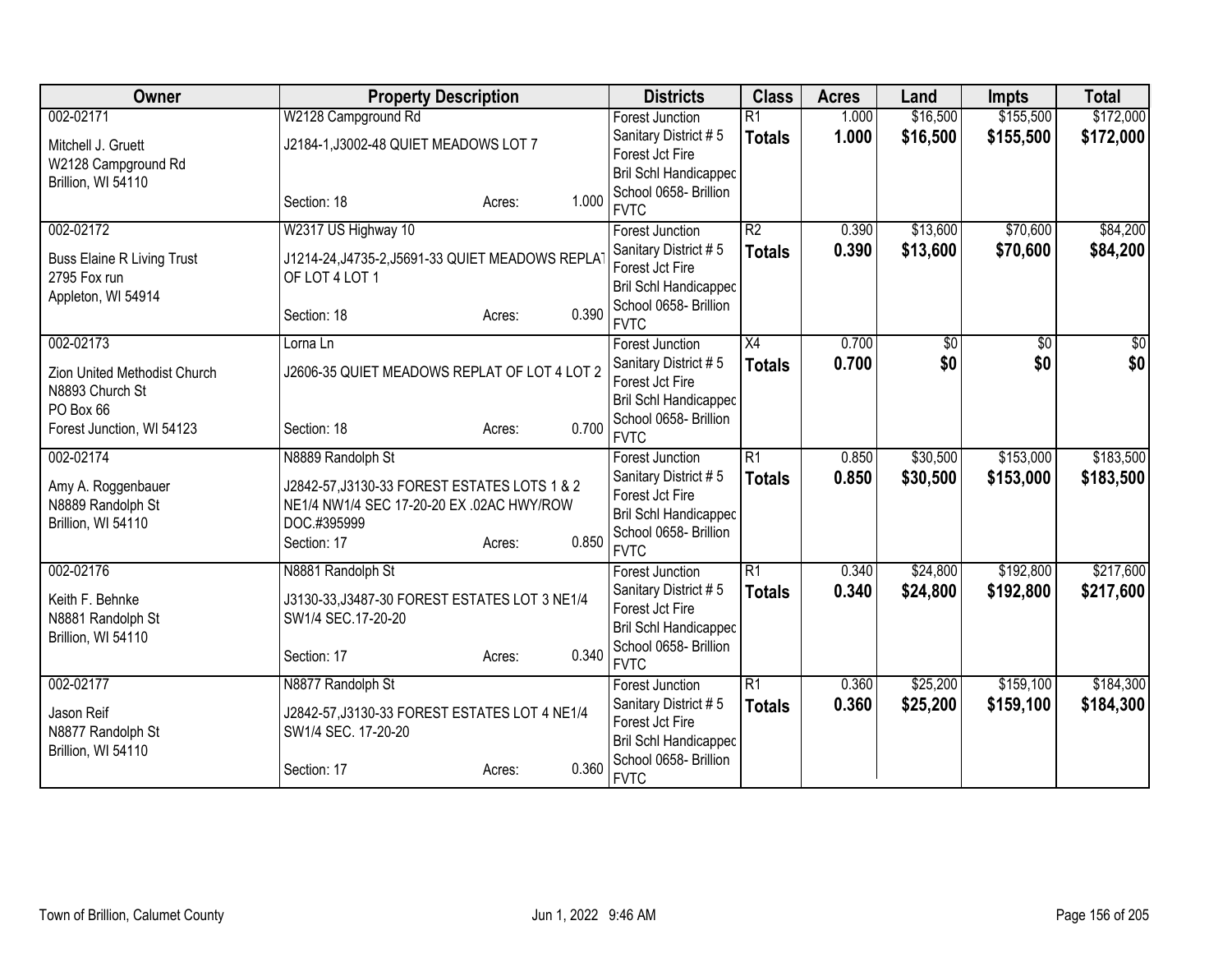| Owner | Property Description | Districts | Class | Acres | Land | Impts | Total |
|---|---|---|---|---|---|---|---|
| 002-02171<br>Mitchell J. Gruett<br>W2128 Campground Rd<br>Brillion, WI 54110 | W2128 Campground Rd<br>J2184-1,J3002-48 QUIET MEADOWS LOT 7<br>Section: 18 Acres: 1.000 | Forest Junction<br>Sanitary District # 5<br>Forest Jct Fire<br>Bril Schl Handicapped<br>School 0658- Brillion<br>FVTC | R1<br>**Totals** | 1.000<br>**1.000** | $16,500<br>**$16,500** | $155,500<br>**$155,500** | $172,000<br>**$172,000** |
| 002-02172<br>Buss Elaine R Living Trust<br>2795 Fox run<br>Appleton, WI 54914 | W2317 US Highway 10<br>J1214-24,J4735-2,J5691-33 QUIET MEADOWS REPLAT OF LOT 4 LOT 1<br>Section: 18 Acres: 0.390 | Forest Junction<br>Sanitary District # 5<br>Forest Jct Fire<br>Bril Schl Handicapped<br>School 0658- Brillion<br>FVTC | R2<br>**Totals** | 0.390<br>**0.390** | $13,600<br>**$13,600** | $70,600<br>**$70,600** | $84,200<br>**$84,200** |
| 002-02173<br>Zion United Methodist Church<br>N8893 Church St<br>PO Box 66<br>Forest Junction, WI 54123 | Lorna Ln<br>J2606-35 QUIET MEADOWS REPLAT OF LOT 4 LOT 2<br>Section: 18 Acres: 0.700 | Forest Junction<br>Sanitary District # 5<br>Forest Jct Fire<br>Bril Schl Handicapped<br>School 0658- Brillion<br>FVTC | X4<br>**Totals** | 0.700<br>**0.700** | $0<br>**$0** | $0<br>**$0** | $0<br>**$0** |
| 002-02174<br>Amy A. Roggenbauer<br>N8889 Randolph St<br>Brillion, WI 54110 | N8889 Randolph St<br>J2842-57,J3130-33 FOREST ESTATES LOTS 1 & 2 NE1/4 NW1/4 SEC 17-20-20 EX .02AC HWY/ROW DOC.#395999<br>Section: 17 Acres: 0.850 | Forest Junction<br>Sanitary District # 5<br>Forest Jct Fire<br>Bril Schl Handicapped<br>School 0658- Brillion<br>FVTC | R1<br>**Totals** | 0.850<br>**0.850** | $30,500<br>**$30,500** | $153,000<br>**$153,000** | $183,500<br>**$183,500** |
| 002-02176<br>Keith F. Behnke<br>N8881 Randolph St<br>Brillion, WI 54110 | N8881 Randolph St<br>J3130-33,J3487-30 FOREST ESTATES LOT 3 NE1/4 SW1/4 SEC.17-20-20<br>Section: 17 Acres: 0.340 | Forest Junction<br>Sanitary District # 5<br>Forest Jct Fire<br>Bril Schl Handicapped<br>School 0658- Brillion<br>FVTC | R1<br>**Totals** | 0.340<br>**0.340** | $24,800<br>**$24,800** | $192,800<br>**$192,800** | $217,600<br>**$217,600** |
| 002-02177<br>Jason Reif<br>N8877 Randolph St<br>Brillion, WI 54110 | N8877 Randolph St<br>J2842-57,J3130-33 FOREST ESTATES LOT 4 NE1/4 SW1/4 SEC. 17-20-20<br>Section: 17 Acres: 0.360 | Forest Junction<br>Sanitary District # 5<br>Forest Jct Fire<br>Bril Schl Handicapped<br>School 0658- Brillion<br>FVTC | R1<br>**Totals** | 0.360<br>**0.360** | $25,200<br>**$25,200** | $159,100<br>**$159,100** | $184,300<br>**$184,300** |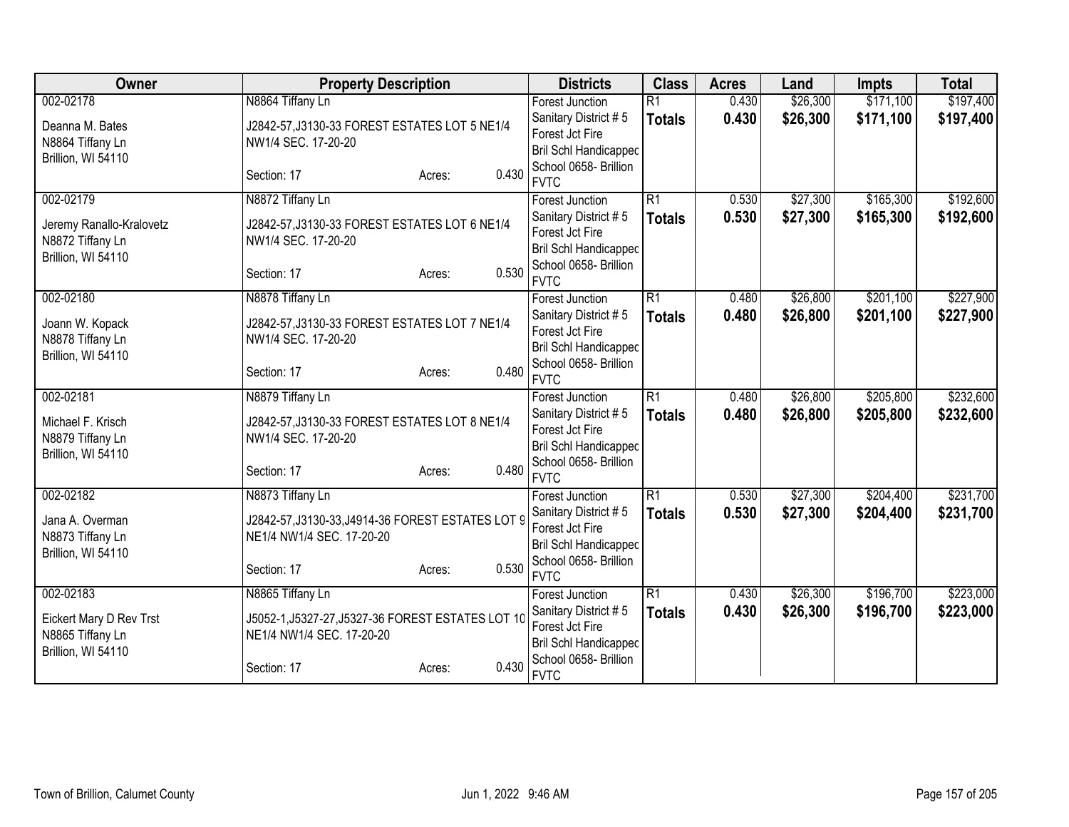| Owner | Property Description | | | Districts | Class | Acres | Land | Impts | Total |
|---|---|---|---|---|---|---|---|---|---|
| 002-02178<br><br>Deanna M. Bates<br>N8864 Tiffany Ln<br>Brillion, WI 54110 | N8864 Tiffany Ln<br><br>J2842-57,J3130-33 FOREST ESTATES LOT 5 NE1/4 NW1/4 SEC. 17-20-20<br><br>Section: 17 | Acres: | 0.430 | Forest Junction<br>Sanitary District # 5<br>Forest Jct Fire<br>Bril Schl Handicapped<br>School 0658- Brillion<br>FVTC | R1<br>**Totals** | 0.430<br>**0.430** | $26,300<br>**$26,300** | $171,100<br>**$171,100** | $197,400<br>**$197,400** |
| 002-02179<br><br>Jeremy Ranallo-Kralovetz<br>N8872 Tiffany Ln<br>Brillion, WI 54110 | N8872 Tiffany Ln<br><br>J2842-57,J3130-33 FOREST ESTATES LOT 6 NE1/4 NW1/4 SEC. 17-20-20<br><br>Section: 17 | Acres: | 0.530 | Forest Junction<br>Sanitary District # 5<br>Forest Jct Fire<br>Bril Schl Handicapped<br>School 0658- Brillion<br>FVTC | R1<br>**Totals** | 0.530<br>**0.530** | $27,300<br>**$27,300** | $165,300<br>**$165,300** | $192,600<br>**$192,600** |
| 002-02180<br><br>Joann W. Kopack<br>N8878 Tiffany Ln<br>Brillion, WI 54110 | N8878 Tiffany Ln<br><br>J2842-57,J3130-33 FOREST ESTATES LOT 7 NE1/4 NW1/4 SEC. 17-20-20<br><br>Section: 17 | Acres: | 0.480 | Forest Junction<br>Sanitary District # 5<br>Forest Jct Fire<br>Bril Schl Handicapped<br>School 0658- Brillion<br>FVTC | R1<br>**Totals** | 0.480<br>**0.480** | $26,800<br>**$26,800** | $201,100<br>**$201,100** | $227,900<br>**$227,900** |
| 002-02181<br><br>Michael F. Krisch<br>N8879 Tiffany Ln<br>Brillion, WI 54110 | N8879 Tiffany Ln<br><br>J2842-57,J3130-33 FOREST ESTATES LOT 8 NE1/4 NW1/4 SEC. 17-20-20<br><br>Section: 17 | Acres: | 0.480 | Forest Junction<br>Sanitary District # 5<br>Forest Jct Fire<br>Bril Schl Handicapped<br>School 0658- Brillion<br>FVTC | R1<br>**Totals** | 0.480<br>**0.480** | $26,800<br>**$26,800** | $205,800<br>**$205,800** | $232,600<br>**$232,600** |
| 002-02182<br><br>Jana A. Overman<br>N8873 Tiffany Ln<br>Brillion, WI 54110 | N8873 Tiffany Ln<br><br>J2842-57,J3130-33,J4914-36 FOREST ESTATES LOT 9 NE1/4 NW1/4 SEC. 17-20-20<br><br>Section: 17 | Acres: | 0.530 | Forest Junction<br>Sanitary District # 5<br>Forest Jct Fire<br>Bril Schl Handicapped<br>School 0658- Brillion<br>FVTC | R1<br>**Totals** | 0.530<br>**0.530** | $27,300<br>**$27,300** | $204,400<br>**$204,400** | $231,700<br>**$231,700** |
| 002-02183<br><br>Eickert Mary D Rev Trst<br>N8865 Tiffany Ln<br>Brillion, WI 54110 | N8865 Tiffany Ln<br><br>J5052-1,J5327-27,J5327-36 FOREST ESTATES LOT 10 NE1/4 NW1/4 SEC. 17-20-20<br><br>Section: 17 | Acres: | 0.430 | Forest Junction<br>Sanitary District # 5<br>Forest Jct Fire<br>Bril Schl Handicapped<br>School 0658- Brillion<br>FVTC | R1<br>**Totals** | 0.430<br>**0.430** | $26,300<br>**$26,300** | $196,700<br>**$196,700** | $223,000<br>**$223,000** |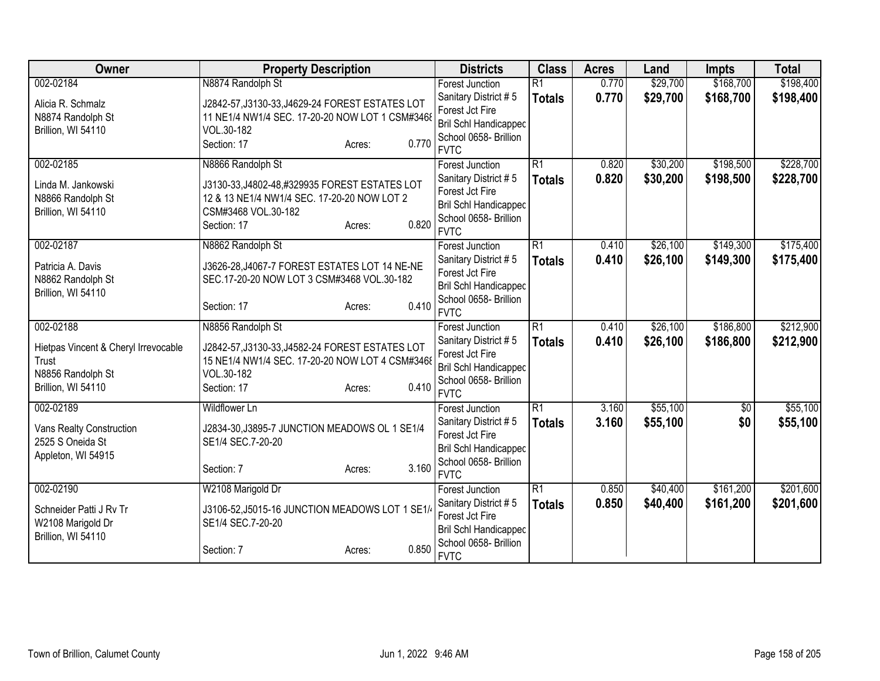| Owner | Property Description | Districts | Class | Acres | Land | Impts | Total |
|---|---|---|---|---|---|---|---|
| 002-02184<br>Alicia R. Schmalz<br>N8874 Randolph St<br>Brillion, WI 54110 | N8874 Randolph St<br>J2842-57,J3130-33,J4629-24 FOREST ESTATES LOT 11 NE1/4 NW1/4 SEC. 17-20-20 NOW LOT 1 CSM#3468 VOL.30-182<br>Section: 17 Acres: 0.770 | Forest Junction<br>Sanitary District # 5<br>Forest Jct Fire<br>Bril Schl Handicapped<br>School 0658- Brillion<br>FVTC | R1<br>**Totals** | 0.770<br>**0.770** | $29,700<br>**$29,700** | $168,700<br>**$168,700** | $198,400<br>**$198,400** |
| 002-02185<br>Linda M. Jankowski<br>N8866 Randolph St<br>Brillion, WI 54110 | N8866 Randolph St<br>J3130-33,J4802-48,#329935 FOREST ESTATES LOT 12 & 13 NE1/4 NW1/4 SEC. 17-20-20 NOW LOT 2 CSM#3468 VOL.30-182<br>Section: 17 Acres: 0.820 | Forest Junction<br>Sanitary District # 5<br>Forest Jct Fire<br>Bril Schl Handicapped<br>School 0658- Brillion<br>FVTC | R1<br>**Totals** | 0.820<br>**0.820** | $30,200<br>**$30,200** | $198,500<br>**$198,500** | $228,700<br>**$228,700** |
| 002-02187<br>Patricia A. Davis<br>N8862 Randolph St<br>Brillion, WI 54110 | N8862 Randolph St<br>J3626-28,J4067-7 FOREST ESTATES LOT 14 NE-NE SEC.17-20-20 NOW LOT 3 CSM#3468 VOL.30-182<br>Section: 17 Acres: 0.410 | Forest Junction<br>Sanitary District # 5<br>Forest Jct Fire<br>Bril Schl Handicapped<br>School 0658- Brillion<br>FVTC | R1<br>**Totals** | 0.410<br>**0.410** | $26,100<br>**$26,100** | $149,300<br>**$149,300** | $175,400<br>**$175,400** |
| 002-02188<br>Hietpas Vincent & Cheryl Irrevocable Trust<br>N8856 Randolph St<br>Brillion, WI 54110 | N8856 Randolph St<br>J2842-57,J3130-33,J4582-24 FOREST ESTATES LOT 15 NE1/4 NW1/4 SEC. 17-20-20 NOW LOT 4 CSM#3468 VOL.30-182<br>Section: 17 Acres: 0.410 | Forest Junction<br>Sanitary District # 5<br>Forest Jct Fire<br>Bril Schl Handicapped<br>School 0658- Brillion<br>FVTC | R1<br>**Totals** | 0.410<br>**0.410** | $26,100<br>**$26,100** | $186,800<br>**$186,800** | $212,900<br>**$212,900** |
| 002-02189<br>Vans Realty Construction<br>2525 S Oneida St<br>Appleton, WI 54915 | Wildflower Ln<br>J2834-30,J3895-7 JUNCTION MEADOWS OL 1 SE1/4 SE1/4 SEC.7-20-20<br>Section: 7 Acres: 3.160 | Forest Junction<br>Sanitary District # 5<br>Forest Jct Fire<br>Bril Schl Handicapped<br>School 0658- Brillion<br>FVTC | R1<br>**Totals** | 3.160<br>**3.160** | $55,100<br>**$55,100** | $0<br>**$0** | $55,100<br>**$55,100** |
| 002-02190<br>Schneider Patti J Rv Tr<br>W2108 Marigold Dr<br>Brillion, WI 54110 | W2108 Marigold Dr<br>J3106-52,J5015-16 JUNCTION MEADOWS LOT 1 SE1/4 SE1/4 SEC.7-20-20<br>Section: 7 Acres: 0.850 | Forest Junction<br>Sanitary District # 5<br>Forest Jct Fire<br>Bril Schl Handicapped<br>School 0658- Brillion<br>FVTC | R1<br>**Totals** | 0.850<br>**0.850** | $40,400<br>**$40,400** | $161,200<br>**$161,200** | $201,600<br>**$201,600** |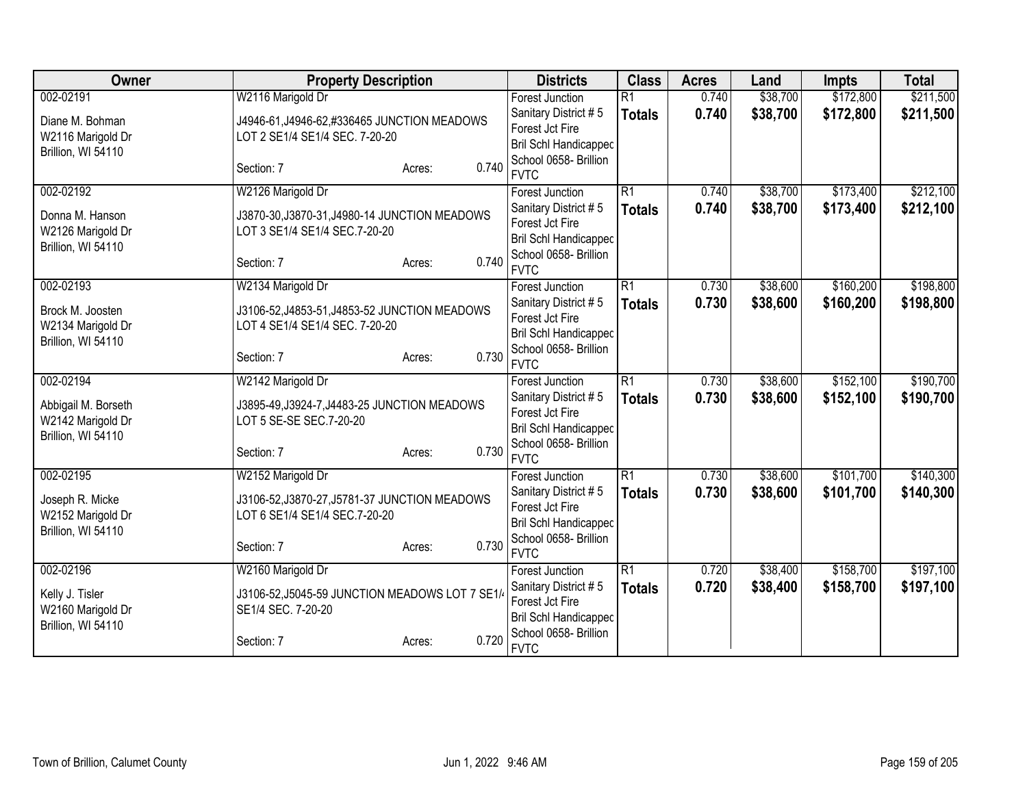| Owner | Property Description | Districts | Class | Acres | Land | Impts | Total |
|---|---|---|---|---|---|---|---|
| 002-02191<br>Diane M. Bohman<br>W2116 Marigold Dr<br>Brillion, WI 54110 | W2116 Marigold Dr<br>J4946-61,J4946-62,#336465 JUNCTION MEADOWS LOT 2 SE1/4 SE1/4 SEC. 7-20-20<br>Section: 7 Acres: 0.740 | Forest Junction<br>Sanitary District # 5<br>Forest Jct Fire<br>Bril Schl Handicapped<br>School 0658- Brillion<br>FVTC | R1<br>**Totals** | 0.740<br>**0.740** | $38,700<br>**$38,700** | $172,800<br>**$172,800** | $211,500<br>**$211,500** |
| 002-02192<br>Donna M. Hanson<br>W2126 Marigold Dr<br>Brillion, WI 54110 | W2126 Marigold Dr<br>J3870-30,J3870-31,J4980-14 JUNCTION MEADOWS LOT 3 SE1/4 SE1/4 SEC.7-20-20<br>Section: 7 Acres: 0.740 | Forest Junction<br>Sanitary District # 5<br>Forest Jct Fire<br>Bril Schl Handicapped<br>School 0658- Brillion<br>FVTC | R1<br>**Totals** | 0.740<br>**0.740** | $38,700<br>**$38,700** | $173,400<br>**$173,400** | $212,100<br>**$212,100** |
| 002-02193<br>Brock M. Joosten<br>W2134 Marigold Dr<br>Brillion, WI 54110 | W2134 Marigold Dr<br>J3106-52,J4853-51,J4853-52 JUNCTION MEADOWS LOT 4 SE1/4 SE1/4 SEC. 7-20-20<br>Section: 7 Acres: 0.730 | Forest Junction<br>Sanitary District # 5<br>Forest Jct Fire<br>Bril Schl Handicapped<br>School 0658- Brillion<br>FVTC | R1<br>**Totals** | 0.730<br>**0.730** | $38,600<br>**$38,600** | $160,200<br>**$160,200** | $198,800<br>**$198,800** |
| 002-02194<br>Abbigail M. Borseth<br>W2142 Marigold Dr<br>Brillion, WI 54110 | W2142 Marigold Dr<br>J3895-49,J3924-7,J4483-25 JUNCTION MEADOWS LOT 5 SE-SE SEC.7-20-20<br>Section: 7 Acres: 0.730 | Forest Junction<br>Sanitary District # 5<br>Forest Jct Fire<br>Bril Schl Handicapped<br>School 0658- Brillion<br>FVTC | R1<br>**Totals** | 0.730<br>**0.730** | $38,600<br>**$38,600** | $152,100<br>**$152,100** | $190,700<br>**$190,700** |
| 002-02195<br>Joseph R. Micke<br>W2152 Marigold Dr<br>Brillion, WI 54110 | W2152 Marigold Dr<br>J3106-52,J3870-27,J5781-37 JUNCTION MEADOWS LOT 6 SE1/4 SE1/4 SEC.7-20-20<br>Section: 7 Acres: 0.730 | Forest Junction<br>Sanitary District # 5<br>Forest Jct Fire<br>Bril Schl Handicapped<br>School 0658- Brillion<br>FVTC | R1<br>**Totals** | 0.730<br>**0.730** | $38,600<br>**$38,600** | $101,700<br>**$101,700** | $140,300<br>**$140,300** |
| 002-02196<br>Kelly J. Tisler<br>W2160 Marigold Dr<br>Brillion, WI 54110 | W2160 Marigold Dr<br>J3106-52,J5045-59 JUNCTION MEADOWS LOT 7 SE1/4 SE1/4 SEC. 7-20-20<br>Section: 7 Acres: 0.720 | Forest Junction<br>Sanitary District # 5<br>Forest Jct Fire<br>Bril Schl Handicapped<br>School 0658- Brillion<br>FVTC | R1<br>**Totals** | 0.720<br>**0.720** | $38,400<br>**$38,400** | $158,700<br>**$158,700** | $197,100<br>**$197,100** |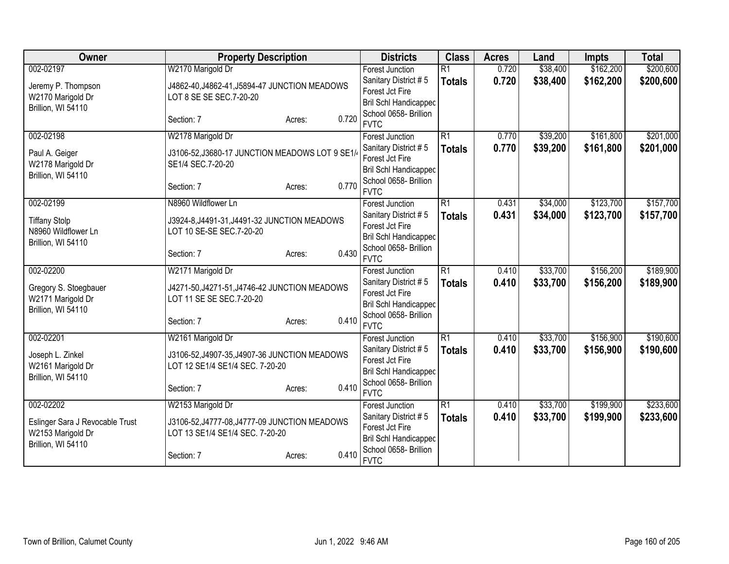| Owner | Property Description | Districts | Class | Acres | Land | Impts | Total |
|---|---|---|---|---|---|---|---|
| 002-02197<br>Jeremy P. Thompson<br>W2170 Marigold Dr<br>Brillion, WI 54110 | W2170 Marigold Dr<br>J4862-40,J4862-41,J5894-47 JUNCTION MEADOWS LOT 8 SE SE SEC.7-20-20<br>Section: 7 Acres: 0.720 | Forest Junction<br>Sanitary District # 5<br>Forest Jct Fire<br>Bril Schl Handicapped<br>School 0658- Brillion<br>FVTC | R1<br>**Totals** | 0.720<br>**0.720** | $38,400<br>**$38,400** | $162,200<br>**$162,200** | $200,600<br>**$200,600** |
| 002-02198<br>Paul A. Geiger<br>W2178 Marigold Dr<br>Brillion, WI 54110 | W2178 Marigold Dr<br>J3106-52,J3680-17 JUNCTION MEADOWS LOT 9 SE1/4 SE1/4 SEC.7-20-20<br>Section: 7 Acres: 0.770 | Forest Junction<br>Sanitary District # 5<br>Forest Jct Fire<br>Bril Schl Handicapped<br>School 0658- Brillion<br>FVTC | R1<br>**Totals** | 0.770<br>**0.770** | $39,200<br>**$39,200** | $161,800<br>**$161,800** | $201,000<br>**$201,000** |
| 002-02199<br>Tiffany Stolp<br>N8960 Wildflower Ln<br>Brillion, WI 54110 | N8960 Wildflower Ln<br>J3924-8,J4491-31,J4491-32 JUNCTION MEADOWS LOT 10 SE-SE SEC.7-20-20<br>Section: 7 Acres: 0.430 | Forest Junction<br>Sanitary District # 5<br>Forest Jct Fire<br>Bril Schl Handicapped<br>School 0658- Brillion<br>FVTC | R1<br>**Totals** | 0.431<br>**0.431** | $34,000<br>**$34,000** | $123,700<br>**$123,700** | $157,700<br>**$157,700** |
| 002-02200<br>Gregory S. Stoegbauer<br>W2171 Marigold Dr<br>Brillion, WI 54110 | W2171 Marigold Dr<br>J4271-50,J4271-51,J4746-42 JUNCTION MEADOWS LOT 11 SE SE SEC.7-20-20<br>Section: 7 Acres: 0.410 | Forest Junction<br>Sanitary District # 5<br>Forest Jct Fire<br>Bril Schl Handicapped<br>School 0658- Brillion<br>FVTC | R1<br>**Totals** | 0.410<br>**0.410** | $33,700<br>**$33,700** | $156,200<br>**$156,200** | $189,900<br>**$189,900** |
| 002-02201<br>Joseph L. Zinkel<br>W2161 Marigold Dr<br>Brillion, WI 54110 | W2161 Marigold Dr<br>J3106-52,J4907-35,J4907-36 JUNCTION MEADOWS LOT 12 SE1/4 SE1/4 SEC. 7-20-20<br>Section: 7 Acres: 0.410 | Forest Junction<br>Sanitary District # 5<br>Forest Jct Fire<br>Bril Schl Handicapped<br>School 0658- Brillion<br>FVTC | R1<br>**Totals** | 0.410<br>**0.410** | $33,700<br>**$33,700** | $156,900<br>**$156,900** | $190,600<br>**$190,600** |
| 002-02202<br>Eslinger Sara J Revocable Trust<br>W2153 Marigold Dr<br>Brillion, WI 54110 | W2153 Marigold Dr<br>J3106-52,J4777-08,J4777-09 JUNCTION MEADOWS LOT 13 SE1/4 SE1/4 SEC. 7-20-20<br>Section: 7 Acres: 0.410 | Forest Junction<br>Sanitary District # 5<br>Forest Jct Fire<br>Bril Schl Handicapped<br>School 0658- Brillion<br>FVTC | R1<br>**Totals** | 0.410<br>**0.410** | $33,700<br>**$33,700** | $199,900<br>**$199,900** | $233,600<br>**$233,600** |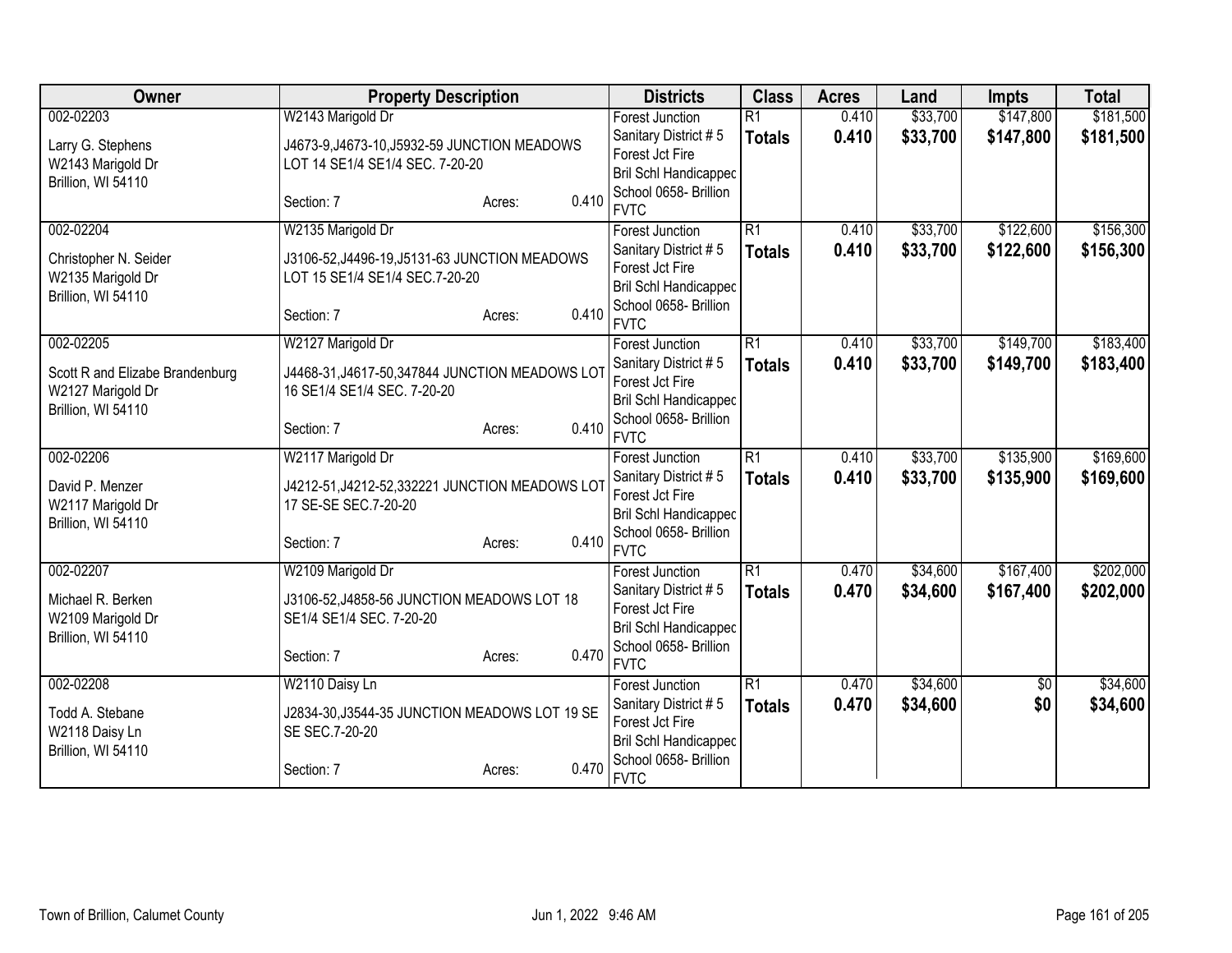| Owner | Property Description | Districts | Class | Acres | Land | Impts | Total |
|---|---|---|---|---|---|---|---|
| 002-02203<br><br>Larry G. Stephens<br>W2143 Marigold Dr<br>Brillion, WI 54110 | W2143 Marigold Dr<br><br>J4673-9,J4673-10,J5932-59 JUNCTION MEADOWS LOT 14 SE1/4 SE1/4 SEC. 7-20-20<br><br>Section: 7 Acres: 0.410 | Forest Junction<br>Sanitary District # 5<br>Forest Jct Fire<br>Bril Schl Handicapped<br>School 0658- Brillion<br>FVTC | R1<br>**Totals** | 0.410<br>**0.410** | $33,700<br>**$33,700** | $147,800<br>**$147,800** | $181,500<br>**$181,500** |
| 002-02204<br><br>Christopher N. Seider<br>W2135 Marigold Dr<br>Brillion, WI 54110 | W2135 Marigold Dr<br><br>J3106-52,J4496-19,J5131-63 JUNCTION MEADOWS LOT 15 SE1/4 SE1/4 SEC.7-20-20<br><br>Section: 7 Acres: 0.410 | Forest Junction<br>Sanitary District # 5<br>Forest Jct Fire<br>Bril Schl Handicapped<br>School 0658- Brillion<br>FVTC | R1<br>**Totals** | 0.410<br>**0.410** | $33,700<br>**$33,700** | $122,600<br>**$122,600** | $156,300<br>**$156,300** |
| 002-02205<br><br>Scott R and Elizabe Brandenburg<br>W2127 Marigold Dr<br>Brillion, WI 54110 | W2127 Marigold Dr<br><br>J4468-31,J4617-50,347844 JUNCTION MEADOWS LOT 16 SE1/4 SE1/4 SEC. 7-20-20<br><br>Section: 7 Acres: 0.410 | Forest Junction<br>Sanitary District # 5<br>Forest Jct Fire<br>Bril Schl Handicapped<br>School 0658- Brillion<br>FVTC | R1<br>**Totals** | 0.410<br>**0.410** | $33,700<br>**$33,700** | $149,700<br>**$149,700** | $183,400<br>**$183,400** |
| 002-02206<br><br>David P. Menzer<br>W2117 Marigold Dr<br>Brillion, WI 54110 | W2117 Marigold Dr<br><br>J4212-51,J4212-52,332221 JUNCTION MEADOWS LOT 17 SE-SE SEC.7-20-20<br><br>Section: 7 Acres: 0.410 | Forest Junction<br>Sanitary District # 5<br>Forest Jct Fire<br>Bril Schl Handicapped<br>School 0658- Brillion<br>FVTC | R1<br>**Totals** | 0.410<br>**0.410** | $33,700<br>**$33,700** | $135,900<br>**$135,900** | $169,600<br>**$169,600** |
| 002-02207<br><br>Michael R. Berken<br>W2109 Marigold Dr<br>Brillion, WI 54110 | W2109 Marigold Dr<br><br>J3106-52,J4858-56 JUNCTION MEADOWS LOT 18 SE1/4 SE1/4 SEC. 7-20-20<br><br>Section: 7 Acres: 0.470 | Forest Junction<br>Sanitary District # 5<br>Forest Jct Fire<br>Bril Schl Handicapped<br>School 0658- Brillion<br>FVTC | R1<br>**Totals** | 0.470<br>**0.470** | $34,600<br>**$34,600** | $167,400<br>**$167,400** | $202,000<br>**$202,000** |
| 002-02208<br><br>Todd A. Stebane<br>W2118 Daisy Ln<br>Brillion, WI 54110 | W2110 Daisy Ln<br><br>J2834-30,J3544-35 JUNCTION MEADOWS LOT 19 SE SE SEC.7-20-20<br><br>Section: 7 Acres: 0.470 | Forest Junction<br>Sanitary District # 5<br>Forest Jct Fire<br>Bril Schl Handicapped<br>School 0658- Brillion<br>FVTC | R1<br>**Totals** | 0.470<br>**0.470** | $34,600<br>**$34,600** | $0<br>**$0** | $34,600<br>**$34,600** |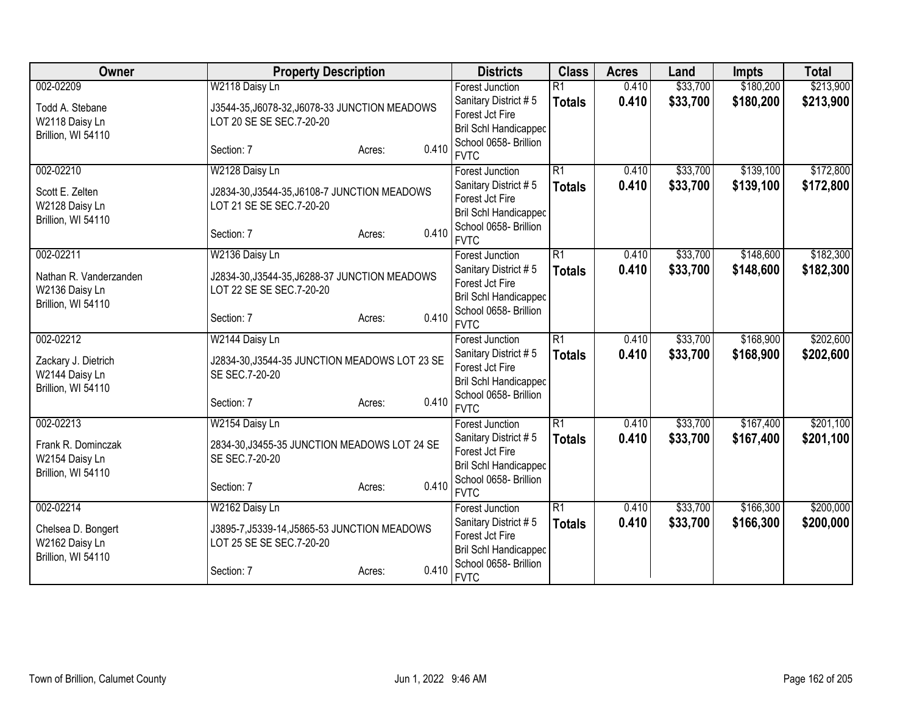| Owner | Property Description | Districts | Class | Acres | Land | Impts | Total |
|---|---|---|---|---|---|---|---|
| 002-02209<br>Todd A. Stebane<br>W2118 Daisy Ln<br>Brillion, WI 54110 | W2118 Daisy Ln<br>J3544-35,J6078-32,J6078-33 JUNCTION MEADOWS LOT 20 SE SE SEC.7-20-20<br>Section: 7 Acres: 0.410 | Forest Junction<br>Sanitary District # 5<br>Forest Jct Fire<br>Bril Schl Handicapped<br>School 0658- Brillion<br>FVTC | R1<br>**Totals** | 0.410<br>**0.410** | $33,700<br>**$33,700** | $180,200<br>**$180,200** | $213,900<br>**$213,900** |
| 002-02210<br>Scott E. Zelten<br>W2128 Daisy Ln<br>Brillion, WI 54110 | W2128 Daisy Ln<br>J2834-30,J3544-35,J6108-7 JUNCTION MEADOWS LOT 21 SE SE SEC.7-20-20<br>Section: 7 Acres: 0.410 | Forest Junction<br>Sanitary District # 5<br>Forest Jct Fire<br>Bril Schl Handicapped<br>School 0658- Brillion<br>FVTC | R1<br>**Totals** | 0.410<br>**0.410** | $33,700<br>**$33,700** | $139,100<br>**$139,100** | $172,800<br>**$172,800** |
| 002-02211<br>Nathan R. Vanderzanden<br>W2136 Daisy Ln<br>Brillion, WI 54110 | W2136 Daisy Ln<br>J2834-30,J3544-35,J6288-37 JUNCTION MEADOWS LOT 22 SE SE SEC.7-20-20<br>Section: 7 Acres: 0.410 | Forest Junction<br>Sanitary District # 5<br>Forest Jct Fire<br>Bril Schl Handicapped<br>School 0658- Brillion<br>FVTC | R1<br>**Totals** | 0.410<br>**0.410** | $33,700<br>**$33,700** | $148,600<br>**$148,600** | $182,300<br>**$182,300** |
| 002-02212<br>Zackary J. Dietrich<br>W2144 Daisy Ln<br>Brillion, WI 54110 | W2144 Daisy Ln<br>J2834-30,J3544-35 JUNCTION MEADOWS LOT 23 SE SE SEC.7-20-20<br>Section: 7 Acres: 0.410 | Forest Junction<br>Sanitary District # 5<br>Forest Jct Fire<br>Bril Schl Handicapped<br>School 0658- Brillion<br>FVTC | R1<br>**Totals** | 0.410<br>**0.410** | $33,700<br>**$33,700** | $168,900<br>**$168,900** | $202,600<br>**$202,600** |
| 002-02213<br>Frank R. Dominczak<br>W2154 Daisy Ln<br>Brillion, WI 54110 | W2154 Daisy Ln<br>2834-30,J3455-35 JUNCTION MEADOWS LOT 24 SE SE SEC.7-20-20<br>Section: 7 Acres: 0.410 | Forest Junction<br>Sanitary District # 5<br>Forest Jct Fire<br>Bril Schl Handicapped<br>School 0658- Brillion<br>FVTC | R1<br>**Totals** | 0.410<br>**0.410** | $33,700<br>**$33,700** | $167,400<br>**$167,400** | $201,100<br>**$201,100** |
| 002-02214<br>Chelsea D. Bongert<br>W2162 Daisy Ln<br>Brillion, WI 54110 | W2162 Daisy Ln<br>J3895-7,J5339-14,J5865-53 JUNCTION MEADOWS LOT 25 SE SE SEC.7-20-20<br>Section: 7 Acres: 0.410 | Forest Junction<br>Sanitary District # 5<br>Forest Jct Fire<br>Bril Schl Handicapped<br>School 0658- Brillion<br>FVTC | R1<br>**Totals** | 0.410<br>**0.410** | $33,700<br>**$33,700** | $166,300<br>**$166,300** | $200,000<br>**$200,000** |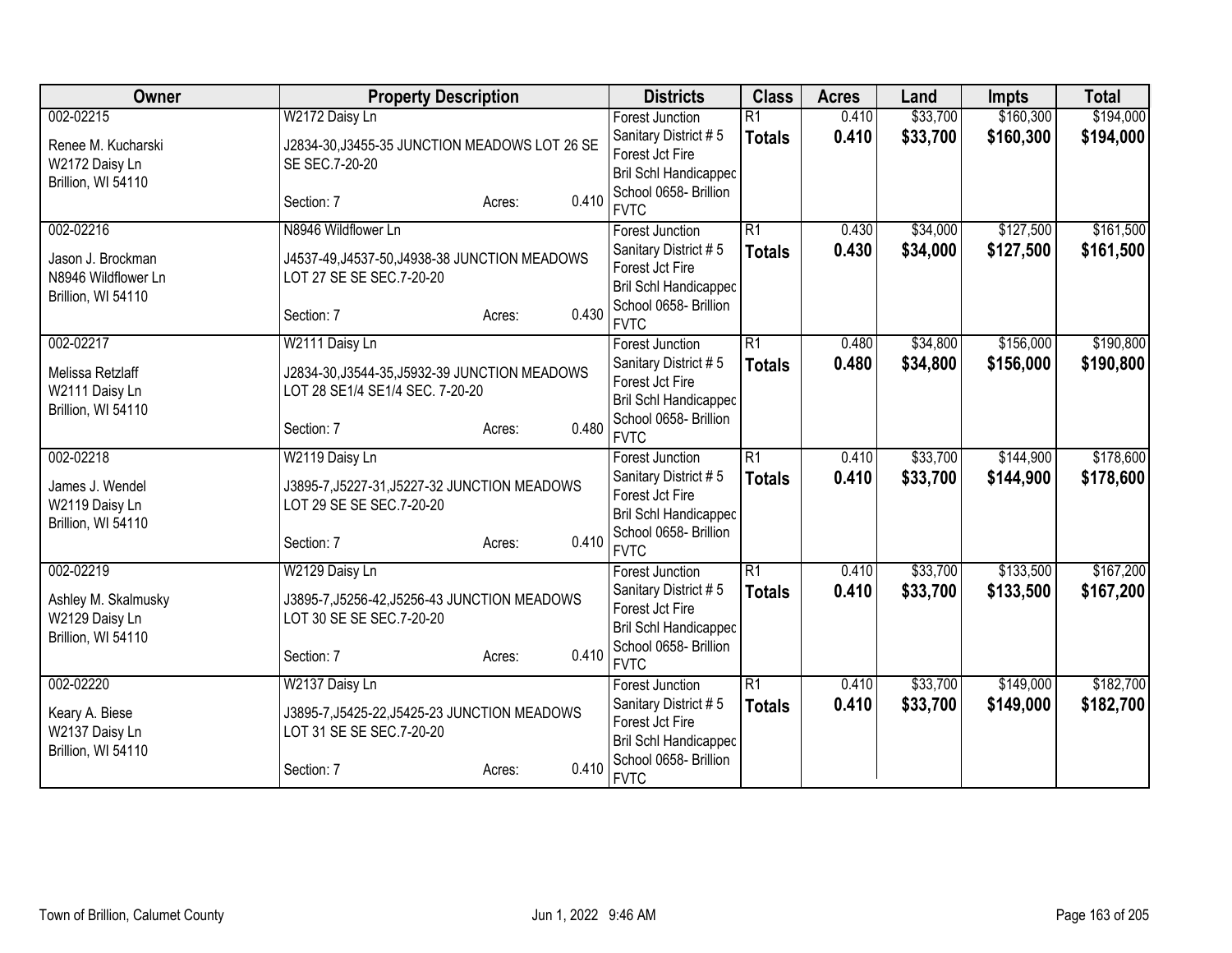| Owner | Property Description | Districts | Class | Acres | Land | Impts | Total |
|---|---|---|---|---|---|---|---|
| 002-02215<br>Renee M. Kucharski<br>W2172 Daisy Ln<br>Brillion, WI 54110 | W2172 Daisy Ln<br>J2834-30,J3455-35 JUNCTION MEADOWS LOT 26 SE SE SEC.7-20-20<br>Section: 7 Acres: 0.410 | Forest Junction<br>Sanitary District # 5<br>Forest Jct Fire<br>Bril Schl Handicappec<br>School 0658- Brillion<br>FVTC | R1<br>**Totals** | 0.410<br>**0.410** | $33,700<br>**$33,700** | $160,300<br>**$160,300** | $194,000<br>**$194,000** |
| 002-02216<br>Jason J. Brockman<br>N8946 Wildflower Ln<br>Brillion, WI 54110 | N8946 Wildflower Ln<br>J4537-49,J4537-50,J4938-38 JUNCTION MEADOWS LOT 27 SE SE SEC.7-20-20<br>Section: 7 Acres: 0.430 | Forest Junction<br>Sanitary District # 5<br>Forest Jct Fire<br>Bril Schl Handicappec<br>School 0658- Brillion<br>FVTC | R1<br>**Totals** | 0.430<br>**0.430** | $34,000<br>**$34,000** | $127,500<br>**$127,500** | $161,500<br>**$161,500** |
| 002-02217<br>Melissa Retzlaff<br>W2111 Daisy Ln<br>Brillion, WI 54110 | W2111 Daisy Ln<br>J2834-30,J3544-35,J5932-39 JUNCTION MEADOWS LOT 28 SE1/4 SE1/4 SEC. 7-20-20<br>Section: 7 Acres: 0.480 | Forest Junction<br>Sanitary District # 5<br>Forest Jct Fire<br>Bril Schl Handicappec<br>School 0658- Brillion<br>FVTC | R1<br>**Totals** | 0.480<br>**0.480** | $34,800<br>**$34,800** | $156,000<br>**$156,000** | $190,800<br>**$190,800** |
| 002-02218<br>James J. Wendel<br>W2119 Daisy Ln<br>Brillion, WI 54110 | W2119 Daisy Ln<br>J3895-7,J5227-31,J5227-32 JUNCTION MEADOWS LOT 29 SE SE SEC.7-20-20<br>Section: 7 Acres: 0.410 | Forest Junction<br>Sanitary District # 5<br>Forest Jct Fire<br>Bril Schl Handicappec<br>School 0658- Brillion<br>FVTC | R1<br>**Totals** | 0.410<br>**0.410** | $33,700<br>**$33,700** | $144,900<br>**$144,900** | $178,600<br>**$178,600** |
| 002-02219<br>Ashley M. Skalmusky<br>W2129 Daisy Ln<br>Brillion, WI 54110 | W2129 Daisy Ln<br>J3895-7,J5256-42,J5256-43 JUNCTION MEADOWS LOT 30 SE SE SEC.7-20-20<br>Section: 7 Acres: 0.410 | Forest Junction<br>Sanitary District # 5<br>Forest Jct Fire<br>Bril Schl Handicappec<br>School 0658- Brillion<br>FVTC | R1<br>**Totals** | 0.410<br>**0.410** | $33,700<br>**$33,700** | $133,500<br>**$133,500** | $167,200<br>**$167,200** |
| 002-02220<br>Keary A. Biese<br>W2137 Daisy Ln<br>Brillion, WI 54110 | W2137 Daisy Ln<br>J3895-7,J5425-22,J5425-23 JUNCTION MEADOWS LOT 31 SE SE SEC.7-20-20<br>Section: 7 Acres: 0.410 | Forest Junction<br>Sanitary District # 5<br>Forest Jct Fire<br>Bril Schl Handicappec<br>School 0658- Brillion<br>FVTC | R1<br>**Totals** | 0.410<br>**0.410** | $33,700<br>**$33,700** | $149,000<br>**$149,000** | $182,700<br>**$182,700** |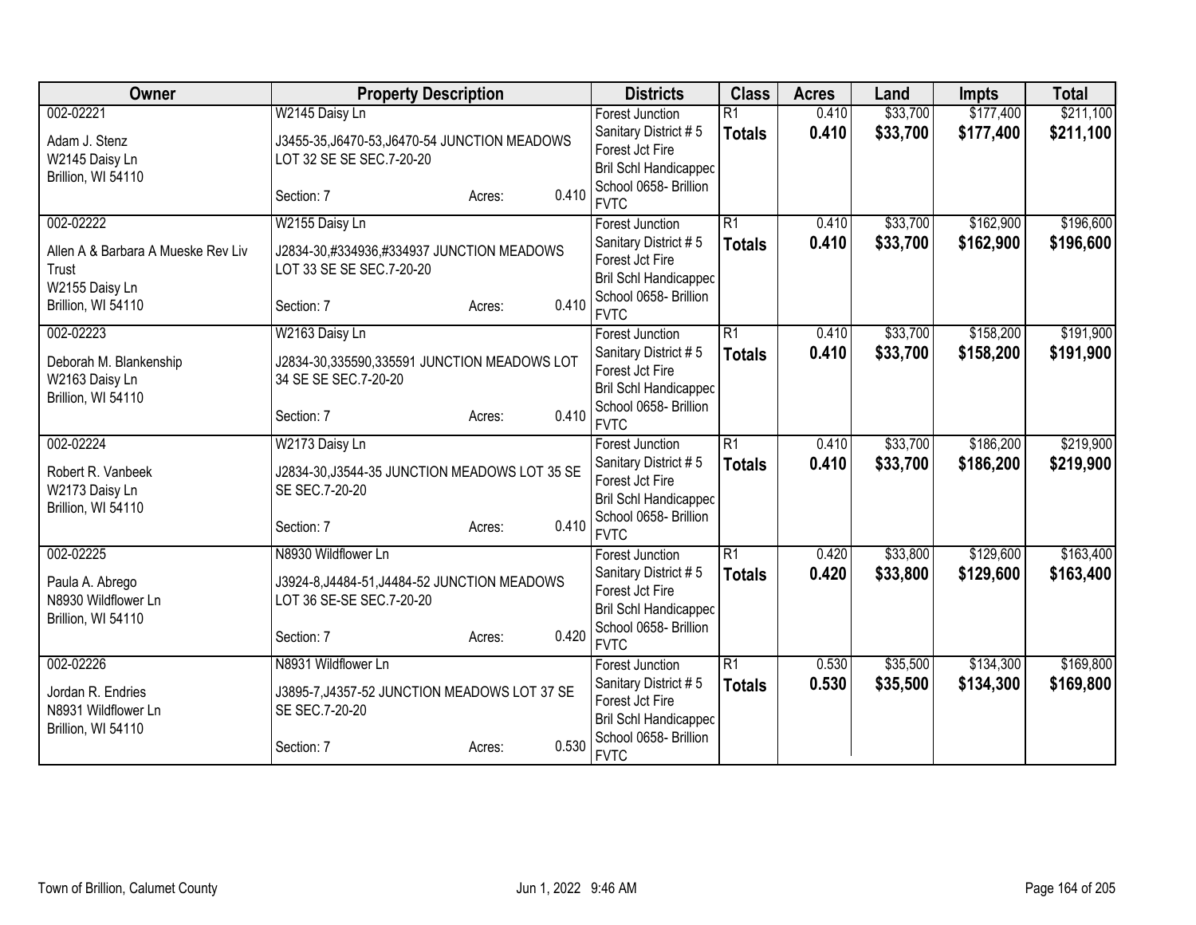| Owner | Property Description | Districts | Class | Acres | Land | Impts | Total |
|---|---|---|---|---|---|---|---|
| 002-02221<br>Adam J. Stenz<br>W2145 Daisy Ln<br>Brillion, WI 54110 | W2145 Daisy Ln<br>J3455-35,J6470-53,J6470-54 JUNCTION MEADOWS LOT 32 SE SE SEC.7-20-20<br>Section: 7 Acres: 0.410 | Forest Junction<br>Sanitary District # 5<br>Forest Jct Fire<br>Bril Schl Handicapped<br>School 0658- Brillion<br>FVTC | R1<br>**Totals** | 0.410<br>**0.410** | $33,700<br>**$33,700** | $177,400<br>**$177,400** | $211,100<br>**$211,100** |
| 002-02222<br>Allen A & Barbara A Mueske Rev Liv Trust<br>W2155 Daisy Ln<br>Brillion, WI 54110 | W2155 Daisy Ln<br>J2834-30,#334936,#334937 JUNCTION MEADOWS LOT 33 SE SE SEC.7-20-20<br>Section: 7 Acres: 0.410 | Forest Junction<br>Sanitary District # 5<br>Forest Jct Fire<br>Bril Schl Handicapped<br>School 0658- Brillion<br>FVTC | R1<br>**Totals** | 0.410<br>**0.410** | $33,700<br>**$33,700** | $162,900<br>**$162,900** | $196,600<br>**$196,600** |
| 002-02223<br>Deborah M. Blankenship<br>W2163 Daisy Ln<br>Brillion, WI 54110 | W2163 Daisy Ln<br>J2834-30,335590,335591 JUNCTION MEADOWS LOT 34 SE SE SEC.7-20-20<br>Section: 7 Acres: 0.410 | Forest Junction<br>Sanitary District # 5<br>Forest Jct Fire<br>Bril Schl Handicapped<br>School 0658- Brillion<br>FVTC | R1<br>**Totals** | 0.410<br>**0.410** | $33,700<br>**$33,700** | $158,200<br>**$158,200** | $191,900<br>**$191,900** |
| 002-02224<br>Robert R. Vanbeek<br>W2173 Daisy Ln<br>Brillion, WI 54110 | W2173 Daisy Ln<br>J2834-30,J3544-35 JUNCTION MEADOWS LOT 35 SE SE SEC.7-20-20<br>Section: 7 Acres: 0.410 | Forest Junction<br>Sanitary District # 5<br>Forest Jct Fire<br>Bril Schl Handicapped<br>School 0658- Brillion<br>FVTC | R1<br>**Totals** | 0.410<br>**0.410** | $33,700<br>**$33,700** | $186,200<br>**$186,200** | $219,900<br>**$219,900** |
| 002-02225<br>Paula A. Abrego<br>N8930 Wildflower Ln<br>Brillion, WI 54110 | N8930 Wildflower Ln<br>J3924-8,J4484-51,J4484-52 JUNCTION MEADOWS LOT 36 SE-SE SEC.7-20-20<br>Section: 7 Acres: 0.420 | Forest Junction<br>Sanitary District # 5<br>Forest Jct Fire<br>Bril Schl Handicapped<br>School 0658- Brillion<br>FVTC | R1<br>**Totals** | 0.420<br>**0.420** | $33,800<br>**$33,800** | $129,600<br>**$129,600** | $163,400<br>**$163,400** |
| 002-02226<br>Jordan R. Endries<br>N8931 Wildflower Ln<br>Brillion, WI 54110 | N8931 Wildflower Ln<br>J3895-7,J4357-52 JUNCTION MEADOWS LOT 37 SE SE SEC.7-20-20<br>Section: 7 Acres: 0.530 | Forest Junction<br>Sanitary District # 5<br>Forest Jct Fire<br>Bril Schl Handicapped<br>School 0658- Brillion<br>FVTC | R1<br>**Totals** | 0.530<br>**0.530** | $35,500<br>**$35,500** | $134,300<br>**$134,300** | $169,800<br>**$169,800** |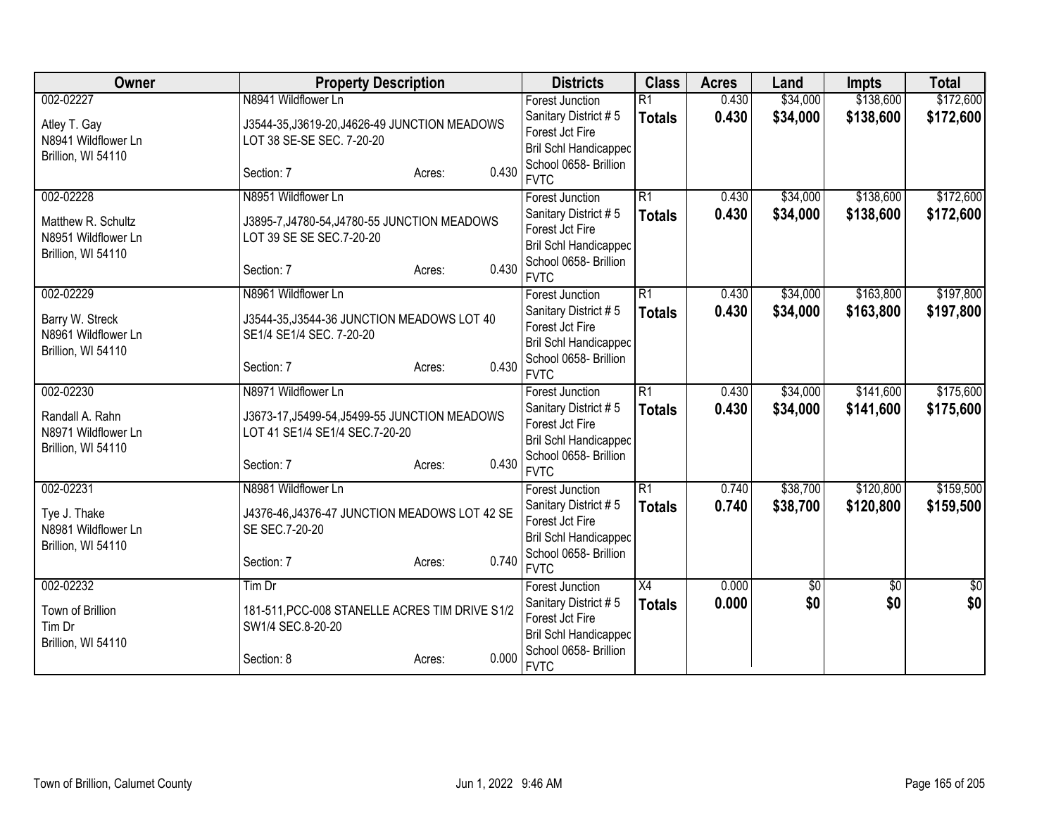| Owner | Property Description | Districts | Class | Acres | Land | Impts | Total |
|---|---|---|---|---|---|---|---|
| 002-02227<br><br>Atley T. Gay<br>N8941 Wildflower Ln<br>Brillion, WI 54110 | N8941 Wildflower Ln<br><br>J3544-35,J3619-20,J4626-49 JUNCTION MEADOWS LOT 38 SE-SE SEC. 7-20-20<br><br>Section: 7 Acres: 0.430 | Forest Junction<br>Sanitary District # 5<br>Forest Jct Fire<br>Bril Schl Handicapped<br>School 0658- Brillion<br>FVTC | R1<br>**Totals** | 0.430<br>**0.430** | $34,000<br>**$34,000** | $138,600<br>**$138,600** | $172,600<br>**$172,600** |
| 002-02228<br><br>Matthew R. Schultz<br>N8951 Wildflower Ln<br>Brillion, WI 54110 | N8951 Wildflower Ln<br><br>J3895-7,J4780-54,J4780-55 JUNCTION MEADOWS LOT 39 SE SE SEC.7-20-20<br><br>Section: 7 Acres: 0.430 | Forest Junction<br>Sanitary District # 5<br>Forest Jct Fire<br>Bril Schl Handicapped<br>School 0658- Brillion<br>FVTC | R1<br>**Totals** | 0.430<br>**0.430** | $34,000<br>**$34,000** | $138,600<br>**$138,600** | $172,600<br>**$172,600** |
| 002-02229<br><br>Barry W. Streck<br>N8961 Wildflower Ln<br>Brillion, WI 54110 | N8961 Wildflower Ln<br><br>J3544-35,J3544-36 JUNCTION MEADOWS LOT 40 SE1/4 SE1/4 SEC. 7-20-20<br><br>Section: 7 Acres: 0.430 | Forest Junction<br>Sanitary District # 5<br>Forest Jct Fire<br>Bril Schl Handicapped<br>School 0658- Brillion<br>FVTC | R1<br>**Totals** | 0.430<br>**0.430** | $34,000<br>**$34,000** | $163,800<br>**$163,800** | $197,800<br>**$197,800** |
| 002-02230<br><br>Randall A. Rahn<br>N8971 Wildflower Ln<br>Brillion, WI 54110 | N8971 Wildflower Ln<br><br>J3673-17,J5499-54,J5499-55 JUNCTION MEADOWS LOT 41 SE1/4 SE1/4 SEC.7-20-20<br><br>Section: 7 Acres: 0.430 | Forest Junction<br>Sanitary District # 5<br>Forest Jct Fire<br>Bril Schl Handicapped<br>School 0658- Brillion<br>FVTC | R1<br>**Totals** | 0.430<br>**0.430** | $34,000<br>**$34,000** | $141,600<br>**$141,600** | $175,600<br>**$175,600** |
| 002-02231<br><br>Tye J. Thake<br>N8981 Wildflower Ln<br>Brillion, WI 54110 | N8981 Wildflower Ln<br><br>J4376-46,J4376-47 JUNCTION MEADOWS LOT 42 SE SE SEC.7-20-20<br><br>Section: 7 Acres: 0.740 | Forest Junction<br>Sanitary District # 5<br>Forest Jct Fire<br>Bril Schl Handicapped<br>School 0658- Brillion<br>FVTC | R1<br>**Totals** | 0.740<br>**0.740** | $38,700<br>**$38,700** | $120,800<br>**$120,800** | $159,500<br>**$159,500** |
| 002-02232<br><br>Town of Brillion<br>Tim Dr<br>Brillion, WI 54110 | Tim Dr<br><br>181-511,PCC-008 STANELLE ACRES TIM DRIVE S1/2 SW1/4 SEC.8-20-20<br><br>Section: 8 Acres: 0.000 | Forest Junction<br>Sanitary District # 5<br>Forest Jct Fire<br>Bril Schl Handicapped<br>School 0658- Brillion<br>FVTC | X4<br>**Totals** | 0.000<br>**0.000** | $0<br>**$0** | $0<br>**$0** | $0<br>**$0** |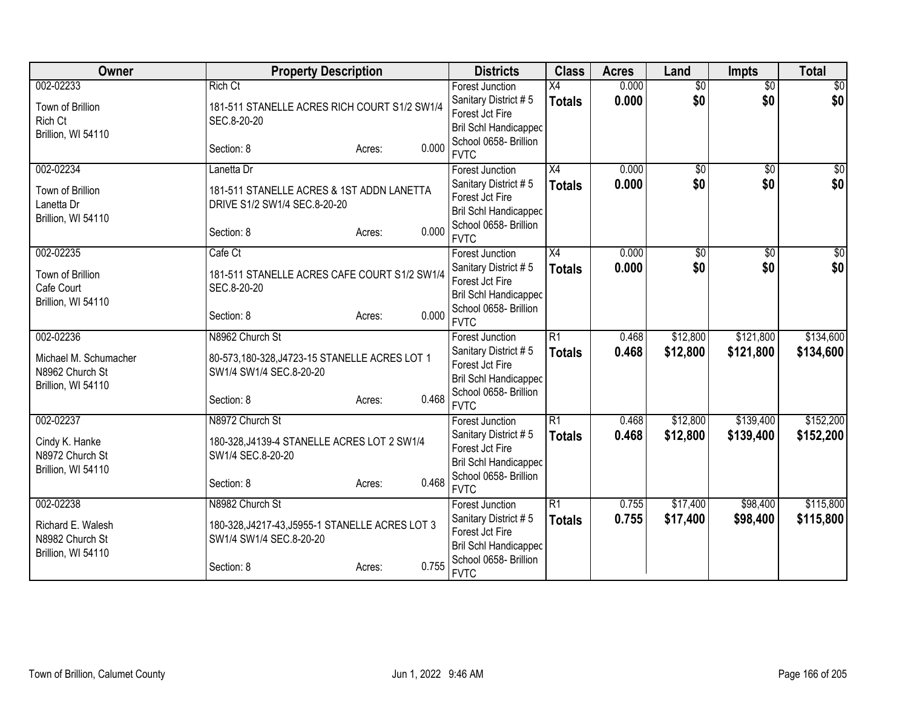| Owner | Property Description | Districts | Class | Acres | Land | Impts | Total |
|---|---|---|---|---|---|---|---|
| 002-02233<br><br>Town of Brillion<br>Rich Ct<br>Brillion, WI 54110 | Rich Ct<br><br>181-511 STANELLE ACRES RICH COURT S1/2 SW1/4 SEC.8-20-20<br><br>Section: 8 Acres: 0.000 | Forest Junction<br>Sanitary District # 5<br>Forest Jct Fire<br>Bril Schl Handicapped<br>School 0658- Brillion<br>FVTC | X4<br>**Totals** | 0.000<br>**0.000** | $0<br>**$0** | $0<br>**$0** | $0<br>**$0** |
| 002-02234<br><br>Town of Brillion<br>Lanetta Dr<br>Brillion, WI 54110 | Lanetta Dr<br><br>181-511 STANELLE ACRES & 1ST ADDN LANETTA DRIVE S1/2 SW1/4 SEC.8-20-20<br><br>Section: 8 Acres: 0.000 | Forest Junction<br>Sanitary District # 5<br>Forest Jct Fire<br>Bril Schl Handicapped<br>School 0658- Brillion<br>FVTC | X4<br>**Totals** | 0.000<br>**0.000** | $0<br>**$0** | $0<br>**$0** | $0<br>**$0** |
| 002-02235<br><br>Town of Brillion<br>Cafe Court<br>Brillion, WI 54110 | Cafe Ct<br><br>181-511 STANELLE ACRES CAFE COURT S1/2 SW1/4 SEC.8-20-20<br><br>Section: 8 Acres: 0.000 | Forest Junction<br>Sanitary District # 5<br>Forest Jct Fire<br>Bril Schl Handicapped<br>School 0658- Brillion<br>FVTC | X4<br>**Totals** | 0.000<br>**0.000** | $0<br>**$0** | $0<br>**$0** | $0<br>**$0** |
| 002-02236<br><br>Michael M. Schumacher<br>N8962 Church St<br>Brillion, WI 54110 | N8962 Church St<br><br>80-573,180-328,J4723-15 STANELLE ACRES LOT 1 SW1/4 SW1/4 SEC.8-20-20<br><br>Section: 8 Acres: 0.468 | Forest Junction<br>Sanitary District # 5<br>Forest Jct Fire<br>Bril Schl Handicapped<br>School 0658- Brillion<br>FVTC | R1<br>**Totals** | 0.468<br>**0.468** | $12,800<br>**$12,800** | $121,800<br>**$121,800** | $134,600<br>**$134,600** |
| 002-02237<br><br>Cindy K. Hanke<br>N8972 Church St<br>Brillion, WI 54110 | N8972 Church St<br><br>180-328,J4139-4 STANELLE ACRES LOT 2 SW1/4 SW1/4 SEC.8-20-20<br><br>Section: 8 Acres: 0.468 | Forest Junction<br>Sanitary District # 5<br>Forest Jct Fire<br>Bril Schl Handicapped<br>School 0658- Brillion<br>FVTC | R1<br>**Totals** | 0.468<br>**0.468** | $12,800<br>**$12,800** | $139,400<br>**$139,400** | $152,200<br>**$152,200** |
| 002-02238<br><br>Richard E. Walesh<br>N8982 Church St<br>Brillion, WI 54110 | N8982 Church St<br><br>180-328,J4217-43,J5955-1 STANELLE ACRES LOT 3 SW1/4 SW1/4 SEC.8-20-20<br><br>Section: 8 Acres: 0.755 | Forest Junction<br>Sanitary District # 5<br>Forest Jct Fire<br>Bril Schl Handicapped<br>School 0658- Brillion<br>FVTC | R1<br>**Totals** | 0.755<br>**0.755** | $17,400<br>**$17,400** | $98,400<br>**$98,400** | $115,800<br>**$115,800** |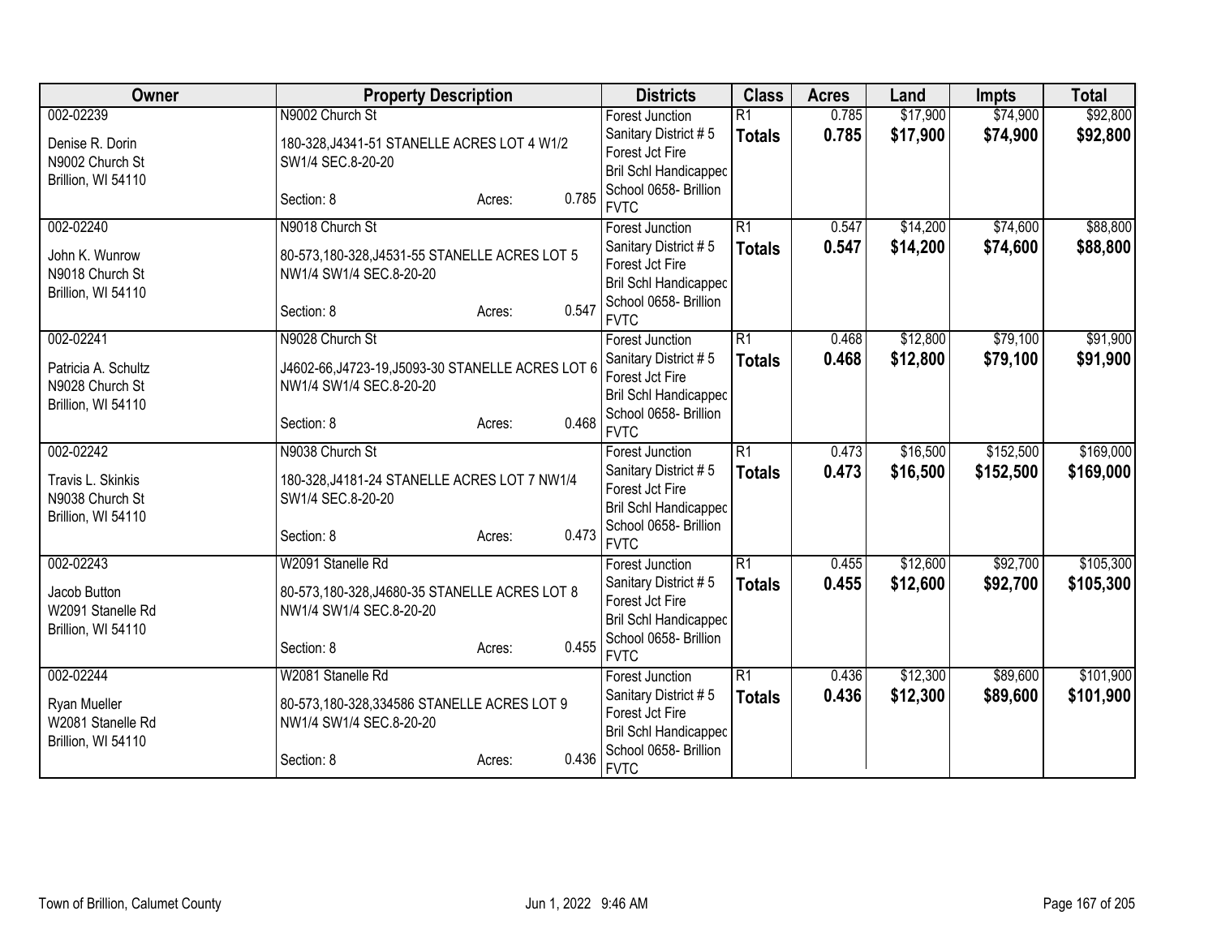| Owner | Property Description | Districts | Class | Acres | Land | Impts | Total |
|---|---|---|---|---|---|---|---|
| 002-02239<br><br>Denise R. Dorin<br>N9002 Church St<br>Brillion, WI 54110 | N9002 Church St<br><br>180-328,J4341-51 STANELLE ACRES LOT 4 W1/2 SW1/4 SEC.8-20-20<br><br>Section: 8 Acres: 0.785 | Forest Junction<br>Sanitary District # 5<br>Forest Jct Fire<br>Bril Schl Handicapped<br>School 0658- Brillion<br>FVTC | R1<br>**Totals** | 0.785<br>**0.785** | $17,900<br>**$17,900** | $74,900<br>**$74,900** | $92,800<br>**$92,800** |
| 002-02240<br><br>John K. Wunrow<br>N9018 Church St<br>Brillion, WI 54110 | N9018 Church St<br><br>80-573,180-328,J4531-55 STANELLE ACRES LOT 5 NW1/4 SW1/4 SEC.8-20-20<br><br>Section: 8 Acres: 0.547 | Forest Junction<br>Sanitary District # 5<br>Forest Jct Fire<br>Bril Schl Handicapped<br>School 0658- Brillion<br>FVTC | R1<br>**Totals** | 0.547<br>**0.547** | $14,200<br>**$14,200** | $74,600<br>**$74,600** | $88,800<br>**$88,800** |
| 002-02241<br><br>Patricia A. Schultz<br>N9028 Church St<br>Brillion, WI 54110 | N9028 Church St<br><br>J4602-66,J4723-19,J5093-30 STANELLE ACRES LOT 6 NW1/4 SW1/4 SEC.8-20-20<br><br>Section: 8 Acres: 0.468 | Forest Junction<br>Sanitary District # 5<br>Forest Jct Fire<br>Bril Schl Handicapped<br>School 0658- Brillion<br>FVTC | R1<br>**Totals** | 0.468<br>**0.468** | $12,800<br>**$12,800** | $79,100<br>**$79,100** | $91,900<br>**$91,900** |
| 002-02242<br><br>Travis L. Skinkis<br>N9038 Church St<br>Brillion, WI 54110 | N9038 Church St<br><br>180-328,J4181-24 STANELLE ACRES LOT 7 NW1/4 SW1/4 SEC.8-20-20<br><br>Section: 8 Acres: 0.473 | Forest Junction<br>Sanitary District # 5<br>Forest Jct Fire<br>Bril Schl Handicapped<br>School 0658- Brillion<br>FVTC | R1<br>**Totals** | 0.473<br>**0.473** | $16,500<br>**$16,500** | $152,500<br>**$152,500** | $169,000<br>**$169,000** |
| 002-02243<br><br>Jacob Button<br>W2091 Stanelle Rd<br>Brillion, WI 54110 | W2091 Stanelle Rd<br><br>80-573,180-328,J4680-35 STANELLE ACRES LOT 8 NW1/4 SW1/4 SEC.8-20-20<br><br>Section: 8 Acres: 0.455 | Forest Junction<br>Sanitary District # 5<br>Forest Jct Fire<br>Bril Schl Handicapped<br>School 0658- Brillion<br>FVTC | R1<br>**Totals** | 0.455<br>**0.455** | $12,600<br>**$12,600** | $92,700<br>**$92,700** | $105,300<br>**$105,300** |
| 002-02244<br><br>Ryan Mueller<br>W2081 Stanelle Rd<br>Brillion, WI 54110 | W2081 Stanelle Rd<br><br>80-573,180-328,334586 STANELLE ACRES LOT 9 NW1/4 SW1/4 SEC.8-20-20<br><br>Section: 8 Acres: 0.436 | Forest Junction<br>Sanitary District # 5<br>Forest Jct Fire<br>Bril Schl Handicapped<br>School 0658- Brillion<br>FVTC | R1<br>**Totals** | 0.436<br>**0.436** | $12,300<br>**$12,300** | $89,600<br>**$89,600** | $101,900<br>**$101,900** |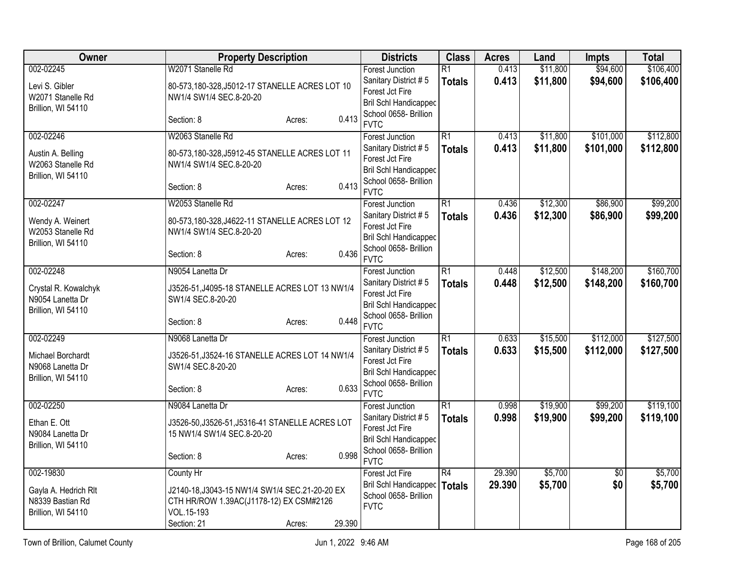| Owner | Property Description | Districts | Class | Acres | Land | Impts | Total |
|---|---|---|---|---|---|---|---|
| 002-02245<br>Levi S. Gibler<br>W2071 Stanelle Rd<br>Brillion, WI 54110 | W2071 Stanelle Rd<br>80-573,180-328,J5012-17 STANELLE ACRES LOT 10 NW1/4 SW1/4 SEC.8-20-20<br>Section: 8 Acres: 0.413 | Forest Junction<br>Sanitary District # 5<br>Forest Jct Fire<br>Bril Schl Handicapped<br>School 0658- Brillion<br>FVTC | R1<br>**Totals** | 0.413<br>**0.413** | $11,800<br>**$11,800** | $94,600<br>**$94,600** | $106,400<br>**$106,400** |
| 002-02246<br>Austin A. Belling<br>W2063 Stanelle Rd<br>Brillion, WI 54110 | W2063 Stanelle Rd<br>80-573,180-328,J5912-45 STANELLE ACRES LOT 11 NW1/4 SW1/4 SEC.8-20-20<br>Section: 8 Acres: 0.413 | Forest Junction<br>Sanitary District # 5<br>Forest Jct Fire<br>Bril Schl Handicapped<br>School 0658- Brillion<br>FVTC | R1<br>**Totals** | 0.413<br>**0.413** | $11,800<br>**$11,800** | $101,000<br>**$101,000** | $112,800<br>**$112,800** |
| 002-02247<br>Wendy A. Weinert<br>W2053 Stanelle Rd<br>Brillion, WI 54110 | W2053 Stanelle Rd<br>80-573,180-328,J4622-11 STANELLE ACRES LOT 12 NW1/4 SW1/4 SEC.8-20-20<br>Section: 8 Acres: 0.436 | Forest Junction<br>Sanitary District # 5<br>Forest Jct Fire<br>Bril Schl Handicapped<br>School 0658- Brillion<br>FVTC | R1<br>**Totals** | 0.436<br>**0.436** | $12,300<br>**$12,300** | $86,900<br>**$86,900** | $99,200<br>**$99,200** |
| 002-02248<br>Crystal R. Kowalchyk<br>N9054 Lanetta Dr<br>Brillion, WI 54110 | N9054 Lanetta Dr<br>J3526-51,J4095-18 STANELLE ACRES LOT 13 NW1/4 SW1/4 SEC.8-20-20<br>Section: 8 Acres: 0.448 | Forest Junction<br>Sanitary District # 5<br>Forest Jct Fire<br>Bril Schl Handicapped<br>School 0658- Brillion<br>FVTC | R1<br>**Totals** | 0.448<br>**0.448** | $12,500<br>**$12,500** | $148,200<br>**$148,200** | $160,700<br>**$160,700** |
| 002-02249<br>Michael Borchardt<br>N9068 Lanetta Dr<br>Brillion, WI 54110 | N9068 Lanetta Dr<br>J3526-51,J3524-16 STANELLE ACRES LOT 14 NW1/4 SW1/4 SEC.8-20-20<br>Section: 8 Acres: 0.633 | Forest Junction<br>Sanitary District # 5<br>Forest Jct Fire<br>Bril Schl Handicapped<br>School 0658- Brillion<br>FVTC | R1<br>**Totals** | 0.633<br>**0.633** | $15,500<br>**$15,500** | $112,000<br>**$112,000** | $127,500<br>**$127,500** |
| 002-02250<br>Ethan E. Ott<br>N9084 Lanetta Dr<br>Brillion, WI 54110 | N9084 Lanetta Dr<br>J3526-50,J3526-51,J5316-41 STANELLE ACRES LOT 15 NW1/4 SW1/4 SEC.8-20-20<br>Section: 8 Acres: 0.998 | Forest Junction<br>Sanitary District # 5<br>Forest Jct Fire<br>Bril Schl Handicapped<br>School 0658- Brillion<br>FVTC | R1<br>**Totals** | 0.998<br>**0.998** | $19,900<br>**$19,900** | $99,200<br>**$99,200** | $119,100<br>**$119,100** |
| 002-19830<br>Gayla A. Hedrich Rlt<br>N8339 Bastian Rd<br>Brillion, WI 54110 | County Hr<br>J2140-18,J3043-15 NW1/4 SW1/4 SEC.21-20-20 EX CTH HR/ROW 1.39AC(J1178-12) EX CSM#2126 VOL.15-193<br>Section: 21 Acres: 29.390 | Forest Jct Fire<br>Bril Schl Handicapped<br>School 0658- Brillion<br>FVTC | R4<br>**Totals** | 29.390<br>**29.390** | $5,700<br>**$5,700** | $0<br>**$0** | $5,700<br>**$5,700** |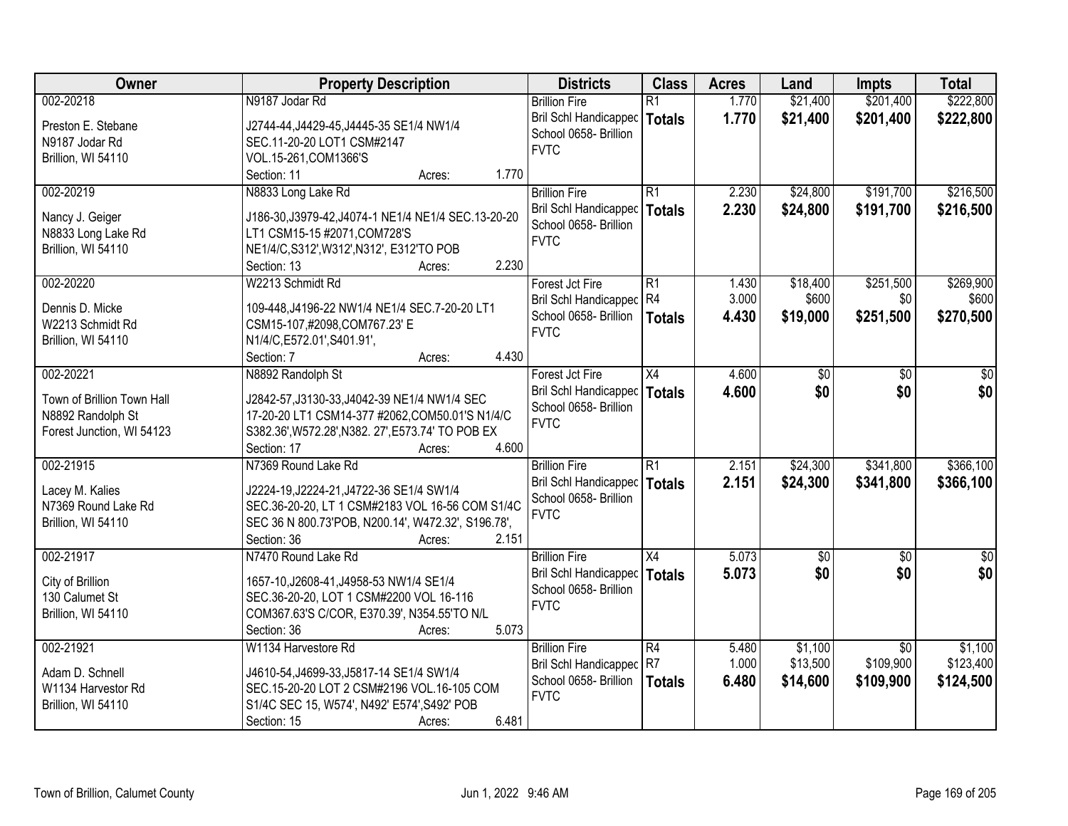| Owner | Property Description | Districts | Class | Acres | Land | Impts | Total |
|---|---|---|---|---|---|---|---|
| 002-20218<br><br>Preston E. Stebane<br>N9187 Jodar Rd<br>Brillion, WI 54110 | N9187 Jodar Rd<br><br>J2744-44,J4429-45,J4445-35 SE1/4 NW1/4 SEC.11-20-20 LOT1 CSM#2147 VOL.15-261,COM1366'S<br>Section: 11 Acres: 1.770 | Brillion Fire<br>Bril Schl Handicapped<br>School 0658- Brillion<br>FVTC | R1<br>**Totals** | 1.770<br>**1.770** | $21,400<br>**$21,400** | $201,400<br>**$201,400** | $222,800<br>**$222,800** |
| 002-20219<br><br>Nancy J. Geiger<br>N8833 Long Lake Rd<br>Brillion, WI 54110 | N8833 Long Lake Rd<br><br>J186-30,J3979-42,J4074-1 NE1/4 NE1/4 SEC.13-20-20 LT1 CSM15-15 #2071,COM728'S NE1/4/C,S312',W312',N312', E312'TO POB<br>Section: 13 Acres: 2.230 | Brillion Fire<br>Bril Schl Handicapped<br>School 0658- Brillion<br>FVTC | R1<br>**Totals** | 2.230<br>**2.230** | $24,800<br>**$24,800** | $191,700<br>**$191,700** | $216,500<br>**$216,500** |
| 002-20220<br><br>Dennis D. Micke<br>W2213 Schmidt Rd<br>Brillion, WI 54110 | W2213 Schmidt Rd<br><br>109-448,J4196-22 NW1/4 NE1/4 SEC.7-20-20 LT1 CSM15-107,#2098,COM767.23' E N1/4/C,E572.01',S401.91',<br>Section: 7 Acres: 4.430 | Forest Jct Fire<br>Bril Schl Handicapped<br>School 0658- Brillion<br>FVTC | R1<br>R4<br>**Totals** | 1.430<br>3.000<br>**4.430** | $18,400<br>$600<br>**$19,000** | $251,500<br>$0<br>**$251,500** | $269,900<br>$600<br>**$270,500** |
| 002-20221<br><br>Town of Brillion Town Hall<br>N8892 Randolph St<br>Forest Junction, WI 54123 | N8892 Randolph St<br><br>J2842-57,J3130-33,J4042-39 NE1/4 NW1/4 SEC 17-20-20 LT1 CSM14-377 #2062,COM50.01'S N1/4/C S382.36',W572.28',N382. 27',E573.74' TO POB EX<br>Section: 17 Acres: 4.600 | Forest Jct Fire<br>Bril Schl Handicapped<br>School 0658- Brillion<br>FVTC | X4<br>**Totals** | 4.600<br>**4.600** | $0<br>**$0** | $0<br>**$0** | $0<br>**$0** |
| 002-21915<br><br>Lacey M. Kalies<br>N7369 Round Lake Rd<br>Brillion, WI 54110 | N7369 Round Lake Rd<br><br>J2224-19,J2224-21,J4722-36 SE1/4 SW1/4 SEC.36-20-20, LT 1 CSM#2183 VOL 16-56 COM S1/4C SEC 36 N 800.73'POB, N200.14', W472.32', S196.78',<br>Section: 36 Acres: 2.151 | Brillion Fire<br>Bril Schl Handicapped<br>School 0658- Brillion<br>FVTC | R1<br>**Totals** | 2.151<br>**2.151** | $24,300<br>**$24,300** | $341,800<br>**$341,800** | $366,100<br>**$366,100** |
| 002-21917<br><br>City of Brillion<br>130 Calumet St<br>Brillion, WI 54110 | N7470 Round Lake Rd<br><br>1657-10,J2608-41,J4958-53 NW1/4 SE1/4 SEC.36-20-20, LOT 1 CSM#2200 VOL 16-116 COM367.63'S C/COR, E370.39', N354.55'TO N/L<br>Section: 36 Acres: 5.073 | Brillion Fire<br>Bril Schl Handicapped<br>School 0658- Brillion<br>FVTC | X4<br>**Totals** | 5.073<br>**5.073** | $0<br>**$0** | $0<br>**$0** | $0<br>**$0** |
| 002-21921<br><br>Adam D. Schnell<br>W1134 Harvestor Rd<br>Brillion, WI 54110 | W1134 Harvestore Rd<br><br>J4610-54,J4699-33,J5817-14 SE1/4 SW1/4 SEC.15-20-20 LOT 2 CSM#2196 VOL.16-105 COM S1/4C SEC 15, W574', N492' E574',S492' POB<br>Section: 15 Acres: 6.481 | Brillion Fire<br>Bril Schl Handicapped<br>School 0658- Brillion<br>FVTC | R4<br>R7<br>**Totals** | 5.480<br>1.000<br>**6.480** | $1,100<br>$13,500<br>**$14,600** | $0<br>$109,900<br>**$109,900** | $1,100<br>$123,400<br>**$124,500** |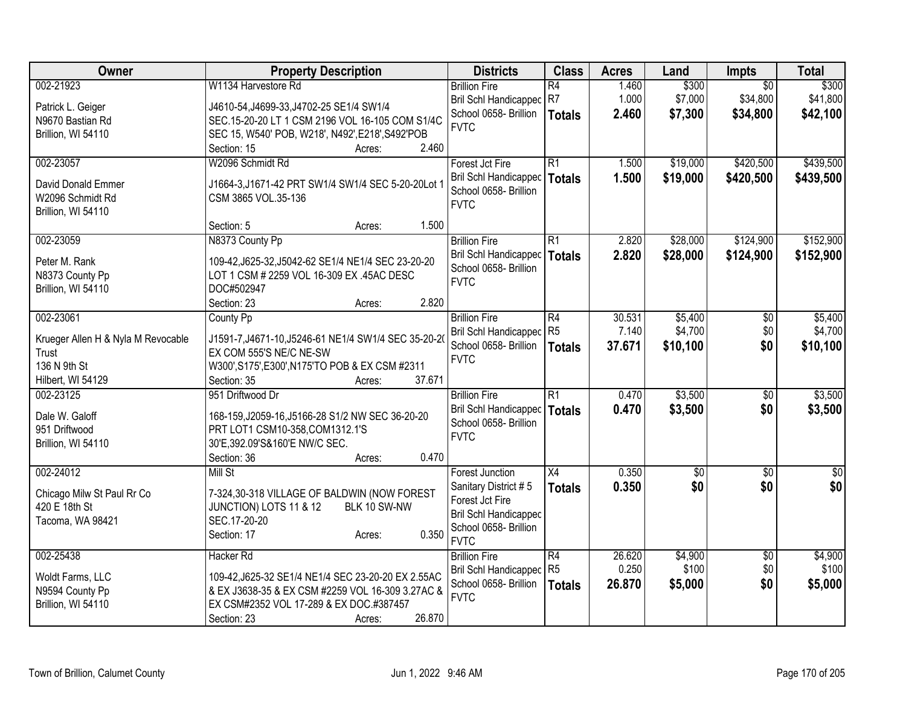| Owner | Property Description | Districts | Class | Acres | Land | Impts | Total |
|---|---|---|---|---|---|---|---|
| 002-21923<br>Patrick L. Geiger<br>N9670 Bastian Rd<br>Brillion, WI 54110 | W1134 Harvestore Rd<br>J4610-54,J4699-33,J4702-25 SE1/4 SW1/4 SEC.15-20-20 LT 1 CSM 2196 VOL 16-105 COM S1/4C SEC 15, W540' POB, W218', N492',E218',S492'POB<br>Section: 15 Acres: 2.460 | Brillion Fire<br>Bril Schl Handicapped<br>School 0658- Brillion<br>FVTC | R4<br>R7<br>**Totals** | 1.460<br>1.000<br>**2.460** | $300<br>$7,000<br>**$7,300** | $0<br>$34,800<br>**$34,800** | $300<br>$41,800<br>**$42,100** |
| 002-23057<br>David Donald Emmer<br>W2096 Schmidt Rd<br>Brillion, WI 54110 | W2096 Schmidt Rd<br>J1664-3,J1671-42 PRT SW1/4 SW1/4 SEC 5-20-20Lot 1 CSM 3865 VOL.35-136<br>Section: 5 Acres: 1.500 | Forest Jct Fire<br>Bril Schl Handicapped<br>School 0658- Brillion<br>FVTC | R1<br>**Totals** | 1.500<br>**1.500** | $19,000<br>**$19,000** | $420,500<br>**$420,500** | $439,500<br>**$439,500** |
| 002-23059<br>Peter M. Rank<br>N8373 County Pp<br>Brillion, WI 54110 | N8373 County Pp<br>109-42,J625-32,J5042-62 SE1/4 NE1/4 SEC 23-20-20 LOT 1 CSM # 2259 VOL 16-309 EX .45AC DESC DOC#502947<br>Section: 23 Acres: 2.820 | Brillion Fire<br>Bril Schl Handicapped<br>School 0658- Brillion<br>FVTC | R1<br>**Totals** | 2.820<br>**2.820** | $28,000<br>**$28,000** | $124,900<br>**$124,900** | $152,900<br>**$152,900** |
| 002-23061<br>Krueger Allen H & Nyla M Revocable Trust<br>136 N 9th St<br>Hilbert, WI 54129 | County Pp<br>J1591-7,J4671-10,J5246-61 NE1/4 SW1/4 SEC 35-20-20 EX COM 555'S NE/C NE-SW W300',S175',E300',N175'TO POB & EX CSM #2311<br>Section: 35 Acres: 37.671 | Brillion Fire<br>Bril Schl Handicapped<br>School 0658- Brillion<br>FVTC | R4<br>R5<br>**Totals** | 30.531<br>7.140<br>**37.671** | $5,400<br>$4,700<br>**$10,100** | $0<br>$0<br>**$0** | $5,400<br>$4,700<br>**$10,100** |
| 002-23125<br>Dale W. Galoff<br>951 Driftwood<br>Brillion, WI 54110 | 951 Driftwood Dr<br>168-159,J2059-16,J5166-28 S1/2 NW SEC 36-20-20 PRT LOT1 CSM10-358,COM1312.1'S 30'E,392.09'S&160'E NW/C SEC.<br>Section: 36 Acres: 0.470 | Brillion Fire<br>Bril Schl Handicapped<br>School 0658- Brillion<br>FVTC | R1<br>**Totals** | 0.470<br>**0.470** | $3,500<br>**$3,500** | $0<br>**$0** | $3,500<br>**$3,500** |
| 002-24012<br>Chicago Milw St Paul Rr Co<br>420 E 18th St<br>Tacoma, WA 98421 | Mill St<br>7-324,30-318 VILLAGE OF BALDWIN (NOW FOREST JUNCTION) LOTS 11 & 12 BLK 10 SW-NW SEC.17-20-20<br>Section: 17 Acres: 0.350 | Forest Junction Sanitary District # 5<br>Forest Jct Fire<br>Bril Schl Handicapped<br>School 0658- Brillion<br>FVTC | X4<br>**Totals** | 0.350<br>**0.350** | $0<br>**$0** | $0<br>**$0** | $0<br>**$0** |
| 002-25438<br>Woldt Farms, LLC<br>N9594 County Pp<br>Brillion, WI 54110 | Hacker Rd<br>109-42,J625-32 SE1/4 NE1/4 SEC 23-20-20 EX 2.55AC & EX J3638-35 & EX CSM #2259 VOL 16-309 3.27AC & EX CSM#2352 VOL 17-289 & EX DOC.#387457<br>Section: 23 Acres: 26.870 | Brillion Fire<br>Bril Schl Handicapped<br>School 0658- Brillion<br>FVTC | R4<br>R5<br>**Totals** | 26.620<br>0.250<br>**26.870** | $4,900<br>$100<br>**$5,000** | $0<br>$0<br>**$0** | $4,900<br>$100<br>**$5,000** |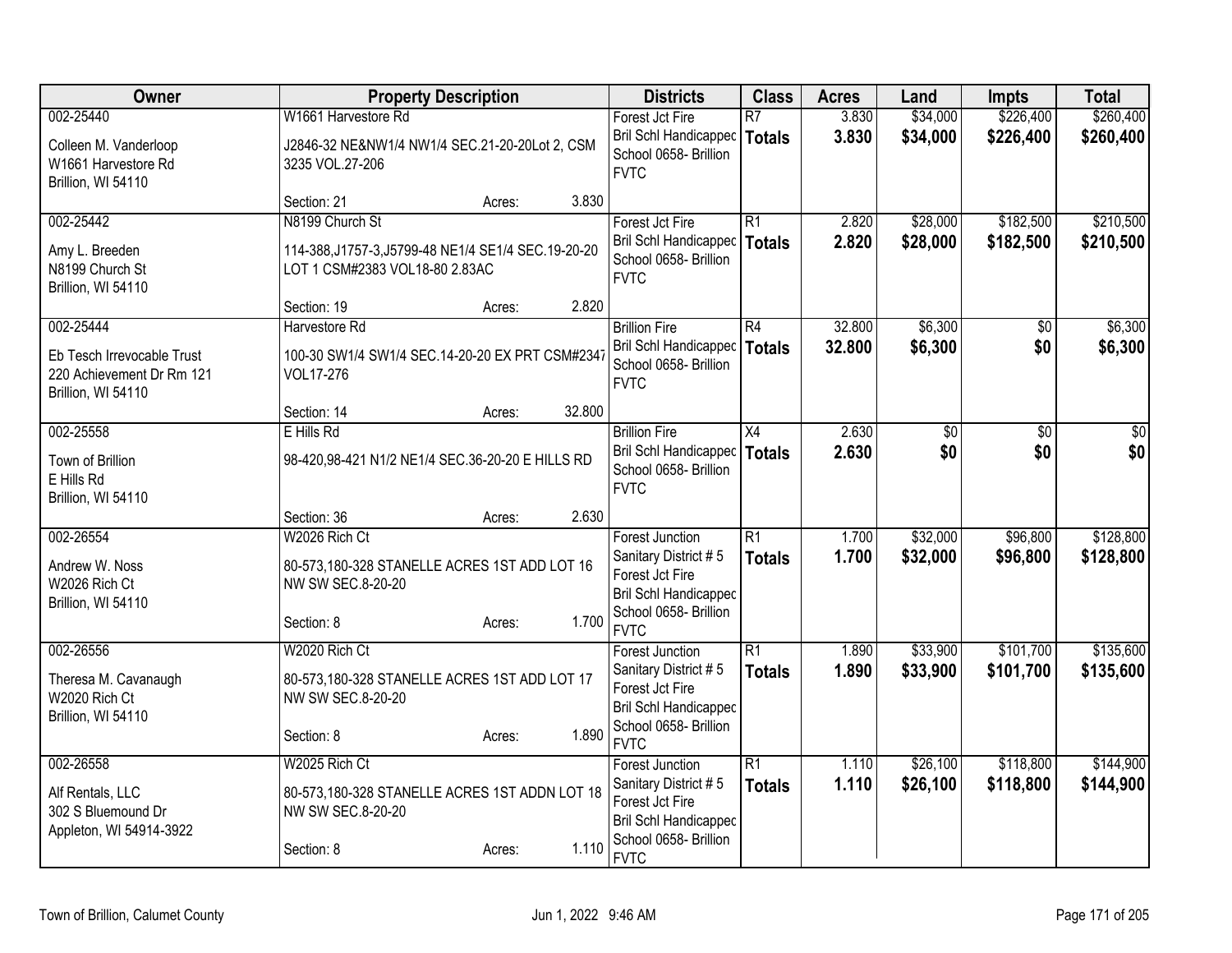| Owner | Property Description | Districts | Class | Acres | Land | Impts | Total |
|---|---|---|---|---|---|---|---|
| 002-25440<br>Colleen M. Vanderloop<br>W1661 Harvestore Rd<br>Brillion, WI 54110 | W1661 Harvestore Rd<br>J2846-32 NE&NW1/4 NW1/4 SEC.21-20-20Lot 2, CSM 3235 VOL.27-206<br>Section: 21 Acres: 3.830 | Forest Jct Fire<br>Bril Schl Handicapped<br>School 0658- Brillion<br>FVTC | R7<br>**Totals** | 3.830<br>**3.830** | $34,000<br>**$34,000** | $226,400<br>**$226,400** | $260,400<br>**$260,400** |
| 002-25442<br>Amy L. Breeden<br>N8199 Church St<br>Brillion, WI 54110 | N8199 Church St<br>114-388,J1757-3,J5799-48 NE1/4 SE1/4 SEC.19-20-20 LOT 1 CSM#2383 VOL18-80 2.83AC<br>Section: 19 Acres: 2.820 | Forest Jct Fire<br>Bril Schl Handicapped<br>School 0658- Brillion<br>FVTC | R1<br>**Totals** | 2.820<br>**2.820** | $28,000<br>**$28,000** | $182,500<br>**$182,500** | $210,500<br>**$210,500** |
| 002-25444<br>Eb Tesch Irrevocable Trust<br>220 Achievement Dr Rm 121<br>Brillion, WI 54110 | Harvestore Rd<br>100-30 SW1/4 SW1/4 SEC.14-20-20 EX PRT CSM#2347 VOL17-276<br>Section: 14 Acres: 32.800 | Brillion Fire<br>Bril Schl Handicapped<br>School 0658- Brillion<br>FVTC | R4<br>**Totals** | 32.800<br>**32.800** | $6,300<br>**$6,300** | $0<br>**$0** | $6,300<br>**$6,300** |
| 002-25558<br>Town of Brillion<br>E Hills Rd<br>Brillion, WI 54110 | E Hills Rd<br>98-420,98-421 N1/2 NE1/4 SEC.36-20-20 E HILLS RD<br>Section: 36 Acres: 2.630 | Brillion Fire<br>Bril Schl Handicapped<br>School 0658- Brillion<br>FVTC | X4<br>**Totals** | 2.630<br>**2.630** | $0<br>**$0** | $0<br>**$0** | $0<br>**$0** |
| 002-26554<br>Andrew W. Noss<br>W2026 Rich Ct<br>Brillion, WI 54110 | W2026 Rich Ct<br>80-573,180-328 STANELLE ACRES 1ST ADD LOT 16 NW SW SEC.8-20-20<br>Section: 8 Acres: 1.700 | Forest Junction<br>Sanitary District # 5<br>Forest Jct Fire<br>Bril Schl Handicapped<br>School 0658- Brillion<br>FVTC | R1<br>**Totals** | 1.700<br>**1.700** | $32,000<br>**$32,000** | $96,800<br>**$96,800** | $128,800<br>**$128,800** |
| 002-26556<br>Theresa M. Cavanaugh<br>W2020 Rich Ct<br>Brillion, WI 54110 | W2020 Rich Ct<br>80-573,180-328 STANELLE ACRES 1ST ADD LOT 17 NW SW SEC.8-20-20<br>Section: 8 Acres: 1.890 | Forest Junction<br>Sanitary District # 5<br>Forest Jct Fire<br>Bril Schl Handicapped<br>School 0658- Brillion<br>FVTC | R1<br>**Totals** | 1.890<br>**1.890** | $33,900<br>**$33,900** | $101,700<br>**$101,700** | $135,600<br>**$135,600** |
| 002-26558<br>Alf Rentals, LLC<br>302 S Bluemound Dr<br>Appleton, WI 54914-3922 | W2025 Rich Ct<br>80-573,180-328 STANELLE ACRES 1ST ADDN LOT 18 NW SW SEC.8-20-20<br>Section: 8 Acres: 1.110 | Forest Junction<br>Sanitary District # 5<br>Forest Jct Fire<br>Bril Schl Handicapped<br>School 0658- Brillion<br>FVTC | R1<br>**Totals** | 1.110<br>**1.110** | $26,100<br>**$26,100** | $118,800<br>**$118,800** | $144,900<br>**$144,900** |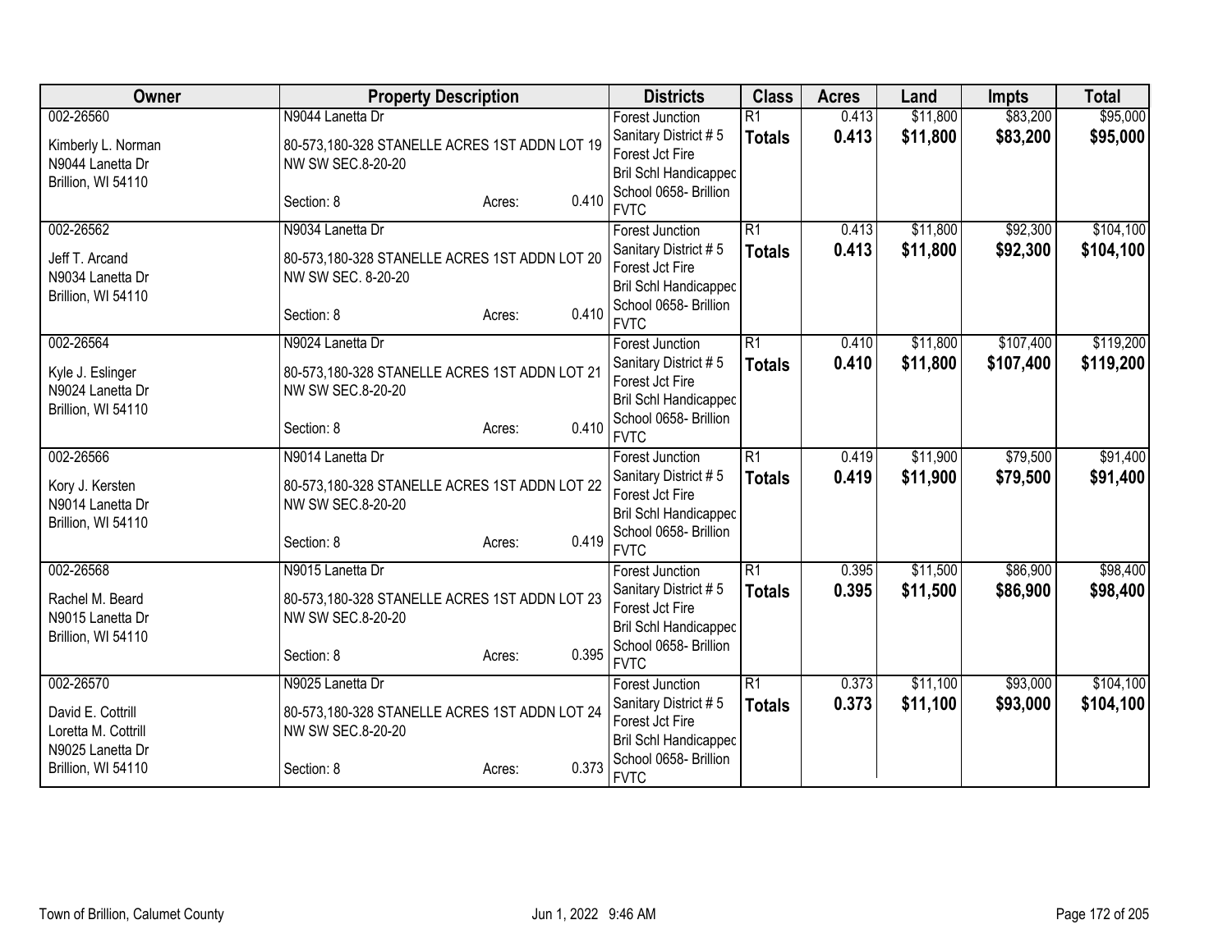| Owner | Property Description | Districts | Class | Acres | Land | Impts | Total |
|---|---|---|---|---|---|---|---|
| 002-26560<br>Kimberly L. Norman<br>N9044 Lanetta Dr<br>Brillion, WI 54110 | N9044 Lanetta Dr<br>80-573,180-328 STANELLE ACRES 1ST ADDN LOT 19 NW SW SEC.8-20-20<br>Section: 8 Acres: 0.410 | Forest Junction<br>Sanitary District # 5<br>Forest Jct Fire<br>Bril Schl Handicapped<br>School 0658- Brillion<br>FVTC | R1<br>**Totals** | 0.413<br>**0.413** | $11,800<br>**$11,800** | $83,200<br>**$83,200** | $95,000<br>**$95,000** |
| 002-26562<br>Jeff T. Arcand<br>N9034 Lanetta Dr<br>Brillion, WI 54110 | N9034 Lanetta Dr<br>80-573,180-328 STANELLE ACRES 1ST ADDN LOT 20 NW SW SEC. 8-20-20<br>Section: 8 Acres: 0.410 | Forest Junction<br>Sanitary District # 5<br>Forest Jct Fire<br>Bril Schl Handicapped<br>School 0658- Brillion<br>FVTC | R1<br>**Totals** | 0.413<br>**0.413** | $11,800<br>**$11,800** | $92,300<br>**$92,300** | $104,100<br>**$104,100** |
| 002-26564<br>Kyle J. Eslinger<br>N9024 Lanetta Dr<br>Brillion, WI 54110 | N9024 Lanetta Dr<br>80-573,180-328 STANELLE ACRES 1ST ADDN LOT 21 NW SW SEC.8-20-20<br>Section: 8 Acres: 0.410 | Forest Junction<br>Sanitary District # 5<br>Forest Jct Fire<br>Bril Schl Handicapped<br>School 0658- Brillion<br>FVTC | R1<br>**Totals** | 0.410<br>**0.410** | $11,800<br>**$11,800** | $107,400<br>**$107,400** | $119,200<br>**$119,200** |
| 002-26566<br>Kory J. Kersten<br>N9014 Lanetta Dr<br>Brillion, WI 54110 | N9014 Lanetta Dr<br>80-573,180-328 STANELLE ACRES 1ST ADDN LOT 22 NW SW SEC.8-20-20<br>Section: 8 Acres: 0.419 | Forest Junction<br>Sanitary District # 5<br>Forest Jct Fire<br>Bril Schl Handicapped<br>School 0658- Brillion<br>FVTC | R1<br>**Totals** | 0.419<br>**0.419** | $11,900<br>**$11,900** | $79,500<br>**$79,500** | $91,400<br>**$91,400** |
| 002-26568<br>Rachel M. Beard<br>N9015 Lanetta Dr<br>Brillion, WI 54110 | N9015 Lanetta Dr<br>80-573,180-328 STANELLE ACRES 1ST ADDN LOT 23 NW SW SEC.8-20-20<br>Section: 8 Acres: 0.395 | Forest Junction<br>Sanitary District # 5<br>Forest Jct Fire<br>Bril Schl Handicapped<br>School 0658- Brillion<br>FVTC | R1<br>**Totals** | 0.395<br>**0.395** | $11,500<br>**$11,500** | $86,900<br>**$86,900** | $98,400<br>**$98,400** |
| 002-26570<br>David E. Cottrill<br>Loretta M. Cottrill<br>N9025 Lanetta Dr<br>Brillion, WI 54110 | N9025 Lanetta Dr<br>80-573,180-328 STANELLE ACRES 1ST ADDN LOT 24 NW SW SEC.8-20-20<br>Section: 8 Acres: 0.373 | Forest Junction<br>Sanitary District # 5<br>Forest Jct Fire<br>Bril Schl Handicapped<br>School 0658- Brillion<br>FVTC | R1<br>**Totals** | 0.373<br>**0.373** | $11,100<br>**$11,100** | $93,000<br>**$93,000** | $104,100<br>**$104,100** |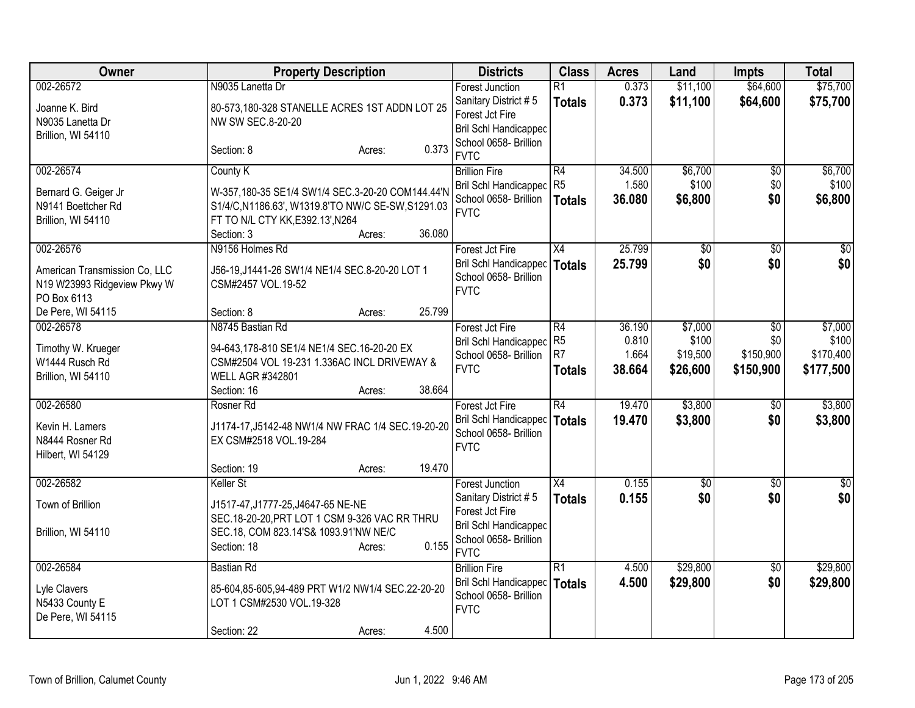| Owner | Property Description | Districts | Class | Acres | Land | Impts | Total |
|---|---|---|---|---|---|---|---|
| 002-26572<br>Joanne K. Bird<br>N9035 Lanetta Dr<br>Brillion, WI 54110 | N9035 Lanetta Dr<br>80-573,180-328 STANELLE ACRES 1ST ADDN LOT 25 NW SW SEC.8-20-20<br>Section: 8 Acres: 0.373 | Forest Junction<br>Sanitary District # 5<br>Forest Jct Fire<br>Bril Schl Handicapped<br>School 0658- Brillion<br>FVTC | R1<br>**Totals** | 0.373<br>**0.373** | $11,100<br>**$11,100** | $64,600<br>**$64,600** | $75,700<br>**$75,700** |
| 002-26574<br>Bernard G. Geiger Jr<br>N9141 Boettcher Rd<br>Brillion, WI 54110 | County K<br>W-357,180-35 SE1/4 SW1/4 SEC.3-20-20 COM144.44'N S1/4/C,N1186.63', W1319.8'TO NW/C SE-SW,S1291.03 FT TO N/L CTY KK,E392.13',N264<br>Section: 3 Acres: 36.080 | Brillion Fire<br>Bril Schl Handicapped<br>School 0658- Brillion<br>FVTC | R4<br>R5<br>**Totals** | 34.500<br>1.580<br>**36.080** | $6,700<br>$100<br>**$6,800** | $0<br>$0<br>**$0** | $6,700<br>$100<br>**$6,800** |
| 002-26576<br>American Transmission Co, LLC<br>N19 W23993 Ridgeview Pkwy W<br>PO Box 6113<br>De Pere, WI 54115 | N9156 Holmes Rd<br>J56-19,J1441-26 SW1/4 NE1/4 SEC.8-20-20 LOT 1 CSM#2457 VOL.19-52<br>Section: 8 Acres: 25.799 | Forest Jct Fire<br>Bril Schl Handicapped<br>School 0658- Brillion<br>FVTC | X4<br>**Totals** | 25.799<br>**25.799** | $0<br>**$0** | $0<br>**$0** | $0<br>**$0** |
| 002-26578<br>Timothy W. Krueger<br>W1444 Rusch Rd<br>Brillion, WI 54110 | N8745 Bastian Rd<br>94-643,178-810 SE1/4 NE1/4 SEC.16-20-20 EX CSM#2504 VOL 19-231 1.336AC INCL DRIVEWAY & WELL AGR #342801<br>Section: 16 Acres: 38.664 | Forest Jct Fire<br>Bril Schl Handicapped<br>School 0658- Brillion<br>FVTC | R4<br>R5<br>R7<br>**Totals** | 36.190<br>0.810<br>1.664<br>**38.664** | $7,000<br>$100<br>$19,500<br>**$26,600** | $0<br>$0<br>$150,900<br>**$150,900** | $7,000<br>$100<br>$170,400<br>**$177,500** |
| 002-26580<br>Kevin H. Lamers<br>N8444 Rosner Rd<br>Hilbert, WI 54129 | Rosner Rd<br>J1174-17,J5142-48 NW1/4 NW FRAC 1/4 SEC.19-20-20 EX CSM#2518 VOL.19-284<br>Section: 19 Acres: 19.470 | Forest Jct Fire<br>Bril Schl Handicapped<br>School 0658- Brillion<br>FVTC | R4<br>**Totals** | 19.470<br>**19.470** | $3,800<br>**$3,800** | $0<br>**$0** | $3,800<br>**$3,800** |
| 002-26582<br>Town of Brillion<br>Brillion, WI 54110 | Keller St<br>J1517-47,J1777-25,J4647-65 NE-NE SEC.18-20-20,PRT LOT 1 CSM 9-326 VAC RR THRU SEC.18, COM 823.14'S& 1093.91'NW NE/C<br>Section: 18 Acres: 0.155 | Forest Junction<br>Sanitary District # 5<br>Forest Jct Fire<br>Bril Schl Handicapped<br>School 0658- Brillion<br>FVTC | X4<br>**Totals** | 0.155<br>**0.155** | $0<br>**$0** | $0<br>**$0** | $0<br>**$0** |
| 002-26584<br>Lyle Clavers<br>N5433 County E<br>De Pere, WI 54115 | Bastian Rd<br>85-604,85-605,94-489 PRT W1/2 NW1/4 SEC.22-20-20 LOT 1 CSM#2530 VOL.19-328<br>Section: 22 Acres: 4.500 | Brillion Fire<br>Bril Schl Handicapped<br>School 0658- Brillion<br>FVTC | R1<br>**Totals** | 4.500<br>**4.500** | $29,800<br>**$29,800** | $0<br>**$0** | $29,800<br>**$29,800** |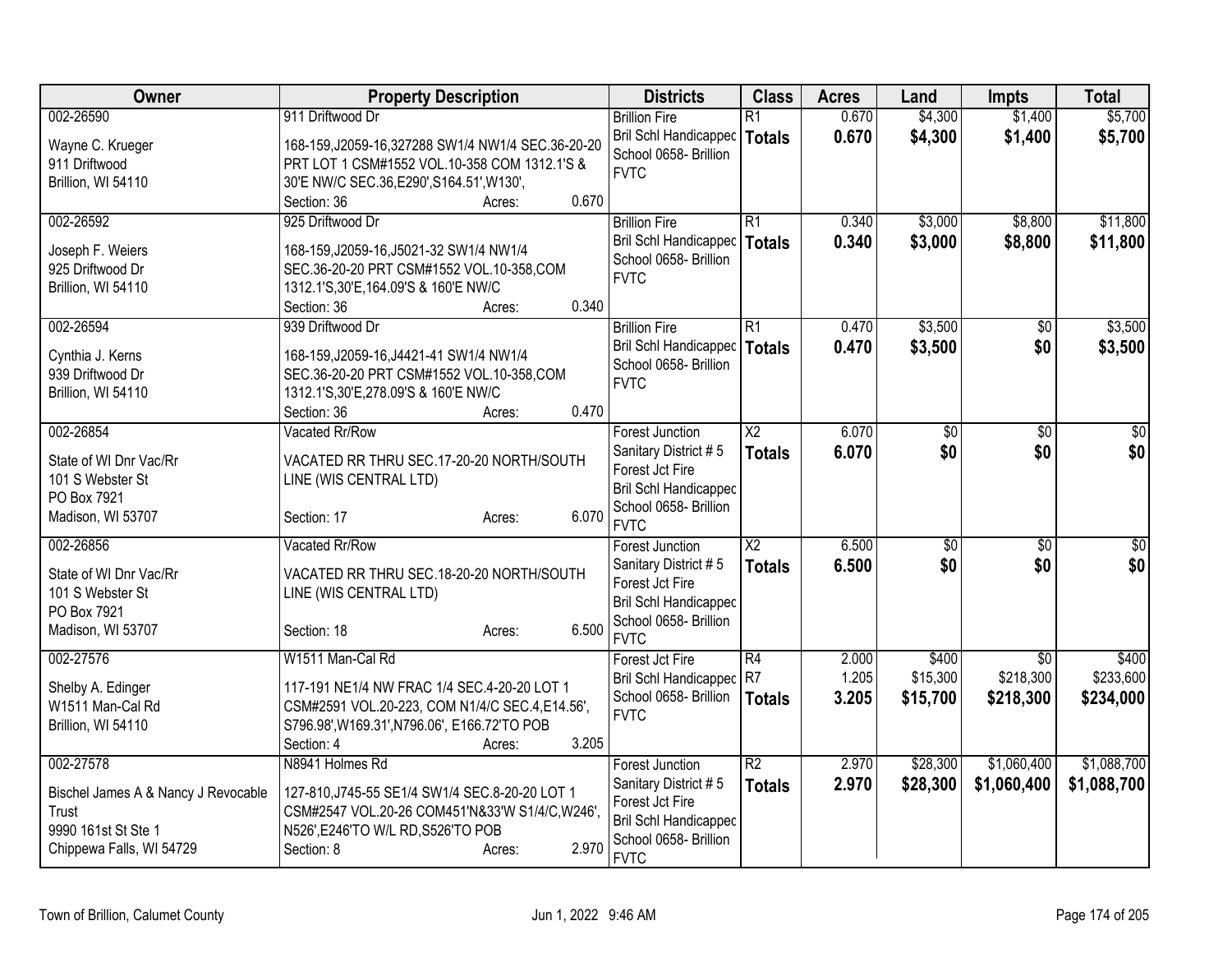| Owner | Property Description | Districts | Class | Acres | Land | Impts | Total |
|---|---|---|---|---|---|---|---|
| 002-26590<br>Wayne C. Krueger<br>911 Driftwood<br>Brillion, WI 54110 | 911 Driftwood Dr<br>168-159,J2059-16,327288 SW1/4 NW1/4 SEC.36-20-20 PRT LOT 1 CSM#1552 VOL.10-358 COM 1312.1'S & 30'E NW/C SEC.36,E290',S164.51',W130',<br>Section: 36 Acres: 0.670 | Brillion Fire<br>Bril Schl Handicapped<br>School 0658- Brillion<br>FVTC | R1<br>**Totals** | 0.670<br>**0.670** | $4,300<br>**$4,300** | $1,400<br>**$1,400** | $5,700<br>**$5,700** |
| 002-26592<br>Joseph F. Weiers<br>925 Driftwood Dr<br>Brillion, WI 54110 | 925 Driftwood Dr<br>168-159,J2059-16,J5021-32 SW1/4 NW1/4 SEC.36-20-20 PRT CSM#1552 VOL.10-358,COM 1312.1'S,30'E,164.09'S & 160'E NW/C<br>Section: 36 Acres: 0.340 | Brillion Fire<br>Bril Schl Handicapped<br>School 0658- Brillion<br>FVTC | R1<br>**Totals** | 0.340<br>**0.340** | $3,000<br>**$3,000** | $8,800<br>**$8,800** | $11,800<br>**$11,800** |
| 002-26594<br>Cynthia J. Kerns<br>939 Driftwood Dr<br>Brillion, WI 54110 | 939 Driftwood Dr<br>168-159,J2059-16,J4421-41 SW1/4 NW1/4 SEC.36-20-20 PRT CSM#1552 VOL.10-358,COM 1312.1'S,30'E,278.09'S & 160'E NW/C<br>Section: 36 Acres: 0.470 | Brillion Fire<br>Bril Schl Handicapped<br>School 0658- Brillion<br>FVTC | R1<br>**Totals** | 0.470<br>**0.470** | $3,500<br>**$3,500** | $0<br>**$0** | $3,500<br>**$3,500** |
| 002-26854<br>State of WI Dnr Vac/Rr<br>101 S Webster St<br>PO Box 7921<br>Madison, WI 53707 | Vacated Rr/Row<br>VACATED RR THRU SEC.17-20-20 NORTH/SOUTH LINE (WIS CENTRAL LTD)<br>Section: 17 Acres: 6.070 | Forest Junction Sanitary District # 5<br>Forest Jct Fire<br>Bril Schl Handicapped<br>School 0658- Brillion<br>FVTC | X2<br>**Totals** | 6.070<br>**6.070** | $0<br>**$0** | $0<br>**$0** | $0<br>**$0** |
| 002-26856<br>State of WI Dnr Vac/Rr<br>101 S Webster St<br>PO Box 7921<br>Madison, WI 53707 | Vacated Rr/Row<br>VACATED RR THRU SEC.18-20-20 NORTH/SOUTH LINE (WIS CENTRAL LTD)<br>Section: 18 Acres: 6.500 | Forest Junction Sanitary District # 5<br>Forest Jct Fire<br>Bril Schl Handicapped<br>School 0658- Brillion<br>FVTC | X2<br>**Totals** | 6.500<br>**6.500** | $0<br>**$0** | $0<br>**$0** | $0<br>**$0** |
| 002-27576<br>Shelby A. Edinger<br>W1511 Man-Cal Rd<br>Brillion, WI 54110 | W1511 Man-Cal Rd<br>117-191 NE1/4 NW FRAC 1/4 SEC.4-20-20 LOT 1 CSM#2591 VOL.20-223, COM N1/4/C SEC.4,E14.56', S796.98',W169.31',N796.06', E166.72'TO POB<br>Section: 4 Acres: 3.205 | Forest Jct Fire<br>Bril Schl Handicapped<br>School 0658- Brillion<br>FVTC | R4<br>R7<br>**Totals** | 2.000<br>1.205<br>**3.205** | $400<br>$15,300<br>**$15,700** | $0<br>$218,300<br>**$218,300** | $400<br>$233,600<br>**$234,000** |
| 002-27578<br>Bischel James A & Nancy J Revocable Trust<br>9990 161st St Ste 1<br>Chippewa Falls, WI 54729 | N8941 Holmes Rd<br>127-810,J745-55 SE1/4 SW1/4 SEC.8-20-20 LOT 1 CSM#2547 VOL.20-26 COM451'N&33'W S1/4/C,W246', N526',E246'TO W/L RD,S526'TO POB<br>Section: 8 Acres: 2.970 | Forest Junction Sanitary District # 5<br>Forest Jct Fire<br>Bril Schl Handicapped<br>School 0658- Brillion<br>FVTC | R2<br>**Totals** | 2.970<br>**2.970** | $28,300<br>**$28,300** | $1,060,400<br>**$1,060,400** | $1,088,700<br>**$1,088,700** |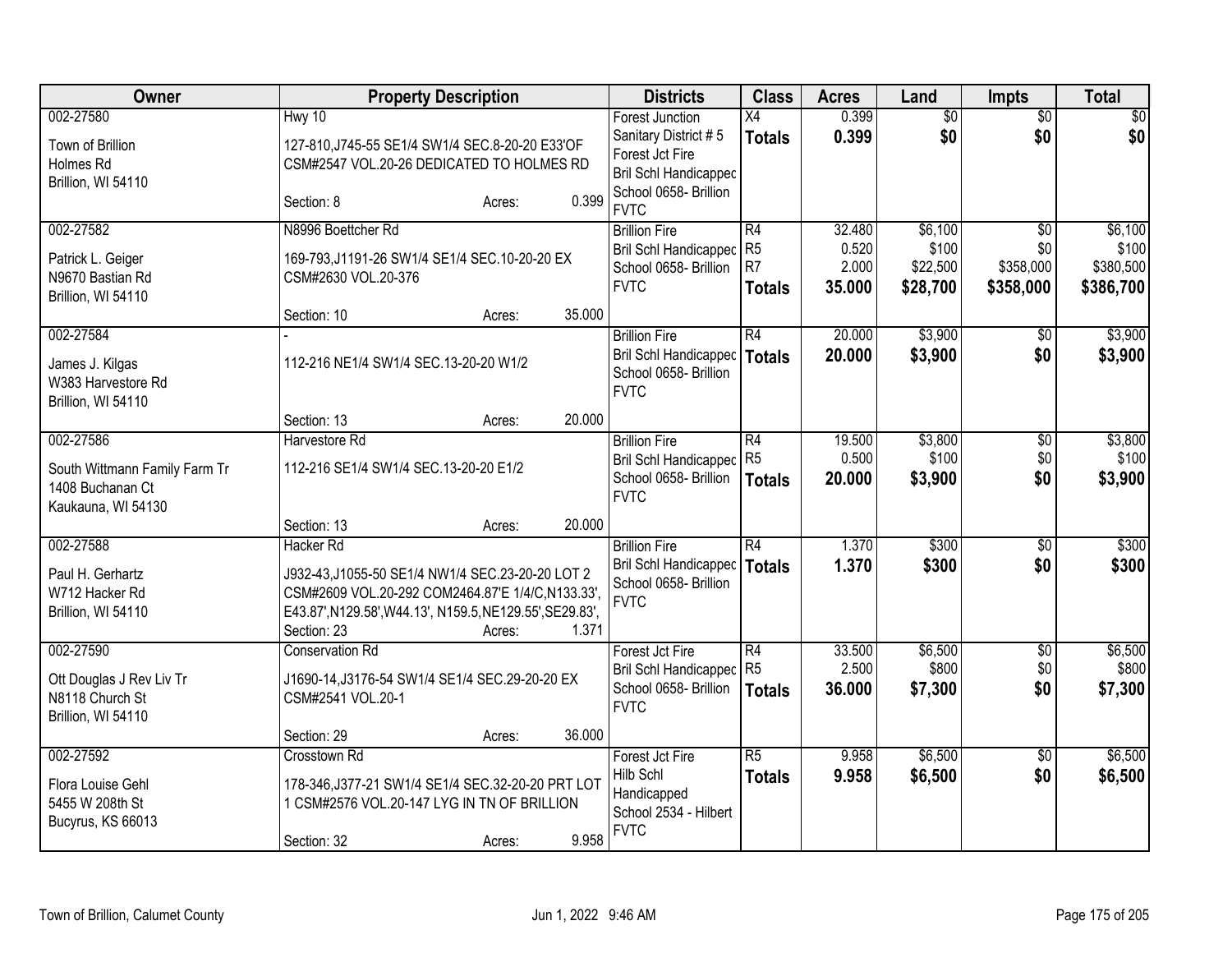| Owner | Property Description | Districts | Class | Acres | Land | Impts | Total |
|---|---|---|---|---|---|---|---|
| 002-27580<br>Town of Brillion<br>Holmes Rd<br>Brillion, WI 54110 | Hwy 10<br>127-810,J745-55 SE1/4 SW1/4 SEC.8-20-20 E33'OF CSM#2547 VOL.20-26 DEDICATED TO HOLMES RD<br>Section: 8 Acres: 0.399 | Forest Junction<br>Sanitary District # 5<br>Forest Jct Fire<br>Bril Schl Handicapped<br>School 0658- Brillion<br>FVTC | X4<br>**Totals** | 0.399<br>**0.399** | $0<br>**$0** | $0<br>**$0** | $0<br>**$0** |
| 002-27582<br>Patrick L. Geiger<br>N9670 Bastian Rd<br>Brillion, WI 54110 | N8996 Boettcher Rd<br>169-793,J1191-26 SW1/4 SE1/4 SEC.10-20-20 EX CSM#2630 VOL.20-376<br>Section: 10 Acres: 35.000 | Brillion Fire<br>Bril Schl Handicapped<br>School 0658- Brillion<br>FVTC | R4<br>R5<br>R7<br>**Totals** | 32.480<br>0.520<br>2.000<br>**35.000** | $6,100<br>$100<br>$22,500<br>**$28,700** | $0<br>$0<br>$358,000<br>**$358,000** | $6,100<br>$100<br>$380,500<br>**$386,700** |
| 002-27584<br>James J. Kilgas<br>W383 Harvestore Rd<br>Brillion, WI 54110 | -<br>112-216 NE1/4 SW1/4 SEC.13-20-20 W1/2<br>Section: 13 Acres: 20.000 | Brillion Fire<br>Bril Schl Handicapped<br>School 0658- Brillion<br>FVTC | R4<br>**Totals** | 20.000<br>**20.000** | $3,900<br>**$3,900** | $0<br>**$0** | $3,900<br>**$3,900** |
| 002-27586<br>South Wittmann Family Farm Tr<br>1408 Buchanan Ct<br>Kaukauna, WI 54130 | Harvestore Rd<br>112-216 SE1/4 SW1/4 SEC.13-20-20 E1/2<br>Section: 13 Acres: 20.000 | Brillion Fire<br>Bril Schl Handicapped<br>School 0658- Brillion<br>FVTC | R4<br>R5<br>**Totals** | 19.500<br>0.500<br>**20.000** | $3,800<br>$100<br>**$3,900** | $0<br>$0<br>**$0** | $3,800<br>$100<br>**$3,900** |
| 002-27588<br>Paul H. Gerhartz<br>W712 Hacker Rd<br>Brillion, WI 54110 | Hacker Rd<br>J932-43,J1055-50 SE1/4 NW1/4 SEC.23-20-20 LOT 2 CSM#2609 VOL.20-292 COM2464.87'E 1/4/C,N133.33',E43.87',N129.58',W44.13', N159.5,NE129.55',SE29.83',<br>Section: 23 Acres: 1.371 | Brillion Fire<br>Bril Schl Handicapped<br>School 0658- Brillion<br>FVTC | R4<br>**Totals** | 1.370<br>**1.370** | $300<br>**$300** | $0<br>**$0** | $300<br>**$300** |
| 002-27590<br>Ott Douglas J Rev Liv Tr<br>N8118 Church St<br>Brillion, WI 54110 | Conservation Rd<br>J1690-14,J3176-54 SW1/4 SE1/4 SEC.29-20-20 EX CSM#2541 VOL.20-1<br>Section: 29 Acres: 36.000 | Forest Jct Fire<br>Bril Schl Handicapped<br>School 0658- Brillion<br>FVTC | R4<br>R5<br>**Totals** | 33.500<br>2.500<br>**36.000** | $6,500<br>$800<br>**$7,300** | $0<br>$0<br>**$0** | $6,500<br>$800<br>**$7,300** |
| 002-27592<br>Flora Louise Gehl<br>5455 W 208th St<br>Bucyrus, KS 66013 | Crosstown Rd<br>178-346,J377-21 SW1/4 SE1/4 SEC.32-20-20 PRT LOT 1 CSM#2576 VOL.20-147 LYG IN TN OF BRILLION<br>Section: 32 Acres: 9.958 | Forest Jct Fire<br>Hilb Schl Handicapped<br>School 2534 - Hilbert<br>FVTC | R5<br>**Totals** | 9.958<br>**9.958** | $6,500<br>**$6,500** | $0<br>**$0** | $6,500<br>**$6,500** |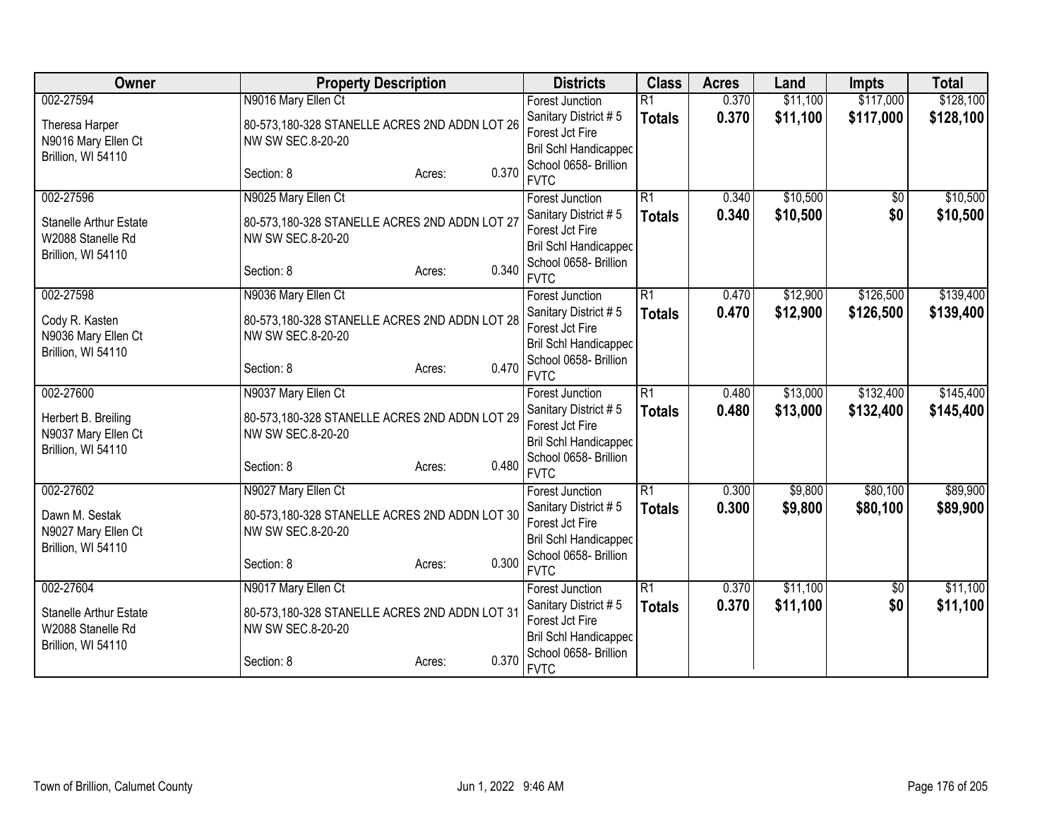| Owner | Property Description | Districts | Class | Acres | Land | Impts | Total |
|---|---|---|---|---|---|---|---|
| 002-27594<br>Theresa Harper<br>N9016 Mary Ellen Ct<br>Brillion, WI 54110 | N9016 Mary Ellen Ct<br>80-573,180-328 STANELLE ACRES 2ND ADDN LOT 26 NW SW SEC.8-20-20<br>Section: 8 Acres: 0.370 | Forest Junction<br>Sanitary District # 5<br>Forest Jct Fire<br>Bril Schl Handicapped<br>School 0658- Brillion<br>FVTC | R1<br>**Totals** | 0.370<br>**0.370** | $11,100<br>**$11,100** | $117,000<br>**$117,000** | $128,100<br>**$128,100** |
| 002-27596<br>Stanelle Arthur Estate<br>W2088 Stanelle Rd<br>Brillion, WI 54110 | N9025 Mary Ellen Ct<br>80-573,180-328 STANELLE ACRES 2ND ADDN LOT 27 NW SW SEC.8-20-20<br>Section: 8 Acres: 0.340 | Forest Junction<br>Sanitary District # 5<br>Forest Jct Fire<br>Bril Schl Handicapped<br>School 0658- Brillion<br>FVTC | R1<br>**Totals** | 0.340<br>**0.340** | $10,500<br>**$10,500** | $0<br>**$0** | $10,500<br>**$10,500** |
| 002-27598<br>Cody R. Kasten<br>N9036 Mary Ellen Ct<br>Brillion, WI 54110 | N9036 Mary Ellen Ct<br>80-573,180-328 STANELLE ACRES 2ND ADDN LOT 28 NW SW SEC.8-20-20<br>Section: 8 Acres: 0.470 | Forest Junction<br>Sanitary District # 5<br>Forest Jct Fire<br>Bril Schl Handicapped<br>School 0658- Brillion<br>FVTC | R1<br>**Totals** | 0.470<br>**0.470** | $12,900<br>**$12,900** | $126,500<br>**$126,500** | $139,400<br>**$139,400** |
| 002-27600<br>Herbert B. Breiling<br>N9037 Mary Ellen Ct<br>Brillion, WI 54110 | N9037 Mary Ellen Ct<br>80-573,180-328 STANELLE ACRES 2ND ADDN LOT 29 NW SW SEC.8-20-20<br>Section: 8 Acres: 0.480 | Forest Junction<br>Sanitary District # 5<br>Forest Jct Fire<br>Bril Schl Handicapped<br>School 0658- Brillion<br>FVTC | R1<br>**Totals** | 0.480<br>**0.480** | $13,000<br>**$13,000** | $132,400<br>**$132,400** | $145,400<br>**$145,400** |
| 002-27602<br>Dawn M. Sestak<br>N9027 Mary Ellen Ct<br>Brillion, WI 54110 | N9027 Mary Ellen Ct<br>80-573,180-328 STANELLE ACRES 2ND ADDN LOT 30 NW SW SEC.8-20-20<br>Section: 8 Acres: 0.300 | Forest Junction<br>Sanitary District # 5<br>Forest Jct Fire<br>Bril Schl Handicapped<br>School 0658- Brillion<br>FVTC | R1<br>**Totals** | 0.300<br>**0.300** | $9,800<br>**$9,800** | $80,100<br>**$80,100** | $89,900<br>**$89,900** |
| 002-27604<br>Stanelle Arthur Estate<br>W2088 Stanelle Rd<br>Brillion, WI 54110 | N9017 Mary Ellen Ct<br>80-573,180-328 STANELLE ACRES 2ND ADDN LOT 31 NW SW SEC.8-20-20<br>Section: 8 Acres: 0.370 | Forest Junction<br>Sanitary District # 5<br>Forest Jct Fire<br>Bril Schl Handicapped<br>School 0658- Brillion<br>FVTC | R1<br>**Totals** | 0.370<br>**0.370** | $11,100<br>**$11,100** | $0<br>**$0** | $11,100<br>**$11,100** |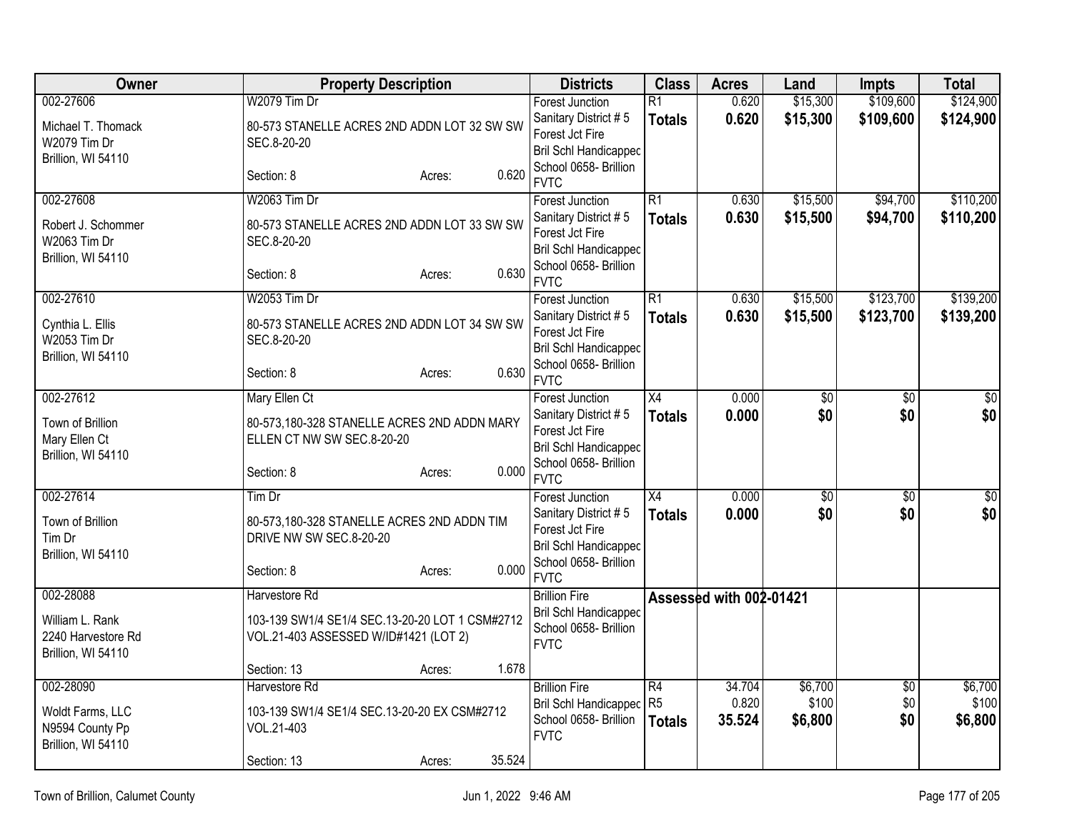| Owner | Property Description | Districts | Class | Acres | Land | Impts | Total |
|---|---|---|---|---|---|---|---|
| 002-27606<br>Michael T. Thomack<br>W2079 Tim Dr<br>Brillion, WI 54110 | W2079 Tim Dr<br>80-573 STANELLE ACRES 2ND ADDN LOT 32 SW SW SEC.8-20-20<br>Section: 8 Acres: 0.620 | Forest Junction<br>Sanitary District # 5<br>Forest Jct Fire<br>Bril Schl Handicapped<br>School 0658- Brillion<br>FVTC | R1<br>**Totals** | 0.620<br>**0.620** | $15,300<br>**$15,300** | $109,600<br>**$109,600** | $124,900<br>**$124,900** |
| 002-27608<br>Robert J. Schommer<br>W2063 Tim Dr<br>Brillion, WI 54110 | W2063 Tim Dr<br>80-573 STANELLE ACRES 2ND ADDN LOT 33 SW SW SEC.8-20-20<br>Section: 8 Acres: 0.630 | Forest Junction<br>Sanitary District # 5<br>Forest Jct Fire<br>Bril Schl Handicapped<br>School 0658- Brillion<br>FVTC | R1<br>**Totals** | 0.630<br>**0.630** | $15,500<br>**$15,500** | $94,700<br>**$94,700** | $110,200<br>**$110,200** |
| 002-27610<br>Cynthia L. Ellis<br>W2053 Tim Dr<br>Brillion, WI 54110 | W2053 Tim Dr<br>80-573 STANELLE ACRES 2ND ADDN LOT 34 SW SW SEC.8-20-20<br>Section: 8 Acres: 0.630 | Forest Junction<br>Sanitary District # 5<br>Forest Jct Fire<br>Bril Schl Handicapped<br>School 0658- Brillion<br>FVTC | R1<br>**Totals** | 0.630<br>**0.630** | $15,500<br>**$15,500** | $123,700<br>**$123,700** | $139,200<br>**$139,200** |
| 002-27612<br>Town of Brillion<br>Mary Ellen Ct<br>Brillion, WI 54110 | Mary Ellen Ct<br>80-573,180-328 STANELLE ACRES 2ND ADDN MARY ELLEN CT NW SW SEC.8-20-20<br>Section: 8 Acres: 0.000 | Forest Junction<br>Sanitary District # 5<br>Forest Jct Fire<br>Bril Schl Handicapped<br>School 0658- Brillion<br>FVTC | X4<br>**Totals** | 0.000<br>**0.000** | $0<br>**$0** | $0<br>**$0** | $0<br>**$0** |
| 002-27614<br>Town of Brillion<br>Tim Dr<br>Brillion, WI 54110 | Tim Dr<br>80-573,180-328 STANELLE ACRES 2ND ADDN TIM DRIVE NW SW SEC.8-20-20<br>Section: 8 Acres: 0.000 | Forest Junction<br>Sanitary District # 5<br>Forest Jct Fire<br>Bril Schl Handicapped<br>School 0658- Brillion<br>FVTC | X4<br>**Totals** | 0.000<br>**0.000** | $0<br>**$0** | $0<br>**$0** | $0<br>**$0** |
| 002-28088<br>William L. Rank<br>2240 Harvestore Rd<br>Brillion, WI 54110 | Harvestore Rd<br>103-139 SW1/4 SE1/4 SEC.13-20-20 LOT 1 CSM#2712 VOL.21-403 ASSESSED W/ID#1421 (LOT 2)<br>Section: 13 Acres: 1.678 | Brillion Fire<br>Bril Schl Handicapped<br>School 0658- Brillion<br>FVTC | **Assessed with 002-01421** | | | | |
| 002-28090<br>Woldt Farms, LLC<br>N9594 County Pp<br>Brillion, WI 54110 | Harvestore Rd<br>103-139 SW1/4 SE1/4 SEC.13-20-20 EX CSM#2712 VOL.21-403<br>Section: 13 Acres: 35.524 | Brillion Fire<br>Bril Schl Handicapped<br>School 0658- Brillion<br>FVTC | R4<br>R5<br>**Totals** | 34.704<br>0.820<br>**35.524** | $6,700<br>$100<br>**$6,800** | $0<br>$0<br>**$0** | $6,700<br>$100<br>**$6,800** |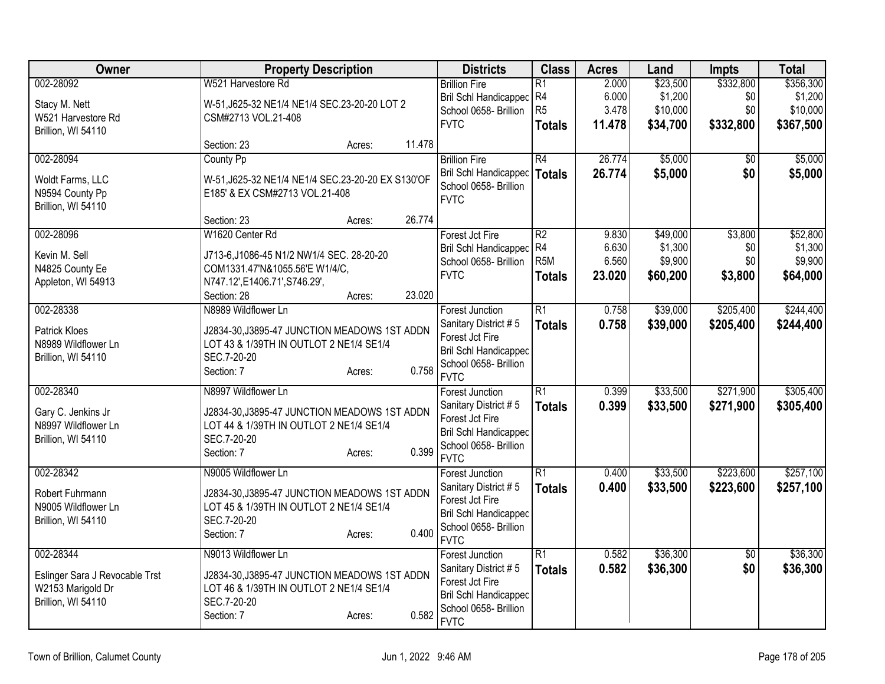| Owner | Property Description | Districts | Class | Acres | Land | Impts | Total |
|---|---|---|---|---|---|---|---|
| 002-28092<br><br>Stacy M. Nett<br>W521 Harvestore Rd<br>Brillion, WI 54110 | W521 Harvestore Rd<br><br>W-51,J625-32 NE1/4 NE1/4 SEC.23-20-20 LOT 2 CSM#2713 VOL.21-408<br><br>Section: 23 Acres: 11.478 | Brillion Fire<br>Bril Schl Handicapped<br>School 0658- Brillion<br>FVTC | R1<br>R4<br>R5<br>**Totals** | 2.000<br>6.000<br>3.478<br>**11.478** | $23,500<br>$1,200<br>$10,000<br>**$34,700** | $332,800<br>$0<br>$0<br>**$332,800** | $356,300<br>$1,200<br>$10,000<br>**$367,500** |
| 002-28094<br><br>Woldt Farms, LLC<br>N9594 County Pp<br>Brillion, WI 54110 | County Pp<br><br>W-51,J625-32 NE1/4 NE1/4 SEC.23-20-20 EX S130'OF E185' & EX CSM#2713 VOL.21-408<br><br>Section: 23 Acres: 26.774 | Brillion Fire<br>Bril Schl Handicapped<br>School 0658- Brillion<br>FVTC | R4<br>**Totals** | 26.774<br>**26.774** | $5,000<br>**$5,000** | $0<br>**$0** | $5,000<br>**$5,000** |
| 002-28096<br><br>Kevin M. Sell<br>N4825 County Ee<br>Appleton, WI 54913 | W1620 Center Rd<br><br>J713-6,J1086-45 N1/2 NW1/4 SEC. 28-20-20 COM1331.47'N&1055.56'E W1/4/C, N747.12',E1406.71',S746.29',<br>Section: 28 Acres: 23.020 | Forest Jct Fire<br>Bril Schl Handicapped<br>School 0658- Brillion<br>FVTC | R2<br>R4<br>R5M<br>**Totals** | 9.830<br>6.630<br>6.560<br>**23.020** | $49,000<br>$1,300<br>$9,900<br>**$60,200** | $3,800<br>$0<br>$0<br>**$3,800** | $52,800<br>$1,300<br>$9,900<br>**$64,000** |
| 002-28338<br><br>Patrick Kloes<br>N8989 Wildflower Ln<br>Brillion, WI 54110 | N8989 Wildflower Ln<br><br>J2834-30,J3895-47 JUNCTION MEADOWS 1ST ADDN LOT 43 & 1/39TH IN OUTLOT 2 NE1/4 SE1/4 SEC.7-20-20<br>Section: 7 Acres: 0.758 | Forest Junction<br>Sanitary District # 5<br>Forest Jct Fire<br>Bril Schl Handicapped<br>School 0658- Brillion<br>FVTC | R1<br>**Totals** | 0.758<br>**0.758** | $39,000<br>**$39,000** | $205,400<br>**$205,400** | $244,400<br>**$244,400** |
| 002-28340<br><br>Gary C. Jenkins Jr<br>N8997 Wildflower Ln<br>Brillion, WI 54110 | N8997 Wildflower Ln<br><br>J2834-30,J3895-47 JUNCTION MEADOWS 1ST ADDN LOT 44 & 1/39TH IN OUTLOT 2 NE1/4 SE1/4 SEC.7-20-20<br>Section: 7 Acres: 0.399 | Forest Junction<br>Sanitary District # 5<br>Forest Jct Fire<br>Bril Schl Handicapped<br>School 0658- Brillion<br>FVTC | R1<br>**Totals** | 0.399<br>**0.399** | $33,500<br>**$33,500** | $271,900<br>**$271,900** | $305,400<br>**$305,400** |
| 002-28342<br><br>Robert Fuhrmann<br>N9005 Wildflower Ln<br>Brillion, WI 54110 | N9005 Wildflower Ln<br><br>J2834-30,J3895-47 JUNCTION MEADOWS 1ST ADDN LOT 45 & 1/39TH IN OUTLOT 2 NE1/4 SE1/4 SEC.7-20-20<br>Section: 7 Acres: 0.400 | Forest Junction<br>Sanitary District # 5<br>Forest Jct Fire<br>Bril Schl Handicapped<br>School 0658- Brillion<br>FVTC | R1<br>**Totals** | 0.400<br>**0.400** | $33,500<br>**$33,500** | $223,600<br>**$223,600** | $257,100<br>**$257,100** |
| 002-28344<br><br>Eslinger Sara J Revocable Trst<br>W2153 Marigold Dr<br>Brillion, WI 54110 | N9013 Wildflower Ln<br><br>J2834-30,J3895-47 JUNCTION MEADOWS 1ST ADDN LOT 46 & 1/39TH IN OUTLOT 2 NE1/4 SE1/4 SEC.7-20-20<br>Section: 7 Acres: 0.582 | Forest Junction<br>Sanitary District # 5<br>Forest Jct Fire<br>Bril Schl Handicapped<br>School 0658- Brillion<br>FVTC | R1<br>**Totals** | 0.582<br>**0.582** | $36,300<br>**$36,300** | $0<br>**$0** | $36,300<br>**$36,300** |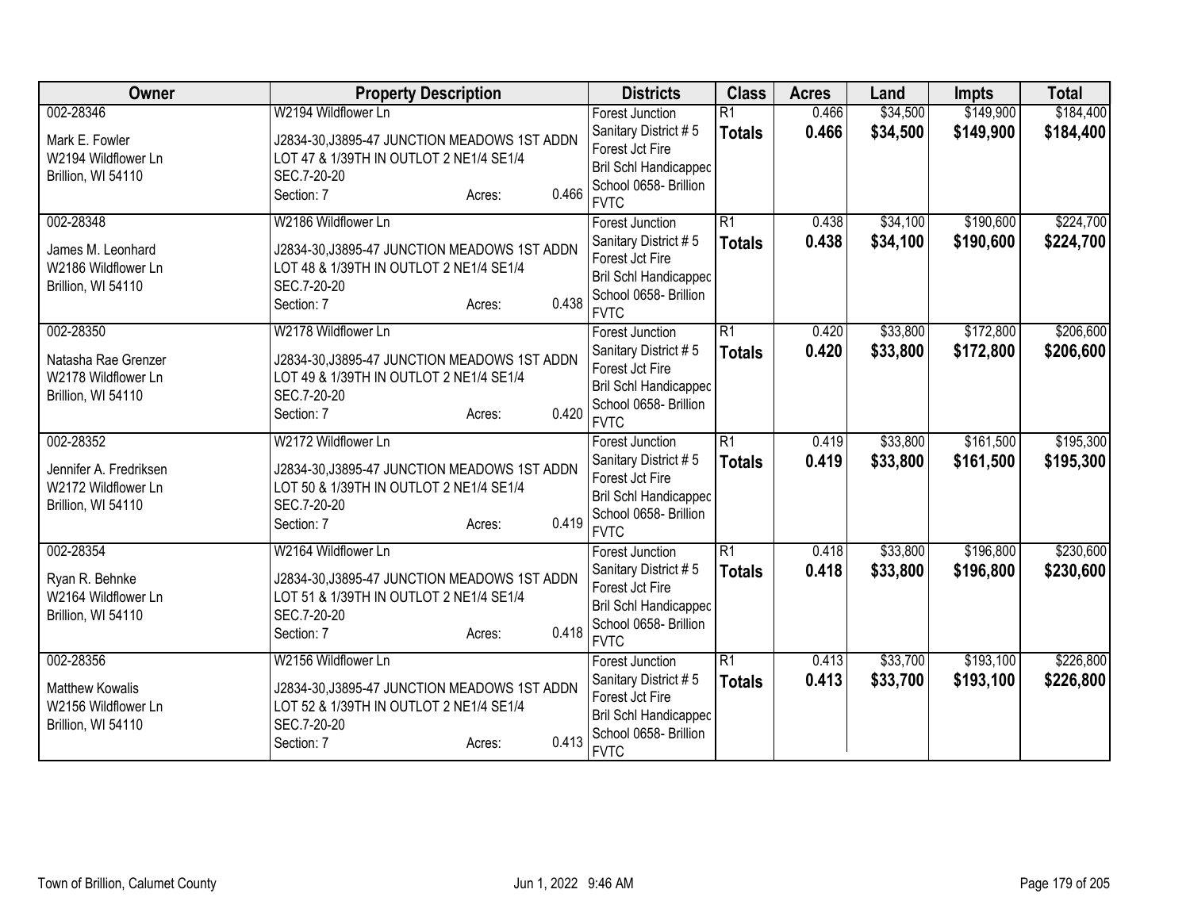| Owner | Property Description | Districts | Class | Acres | Land | Impts | Total |
|---|---|---|---|---|---|---|---|
| 002-28346<br><br>Mark E. Fowler<br>W2194 Wildflower Ln<br>Brillion, WI 54110 | W2194 Wildflower Ln<br><br>J2834-30,J3895-47 JUNCTION MEADOWS 1ST ADDN LOT 47 & 1/39TH IN OUTLOT 2 NE1/4 SE1/4 SEC.7-20-20<br>Section: 7 Acres: 0.466 | Forest Junction<br>Sanitary District # 5<br>Forest Jct Fire<br>Bril Schl Handicapped<br>School 0658- Brillion<br>FVTC | R1<br>**Totals** | 0.466<br>**0.466** | $34,500<br>**$34,500** | $149,900<br>**$149,900** | $184,400<br>**$184,400** |
| 002-28348<br><br>James M. Leonhard<br>W2186 Wildflower Ln<br>Brillion, WI 54110 | W2186 Wildflower Ln<br><br>J2834-30,J3895-47 JUNCTION MEADOWS 1ST ADDN LOT 48 & 1/39TH IN OUTLOT 2 NE1/4 SE1/4 SEC.7-20-20<br>Section: 7 Acres: 0.438 | Forest Junction<br>Sanitary District # 5<br>Forest Jct Fire<br>Bril Schl Handicapped<br>School 0658- Brillion<br>FVTC | R1<br>**Totals** | 0.438<br>**0.438** | $34,100<br>**$34,100** | $190,600<br>**$190,600** | $224,700<br>**$224,700** |
| 002-28350<br><br>Natasha Rae Grenzer<br>W2178 Wildflower Ln<br>Brillion, WI 54110 | W2178 Wildflower Ln<br><br>J2834-30,J3895-47 JUNCTION MEADOWS 1ST ADDN LOT 49 & 1/39TH IN OUTLOT 2 NE1/4 SE1/4 SEC.7-20-20<br>Section: 7 Acres: 0.420 | Forest Junction<br>Sanitary District # 5<br>Forest Jct Fire<br>Bril Schl Handicapped<br>School 0658- Brillion<br>FVTC | R1<br>**Totals** | 0.420<br>**0.420** | $33,800<br>**$33,800** | $172,800<br>**$172,800** | $206,600<br>**$206,600** |
| 002-28352<br><br>Jennifer A. Fredriksen<br>W2172 Wildflower Ln<br>Brillion, WI 54110 | W2172 Wildflower Ln<br><br>J2834-30,J3895-47 JUNCTION MEADOWS 1ST ADDN LOT 50 & 1/39TH IN OUTLOT 2 NE1/4 SE1/4 SEC.7-20-20<br>Section: 7 Acres: 0.419 | Forest Junction<br>Sanitary District # 5<br>Forest Jct Fire<br>Bril Schl Handicapped<br>School 0658- Brillion<br>FVTC | R1<br>**Totals** | 0.419<br>**0.419** | $33,800<br>**$33,800** | $161,500<br>**$161,500** | $195,300<br>**$195,300** |
| 002-28354<br><br>Ryan R. Behnke<br>W2164 Wildflower Ln<br>Brillion, WI 54110 | W2164 Wildflower Ln<br><br>J2834-30,J3895-47 JUNCTION MEADOWS 1ST ADDN LOT 51 & 1/39TH IN OUTLOT 2 NE1/4 SE1/4 SEC.7-20-20<br>Section: 7 Acres: 0.418 | Forest Junction<br>Sanitary District # 5<br>Forest Jct Fire<br>Bril Schl Handicapped<br>School 0658- Brillion<br>FVTC | R1<br>**Totals** | 0.418<br>**0.418** | $33,800<br>**$33,800** | $196,800<br>**$196,800** | $230,600<br>**$230,600** |
| 002-28356<br><br>Matthew Kowalis<br>W2156 Wildflower Ln<br>Brillion, WI 54110 | W2156 Wildflower Ln<br><br>J2834-30,J3895-47 JUNCTION MEADOWS 1ST ADDN LOT 52 & 1/39TH IN OUTLOT 2 NE1/4 SE1/4 SEC.7-20-20<br>Section: 7 Acres: 0.413 | Forest Junction<br>Sanitary District # 5<br>Forest Jct Fire<br>Bril Schl Handicapped<br>School 0658- Brillion<br>FVTC | R1<br>**Totals** | 0.413<br>**0.413** | $33,700<br>**$33,700** | $193,100<br>**$193,100** | $226,800<br>**$226,800** |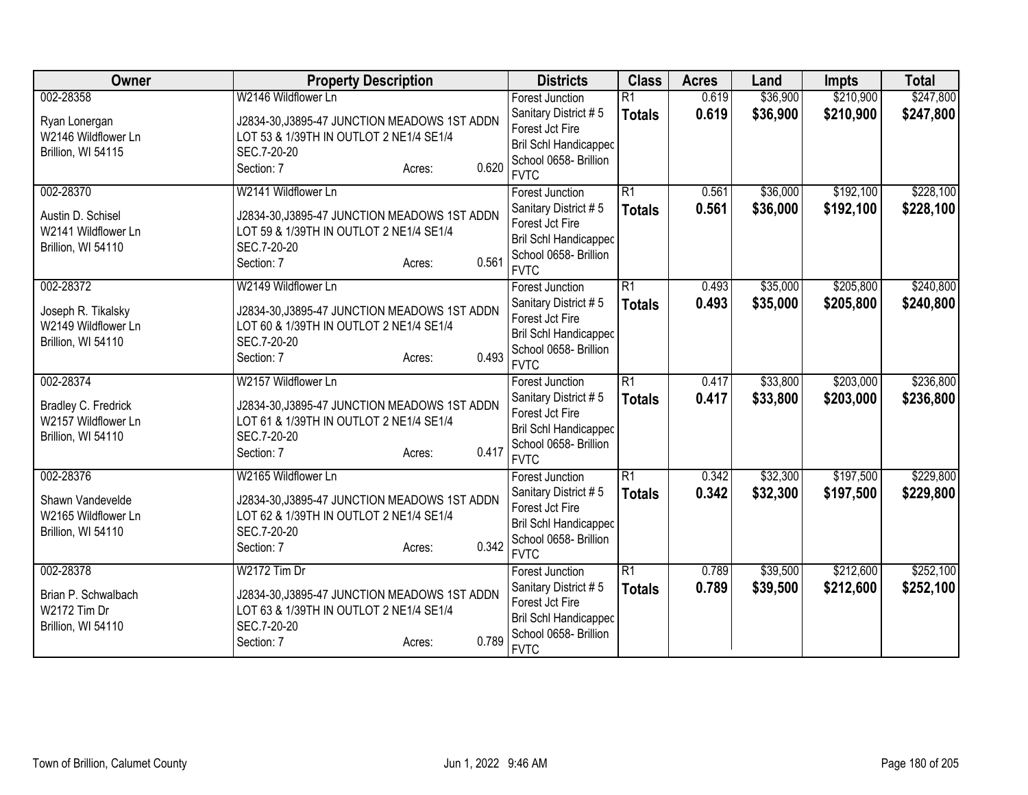| Owner | Property Description | Districts | Class | Acres | Land | Impts | Total |
|---|---|---|---|---|---|---|---|
| 002-28358<br><br>Ryan Lonergan<br>W2146 Wildflower Ln<br>Brillion, WI 54115 | W2146 Wildflower Ln<br><br>J2834-30,J3895-47 JUNCTION MEADOWS 1ST ADDN LOT 53 & 1/39TH IN OUTLOT 2 NE1/4 SE1/4 SEC.7-20-20<br>Section: 7 Acres: 0.620 | Forest Junction Sanitary District # 5<br>Forest Jct Fire<br>Bril Schl Handicapped<br>School 0658- Brillion<br>FVTC | R1<br>**Totals** | 0.619<br>**0.619** | $36,900<br>**$36,900** | $210,900<br>**$210,900** | $247,800<br>**$247,800** |
| 002-28370<br><br>Austin D. Schisel<br>W2141 Wildflower Ln<br>Brillion, WI 54110 | W2141 Wildflower Ln<br><br>J2834-30,J3895-47 JUNCTION MEADOWS 1ST ADDN LOT 59 & 1/39TH IN OUTLOT 2 NE1/4 SE1/4 SEC.7-20-20<br>Section: 7 Acres: 0.561 | Forest Junction Sanitary District # 5<br>Forest Jct Fire<br>Bril Schl Handicapped<br>School 0658- Brillion<br>FVTC | R1<br>**Totals** | 0.561<br>**0.561** | $36,000<br>**$36,000** | $192,100<br>**$192,100** | $228,100<br>**$228,100** |
| 002-28372<br><br>Joseph R. Tikalsky<br>W2149 Wildflower Ln<br>Brillion, WI 54110 | W2149 Wildflower Ln<br><br>J2834-30,J3895-47 JUNCTION MEADOWS 1ST ADDN LOT 60 & 1/39TH IN OUTLOT 2 NE1/4 SE1/4 SEC.7-20-20<br>Section: 7 Acres: 0.493 | Forest Junction Sanitary District # 5<br>Forest Jct Fire<br>Bril Schl Handicapped<br>School 0658- Brillion<br>FVTC | R1<br>**Totals** | 0.493<br>**0.493** | $35,000<br>**$35,000** | $205,800<br>**$205,800** | $240,800<br>**$240,800** |
| 002-28374<br><br>Bradley C. Fredrick<br>W2157 Wildflower Ln<br>Brillion, WI 54110 | W2157 Wildflower Ln<br><br>J2834-30,J3895-47 JUNCTION MEADOWS 1ST ADDN LOT 61 & 1/39TH IN OUTLOT 2 NE1/4 SE1/4 SEC.7-20-20<br>Section: 7 Acres: 0.417 | Forest Junction Sanitary District # 5<br>Forest Jct Fire<br>Bril Schl Handicapped<br>School 0658- Brillion<br>FVTC | R1<br>**Totals** | 0.417<br>**0.417** | $33,800<br>**$33,800** | $203,000<br>**$203,000** | $236,800<br>**$236,800** |
| 002-28376<br><br>Shawn Vandevelde<br>W2165 Wildflower Ln<br>Brillion, WI 54110 | W2165 Wildflower Ln<br><br>J2834-30,J3895-47 JUNCTION MEADOWS 1ST ADDN LOT 62 & 1/39TH IN OUTLOT 2 NE1/4 SE1/4 SEC.7-20-20<br>Section: 7 Acres: 0.342 | Forest Junction Sanitary District # 5<br>Forest Jct Fire<br>Bril Schl Handicapped<br>School 0658- Brillion<br>FVTC | R1<br>**Totals** | 0.342<br>**0.342** | $32,300<br>**$32,300** | $197,500<br>**$197,500** | $229,800<br>**$229,800** |
| 002-28378<br><br>Brian P. Schwalbach<br>W2172 Tim Dr<br>Brillion, WI 54110 | W2172 Tim Dr<br><br>J2834-30,J3895-47 JUNCTION MEADOWS 1ST ADDN LOT 63 & 1/39TH IN OUTLOT 2 NE1/4 SE1/4 SEC.7-20-20<br>Section: 7 Acres: 0.789 | Forest Junction Sanitary District # 5<br>Forest Jct Fire<br>Bril Schl Handicapped<br>School 0658- Brillion<br>FVTC | R1<br>**Totals** | 0.789<br>**0.789** | $39,500<br>**$39,500** | $212,600<br>**$212,600** | $252,100<br>**$252,100** |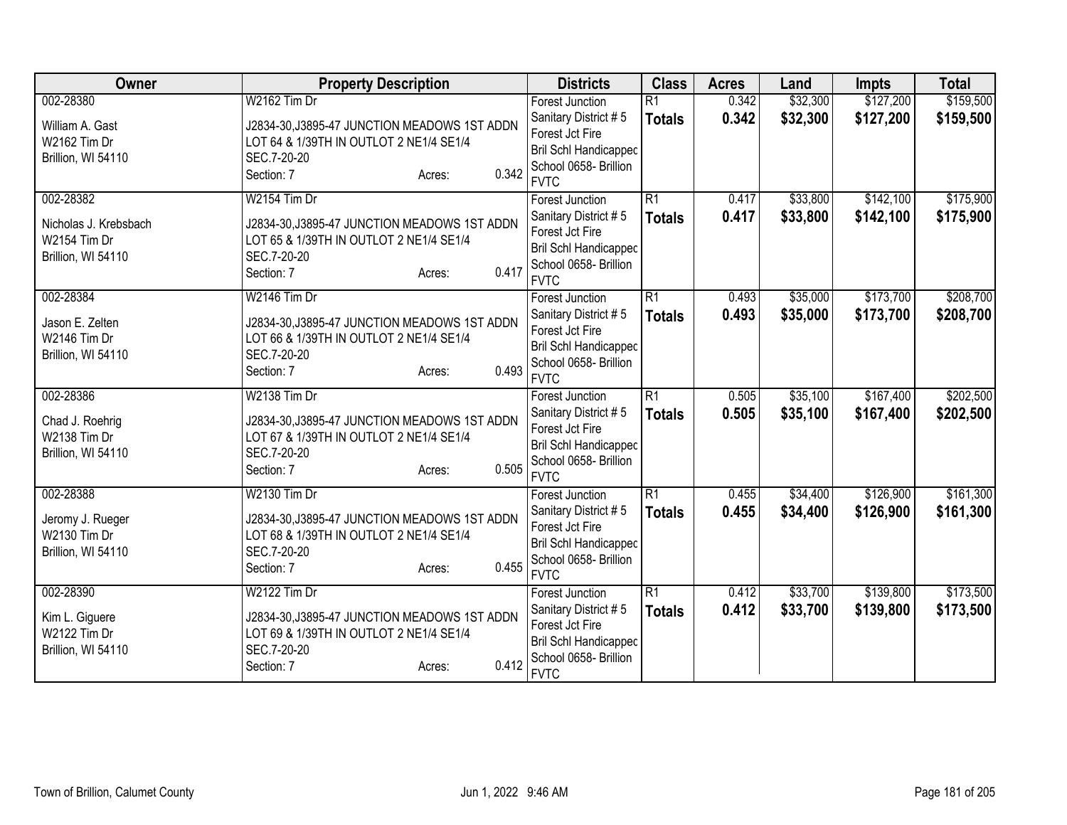| Owner | Property Description | Districts | Class | Acres | Land | Impts | Total |
|---|---|---|---|---|---|---|---|
| 002-28380<br><br>William A. Gast<br>W2162 Tim Dr<br>Brillion, WI 54110 | W2162 Tim Dr<br><br>J2834-30,J3895-47 JUNCTION MEADOWS 1ST ADDN LOT 64 & 1/39TH IN OUTLOT 2 NE1/4 SE1/4 SEC.7-20-20<br>Section: 7 Acres: 0.342 | Forest Junction<br>Sanitary District # 5<br>Forest Jct Fire<br>Bril Schl Handicappec<br>School 0658- Brillion<br>FVTC | R1<br>**Totals** | 0.342<br>**0.342** | $32,300<br>**$32,300** | $127,200<br>**$127,200** | $159,500<br>**$159,500** |
| 002-28382<br><br>Nicholas J. Krebsbach<br>W2154 Tim Dr<br>Brillion, WI 54110 | W2154 Tim Dr<br><br>J2834-30,J3895-47 JUNCTION MEADOWS 1ST ADDN LOT 65 & 1/39TH IN OUTLOT 2 NE1/4 SE1/4 SEC.7-20-20<br>Section: 7 Acres: 0.417 | Forest Junction<br>Sanitary District # 5<br>Forest Jct Fire<br>Bril Schl Handicappec<br>School 0658- Brillion<br>FVTC | R1<br>**Totals** | 0.417<br>**0.417** | $33,800<br>**$33,800** | $142,100<br>**$142,100** | $175,900<br>**$175,900** |
| 002-28384<br><br>Jason E. Zelten<br>W2146 Tim Dr<br>Brillion, WI 54110 | W2146 Tim Dr<br><br>J2834-30,J3895-47 JUNCTION MEADOWS 1ST ADDN LOT 66 & 1/39TH IN OUTLOT 2 NE1/4 SE1/4 SEC.7-20-20<br>Section: 7 Acres: 0.493 | Forest Junction<br>Sanitary District # 5<br>Forest Jct Fire<br>Bril Schl Handicappec<br>School 0658- Brillion<br>FVTC | R1<br>**Totals** | 0.493<br>**0.493** | $35,000<br>**$35,000** | $173,700<br>**$173,700** | $208,700<br>**$208,700** |
| 002-28386<br><br>Chad J. Roehrig<br>W2138 Tim Dr<br>Brillion, WI 54110 | W2138 Tim Dr<br><br>J2834-30,J3895-47 JUNCTION MEADOWS 1ST ADDN LOT 67 & 1/39TH IN OUTLOT 2 NE1/4 SE1/4 SEC.7-20-20<br>Section: 7 Acres: 0.505 | Forest Junction<br>Sanitary District # 5<br>Forest Jct Fire<br>Bril Schl Handicappec<br>School 0658- Brillion<br>FVTC | R1<br>**Totals** | 0.505<br>**0.505** | $35,100<br>**$35,100** | $167,400<br>**$167,400** | $202,500<br>**$202,500** |
| 002-28388<br><br>Jeromy J. Rueger<br>W2130 Tim Dr<br>Brillion, WI 54110 | W2130 Tim Dr<br><br>J2834-30,J3895-47 JUNCTION MEADOWS 1ST ADDN LOT 68 & 1/39TH IN OUTLOT 2 NE1/4 SE1/4 SEC.7-20-20<br>Section: 7 Acres: 0.455 | Forest Junction<br>Sanitary District # 5<br>Forest Jct Fire<br>Bril Schl Handicappec<br>School 0658- Brillion<br>FVTC | R1<br>**Totals** | 0.455<br>**0.455** | $34,400<br>**$34,400** | $126,900<br>**$126,900** | $161,300<br>**$161,300** |
| 002-28390<br><br>Kim L. Giguere<br>W2122 Tim Dr<br>Brillion, WI 54110 | W2122 Tim Dr<br><br>J2834-30,J3895-47 JUNCTION MEADOWS 1ST ADDN LOT 69 & 1/39TH IN OUTLOT 2 NE1/4 SE1/4 SEC.7-20-20<br>Section: 7 Acres: 0.412 | Forest Junction<br>Sanitary District # 5<br>Forest Jct Fire<br>Bril Schl Handicappec<br>School 0658- Brillion<br>FVTC | R1<br>**Totals** | 0.412<br>**0.412** | $33,700<br>**$33,700** | $139,800<br>**$139,800** | $173,500<br>**$173,500** |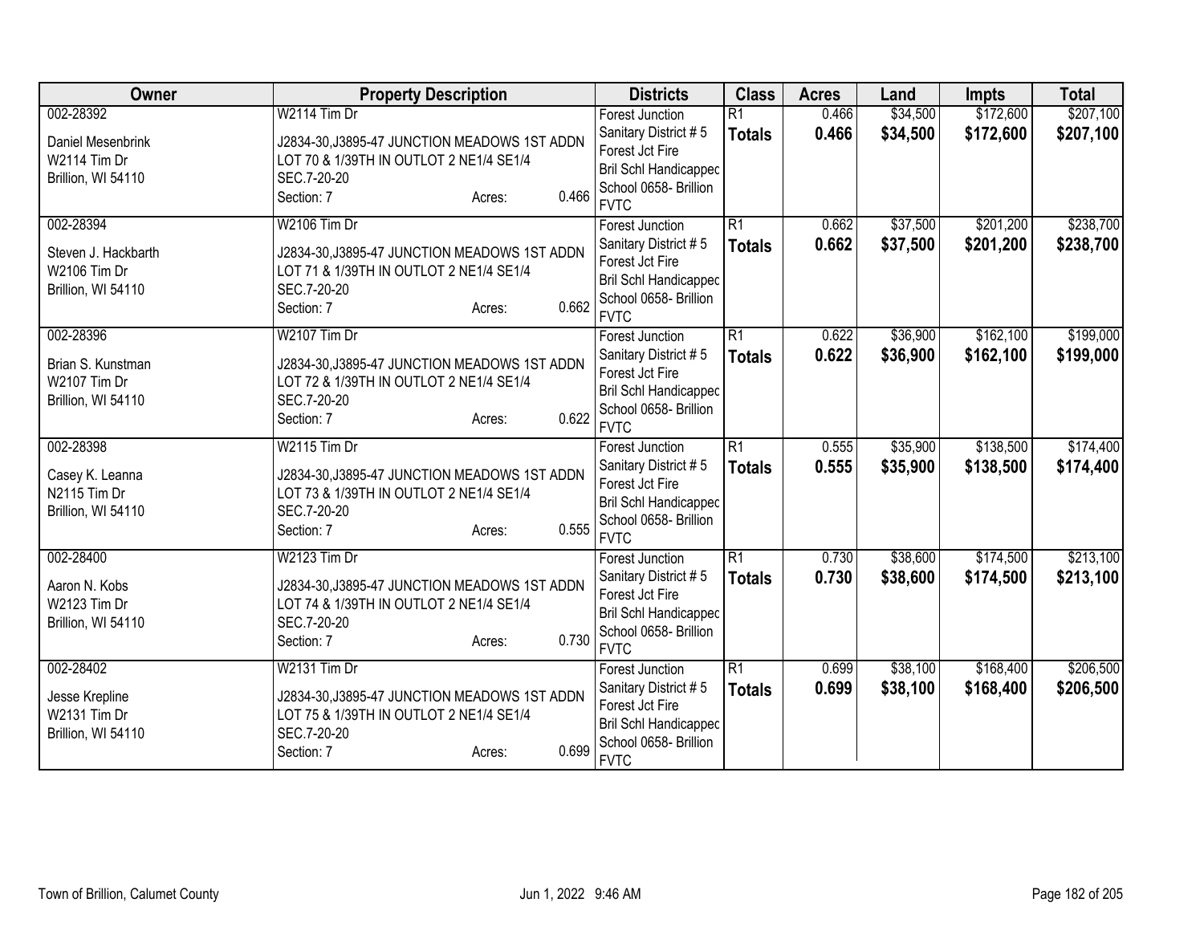| Owner | Property Description | Districts | Class | Acres | Land | Impts | Total |
|---|---|---|---|---|---|---|---|
| 002-28392<br><br>Daniel Mesenbrink<br>W2114 Tim Dr<br>Brillion, WI 54110 | W2114 Tim Dr<br><br>J2834-30,J3895-47 JUNCTION MEADOWS 1ST ADDN LOT 70 & 1/39TH IN OUTLOT 2 NE1/4 SE1/4 SEC.7-20-20<br>Section: 7 Acres: 0.466 | Forest Junction<br>Sanitary District # 5<br>Forest Jct Fire<br>Bril Schl Handicapped<br>School 0658- Brillion<br>FVTC | R1<br>**Totals** | 0.466<br>**0.466** | $34,500<br>**$34,500** | $172,600<br>**$172,600** | $207,100<br>**$207,100** |
| 002-28394<br><br>Steven J. Hackbarth<br>W2106 Tim Dr<br>Brillion, WI 54110 | W2106 Tim Dr<br><br>J2834-30,J3895-47 JUNCTION MEADOWS 1ST ADDN LOT 71 & 1/39TH IN OUTLOT 2 NE1/4 SE1/4 SEC.7-20-20<br>Section: 7 Acres: 0.662 | Forest Junction<br>Sanitary District # 5<br>Forest Jct Fire<br>Bril Schl Handicapped<br>School 0658- Brillion<br>FVTC | R1<br>**Totals** | 0.662<br>**0.662** | $37,500<br>**$37,500** | $201,200<br>**$201,200** | $238,700<br>**$238,700** |
| 002-28396<br><br>Brian S. Kunstman<br>W2107 Tim Dr<br>Brillion, WI 54110 | W2107 Tim Dr<br><br>J2834-30,J3895-47 JUNCTION MEADOWS 1ST ADDN LOT 72 & 1/39TH IN OUTLOT 2 NE1/4 SE1/4 SEC.7-20-20<br>Section: 7 Acres: 0.622 | Forest Junction<br>Sanitary District # 5<br>Forest Jct Fire<br>Bril Schl Handicapped<br>School 0658- Brillion<br>FVTC | R1<br>**Totals** | 0.622<br>**0.622** | $36,900<br>**$36,900** | $162,100<br>**$162,100** | $199,000<br>**$199,000** |
| 002-28398<br><br>Casey K. Leanna<br>N2115 Tim Dr<br>Brillion, WI 54110 | W2115 Tim Dr<br><br>J2834-30,J3895-47 JUNCTION MEADOWS 1ST ADDN LOT 73 & 1/39TH IN OUTLOT 2 NE1/4 SE1/4 SEC.7-20-20<br>Section: 7 Acres: 0.555 | Forest Junction<br>Sanitary District # 5<br>Forest Jct Fire<br>Bril Schl Handicapped<br>School 0658- Brillion<br>FVTC | R1<br>**Totals** | 0.555<br>**0.555** | $35,900<br>**$35,900** | $138,500<br>**$138,500** | $174,400<br>**$174,400** |
| 002-28400<br><br>Aaron N. Kobs<br>W2123 Tim Dr<br>Brillion, WI 54110 | W2123 Tim Dr<br><br>J2834-30,J3895-47 JUNCTION MEADOWS 1ST ADDN LOT 74 & 1/39TH IN OUTLOT 2 NE1/4 SE1/4 SEC.7-20-20<br>Section: 7 Acres: 0.730 | Forest Junction<br>Sanitary District # 5<br>Forest Jct Fire<br>Bril Schl Handicapped<br>School 0658- Brillion<br>FVTC | R1<br>**Totals** | 0.730<br>**0.730** | $38,600<br>**$38,600** | $174,500<br>**$174,500** | $213,100<br>**$213,100** |
| 002-28402<br><br>Jesse Krepline<br>W2131 Tim Dr<br>Brillion, WI 54110 | W2131 Tim Dr<br><br>J2834-30,J3895-47 JUNCTION MEADOWS 1ST ADDN LOT 75 & 1/39TH IN OUTLOT 2 NE1/4 SE1/4 SEC.7-20-20<br>Section: 7 Acres: 0.699 | Forest Junction<br>Sanitary District # 5<br>Forest Jct Fire<br>Bril Schl Handicapped<br>School 0658- Brillion<br>FVTC | R1<br>**Totals** | 0.699<br>**0.699** | $38,100<br>**$38,100** | $168,400<br>**$168,400** | $206,500<br>**$206,500** |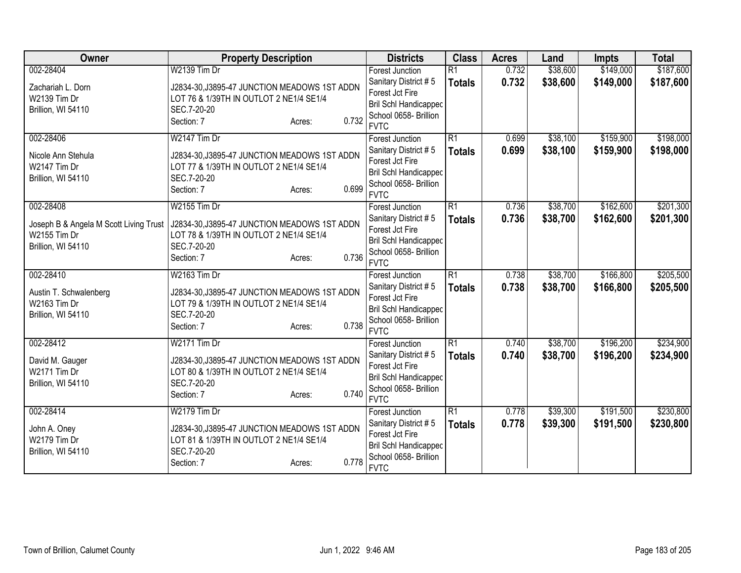| Owner | Property Description | Districts | Class | Acres | Land | Impts | Total |
|---|---|---|---|---|---|---|---|
| 002-28404<br>Zachariah L. Dorn<br>W2139 Tim Dr<br>Brillion, WI 54110 | W2139 Tim Dr<br>J2834-30,J3895-47 JUNCTION MEADOWS 1ST ADDN LOT 76 & 1/39TH IN OUTLOT 2 NE1/4 SE1/4 SEC.7-20-20<br>Section: 7 Acres: 0.732 | Forest Junction<br>Sanitary District # 5<br>Forest Jct Fire<br>Bril Schl Handicapped<br>School 0658- Brillion<br>FVTC | R1<br>**Totals** | 0.732<br>**0.732** | $38,600<br>**$38,600** | $149,000<br>**$149,000** | $187,600<br>**$187,600** |
| 002-28406<br>Nicole Ann Stehula<br>W2147 Tim Dr<br>Brillion, WI 54110 | W2147 Tim Dr<br>J2834-30,J3895-47 JUNCTION MEADOWS 1ST ADDN LOT 77 & 1/39TH IN OUTLOT 2 NE1/4 SE1/4 SEC.7-20-20<br>Section: 7 Acres: 0.699 | Forest Junction<br>Sanitary District # 5<br>Forest Jct Fire<br>Bril Schl Handicapped<br>School 0658- Brillion<br>FVTC | R1<br>**Totals** | 0.699<br>**0.699** | $38,100<br>**$38,100** | $159,900<br>**$159,900** | $198,000<br>**$198,000** |
| 002-28408<br>Joseph B & Angela M Scott Living Trust<br>W2155 Tim Dr<br>Brillion, WI 54110 | W2155 Tim Dr<br>J2834-30,J3895-47 JUNCTION MEADOWS 1ST ADDN LOT 78 & 1/39TH IN OUTLOT 2 NE1/4 SE1/4 SEC.7-20-20<br>Section: 7 Acres: 0.736 | Forest Junction<br>Sanitary District # 5<br>Forest Jct Fire<br>Bril Schl Handicapped<br>School 0658- Brillion<br>FVTC | R1<br>**Totals** | 0.736<br>**0.736** | $38,700<br>**$38,700** | $162,600<br>**$162,600** | $201,300<br>**$201,300** |
| 002-28410<br>Austin T. Schwalenberg<br>W2163 Tim Dr<br>Brillion, WI 54110 | W2163 Tim Dr<br>J2834-30,J3895-47 JUNCTION MEADOWS 1ST ADDN LOT 79 & 1/39TH IN OUTLOT 2 NE1/4 SE1/4 SEC.7-20-20<br>Section: 7 Acres: 0.738 | Forest Junction<br>Sanitary District # 5<br>Forest Jct Fire<br>Bril Schl Handicapped<br>School 0658- Brillion<br>FVTC | R1<br>**Totals** | 0.738<br>**0.738** | $38,700<br>**$38,700** | $166,800<br>**$166,800** | $205,500<br>**$205,500** |
| 002-28412<br>David M. Gauger<br>W2171 Tim Dr<br>Brillion, WI 54110 | W2171 Tim Dr<br>J2834-30,J3895-47 JUNCTION MEADOWS 1ST ADDN LOT 80 & 1/39TH IN OUTLOT 2 NE1/4 SE1/4 SEC.7-20-20<br>Section: 7 Acres: 0.740 | Forest Junction<br>Sanitary District # 5<br>Forest Jct Fire<br>Bril Schl Handicapped<br>School 0658- Brillion<br>FVTC | R1<br>**Totals** | 0.740<br>**0.740** | $38,700<br>**$38,700** | $196,200<br>**$196,200** | $234,900<br>**$234,900** |
| 002-28414<br>John A. Oney<br>W2179 Tim Dr<br>Brillion, WI 54110 | W2179 Tim Dr<br>J2834-30,J3895-47 JUNCTION MEADOWS 1ST ADDN LOT 81 & 1/39TH IN OUTLOT 2 NE1/4 SE1/4 SEC.7-20-20<br>Section: 7 Acres: 0.778 | Forest Junction<br>Sanitary District # 5<br>Forest Jct Fire<br>Bril Schl Handicapped<br>School 0658- Brillion<br>FVTC | R1<br>**Totals** | 0.778<br>**0.778** | $39,300<br>**$39,300** | $191,500<br>**$191,500** | $230,800<br>**$230,800** |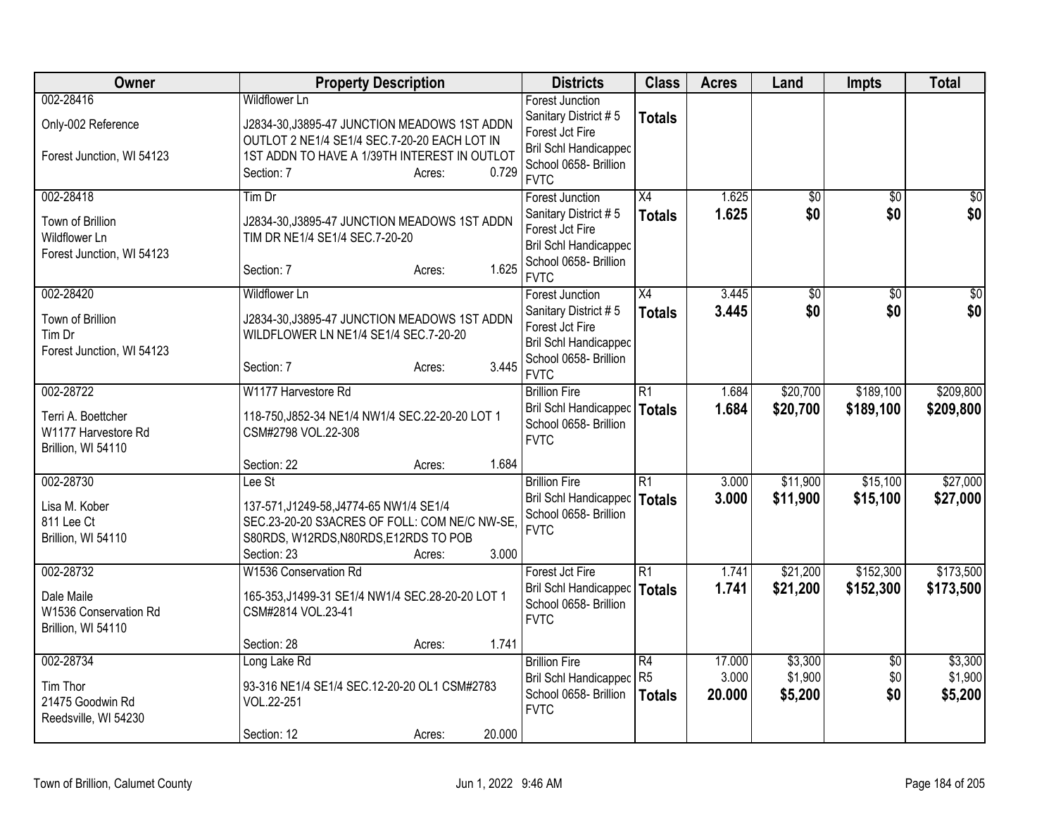| Owner | Property Description | Districts | Class | Acres | Land | Impts | Total |
|---|---|---|---|---|---|---|---|
| 002-28416<br>Only-002 Reference<br>Forest Junction, WI 54123 | Wildflower Ln<br>J2834-30,J3895-47 JUNCTION MEADOWS 1ST ADDN OUTLOT 2 NE1/4 SE1/4 SEC.7-20-20 EACH LOT IN 1ST ADDN TO HAVE A 1/39TH INTEREST IN OUTLOT<br>Section: 7 Acres: 0.729 | Forest Junction Sanitary District # 5<br>Forest Jct Fire<br>Bril Schl Handicapped<br>School 0658- Brillion<br>FVTC | **Totals** | | | | |
| 002-28418<br>Town of Brillion<br>Wildflower Ln<br>Forest Junction, WI 54123 | Tim Dr<br>J2834-30,J3895-47 JUNCTION MEADOWS 1ST ADDN TIM DR NE1/4 SE1/4 SEC.7-20-20<br>Section: 7 Acres: 1.625 | Forest Junction Sanitary District # 5<br>Forest Jct Fire<br>Bril Schl Handicapped<br>School 0658- Brillion<br>FVTC | X4<br>**Totals** | 1.625<br>**1.625** | $0<br>**$0** | $0<br>**$0** | $0<br>**$0** |
| 002-28420<br>Town of Brillion<br>Tim Dr<br>Forest Junction, WI 54123 | Wildflower Ln<br>J2834-30,J3895-47 JUNCTION MEADOWS 1ST ADDN WILDFLOWER LN NE1/4 SE1/4 SEC.7-20-20<br>Section: 7 Acres: 3.445 | Forest Junction Sanitary District # 5<br>Forest Jct Fire<br>Bril Schl Handicapped<br>School 0658- Brillion<br>FVTC | X4<br>**Totals** | 3.445<br>**3.445** | $0<br>**$0** | $0<br>**$0** | $0<br>**$0** |
| 002-28722<br>Terri A. Boettcher<br>W1177 Harvestore Rd<br>Brillion, WI 54110 | W1177 Harvestore Rd<br>118-750,J852-34 NE1/4 NW1/4 SEC.22-20-20 LOT 1 CSM#2798 VOL.22-308<br>Section: 22 Acres: 1.684 | Brillion Fire<br>Bril Schl Handicapped<br>School 0658- Brillion<br>FVTC | R1<br>**Totals** | 1.684<br>**1.684** | $20,700<br>**$20,700** | $189,100<br>**$189,100** | $209,800<br>**$209,800** |
| 002-28730<br>Lisa M. Kober<br>811 Lee Ct<br>Brillion, WI 54110 | Lee St<br>137-571,J1249-58,J4774-65 NW1/4 SE1/4 SEC.23-20-20 S3ACRES OF FOLL: COM NE/C NW-SE, S80RDS, W12RDS,N80RDS,E12RDS TO POB<br>Section: 23 Acres: 3.000 | Brillion Fire<br>Bril Schl Handicapped<br>School 0658- Brillion<br>FVTC | R1<br>**Totals** | 3.000<br>**3.000** | $11,900<br>**$11,900** | $15,100<br>**$15,100** | $27,000<br>**$27,000** |
| 002-28732<br>Dale Maile<br>W1536 Conservation Rd<br>Brillion, WI 54110 | W1536 Conservation Rd<br>165-353,J1499-31 SE1/4 NW1/4 SEC.28-20-20 LOT 1 CSM#2814 VOL.23-41<br>Section: 28 Acres: 1.741 | Forest Jct Fire<br>Bril Schl Handicapped<br>School 0658- Brillion<br>FVTC | R1<br>**Totals** | 1.741<br>**1.741** | $21,200<br>**$21,200** | $152,300<br>**$152,300** | $173,500<br>**$173,500** |
| 002-28734<br>Tim Thor<br>21475 Goodwin Rd<br>Reedsville, WI 54230 | Long Lake Rd<br>93-316 NE1/4 SE1/4 SEC.12-20-20 OL1 CSM#2783 VOL.22-251<br>Section: 12 Acres: 20.000 | Brillion Fire<br>Bril Schl Handicapped<br>School 0658- Brillion<br>FVTC | R4<br>R5<br>**Totals** | 17.000<br>3.000<br>**20.000** | $3,300<br>$1,900<br>**$5,200** | $0<br>$0<br>**$0** | $3,300<br>$1,900<br>**$5,200** |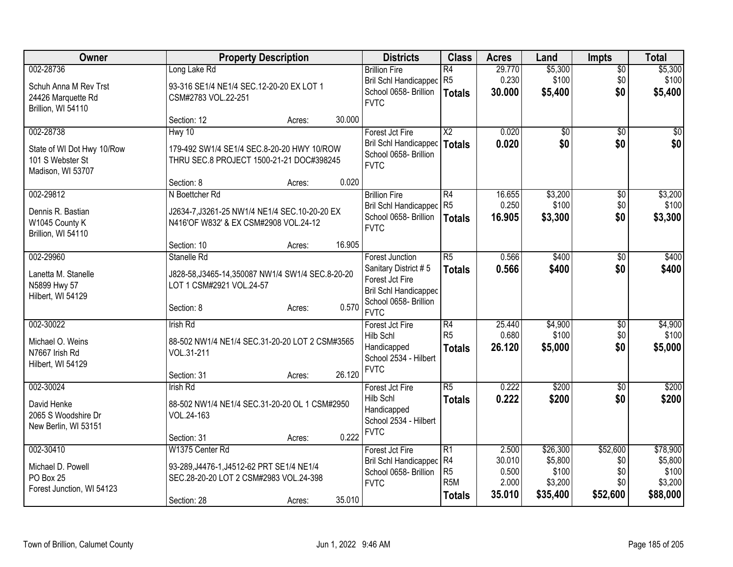| Owner | Property Description | Districts | Class | Acres | Land | Impts | Total |
|---|---|---|---|---|---|---|---|
| 002-28736<br><br>Schuh Anna M Rev Trst<br>24426 Marquette Rd<br>Brillion, WI 54110 | Long Lake Rd<br><br>93-316 SE1/4 NE1/4 SEC.12-20-20 EX LOT 1 CSM#2783 VOL.22-251<br><br>Section: 12 Acres: 30.000 | Brillion Fire<br>Bril Schl Handicapped<br>School 0658- Brillion<br>FVTC | R4<br>R5<br>**Totals** | 29.770<br>0.230<br>**30.000** | $5,300<br>$100<br>**$5,400** | $0<br>$0<br>**$0** | $5,300<br>$100<br>**$5,400** |
| 002-28738<br><br>State of WI Dot Hwy 10/Row<br>101 S Webster St<br>Madison, WI 53707 | Hwy 10<br><br>179-492 SW1/4 SE1/4 SEC.8-20-20 HWY 10/ROW THRU SEC.8 PROJECT 1500-21-21 DOC#398245<br><br>Section: 8 Acres: 0.020 | Forest Jct Fire<br>Bril Schl Handicapped<br>School 0658- Brillion<br>FVTC | X2<br>**Totals** | 0.020<br>**0.020** | $0<br>**$0** | $0<br>**$0** | $0<br>**$0** |
| 002-29812<br><br>Dennis R. Bastian<br>W1045 County K<br>Brillion, WI 54110 | N Boettcher Rd<br><br>J2634-7,J3261-25 NW1/4 NE1/4 SEC.10-20-20 EX N416'OF W832' & EX CSM#2908 VOL.24-12<br><br>Section: 10 Acres: 16.905 | Brillion Fire<br>Bril Schl Handicapped<br>School 0658- Brillion<br>FVTC | R4<br>R5<br>**Totals** | 16.655<br>0.250<br>**16.905** | $3,200<br>$100<br>**$3,300** | $0<br>$0<br>**$0** | $3,200<br>$100<br>**$3,300** |
| 002-29960<br><br>Lanetta M. Stanelle<br>N5899 Hwy 57<br>Hilbert, WI 54129 | Stanelle Rd<br><br>J828-58,J3465-14,350087 NW1/4 SW1/4 SEC.8-20-20 LOT 1 CSM#2921 VOL.24-57<br><br>Section: 8 Acres: 0.570 | Forest Junction Sanitary District # 5<br>Forest Jct Fire<br>Bril Schl Handicapped<br>School 0658- Brillion<br>FVTC | R5<br>**Totals** | 0.566<br>**0.566** | $400<br>**$400** | $0<br>**$0** | $400<br>**$400** |
| 002-30022<br><br>Michael O. Weins<br>N7667 Irish Rd<br>Hilbert, WI 54129 | Irish Rd<br><br>88-502 NW1/4 NE1/4 SEC.31-20-20 LOT 2 CSM#3565 VOL.31-211<br><br>Section: 31 Acres: 26.120 | Forest Jct Fire<br>Hilb Schl Handicapped<br>School 2534 - Hilbert<br>FVTC | R4<br>R5<br>**Totals** | 25.440<br>0.680<br>**26.120** | $4,900<br>$100<br>**$5,000** | $0<br>$0<br>**$0** | $4,900<br>$100<br>**$5,000** |
| 002-30024<br><br>David Henke<br>2065 S Woodshire Dr<br>New Berlin, WI 53151 | Irish Rd<br><br>88-502 NW1/4 NE1/4 SEC.31-20-20 OL 1 CSM#2950 VOL.24-163<br><br>Section: 31 Acres: 0.222 | Forest Jct Fire<br>Hilb Schl Handicapped<br>School 2534 - Hilbert<br>FVTC | R5<br>**Totals** | 0.222<br>**0.222** | $200<br>**$200** | $0<br>**$0** | $200<br>**$200** |
| 002-30410<br><br>Michael D. Powell<br>PO Box 25<br>Forest Junction, WI 54123 | W1375 Center Rd<br><br>93-289,J4476-1,J4512-62 PRT SE1/4 NE1/4 SEC.28-20-20 LOT 2 CSM#2983 VOL.24-398<br><br>Section: 28 Acres: 35.010 | Forest Jct Fire<br>Bril Schl Handicapped<br>School 0658- Brillion<br>FVTC | R1<br>R4<br>R5<br>R5M<br>**Totals** | 2.500<br>30.010<br>0.500<br>2.000<br>**35.010** | $26,300<br>$5,800<br>$100<br>$3,200<br>**$35,400** | $52,600<br>$0<br>$0<br>$0<br>**$52,600** | $78,900<br>$5,800<br>$100<br>$3,200<br>**$88,000** |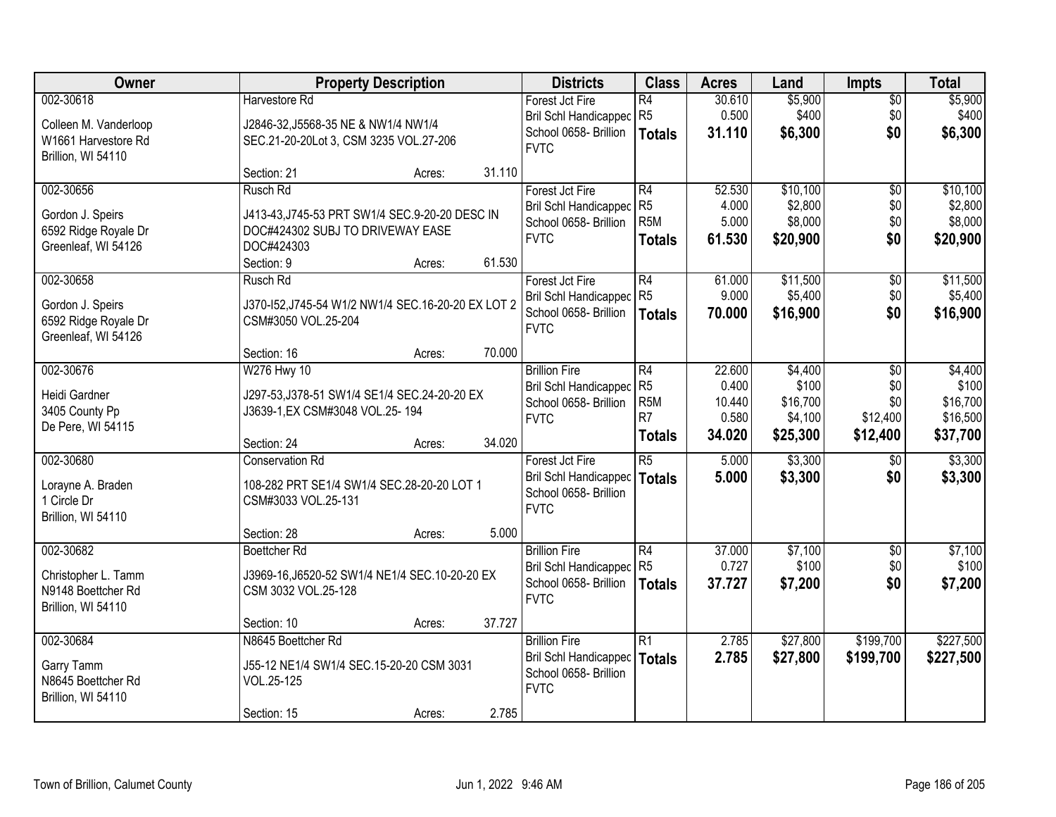| Owner | Property Description | Districts | Class | Acres | Land | Impts | Total |
|---|---|---|---|---|---|---|---|
| 002-30618<br>Colleen M. Vanderloop<br>W1661 Harvestore Rd<br>Brillion, WI 54110 | Harvestore Rd<br>J2846-32,J5568-35 NE & NW1/4 NW1/4 SEC.21-20-20Lot 3, CSM 3235 VOL.27-206<br>Section: 21 Acres: 31.110 | Forest Jct Fire<br>Bril Schl Handicapped<br>School 0658- Brillion<br>FVTC | R4<br>R5<br>**Totals** | 30.610<br>0.500<br>**31.110** | $5,900<br>$400<br>**$6,300** | $0<br>$0<br>**$0** | $5,900<br>$400<br>**$6,300** |
| 002-30656<br>Gordon J. Speirs<br>6592 Ridge Royale Dr<br>Greenleaf, WI 54126 | Rusch Rd<br>J413-43,J745-53 PRT SW1/4 SEC.9-20-20 DESC IN DOC#424302 SUBJ TO DRIVEWAY EASE DOC#424303<br>Section: 9 Acres: 61.530 | Forest Jct Fire<br>Bril Schl Handicapped<br>School 0658- Brillion<br>FVTC | R4<br>R5<br>R5M<br>**Totals** | 52.530<br>4.000<br>5.000<br>**61.530** | $10,100<br>$2,800<br>$8,000<br>**$20,900** | $0<br>$0<br>$0<br>**$0** | $10,100<br>$2,800<br>$8,000<br>**$20,900** |
| 002-30658<br>Gordon J. Speirs<br>6592 Ridge Royale Dr<br>Greenleaf, WI 54126 | Rusch Rd<br>J370-I52,J745-54 W1/2 NW1/4 SEC.16-20-20 EX LOT 2 CSM#3050 VOL.25-204<br>Section: 16 Acres: 70.000 | Forest Jct Fire<br>Bril Schl Handicapped<br>School 0658- Brillion<br>FVTC | R4<br>R5<br>**Totals** | 61.000<br>9.000<br>**70.000** | $11,500<br>$5,400<br>**$16,900** | $0<br>$0<br>**$0** | $11,500<br>$5,400<br>**$16,900** |
| 002-30676<br>Heidi Gardner<br>3405 County Pp<br>De Pere, WI 54115 | W276 Hwy 10<br>J297-53,J378-51 SW1/4 SE1/4 SEC.24-20-20 EX J3639-1,EX CSM#3048 VOL.25- 194<br>Section: 24 Acres: 34.020 | Brillion Fire<br>Bril Schl Handicapped<br>School 0658- Brillion<br>FVTC | R4<br>R5<br>R5M<br>R7<br>**Totals** | 22.600<br>0.400<br>10.440<br>0.580<br>**34.020** | $4,400<br>$100<br>$16,700<br>$4,100<br>**$25,300** | $0<br>$0<br>$0<br>$12,400<br>**$12,400** | $4,400<br>$100<br>$16,700<br>$16,500<br>**$37,700** |
| 002-30680<br>Lorayne A. Braden<br>1 Circle Dr<br>Brillion, WI 54110 | Conservation Rd<br>108-282 PRT SE1/4 SW1/4 SEC.28-20-20 LOT 1 CSM#3033 VOL.25-131<br>Section: 28 Acres: 5.000 | Forest Jct Fire<br>Bril Schl Handicapped<br>School 0658- Brillion<br>FVTC | R5<br>**Totals** | 5.000<br>**5.000** | $3,300<br>**$3,300** | $0<br>**$0** | $3,300<br>**$3,300** |
| 002-30682<br>Christopher L. Tamm<br>N9148 Boettcher Rd<br>Brillion, WI 54110 | Boettcher Rd<br>J3969-16,J6520-52 SW1/4 NE1/4 SEC.10-20-20 EX CSM 3032 VOL.25-128<br>Section: 10 Acres: 37.727 | Brillion Fire<br>Bril Schl Handicapped<br>School 0658- Brillion<br>FVTC | R4<br>R5<br>**Totals** | 37.000<br>0.727<br>**37.727** | $7,100<br>$100<br>**$7,200** | $0<br>$0<br>**$0** | $7,100<br>$100<br>**$7,200** |
| 002-30684<br>Garry Tamm<br>N8645 Boettcher Rd<br>Brillion, WI 54110 | N8645 Boettcher Rd<br>J55-12 NE1/4 SW1/4 SEC.15-20-20 CSM 3031 VOL.25-125<br>Section: 15 Acres: 2.785 | Brillion Fire<br>Bril Schl Handicapped<br>School 0658- Brillion<br>FVTC | R1<br>**Totals** | 2.785<br>**2.785** | $27,800<br>**$27,800** | $199,700<br>**$199,700** | $227,500<br>**$227,500** |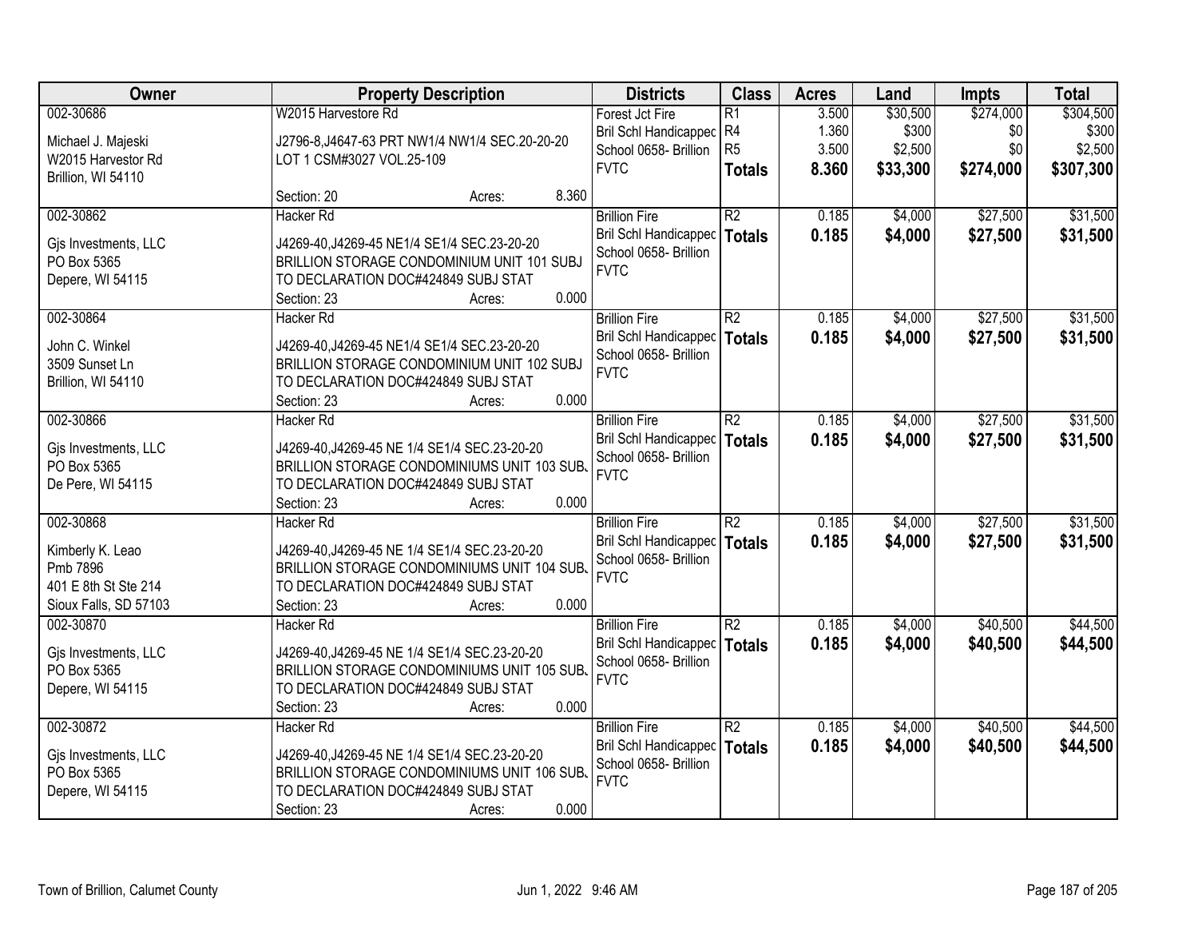| Owner | Property Description | Districts | Class | Acres | Land | Impts | Total |
|---|---|---|---|---|---|---|---|
| 002-30686<br><br>Michael J. Majeski<br>W2015 Harvestore Rd<br>Brillion, WI 54110 | W2015 Harvestore Rd<br><br>J2796-8,J4647-63 PRT NW1/4 NW1/4 SEC.20-20-20 LOT 1 CSM#3027 VOL.25-109<br><br>Section: 20 Acres: 8.360 | Forest Jct Fire<br>Bril Schl Handicapped<br>School 0658- Brillion<br>FVTC | R1<br>R4<br>R5<br>**Totals** | 3.500<br>1.360<br>3.500<br>**8.360** | $30,500<br>$300<br>$2,500<br>**$33,300** | $274,000<br>$0<br>$0<br>**$274,000** | $304,500<br>$300<br>$2,500<br>**$307,300** |
| 002-30862<br><br>Gjs Investments, LLC<br>PO Box 5365<br>Depere, WI 54115 | Hacker Rd<br><br>J4269-40,J4269-45 NE1/4 SE1/4 SEC.23-20-20 BRILLION STORAGE CONDOMINIUM UNIT 101 SUBJ TO DECLARATION DOC#424849 SUBJ STAT<br>Section: 23 Acres: 0.000 | Brillion Fire<br>Bril Schl Handicapped<br>School 0658- Brillion<br>FVTC | R2<br>**Totals** | 0.185<br>**0.185** | $4,000<br>**$4,000** | $27,500<br>**$27,500** | $31,500<br>**$31,500** |
| 002-30864<br><br>John C. Winkel<br>3509 Sunset Ln<br>Brillion, WI 54110 | Hacker Rd<br><br>J4269-40,J4269-45 NE1/4 SE1/4 SEC.23-20-20 BRILLION STORAGE CONDOMINIUM UNIT 102 SUBJ TO DECLARATION DOC#424849 SUBJ STAT<br>Section: 23 Acres: 0.000 | Brillion Fire<br>Bril Schl Handicapped<br>School 0658- Brillion<br>FVTC | R2<br>**Totals** | 0.185<br>**0.185** | $4,000<br>**$4,000** | $27,500<br>**$27,500** | $31,500<br>**$31,500** |
| 002-30866<br><br>Gjs Investments, LLC<br>PO Box 5365<br>De Pere, WI 54115 | Hacker Rd<br><br>J4269-40,J4269-45 NE 1/4 SE1/4 SEC.23-20-20 BRILLION STORAGE CONDOMINIUMS UNIT 103 SUBJ TO DECLARATION DOC#424849 SUBJ STAT<br>Section: 23 Acres: 0.000 | Brillion Fire<br>Bril Schl Handicapped<br>School 0658- Brillion<br>FVTC | R2<br>**Totals** | 0.185<br>**0.185** | $4,000<br>**$4,000** | $27,500<br>**$27,500** | $31,500<br>**$31,500** |
| 002-30868<br><br>Kimberly K. Leao<br>Pmb 7896<br>401 E 8th St Ste 214<br>Sioux Falls, SD 57103 | Hacker Rd<br><br>J4269-40,J4269-45 NE 1/4 SE1/4 SEC.23-20-20 BRILLION STORAGE CONDOMINIUMS UNIT 104 SUBJ TO DECLARATION DOC#424849 SUBJ STAT<br>Section: 23 Acres: 0.000 | Brillion Fire<br>Bril Schl Handicapped<br>School 0658- Brillion<br>FVTC | R2<br>**Totals** | 0.185<br>**0.185** | $4,000<br>**$4,000** | $27,500<br>**$27,500** | $31,500<br>**$31,500** |
| 002-30870<br><br>Gjs Investments, LLC<br>PO Box 5365<br>Depere, WI 54115 | Hacker Rd<br><br>J4269-40,J4269-45 NE 1/4 SE1/4 SEC.23-20-20 BRILLION STORAGE CONDOMINIUMS UNIT 105 SUBJ TO DECLARATION DOC#424849 SUBJ STAT<br>Section: 23 Acres: 0.000 | Brillion Fire<br>Bril Schl Handicapped<br>School 0658- Brillion<br>FVTC | R2<br>**Totals** | 0.185<br>**0.185** | $4,000<br>**$4,000** | $40,500<br>**$40,500** | $44,500<br>**$44,500** |
| 002-30872<br><br>Gjs Investments, LLC<br>PO Box 5365<br>Depere, WI 54115 | Hacker Rd<br><br>J4269-40,J4269-45 NE 1/4 SE1/4 SEC.23-20-20 BRILLION STORAGE CONDOMINIUMS UNIT 106 SUBJ TO DECLARATION DOC#424849 SUBJ STAT<br>Section: 23 Acres: 0.000 | Brillion Fire<br>Bril Schl Handicapped<br>School 0658- Brillion<br>FVTC | R2<br>**Totals** | 0.185<br>**0.185** | $4,000<br>**$4,000** | $40,500<br>**$40,500** | $44,500<br>**$44,500** |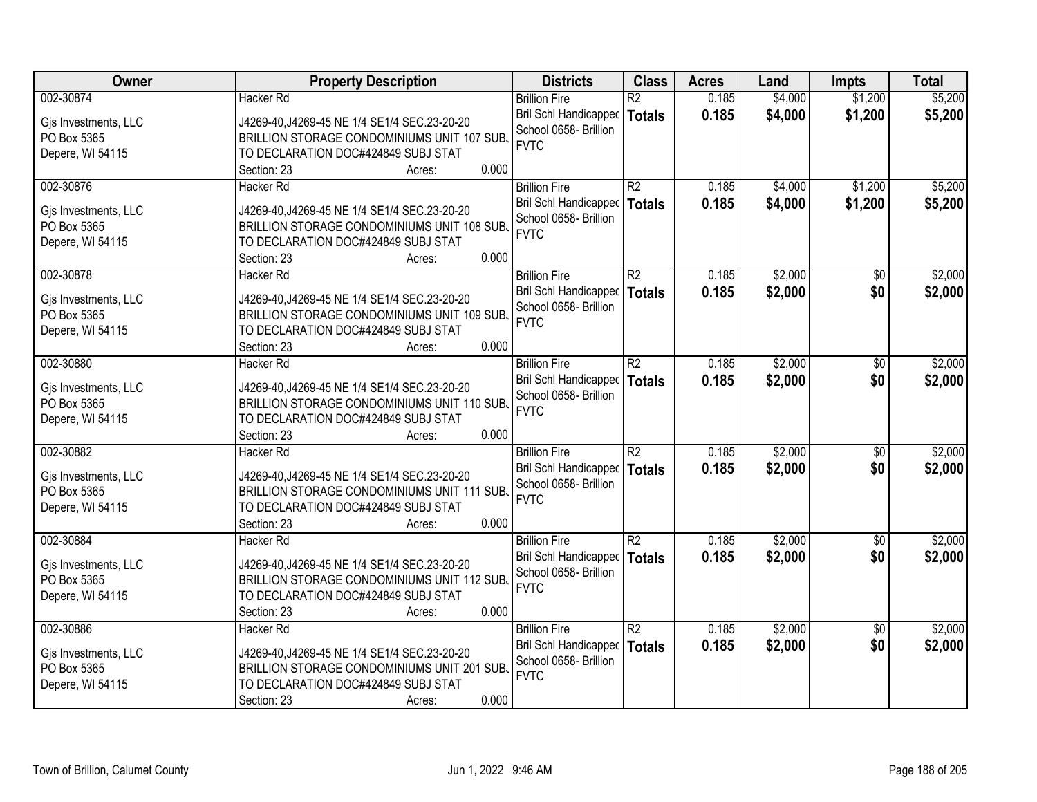| Owner | Property Description | Districts | Class | Acres | Land | Impts | Total |
|---|---|---|---|---|---|---|---|
| 002-30874<br><br>Gjs Investments, LLC<br>PO Box 5365<br>Depere, WI 54115 | Hacker Rd<br><br>J4269-40,J4269-45 NE 1/4 SE1/4 SEC.23-20-20 BRILLION STORAGE CONDOMINIUMS UNIT 107 SUBJ TO DECLARATION DOC#424849 SUBJ STAT<br>Section: 23 Acres: 0.000 | Brillion Fire<br>Bril Schl Handicapped<br>School 0658- Brillion<br>FVTC | R2<br>**Totals** | 0.185<br>**0.185** | $4,000<br>**$4,000** | $1,200<br>**$1,200** | $5,200<br>**$5,200** |
| 002-30876<br><br>Gjs Investments, LLC<br>PO Box 5365<br>Depere, WI 54115 | Hacker Rd<br><br>J4269-40,J4269-45 NE 1/4 SE1/4 SEC.23-20-20 BRILLION STORAGE CONDOMINIUMS UNIT 108 SUBJ TO DECLARATION DOC#424849 SUBJ STAT<br>Section: 23 Acres: 0.000 | Brillion Fire<br>Bril Schl Handicapped<br>School 0658- Brillion<br>FVTC | R2<br>**Totals** | 0.185<br>**0.185** | $4,000<br>**$4,000** | $1,200<br>**$1,200** | $5,200<br>**$5,200** |
| 002-30878<br><br>Gjs Investments, LLC<br>PO Box 5365<br>Depere, WI 54115 | Hacker Rd<br><br>J4269-40,J4269-45 NE 1/4 SE1/4 SEC.23-20-20 BRILLION STORAGE CONDOMINIUMS UNIT 109 SUBJ TO DECLARATION DOC#424849 SUBJ STAT<br>Section: 23 Acres: 0.000 | Brillion Fire<br>Bril Schl Handicapped<br>School 0658- Brillion<br>FVTC | R2<br>**Totals** | 0.185<br>**0.185** | $2,000<br>**$2,000** | $0<br>**$0** | $2,000<br>**$2,000** |
| 002-30880<br><br>Gjs Investments, LLC<br>PO Box 5365<br>Depere, WI 54115 | Hacker Rd<br><br>J4269-40,J4269-45 NE 1/4 SE1/4 SEC.23-20-20 BRILLION STORAGE CONDOMINIUMS UNIT 110 SUBJ TO DECLARATION DOC#424849 SUBJ STAT<br>Section: 23 Acres: 0.000 | Brillion Fire<br>Bril Schl Handicapped<br>School 0658- Brillion<br>FVTC | R2<br>**Totals** | 0.185<br>**0.185** | $2,000<br>**$2,000** | $0<br>**$0** | $2,000<br>**$2,000** |
| 002-30882<br><br>Gjs Investments, LLC<br>PO Box 5365<br>Depere, WI 54115 | Hacker Rd<br><br>J4269-40,J4269-45 NE 1/4 SE1/4 SEC.23-20-20 BRILLION STORAGE CONDOMINIUMS UNIT 111 SUBJ TO DECLARATION DOC#424849 SUBJ STAT<br>Section: 23 Acres: 0.000 | Brillion Fire<br>Bril Schl Handicapped<br>School 0658- Brillion<br>FVTC | R2<br>**Totals** | 0.185<br>**0.185** | $2,000<br>**$2,000** | $0<br>**$0** | $2,000<br>**$2,000** |
| 002-30884<br><br>Gjs Investments, LLC<br>PO Box 5365<br>Depere, WI 54115 | Hacker Rd<br><br>J4269-40,J4269-45 NE 1/4 SE1/4 SEC.23-20-20 BRILLION STORAGE CONDOMINIUMS UNIT 112 SUBJ TO DECLARATION DOC#424849 SUBJ STAT<br>Section: 23 Acres: 0.000 | Brillion Fire<br>Bril Schl Handicapped<br>School 0658- Brillion<br>FVTC | R2<br>**Totals** | 0.185<br>**0.185** | $2,000<br>**$2,000** | $0<br>**$0** | $2,000<br>**$2,000** |
| 002-30886<br><br>Gjs Investments, LLC<br>PO Box 5365<br>Depere, WI 54115 | Hacker Rd<br><br>J4269-40,J4269-45 NE 1/4 SE1/4 SEC.23-20-20 BRILLION STORAGE CONDOMINIUMS UNIT 201 SUBJ TO DECLARATION DOC#424849 SUBJ STAT<br>Section: 23 Acres: 0.000 | Brillion Fire<br>Bril Schl Handicapped<br>School 0658- Brillion<br>FVTC | R2<br>**Totals** | 0.185<br>**0.185** | $2,000<br>**$2,000** | $0<br>**$0** | $2,000<br>**$2,000** |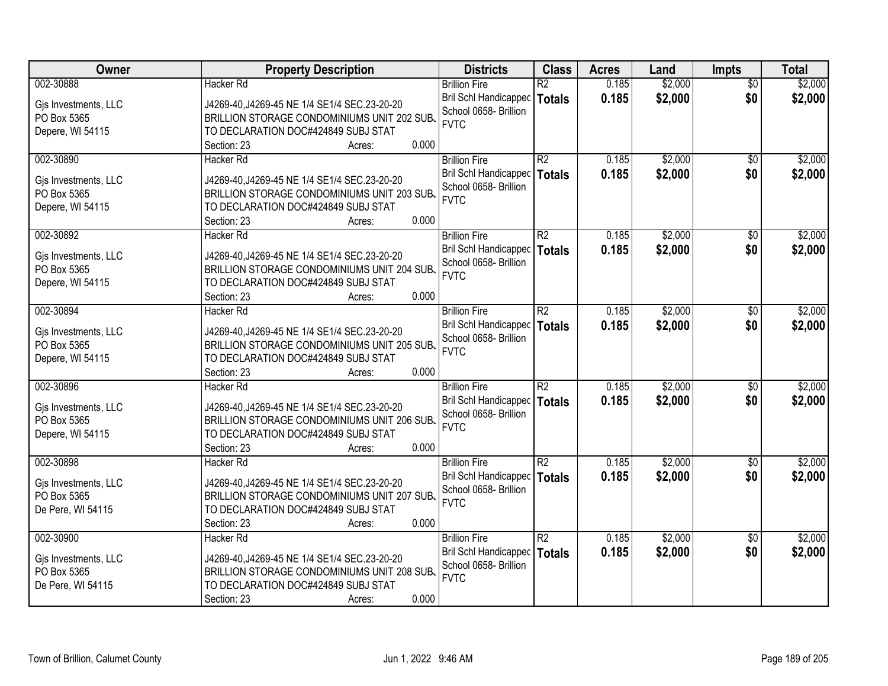| Owner | Property Description | Districts | Class | Acres | Land | Impts | Total |
|---|---|---|---|---|---|---|---|
| 002-30888<br><br>Gjs Investments, LLC<br>PO Box 5365<br>Depere, WI 54115 | Hacker Rd<br><br>J4269-40,J4269-45 NE 1/4 SE1/4 SEC.23-20-20 BRILLION STORAGE CONDOMINIUMS UNIT 202 SUBJ TO DECLARATION DOC#424849 SUBJ STAT<br>Section: 23 Acres: 0.000 | Brillion Fire<br>Bril Schl Handicapped<br>School 0658- Brillion<br>FVTC | R2<br>**Totals** | 0.185<br>**0.185** | $2,000<br>**$2,000** | $0<br>**$0** | $2,000<br>**$2,000** |
| 002-30890<br><br>Gjs Investments, LLC<br>PO Box 5365<br>Depere, WI 54115 | Hacker Rd<br><br>J4269-40,J4269-45 NE 1/4 SE1/4 SEC.23-20-20 BRILLION STORAGE CONDOMINIUMS UNIT 203 SUBJ TO DECLARATION DOC#424849 SUBJ STAT<br>Section: 23 Acres: 0.000 | Brillion Fire<br>Bril Schl Handicapped<br>School 0658- Brillion<br>FVTC | R2<br>**Totals** | 0.185<br>**0.185** | $2,000<br>**$2,000** | $0<br>**$0** | $2,000<br>**$2,000** |
| 002-30892<br><br>Gjs Investments, LLC<br>PO Box 5365<br>Depere, WI 54115 | Hacker Rd<br><br>J4269-40,J4269-45 NE 1/4 SE1/4 SEC.23-20-20 BRILLION STORAGE CONDOMINIUMS UNIT 204 SUBJ TO DECLARATION DOC#424849 SUBJ STAT<br>Section: 23 Acres: 0.000 | Brillion Fire<br>Bril Schl Handicapped<br>School 0658- Brillion<br>FVTC | R2<br>**Totals** | 0.185<br>**0.185** | $2,000<br>**$2,000** | $0<br>**$0** | $2,000<br>**$2,000** |
| 002-30894<br><br>Gjs Investments, LLC<br>PO Box 5365<br>Depere, WI 54115 | Hacker Rd<br><br>J4269-40,J4269-45 NE 1/4 SE1/4 SEC.23-20-20 BRILLION STORAGE CONDOMINIUMS UNIT 205 SUBJ TO DECLARATION DOC#424849 SUBJ STAT<br>Section: 23 Acres: 0.000 | Brillion Fire<br>Bril Schl Handicapped<br>School 0658- Brillion<br>FVTC | R2<br>**Totals** | 0.185<br>**0.185** | $2,000<br>**$2,000** | $0<br>**$0** | $2,000<br>**$2,000** |
| 002-30896<br><br>Gjs Investments, LLC<br>PO Box 5365<br>Depere, WI 54115 | Hacker Rd<br><br>J4269-40,J4269-45 NE 1/4 SE1/4 SEC.23-20-20 BRILLION STORAGE CONDOMINIUMS UNIT 206 SUBJ TO DECLARATION DOC#424849 SUBJ STAT<br>Section: 23 Acres: 0.000 | Brillion Fire<br>Bril Schl Handicapped<br>School 0658- Brillion<br>FVTC | R2<br>**Totals** | 0.185<br>**0.185** | $2,000<br>**$2,000** | $0<br>**$0** | $2,000<br>**$2,000** |
| 002-30898<br><br>Gjs Investments, LLC<br>PO Box 5365<br>De Pere, WI 54115 | Hacker Rd<br><br>J4269-40,J4269-45 NE 1/4 SE1/4 SEC.23-20-20 BRILLION STORAGE CONDOMINIUMS UNIT 207 SUBJ TO DECLARATION DOC#424849 SUBJ STAT<br>Section: 23 Acres: 0.000 | Brillion Fire<br>Bril Schl Handicapped<br>School 0658- Brillion<br>FVTC | R2<br>**Totals** | 0.185<br>**0.185** | $2,000<br>**$2,000** | $0<br>**$0** | $2,000<br>**$2,000** |
| 002-30900<br><br>Gjs Investments, LLC<br>PO Box 5365<br>De Pere, WI 54115 | Hacker Rd<br><br>J4269-40,J4269-45 NE 1/4 SE1/4 SEC.23-20-20 BRILLION STORAGE CONDOMINIUMS UNIT 208 SUBJ TO DECLARATION DOC#424849 SUBJ STAT<br>Section: 23 Acres: 0.000 | Brillion Fire<br>Bril Schl Handicapped<br>School 0658- Brillion<br>FVTC | R2<br>**Totals** | 0.185<br>**0.185** | $2,000<br>**$2,000** | $0<br>**$0** | $2,000<br>**$2,000** |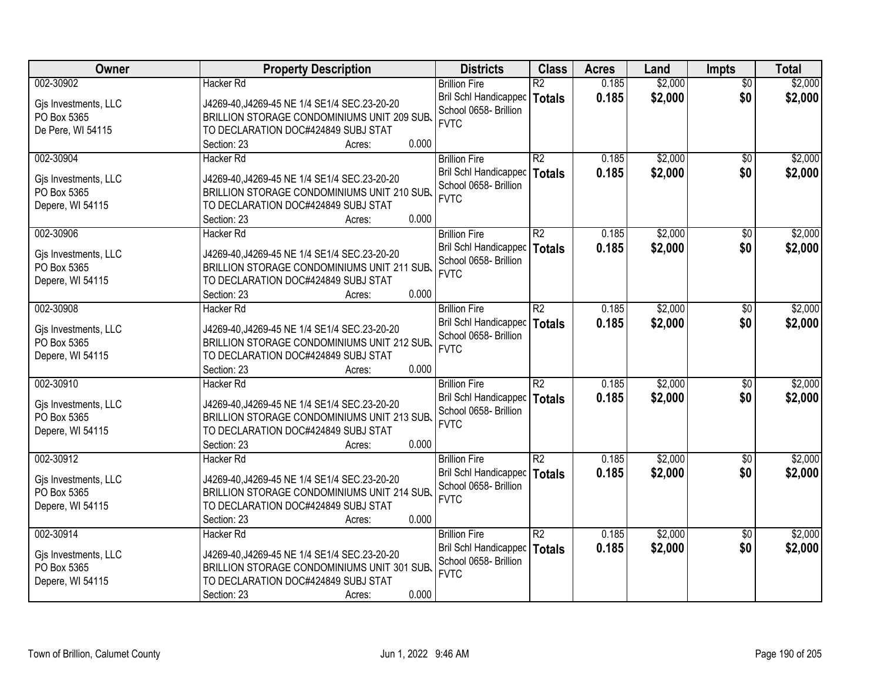| Owner | Property Description | Districts | Class | Acres | Land | Impts | Total |
|---|---|---|---|---|---|---|---|
| 002-30902<br><br>Gjs Investments, LLC<br>PO Box 5365<br>De Pere, WI 54115 | Hacker Rd<br><br>J4269-40,J4269-45 NE 1/4 SE1/4 SEC.23-20-20<br>BRILLION STORAGE CONDOMINIUMS UNIT 209 SUBJ<br>TO DECLARATION DOC#424849 SUBJ STAT<br>Section: 23 Acres: 0.000 | Brillion Fire<br>Bril Schl Handicapped<br>School 0658- Brillion<br>FVTC | R2<br>**Totals** | 0.185<br>**0.185** | $2,000<br>**$2,000** | $0<br>**$0** | $2,000<br>**$2,000** |
| 002-30904<br><br>Gjs Investments, LLC<br>PO Box 5365<br>Depere, WI 54115 | Hacker Rd<br><br>J4269-40,J4269-45 NE 1/4 SE1/4 SEC.23-20-20<br>BRILLION STORAGE CONDOMINIUMS UNIT 210 SUBJ<br>TO DECLARATION DOC#424849 SUBJ STAT<br>Section: 23 Acres: 0.000 | Brillion Fire<br>Bril Schl Handicapped<br>School 0658- Brillion<br>FVTC | R2<br>**Totals** | 0.185<br>**0.185** | $2,000<br>**$2,000** | $0<br>**$0** | $2,000<br>**$2,000** |
| 002-30906<br><br>Gjs Investments, LLC<br>PO Box 5365<br>Depere, WI 54115 | Hacker Rd<br><br>J4269-40,J4269-45 NE 1/4 SE1/4 SEC.23-20-20<br>BRILLION STORAGE CONDOMINIUMS UNIT 211 SUBJ<br>TO DECLARATION DOC#424849 SUBJ STAT<br>Section: 23 Acres: 0.000 | Brillion Fire<br>Bril Schl Handicapped<br>School 0658- Brillion<br>FVTC | R2<br>**Totals** | 0.185<br>**0.185** | $2,000<br>**$2,000** | $0<br>**$0** | $2,000<br>**$2,000** |
| 002-30908<br><br>Gjs Investments, LLC<br>PO Box 5365<br>Depere, WI 54115 | Hacker Rd<br><br>J4269-40,J4269-45 NE 1/4 SE1/4 SEC.23-20-20<br>BRILLION STORAGE CONDOMINIUMS UNIT 212 SUBJ<br>TO DECLARATION DOC#424849 SUBJ STAT<br>Section: 23 Acres: 0.000 | Brillion Fire<br>Bril Schl Handicapped<br>School 0658- Brillion<br>FVTC | R2<br>**Totals** | 0.185<br>**0.185** | $2,000<br>**$2,000** | $0<br>**$0** | $2,000<br>**$2,000** |
| 002-30910<br><br>Gjs Investments, LLC<br>PO Box 5365<br>Depere, WI 54115 | Hacker Rd<br><br>J4269-40,J4269-45 NE 1/4 SE1/4 SEC.23-20-20<br>BRILLION STORAGE CONDOMINIUMS UNIT 213 SUBJ<br>TO DECLARATION DOC#424849 SUBJ STAT<br>Section: 23 Acres: 0.000 | Brillion Fire<br>Bril Schl Handicapped<br>School 0658- Brillion<br>FVTC | R2<br>**Totals** | 0.185<br>**0.185** | $2,000<br>**$2,000** | $0<br>**$0** | $2,000<br>**$2,000** |
| 002-30912<br><br>Gjs Investments, LLC<br>PO Box 5365<br>Depere, WI 54115 | Hacker Rd<br><br>J4269-40,J4269-45 NE 1/4 SE1/4 SEC.23-20-20<br>BRILLION STORAGE CONDOMINIUMS UNIT 214 SUBJ<br>TO DECLARATION DOC#424849 SUBJ STAT<br>Section: 23 Acres: 0.000 | Brillion Fire<br>Bril Schl Handicapped<br>School 0658- Brillion<br>FVTC | R2<br>**Totals** | 0.185<br>**0.185** | $2,000<br>**$2,000** | $0<br>**$0** | $2,000<br>**$2,000** |
| 002-30914<br><br>Gjs Investments, LLC<br>PO Box 5365<br>Depere, WI 54115 | Hacker Rd<br><br>J4269-40,J4269-45 NE 1/4 SE1/4 SEC.23-20-20<br>BRILLION STORAGE CONDOMINIUMS UNIT 301 SUBJ<br>TO DECLARATION DOC#424849 SUBJ STAT<br>Section: 23 Acres: 0.000 | Brillion Fire<br>Bril Schl Handicapped<br>School 0658- Brillion<br>FVTC | R2<br>**Totals** | 0.185<br>**0.185** | $2,000<br>**$2,000** | $0<br>**$0** | $2,000<br>**$2,000** |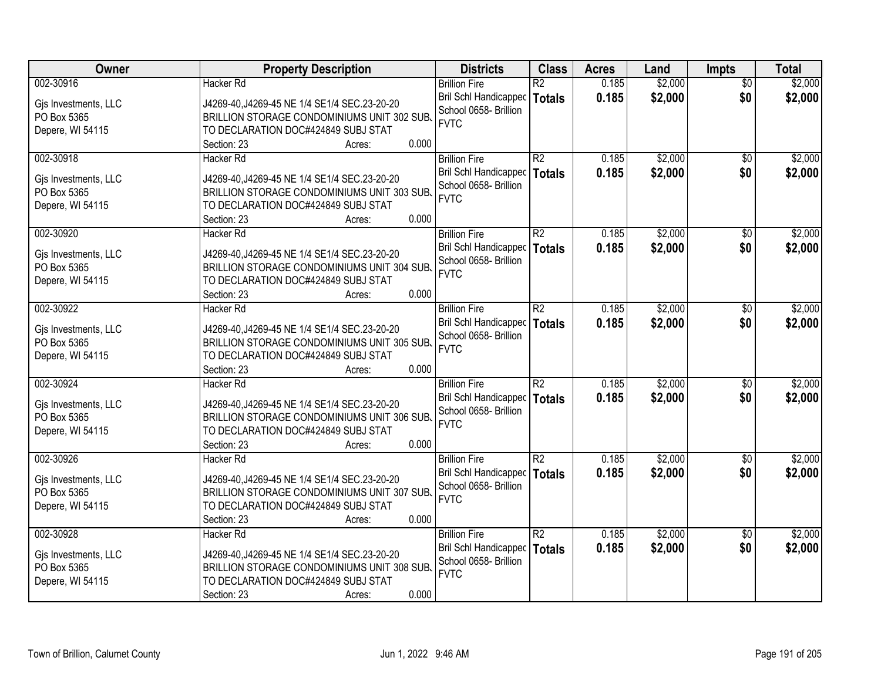| Owner | Property Description | Districts | Class | Acres | Land | Impts | Total |
|---|---|---|---|---|---|---|---|
| 002-30916<br><br>Gjs Investments, LLC<br>PO Box 5365<br>Depere, WI 54115 | Hacker Rd<br><br>J4269-40,J4269-45 NE 1/4 SE1/4 SEC.23-20-20 BRILLION STORAGE CONDOMINIUMS UNIT 302 SUBJ TO DECLARATION DOC#424849 SUBJ STAT<br>Section: 23 Acres: 0.000 | Brillion Fire<br>Bril Schl Handicapped<br>School 0658- Brillion<br>FVTC | R2<br>**Totals** | 0.185<br>**0.185** | $2,000<br>**$2,000** | $0<br>**$0** | $2,000<br>**$2,000** |
| 002-30918<br><br>Gjs Investments, LLC<br>PO Box 5365<br>Depere, WI 54115 | Hacker Rd<br><br>J4269-40,J4269-45 NE 1/4 SE1/4 SEC.23-20-20 BRILLION STORAGE CONDOMINIUMS UNIT 303 SUBJ TO DECLARATION DOC#424849 SUBJ STAT<br>Section: 23 Acres: 0.000 | Brillion Fire<br>Bril Schl Handicapped<br>School 0658- Brillion<br>FVTC | R2<br>**Totals** | 0.185<br>**0.185** | $2,000<br>**$2,000** | $0<br>**$0** | $2,000<br>**$2,000** |
| 002-30920<br><br>Gjs Investments, LLC<br>PO Box 5365<br>Depere, WI 54115 | Hacker Rd<br><br>J4269-40,J4269-45 NE 1/4 SE1/4 SEC.23-20-20 BRILLION STORAGE CONDOMINIUMS UNIT 304 SUBJ TO DECLARATION DOC#424849 SUBJ STAT<br>Section: 23 Acres: 0.000 | Brillion Fire<br>Bril Schl Handicapped<br>School 0658- Brillion<br>FVTC | R2<br>**Totals** | 0.185<br>**0.185** | $2,000<br>**$2,000** | $0<br>**$0** | $2,000<br>**$2,000** |
| 002-30922<br><br>Gjs Investments, LLC<br>PO Box 5365<br>Depere, WI 54115 | Hacker Rd<br><br>J4269-40,J4269-45 NE 1/4 SE1/4 SEC.23-20-20 BRILLION STORAGE CONDOMINIUMS UNIT 305 SUBJ TO DECLARATION DOC#424849 SUBJ STAT<br>Section: 23 Acres: 0.000 | Brillion Fire<br>Bril Schl Handicapped<br>School 0658- Brillion<br>FVTC | R2<br>**Totals** | 0.185<br>**0.185** | $2,000<br>**$2,000** | $0<br>**$0** | $2,000<br>**$2,000** |
| 002-30924<br><br>Gjs Investments, LLC<br>PO Box 5365<br>Depere, WI 54115 | Hacker Rd<br><br>J4269-40,J4269-45 NE 1/4 SE1/4 SEC.23-20-20 BRILLION STORAGE CONDOMINIUMS UNIT 306 SUBJ TO DECLARATION DOC#424849 SUBJ STAT<br>Section: 23 Acres: 0.000 | Brillion Fire<br>Bril Schl Handicapped<br>School 0658- Brillion<br>FVTC | R2<br>**Totals** | 0.185<br>**0.185** | $2,000<br>**$2,000** | $0<br>**$0** | $2,000<br>**$2,000** |
| 002-30926<br><br>Gjs Investments, LLC<br>PO Box 5365<br>Depere, WI 54115 | Hacker Rd<br><br>J4269-40,J4269-45 NE 1/4 SE1/4 SEC.23-20-20 BRILLION STORAGE CONDOMINIUMS UNIT 307 SUBJ TO DECLARATION DOC#424849 SUBJ STAT<br>Section: 23 Acres: 0.000 | Brillion Fire<br>Bril Schl Handicapped<br>School 0658- Brillion<br>FVTC | R2<br>**Totals** | 0.185<br>**0.185** | $2,000<br>**$2,000** | $0<br>**$0** | $2,000<br>**$2,000** |
| 002-30928<br><br>Gjs Investments, LLC<br>PO Box 5365<br>Depere, WI 54115 | Hacker Rd<br><br>J4269-40,J4269-45 NE 1/4 SE1/4 SEC.23-20-20 BRILLION STORAGE CONDOMINIUMS UNIT 308 SUBJ TO DECLARATION DOC#424849 SUBJ STAT<br>Section: 23 Acres: 0.000 | Brillion Fire<br>Bril Schl Handicapped<br>School 0658- Brillion<br>FVTC | R2<br>**Totals** | 0.185<br>**0.185** | $2,000<br>**$2,000** | $0<br>**$0** | $2,000<br>**$2,000** |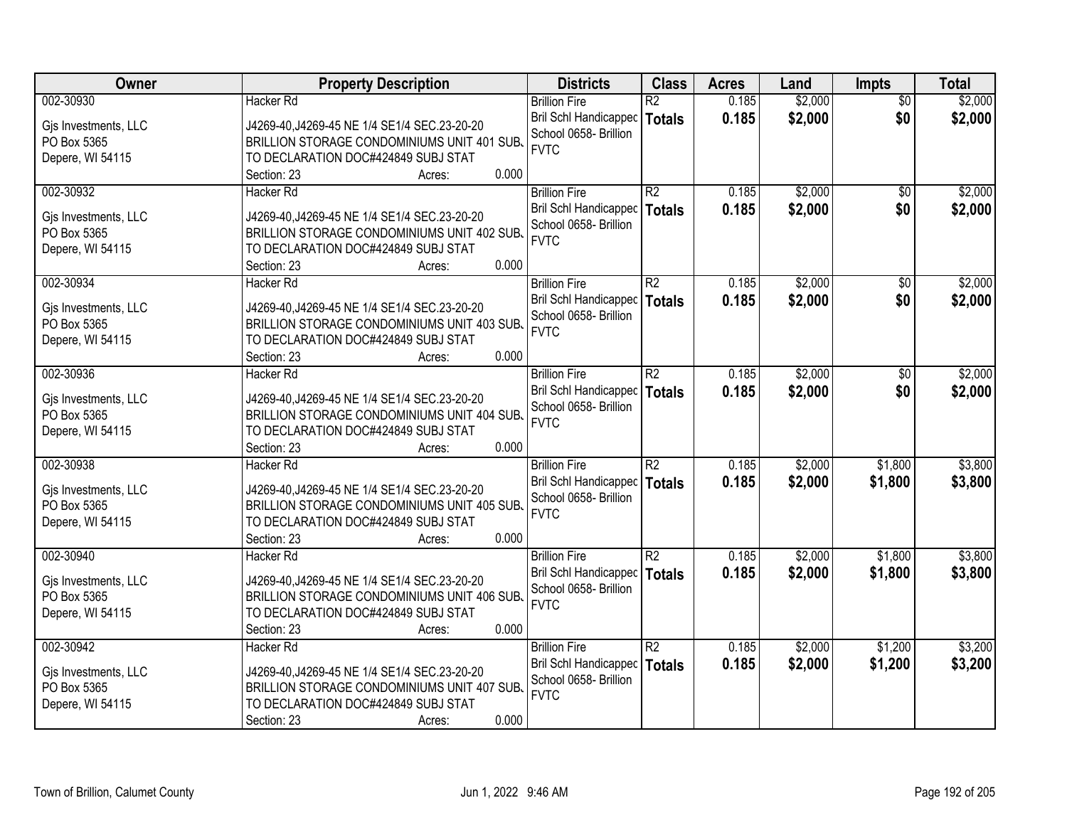| Owner | Property Description | Districts | Class | Acres | Land | Impts | Total |
|---|---|---|---|---|---|---|---|
| 002-30930<br><br>Gjs Investments, LLC<br>PO Box 5365<br>Depere, WI 54115 | Hacker Rd<br><br>J4269-40,J4269-45 NE 1/4 SE1/4 SEC.23-20-20<br>BRILLION STORAGE CONDOMINIUMS UNIT 401 SUBJ TO DECLARATION DOC#424849 SUBJ STAT<br>Section: 23 Acres: 0.000 | Brillion Fire<br>Bril Schl Handicapped<br>School 0658- Brillion<br>FVTC | R2<br>**Totals** | 0.185<br>**0.185** | $2,000<br>**$2,000** | $0<br>**$0** | $2,000<br>**$2,000** |
| 002-30932<br><br>Gjs Investments, LLC<br>PO Box 5365<br>Depere, WI 54115 | Hacker Rd<br><br>J4269-40,J4269-45 NE 1/4 SE1/4 SEC.23-20-20<br>BRILLION STORAGE CONDOMINIUMS UNIT 402 SUBJ TO DECLARATION DOC#424849 SUBJ STAT<br>Section: 23 Acres: 0.000 | Brillion Fire<br>Bril Schl Handicapped<br>School 0658- Brillion<br>FVTC | R2<br>**Totals** | 0.185<br>**0.185** | $2,000<br>**$2,000** | $0<br>**$0** | $2,000<br>**$2,000** |
| 002-30934<br><br>Gjs Investments, LLC<br>PO Box 5365<br>Depere, WI 54115 | Hacker Rd<br><br>J4269-40,J4269-45 NE 1/4 SE1/4 SEC.23-20-20<br>BRILLION STORAGE CONDOMINIUMS UNIT 403 SUBJ TO DECLARATION DOC#424849 SUBJ STAT<br>Section: 23 Acres: 0.000 | Brillion Fire<br>Bril Schl Handicapped<br>School 0658- Brillion<br>FVTC | R2<br>**Totals** | 0.185<br>**0.185** | $2,000<br>**$2,000** | $0<br>**$0** | $2,000<br>**$2,000** |
| 002-30936<br><br>Gjs Investments, LLC<br>PO Box 5365<br>Depere, WI 54115 | Hacker Rd<br><br>J4269-40,J4269-45 NE 1/4 SE1/4 SEC.23-20-20<br>BRILLION STORAGE CONDOMINIUMS UNIT 404 SUBJ TO DECLARATION DOC#424849 SUBJ STAT<br>Section: 23 Acres: 0.000 | Brillion Fire<br>Bril Schl Handicapped<br>School 0658- Brillion<br>FVTC | R2<br>**Totals** | 0.185<br>**0.185** | $2,000<br>**$2,000** | $0<br>**$0** | $2,000<br>**$2,000** |
| 002-30938<br><br>Gjs Investments, LLC<br>PO Box 5365<br>Depere, WI 54115 | Hacker Rd<br><br>J4269-40,J4269-45 NE 1/4 SE1/4 SEC.23-20-20<br>BRILLION STORAGE CONDOMINIUMS UNIT 405 SUBJ TO DECLARATION DOC#424849 SUBJ STAT<br>Section: 23 Acres: 0.000 | Brillion Fire<br>Bril Schl Handicapped<br>School 0658- Brillion<br>FVTC | R2<br>**Totals** | 0.185<br>**0.185** | $2,000<br>**$2,000** | $1,800<br>**$1,800** | $3,800<br>**$3,800** |
| 002-30940<br><br>Gjs Investments, LLC<br>PO Box 5365<br>Depere, WI 54115 | Hacker Rd<br><br>J4269-40,J4269-45 NE 1/4 SE1/4 SEC.23-20-20<br>BRILLION STORAGE CONDOMINIUMS UNIT 406 SUBJ TO DECLARATION DOC#424849 SUBJ STAT<br>Section: 23 Acres: 0.000 | Brillion Fire<br>Bril Schl Handicapped<br>School 0658- Brillion<br>FVTC | R2<br>**Totals** | 0.185<br>**0.185** | $2,000<br>**$2,000** | $1,800<br>**$1,800** | $3,800<br>**$3,800** |
| 002-30942<br><br>Gjs Investments, LLC<br>PO Box 5365<br>Depere, WI 54115 | Hacker Rd<br><br>J4269-40,J4269-45 NE 1/4 SE1/4 SEC.23-20-20<br>BRILLION STORAGE CONDOMINIUMS UNIT 407 SUBJ TO DECLARATION DOC#424849 SUBJ STAT<br>Section: 23 Acres: 0.000 | Brillion Fire<br>Bril Schl Handicapped<br>School 0658- Brillion<br>FVTC | R2<br>**Totals** | 0.185<br>**0.185** | $2,000<br>**$2,000** | $1,200<br>**$1,200** | $3,200<br>**$3,200** |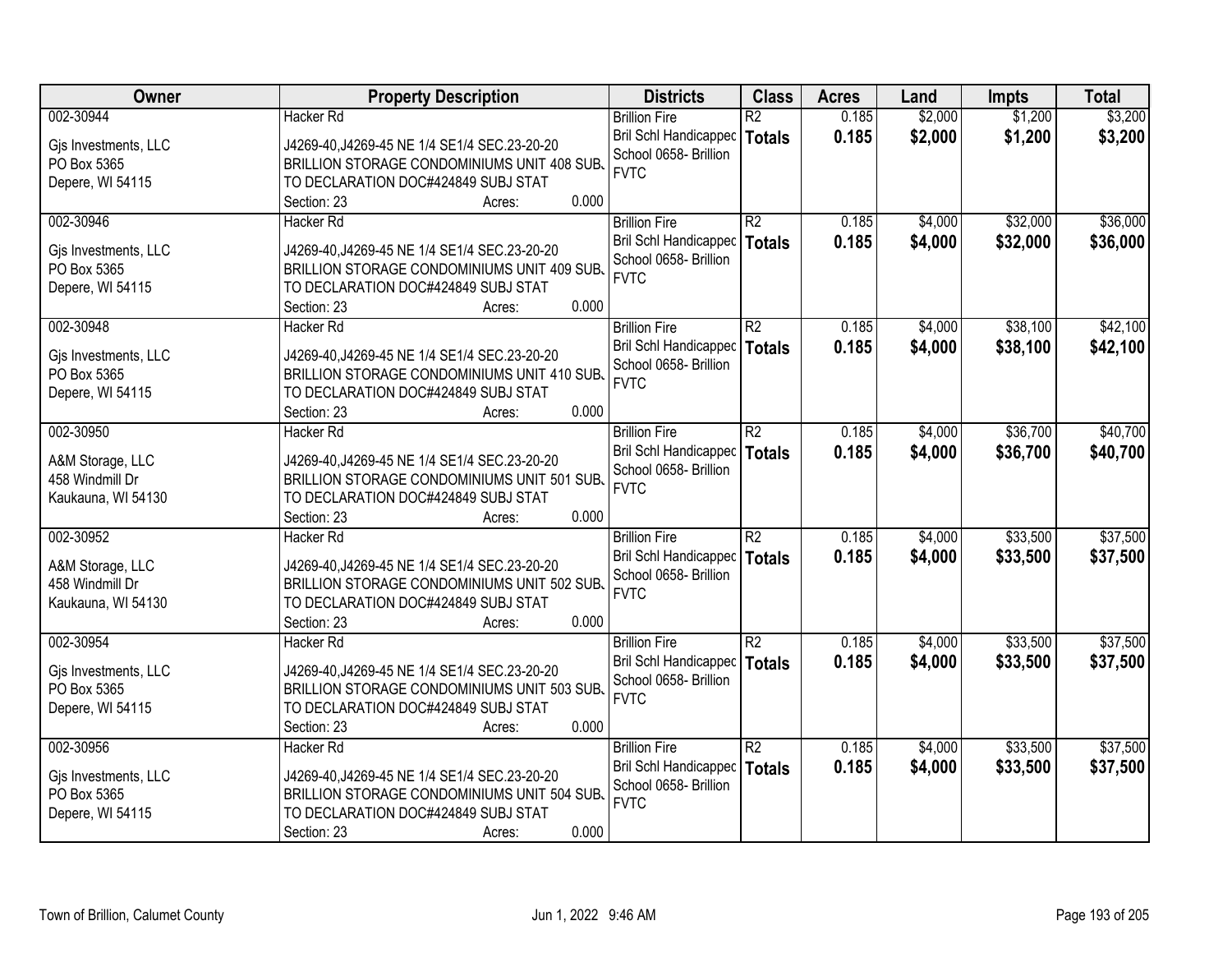| Owner | Property Description | Districts | Class | Acres | Land | Impts | Total |
|---|---|---|---|---|---|---|---|
| 002-30944<br><br>Gjs Investments, LLC<br>PO Box 5365<br>Depere, WI 54115 | Hacker Rd<br><br>J4269-40,J4269-45 NE 1/4 SE1/4 SEC.23-20-20 BRILLION STORAGE CONDOMINIUMS UNIT 408 SUBJ TO DECLARATION DOC#424849 SUBJ STAT<br>Section: 23 Acres: 0.000 | Brillion Fire<br>Bril Schl Handicapped<br>School 0658- Brillion<br>FVTC | R2<br>**Totals** | 0.185<br>**0.185** | $2,000<br>**$2,000** | $1,200<br>**$1,200** | $3,200<br>**$3,200** |
| 002-30946<br><br>Gjs Investments, LLC<br>PO Box 5365<br>Depere, WI 54115 | Hacker Rd<br><br>J4269-40,J4269-45 NE 1/4 SE1/4 SEC.23-20-20 BRILLION STORAGE CONDOMINIUMS UNIT 409 SUBJ TO DECLARATION DOC#424849 SUBJ STAT<br>Section: 23 Acres: 0.000 | Brillion Fire<br>Bril Schl Handicapped<br>School 0658- Brillion<br>FVTC | R2<br>**Totals** | 0.185<br>**0.185** | $4,000<br>**$4,000** | $32,000<br>**$32,000** | $36,000<br>**$36,000** |
| 002-30948<br><br>Gjs Investments, LLC<br>PO Box 5365<br>Depere, WI 54115 | Hacker Rd<br><br>J4269-40,J4269-45 NE 1/4 SE1/4 SEC.23-20-20 BRILLION STORAGE CONDOMINIUMS UNIT 410 SUBJ TO DECLARATION DOC#424849 SUBJ STAT<br>Section: 23 Acres: 0.000 | Brillion Fire<br>Bril Schl Handicapped<br>School 0658- Brillion<br>FVTC | R2<br>**Totals** | 0.185<br>**0.185** | $4,000<br>**$4,000** | $38,100<br>**$38,100** | $42,100<br>**$42,100** |
| 002-30950<br><br>A&M Storage, LLC<br>458 Windmill Dr<br>Kaukauna, WI 54130 | Hacker Rd<br><br>J4269-40,J4269-45 NE 1/4 SE1/4 SEC.23-20-20 BRILLION STORAGE CONDOMINIUMS UNIT 501 SUBJ TO DECLARATION DOC#424849 SUBJ STAT<br>Section: 23 Acres: 0.000 | Brillion Fire<br>Bril Schl Handicapped<br>School 0658- Brillion<br>FVTC | R2<br>**Totals** | 0.185<br>**0.185** | $4,000<br>**$4,000** | $36,700<br>**$36,700** | $40,700<br>**$40,700** |
| 002-30952<br><br>A&M Storage, LLC<br>458 Windmill Dr<br>Kaukauna, WI 54130 | Hacker Rd<br><br>J4269-40,J4269-45 NE 1/4 SE1/4 SEC.23-20-20 BRILLION STORAGE CONDOMINIUMS UNIT 502 SUBJ TO DECLARATION DOC#424849 SUBJ STAT<br>Section: 23 Acres: 0.000 | Brillion Fire<br>Bril Schl Handicapped<br>School 0658- Brillion<br>FVTC | R2<br>**Totals** | 0.185<br>**0.185** | $4,000<br>**$4,000** | $33,500<br>**$33,500** | $37,500<br>**$37,500** |
| 002-30954<br><br>Gjs Investments, LLC<br>PO Box 5365<br>Depere, WI 54115 | Hacker Rd<br><br>J4269-40,J4269-45 NE 1/4 SE1/4 SEC.23-20-20 BRILLION STORAGE CONDOMINIUMS UNIT 503 SUBJ TO DECLARATION DOC#424849 SUBJ STAT<br>Section: 23 Acres: 0.000 | Brillion Fire<br>Bril Schl Handicapped<br>School 0658- Brillion<br>FVTC | R2<br>**Totals** | 0.185<br>**0.185** | $4,000<br>**$4,000** | $33,500<br>**$33,500** | $37,500<br>**$37,500** |
| 002-30956<br><br>Gjs Investments, LLC<br>PO Box 5365<br>Depere, WI 54115 | Hacker Rd<br><br>J4269-40,J4269-45 NE 1/4 SE1/4 SEC.23-20-20 BRILLION STORAGE CONDOMINIUMS UNIT 504 SUBJ TO DECLARATION DOC#424849 SUBJ STAT<br>Section: 23 Acres: 0.000 | Brillion Fire<br>Bril Schl Handicapped<br>School 0658- Brillion<br>FVTC | R2<br>**Totals** | 0.185<br>**0.185** | $4,000<br>**$4,000** | $33,500<br>**$33,500** | $37,500<br>**$37,500** |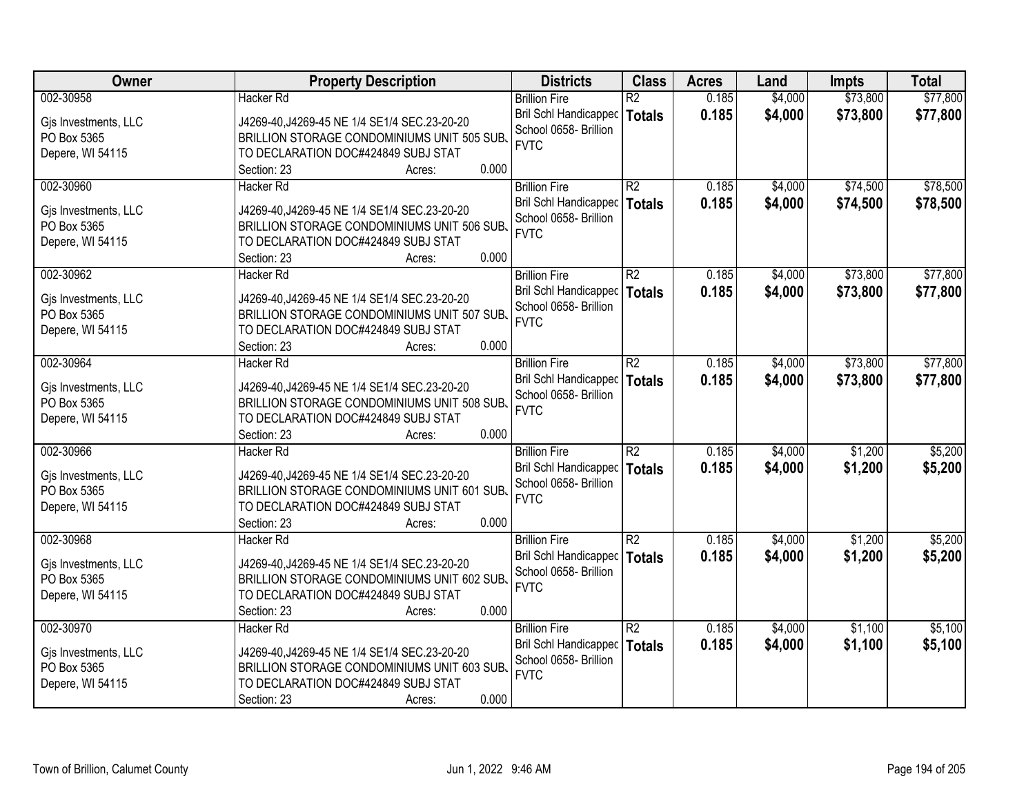| Owner | Property Description | Districts | Class | Acres | Land | Impts | Total |
|---|---|---|---|---|---|---|---|
| 002-30958<br>Gjs Investments, LLC<br>PO Box 5365<br>Depere, WI 54115 | Hacker Rd<br>J4269-40,J4269-45 NE 1/4 SE1/4 SEC.23-20-20 BRILLION STORAGE CONDOMINIUMS UNIT 505 SUBJ TO DECLARATION DOC#424849 SUBJ STAT<br>Section: 23 Acres: 0.000 | Brillion Fire<br>Bril Schl Handicapped<br>School 0658- Brillion<br>FVTC | R2<br>**Totals** | 0.185<br>**0.185** | $4,000<br>**$4,000** | $73,800<br>**$73,800** | $77,800<br>**$77,800** |
| 002-30960<br>Gjs Investments, LLC<br>PO Box 5365<br>Depere, WI 54115 | Hacker Rd<br>J4269-40,J4269-45 NE 1/4 SE1/4 SEC.23-20-20 BRILLION STORAGE CONDOMINIUMS UNIT 506 SUBJ TO DECLARATION DOC#424849 SUBJ STAT<br>Section: 23 Acres: 0.000 | Brillion Fire<br>Bril Schl Handicapped<br>School 0658- Brillion<br>FVTC | R2<br>**Totals** | 0.185<br>**0.185** | $4,000<br>**$4,000** | $74,500<br>**$74,500** | $78,500<br>**$78,500** |
| 002-30962<br>Gjs Investments, LLC<br>PO Box 5365<br>Depere, WI 54115 | Hacker Rd<br>J4269-40,J4269-45 NE 1/4 SE1/4 SEC.23-20-20 BRILLION STORAGE CONDOMINIUMS UNIT 507 SUBJ TO DECLARATION DOC#424849 SUBJ STAT<br>Section: 23 Acres: 0.000 | Brillion Fire<br>Bril Schl Handicapped<br>School 0658- Brillion<br>FVTC | R2<br>**Totals** | 0.185<br>**0.185** | $4,000<br>**$4,000** | $73,800<br>**$73,800** | $77,800<br>**$77,800** |
| 002-30964<br>Gjs Investments, LLC<br>PO Box 5365<br>Depere, WI 54115 | Hacker Rd<br>J4269-40,J4269-45 NE 1/4 SE1/4 SEC.23-20-20 BRILLION STORAGE CONDOMINIUMS UNIT 508 SUBJ TO DECLARATION DOC#424849 SUBJ STAT<br>Section: 23 Acres: 0.000 | Brillion Fire<br>Bril Schl Handicapped<br>School 0658- Brillion<br>FVTC | R2<br>**Totals** | 0.185<br>**0.185** | $4,000<br>**$4,000** | $73,800<br>**$73,800** | $77,800<br>**$77,800** |
| 002-30966<br>Gjs Investments, LLC<br>PO Box 5365<br>Depere, WI 54115 | Hacker Rd<br>J4269-40,J4269-45 NE 1/4 SE1/4 SEC.23-20-20 BRILLION STORAGE CONDOMINIUMS UNIT 601 SUBJ TO DECLARATION DOC#424849 SUBJ STAT<br>Section: 23 Acres: 0.000 | Brillion Fire<br>Bril Schl Handicapped<br>School 0658- Brillion<br>FVTC | R2<br>**Totals** | 0.185<br>**0.185** | $4,000<br>**$4,000** | $1,200<br>**$1,200** | $5,200<br>**$5,200** |
| 002-30968<br>Gjs Investments, LLC<br>PO Box 5365<br>Depere, WI 54115 | Hacker Rd<br>J4269-40,J4269-45 NE 1/4 SE1/4 SEC.23-20-20 BRILLION STORAGE CONDOMINIUMS UNIT 602 SUBJ TO DECLARATION DOC#424849 SUBJ STAT<br>Section: 23 Acres: 0.000 | Brillion Fire<br>Bril Schl Handicapped<br>School 0658- Brillion<br>FVTC | R2<br>**Totals** | 0.185<br>**0.185** | $4,000<br>**$4,000** | $1,200<br>**$1,200** | $5,200<br>**$5,200** |
| 002-30970<br>Gjs Investments, LLC<br>PO Box 5365<br>Depere, WI 54115 | Hacker Rd<br>J4269-40,J4269-45 NE 1/4 SE1/4 SEC.23-20-20 BRILLION STORAGE CONDOMINIUMS UNIT 603 SUBJ TO DECLARATION DOC#424849 SUBJ STAT<br>Section: 23 Acres: 0.000 | Brillion Fire<br>Bril Schl Handicapped<br>School 0658- Brillion<br>FVTC | R2<br>**Totals** | 0.185<br>**0.185** | $4,000<br>**$4,000** | $1,100<br>**$1,100** | $5,100<br>**$5,100** |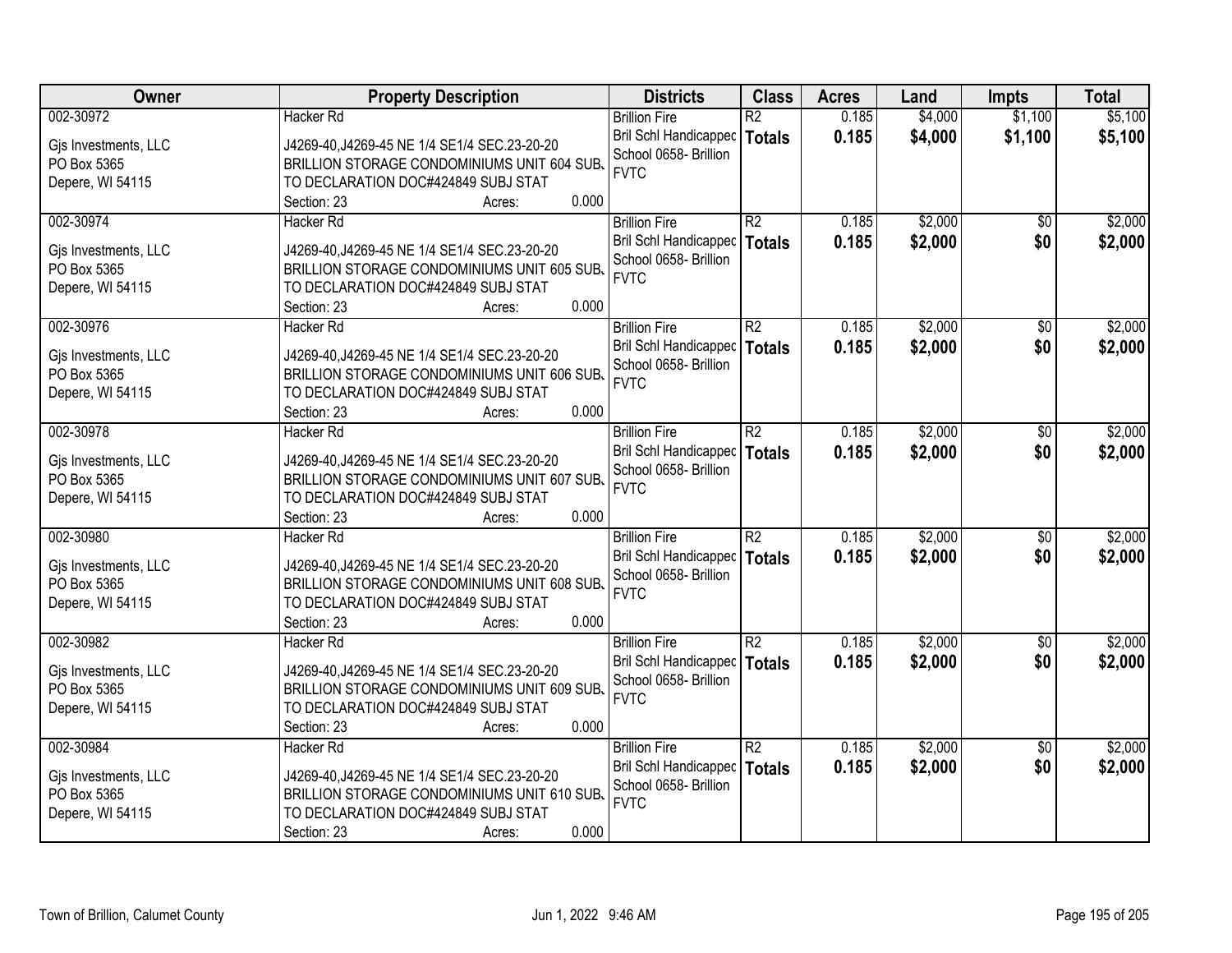| Owner | Property Description | Districts | Class | Acres | Land | Impts | Total |
|---|---|---|---|---|---|---|---|
| 002-30972<br><br>Gjs Investments, LLC<br>PO Box 5365<br>Depere, WI 54115 | Hacker Rd<br><br>J4269-40,J4269-45 NE 1/4 SE1/4 SEC.23-20-20<br>BRILLION STORAGE CONDOMINIUMS UNIT 604 SUBJ TO DECLARATION DOC#424849 SUBJ STAT<br>Section: 23 Acres: 0.000 | Brillion Fire<br>Bril Schl Handicapped<br>School 0658- Brillion<br>FVTC | R2<br>**Totals** | 0.185<br>**0.185** | $4,000<br>**$4,000** | $1,100<br>**$1,100** | $5,100<br>**$5,100** |
| 002-30974<br><br>Gjs Investments, LLC<br>PO Box 5365<br>Depere, WI 54115 | Hacker Rd<br><br>J4269-40,J4269-45 NE 1/4 SE1/4 SEC.23-20-20<br>BRILLION STORAGE CONDOMINIUMS UNIT 605 SUBJ TO DECLARATION DOC#424849 SUBJ STAT<br>Section: 23 Acres: 0.000 | Brillion Fire<br>Bril Schl Handicapped<br>School 0658- Brillion<br>FVTC | R2<br>**Totals** | 0.185<br>**0.185** | $2,000<br>**$2,000** | $0<br>**$0** | $2,000<br>**$2,000** |
| 002-30976<br><br>Gjs Investments, LLC<br>PO Box 5365<br>Depere, WI 54115 | Hacker Rd<br><br>J4269-40,J4269-45 NE 1/4 SE1/4 SEC.23-20-20<br>BRILLION STORAGE CONDOMINIUMS UNIT 606 SUBJ TO DECLARATION DOC#424849 SUBJ STAT<br>Section: 23 Acres: 0.000 | Brillion Fire<br>Bril Schl Handicapped<br>School 0658- Brillion<br>FVTC | R2<br>**Totals** | 0.185<br>**0.185** | $2,000<br>**$2,000** | $0<br>**$0** | $2,000<br>**$2,000** |
| 002-30978<br><br>Gjs Investments, LLC<br>PO Box 5365<br>Depere, WI 54115 | Hacker Rd<br><br>J4269-40,J4269-45 NE 1/4 SE1/4 SEC.23-20-20<br>BRILLION STORAGE CONDOMINIUMS UNIT 607 SUBJ TO DECLARATION DOC#424849 SUBJ STAT<br>Section: 23 Acres: 0.000 | Brillion Fire<br>Bril Schl Handicapped<br>School 0658- Brillion<br>FVTC | R2<br>**Totals** | 0.185<br>**0.185** | $2,000<br>**$2,000** | $0<br>**$0** | $2,000<br>**$2,000** |
| 002-30980<br><br>Gjs Investments, LLC<br>PO Box 5365<br>Depere, WI 54115 | Hacker Rd<br><br>J4269-40,J4269-45 NE 1/4 SE1/4 SEC.23-20-20<br>BRILLION STORAGE CONDOMINIUMS UNIT 608 SUBJ TO DECLARATION DOC#424849 SUBJ STAT<br>Section: 23 Acres: 0.000 | Brillion Fire<br>Bril Schl Handicapped<br>School 0658- Brillion<br>FVTC | R2<br>**Totals** | 0.185<br>**0.185** | $2,000<br>**$2,000** | $0<br>**$0** | $2,000<br>**$2,000** |
| 002-30982<br><br>Gjs Investments, LLC<br>PO Box 5365<br>Depere, WI 54115 | Hacker Rd<br><br>J4269-40,J4269-45 NE 1/4 SE1/4 SEC.23-20-20<br>BRILLION STORAGE CONDOMINIUMS UNIT 609 SUBJ TO DECLARATION DOC#424849 SUBJ STAT<br>Section: 23 Acres: 0.000 | Brillion Fire<br>Bril Schl Handicapped<br>School 0658- Brillion<br>FVTC | R2<br>**Totals** | 0.185<br>**0.185** | $2,000<br>**$2,000** | $0<br>**$0** | $2,000<br>**$2,000** |
| 002-30984<br><br>Gjs Investments, LLC<br>PO Box 5365<br>Depere, WI 54115 | Hacker Rd<br><br>J4269-40,J4269-45 NE 1/4 SE1/4 SEC.23-20-20<br>BRILLION STORAGE CONDOMINIUMS UNIT 610 SUBJ TO DECLARATION DOC#424849 SUBJ STAT<br>Section: 23 Acres: 0.000 | Brillion Fire<br>Bril Schl Handicapped<br>School 0658- Brillion<br>FVTC | R2<br>**Totals** | 0.185<br>**0.185** | $2,000<br>**$2,000** | $0<br>**$0** | $2,000<br>**$2,000** |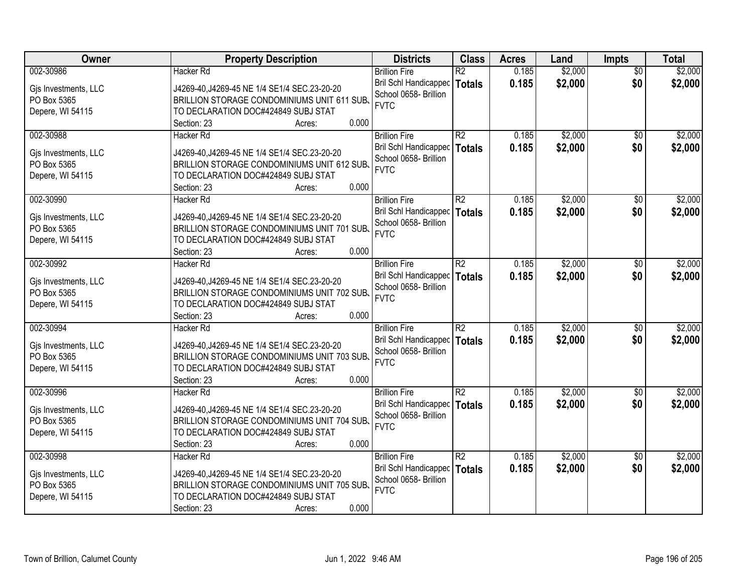| Owner | Property Description | Districts | Class | Acres | Land | Impts | Total |
|---|---|---|---|---|---|---|---|
| 002-30986<br><br>Gjs Investments, LLC<br>PO Box 5365<br>Depere, WI 54115 | Hacker Rd<br><br>J4269-40,J4269-45 NE 1/4 SE1/4 SEC.23-20-20<br>BRILLION STORAGE CONDOMINIUMS UNIT 611 SUBJ TO DECLARATION DOC#424849 SUBJ STAT<br>Section: 23 Acres: 0.000 | Brillion Fire<br>Bril Schl Handicapped<br>School 0658- Brillion<br>FVTC | R2<br>**Totals** | 0.185<br>**0.185** | $2,000<br>**$2,000** | $0<br>**$0** | $2,000<br>**$2,000** |
| 002-30988<br><br>Gjs Investments, LLC<br>PO Box 5365<br>Depere, WI 54115 | Hacker Rd<br><br>J4269-40,J4269-45 NE 1/4 SE1/4 SEC.23-20-20<br>BRILLION STORAGE CONDOMINIUMS UNIT 612 SUBJ TO DECLARATION DOC#424849 SUBJ STAT<br>Section: 23 Acres: 0.000 | Brillion Fire<br>Bril Schl Handicapped<br>School 0658- Brillion<br>FVTC | R2<br>**Totals** | 0.185<br>**0.185** | $2,000<br>**$2,000** | $0<br>**$0** | $2,000<br>**$2,000** |
| 002-30990<br><br>Gjs Investments, LLC<br>PO Box 5365<br>Depere, WI 54115 | Hacker Rd<br><br>J4269-40,J4269-45 NE 1/4 SE1/4 SEC.23-20-20<br>BRILLION STORAGE CONDOMINIUMS UNIT 701 SUBJ TO DECLARATION DOC#424849 SUBJ STAT<br>Section: 23 Acres: 0.000 | Brillion Fire<br>Bril Schl Handicapped<br>School 0658- Brillion<br>FVTC | R2<br>**Totals** | 0.185<br>**0.185** | $2,000<br>**$2,000** | $0<br>**$0** | $2,000<br>**$2,000** |
| 002-30992<br><br>Gjs Investments, LLC<br>PO Box 5365<br>Depere, WI 54115 | Hacker Rd<br><br>J4269-40,J4269-45 NE 1/4 SE1/4 SEC.23-20-20<br>BRILLION STORAGE CONDOMINIUMS UNIT 702 SUBJ TO DECLARATION DOC#424849 SUBJ STAT<br>Section: 23 Acres: 0.000 | Brillion Fire<br>Bril Schl Handicapped<br>School 0658- Brillion<br>FVTC | R2<br>**Totals** | 0.185<br>**0.185** | $2,000<br>**$2,000** | $0<br>**$0** | $2,000<br>**$2,000** |
| 002-30994<br><br>Gjs Investments, LLC<br>PO Box 5365<br>Depere, WI 54115 | Hacker Rd<br><br>J4269-40,J4269-45 NE 1/4 SE1/4 SEC.23-20-20<br>BRILLION STORAGE CONDOMINIUMS UNIT 703 SUBJ TO DECLARATION DOC#424849 SUBJ STAT<br>Section: 23 Acres: 0.000 | Brillion Fire<br>Bril Schl Handicapped<br>School 0658- Brillion<br>FVTC | R2<br>**Totals** | 0.185<br>**0.185** | $2,000<br>**$2,000** | $0<br>**$0** | $2,000<br>**$2,000** |
| 002-30996<br><br>Gjs Investments, LLC<br>PO Box 5365<br>Depere, WI 54115 | Hacker Rd<br><br>J4269-40,J4269-45 NE 1/4 SE1/4 SEC.23-20-20<br>BRILLION STORAGE CONDOMINIUMS UNIT 704 SUBJ TO DECLARATION DOC#424849 SUBJ STAT<br>Section: 23 Acres: 0.000 | Brillion Fire<br>Bril Schl Handicapped<br>School 0658- Brillion<br>FVTC | R2<br>**Totals** | 0.185<br>**0.185** | $2,000<br>**$2,000** | $0<br>**$0** | $2,000<br>**$2,000** |
| 002-30998<br><br>Gjs Investments, LLC<br>PO Box 5365<br>Depere, WI 54115 | Hacker Rd<br><br>J4269-40,J4269-45 NE 1/4 SE1/4 SEC.23-20-20<br>BRILLION STORAGE CONDOMINIUMS UNIT 705 SUBJ TO DECLARATION DOC#424849 SUBJ STAT<br>Section: 23 Acres: 0.000 | Brillion Fire<br>Bril Schl Handicapped<br>School 0658- Brillion<br>FVTC | R2<br>**Totals** | 0.185<br>**0.185** | $2,000<br>**$2,000** | $0<br>**$0** | $2,000<br>**$2,000** |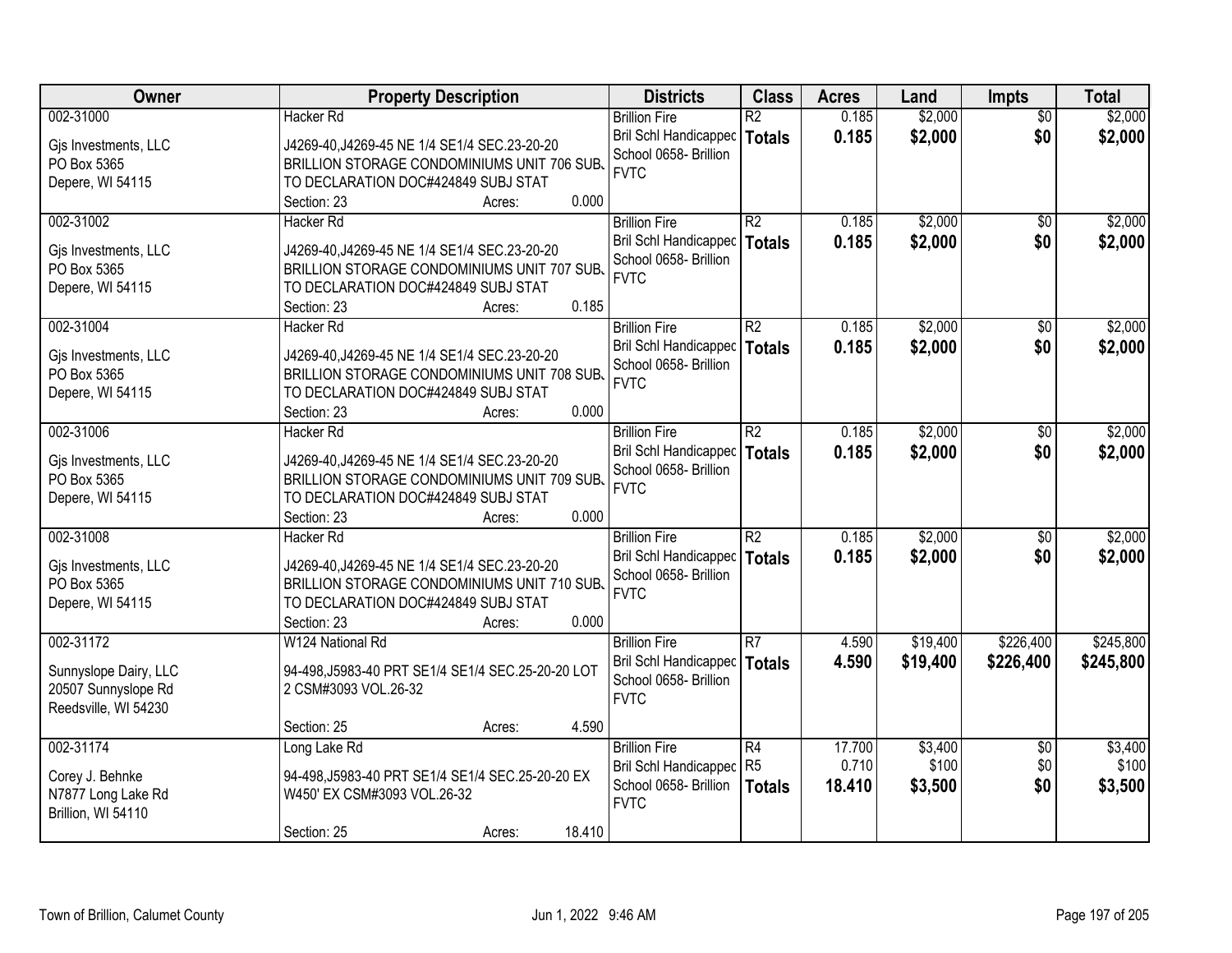| Owner | Property Description | Districts | Class | Acres | Land | Impts | Total |
|---|---|---|---|---|---|---|---|
| 002-31000<br><br>Gjs Investments, LLC<br>PO Box 5365<br>Depere, WI 54115 | Hacker Rd<br><br>J4269-40,J4269-45 NE 1/4 SE1/4 SEC.23-20-20 BRILLION STORAGE CONDOMINIUMS UNIT 706 SUBJ TO DECLARATION DOC#424849 SUBJ STAT<br>Section: 23 Acres: 0.000 | Brillion Fire<br>Bril Schl Handicapped<br>School 0658- Brillion<br>FVTC | R2<br>**Totals** | 0.185<br>**0.185** | $2,000<br>**$2,000** | $0<br>**$0** | $2,000<br>**$2,000** |
| 002-31002<br><br>Gjs Investments, LLC<br>PO Box 5365<br>Depere, WI 54115 | Hacker Rd<br><br>J4269-40,J4269-45 NE 1/4 SE1/4 SEC.23-20-20 BRILLION STORAGE CONDOMINIUMS UNIT 707 SUBJ TO DECLARATION DOC#424849 SUBJ STAT<br>Section: 23 Acres: 0.185 | Brillion Fire<br>Bril Schl Handicapped<br>School 0658- Brillion<br>FVTC | R2<br>**Totals** | 0.185<br>**0.185** | $2,000<br>**$2,000** | $0<br>**$0** | $2,000<br>**$2,000** |
| 002-31004<br><br>Gjs Investments, LLC<br>PO Box 5365<br>Depere, WI 54115 | Hacker Rd<br><br>J4269-40,J4269-45 NE 1/4 SE1/4 SEC.23-20-20 BRILLION STORAGE CONDOMINIUMS UNIT 708 SUBJ TO DECLARATION DOC#424849 SUBJ STAT<br>Section: 23 Acres: 0.000 | Brillion Fire<br>Bril Schl Handicapped<br>School 0658- Brillion<br>FVTC | R2<br>**Totals** | 0.185<br>**0.185** | $2,000<br>**$2,000** | $0<br>**$0** | $2,000<br>**$2,000** |
| 002-31006<br><br>Gjs Investments, LLC<br>PO Box 5365<br>Depere, WI 54115 | Hacker Rd<br><br>J4269-40,J4269-45 NE 1/4 SE1/4 SEC.23-20-20 BRILLION STORAGE CONDOMINIUMS UNIT 709 SUBJ TO DECLARATION DOC#424849 SUBJ STAT<br>Section: 23 Acres: 0.000 | Brillion Fire<br>Bril Schl Handicapped<br>School 0658- Brillion<br>FVTC | R2<br>**Totals** | 0.185<br>**0.185** | $2,000<br>**$2,000** | $0<br>**$0** | $2,000<br>**$2,000** |
| 002-31008<br><br>Gjs Investments, LLC<br>PO Box 5365<br>Depere, WI 54115 | Hacker Rd<br><br>J4269-40,J4269-45 NE 1/4 SE1/4 SEC.23-20-20 BRILLION STORAGE CONDOMINIUMS UNIT 710 SUBJ TO DECLARATION DOC#424849 SUBJ STAT<br>Section: 23 Acres: 0.000 | Brillion Fire<br>Bril Schl Handicapped<br>School 0658- Brillion<br>FVTC | R2<br>**Totals** | 0.185<br>**0.185** | $2,000<br>**$2,000** | $0<br>**$0** | $2,000<br>**$2,000** |
| 002-31172<br><br>Sunnyslope Dairy, LLC<br>20507 Sunnyslope Rd<br>Reedsville, WI 54230 | W124 National Rd<br><br>94-498,J5983-40 PRT SE1/4 SE1/4 SEC.25-20-20 LOT 2 CSM#3093 VOL.26-32<br><br>Section: 25 Acres: 4.590 | Brillion Fire<br>Bril Schl Handicapped<br>School 0658- Brillion<br>FVTC | R7<br>**Totals** | 4.590<br>**4.590** | $19,400<br>**$19,400** | $226,400<br>**$226,400** | $245,800<br>**$245,800** |
| 002-31174<br><br>Corey J. Behnke<br>N7877 Long Lake Rd<br>Brillion, WI 54110 | Long Lake Rd<br><br>94-498,J5983-40 PRT SE1/4 SE1/4 SEC.25-20-20 EX W450' EX CSM#3093 VOL.26-32<br><br>Section: 25 Acres: 18.410 | Brillion Fire<br>Bril Schl Handicapped<br>School 0658- Brillion<br>FVTC | R4<br>R5<br>**Totals** | 17.700<br>0.710<br>**18.410** | $3,400<br>$100<br>**$3,500** | $0<br>$0<br>**$0** | $3,400<br>$100<br>**$3,500** |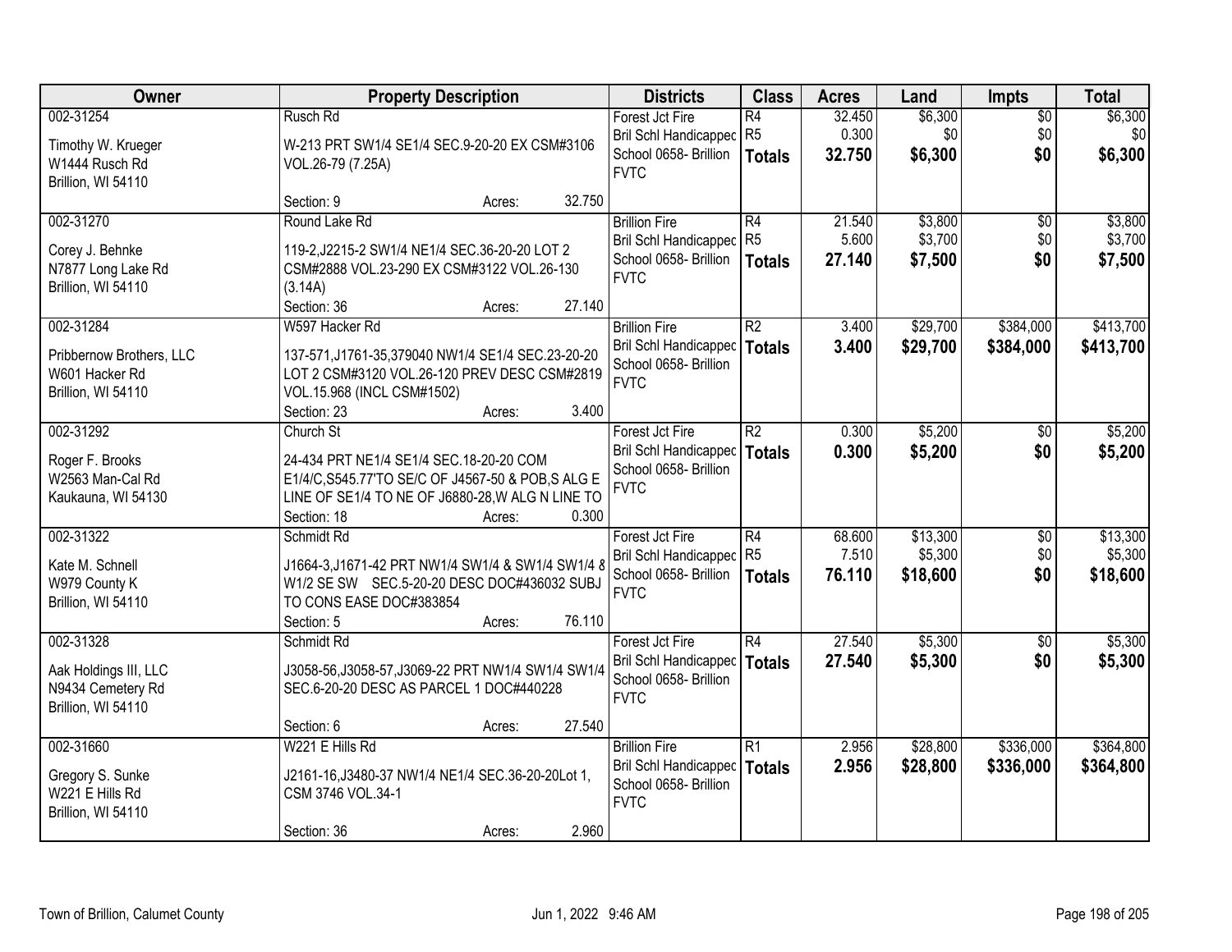| Owner | Property Description | Districts | Class | Acres | Land | Impts | Total |
|---|---|---|---|---|---|---|---|
| 002-31254<br><br>Timothy W. Krueger<br>W1444 Rusch Rd<br>Brillion, WI 54110 | Rusch Rd<br><br>W-213 PRT SW1/4 SE1/4 SEC.9-20-20 EX CSM#3106 VOL.26-79 (7.25A)<br><br>Section: 9 Acres: 32.750 | Forest Jct Fire<br>Bril Schl Handicapped<br>School 0658- Brillion<br>FVTC | R4<br>R5<br>**Totals** | 32.450<br>0.300<br>**32.750** | $6,300<br>$0<br>**$6,300** | $0<br>$0<br>**$0** | $6,300<br>$0<br>**$6,300** |
| 002-31270<br><br>Corey J. Behnke<br>N7877 Long Lake Rd<br>Brillion, WI 54110 | Round Lake Rd<br><br>119-2,J2215-2 SW1/4 NE1/4 SEC.36-20-20 LOT 2 CSM#2888 VOL.23-290 EX CSM#3122 VOL.26-130 (3.14A)<br>Section: 36 Acres: 27.140 | Brillion Fire<br>Bril Schl Handicapped<br>School 0658- Brillion<br>FVTC | R4<br>R5<br>**Totals** | 21.540<br>5.600<br>**27.140** | $3,800<br>$3,700<br>**$7,500** | $0<br>$0<br>**$0** | $3,800<br>$3,700<br>**$7,500** |
| 002-31284<br><br>Pribbernow Brothers, LLC<br>W601 Hacker Rd<br>Brillion, WI 54110 | W597 Hacker Rd<br><br>137-571,J1761-35,379040 NW1/4 SE1/4 SEC.23-20-20 LOT 2 CSM#3120 VOL.26-120 PREV DESC CSM#2819 VOL.15.968 (INCL CSM#1502)<br>Section: 23 Acres: 3.400 | Brillion Fire<br>Bril Schl Handicapped<br>School 0658- Brillion<br>FVTC | R2<br>**Totals** | 3.400<br>**3.400** | $29,700<br>**$29,700** | $384,000<br>**$384,000** | $413,700<br>**$413,700** |
| 002-31292<br><br>Roger F. Brooks<br>W2563 Man-Cal Rd<br>Kaukauna, WI 54130 | Church St<br><br>24-434 PRT NE1/4 SE1/4 SEC.18-20-20 COM E1/4/C,S545.77'TO SE/C OF J4567-50 & POB,S ALG E LINE OF SE1/4 TO NE OF J6880-28,W ALG N LINE TO<br>Section: 18 Acres: 0.300 | Forest Jct Fire<br>Bril Schl Handicapped<br>School 0658- Brillion<br>FVTC | R2<br>**Totals** | 0.300<br>**0.300** | $5,200<br>**$5,200** | $0<br>**$0** | $5,200<br>**$5,200** |
| 002-31322<br><br>Kate M. Schnell<br>W979 County K<br>Brillion, WI 54110 | Schmidt Rd<br><br>J1664-3,J1671-42 PRT NW1/4 SW1/4 & SW1/4 SW1/4 & W1/2 SE SW SEC.5-20-20 DESC DOC#436032 SUBJ TO CONS EASE DOC#383854<br>Section: 5 Acres: 76.110 | Forest Jct Fire<br>Bril Schl Handicapped<br>School 0658- Brillion<br>FVTC | R4<br>R5<br>**Totals** | 68.600<br>7.510<br>**76.110** | $13,300<br>$5,300<br>**$18,600** | $0<br>$0<br>**$0** | $13,300<br>$5,300<br>**$18,600** |
| 002-31328<br><br>Aak Holdings III, LLC<br>N9434 Cemetery Rd<br>Brillion, WI 54110 | Schmidt Rd<br><br>J3058-56,J3058-57,J3069-22 PRT NW1/4 SW1/4 SW1/4 SEC.6-20-20 DESC AS PARCEL 1 DOC#440228<br><br>Section: 6 Acres: 27.540 | Forest Jct Fire<br>Bril Schl Handicapped<br>School 0658- Brillion<br>FVTC | R4<br>**Totals** | 27.540<br>**27.540** | $5,300<br>**$5,300** | $0<br>**$0** | $5,300<br>**$5,300** |
| 002-31660<br><br>Gregory S. Sunke<br>W221 E Hills Rd<br>Brillion, WI 54110 | W221 E Hills Rd<br><br>J2161-16,J3480-37 NW1/4 NE1/4 SEC.36-20-20Lot 1, CSM 3746 VOL.34-1<br><br>Section: 36 Acres: 2.960 | Brillion Fire<br>Bril Schl Handicapped<br>School 0658- Brillion<br>FVTC | R1<br>**Totals** | 2.956<br>**2.956** | $28,800<br>**$28,800** | $336,000<br>**$336,000** | $364,800<br>**$364,800** |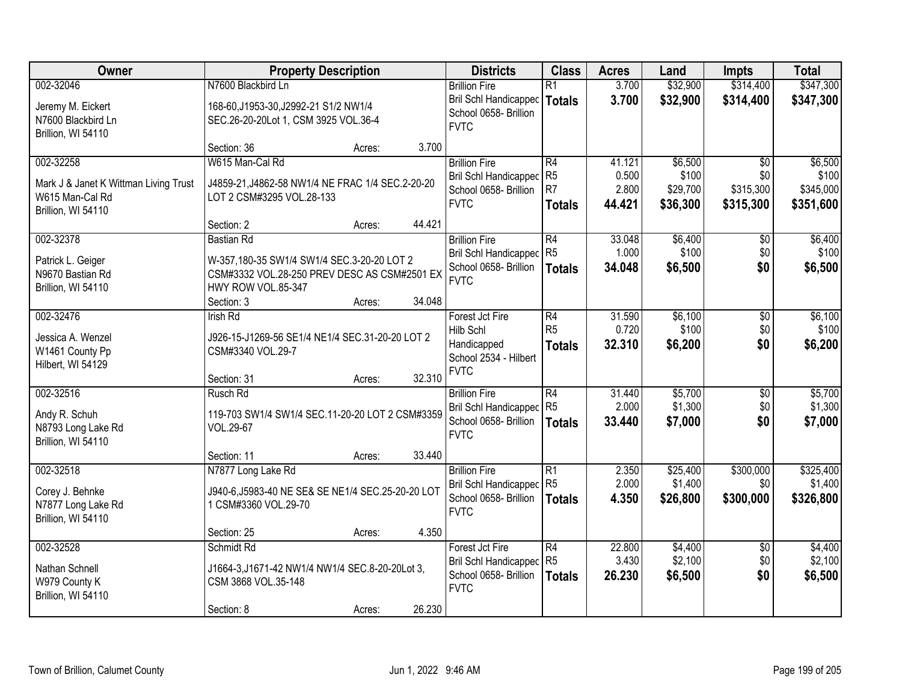| Owner | Property Description | Districts | Class | Acres | Land | Impts | Total |
|---|---|---|---|---|---|---|---|
| 002-32046<br><br>Jeremy M. Eickert<br>N7600 Blackbird Ln<br>Brillion, WI 54110 | N7600 Blackbird Ln<br><br>168-60,J1953-30,J2992-21 S1/2 NW1/4 SEC.26-20-20Lot 1, CSM 3925 VOL.36-4<br><br>Section: 36 Acres: 3.700 | Brillion Fire<br>Bril Schl Handicapped<br>School 0658- Brillion<br>FVTC | R1<br>**Totals** | 3.700<br>**3.700** | $32,900<br>**$32,900** | $314,400<br>**$314,400** | $347,300<br>**$347,300** |
| 002-32258<br><br>Mark J & Janet K Wittman Living Trust<br>W615 Man-Cal Rd<br>Brillion, WI 54110 | W615 Man-Cal Rd<br><br>J4859-21,J4862-58 NW1/4 NE FRAC 1/4 SEC.2-20-20 LOT 2 CSM#3295 VOL.28-133<br><br>Section: 2 Acres: 44.421 | Brillion Fire<br>Bril Schl Handicapped<br>School 0658- Brillion<br>FVTC | R4<br>R5<br>R7<br>**Totals** | 41.121<br>0.500<br>2.800<br>**44.421** | $6,500<br>$100<br>$29,700<br>**$36,300** | $0<br>$0<br>$315,300<br>**$315,300** | $6,500<br>$100<br>$345,000<br>**$351,600** |
| 002-32378<br><br>Patrick L. Geiger<br>N9670 Bastian Rd<br>Brillion, WI 54110 | Bastian Rd<br><br>W-357,180-35 SW1/4 SW1/4 SEC.3-20-20 LOT 2 CSM#3332 VOL.28-250 PREV DESC AS CSM#2501 EX HWY ROW VOL.85-347<br><br>Section: 3 Acres: 34.048 | Brillion Fire<br>Bril Schl Handicapped<br>School 0658- Brillion<br>FVTC | R4<br>R5<br>**Totals** | 33.048<br>1.000<br>**34.048** | $6,400<br>$100<br>**$6,500** | $0<br>$0<br>**$0** | $6,400<br>$100<br>**$6,500** |
| 002-32476<br><br>Jessica A. Wenzel<br>W1461 County Pp<br>Hilbert, WI 54129 | Irish Rd<br><br>J926-15-J1269-56 SE1/4 NE1/4 SEC.31-20-20 LOT 2 CSM#3340 VOL.29-7<br><br>Section: 31 Acres: 32.310 | Forest Jct Fire<br>Hilb Schl Handicapped<br>School 2534 - Hilbert<br>FVTC | R4<br>R5<br>**Totals** | 31.590<br>0.720<br>**32.310** | $6,100<br>$100<br>**$6,200** | $0<br>$0<br>**$0** | $6,100<br>$100<br>**$6,200** |
| 002-32516<br><br>Andy R. Schuh<br>N8793 Long Lake Rd<br>Brillion, WI 54110 | Rusch Rd<br><br>119-703 SW1/4 SW1/4 SEC.11-20-20 LOT 2 CSM#3359 VOL.29-67<br><br>Section: 11 Acres: 33.440 | Brillion Fire<br>Bril Schl Handicapped<br>School 0658- Brillion<br>FVTC | R4<br>R5<br>**Totals** | 31.440<br>2.000<br>**33.440** | $5,700<br>$1,300<br>**$7,000** | $0<br>$0<br>**$0** | $5,700<br>$1,300<br>**$7,000** |
| 002-32518<br><br>Corey J. Behnke<br>N7877 Long Lake Rd<br>Brillion, WI 54110 | N7877 Long Lake Rd<br><br>J940-6,J5983-40 NE SE& SE NE1/4 SEC.25-20-20 LOT 1 CSM#3360 VOL.29-70<br><br>Section: 25 Acres: 4.350 | Brillion Fire<br>Bril Schl Handicapped<br>School 0658- Brillion<br>FVTC | R1<br>R5<br>**Totals** | 2.350<br>2.000<br>**4.350** | $25,400<br>$1,400<br>**$26,800** | $300,000<br>$0<br>**$300,000** | $325,400<br>$1,400<br>**$326,800** |
| 002-32528<br><br>Nathan Schnell<br>W979 County K<br>Brillion, WI 54110 | Schmidt Rd<br><br>J1664-3,J1671-42 NW1/4 NW1/4 SEC.8-20-20Lot 3, CSM 3868 VOL.35-148<br><br>Section: 8 Acres: 26.230 | Forest Jct Fire<br>Bril Schl Handicapped<br>School 0658- Brillion<br>FVTC | R4<br>R5<br>**Totals** | 22.800<br>3.430<br>**26.230** | $4,400<br>$2,100<br>**$6,500** | $0<br>$0<br>**$0** | $4,400<br>$2,100<br>**$6,500** |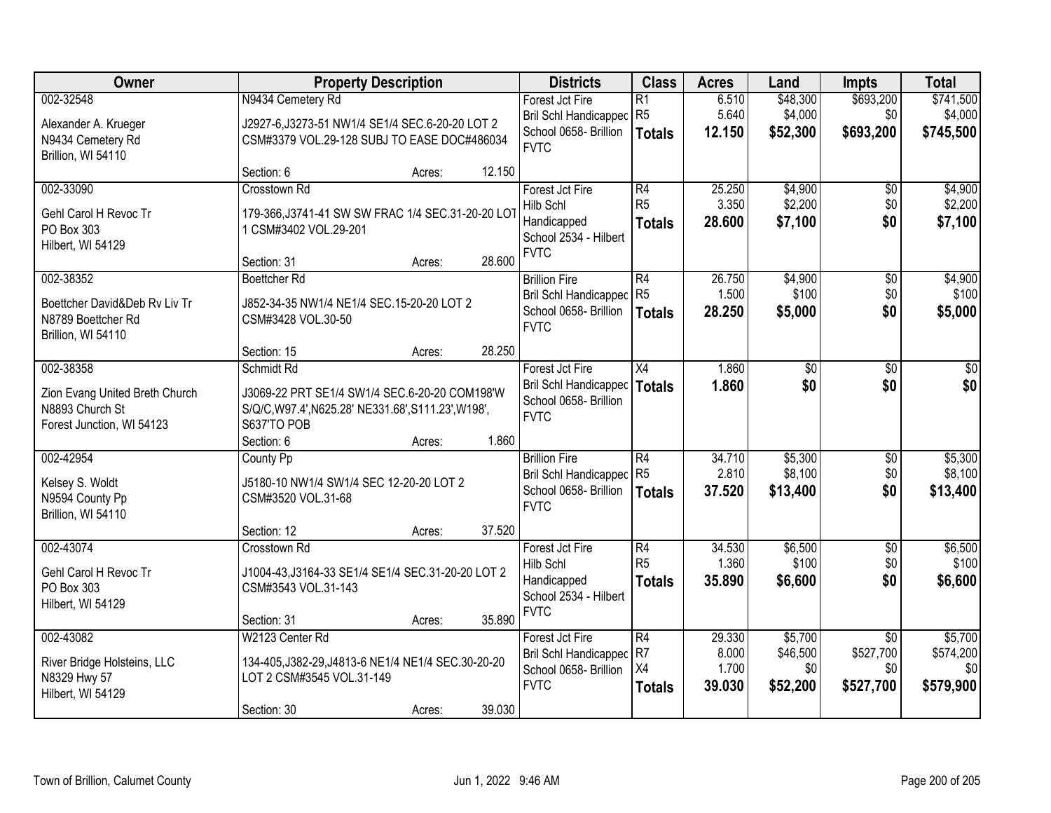| Owner | Property Description | Districts | Class | Acres | Land | Impts | Total |
|---|---|---|---|---|---|---|---|
| 002-32548<br>Alexander A. Krueger<br>N9434 Cemetery Rd<br>Brillion, WI 54110 | N9434 Cemetery Rd<br>J2927-6,J3273-51 NW1/4 SE1/4 SEC.6-20-20 LOT 2 CSM#3379 VOL.29-128 SUBJ TO EASE DOC#486034<br>Section: 6 Acres: 12.150 | Forest Jct Fire<br>Bril Schl Handicapped<br>School 0658- Brillion<br>FVTC | R1<br>R5<br>**Totals** | 6.510<br>5.640<br>**12.150** | $48,300<br>$4,000<br>**$52,300** | $693,200<br>$0<br>**$693,200** | $741,500<br>$4,000<br>**$745,500** |
| 002-33090<br>Gehl Carol H Revoc Tr<br>PO Box 303<br>Hilbert, WI 54129 | Crosstown Rd<br>179-366,J3741-41 SW SW FRAC 1/4 SEC.31-20-20 LOT 1 CSM#3402 VOL.29-201<br>Section: 31 Acres: 28.600 | Forest Jct Fire<br>Hilb Schl Handicapped<br>School 2534 - Hilbert<br>FVTC | R4<br>R5<br>**Totals** | 25.250<br>3.350<br>**28.600** | $4,900<br>$2,200<br>**$7,100** | $0<br>$0<br>**$0** | $4,900<br>$2,200<br>**$7,100** |
| 002-38352<br>Boettcher David&Deb Rv Liv Tr<br>N8789 Boettcher Rd<br>Brillion, WI 54110 | Boettcher Rd<br>J852-34-35 NW1/4 NE1/4 SEC.15-20-20 LOT 2 CSM#3428 VOL.30-50<br>Section: 15 Acres: 28.250 | Brillion Fire<br>Bril Schl Handicapped<br>School 0658- Brillion<br>FVTC | R4<br>R5<br>**Totals** | 26.750<br>1.500<br>**28.250** | $4,900<br>$100<br>**$5,000** | $0<br>$0<br>**$0** | $4,900<br>$100<br>**$5,000** |
| 002-38358<br>Zion Evang United Breth Church<br>N8893 Church St<br>Forest Junction, WI 54123 | Schmidt Rd<br>J3069-22 PRT SE1/4 SW1/4 SEC.6-20-20 COM198'W S/Q/C,W97.4',N625.28' NE331.68',S111.23',W198', S637'TO POB<br>Section: 6 Acres: 1.860 | Forest Jct Fire<br>Bril Schl Handicapped<br>School 0658- Brillion<br>FVTC | X4<br>**Totals** | 1.860<br>**1.860** | $0<br>**$0** | $0<br>**$0** | $0<br>**$0** |
| 002-42954<br>Kelsey S. Woldt<br>N9594 County Pp<br>Brillion, WI 54110 | County Pp<br>J5180-10 NW1/4 SW1/4 SEC 12-20-20 LOT 2 CSM#3520 VOL.31-68<br>Section: 12 Acres: 37.520 | Brillion Fire<br>Bril Schl Handicapped<br>School 0658- Brillion<br>FVTC | R4<br>R5<br>**Totals** | 34.710<br>2.810<br>**37.520** | $5,300<br>$8,100<br>**$13,400** | $0<br>$0<br>**$0** | $5,300<br>$8,100<br>**$13,400** |
| 002-43074<br>Gehl Carol H Revoc Tr<br>PO Box 303<br>Hilbert, WI 54129 | Crosstown Rd<br>J1004-43,J3164-33 SE1/4 SE1/4 SEC.31-20-20 LOT 2 CSM#3543 VOL.31-143<br>Section: 31 Acres: 35.890 | Forest Jct Fire<br>Hilb Schl Handicapped<br>School 2534 - Hilbert<br>FVTC | R4<br>R5<br>**Totals** | 34.530<br>1.360<br>**35.890** | $6,500<br>$100<br>**$6,600** | $0<br>$0<br>**$0** | $6,500<br>$100<br>**$6,600** |
| 002-43082<br>River Bridge Holsteins, LLC<br>N8329 Hwy 57<br>Hilbert, WI 54129 | W2123 Center Rd<br>134-405,J382-29,J4813-6 NE1/4 NE1/4 SEC.30-20-20 LOT 2 CSM#3545 VOL.31-149<br>Section: 30 Acres: 39.030 | Forest Jct Fire<br>Bril Schl Handicapped<br>School 0658- Brillion<br>FVTC | R4<br>R7<br>X4<br>**Totals** | 29.330<br>8.000<br>1.700<br>**39.030** | $5,700<br>$46,500<br>$0<br>**$52,200** | $0<br>$527,700<br>$0<br>**$527,700** | $5,700<br>$574,200<br>$0<br>**$579,900** |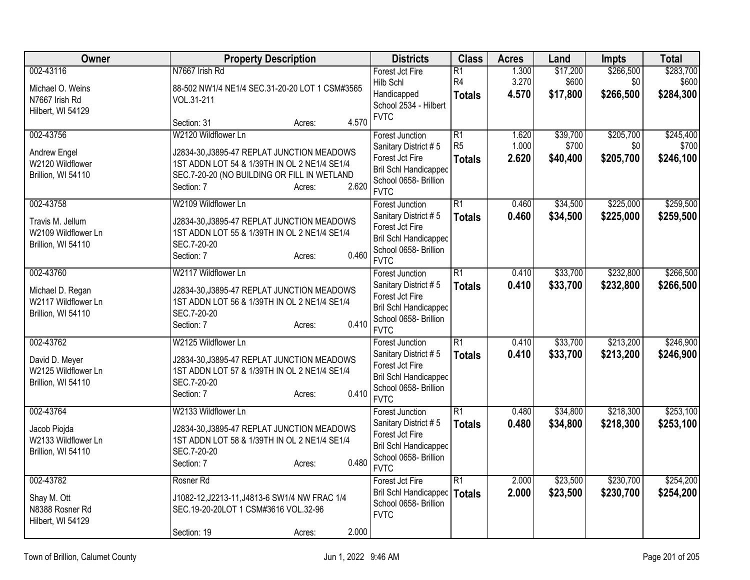| Owner | Property Description | Districts | Class | Acres | Land | Impts | Total |
|---|---|---|---|---|---|---|---|
| 002-43116<br>Michael O. Weins<br>N7667 Irish Rd<br>Hilbert, WI 54129 | N7667 Irish Rd<br>88-502 NW1/4 NE1/4 SEC.31-20-20 LOT 1 CSM#3565 VOL.31-211<br>Section: 31 Acres: 4.570 | Forest Jct Fire<br>Hilb Schl Handicapped<br>School 2534 - Hilbert<br>FVTC | R1<br>R4<br>**Totals** | 1.300<br>3.270<br>**4.570** | $17,200<br>$600<br>**$17,800** | $266,500<br>$0<br>**$266,500** | $283,700<br>$600<br>**$284,300** |
| 002-43756<br>Andrew Engel<br>W2120 Wildflower<br>Brillion, WI 54110 | W2120 Wildflower Ln<br>J2834-30,J3895-47 REPLAT JUNCTION MEADOWS 1ST ADDN LOT 54 & 1/39TH IN OL 2 NE1/4 SE1/4 SEC.7-20-20 (NO BUILDING OR FILL IN WETLAND<br>Section: 7 Acres: 2.620 | Forest Junction Sanitary District # 5<br>Forest Jct Fire<br>Bril Schl Handicapped<br>School 0658- Brillion<br>FVTC | R1<br>R5<br>**Totals** | 1.620<br>1.000<br>**2.620** | $39,700<br>$700<br>**$40,400** | $205,700<br>$0<br>**$205,700** | $245,400<br>$700<br>**$246,100** |
| 002-43758<br>Travis M. Jellum<br>W2109 Wildflower Ln<br>Brillion, WI 54110 | W2109 Wildflower Ln<br>J2834-30,J3895-47 REPLAT JUNCTION MEADOWS 1ST ADDN LOT 55 & 1/39TH IN OL 2 NE1/4 SE1/4 SEC.7-20-20<br>Section: 7 Acres: 0.460 | Forest Junction Sanitary District # 5<br>Forest Jct Fire<br>Bril Schl Handicapped<br>School 0658- Brillion<br>FVTC | R1<br>**Totals** | 0.460<br>**0.460** | $34,500<br>**$34,500** | $225,000<br>**$225,000** | $259,500<br>**$259,500** |
| 002-43760<br>Michael D. Regan<br>W2117 Wildflower Ln<br>Brillion, WI 54110 | W2117 Wildflower Ln<br>J2834-30,J3895-47 REPLAT JUNCTION MEADOWS 1ST ADDN LOT 56 & 1/39TH IN OL 2 NE1/4 SE1/4 SEC.7-20-20<br>Section: 7 Acres: 0.410 | Forest Junction Sanitary District # 5<br>Forest Jct Fire<br>Bril Schl Handicapped<br>School 0658- Brillion<br>FVTC | R1<br>**Totals** | 0.410<br>**0.410** | $33,700<br>**$33,700** | $232,800<br>**$232,800** | $266,500<br>**$266,500** |
| 002-43762<br>David D. Meyer<br>W2125 Wildflower Ln<br>Brillion, WI 54110 | W2125 Wildflower Ln<br>J2834-30,J3895-47 REPLAT JUNCTION MEADOWS 1ST ADDN LOT 57 & 1/39TH IN OL 2 NE1/4 SE1/4 SEC.7-20-20<br>Section: 7 Acres: 0.410 | Forest Junction Sanitary District # 5<br>Forest Jct Fire<br>Bril Schl Handicapped<br>School 0658- Brillion<br>FVTC | R1<br>**Totals** | 0.410<br>**0.410** | $33,700<br>**$33,700** | $213,200<br>**$213,200** | $246,900<br>**$246,900** |
| 002-43764<br>Jacob Piojda<br>W2133 Wildflower Ln<br>Brillion, WI 54110 | W2133 Wildflower Ln<br>J2834-30,J3895-47 REPLAT JUNCTION MEADOWS 1ST ADDN LOT 58 & 1/39TH IN OL 2 NE1/4 SE1/4 SEC.7-20-20<br>Section: 7 Acres: 0.480 | Forest Junction Sanitary District # 5<br>Forest Jct Fire<br>Bril Schl Handicapped<br>School 0658- Brillion<br>FVTC | R1<br>**Totals** | 0.480<br>**0.480** | $34,800<br>**$34,800** | $218,300<br>**$218,300** | $253,100<br>**$253,100** |
| 002-43782<br>Shay M. Ott<br>N8388 Rosner Rd<br>Hilbert, WI 54129 | Rosner Rd<br>J1082-12,J2213-11,J4813-6 SW1/4 NW FRAC 1/4 SEC.19-20-20LOT 1 CSM#3616 VOL.32-96<br>Section: 19 Acres: 2.000 | Forest Jct Fire<br>Bril Schl Handicapped<br>School 0658- Brillion<br>FVTC | R1<br>**Totals** | 2.000<br>**2.000** | $23,500<br>**$23,500** | $230,700<br>**$230,700** | $254,200<br>**$254,200** |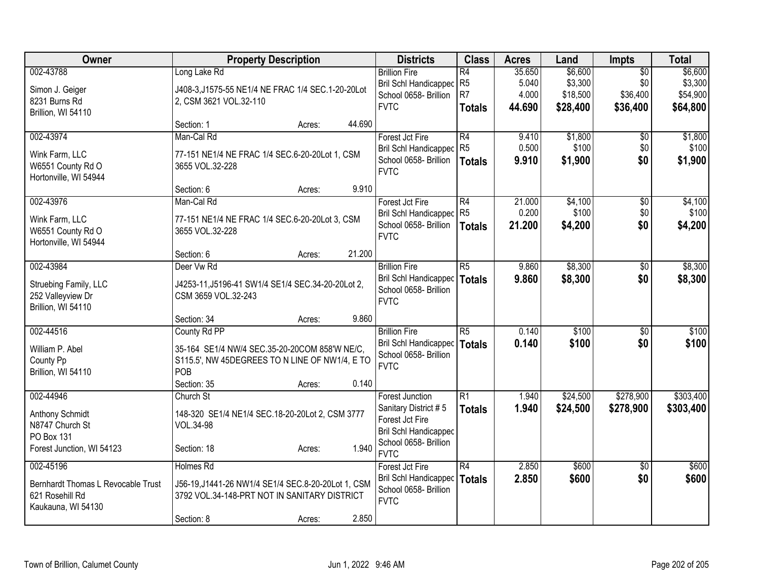| Owner | Property Description | Districts | Class | Acres | Land | Impts | Total |
|---|---|---|---|---|---|---|---|
| 002-43788<br>Simon J. Geiger<br>8231 Burns Rd<br>Brillion, WI 54110 | Long Lake Rd<br>J408-3,J1575-55 NE1/4 NE FRAC 1/4 SEC.1-20-20Lot 2, CSM 3621 VOL.32-110<br>Section: 1 Acres: 44.690 | Brillion Fire<br>Bril Schl Handicapped<br>School 0658- Brillion<br>FVTC | R4<br>R5<br>R7<br>**Totals** | 35.650<br>5.040<br>4.000<br>**44.690** | $6,600<br>$3,300<br>$18,500<br>**$28,400** | $0<br>$0<br>$36,400<br>**$36,400** | $6,600<br>$3,300<br>$54,900<br>**$64,800** |
| 002-43974<br>Wink Farm, LLC<br>W6551 County Rd O<br>Hortonville, WI 54944 | Man-Cal Rd<br>77-151 NE1/4 NE FRAC 1/4 SEC.6-20-20Lot 1, CSM 3655 VOL.32-228<br>Section: 6 Acres: 9.910 | Forest Jct Fire<br>Bril Schl Handicapped<br>School 0658- Brillion<br>FVTC | R4<br>R5<br>**Totals** | 9.410<br>0.500<br>**9.910** | $1,800<br>$100<br>**$1,900** | $0<br>$0<br>**$0** | $1,800<br>$100<br>**$1,900** |
| 002-43976<br>Wink Farm, LLC<br>W6551 County Rd O<br>Hortonville, WI 54944 | Man-Cal Rd<br>77-151 NE1/4 NE FRAC 1/4 SEC.6-20-20Lot 3, CSM 3655 VOL.32-228<br>Section: 6 Acres: 21.200 | Forest Jct Fire<br>Bril Schl Handicapped<br>School 0658- Brillion<br>FVTC | R4<br>R5<br>**Totals** | 21.000<br>0.200<br>**21.200** | $4,100<br>$100<br>**$4,200** | $0<br>$0<br>**$0** | $4,100<br>$100<br>**$4,200** |
| 002-43984<br>Struebing Family, LLC<br>252 Valleyview Dr<br>Brillion, WI 54110 | Deer Vw Rd<br>J4253-11,J5196-41 SW1/4 SE1/4 SEC.34-20-20Lot 2, CSM 3659 VOL.32-243<br>Section: 34 Acres: 9.860 | Brillion Fire<br>Bril Schl Handicapped<br>School 0658- Brillion<br>FVTC | R5<br>**Totals** | 9.860<br>**9.860** | $8,300<br>**$8,300** | $0<br>**$0** | $8,300<br>**$8,300** |
| 002-44516<br>William P. Abel<br>County Pp<br>Brillion, WI 54110 | County Rd PP<br>35-164 SE1/4 NW/4 SEC.35-20-20COM 858'W NE/C, S115.5', NW 45DEGREES TO N LINE OF NW1/4, E TO POB<br>Section: 35 Acres: 0.140 | Brillion Fire<br>Bril Schl Handicapped<br>School 0658- Brillion<br>FVTC | R5<br>**Totals** | 0.140<br>**0.140** | $100<br>**$100** | $0<br>**$0** | $100<br>**$100** |
| 002-44946<br>Anthony Schmidt<br>N8747 Church St<br>PO Box 131<br>Forest Junction, WI 54123 | Church St<br>148-320 SE1/4 NE1/4 SEC.18-20-20Lot 2, CSM 3777 VOL.34-98<br>Section: 18 Acres: 1.940 | Forest Junction Sanitary District # 5<br>Forest Jct Fire<br>Bril Schl Handicapped<br>School 0658- Brillion<br>FVTC | R1<br>**Totals** | 1.940<br>**1.940** | $24,500<br>**$24,500** | $278,900<br>**$278,900** | $303,400<br>**$303,400** |
| 002-45196<br>Bernhardt Thomas L Revocable Trust<br>621 Rosehill Rd<br>Kaukauna, WI 54130 | Holmes Rd<br>J56-19,J1441-26 NW1/4 SE1/4 SEC.8-20-20Lot 1, CSM 3792 VOL.34-148-PRT NOT IN SANITARY DISTRICT<br>Section: 8 Acres: 2.850 | Forest Jct Fire<br>Bril Schl Handicapped<br>School 0658- Brillion<br>FVTC | R4<br>**Totals** | 2.850<br>**2.850** | $600<br>**$600** | $0<br>**$0** | $600<br>**$600** |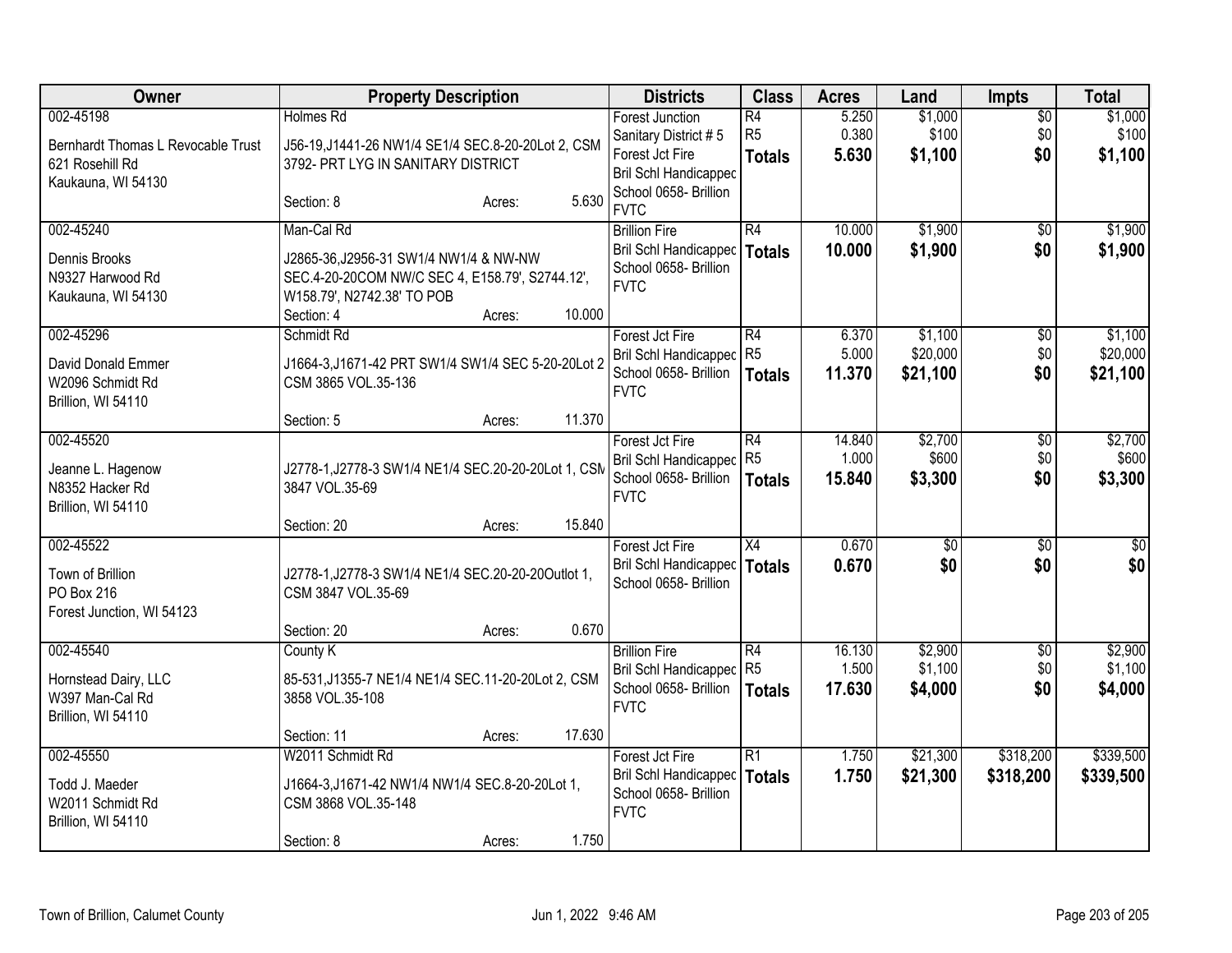| Owner | Property Description | Districts | Class | Acres | Land | Impts | Total |
|---|---|---|---|---|---|---|---|
| 002-45198<br>Bernhardt Thomas L Revocable Trust<br>621 Rosehill Rd<br>Kaukauna, WI 54130 | Holmes Rd<br>J56-19,J1441-26 NW1/4 SE1/4 SEC.8-20-20Lot 2, CSM 3792- PRT LYG IN SANITARY DISTRICT<br>Section: 8 Acres: 5.630 | Forest Junction Sanitary District # 5<br>Forest Jct Fire<br>Bril Schl Handicapped<br>School 0658- Brillion<br>FVTC | R4<br>R5<br>**Totals** | 5.250<br>0.380<br>**5.630** | $1,000<br>$100<br>**$1,100** | $0<br>$0<br>**$0** | $1,000<br>$100<br>**$1,100** |
| 002-45240<br>Dennis Brooks<br>N9327 Harwood Rd<br>Kaukauna, WI 54130 | Man-Cal Rd<br>J2865-36,J2956-31 SW1/4 NW1/4 & NW-NW SEC.4-20-20COM NW/C SEC 4, E158.79', S2744.12', W158.79', N2742.38' TO POB<br>Section: 4 Acres: 10.000 | Brillion Fire<br>Bril Schl Handicapped<br>School 0658- Brillion<br>FVTC | R4<br>**Totals** | 10.000<br>**10.000** | $1,900<br>**$1,900** | $0<br>**$0** | $1,900<br>**$1,900** |
| 002-45296<br>David Donald Emmer<br>W2096 Schmidt Rd<br>Brillion, WI 54110 | Schmidt Rd<br>J1664-3,J1671-42 PRT SW1/4 SW1/4 SEC 5-20-20Lot 2 CSM 3865 VOL.35-136<br>Section: 5 Acres: 11.370 | Forest Jct Fire<br>Bril Schl Handicapped<br>School 0658- Brillion<br>FVTC | R4<br>R5<br>**Totals** | 6.370<br>5.000<br>**11.370** | $1,100<br>$20,000<br>**$21,100** | $0<br>$0<br>**$0** | $1,100<br>$20,000<br>**$21,100** |
| 002-45520<br>Jeanne L. Hagenow<br>N8352 Hacker Rd<br>Brillion, WI 54110 | J2778-1,J2778-3 SW1/4 NE1/4 SEC.20-20-20Lot 1, CSM 3847 VOL.35-69<br>Section: 20 Acres: 15.840 | Forest Jct Fire<br>Bril Schl Handicapped<br>School 0658- Brillion<br>FVTC | R4<br>R5<br>**Totals** | 14.840<br>1.000<br>**15.840** | $2,700<br>$600<br>**$3,300** | $0<br>$0<br>**$0** | $2,700<br>$600<br>**$3,300** |
| 002-45522<br>Town of Brillion<br>PO Box 216<br>Forest Junction, WI 54123 | J2778-1,J2778-3 SW1/4 NE1/4 SEC.20-20-20Outlot 1, CSM 3847 VOL.35-69<br>Section: 20 Acres: 0.670 | Forest Jct Fire<br>Bril Schl Handicapped<br>School 0658- Brillion | X4<br>**Totals** | 0.670<br>**0.670** | $0<br>**$0** | $0<br>**$0** | $0<br>**$0** |
| 002-45540<br>Hornstead Dairy, LLC<br>W397 Man-Cal Rd<br>Brillion, WI 54110 | County K<br>85-531,J1355-7 NE1/4 NE1/4 SEC.11-20-20Lot 2, CSM 3858 VOL.35-108<br>Section: 11 Acres: 17.630 | Brillion Fire<br>Bril Schl Handicapped<br>School 0658- Brillion<br>FVTC | R4<br>R5<br>**Totals** | 16.130<br>1.500<br>**17.630** | $2,900<br>$1,100<br>**$4,000** | $0<br>$0<br>**$0** | $2,900<br>$1,100<br>**$4,000** |
| 002-45550<br>Todd J. Maeder<br>W2011 Schmidt Rd<br>Brillion, WI 54110 | W2011 Schmidt Rd<br>J1664-3,J1671-42 NW1/4 NW1/4 SEC.8-20-20Lot 1, CSM 3868 VOL.35-148<br>Section: 8 Acres: 1.750 | Forest Jct Fire<br>Bril Schl Handicapped<br>School 0658- Brillion<br>FVTC | R1<br>**Totals** | 1.750<br>**1.750** | $21,300<br>**$21,300** | $318,200<br>**$318,200** | $339,500<br>**$339,500** |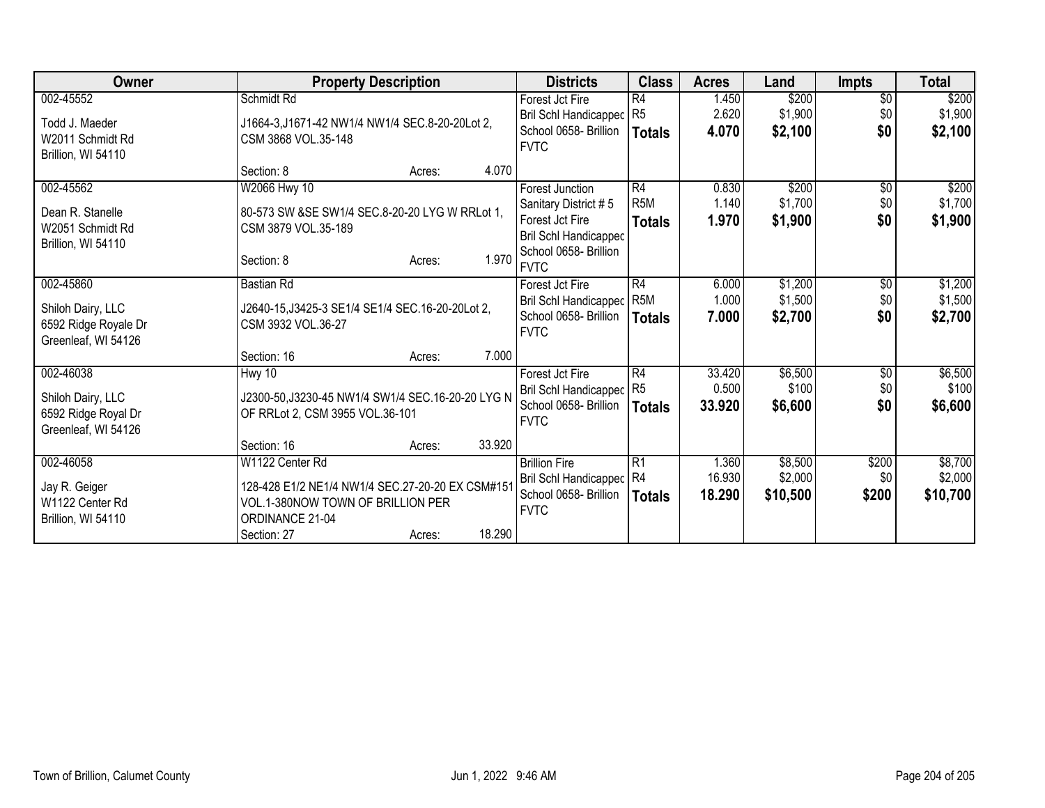| Owner | Property Description | Districts | Class | Acres | Land | Impts | Total |
|---|---|---|---|---|---|---|---|
| 002-45552<br><br>Todd J. Maeder<br>W2011 Schmidt Rd<br>Brillion, WI 54110 | Schmidt Rd<br><br>J1664-3,J1671-42 NW1/4 NW1/4 SEC.8-20-20Lot 2, CSM 3868 VOL.35-148<br><br>Section: 8 Acres: 4.070 | Forest Jct Fire<br>Bril Schl Handicappec<br>School 0658- Brillion<br>FVTC | R4<br>R5<br>**Totals** | 1.450<br>2.620<br>**4.070** | \$200<br>\$1,900<br>**\$2,100** | \$0<br>\$0<br>**\$0** | \$200<br>\$1,900<br>**\$2,100** |
| 002-45562<br><br>Dean R. Stanelle<br>W2051 Schmidt Rd<br>Brillion, WI 54110 | W2066 Hwy 10<br><br>80-573 SW &SE SW1/4 SEC.8-20-20 LYG W RRLot 1, CSM 3879 VOL.35-189<br><br>Section: 8 Acres: 1.970 | Forest Junction<br>Sanitary District # 5<br>Forest Jct Fire<br>Bril Schl Handicappec<br>School 0658- Brillion<br>FVTC | R4<br>R5M<br>**Totals** | 0.830<br>1.140<br>**1.970** | \$200<br>\$1,700<br>**\$1,900** | \$0<br>\$0<br>**\$0** | \$200<br>\$1,700<br>**\$1,900** |
| 002-45860<br><br>Shiloh Dairy, LLC<br>6592 Ridge Royale Dr<br>Greenleaf, WI 54126 | Bastian Rd<br><br>J2640-15,J3425-3 SE1/4 SE1/4 SEC.16-20-20Lot 2, CSM 3932 VOL.36-27<br><br>Section: 16 Acres: 7.000 | Forest Jct Fire<br>Bril Schl Handicappec<br>School 0658- Brillion<br>FVTC | R4<br>R5M<br>**Totals** | 6.000<br>1.000<br>**7.000** | \$1,200<br>\$1,500<br>**\$2,700** | \$0<br>\$0<br>**\$0** | \$1,200<br>\$1,500<br>**\$2,700** |
| 002-46038<br><br>Shiloh Dairy, LLC<br>6592 Ridge Royal Dr<br>Greenleaf, WI 54126 | Hwy 10<br><br>J2300-50,J3230-45 NW1/4 SW1/4 SEC.16-20-20 LYG N OF RRLot 2, CSM 3955 VOL.36-101<br><br>Section: 16 Acres: 33.920 | Forest Jct Fire<br>Bril Schl Handicappec<br>School 0658- Brillion<br>FVTC | R4<br>R5<br>**Totals** | 33.420<br>0.500<br>**33.920** | \$6,500<br>\$100<br>**\$6,600** | \$0<br>\$0<br>**\$0** | \$6,500<br>\$100<br>**\$6,600** |
| 002-46058<br><br>Jay R. Geiger<br>W1122 Center Rd<br>Brillion, WI 54110 | W1122 Center Rd<br><br>128-428 E1/2 NE1/4 NW1/4 SEC.27-20-20 EX CSM#151 VOL.1-380NOW TOWN OF BRILLION PER ORDINANCE 21-04<br>Section: 27 Acres: 18.290 | Brillion Fire<br>Bril Schl Handicappec<br>School 0658- Brillion<br>FVTC | R1<br>R4<br>**Totals** | 1.360<br>16.930<br>**18.290** | \$8,500<br>\$2,000<br>**\$10,500** | \$200<br>\$0<br>**\$200** | \$8,700<br>\$2,000<br>**\$10,700** |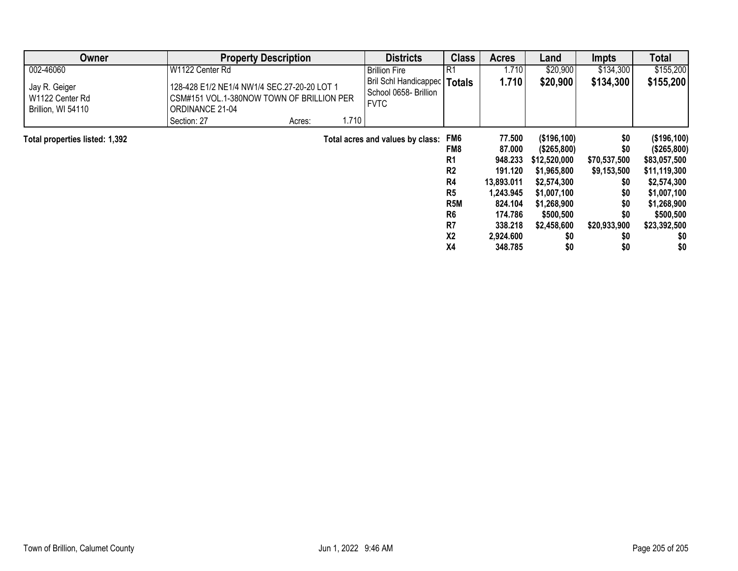| Owner | Property Description | | | Districts | Class | Acres | Land | Impts | Total |
|---|---|---|---|---|---|---|---|---|---|
| 002-46060 | W1122 Center Rd | | | Brillion Fire | R1 | 1.710 | $20,900 | $134,300 | $155,200 |
| Jay R. Geiger<br>W1122 Center Rd<br>Brillion, WI 54110 | 128-428 E1/2 NE1/4 NW1/4 SEC.27-20-20 LOT 1 CSM#151 VOL.1-380NOW TOWN OF BRILLION PER ORDINANCE 21-04 | | | Bril Schl Handicappec<br>School 0658- Brillion<br>FVTC | **Totals** | **1.710** | **$20,900** | **$134,300** | **$155,200** |
| | Section: 27 | Acres: | 1.710 | | | | | | |

**Total properties listed: 1,392**

**Total acres and values by class:**

| Class | Acres | Land | Impts | Total |
|---|---|---|---|---|
| FM6 | 77.500 | ($196,100) | $0 | ($196,100) |
| FM8 | 87.000 | ($265,800) | $0 | ($265,800) |
| R1 | 948.233 | $12,520,000 | $70,537,500 | $83,057,500 |
| R2 | 191.120 | $1,965,800 | $9,153,500 | $11,119,300 |
| R4 | 13,893.011 | $2,574,300 | $0 | $2,574,300 |
| R5 | 1,243.945 | $1,007,100 | $0 | $1,007,100 |
| R5M | 824.104 | $1,268,900 | $0 | $1,268,900 |
| R6 | 174.786 | $500,500 | $0 | $500,500 |
| R7 | 338.218 | $2,458,600 | $20,933,900 | $23,392,500 |
| X2 | 2,924.600 | $0 | $0 | $0 |
| X4 | 348.785 | $0 | $0 | $0 |